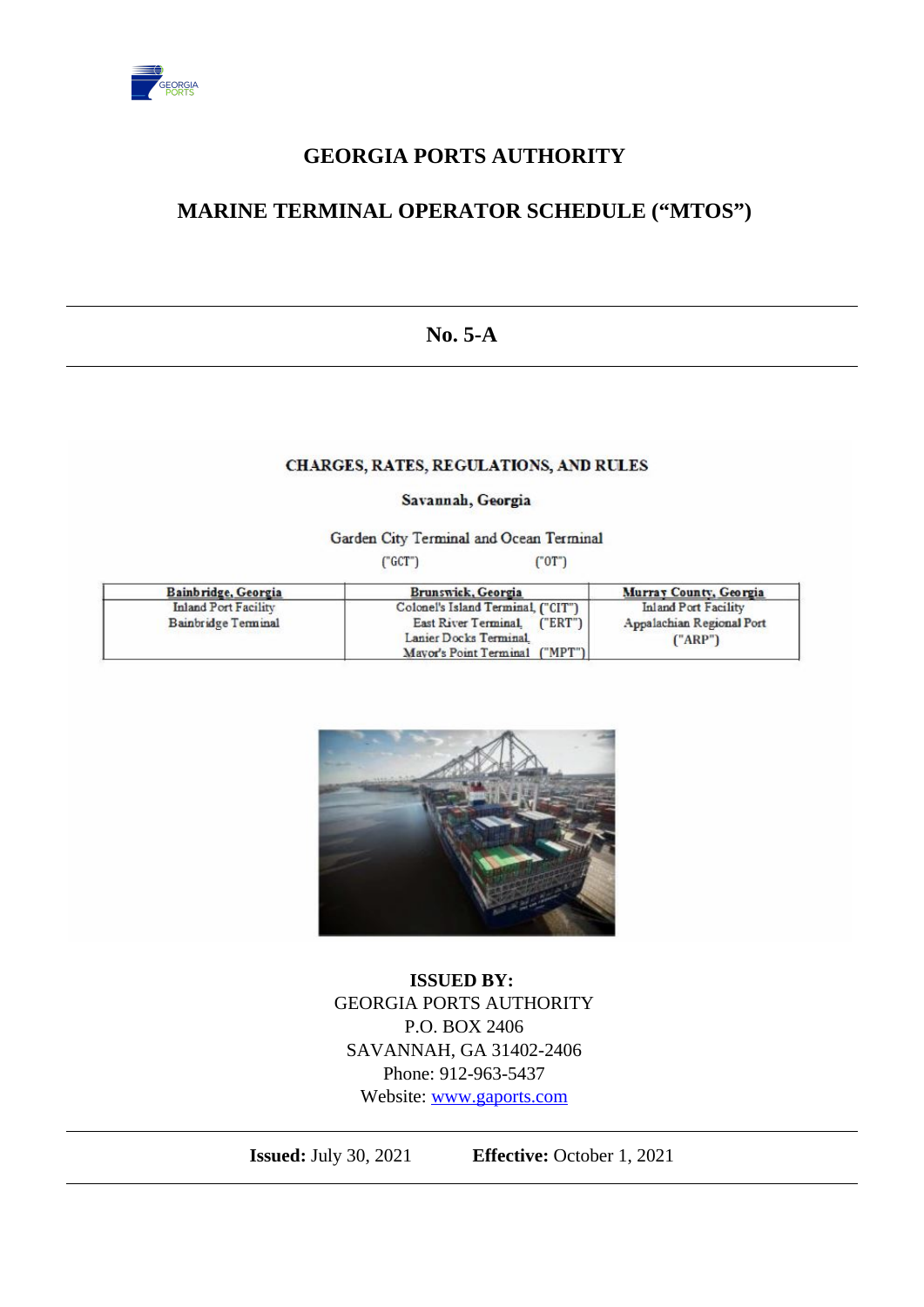# GEORGIA PORTS AUTHORITY

## MARINE TERMINAL OPERATOR SCHEDULE ("MTOS")

---

### No. 5-A

---

**CHARGES, RATES, REGULATIONS, AND RULES**

**Savannah, Georgia**

Garden City Terminal and Ocean Terminal
("GCT") ("OT")

| Bainbridge, Georgia | Brunswick, Georgia | Murray County, Georgia |
|---|---|---|
| Inland Port Facility<br>Bainbridge Terminal | Colonel's Island Terminal, ("CIT")<br>East River Terminal, ("ERT")<br>Lanier Docks Terminal,<br>Mayor's Point Terminal ("MPT") | Inland Port Facility<br>Appalachian Regional Port<br>("ARP") |

**ISSUED BY:**
GEORGIA PORTS AUTHORITY
P.O. BOX 2406
SAVANNAH, GA 31402-2406
Phone: 912-963-5437
Website: [www.gaports.com](http://www.gaports.com)

---

**Issued:** July 30, 2021 **Effective:** October 1, 2021

---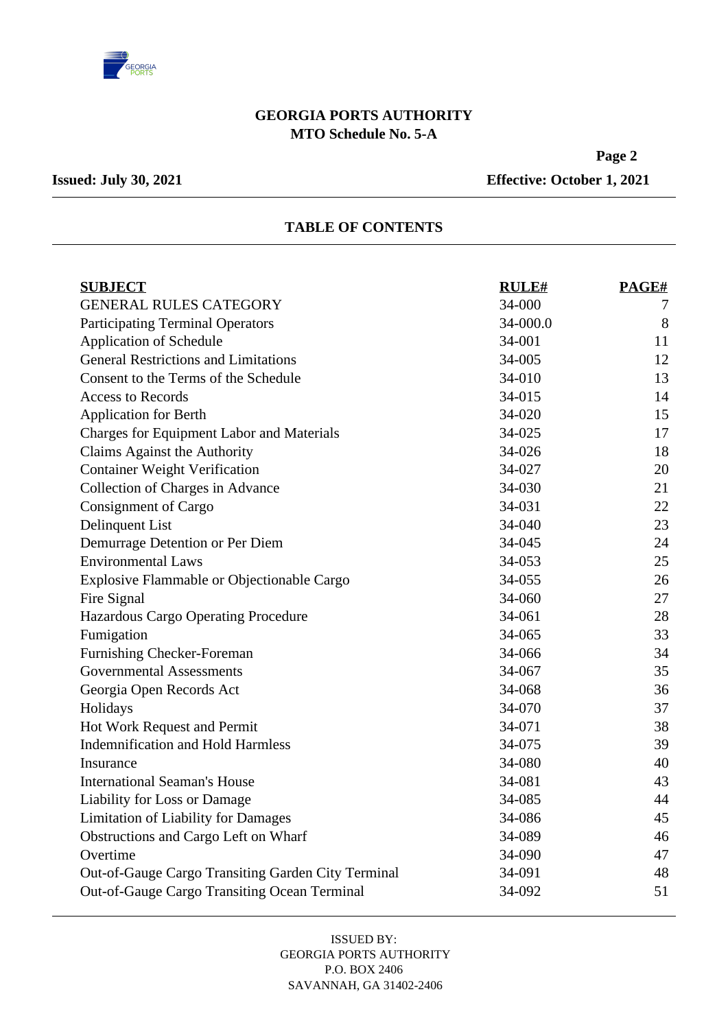**GEORGIA PORTS AUTHORITY**
**MTO Schedule No. 5-A**

**Issued: July 30, 2021** **Effective: October 1, 2021**

## TABLE OF CONTENTS

| SUBJECT | RULE# | PAGE# |
|---|---|---|
| GENERAL RULES CATEGORY | 34-000 | 7 |
| Participating Terminal Operators | 34-000.0 | 8 |
| Application of Schedule | 34-001 | 11 |
| General Restrictions and Limitations | 34-005 | 12 |
| Consent to the Terms of the Schedule | 34-010 | 13 |
| Access to Records | 34-015 | 14 |
| Application for Berth | 34-020 | 15 |
| Charges for Equipment Labor and Materials | 34-025 | 17 |
| Claims Against the Authority | 34-026 | 18 |
| Container Weight Verification | 34-027 | 20 |
| Collection of Charges in Advance | 34-030 | 21 |
| Consignment of Cargo | 34-031 | 22 |
| Delinquent List | 34-040 | 23 |
| Demurrage Detention or Per Diem | 34-045 | 24 |
| Environmental Laws | 34-053 | 25 |
| Explosive Flammable or Objectionable Cargo | 34-055 | 26 |
| Fire Signal | 34-060 | 27 |
| Hazardous Cargo Operating Procedure | 34-061 | 28 |
| Fumigation | 34-065 | 33 |
| Furnishing Checker-Foreman | 34-066 | 34 |
| Governmental Assessments | 34-067 | 35 |
| Georgia Open Records Act | 34-068 | 36 |
| Holidays | 34-070 | 37 |
| Hot Work Request and Permit | 34-071 | 38 |
| Indemnification and Hold Harmless | 34-075 | 39 |
| Insurance | 34-080 | 40 |
| International Seaman's House | 34-081 | 43 |
| Liability for Loss or Damage | 34-085 | 44 |
| Limitation of Liability for Damages | 34-086 | 45 |
| Obstructions and Cargo Left on Wharf | 34-089 | 46 |
| Overtime | 34-090 | 47 |
| Out-of-Gauge Cargo Transiting Garden City Terminal | 34-091 | 48 |
| Out-of-Gauge Cargo Transiting Ocean Terminal | 34-092 | 51 |

ISSUED BY:
GEORGIA PORTS AUTHORITY
P.O. BOX 2406
SAVANNAH, GA 31402-2406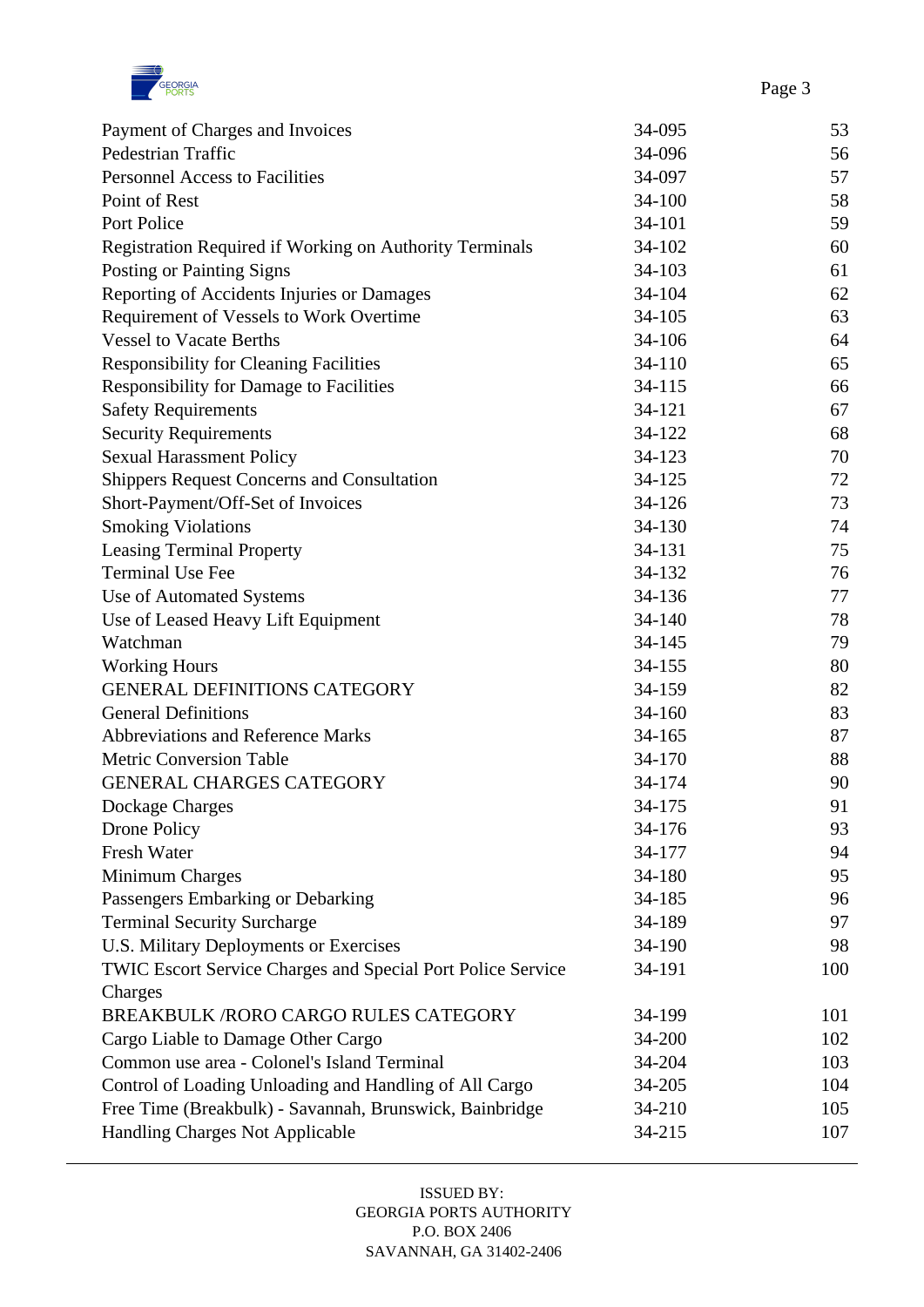| | | |
|---|---|---|
| Payment of Charges and Invoices | 34-095 | 53 |
| Pedestrian Traffic | 34-096 | 56 |
| Personnel Access to Facilities | 34-097 | 57 |
| Point of Rest | 34-100 | 58 |
| Port Police | 34-101 | 59 |
| Registration Required if Working on Authority Terminals | 34-102 | 60 |
| Posting or Painting Signs | 34-103 | 61 |
| Reporting of Accidents Injuries or Damages | 34-104 | 62 |
| Requirement of Vessels to Work Overtime | 34-105 | 63 |
| Vessel to Vacate Berths | 34-106 | 64 |
| Responsibility for Cleaning Facilities | 34-110 | 65 |
| Responsibility for Damage to Facilities | 34-115 | 66 |
| Safety Requirements | 34-121 | 67 |
| Security Requirements | 34-122 | 68 |
| Sexual Harassment Policy | 34-123 | 70 |
| Shippers Request Concerns and Consultation | 34-125 | 72 |
| Short-Payment/Off-Set of Invoices | 34-126 | 73 |
| Smoking Violations | 34-130 | 74 |
| Leasing Terminal Property | 34-131 | 75 |
| Terminal Use Fee | 34-132 | 76 |
| Use of Automated Systems | 34-136 | 77 |
| Use of Leased Heavy Lift Equipment | 34-140 | 78 |
| Watchman | 34-145 | 79 |
| Working Hours | 34-155 | 80 |
| GENERAL DEFINITIONS CATEGORY | 34-159 | 82 |
| General Definitions | 34-160 | 83 |
| Abbreviations and Reference Marks | 34-165 | 87 |
| Metric Conversion Table | 34-170 | 88 |
| GENERAL CHARGES CATEGORY | 34-174 | 90 |
| Dockage Charges | 34-175 | 91 |
| Drone Policy | 34-176 | 93 |
| Fresh Water | 34-177 | 94 |
| Minimum Charges | 34-180 | 95 |
| Passengers Embarking or Debarking | 34-185 | 96 |
| Terminal Security Surcharge | 34-189 | 97 |
| U.S. Military Deployments or Exercises | 34-190 | 98 |
| TWIC Escort Service Charges and Special Port Police Service Charges | 34-191 | 100 |
| BREAKBULK /RORO CARGO RULES CATEGORY | 34-199 | 101 |
| Cargo Liable to Damage Other Cargo | 34-200 | 102 |
| Common use area - Colonel's Island Terminal | 34-204 | 103 |
| Control of Loading Unloading and Handling of All Cargo | 34-205 | 104 |
| Free Time (Breakbulk) - Savannah, Brunswick, Bainbridge | 34-210 | 105 |
| Handling Charges Not Applicable | 34-215 | 107 |

ISSUED BY:
GEORGIA PORTS AUTHORITY
P.O. BOX 2406
SAVANNAH, GA 31402-2406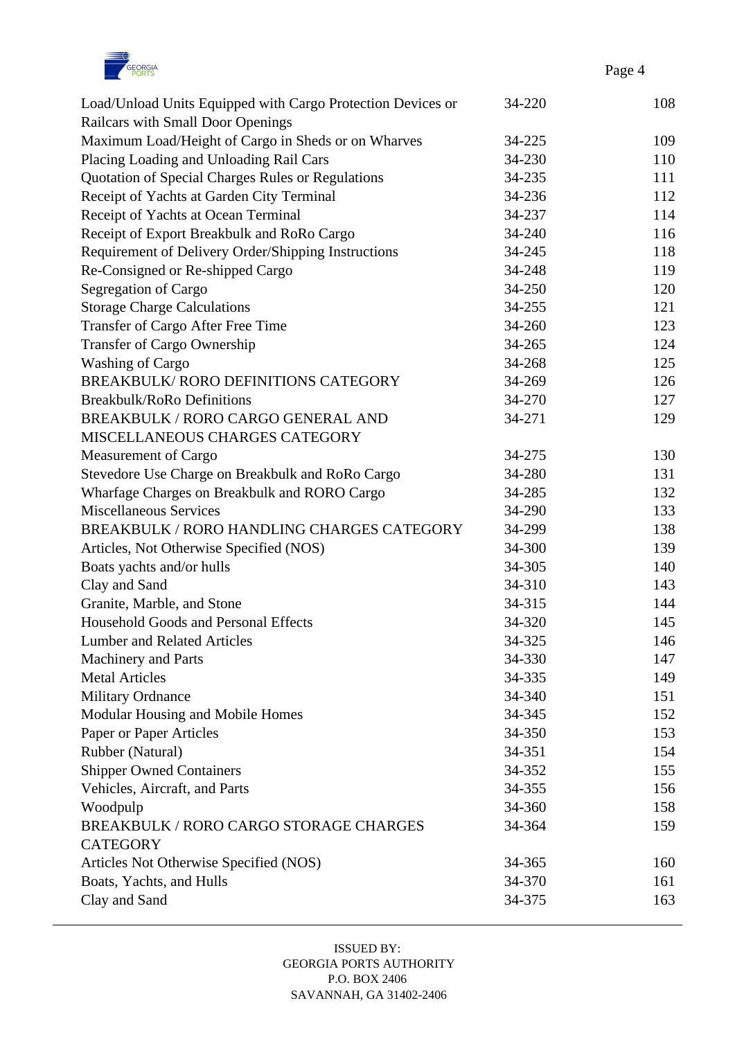| | | |
|---|---|---|
| Load/Unload Units Equipped with Cargo Protection Devices or Railcars with Small Door Openings | 34-220 | 108 |
| Maximum Load/Height of Cargo in Sheds or on Wharves | 34-225 | 109 |
| Placing Loading and Unloading Rail Cars | 34-230 | 110 |
| Quotation of Special Charges Rules or Regulations | 34-235 | 111 |
| Receipt of Yachts at Garden City Terminal | 34-236 | 112 |
| Receipt of Yachts at Ocean Terminal | 34-237 | 114 |
| Receipt of Export Breakbulk and RoRo Cargo | 34-240 | 116 |
| Requirement of Delivery Order/Shipping Instructions | 34-245 | 118 |
| Re-Consigned or Re-shipped Cargo | 34-248 | 119 |
| Segregation of Cargo | 34-250 | 120 |
| Storage Charge Calculations | 34-255 | 121 |
| Transfer of Cargo After Free Time | 34-260 | 123 |
| Transfer of Cargo Ownership | 34-265 | 124 |
| Washing of Cargo | 34-268 | 125 |
| BREAKBULK/ RORO DEFINITIONS CATEGORY | 34-269 | 126 |
| Breakbulk/RoRo Definitions | 34-270 | 127 |
| BREAKBULK / RORO CARGO GENERAL AND MISCELLANEOUS CHARGES CATEGORY | 34-271 | 129 |
| Measurement of Cargo | 34-275 | 130 |
| Stevedore Use Charge on Breakbulk and RoRo Cargo | 34-280 | 131 |
| Wharfage Charges on Breakbulk and RORO Cargo | 34-285 | 132 |
| Miscellaneous Services | 34-290 | 133 |
| BREAKBULK / RORO HANDLING CHARGES CATEGORY | 34-299 | 138 |
| Articles, Not Otherwise Specified (NOS) | 34-300 | 139 |
| Boats yachts and/or hulls | 34-305 | 140 |
| Clay and Sand | 34-310 | 143 |
| Granite, Marble, and Stone | 34-315 | 144 |
| Household Goods and Personal Effects | 34-320 | 145 |
| Lumber and Related Articles | 34-325 | 146 |
| Machinery and Parts | 34-330 | 147 |
| Metal Articles | 34-335 | 149 |
| Military Ordnance | 34-340 | 151 |
| Modular Housing and Mobile Homes | 34-345 | 152 |
| Paper or Paper Articles | 34-350 | 153 |
| Rubber (Natural) | 34-351 | 154 |
| Shipper Owned Containers | 34-352 | 155 |
| Vehicles, Aircraft, and Parts | 34-355 | 156 |
| Woodpulp | 34-360 | 158 |
| BREAKBULK / RORO CARGO STORAGE CHARGES CATEGORY | 34-364 | 159 |
| Articles Not Otherwise Specified (NOS) | 34-365 | 160 |
| Boats, Yachts, and Hulls | 34-370 | 161 |
| Clay and Sand | 34-375 | 163 |

ISSUED BY:
GEORGIA PORTS AUTHORITY
P.O. BOX 2406
SAVANNAH, GA 31402-2406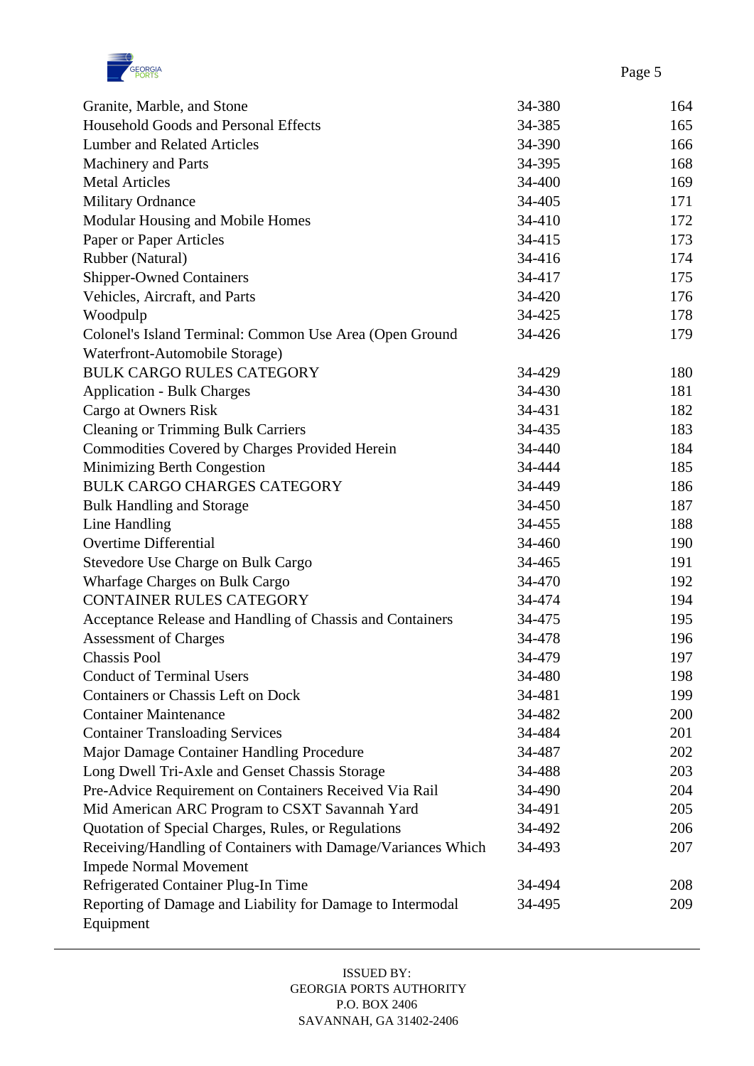| | | |
|---|---|---|
| Granite, Marble, and Stone | 34-380 | 164 |
| Household Goods and Personal Effects | 34-385 | 165 |
| Lumber and Related Articles | 34-390 | 166 |
| Machinery and Parts | 34-395 | 168 |
| Metal Articles | 34-400 | 169 |
| Military Ordnance | 34-405 | 171 |
| Modular Housing and Mobile Homes | 34-410 | 172 |
| Paper or Paper Articles | 34-415 | 173 |
| Rubber (Natural) | 34-416 | 174 |
| Shipper-Owned Containers | 34-417 | 175 |
| Vehicles, Aircraft, and Parts | 34-420 | 176 |
| Woodpulp | 34-425 | 178 |
| Colonel's Island Terminal: Common Use Area (Open Ground Waterfront-Automobile Storage) | 34-426 | 179 |
| BULK CARGO RULES CATEGORY | 34-429 | 180 |
| Application - Bulk Charges | 34-430 | 181 |
| Cargo at Owners Risk | 34-431 | 182 |
| Cleaning or Trimming Bulk Carriers | 34-435 | 183 |
| Commodities Covered by Charges Provided Herein | 34-440 | 184 |
| Minimizing Berth Congestion | 34-444 | 185 |
| BULK CARGO CHARGES CATEGORY | 34-449 | 186 |
| Bulk Handling and Storage | 34-450 | 187 |
| Line Handling | 34-455 | 188 |
| Overtime Differential | 34-460 | 190 |
| Stevedore Use Charge on Bulk Cargo | 34-465 | 191 |
| Wharfage Charges on Bulk Cargo | 34-470 | 192 |
| CONTAINER RULES CATEGORY | 34-474 | 194 |
| Acceptance Release and Handling of Chassis and Containers | 34-475 | 195 |
| Assessment of Charges | 34-478 | 196 |
| Chassis Pool | 34-479 | 197 |
| Conduct of Terminal Users | 34-480 | 198 |
| Containers or Chassis Left on Dock | 34-481 | 199 |
| Container Maintenance | 34-482 | 200 |
| Container Transloading Services | 34-484 | 201 |
| Major Damage Container Handling Procedure | 34-487 | 202 |
| Long Dwell Tri-Axle and Genset Chassis Storage | 34-488 | 203 |
| Pre-Advice Requirement on Containers Received Via Rail | 34-490 | 204 |
| Mid American ARC Program to CSXT Savannah Yard | 34-491 | 205 |
| Quotation of Special Charges, Rules, or Regulations | 34-492 | 206 |
| Receiving/Handling of Containers with Damage/Variances Which Impede Normal Movement | 34-493 | 207 |
| Refrigerated Container Plug-In Time | 34-494 | 208 |
| Reporting of Damage and Liability for Damage to Intermodal Equipment | 34-495 | 209 |

ISSUED BY:
GEORGIA PORTS AUTHORITY
P.O. BOX 2406
SAVANNAH, GA 31402-2406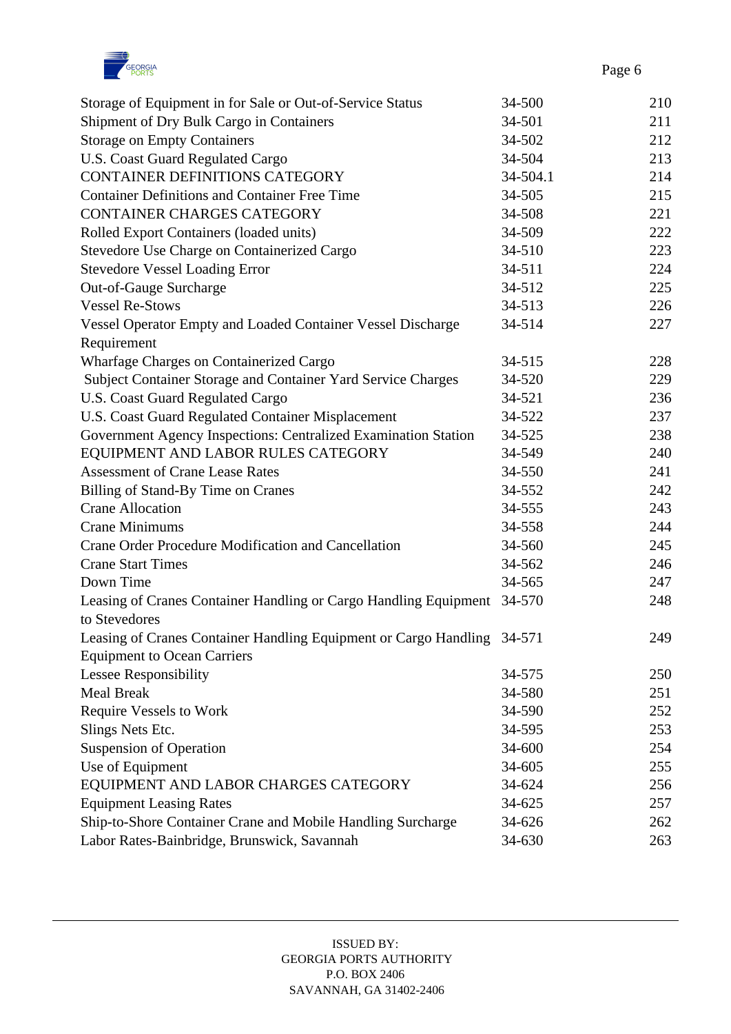| | | |
|---|---|---|
| Storage of Equipment in for Sale or Out-of-Service Status | 34-500 | 210 |
| Shipment of Dry Bulk Cargo in Containers | 34-501 | 211 |
| Storage on Empty Containers | 34-502 | 212 |
| U.S. Coast Guard Regulated Cargo | 34-504 | 213 |
| CONTAINER DEFINITIONS CATEGORY | 34-504.1 | 214 |
| Container Definitions and Container Free Time | 34-505 | 215 |
| CONTAINER CHARGES CATEGORY | 34-508 | 221 |
| Rolled Export Containers (loaded units) | 34-509 | 222 |
| Stevedore Use Charge on Containerized Cargo | 34-510 | 223 |
| Stevedore Vessel Loading Error | 34-511 | 224 |
| Out-of-Gauge Surcharge | 34-512 | 225 |
| Vessel Re-Stows | 34-513 | 226 |
| Vessel Operator Empty and Loaded Container Vessel Discharge Requirement | 34-514 | 227 |
| Wharfage Charges on Containerized Cargo | 34-515 | 228 |
| Subject Container Storage and Container Yard Service Charges | 34-520 | 229 |
| U.S. Coast Guard Regulated Cargo | 34-521 | 236 |
| U.S. Coast Guard Regulated Container Misplacement | 34-522 | 237 |
| Government Agency Inspections: Centralized Examination Station | 34-525 | 238 |
| EQUIPMENT AND LABOR RULES CATEGORY | 34-549 | 240 |
| Assessment of Crane Lease Rates | 34-550 | 241 |
| Billing of Stand-By Time on Cranes | 34-552 | 242 |
| Crane Allocation | 34-555 | 243 |
| Crane Minimums | 34-558 | 244 |
| Crane Order Procedure Modification and Cancellation | 34-560 | 245 |
| Crane Start Times | 34-562 | 246 |
| Down Time | 34-565 | 247 |
| Leasing of Cranes Container Handling or Cargo Handling Equipment to Stevedores | 34-570 | 248 |
| Leasing of Cranes Container Handling Equipment or Cargo Handling Equipment to Ocean Carriers | 34-571 | 249 |
| Lessee Responsibility | 34-575 | 250 |
| Meal Break | 34-580 | 251 |
| Require Vessels to Work | 34-590 | 252 |
| Slings Nets Etc. | 34-595 | 253 |
| Suspension of Operation | 34-600 | 254 |
| Use of Equipment | 34-605 | 255 |
| EQUIPMENT AND LABOR CHARGES CATEGORY | 34-624 | 256 |
| Equipment Leasing Rates | 34-625 | 257 |
| Ship-to-Shore Container Crane and Mobile Handling Surcharge | 34-626 | 262 |
| Labor Rates-Bainbridge, Brunswick, Savannah | 34-630 | 263 |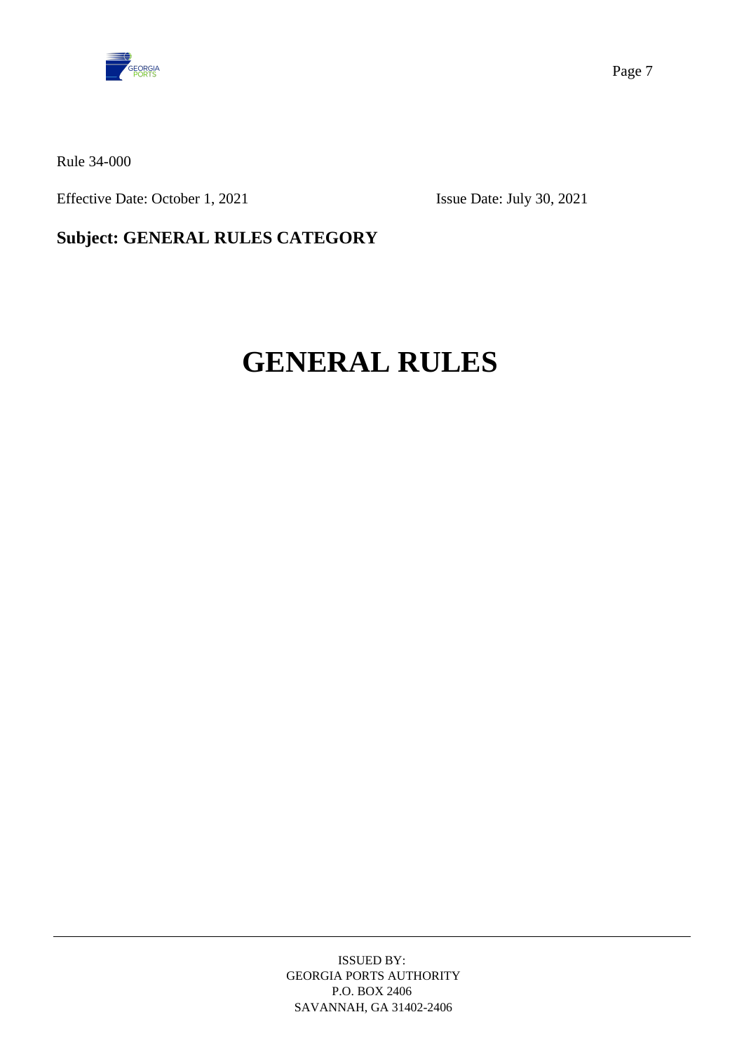Rule 34-000

Effective Date: October 1, 2021 Issue Date: July 30, 2021

**Subject: GENERAL RULES CATEGORY**

# GENERAL RULES

ISSUED BY:
GEORGIA PORTS AUTHORITY
P.O. BOX 2406
SAVANNAH, GA 31402-2406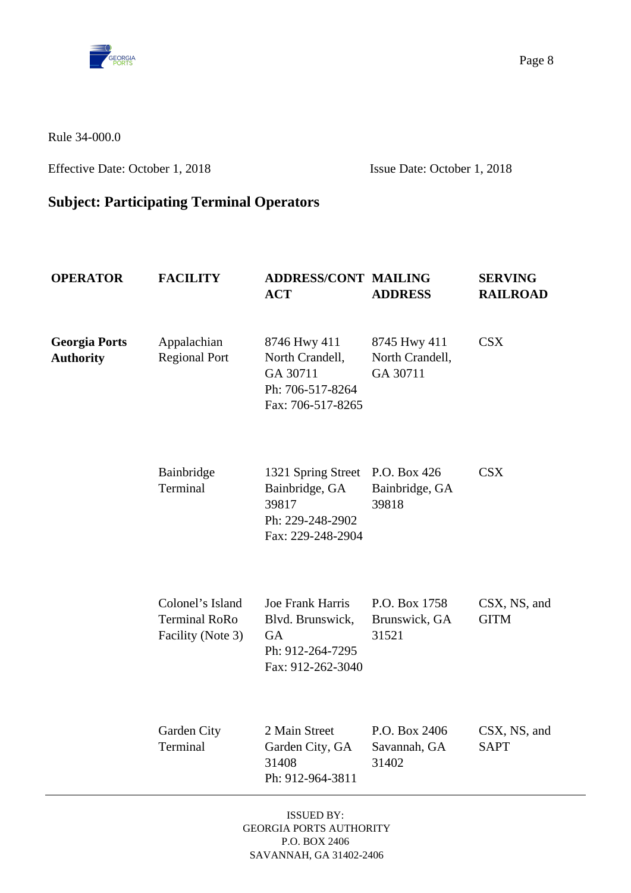Rule 34-000.0

Effective Date: October 1, 2018 Issue Date: October 1, 2018

## Subject: Participating Terminal Operators

| OPERATOR | FACILITY | ADDRESS/CONTACT | MAILING ADDRESS | SERVING RAILROAD |
|---|---|---|---|---|
| **Georgia Ports Authority** | Appalachian Regional Port | 8746 Hwy 411 North Crandell, GA 30711 Ph: 706-517-8264 Fax: 706-517-8265 | 8745 Hwy 411 North Crandell, GA 30711 | CSX |
| | Bainbridge Terminal | 1321 Spring Street Bainbridge, GA 39817 Ph: 229-248-2902 Fax: 229-248-2904 | P.O. Box 426 Bainbridge, GA 39818 | CSX |
| | Colonel's Island Terminal RoRo Facility (Note 3) | Joe Frank Harris Blvd. Brunswick, GA Ph: 912-264-7295 Fax: 912-262-3040 | P.O. Box 1758 Brunswick, GA 31521 | CSX, NS, and GITM |
| | Garden City Terminal | 2 Main Street Garden City, GA 31408 Ph: 912-964-3811 | P.O. Box 2406 Savannah, GA 31402 | CSX, NS, and SAPT |

ISSUED BY:
GEORGIA PORTS AUTHORITY
P.O. BOX 2406
SAVANNAH, GA 31402-2406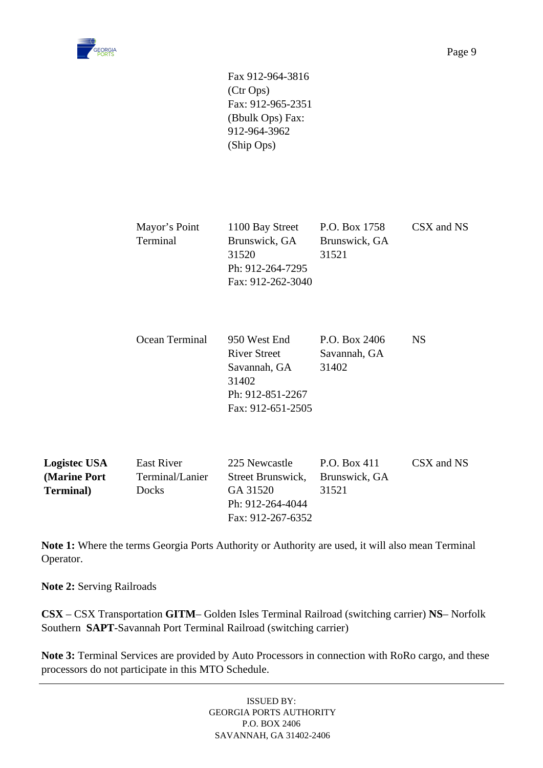| | | | | |
|---|---|---|---|---|
| | | Fax 912-964-3816 (Ctr Ops) Fax: 912-965-2351 (Bbulk Ops) Fax: 912-964-3962 (Ship Ops) | | |
| | Mayor's Point Terminal | 1100 Bay Street Brunswick, GA 31520 Ph: 912-264-7295 Fax: 912-262-3040 | P.O. Box 1758 Brunswick, GA 31521 | CSX and NS |
| | Ocean Terminal | 950 West End River Street Savannah, GA 31402 Ph: 912-851-2267 Fax: 912-651-2505 | P.O. Box 2406 Savannah, GA 31402 | NS |
| **Logistec USA (Marine Port Terminal)** | East River Terminal/Lanier Docks | 225 Newcastle Street Brunswick, GA 31520 Ph: 912-264-4044 Fax: 912-267-6352 | P.O. Box 411 Brunswick, GA 31521 | CSX and NS |

**Note 1:** Where the terms Georgia Ports Authority or Authority are used, it will also mean Terminal Operator.

**Note 2:** Serving Railroads

**CSX** – CSX Transportation **GITM**– Golden Isles Terminal Railroad (switching carrier) **NS**– Norfolk Southern **SAPT**-Savannah Port Terminal Railroad (switching carrier)

**Note 3:** Terminal Services are provided by Auto Processors in connection with RoRo cargo, and these processors do not participate in this MTO Schedule.

ISSUED BY:
GEORGIA PORTS AUTHORITY
P.O. BOX 2406
SAVANNAH, GA 31402-2406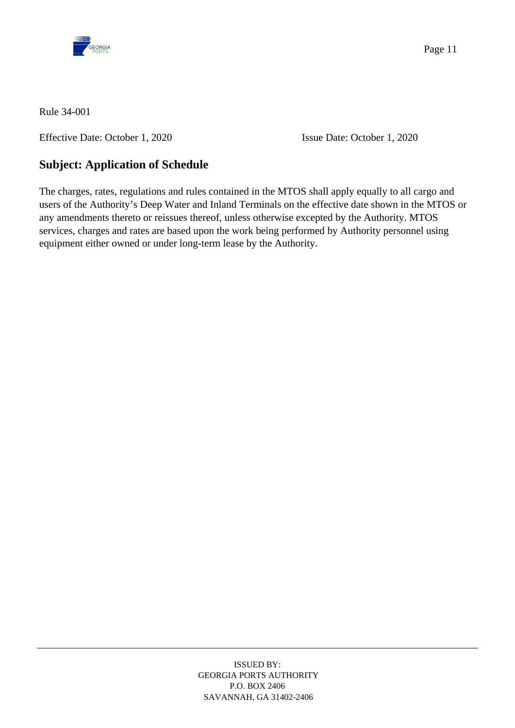Rule 34-001

Effective Date: October 1, 2020 Issue Date: October 1, 2020

## Subject: Application of Schedule

The charges, rates, regulations and rules contained in the MTOS shall apply equally to all cargo and users of the Authority's Deep Water and Inland Terminals on the effective date shown in the MTOS or any amendments thereto or reissues thereof, unless otherwise excepted by the Authority. MTOS services, charges and rates are based upon the work being performed by Authority personnel using equipment either owned or under long-term lease by the Authority.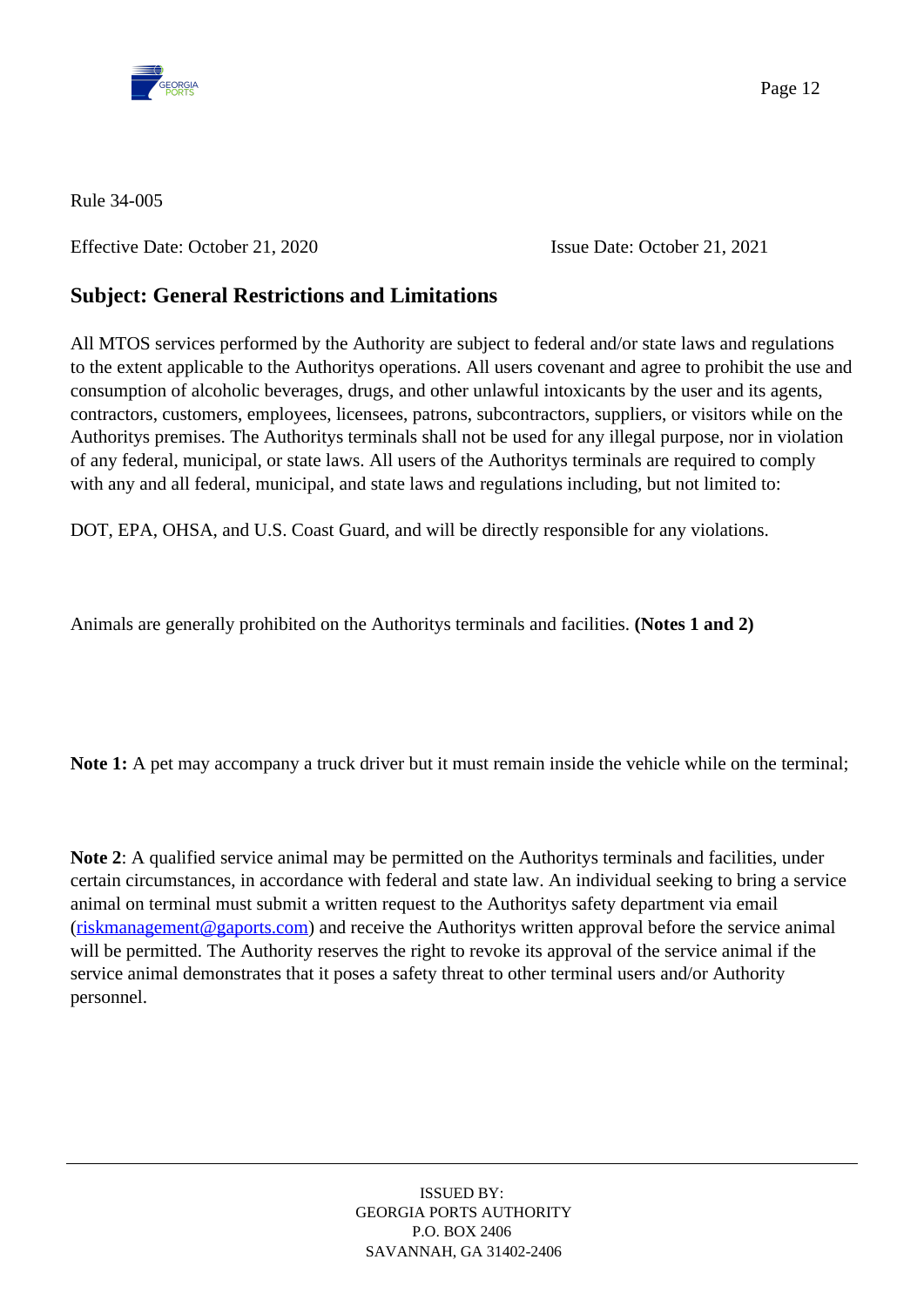Rule 34-005

Effective Date: October 21, 2020 Issue Date: October 21, 2021

## Subject: General Restrictions and Limitations

All MTOS services performed by the Authority are subject to federal and/or state laws and regulations to the extent applicable to the Authoritys operations. All users covenant and agree to prohibit the use and consumption of alcoholic beverages, drugs, and other unlawful intoxicants by the user and its agents, contractors, customers, employees, licensees, patrons, subcontractors, suppliers, or visitors while on the Authoritys premises. The Authoritys terminals shall not be used for any illegal purpose, nor in violation of any federal, municipal, or state laws. All users of the Authoritys terminals are required to comply with any and all federal, municipal, and state laws and regulations including, but not limited to:

DOT, EPA, OHSA, and U.S. Coast Guard, and will be directly responsible for any violations.

Animals are generally prohibited on the Authoritys terminals and facilities. **(Notes 1 and 2)**

**Note 1:** A pet may accompany a truck driver but it must remain inside the vehicle while on the terminal;

**Note 2**: A qualified service animal may be permitted on the Authoritys terminals and facilities, under certain circumstances, in accordance with federal and state law. An individual seeking to bring a service animal on terminal must submit a written request to the Authoritys safety department via email (riskmanagement@gaports.com) and receive the Authoritys written approval before the service animal will be permitted. The Authority reserves the right to revoke its approval of the service animal if the service animal demonstrates that it poses a safety threat to other terminal users and/or Authority personnel.

ISSUED BY:
GEORGIA PORTS AUTHORITY
P.O. BOX 2406
SAVANNAH, GA 31402-2406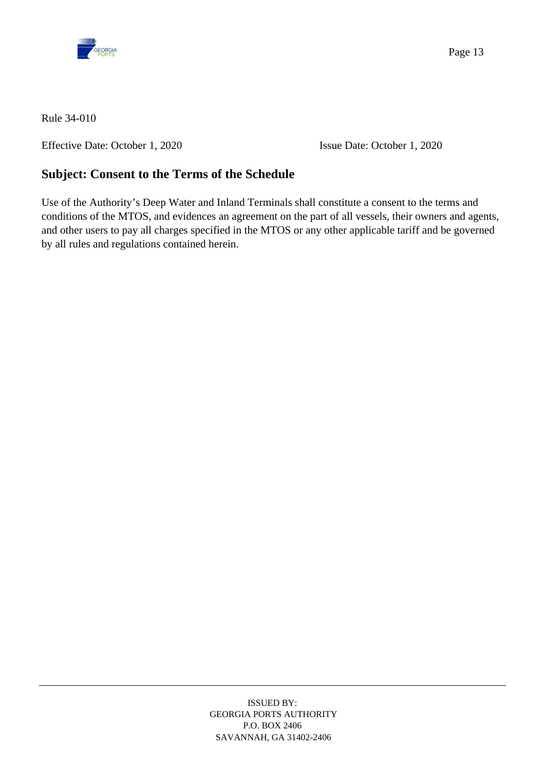Rule 34-010

Effective Date: October 1, 2020 Issue Date: October 1, 2020

## Subject: Consent to the Terms of the Schedule

Use of the Authority's Deep Water and Inland Terminals shall constitute a consent to the terms and conditions of the MTOS, and evidences an agreement on the part of all vessels, their owners and agents, and other users to pay all charges specified in the MTOS or any other applicable tariff and be governed by all rules and regulations contained herein.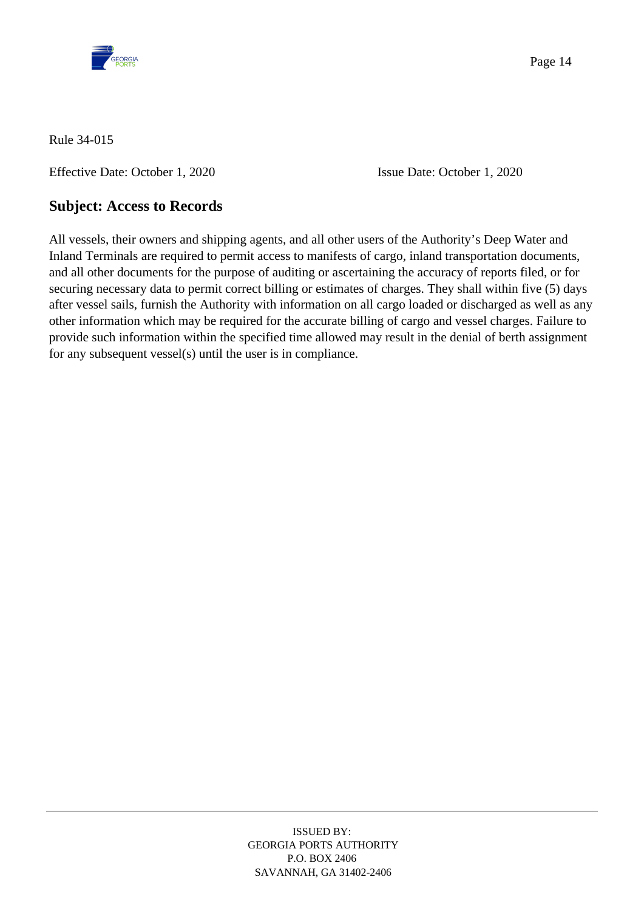Rule 34-015

Effective Date: October 1, 2020 Issue Date: October 1, 2020

## Subject: Access to Records

All vessels, their owners and shipping agents, and all other users of the Authority's Deep Water and Inland Terminals are required to permit access to manifests of cargo, inland transportation documents, and all other documents for the purpose of auditing or ascertaining the accuracy of reports filed, or for securing necessary data to permit correct billing or estimates of charges. They shall within five (5) days after vessel sails, furnish the Authority with information on all cargo loaded or discharged as well as any other information which may be required for the accurate billing of cargo and vessel charges. Failure to provide such information within the specified time allowed may result in the denial of berth assignment for any subsequent vessel(s) until the user is in compliance.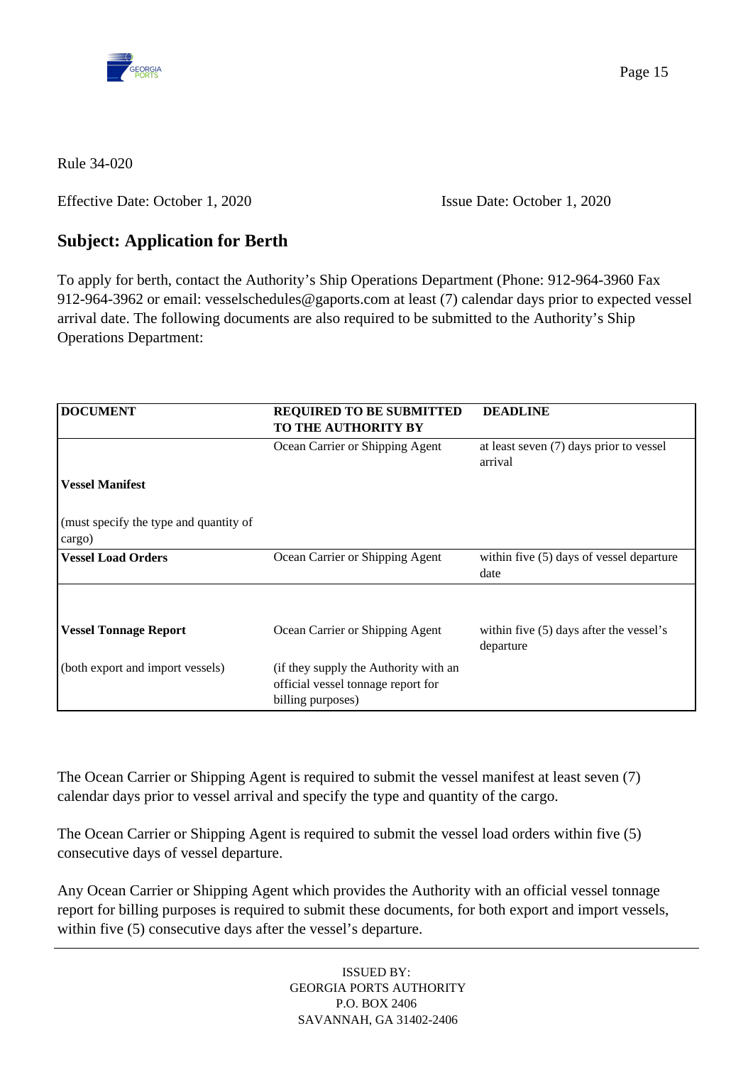Rule 34-020

Effective Date: October 1, 2020 Issue Date: October 1, 2020

## Subject: Application for Berth

To apply for berth, contact the Authority's Ship Operations Department (Phone: 912-964-3960 Fax 912-964-3962 or email: vesselschedules@gaports.com at least (7) calendar days prior to expected vessel arrival date. The following documents are also required to be submitted to the Authority's Ship Operations Department:

| DOCUMENT | REQUIRED TO BE SUBMITTED TO THE AUTHORITY BY | DEADLINE |
|---|---|---|
| **Vessel Manifest** (must specify the type and quantity of cargo) | Ocean Carrier or Shipping Agent | at least seven (7) days prior to vessel arrival |
| **Vessel Load Orders** | Ocean Carrier or Shipping Agent | within five (5) days of vessel departure date |
| **Vessel Tonnage Report** (both export and import vessels) | Ocean Carrier or Shipping Agent (if they supply the Authority with an official vessel tonnage report for billing purposes) | within five (5) days after the vessel's departure |

The Ocean Carrier or Shipping Agent is required to submit the vessel manifest at least seven (7) calendar days prior to vessel arrival and specify the type and quantity of the cargo.

The Ocean Carrier or Shipping Agent is required to submit the vessel load orders within five (5) consecutive days of vessel departure.

Any Ocean Carrier or Shipping Agent which provides the Authority with an official vessel tonnage report for billing purposes is required to submit these documents, for both export and import vessels, within five (5) consecutive days after the vessel's departure.

ISSUED BY:
GEORGIA PORTS AUTHORITY
P.O. BOX 2406
SAVANNAH, GA 31402-2406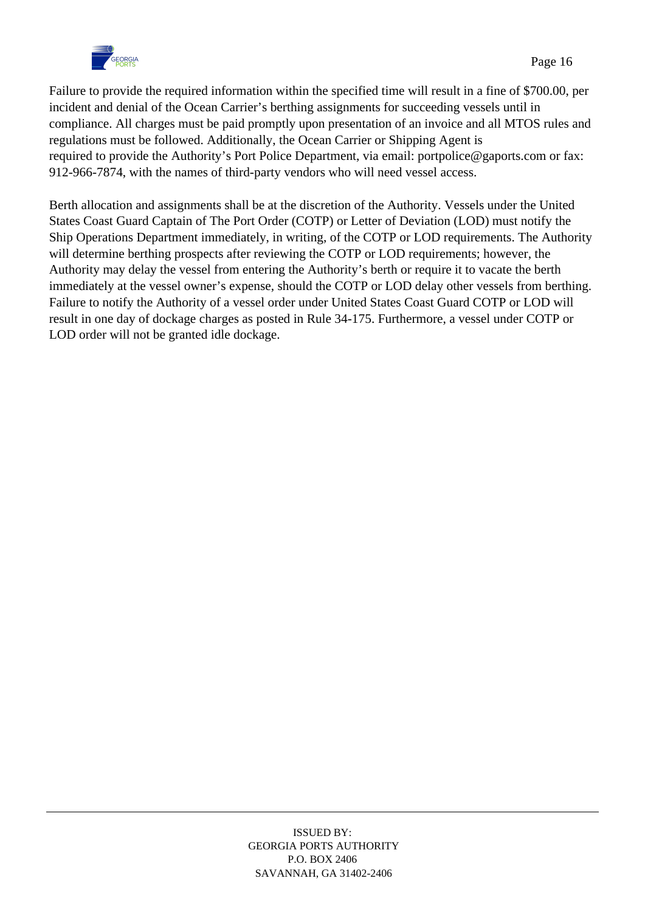Failure to provide the required information within the specified time will result in a fine of $700.00, per incident and denial of the Ocean Carrier's berthing assignments for succeeding vessels until in compliance. All charges must be paid promptly upon presentation of an invoice and all MTOS rules and regulations must be followed. Additionally, the Ocean Carrier or Shipping Agent is required to provide the Authority's Port Police Department, via email: portpolice@gaports.com or fax: 912-966-7874, with the names of third-party vendors who will need vessel access.

Berth allocation and assignments shall be at the discretion of the Authority. Vessels under the United States Coast Guard Captain of The Port Order (COTP) or Letter of Deviation (LOD) must notify the Ship Operations Department immediately, in writing, of the COTP or LOD requirements. The Authority will determine berthing prospects after reviewing the COTP or LOD requirements; however, the Authority may delay the vessel from entering the Authority's berth or require it to vacate the berth immediately at the vessel owner's expense, should the COTP or LOD delay other vessels from berthing. Failure to notify the Authority of a vessel order under United States Coast Guard COTP or LOD will result in one day of dockage charges as posted in Rule 34-175. Furthermore, a vessel under COTP or LOD order will not be granted idle dockage.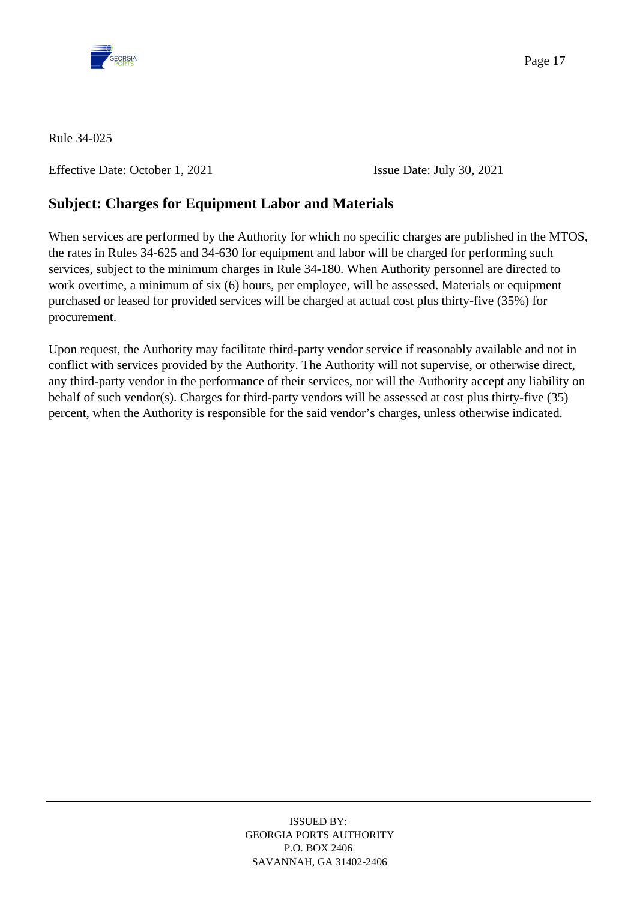Rule 34-025

Effective Date: October 1, 2021 Issue Date: July 30, 2021

## Subject: Charges for Equipment Labor and Materials

When services are performed by the Authority for which no specific charges are published in the MTOS, the rates in Rules 34-625 and 34-630 for equipment and labor will be charged for performing such services, subject to the minimum charges in Rule 34-180. When Authority personnel are directed to work overtime, a minimum of six (6) hours, per employee, will be assessed. Materials or equipment purchased or leased for provided services will be charged at actual cost plus thirty-five (35%) for procurement.

Upon request, the Authority may facilitate third-party vendor service if reasonably available and not in conflict with services provided by the Authority. The Authority will not supervise, or otherwise direct, any third-party vendor in the performance of their services, nor will the Authority accept any liability on behalf of such vendor(s). Charges for third-party vendors will be assessed at cost plus thirty-five (35) percent, when the Authority is responsible for the said vendor's charges, unless otherwise indicated.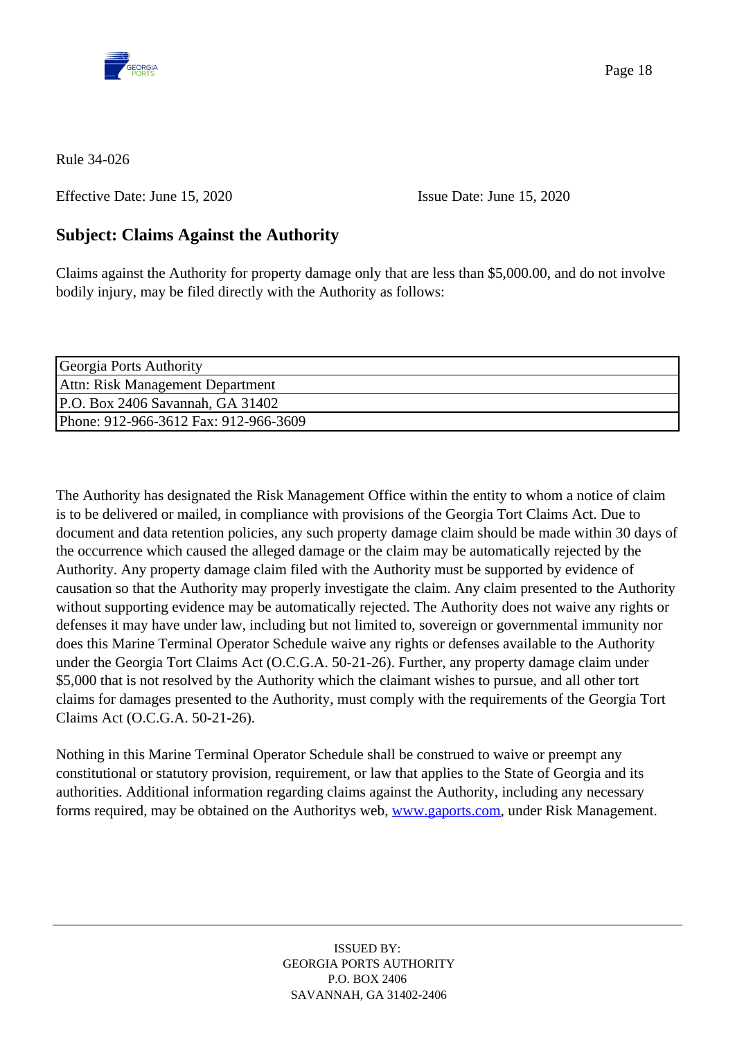Rule 34-026

Effective Date: June 15, 2020 Issue Date: June 15, 2020

## Subject: Claims Against the Authority

Claims against the Authority for property damage only that are less than $5,000.00, and do not involve bodily injury, may be filed directly with the Authority as follows:

| Georgia Ports Authority |
|---|
| Attn: Risk Management Department |
| P.O. Box 2406 Savannah, GA 31402 |
| Phone: 912-966-3612 Fax: 912-966-3609 |

The Authority has designated the Risk Management Office within the entity to whom a notice of claim is to be delivered or mailed, in compliance with provisions of the Georgia Tort Claims Act. Due to document and data retention policies, any such property damage claim should be made within 30 days of the occurrence which caused the alleged damage or the claim may be automatically rejected by the Authority. Any property damage claim filed with the Authority must be supported by evidence of causation so that the Authority may properly investigate the claim. Any claim presented to the Authority without supporting evidence may be automatically rejected. The Authority does not waive any rights or defenses it may have under law, including but not limited to, sovereign or governmental immunity nor does this Marine Terminal Operator Schedule waive any rights or defenses available to the Authority under the Georgia Tort Claims Act (O.C.G.A. 50-21-26). Further, any property damage claim under $5,000 that is not resolved by the Authority which the claimant wishes to pursue, and all other tort claims for damages presented to the Authority, must comply with the requirements of the Georgia Tort Claims Act (O.C.G.A. 50-21-26).

Nothing in this Marine Terminal Operator Schedule shall be construed to waive or preempt any constitutional or statutory provision, requirement, or law that applies to the State of Georgia and its authorities. Additional information regarding claims against the Authority, including any necessary forms required, may be obtained on the Authoritys web, [www.gaports.com](http://www.gaports.com), under Risk Management.

ISSUED BY:
GEORGIA PORTS AUTHORITY
P.O. BOX 2406
SAVANNAH, GA 31402-2406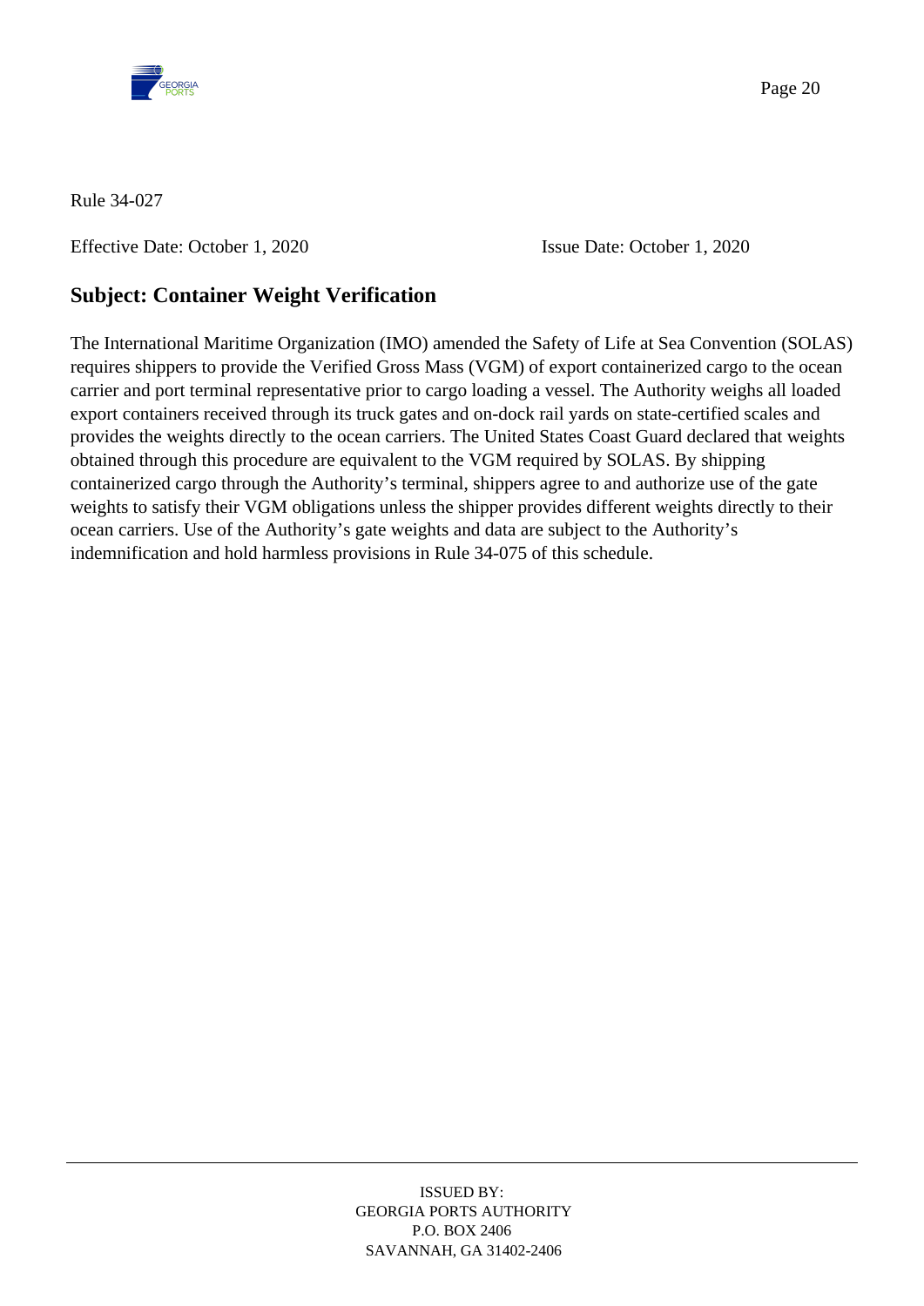Rule 34-027

Effective Date: October 1, 2020 Issue Date: October 1, 2020

## Subject: Container Weight Verification

The International Maritime Organization (IMO) amended the Safety of Life at Sea Convention (SOLAS) requires shippers to provide the Verified Gross Mass (VGM) of export containerized cargo to the ocean carrier and port terminal representative prior to cargo loading a vessel. The Authority weighs all loaded export containers received through its truck gates and on-dock rail yards on state-certified scales and provides the weights directly to the ocean carriers. The United States Coast Guard declared that weights obtained through this procedure are equivalent to the VGM required by SOLAS. By shipping containerized cargo through the Authority's terminal, shippers agree to and authorize use of the gate weights to satisfy their VGM obligations unless the shipper provides different weights directly to their ocean carriers. Use of the Authority's gate weights and data are subject to the Authority's indemnification and hold harmless provisions in Rule 34-075 of this schedule.

ISSUED BY:
GEORGIA PORTS AUTHORITY
P.O. BOX 2406
SAVANNAH, GA 31402-2406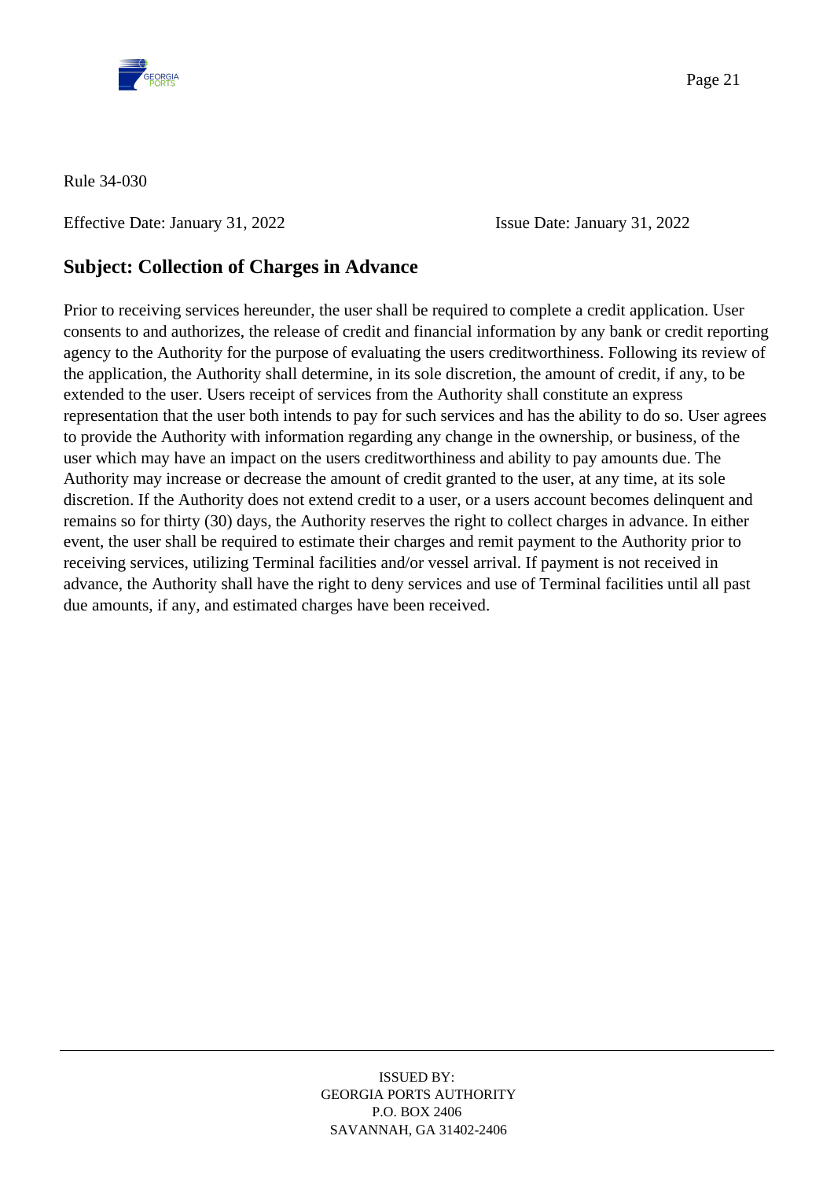Rule 34-030

Effective Date: January 31, 2022 Issue Date: January 31, 2022

## Subject: Collection of Charges in Advance

Prior to receiving services hereunder, the user shall be required to complete a credit application. User consents to and authorizes, the release of credit and financial information by any bank or credit reporting agency to the Authority for the purpose of evaluating the users creditworthiness. Following its review of the application, the Authority shall determine, in its sole discretion, the amount of credit, if any, to be extended to the user. Users receipt of services from the Authority shall constitute an express representation that the user both intends to pay for such services and has the ability to do so. User agrees to provide the Authority with information regarding any change in the ownership, or business, of the user which may have an impact on the users creditworthiness and ability to pay amounts due. The Authority may increase or decrease the amount of credit granted to the user, at any time, at its sole discretion. If the Authority does not extend credit to a user, or a users account becomes delinquent and remains so for thirty (30) days, the Authority reserves the right to collect charges in advance. In either event, the user shall be required to estimate their charges and remit payment to the Authority prior to receiving services, utilizing Terminal facilities and/or vessel arrival. If payment is not received in advance, the Authority shall have the right to deny services and use of Terminal facilities until all past due amounts, if any, and estimated charges have been received.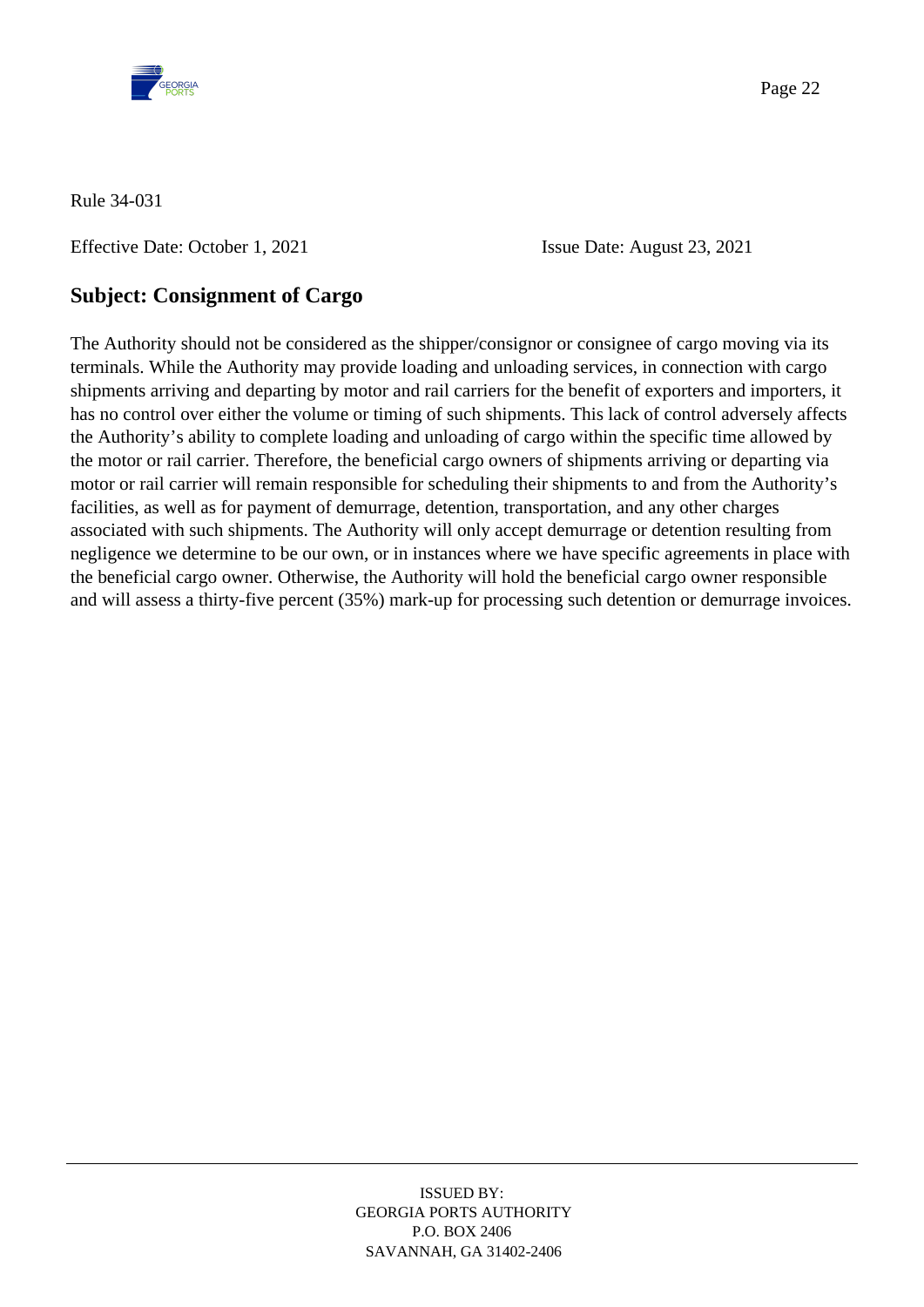Rule 34-031

Effective Date: October 1, 2021 Issue Date: August 23, 2021

## Subject: Consignment of Cargo

The Authority should not be considered as the shipper/consignor or consignee of cargo moving via its terminals. While the Authority may provide loading and unloading services, in connection with cargo shipments arriving and departing by motor and rail carriers for the benefit of exporters and importers, it has no control over either the volume or timing of such shipments. This lack of control adversely affects the Authority's ability to complete loading and unloading of cargo within the specific time allowed by the motor or rail carrier. Therefore, the beneficial cargo owners of shipments arriving or departing via motor or rail carrier will remain responsible for scheduling their shipments to and from the Authority's facilities, as well as for payment of demurrage, detention, transportation, and any other charges associated with such shipments. The Authority will only accept demurrage or detention resulting from negligence we determine to be our own, or in instances where we have specific agreements in place with the beneficial cargo owner. Otherwise, the Authority will hold the beneficial cargo owner responsible and will assess a thirty-five percent (35%) mark-up for processing such detention or demurrage invoices.

ISSUED BY:
GEORGIA PORTS AUTHORITY
P.O. BOX 2406
SAVANNAH, GA 31402-2406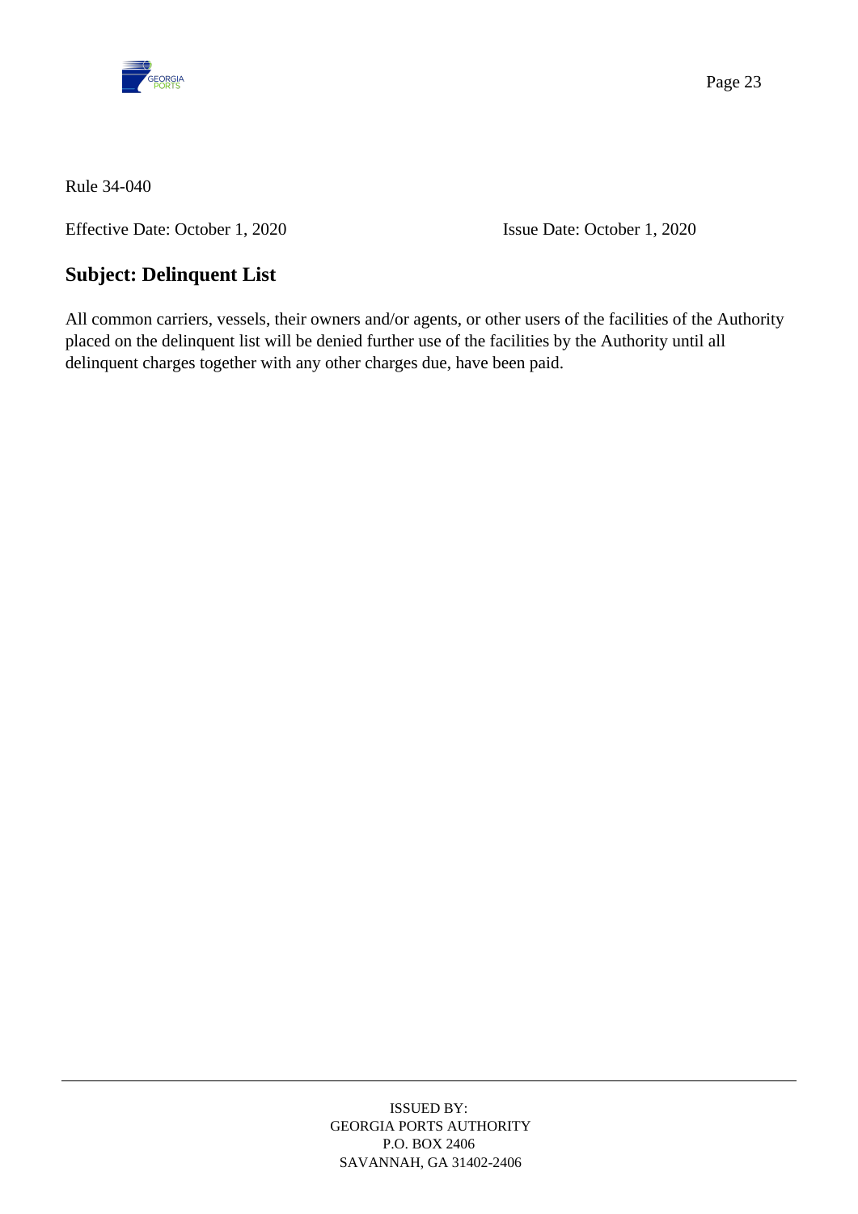Rule 34-040

Effective Date: October 1, 2020 Issue Date: October 1, 2020

## Subject: Delinquent List

All common carriers, vessels, their owners and/or agents, or other users of the facilities of the Authority placed on the delinquent list will be denied further use of the facilities by the Authority until all delinquent charges together with any other charges due, have been paid.

ISSUED BY:
GEORGIA PORTS AUTHORITY
P.O. BOX 2406
SAVANNAH, GA 31402-2406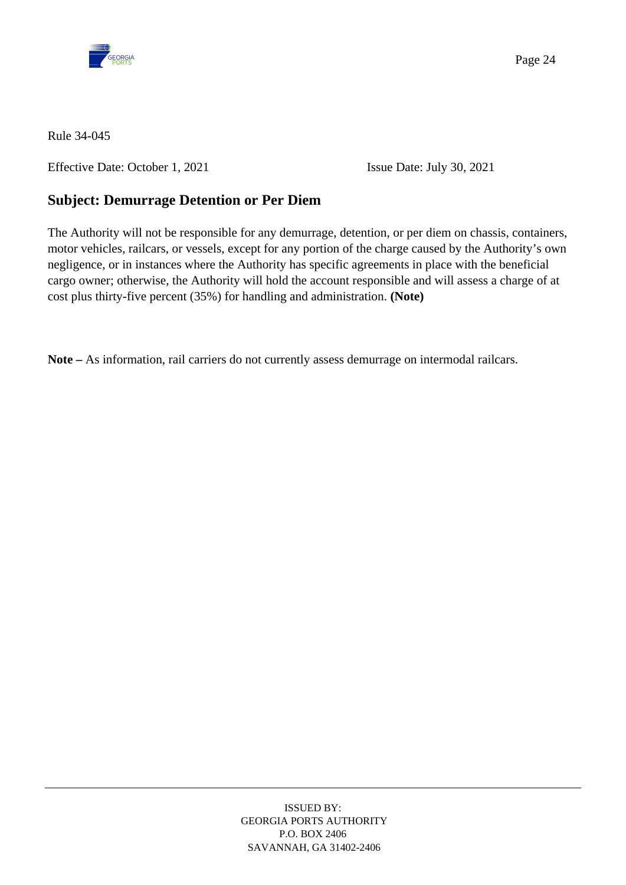Rule 34-045

Effective Date: October 1, 2021 Issue Date: July 30, 2021

## Subject: Demurrage Detention or Per Diem

The Authority will not be responsible for any demurrage, detention, or per diem on chassis, containers, motor vehicles, railcars, or vessels, except for any portion of the charge caused by the Authority's own negligence, or in instances where the Authority has specific agreements in place with the beneficial cargo owner; otherwise, the Authority will hold the account responsible and will assess a charge of at cost plus thirty-five percent (35%) for handling and administration. **(Note)**

**Note –** As information, rail carriers do not currently assess demurrage on intermodal railcars.

ISSUED BY:
GEORGIA PORTS AUTHORITY
P.O. BOX 2406
SAVANNAH, GA 31402-2406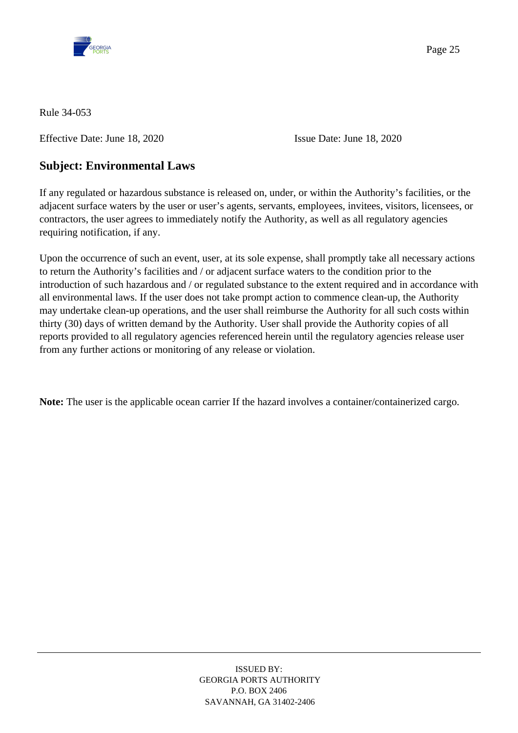Rule 34-053

Effective Date: June 18, 2020 Issue Date: June 18, 2020

## Subject: Environmental Laws

If any regulated or hazardous substance is released on, under, or within the Authority's facilities, or the adjacent surface waters by the user or user's agents, servants, employees, invitees, visitors, licensees, or contractors, the user agrees to immediately notify the Authority, as well as all regulatory agencies requiring notification, if any.

Upon the occurrence of such an event, user, at its sole expense, shall promptly take all necessary actions to return the Authority's facilities and / or adjacent surface waters to the condition prior to the introduction of such hazardous and / or regulated substance to the extent required and in accordance with all environmental laws. If the user does not take prompt action to commence clean-up, the Authority may undertake clean-up operations, and the user shall reimburse the Authority for all such costs within thirty (30) days of written demand by the Authority. User shall provide the Authority copies of all reports provided to all regulatory agencies referenced herein until the regulatory agencies release user from any further actions or monitoring of any release or violation.

**Note:** The user is the applicable ocean carrier If the hazard involves a container/containerized cargo.

ISSUED BY:
GEORGIA PORTS AUTHORITY
P.O. BOX 2406
SAVANNAH, GA 31402-2406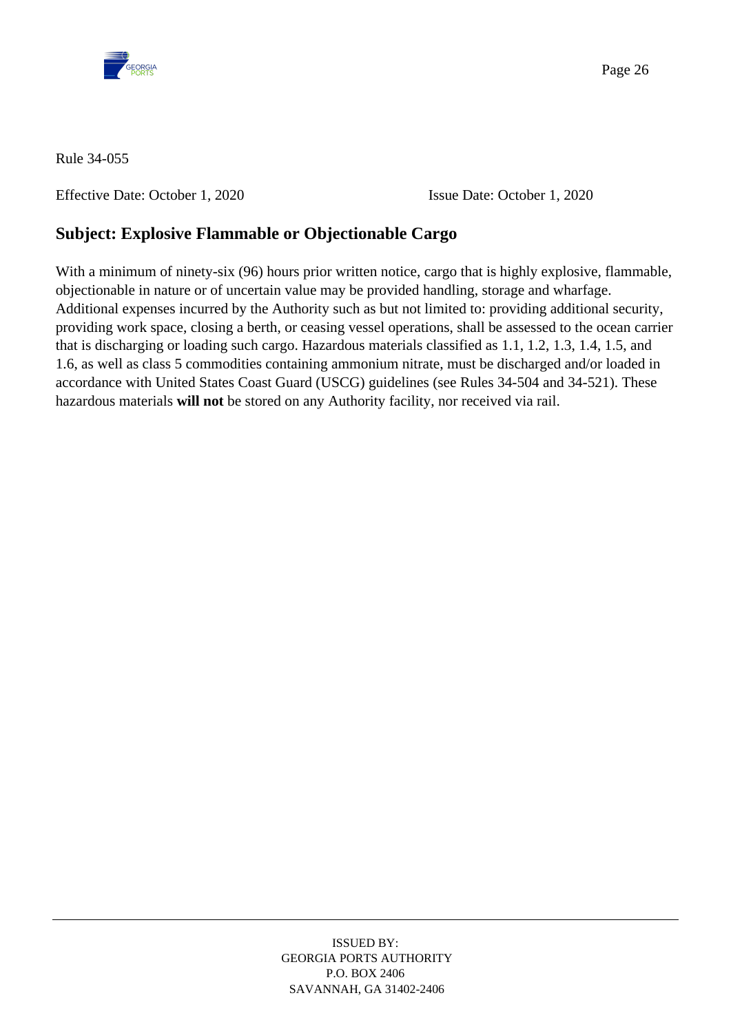Rule 34-055

Effective Date: October 1, 2020    Issue Date: October 1, 2020

## Subject: Explosive Flammable or Objectionable Cargo

With a minimum of ninety-six (96) hours prior written notice, cargo that is highly explosive, flammable, objectionable in nature or of uncertain value may be provided handling, storage and wharfage. Additional expenses incurred by the Authority such as but not limited to: providing additional security, providing work space, closing a berth, or ceasing vessel operations, shall be assessed to the ocean carrier that is discharging or loading such cargo. Hazardous materials classified as 1.1, 1.2, 1.3, 1.4, 1.5, and 1.6, as well as class 5 commodities containing ammonium nitrate, must be discharged and/or loaded in accordance with United States Coast Guard (USCG) guidelines (see Rules 34-504 and 34-521). These hazardous materials **will not** be stored on any Authority facility, nor received via rail.

ISSUED BY:
GEORGIA PORTS AUTHORITY
P.O. BOX 2406
SAVANNAH, GA 31402-2406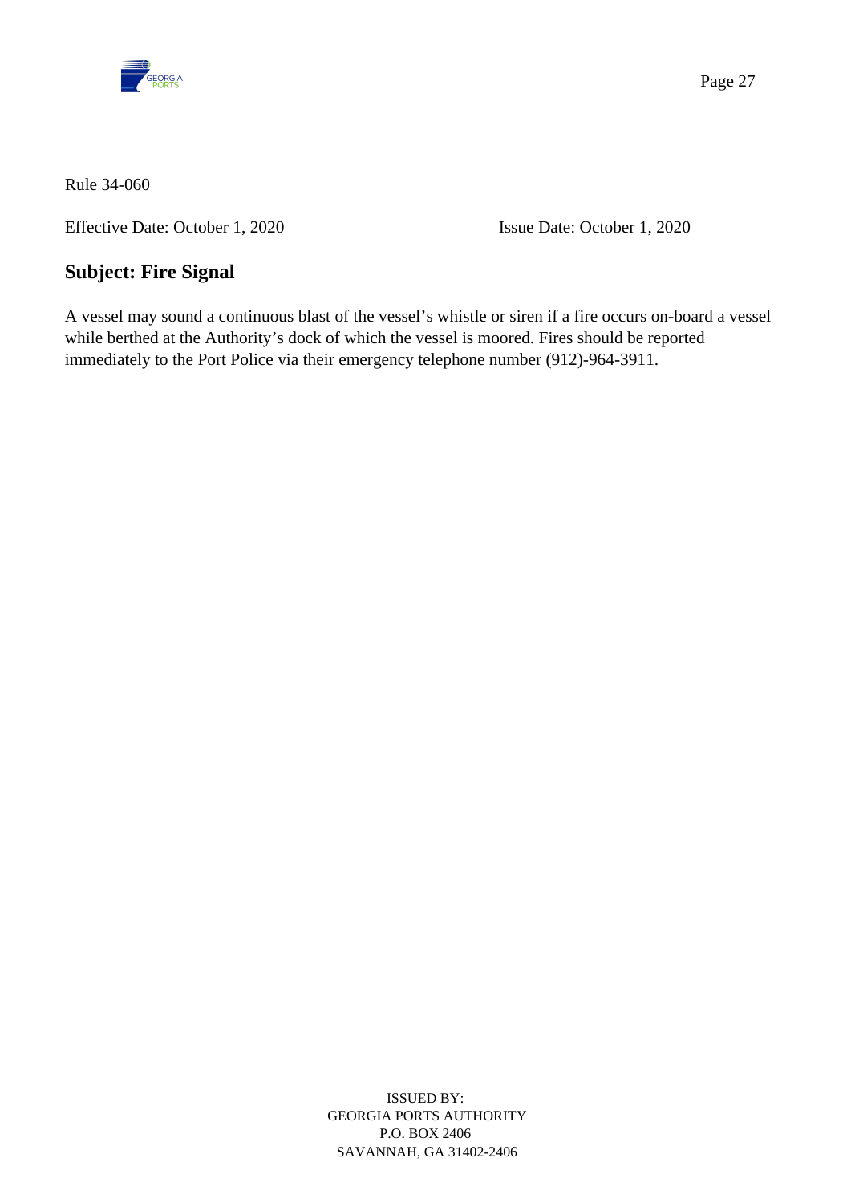Rule 34-060

Effective Date: October 1, 2020 Issue Date: October 1, 2020

## Subject: Fire Signal

A vessel may sound a continuous blast of the vessel's whistle or siren if a fire occurs on-board a vessel while berthed at the Authority's dock of which the vessel is moored. Fires should be reported immediately to the Port Police via their emergency telephone number (912)-964-3911.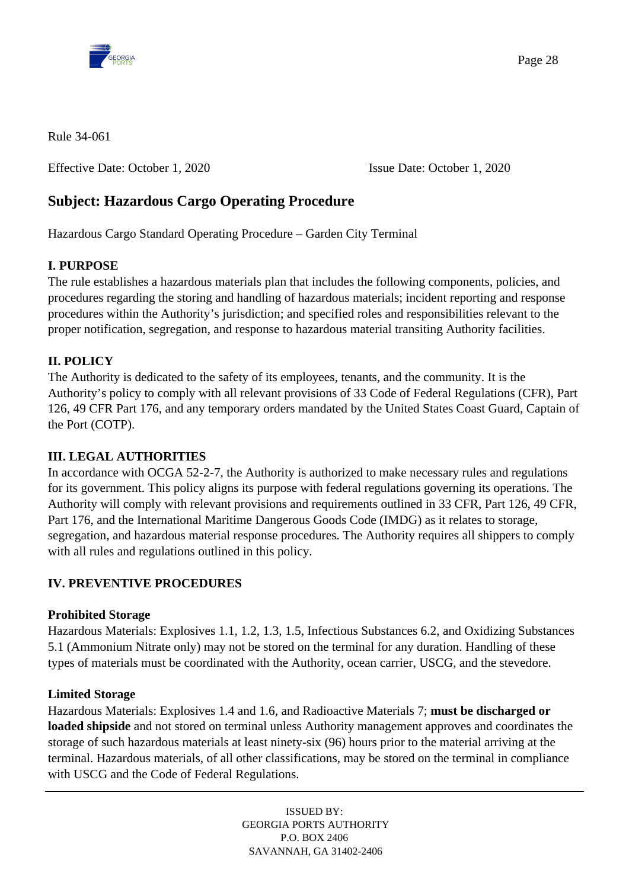Rule 34-061

Effective Date: October 1, 2020 Issue Date: October 1, 2020

## Subject: Hazardous Cargo Operating Procedure

Hazardous Cargo Standard Operating Procedure – Garden City Terminal

### I. PURPOSE

The rule establishes a hazardous materials plan that includes the following components, policies, and procedures regarding the storing and handling of hazardous materials; incident reporting and response procedures within the Authority's jurisdiction; and specified roles and responsibilities relevant to the proper notification, segregation, and response to hazardous material transiting Authority facilities.

### II. POLICY

The Authority is dedicated to the safety of its employees, tenants, and the community. It is the Authority's policy to comply with all relevant provisions of 33 Code of Federal Regulations (CFR), Part 126, 49 CFR Part 176, and any temporary orders mandated by the United States Coast Guard, Captain of the Port (COTP).

### III. LEGAL AUTHORITIES

In accordance with OCGA 52-2-7, the Authority is authorized to make necessary rules and regulations for its government. This policy aligns its purpose with federal regulations governing its operations. The Authority will comply with relevant provisions and requirements outlined in 33 CFR, Part 126, 49 CFR, Part 176, and the International Maritime Dangerous Goods Code (IMDG) as it relates to storage, segregation, and hazardous material response procedures. The Authority requires all shippers to comply with all rules and regulations outlined in this policy.

### IV. PREVENTIVE PROCEDURES

**Prohibited Storage**

Hazardous Materials: Explosives 1.1, 1.2, 1.3, 1.5, Infectious Substances 6.2, and Oxidizing Substances 5.1 (Ammonium Nitrate only) may not be stored on the terminal for any duration. Handling of these types of materials must be coordinated with the Authority, ocean carrier, USCG, and the stevedore.

**Limited Storage**

Hazardous Materials: Explosives 1.4 and 1.6, and Radioactive Materials 7; **must be discharged or loaded shipside** and not stored on terminal unless Authority management approves and coordinates the storage of such hazardous materials at least ninety-six (96) hours prior to the material arriving at the terminal. Hazardous materials, of all other classifications, may be stored on the terminal in compliance with USCG and the Code of Federal Regulations.

ISSUED BY:
GEORGIA PORTS AUTHORITY
P.O. BOX 2406
SAVANNAH, GA 31402-2406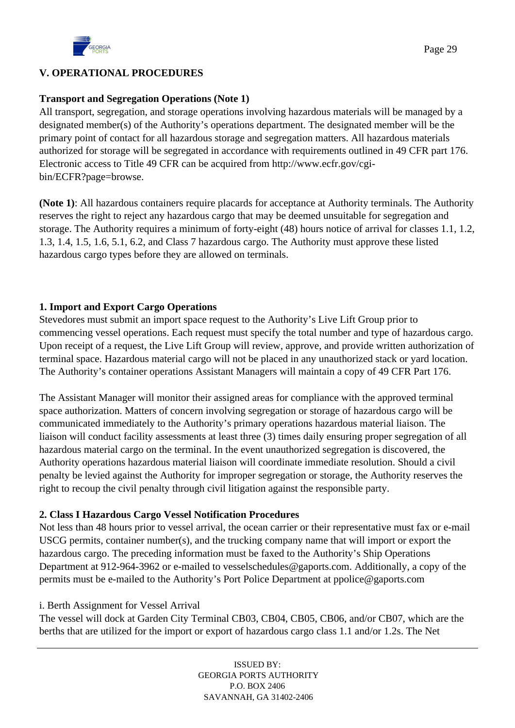## V. OPERATIONAL PROCEDURES

**Transport and Segregation Operations (Note 1)**

All transport, segregation, and storage operations involving hazardous materials will be managed by a designated member(s) of the Authority's operations department. The designated member will be the primary point of contact for all hazardous storage and segregation matters. All hazardous materials authorized for storage will be segregated in accordance with requirements outlined in 49 CFR part 176. Electronic access to Title 49 CFR can be acquired from http://www.ecfr.gov/cgi-bin/ECFR?page=browse.

**(Note 1)**: All hazardous containers require placards for acceptance at Authority terminals. The Authority reserves the right to reject any hazardous cargo that may be deemed unsuitable for segregation and storage. The Authority requires a minimum of forty-eight (48) hours notice of arrival for classes 1.1, 1.2, 1.3, 1.4, 1.5, 1.6, 5.1, 6.2, and Class 7 hazardous cargo. The Authority must approve these listed hazardous cargo types before they are allowed on terminals.

### 1. Import and Export Cargo Operations

Stevedores must submit an import space request to the Authority's Live Lift Group prior to commencing vessel operations. Each request must specify the total number and type of hazardous cargo. Upon receipt of a request, the Live Lift Group will review, approve, and provide written authorization of terminal space. Hazardous material cargo will not be placed in any unauthorized stack or yard location. The Authority's container operations Assistant Managers will maintain a copy of 49 CFR Part 176.

The Assistant Manager will monitor their assigned areas for compliance with the approved terminal space authorization. Matters of concern involving segregation or storage of hazardous cargo will be communicated immediately to the Authority's primary operations hazardous material liaison. The liaison will conduct facility assessments at least three (3) times daily ensuring proper segregation of all hazardous material cargo on the terminal. In the event unauthorized segregation is discovered, the Authority operations hazardous material liaison will coordinate immediate resolution. Should a civil penalty be levied against the Authority for improper segregation or storage, the Authority reserves the right to recoup the civil penalty through civil litigation against the responsible party.

### 2. Class I Hazardous Cargo Vessel Notification Procedures

Not less than 48 hours prior to vessel arrival, the ocean carrier or their representative must fax or e-mail USCG permits, container number(s), and the trucking company name that will import or export the hazardous cargo. The preceding information must be faxed to the Authority's Ship Operations Department at 912-964-3962 or e-mailed to vesselschedules@gaports.com. Additionally, a copy of the permits must be e-mailed to the Authority's Port Police Department at ppolice@gaports.com

i. Berth Assignment for Vessel Arrival

The vessel will dock at Garden City Terminal CB03, CB04, CB05, CB06, and/or CB07, which are the berths that are utilized for the import or export of hazardous cargo class 1.1 and/or 1.2s. The Net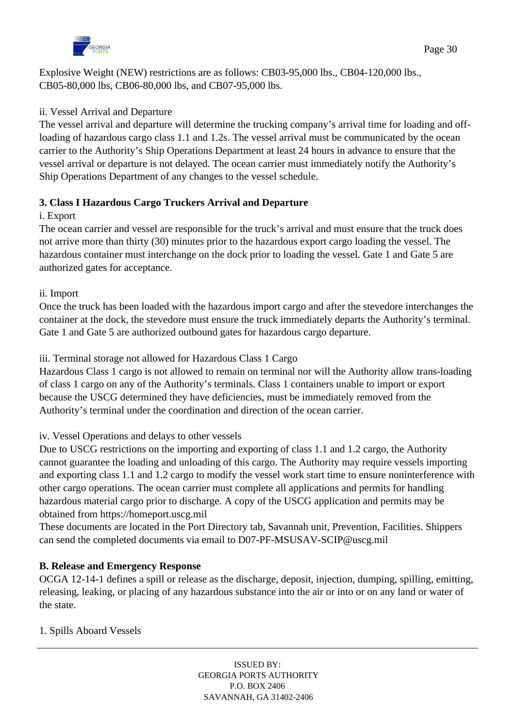Explosive Weight (NEW) restrictions are as follows: CB03-95,000 lbs., CB04-120,000 lbs., CB05-80,000 lbs, CB06-80,000 lbs, and CB07-95,000 lbs.

ii. Vessel Arrival and Departure

The vessel arrival and departure will determine the trucking company's arrival time for loading and off-loading of hazardous cargo class 1.1 and 1.2s. The vessel arrival must be communicated by the ocean carrier to the Authority's Ship Operations Department at least 24 hours in advance to ensure that the vessel arrival or departure is not delayed. The ocean carrier must immediately notify the Authority's Ship Operations Department of any changes to the vessel schedule.

**3. Class I Hazardous Cargo Truckers Arrival and Departure**

i. Export

The ocean carrier and vessel are responsible for the truck's arrival and must ensure that the truck does not arrive more than thirty (30) minutes prior to the hazardous export cargo loading the vessel. The hazardous container must interchange on the dock prior to loading the vessel. Gate 1 and Gate 5 are authorized gates for acceptance.

ii. Import

Once the truck has been loaded with the hazardous import cargo and after the stevedore interchanges the container at the dock, the stevedore must ensure the truck immediately departs the Authority's terminal. Gate 1 and Gate 5 are authorized outbound gates for hazardous cargo departure.

iii. Terminal storage not allowed for Hazardous Class 1 Cargo

Hazardous Class 1 cargo is not allowed to remain on terminal nor will the Authority allow trans-loading of class 1 cargo on any of the Authority's terminals. Class 1 containers unable to import or export because the USCG determined they have deficiencies, must be immediately removed from the Authority's terminal under the coordination and direction of the ocean carrier.

iv. Vessel Operations and delays to other vessels

Due to USCG restrictions on the importing and exporting of class 1.1 and 1.2 cargo, the Authority cannot guarantee the loading and unloading of this cargo. The Authority may require vessels importing and exporting class 1.1 and 1.2 cargo to modify the vessel work start time to ensure noninterference with other cargo operations. The ocean carrier must complete all applications and permits for handling hazardous material cargo prior to discharge. A copy of the USCG application and permits may be obtained from https://homeport.uscg.mil

These documents are located in the Port Directory tab, Savannah unit, Prevention, Facilities. Shippers can send the completed documents via email to D07-PF-MSUSAV-SCIP@uscg.mil

**B. Release and Emergency Response**

OCGA 12-14-1 defines a spill or release as the discharge, deposit, injection, dumping, spilling, emitting, releasing, leaking, or placing of any hazardous substance into the air or into or on any land or water of the state.

1. Spills Aboard Vessels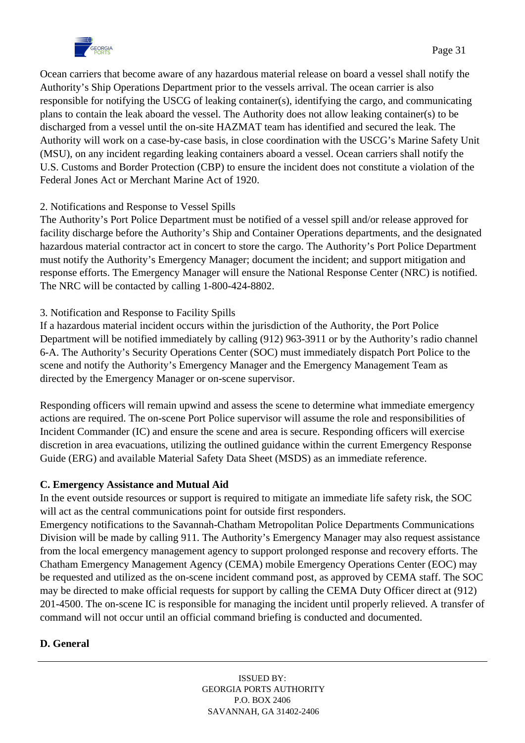Ocean carriers that become aware of any hazardous material release on board a vessel shall notify the Authority's Ship Operations Department prior to the vessels arrival. The ocean carrier is also responsible for notifying the USCG of leaking container(s), identifying the cargo, and communicating plans to contain the leak aboard the vessel. The Authority does not allow leaking container(s) to be discharged from a vessel until the on-site HAZMAT team has identified and secured the leak. The Authority will work on a case-by-case basis, in close coordination with the USCG's Marine Safety Unit (MSU), on any incident regarding leaking containers aboard a vessel. Ocean carriers shall notify the U.S. Customs and Border Protection (CBP) to ensure the incident does not constitute a violation of the Federal Jones Act or Merchant Marine Act of 1920.

2. Notifications and Response to Vessel Spills

The Authority's Port Police Department must be notified of a vessel spill and/or release approved for facility discharge before the Authority's Ship and Container Operations departments, and the designated hazardous material contractor act in concert to store the cargo. The Authority's Port Police Department must notify the Authority's Emergency Manager; document the incident; and support mitigation and response efforts. The Emergency Manager will ensure the National Response Center (NRC) is notified. The NRC will be contacted by calling 1-800-424-8802.

3. Notification and Response to Facility Spills

If a hazardous material incident occurs within the jurisdiction of the Authority, the Port Police Department will be notified immediately by calling (912) 963-3911 or by the Authority's radio channel 6-A. The Authority's Security Operations Center (SOC) must immediately dispatch Port Police to the scene and notify the Authority's Emergency Manager and the Emergency Management Team as directed by the Emergency Manager or on-scene supervisor.

Responding officers will remain upwind and assess the scene to determine what immediate emergency actions are required. The on-scene Port Police supervisor will assume the role and responsibilities of Incident Commander (IC) and ensure the scene and area is secure. Responding officers will exercise discretion in area evacuations, utilizing the outlined guidance within the current Emergency Response Guide (ERG) and available Material Safety Data Sheet (MSDS) as an immediate reference.

**C. Emergency Assistance and Mutual Aid**

In the event outside resources or support is required to mitigate an immediate life safety risk, the SOC will act as the central communications point for outside first responders.

Emergency notifications to the Savannah-Chatham Metropolitan Police Departments Communications Division will be made by calling 911. The Authority's Emergency Manager may also request assistance from the local emergency management agency to support prolonged response and recovery efforts. The Chatham Emergency Management Agency (CEMA) mobile Emergency Operations Center (EOC) may be requested and utilized as the on-scene incident command post, as approved by CEMA staff. The SOC may be directed to make official requests for support by calling the CEMA Duty Officer direct at (912) 201-4500. The on-scene IC is responsible for managing the incident until properly relieved. A transfer of command will not occur until an official command briefing is conducted and documented.

**D. General**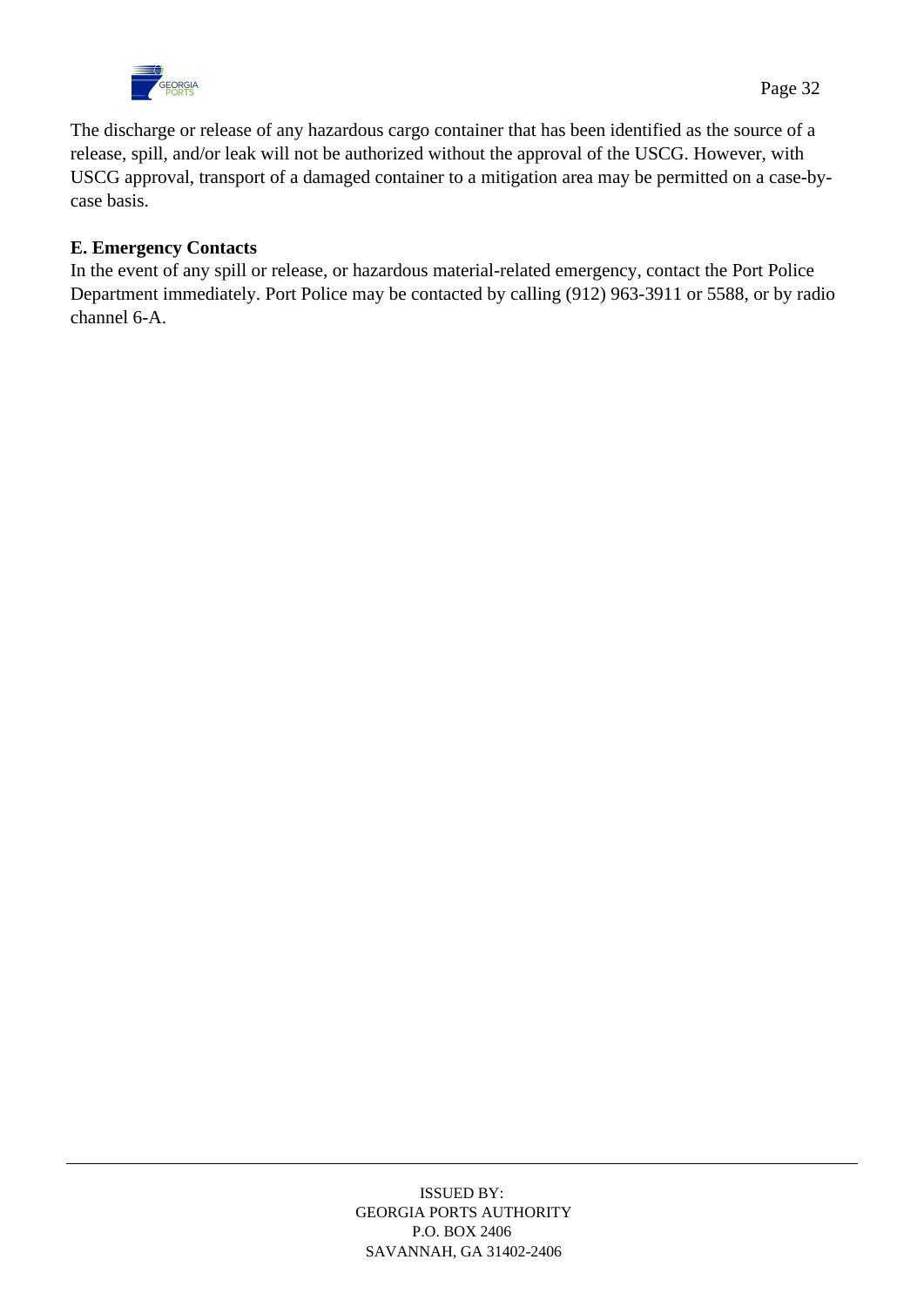The discharge or release of any hazardous cargo container that has been identified as the source of a release, spill, and/or leak will not be authorized without the approval of the USCG. However, with USCG approval, transport of a damaged container to a mitigation area may be permitted on a case-by-case basis.

**E. Emergency Contacts**

In the event of any spill or release, or hazardous material-related emergency, contact the Port Police Department immediately. Port Police may be contacted by calling (912) 963-3911 or 5588, or by radio channel 6-A.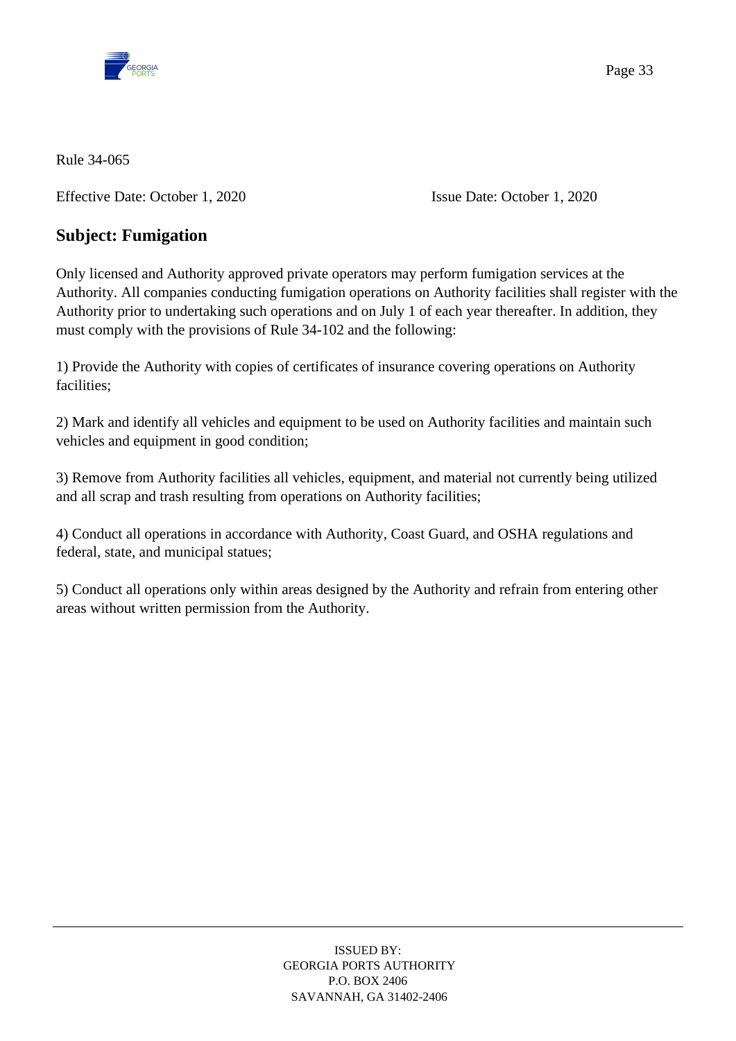Rule 34-065

Effective Date: October 1, 2020 Issue Date: October 1, 2020

## Subject: Fumigation

Only licensed and Authority approved private operators may perform fumigation services at the Authority. All companies conducting fumigation operations on Authority facilities shall register with the Authority prior to undertaking such operations and on July 1 of each year thereafter. In addition, they must comply with the provisions of Rule 34-102 and the following:

1) Provide the Authority with copies of certificates of insurance covering operations on Authority facilities;

2) Mark and identify all vehicles and equipment to be used on Authority facilities and maintain such vehicles and equipment in good condition;

3) Remove from Authority facilities all vehicles, equipment, and material not currently being utilized and all scrap and trash resulting from operations on Authority facilities;

4) Conduct all operations in accordance with Authority, Coast Guard, and OSHA regulations and federal, state, and municipal statues;

5) Conduct all operations only within areas designed by the Authority and refrain from entering other areas without written permission from the Authority.

ISSUED BY:
GEORGIA PORTS AUTHORITY
P.O. BOX 2406
SAVANNAH, GA 31402-2406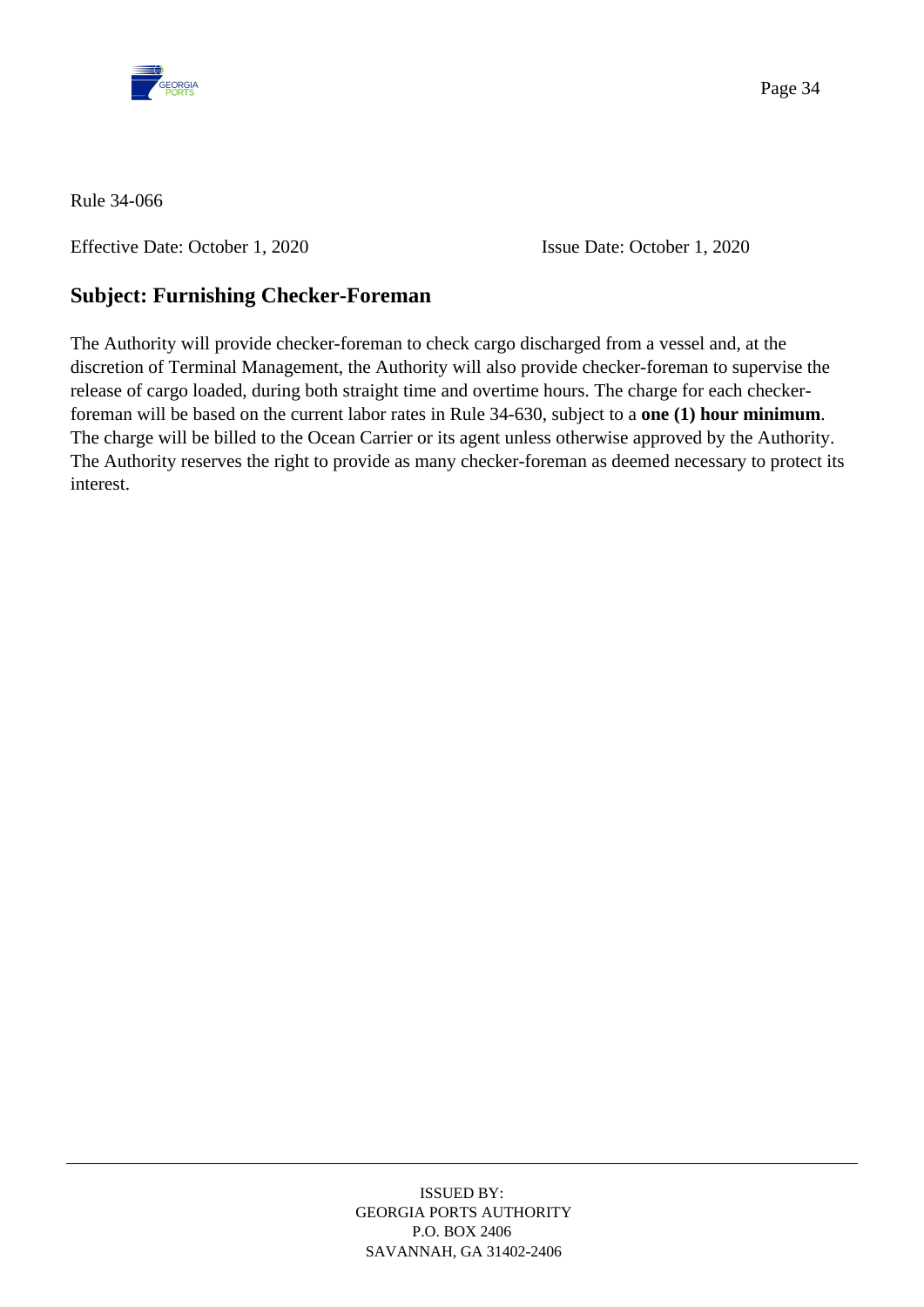Rule 34-066

Effective Date: October 1, 2020 Issue Date: October 1, 2020

## Subject: Furnishing Checker-Foreman

The Authority will provide checker-foreman to check cargo discharged from a vessel and, at the discretion of Terminal Management, the Authority will also provide checker-foreman to supervise the release of cargo loaded, during both straight time and overtime hours. The charge for each checker-foreman will be based on the current labor rates in Rule 34-630, subject to a **one (1) hour minimum**. The charge will be billed to the Ocean Carrier or its agent unless otherwise approved by the Authority. The Authority reserves the right to provide as many checker-foreman as deemed necessary to protect its interest.

ISSUED BY:
GEORGIA PORTS AUTHORITY
P.O. BOX 2406
SAVANNAH, GA 31402-2406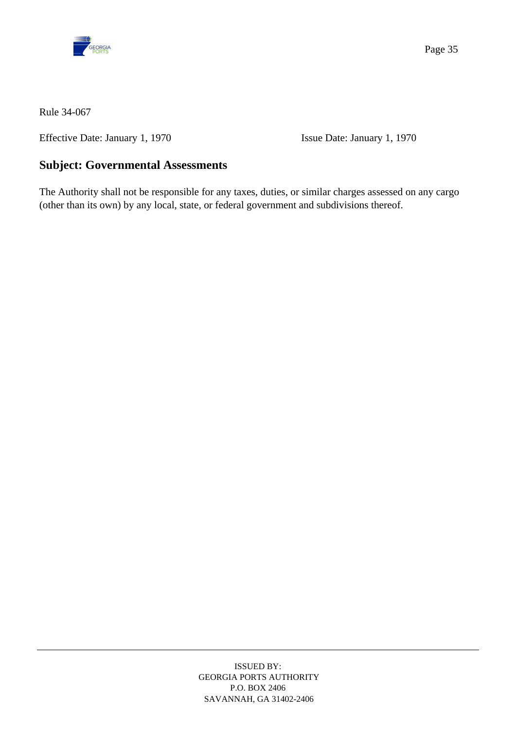Rule 34-067

Effective Date: January 1, 1970 Issue Date: January 1, 1970

## Subject: Governmental Assessments

The Authority shall not be responsible for any taxes, duties, or similar charges assessed on any cargo (other than its own) by any local, state, or federal government and subdivisions thereof.

ISSUED BY:
GEORGIA PORTS AUTHORITY
P.O. BOX 2406
SAVANNAH, GA 31402-2406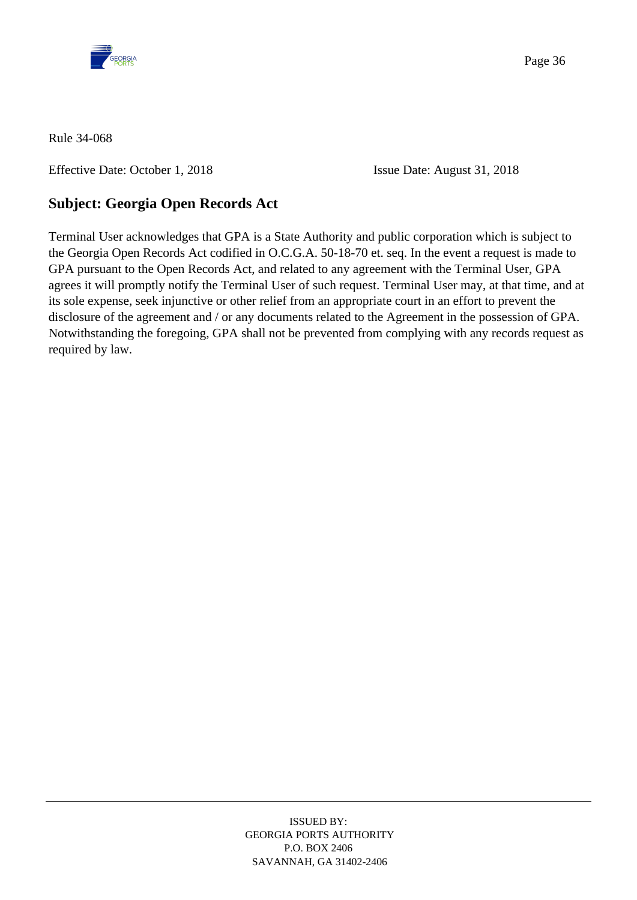Rule 34-068

Effective Date: October 1, 2018 Issue Date: August 31, 2018

## Subject: Georgia Open Records Act

Terminal User acknowledges that GPA is a State Authority and public corporation which is subject to the Georgia Open Records Act codified in O.C.G.A. 50-18-70 et. seq. In the event a request is made to GPA pursuant to the Open Records Act, and related to any agreement with the Terminal User, GPA agrees it will promptly notify the Terminal User of such request. Terminal User may, at that time, and at its sole expense, seek injunctive or other relief from an appropriate court in an effort to prevent the disclosure of the agreement and / or any documents related to the Agreement in the possession of GPA. Notwithstanding the foregoing, GPA shall not be prevented from complying with any records request as required by law.

ISSUED BY:
GEORGIA PORTS AUTHORITY
P.O. BOX 2406
SAVANNAH, GA 31402-2406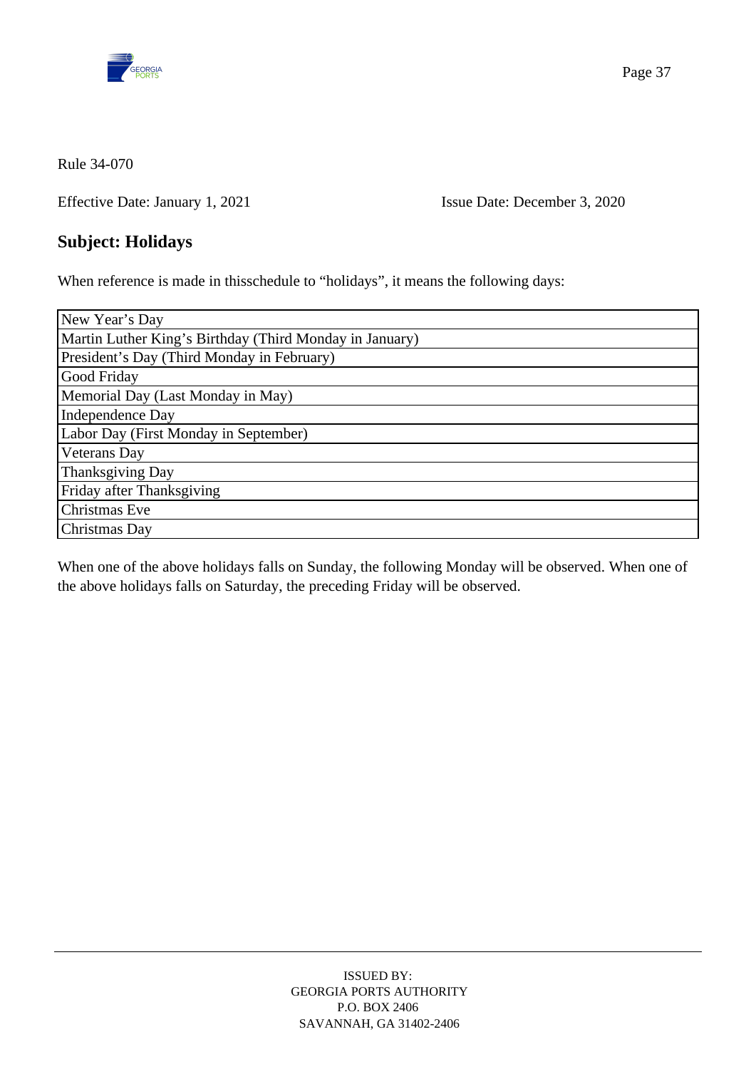Rule 34-070

Effective Date: January 1, 2021 Issue Date: December 3, 2020

## Subject: Holidays

When reference is made in thisschedule to “holidays”, it means the following days:

| New Year’s Day |
|---|
| Martin Luther King’s Birthday (Third Monday in January) |
| President’s Day (Third Monday in February) |
| Good Friday |
| Memorial Day (Last Monday in May) |
| Independence Day |
| Labor Day (First Monday in September) |
| Veterans Day |
| Thanksgiving Day |
| Friday after Thanksgiving |
| Christmas Eve |
| Christmas Day |

When one of the above holidays falls on Sunday, the following Monday will be observed. When one of the above holidays falls on Saturday, the preceding Friday will be observed.

ISSUED BY:
GEORGIA PORTS AUTHORITY
P.O. BOX 2406
SAVANNAH, GA 31402-2406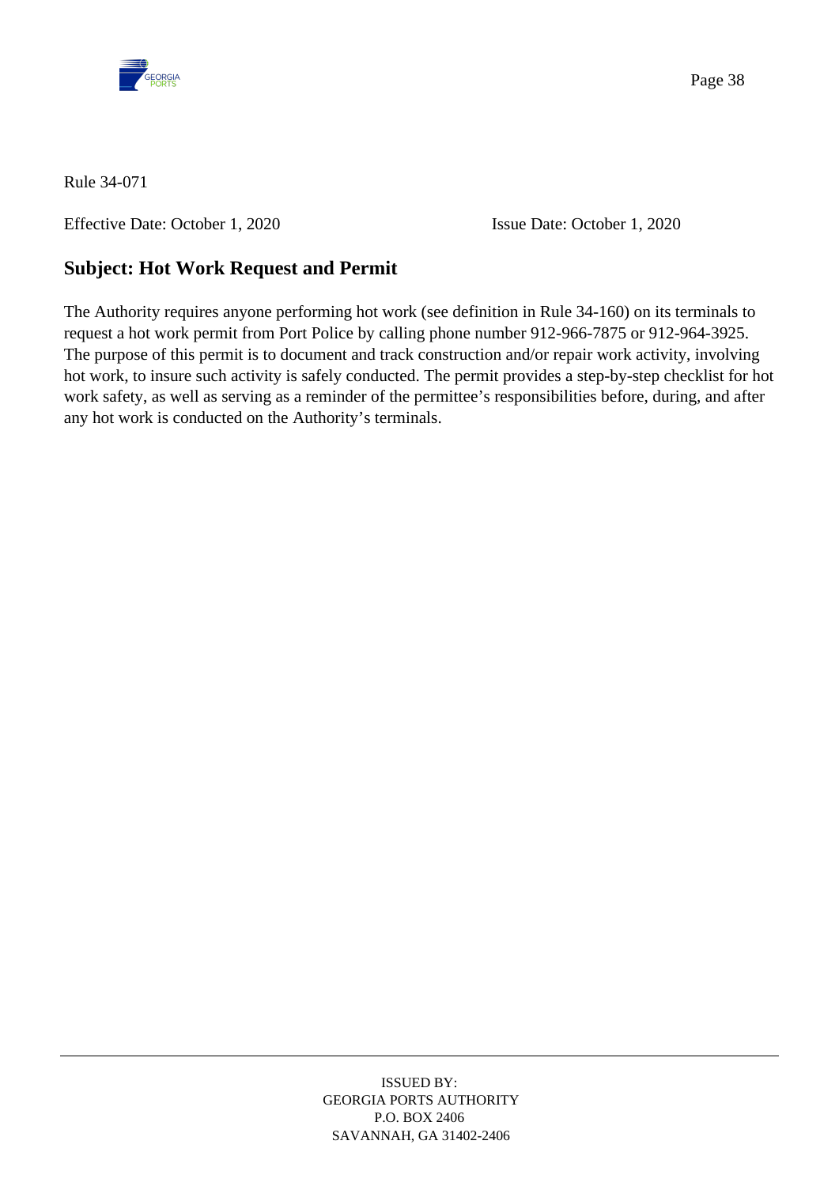Rule 34-071

Effective Date: October 1, 2020 Issue Date: October 1, 2020

## Subject: Hot Work Request and Permit

The Authority requires anyone performing hot work (see definition in Rule 34-160) on its terminals to request a hot work permit from Port Police by calling phone number 912-966-7875 or 912-964-3925. The purpose of this permit is to document and track construction and/or repair work activity, involving hot work, to insure such activity is safely conducted. The permit provides a step-by-step checklist for hot work safety, as well as serving as a reminder of the permittee's responsibilities before, during, and after any hot work is conducted on the Authority's terminals.

ISSUED BY:
GEORGIA PORTS AUTHORITY
P.O. BOX 2406
SAVANNAH, GA 31402-2406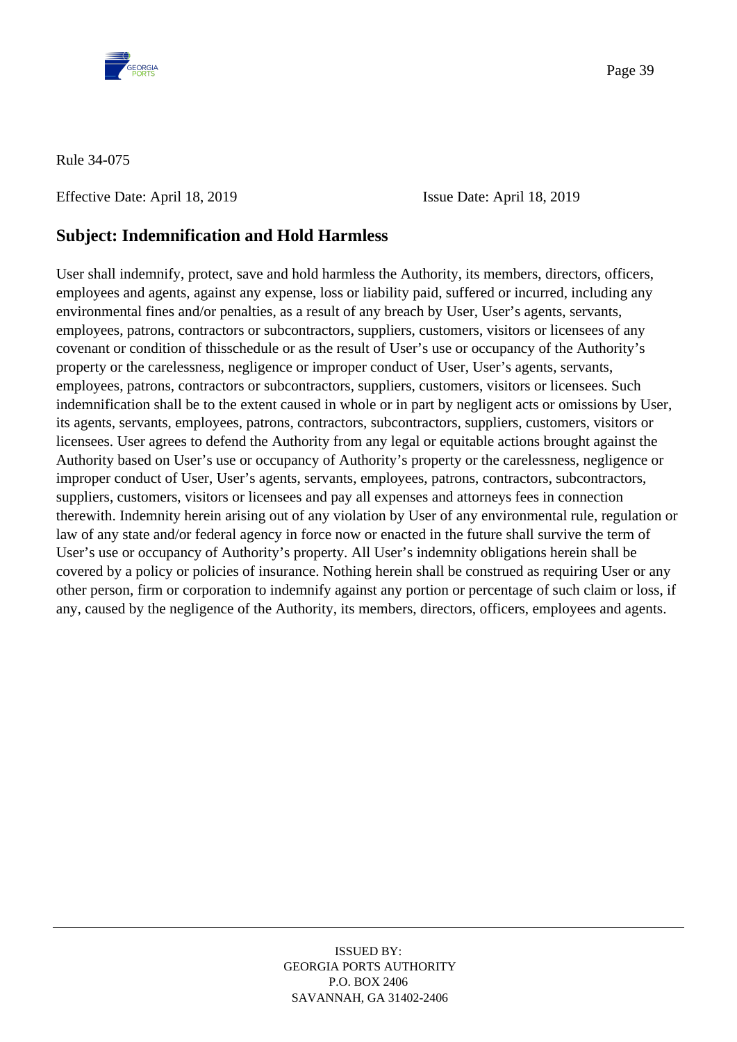Rule 34-075

Effective Date: April 18, 2019 Issue Date: April 18, 2019

## Subject: Indemnification and Hold Harmless

User shall indemnify, protect, save and hold harmless the Authority, its members, directors, officers, employees and agents, against any expense, loss or liability paid, suffered or incurred, including any environmental fines and/or penalties, as a result of any breach by User, User's agents, servants, employees, patrons, contractors or subcontractors, suppliers, customers, visitors or licensees of any covenant or condition of thisschedule or as the result of User's use or occupancy of the Authority's property or the carelessness, negligence or improper conduct of User, User's agents, servants, employees, patrons, contractors or subcontractors, suppliers, customers, visitors or licensees. Such indemnification shall be to the extent caused in whole or in part by negligent acts or omissions by User, its agents, servants, employees, patrons, contractors, subcontractors, suppliers, customers, visitors or licensees. User agrees to defend the Authority from any legal or equitable actions brought against the Authority based on User's use or occupancy of Authority's property or the carelessness, negligence or improper conduct of User, User's agents, servants, employees, patrons, contractors, subcontractors, suppliers, customers, visitors or licensees and pay all expenses and attorneys fees in connection therewith. Indemnity herein arising out of any violation by User of any environmental rule, regulation or law of any state and/or federal agency in force now or enacted in the future shall survive the term of User's use or occupancy of Authority's property. All User's indemnity obligations herein shall be covered by a policy or policies of insurance. Nothing herein shall be construed as requiring User or any other person, firm or corporation to indemnify against any portion or percentage of such claim or loss, if any, caused by the negligence of the Authority, its members, directors, officers, employees and agents.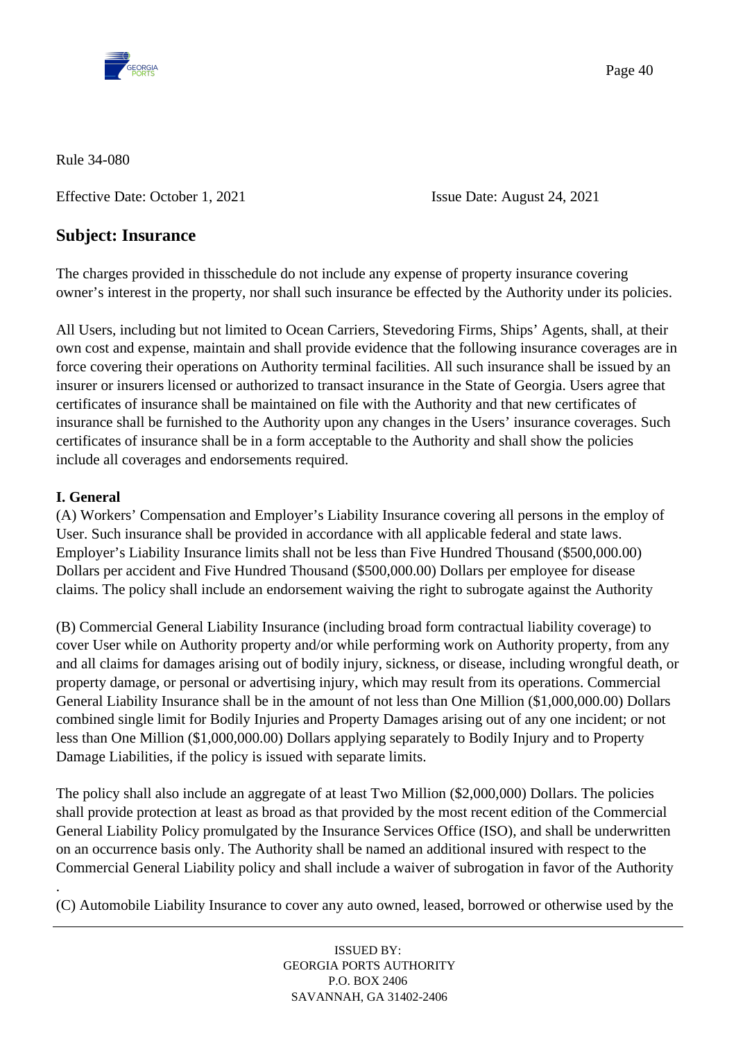Rule 34-080

Effective Date: October 1, 2021 Issue Date: August 24, 2021

## Subject: Insurance

The charges provided in thisschedule do not include any expense of property insurance covering owner's interest in the property, nor shall such insurance be effected by the Authority under its policies.

All Users, including but not limited to Ocean Carriers, Stevedoring Firms, Ships' Agents, shall, at their own cost and expense, maintain and shall provide evidence that the following insurance coverages are in force covering their operations on Authority terminal facilities. All such insurance shall be issued by an insurer or insurers licensed or authorized to transact insurance in the State of Georgia. Users agree that certificates of insurance shall be maintained on file with the Authority and that new certificates of insurance shall be furnished to the Authority upon any changes in the Users' insurance coverages. Such certificates of insurance shall be in a form acceptable to the Authority and shall show the policies include all coverages and endorsements required.

**I. General**

(A) Workers' Compensation and Employer's Liability Insurance covering all persons in the employ of User. Such insurance shall be provided in accordance with all applicable federal and state laws. Employer's Liability Insurance limits shall not be less than Five Hundred Thousand ($500,000.00) Dollars per accident and Five Hundred Thousand ($500,000.00) Dollars per employee for disease claims. The policy shall include an endorsement waiving the right to subrogate against the Authority

(B) Commercial General Liability Insurance (including broad form contractual liability coverage) to cover User while on Authority property and/or while performing work on Authority property, from any and all claims for damages arising out of bodily injury, sickness, or disease, including wrongful death, or property damage, or personal or advertising injury, which may result from its operations. Commercial General Liability Insurance shall be in the amount of not less than One Million ($1,000,000.00) Dollars combined single limit for Bodily Injuries and Property Damages arising out of any one incident; or not less than One Million ($1,000,000.00) Dollars applying separately to Bodily Injury and to Property Damage Liabilities, if the policy is issued with separate limits.

The policy shall also include an aggregate of at least Two Million ($2,000,000) Dollars. The policies shall provide protection at least as broad as that provided by the most recent edition of the Commercial General Liability Policy promulgated by the Insurance Services Office (ISO), and shall be underwritten on an occurrence basis only. The Authority shall be named an additional insured with respect to the Commercial General Liability policy and shall include a waiver of subrogation in favor of the Authority

.

(C) Automobile Liability Insurance to cover any auto owned, leased, borrowed or otherwise used by the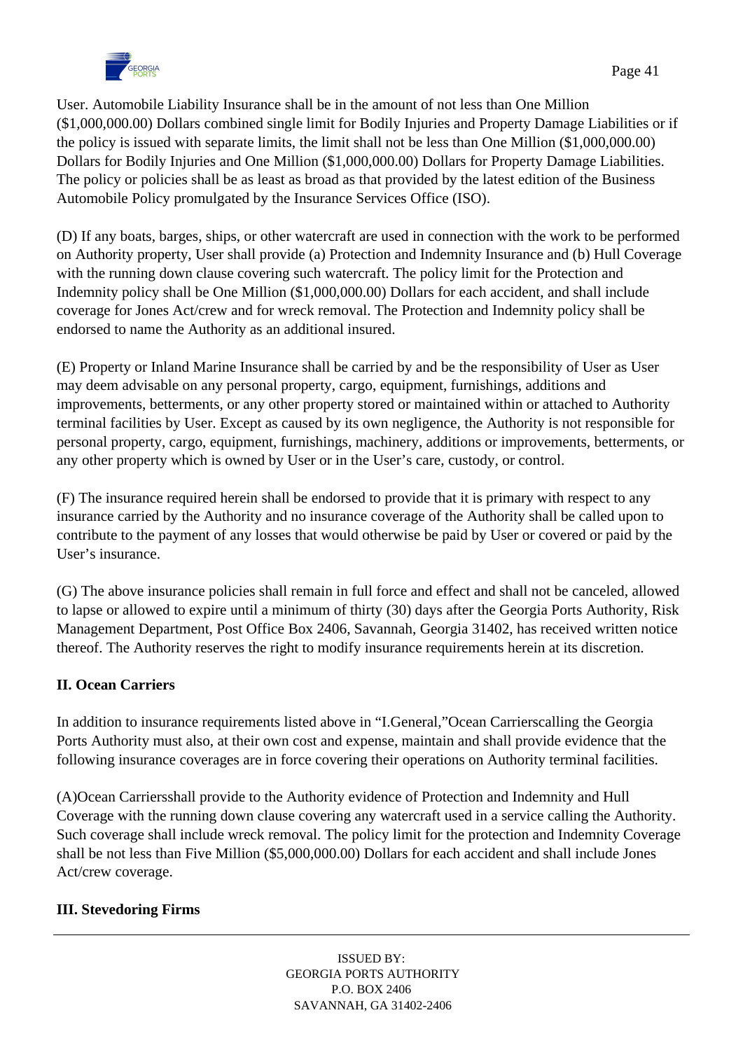User. Automobile Liability Insurance shall be in the amount of not less than One Million ($1,000,000.00) Dollars combined single limit for Bodily Injuries and Property Damage Liabilities or if the policy is issued with separate limits, the limit shall not be less than One Million ($1,000,000.00) Dollars for Bodily Injuries and One Million ($1,000,000.00) Dollars for Property Damage Liabilities. The policy or policies shall be as least as broad as that provided by the latest edition of the Business Automobile Policy promulgated by the Insurance Services Office (ISO).

(D) If any boats, barges, ships, or other watercraft are used in connection with the work to be performed on Authority property, User shall provide (a) Protection and Indemnity Insurance and (b) Hull Coverage with the running down clause covering such watercraft. The policy limit for the Protection and Indemnity policy shall be One Million ($1,000,000.00) Dollars for each accident, and shall include coverage for Jones Act/crew and for wreck removal. The Protection and Indemnity policy shall be endorsed to name the Authority as an additional insured.

(E) Property or Inland Marine Insurance shall be carried by and be the responsibility of User as User may deem advisable on any personal property, cargo, equipment, furnishings, additions and improvements, betterments, or any other property stored or maintained within or attached to Authority terminal facilities by User. Except as caused by its own negligence, the Authority is not responsible for personal property, cargo, equipment, furnishings, machinery, additions or improvements, betterments, or any other property which is owned by User or in the User's care, custody, or control.

(F) The insurance required herein shall be endorsed to provide that it is primary with respect to any insurance carried by the Authority and no insurance coverage of the Authority shall be called upon to contribute to the payment of any losses that would otherwise be paid by User or covered or paid by the User's insurance.

(G) The above insurance policies shall remain in full force and effect and shall not be canceled, allowed to lapse or allowed to expire until a minimum of thirty (30) days after the Georgia Ports Authority, Risk Management Department, Post Office Box 2406, Savannah, Georgia 31402, has received written notice thereof. The Authority reserves the right to modify insurance requirements herein at its discretion.

**II. Ocean Carriers**

In addition to insurance requirements listed above in "I.General,"Ocean Carrierscalling the Georgia Ports Authority must also, at their own cost and expense, maintain and shall provide evidence that the following insurance coverages are in force covering their operations on Authority terminal facilities.

(A)Ocean Carriersshall provide to the Authority evidence of Protection and Indemnity and Hull Coverage with the running down clause covering any watercraft used in a service calling the Authority. Such coverage shall include wreck removal. The policy limit for the protection and Indemnity Coverage shall be not less than Five Million ($5,000,000.00) Dollars for each accident and shall include Jones Act/crew coverage.

**III. Stevedoring Firms**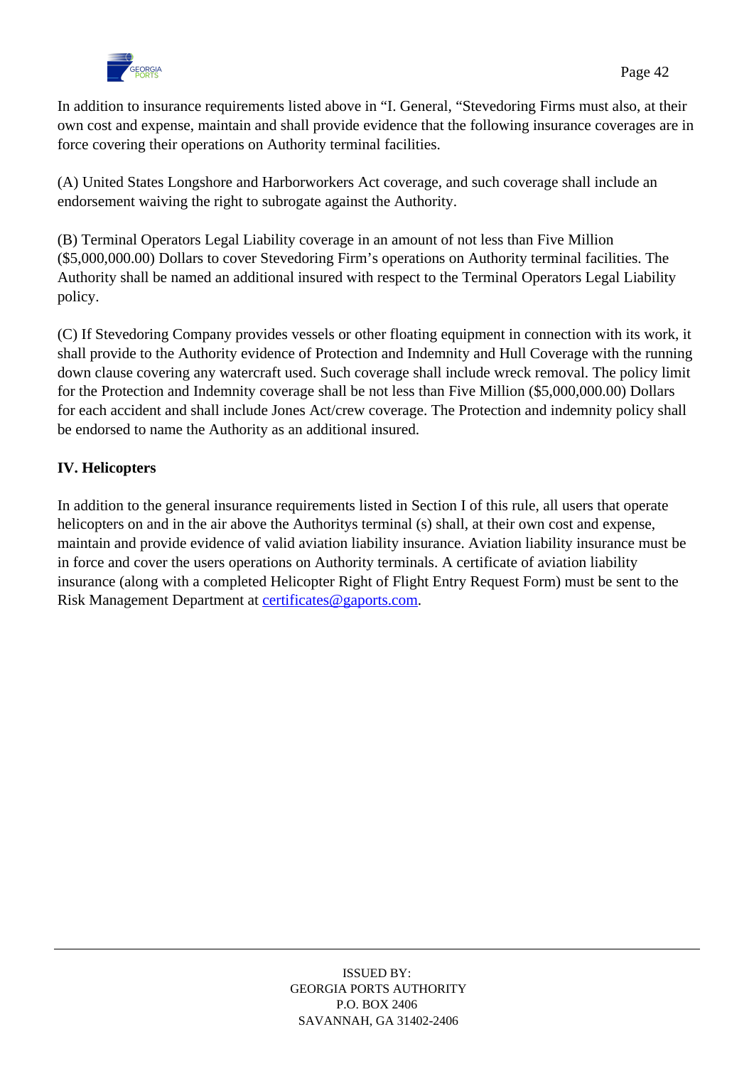In addition to insurance requirements listed above in "I. General, "Stevedoring Firms must also, at their own cost and expense, maintain and shall provide evidence that the following insurance coverages are in force covering their operations on Authority terminal facilities.

(A) United States Longshore and Harborworkers Act coverage, and such coverage shall include an endorsement waiving the right to subrogate against the Authority.

(B) Terminal Operators Legal Liability coverage in an amount of not less than Five Million ($5,000,000.00) Dollars to cover Stevedoring Firm's operations on Authority terminal facilities. The Authority shall be named an additional insured with respect to the Terminal Operators Legal Liability policy.

(C) If Stevedoring Company provides vessels or other floating equipment in connection with its work, it shall provide to the Authority evidence of Protection and Indemnity and Hull Coverage with the running down clause covering any watercraft used. Such coverage shall include wreck removal. The policy limit for the Protection and Indemnity coverage shall be not less than Five Million ($5,000,000.00) Dollars for each accident and shall include Jones Act/crew coverage. The Protection and indemnity policy shall be endorsed to name the Authority as an additional insured.

**IV. Helicopters**

In addition to the general insurance requirements listed in Section I of this rule, all users that operate helicopters on and in the air above the Authoritys terminal (s) shall, at their own cost and expense, maintain and provide evidence of valid aviation liability insurance. Aviation liability insurance must be in force and cover the users operations on Authority terminals. A certificate of aviation liability insurance (along with a completed Helicopter Right of Flight Entry Request Form) must be sent to the Risk Management Department at certificates@gaports.com.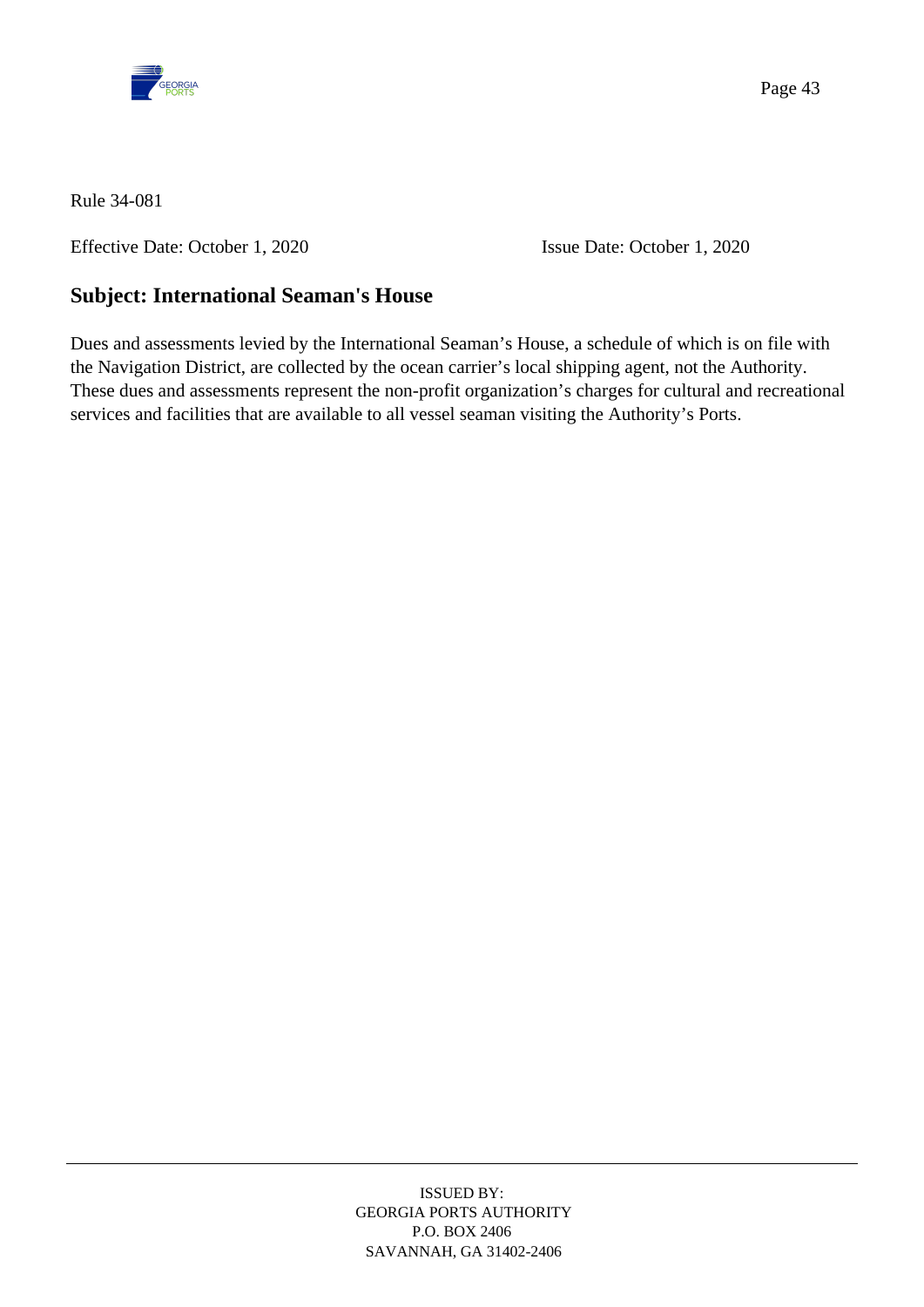Rule 34-081

Effective Date: October 1, 2020 Issue Date: October 1, 2020

## Subject: International Seaman's House

Dues and assessments levied by the International Seaman's House, a schedule of which is on file with the Navigation District, are collected by the ocean carrier's local shipping agent, not the Authority. These dues and assessments represent the non-profit organization's charges for cultural and recreational services and facilities that are available to all vessel seaman visiting the Authority's Ports.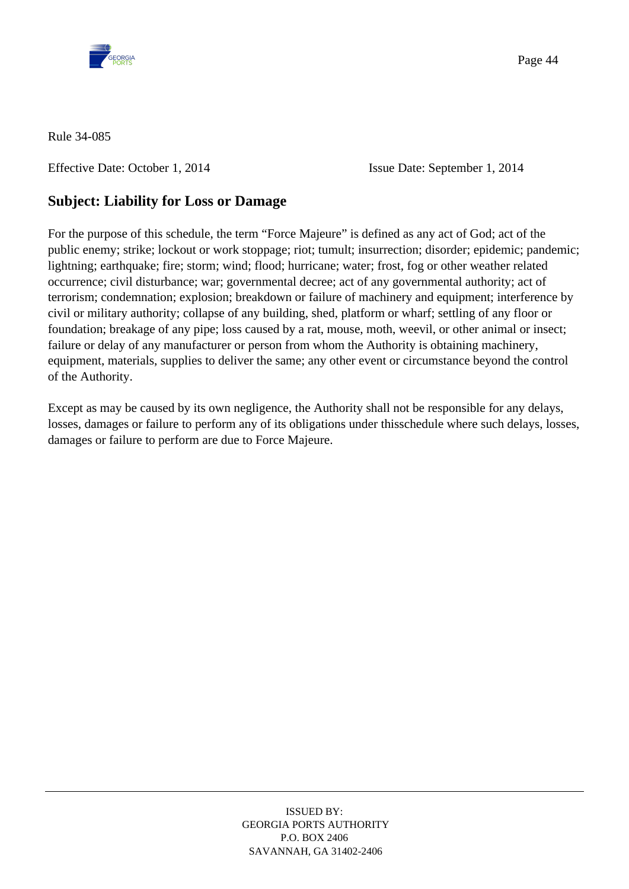Rule 34-085

Effective Date: October 1, 2014 Issue Date: September 1, 2014

## Subject: Liability for Loss or Damage

For the purpose of this schedule, the term "Force Majeure" is defined as any act of God; act of the public enemy; strike; lockout or work stoppage; riot; tumult; insurrection; disorder; epidemic; pandemic; lightning; earthquake; fire; storm; wind; flood; hurricane; water; frost, fog or other weather related occurrence; civil disturbance; war; governmental decree; act of any governmental authority; act of terrorism; condemnation; explosion; breakdown or failure of machinery and equipment; interference by civil or military authority; collapse of any building, shed, platform or wharf; settling of any floor or foundation; breakage of any pipe; loss caused by a rat, mouse, moth, weevil, or other animal or insect; failure or delay of any manufacturer or person from whom the Authority is obtaining machinery, equipment, materials, supplies to deliver the same; any other event or circumstance beyond the control of the Authority.

Except as may be caused by its own negligence, the Authority shall not be responsible for any delays, losses, damages or failure to perform any of its obligations under thisschedule where such delays, losses, damages or failure to perform are due to Force Majeure.

ISSUED BY:
GEORGIA PORTS AUTHORITY
P.O. BOX 2406
SAVANNAH, GA 31402-2406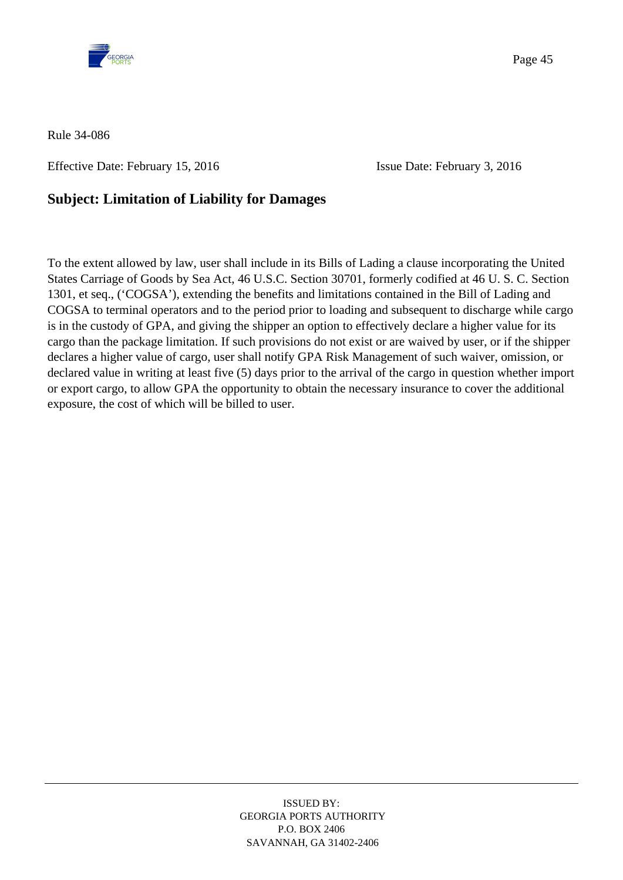Rule 34-086

Effective Date: February 15, 2016 Issue Date: February 3, 2016

## Subject: Limitation of Liability for Damages

To the extent allowed by law, user shall include in its Bills of Lading a clause incorporating the United States Carriage of Goods by Sea Act, 46 U.S.C. Section 30701, formerly codified at 46 U. S. C. Section 1301, et seq., ('COGSA'), extending the benefits and limitations contained in the Bill of Lading and COGSA to terminal operators and to the period prior to loading and subsequent to discharge while cargo is in the custody of GPA, and giving the shipper an option to effectively declare a higher value for its cargo than the package limitation. If such provisions do not exist or are waived by user, or if the shipper declares a higher value of cargo, user shall notify GPA Risk Management of such waiver, omission, or declared value in writing at least five (5) days prior to the arrival of the cargo in question whether import or export cargo, to allow GPA the opportunity to obtain the necessary insurance to cover the additional exposure, the cost of which will be billed to user.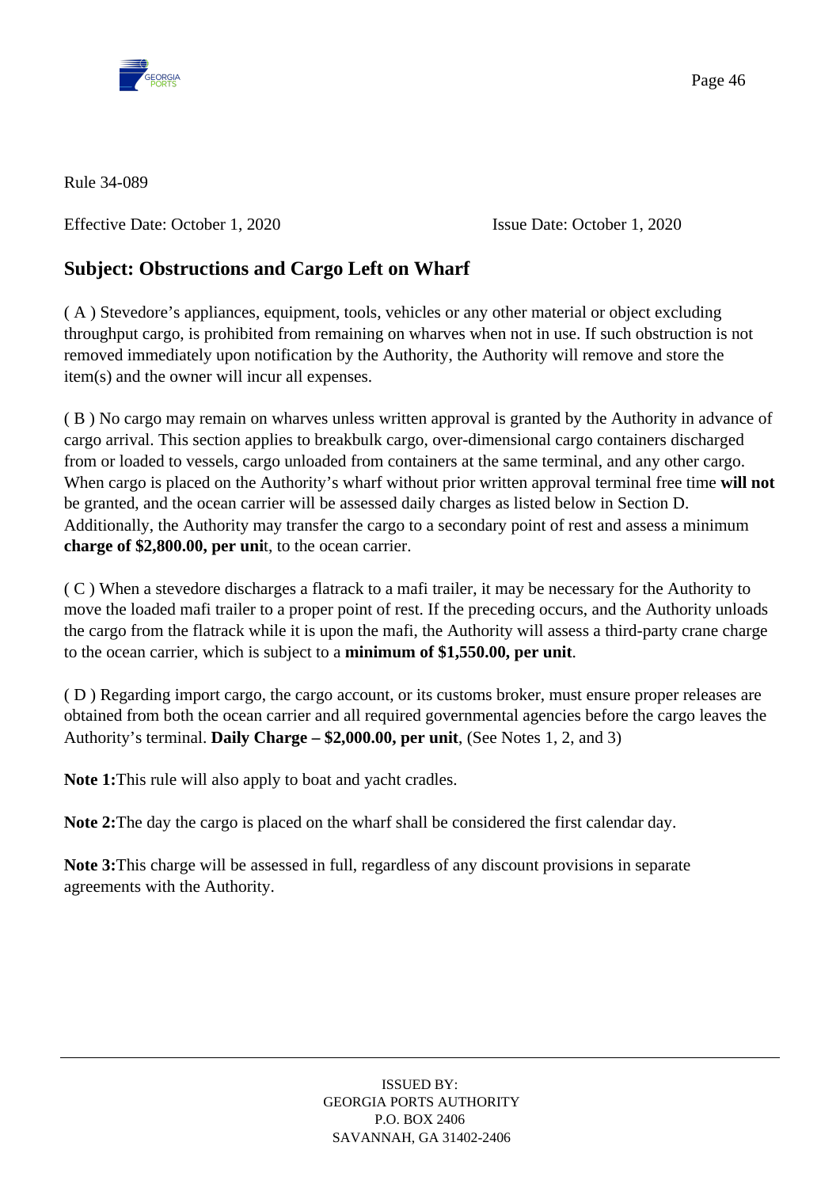Rule 34-089

Effective Date: October 1, 2020 Issue Date: October 1, 2020

## Subject: Obstructions and Cargo Left on Wharf

( A ) Stevedore's appliances, equipment, tools, vehicles or any other material or object excluding throughput cargo, is prohibited from remaining on wharves when not in use. If such obstruction is not removed immediately upon notification by the Authority, the Authority will remove and store the item(s) and the owner will incur all expenses.

( B ) No cargo may remain on wharves unless written approval is granted by the Authority in advance of cargo arrival. This section applies to breakbulk cargo, over-dimensional cargo containers discharged from or loaded to vessels, cargo unloaded from containers at the same terminal, and any other cargo. When cargo is placed on the Authority's wharf without prior written approval terminal free time **will not** be granted, and the ocean carrier will be assessed daily charges as listed below in Section D. Additionally, the Authority may transfer the cargo to a secondary point of rest and assess a minimum **charge of $2,800.00, per uni**t, to the ocean carrier.

( C ) When a stevedore discharges a flatrack to a mafi trailer, it may be necessary for the Authority to move the loaded mafi trailer to a proper point of rest. If the preceding occurs, and the Authority unloads the cargo from the flatrack while it is upon the mafi, the Authority will assess a third-party crane charge to the ocean carrier, which is subject to a **minimum of $1,550.00, per unit**.

( D ) Regarding import cargo, the cargo account, or its customs broker, must ensure proper releases are obtained from both the ocean carrier and all required governmental agencies before the cargo leaves the Authority's terminal. **Daily Charge – $2,000.00, per unit**, (See Notes 1, 2, and 3)

**Note 1:** This rule will also apply to boat and yacht cradles.

**Note 2:** The day the cargo is placed on the wharf shall be considered the first calendar day.

**Note 3:** This charge will be assessed in full, regardless of any discount provisions in separate agreements with the Authority.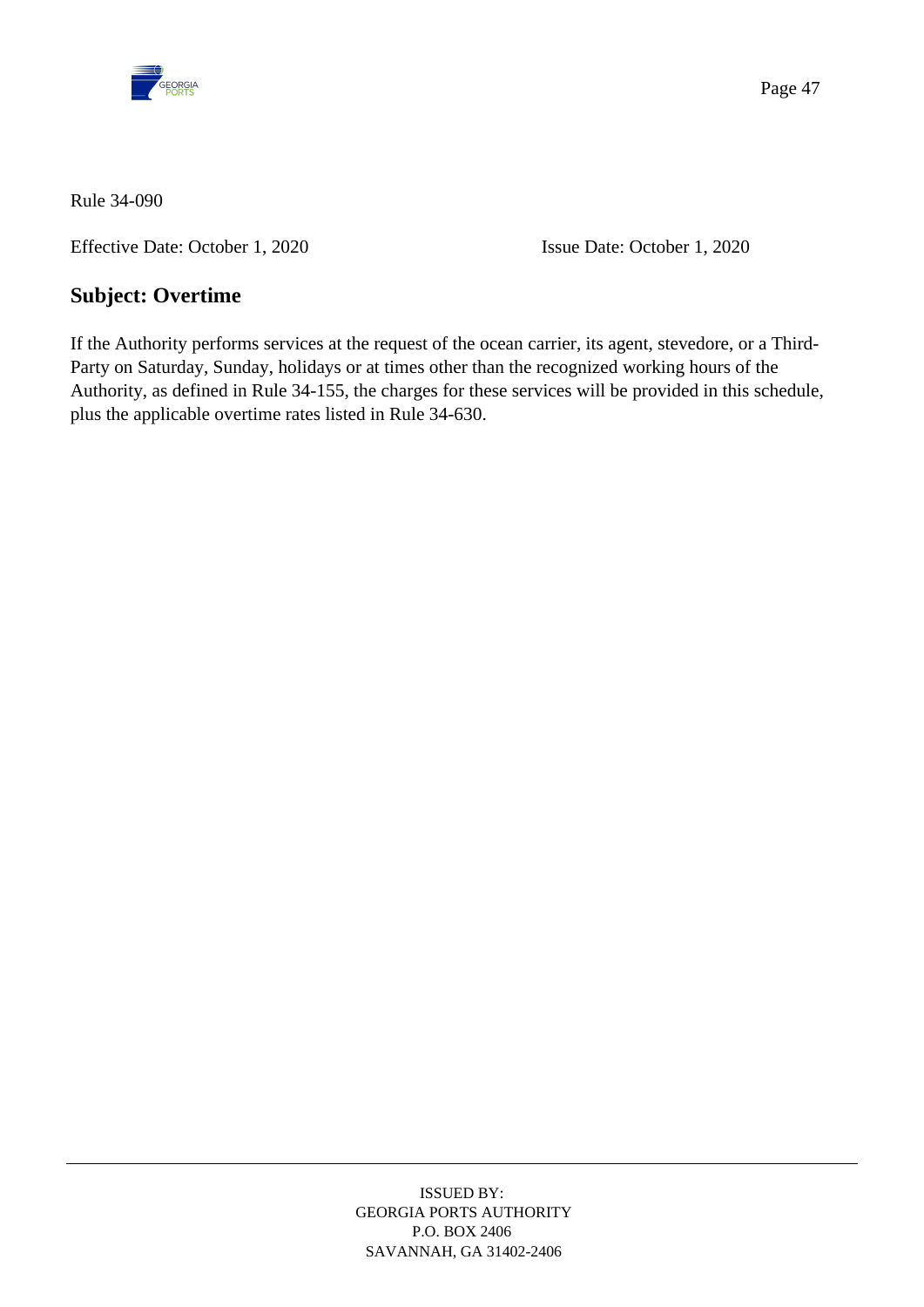Rule 34-090

Effective Date: October 1, 2020 Issue Date: October 1, 2020

## Subject: Overtime

If the Authority performs services at the request of the ocean carrier, its agent, stevedore, or a Third-Party on Saturday, Sunday, holidays or at times other than the recognized working hours of the Authority, as defined in Rule 34-155, the charges for these services will be provided in this schedule, plus the applicable overtime rates listed in Rule 34-630.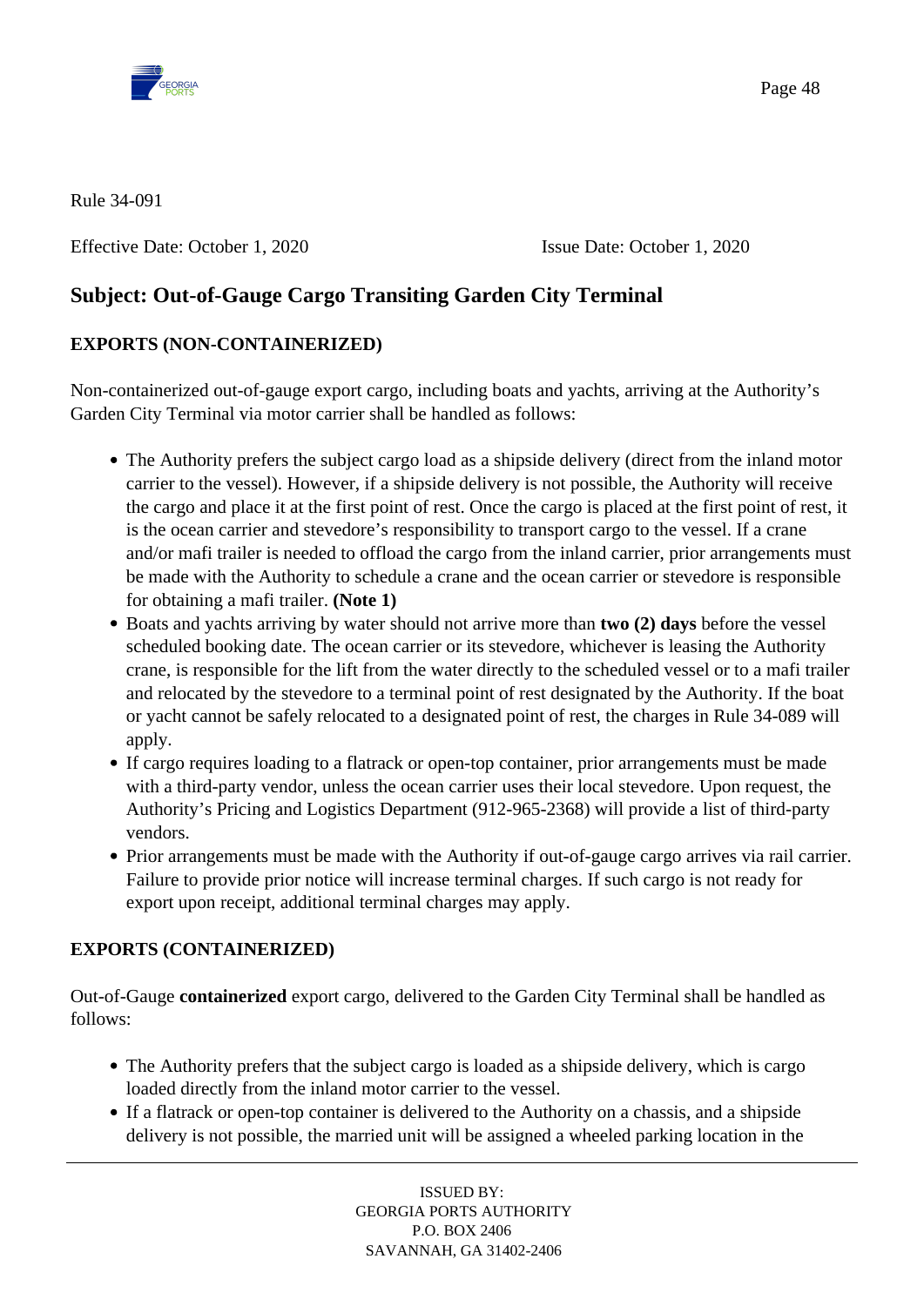Rule 34-091

Effective Date: October 1, 2020 Issue Date: October 1, 2020

## Subject: Out-of-Gauge Cargo Transiting Garden City Terminal

### EXPORTS (NON-CONTAINERIZED)

Non-containerized out-of-gauge export cargo, including boats and yachts, arriving at the Authority's Garden City Terminal via motor carrier shall be handled as follows:

- The Authority prefers the subject cargo load as a shipside delivery (direct from the inland motor carrier to the vessel). However, if a shipside delivery is not possible, the Authority will receive the cargo and place it at the first point of rest. Once the cargo is placed at the first point of rest, it is the ocean carrier and stevedore's responsibility to transport cargo to the vessel. If a crane and/or mafi trailer is needed to offload the cargo from the inland carrier, prior arrangements must be made with the Authority to schedule a crane and the ocean carrier or stevedore is responsible for obtaining a mafi trailer. **(Note 1)**
- Boats and yachts arriving by water should not arrive more than **two (2) days** before the vessel scheduled booking date. The ocean carrier or its stevedore, whichever is leasing the Authority crane, is responsible for the lift from the water directly to the scheduled vessel or to a mafi trailer and relocated by the stevedore to a terminal point of rest designated by the Authority. If the boat or yacht cannot be safely relocated to a designated point of rest, the charges in Rule 34-089 will apply.
- If cargo requires loading to a flatrack or open-top container, prior arrangements must be made with a third-party vendor, unless the ocean carrier uses their local stevedore. Upon request, the Authority's Pricing and Logistics Department (912-965-2368) will provide a list of third-party vendors.
- Prior arrangements must be made with the Authority if out-of-gauge cargo arrives via rail carrier. Failure to provide prior notice will increase terminal charges. If such cargo is not ready for export upon receipt, additional terminal charges may apply.

### EXPORTS (CONTAINERIZED)

Out-of-Gauge **containerized** export cargo, delivered to the Garden City Terminal shall be handled as follows:

- The Authority prefers that the subject cargo is loaded as a shipside delivery, which is cargo loaded directly from the inland motor carrier to the vessel.
- If a flatrack or open-top container is delivered to the Authority on a chassis, and a shipside delivery is not possible, the married unit will be assigned a wheeled parking location in the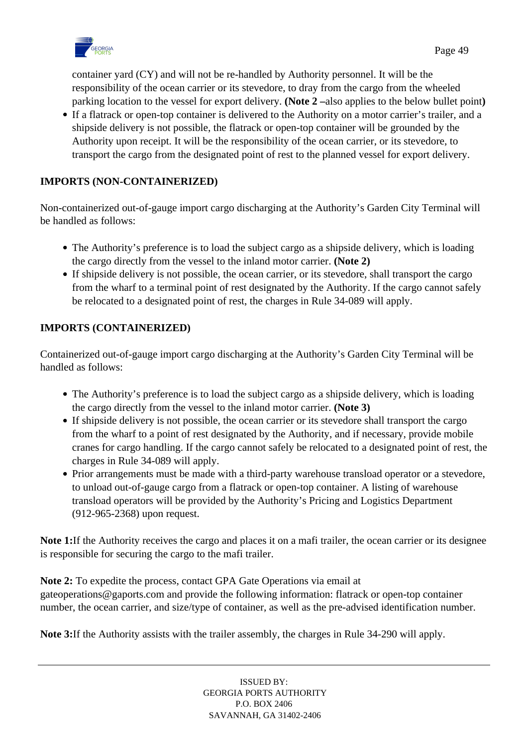container yard (CY) and will not be re-handled by Authority personnel. It will be the responsibility of the ocean carrier or its stevedore, to dray from the cargo from the wheeled parking location to the vessel for export delivery. **(Note 2 –**also applies to the below bullet point**)**

- If a flatrack or open-top container is delivered to the Authority on a motor carrier's trailer, and a shipside delivery is not possible, the flatrack or open-top container will be grounded by the Authority upon receipt. It will be the responsibility of the ocean carrier, or its stevedore, to transport the cargo from the designated point of rest to the planned vessel for export delivery.

**IMPORTS (NON-CONTAINERIZED)**

Non-containerized out-of-gauge import cargo discharging at the Authority's Garden City Terminal will be handled as follows:

- The Authority's preference is to load the subject cargo as a shipside delivery, which is loading the cargo directly from the vessel to the inland motor carrier. **(Note 2)**
- If shipside delivery is not possible, the ocean carrier, or its stevedore, shall transport the cargo from the wharf to a terminal point of rest designated by the Authority. If the cargo cannot safely be relocated to a designated point of rest, the charges in Rule 34-089 will apply.

**IMPORTS (CONTAINERIZED)**

Containerized out-of-gauge import cargo discharging at the Authority's Garden City Terminal will be handled as follows:

- The Authority's preference is to load the subject cargo as a shipside delivery, which is loading the cargo directly from the vessel to the inland motor carrier. **(Note 3)**
- If shipside delivery is not possible, the ocean carrier or its stevedore shall transport the cargo from the wharf to a point of rest designated by the Authority, and if necessary, provide mobile cranes for cargo handling. If the cargo cannot safely be relocated to a designated point of rest, the charges in Rule 34-089 will apply.
- Prior arrangements must be made with a third-party warehouse transload operator or a stevedore, to unload out-of-gauge cargo from a flatrack or open-top container. A listing of warehouse transload operators will be provided by the Authority's Pricing and Logistics Department (912-965-2368) upon request.

**Note 1:**If the Authority receives the cargo and places it on a mafi trailer, the ocean carrier or its designee is responsible for securing the cargo to the mafi trailer.

**Note 2:** To expedite the process, contact GPA Gate Operations via email at gateoperations@gaports.com and provide the following information: flatrack or open-top container number, the ocean carrier, and size/type of container, as well as the pre-advised identification number.

**Note 3:**If the Authority assists with the trailer assembly, the charges in Rule 34-290 will apply.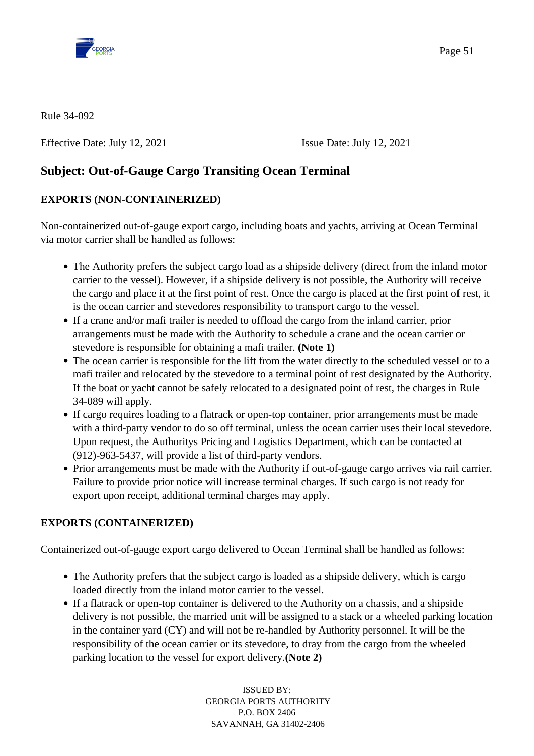Rule 34-092

Effective Date: July 12, 2021 Issue Date: July 12, 2021

## Subject: Out-of-Gauge Cargo Transiting Ocean Terminal

### EXPORTS (NON-CONTAINERIZED)

Non-containerized out-of-gauge export cargo, including boats and yachts, arriving at Ocean Terminal via motor carrier shall be handled as follows:

- The Authority prefers the subject cargo load as a shipside delivery (direct from the inland motor carrier to the vessel). However, if a shipside delivery is not possible, the Authority will receive the cargo and place it at the first point of rest. Once the cargo is placed at the first point of rest, it is the ocean carrier and stevedores responsibility to transport cargo to the vessel.
- If a crane and/or mafi trailer is needed to offload the cargo from the inland carrier, prior arrangements must be made with the Authority to schedule a crane and the ocean carrier or stevedore is responsible for obtaining a mafi trailer. **(Note 1)**
- The ocean carrier is responsible for the lift from the water directly to the scheduled vessel or to a mafi trailer and relocated by the stevedore to a terminal point of rest designated by the Authority. If the boat or yacht cannot be safely relocated to a designated point of rest, the charges in Rule 34-089 will apply.
- If cargo requires loading to a flatrack or open-top container, prior arrangements must be made with a third-party vendor to do so off terminal, unless the ocean carrier uses their local stevedore. Upon request, the Authoritys Pricing and Logistics Department, which can be contacted at (912)-963-5437, will provide a list of third-party vendors.
- Prior arrangements must be made with the Authority if out-of-gauge cargo arrives via rail carrier. Failure to provide prior notice will increase terminal charges. If such cargo is not ready for export upon receipt, additional terminal charges may apply.

### EXPORTS (CONTAINERIZED)

Containerized out-of-gauge export cargo delivered to Ocean Terminal shall be handled as follows:

- The Authority prefers that the subject cargo is loaded as a shipside delivery, which is cargo loaded directly from the inland motor carrier to the vessel.
- If a flatrack or open-top container is delivered to the Authority on a chassis, and a shipside delivery is not possible, the married unit will be assigned to a stack or a wheeled parking location in the container yard (CY) and will not be re-handled by Authority personnel. It will be the responsibility of the ocean carrier or its stevedore, to dray from the cargo from the wheeled parking location to the vessel for export delivery.**(Note 2)**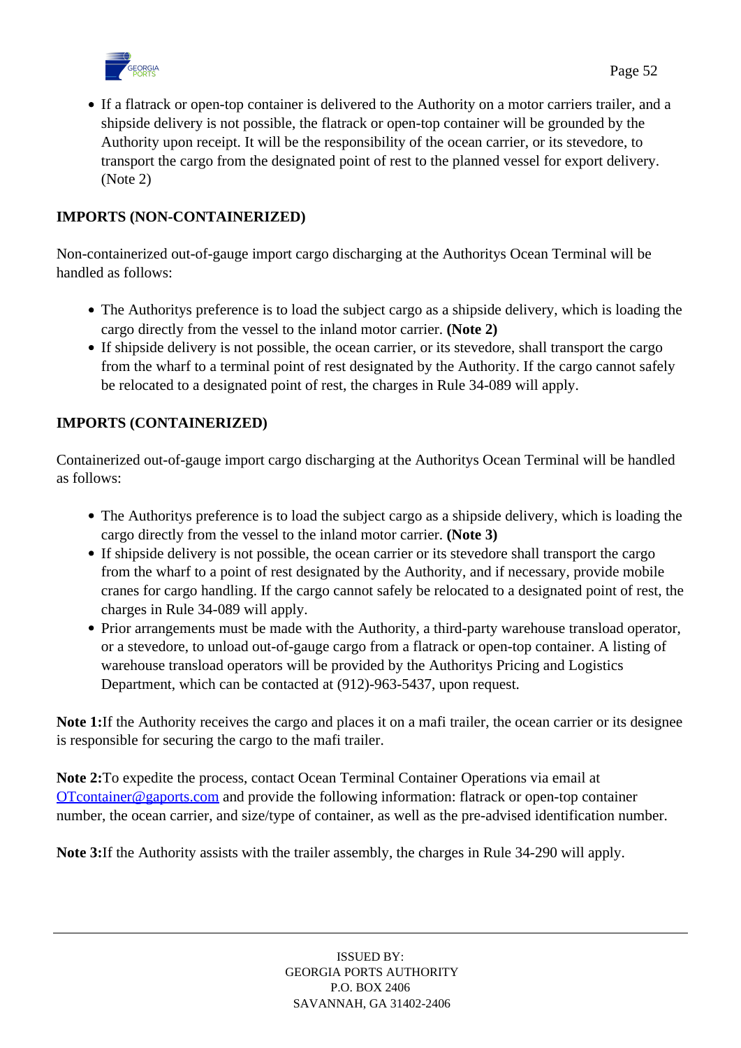- If a flatrack or open-top container is delivered to the Authority on a motor carriers trailer, and a shipside delivery is not possible, the flatrack or open-top container will be grounded by the Authority upon receipt. It will be the responsibility of the ocean carrier, or its stevedore, to transport the cargo from the designated point of rest to the planned vessel for export delivery. (Note 2)

**IMPORTS (NON-CONTAINERIZED)**

Non-containerized out-of-gauge import cargo discharging at the Authoritys Ocean Terminal will be handled as follows:

- The Authoritys preference is to load the subject cargo as a shipside delivery, which is loading the cargo directly from the vessel to the inland motor carrier. **(Note 2)**
- If shipside delivery is not possible, the ocean carrier, or its stevedore, shall transport the cargo from the wharf to a terminal point of rest designated by the Authority. If the cargo cannot safely be relocated to a designated point of rest, the charges in Rule 34-089 will apply.

**IMPORTS (CONTAINERIZED)**

Containerized out-of-gauge import cargo discharging at the Authoritys Ocean Terminal will be handled as follows:

- The Authoritys preference is to load the subject cargo as a shipside delivery, which is loading the cargo directly from the vessel to the inland motor carrier. **(Note 3)**
- If shipside delivery is not possible, the ocean carrier or its stevedore shall transport the cargo from the wharf to a point of rest designated by the Authority, and if necessary, provide mobile cranes for cargo handling. If the cargo cannot safely be relocated to a designated point of rest, the charges in Rule 34-089 will apply.
- Prior arrangements must be made with the Authority, a third-party warehouse transload operator, or a stevedore, to unload out-of-gauge cargo from a flatrack or open-top container. A listing of warehouse transload operators will be provided by the Authoritys Pricing and Logistics Department, which can be contacted at (912)-963-5437, upon request.

**Note 1:** If the Authority receives the cargo and places it on a mafi trailer, the ocean carrier or its designee is responsible for securing the cargo to the mafi trailer.

**Note 2:** To expedite the process, contact Ocean Terminal Container Operations via email at OTcontainer@gaports.com and provide the following information: flatrack or open-top container number, the ocean carrier, and size/type of container, as well as the pre-advised identification number.

**Note 3:** If the Authority assists with the trailer assembly, the charges in Rule 34-290 will apply.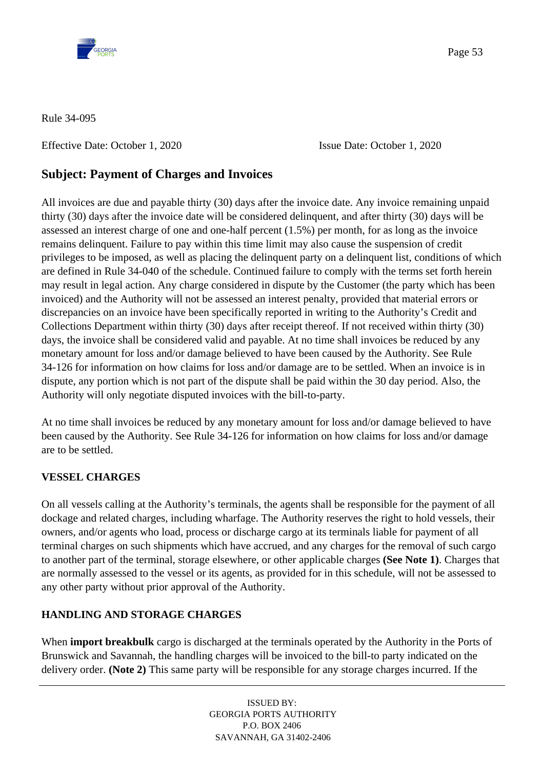Rule 34-095

Effective Date: October 1, 2020 Issue Date: October 1, 2020

## Subject: Payment of Charges and Invoices

All invoices are due and payable thirty (30) days after the invoice date. Any invoice remaining unpaid thirty (30) days after the invoice date will be considered delinquent, and after thirty (30) days will be assessed an interest charge of one and one-half percent (1.5%) per month, for as long as the invoice remains delinquent. Failure to pay within this time limit may also cause the suspension of credit privileges to be imposed, as well as placing the delinquent party on a delinquent list, conditions of which are defined in Rule 34-040 of the schedule. Continued failure to comply with the terms set forth herein may result in legal action. Any charge considered in dispute by the Customer (the party which has been invoiced) and the Authority will not be assessed an interest penalty, provided that material errors or discrepancies on an invoice have been specifically reported in writing to the Authority's Credit and Collections Department within thirty (30) days after receipt thereof. If not received within thirty (30) days, the invoice shall be considered valid and payable. At no time shall invoices be reduced by any monetary amount for loss and/or damage believed to have been caused by the Authority. See Rule 34-126 for information on how claims for loss and/or damage are to be settled. When an invoice is in dispute, any portion which is not part of the dispute shall be paid within the 30 day period. Also, the Authority will only negotiate disputed invoices with the bill-to-party.

At no time shall invoices be reduced by any monetary amount for loss and/or damage believed to have been caused by the Authority. See Rule 34-126 for information on how claims for loss and/or damage are to be settled.

**VESSEL CHARGES**

On all vessels calling at the Authority's terminals, the agents shall be responsible for the payment of all dockage and related charges, including wharfage. The Authority reserves the right to hold vessels, their owners, and/or agents who load, process or discharge cargo at its terminals liable for payment of all terminal charges on such shipments which have accrued, and any charges for the removal of such cargo to another part of the terminal, storage elsewhere, or other applicable charges **(See Note 1)**. Charges that are normally assessed to the vessel or its agents, as provided for in this schedule, will not be assessed to any other party without prior approval of the Authority.

**HANDLING AND STORAGE CHARGES**

When **import breakbulk** cargo is discharged at the terminals operated by the Authority in the Ports of Brunswick and Savannah, the handling charges will be invoiced to the bill-to party indicated on the delivery order. **(Note 2)** This same party will be responsible for any storage charges incurred. If the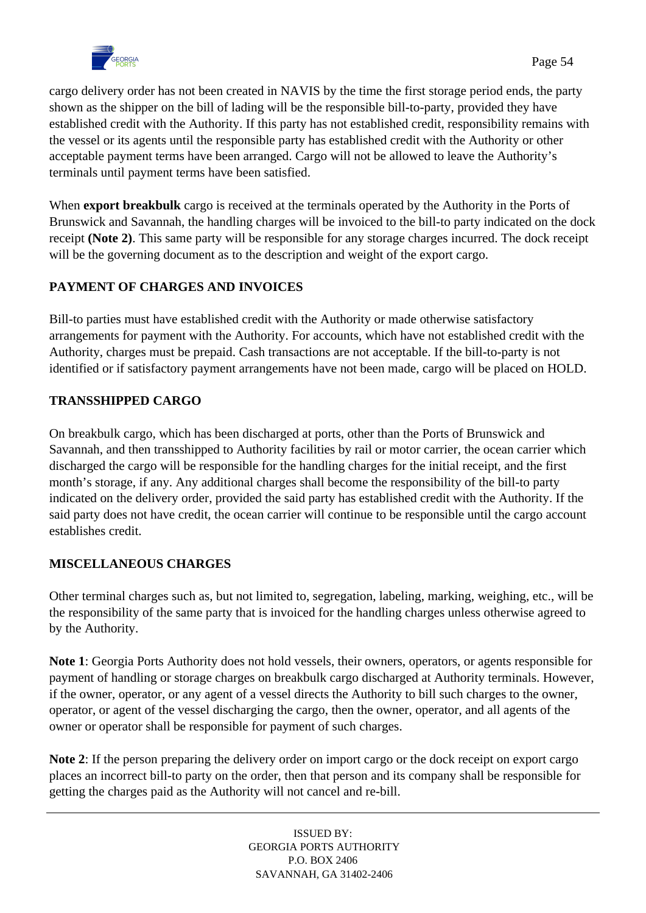cargo delivery order has not been created in NAVIS by the time the first storage period ends, the party shown as the shipper on the bill of lading will be the responsible bill-to-party, provided they have established credit with the Authority. If this party has not established credit, responsibility remains with the vessel or its agents until the responsible party has established credit with the Authority or other acceptable payment terms have been arranged. Cargo will not be allowed to leave the Authority's terminals until payment terms have been satisfied.

When **export breakbulk** cargo is received at the terminals operated by the Authority in the Ports of Brunswick and Savannah, the handling charges will be invoiced to the bill-to party indicated on the dock receipt **(Note 2)**. This same party will be responsible for any storage charges incurred. The dock receipt will be the governing document as to the description and weight of the export cargo.

## PAYMENT OF CHARGES AND INVOICES

Bill-to parties must have established credit with the Authority or made otherwise satisfactory arrangements for payment with the Authority. For accounts, which have not established credit with the Authority, charges must be prepaid. Cash transactions are not acceptable. If the bill-to-party is not identified or if satisfactory payment arrangements have not been made, cargo will be placed on HOLD.

## TRANSSHIPPED CARGO

On breakbulk cargo, which has been discharged at ports, other than the Ports of Brunswick and Savannah, and then transshipped to Authority facilities by rail or motor carrier, the ocean carrier which discharged the cargo will be responsible for the handling charges for the initial receipt, and the first month's storage, if any. Any additional charges shall become the responsibility of the bill-to party indicated on the delivery order, provided the said party has established credit with the Authority. If the said party does not have credit, the ocean carrier will continue to be responsible until the cargo account establishes credit.

## MISCELLANEOUS CHARGES

Other terminal charges such as, but not limited to, segregation, labeling, marking, weighing, etc., will be the responsibility of the same party that is invoiced for the handling charges unless otherwise agreed to by the Authority.

**Note 1**: Georgia Ports Authority does not hold vessels, their owners, operators, or agents responsible for payment of handling or storage charges on breakbulk cargo discharged at Authority terminals. However, if the owner, operator, or any agent of a vessel directs the Authority to bill such charges to the owner, operator, or agent of the vessel discharging the cargo, then the owner, operator, and all agents of the owner or operator shall be responsible for payment of such charges.

**Note 2**: If the person preparing the delivery order on import cargo or the dock receipt on export cargo places an incorrect bill-to party on the order, then that person and its company shall be responsible for getting the charges paid as the Authority will not cancel and re-bill.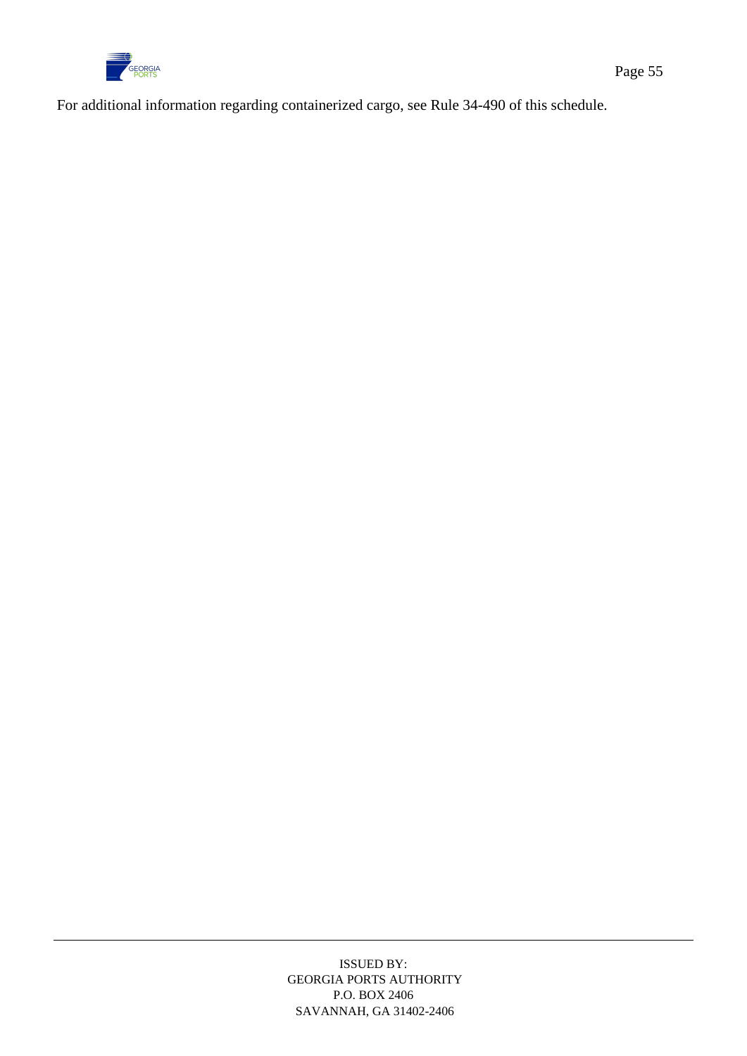For additional information regarding containerized cargo, see Rule 34-490 of this schedule.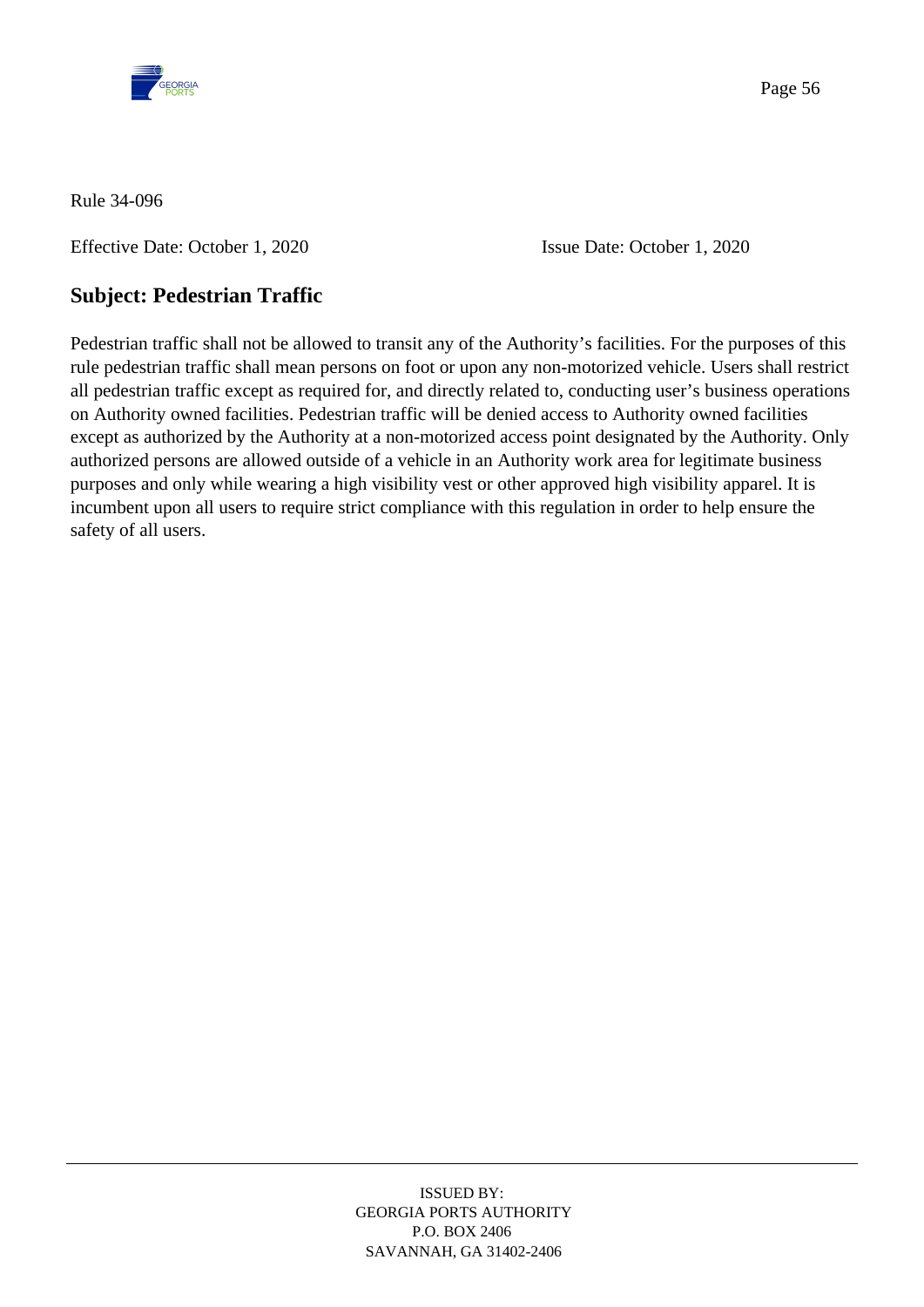Rule 34-096

Effective Date: October 1, 2020 Issue Date: October 1, 2020

## Subject: Pedestrian Traffic

Pedestrian traffic shall not be allowed to transit any of the Authority's facilities. For the purposes of this rule pedestrian traffic shall mean persons on foot or upon any non-motorized vehicle. Users shall restrict all pedestrian traffic except as required for, and directly related to, conducting user's business operations on Authority owned facilities. Pedestrian traffic will be denied access to Authority owned facilities except as authorized by the Authority at a non-motorized access point designated by the Authority. Only authorized persons are allowed outside of a vehicle in an Authority work area for legitimate business purposes and only while wearing a high visibility vest or other approved high visibility apparel. It is incumbent upon all users to require strict compliance with this regulation in order to help ensure the safety of all users.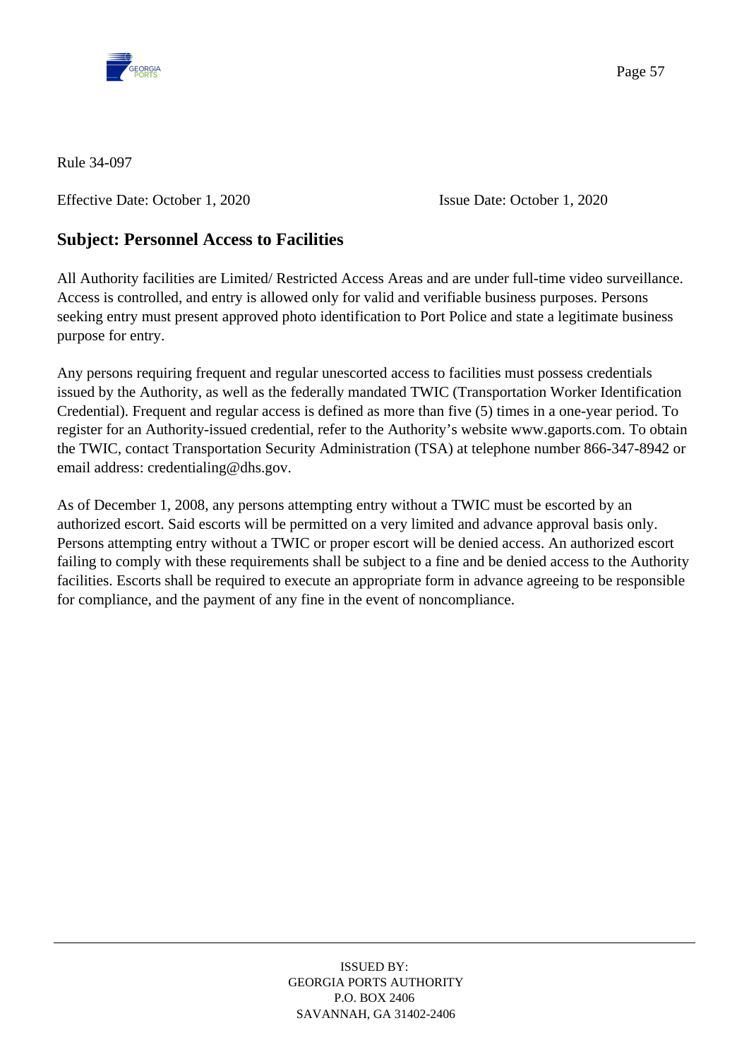Rule 34-097

Effective Date: October 1, 2020 Issue Date: October 1, 2020

## Subject: Personnel Access to Facilities

All Authority facilities are Limited/ Restricted Access Areas and are under full-time video surveillance. Access is controlled, and entry is allowed only for valid and verifiable business purposes. Persons seeking entry must present approved photo identification to Port Police and state a legitimate business purpose for entry.

Any persons requiring frequent and regular unescorted access to facilities must possess credentials issued by the Authority, as well as the federally mandated TWIC (Transportation Worker Identification Credential). Frequent and regular access is defined as more than five (5) times in a one-year period. To register for an Authority-issued credential, refer to the Authority's website www.gaports.com. To obtain the TWIC, contact Transportation Security Administration (TSA) at telephone number 866-347-8942 or email address: credentialing@dhs.gov.

As of December 1, 2008, any persons attempting entry without a TWIC must be escorted by an authorized escort. Said escorts will be permitted on a very limited and advance approval basis only. Persons attempting entry without a TWIC or proper escort will be denied access. An authorized escort failing to comply with these requirements shall be subject to a fine and be denied access to the Authority facilities. Escorts shall be required to execute an appropriate form in advance agreeing to be responsible for compliance, and the payment of any fine in the event of noncompliance.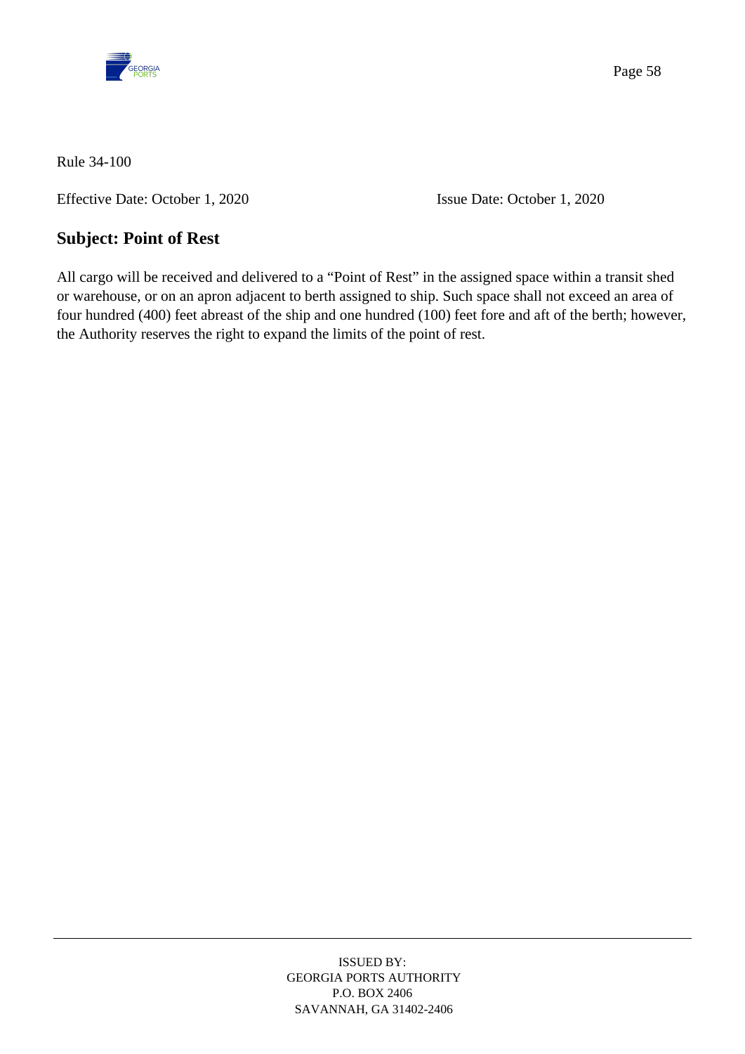Rule 34-100

Effective Date: October 1, 2020 Issue Date: October 1, 2020

## Subject: Point of Rest

All cargo will be received and delivered to a "Point of Rest" in the assigned space within a transit shed or warehouse, or on an apron adjacent to berth assigned to ship. Such space shall not exceed an area of four hundred (400) feet abreast of the ship and one hundred (100) feet fore and aft of the berth; however, the Authority reserves the right to expand the limits of the point of rest.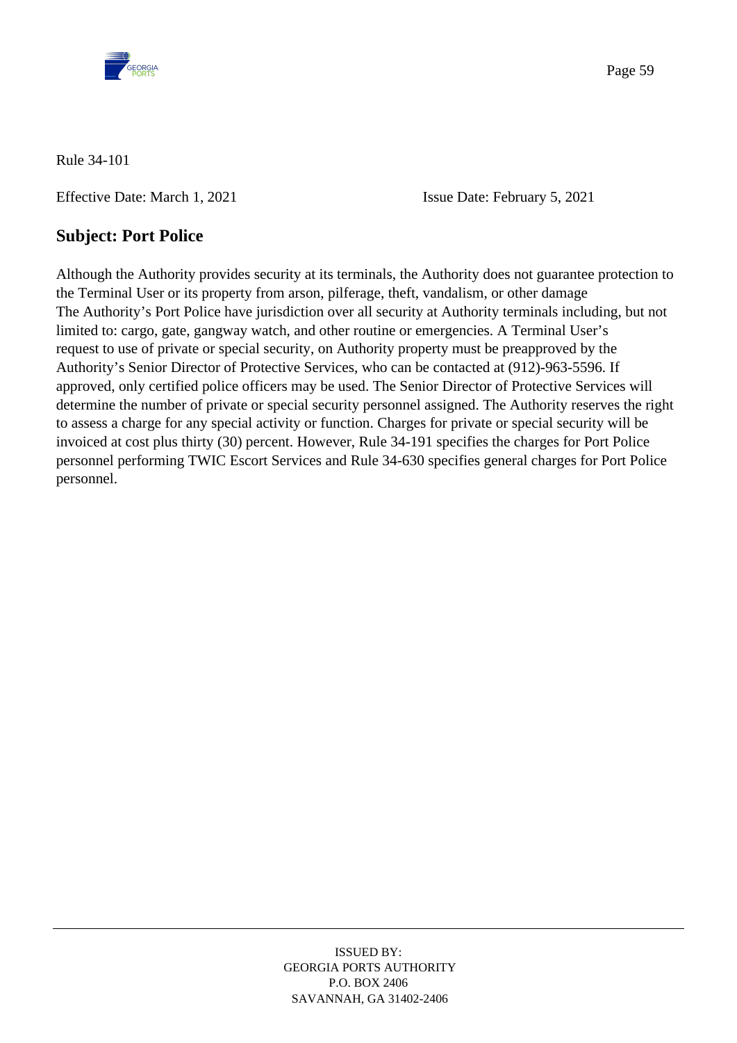Rule 34-101

Effective Date: March 1, 2021 Issue Date: February 5, 2021

## Subject: Port Police

Although the Authority provides security at its terminals, the Authority does not guarantee protection to the Terminal User or its property from arson, pilferage, theft, vandalism, or other damage
The Authority's Port Police have jurisdiction over all security at Authority terminals including, but not limited to: cargo, gate, gangway watch, and other routine or emergencies. A Terminal User's request to use of private or special security, on Authority property must be preapproved by the Authority's Senior Director of Protective Services, who can be contacted at (912)-963-5596. If approved, only certified police officers may be used. The Senior Director of Protective Services will determine the number of private or special security personnel assigned. The Authority reserves the right to assess a charge for any special activity or function. Charges for private or special security will be invoiced at cost plus thirty (30) percent. However, Rule 34-191 specifies the charges for Port Police personnel performing TWIC Escort Services and Rule 34-630 specifies general charges for Port Police personnel.

ISSUED BY:
GEORGIA PORTS AUTHORITY
P.O. BOX 2406
SAVANNAH, GA 31402-2406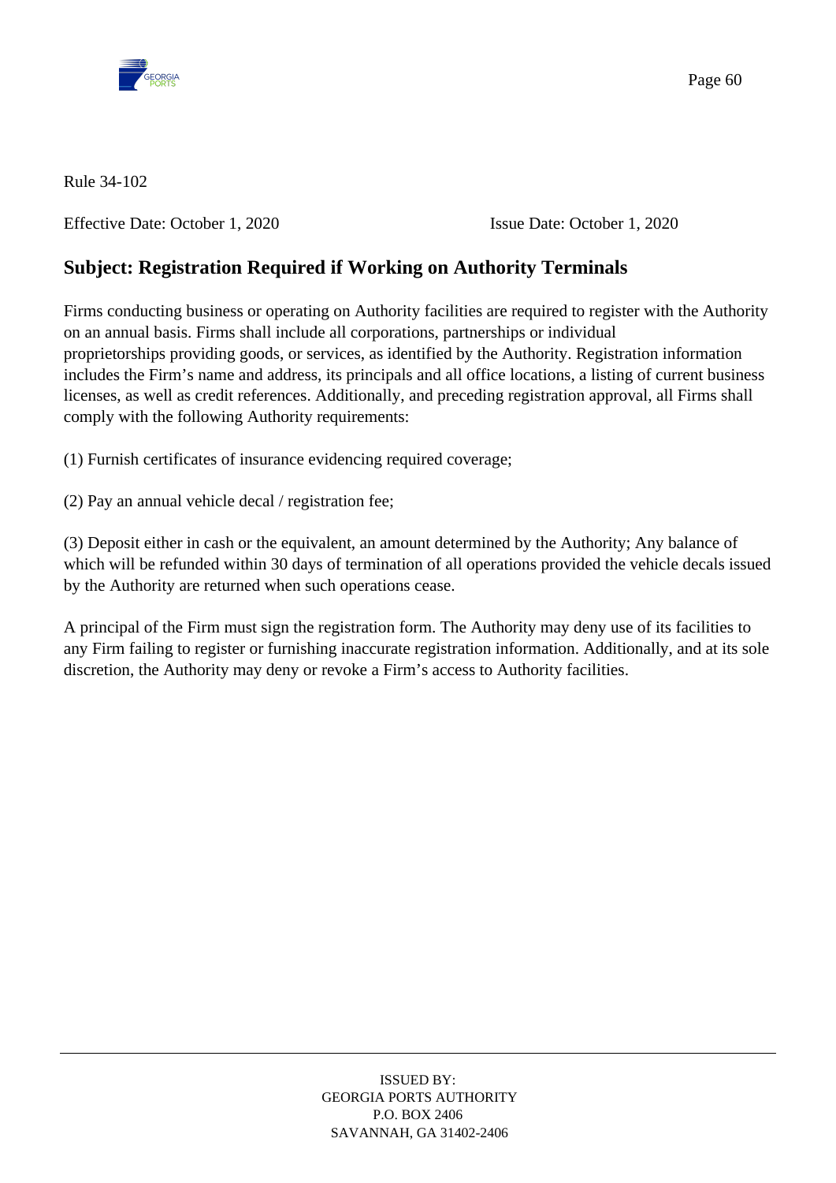Rule 34-102

Effective Date: October 1, 2020 Issue Date: October 1, 2020

## Subject: Registration Required if Working on Authority Terminals

Firms conducting business or operating on Authority facilities are required to register with the Authority on an annual basis. Firms shall include all corporations, partnerships or individual proprietorships providing goods, or services, as identified by the Authority. Registration information includes the Firm's name and address, its principals and all office locations, a listing of current business licenses, as well as credit references. Additionally, and preceding registration approval, all Firms shall comply with the following Authority requirements:

(1) Furnish certificates of insurance evidencing required coverage;

(2) Pay an annual vehicle decal / registration fee;

(3) Deposit either in cash or the equivalent, an amount determined by the Authority; Any balance of which will be refunded within 30 days of termination of all operations provided the vehicle decals issued by the Authority are returned when such operations cease.

A principal of the Firm must sign the registration form. The Authority may deny use of its facilities to any Firm failing to register or furnishing inaccurate registration information. Additionally, and at its sole discretion, the Authority may deny or revoke a Firm's access to Authority facilities.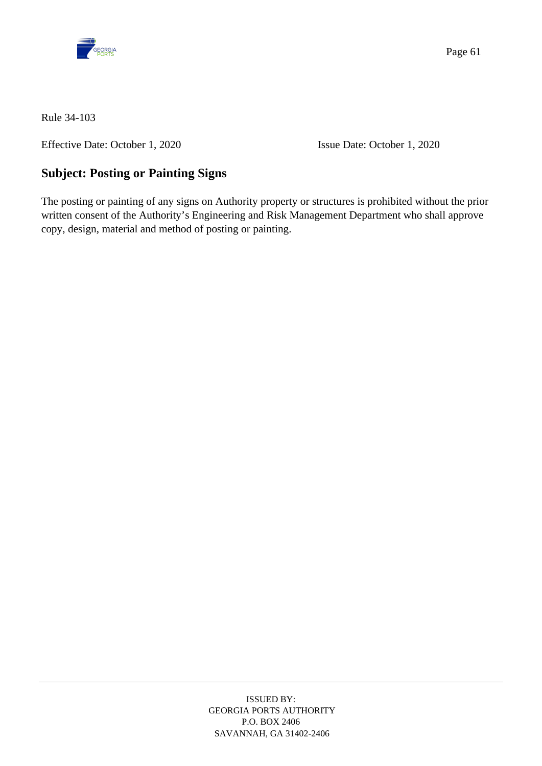Rule 34-103

Effective Date: October 1, 2020 Issue Date: October 1, 2020

## Subject: Posting or Painting Signs

The posting or painting of any signs on Authority property or structures is prohibited without the prior written consent of the Authority's Engineering and Risk Management Department who shall approve copy, design, material and method of posting or painting.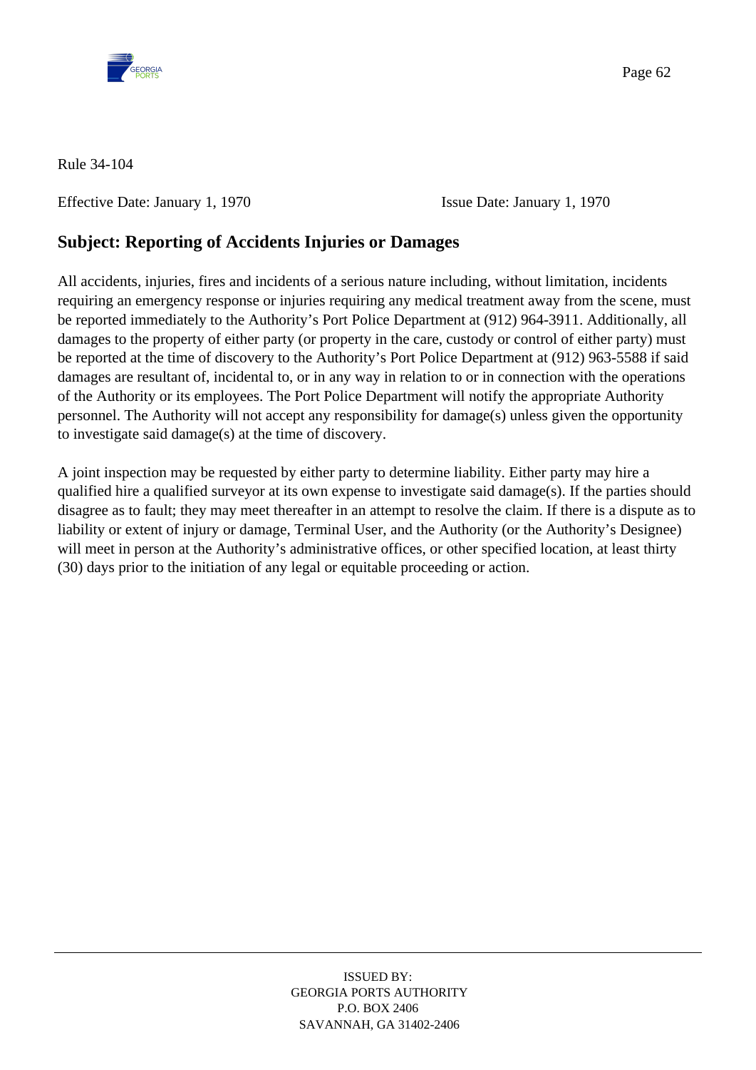Rule 34-104

Effective Date: January 1, 1970 Issue Date: January 1, 1970

## Subject: Reporting of Accidents Injuries or Damages

All accidents, injuries, fires and incidents of a serious nature including, without limitation, incidents requiring an emergency response or injuries requiring any medical treatment away from the scene, must be reported immediately to the Authority's Port Police Department at (912) 964-3911. Additionally, all damages to the property of either party (or property in the care, custody or control of either party) must be reported at the time of discovery to the Authority's Port Police Department at (912) 963-5588 if said damages are resultant of, incidental to, or in any way in relation to or in connection with the operations of the Authority or its employees. The Port Police Department will notify the appropriate Authority personnel. The Authority will not accept any responsibility for damage(s) unless given the opportunity to investigate said damage(s) at the time of discovery.

A joint inspection may be requested by either party to determine liability. Either party may hire a qualified hire a qualified surveyor at its own expense to investigate said damage(s). If the parties should disagree as to fault; they may meet thereafter in an attempt to resolve the claim. If there is a dispute as to liability or extent of injury or damage, Terminal User, and the Authority (or the Authority's Designee) will meet in person at the Authority's administrative offices, or other specified location, at least thirty (30) days prior to the initiation of any legal or equitable proceeding or action.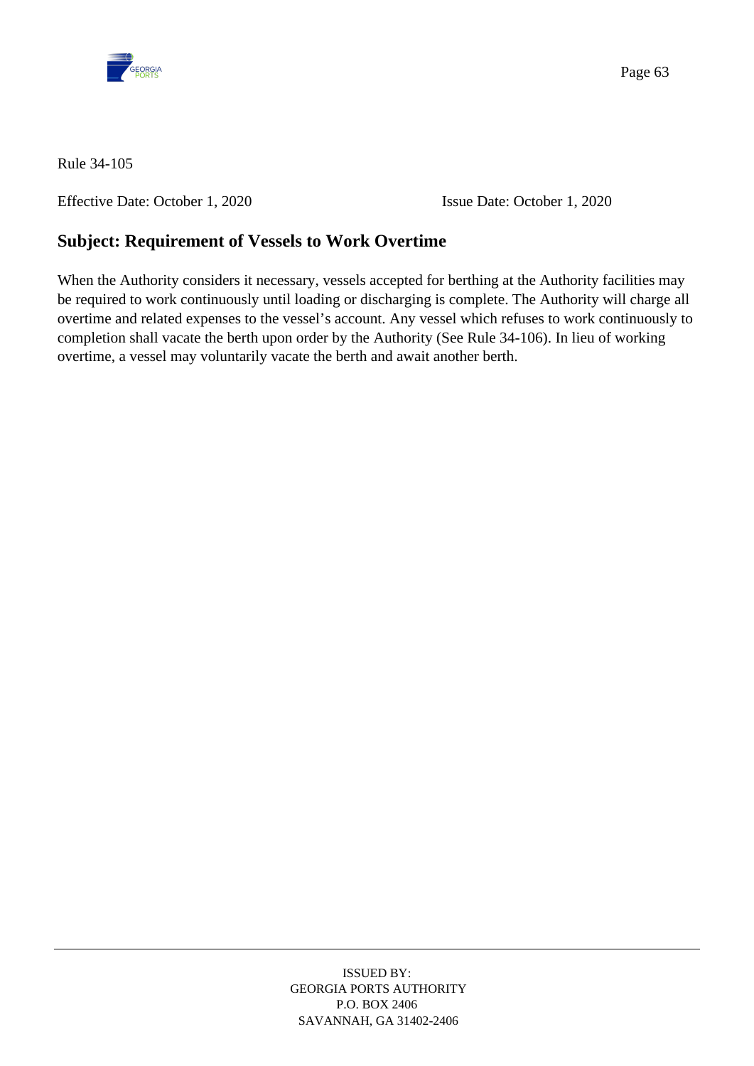Rule 34-105

Effective Date: October 1, 2020 Issue Date: October 1, 2020

## Subject: Requirement of Vessels to Work Overtime

When the Authority considers it necessary, vessels accepted for berthing at the Authority facilities may be required to work continuously until loading or discharging is complete. The Authority will charge all overtime and related expenses to the vessel's account. Any vessel which refuses to work continuously to completion shall vacate the berth upon order by the Authority (See Rule 34-106). In lieu of working overtime, a vessel may voluntarily vacate the berth and await another berth.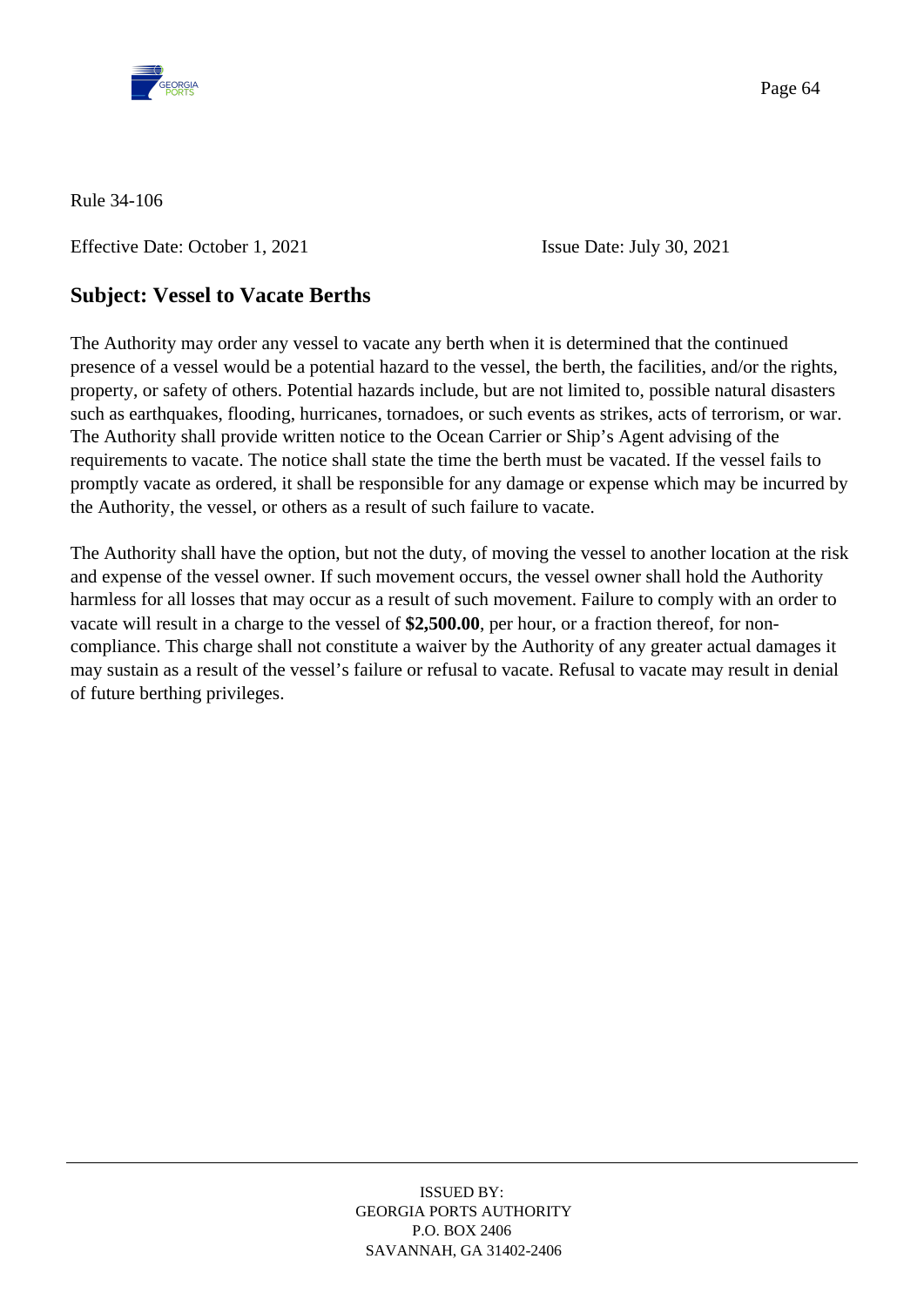Rule 34-106

Effective Date: October 1, 2021 Issue Date: July 30, 2021

## Subject: Vessel to Vacate Berths

The Authority may order any vessel to vacate any berth when it is determined that the continued presence of a vessel would be a potential hazard to the vessel, the berth, the facilities, and/or the rights, property, or safety of others. Potential hazards include, but are not limited to, possible natural disasters such as earthquakes, flooding, hurricanes, tornadoes, or such events as strikes, acts of terrorism, or war. The Authority shall provide written notice to the Ocean Carrier or Ship's Agent advising of the requirements to vacate. The notice shall state the time the berth must be vacated. If the vessel fails to promptly vacate as ordered, it shall be responsible for any damage or expense which may be incurred by the Authority, the vessel, or others as a result of such failure to vacate.

The Authority shall have the option, but not the duty, of moving the vessel to another location at the risk and expense of the vessel owner. If such movement occurs, the vessel owner shall hold the Authority harmless for all losses that may occur as a result of such movement. Failure to comply with an order to vacate will result in a charge to the vessel of **$2,500.00**, per hour, or a fraction thereof, for non-compliance. This charge shall not constitute a waiver by the Authority of any greater actual damages it may sustain as a result of the vessel's failure or refusal to vacate. Refusal to vacate may result in denial of future berthing privileges.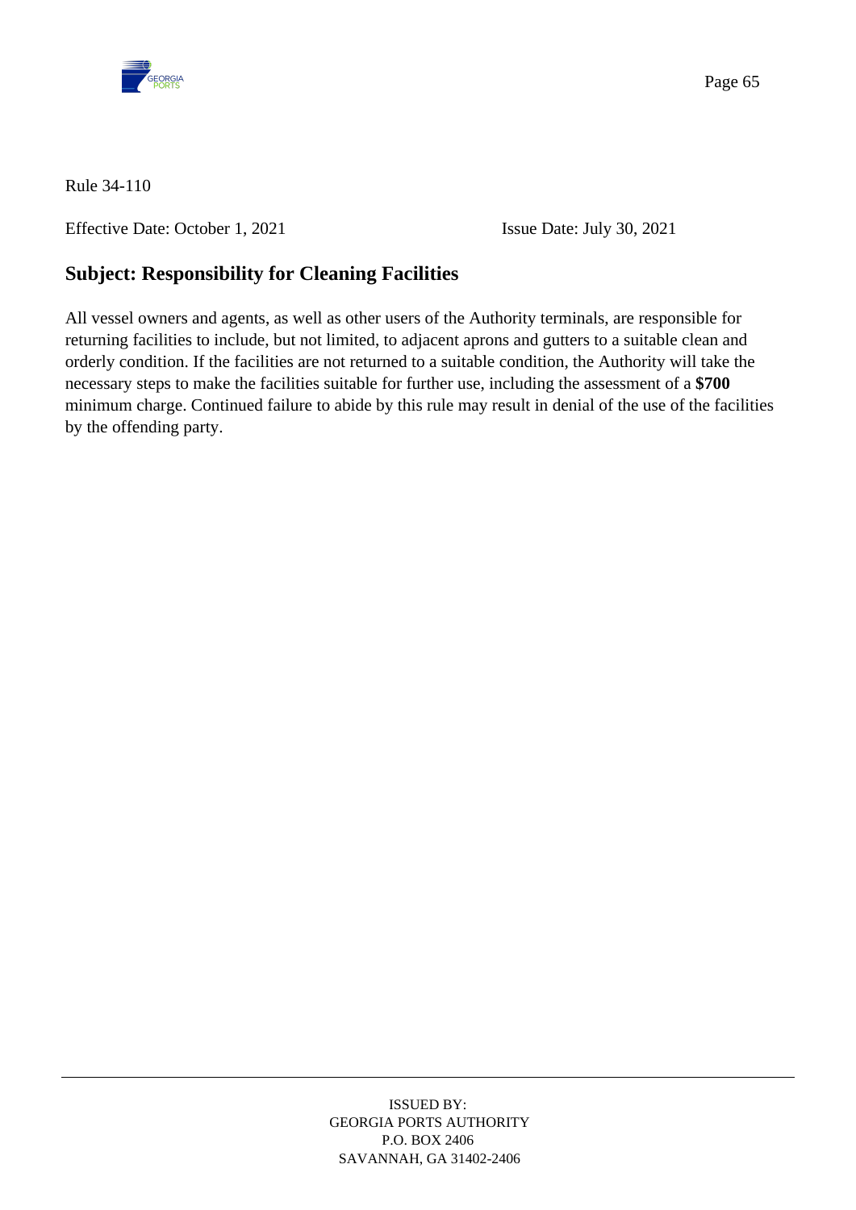Rule 34-110

Effective Date: October 1, 2021 Issue Date: July 30, 2021

## Subject: Responsibility for Cleaning Facilities

All vessel owners and agents, as well as other users of the Authority terminals, are responsible for returning facilities to include, but not limited, to adjacent aprons and gutters to a suitable clean and orderly condition. If the facilities are not returned to a suitable condition, the Authority will take the necessary steps to make the facilities suitable for further use, including the assessment of a **$700** minimum charge. Continued failure to abide by this rule may result in denial of the use of the facilities by the offending party.

ISSUED BY:
GEORGIA PORTS AUTHORITY
P.O. BOX 2406
SAVANNAH, GA 31402-2406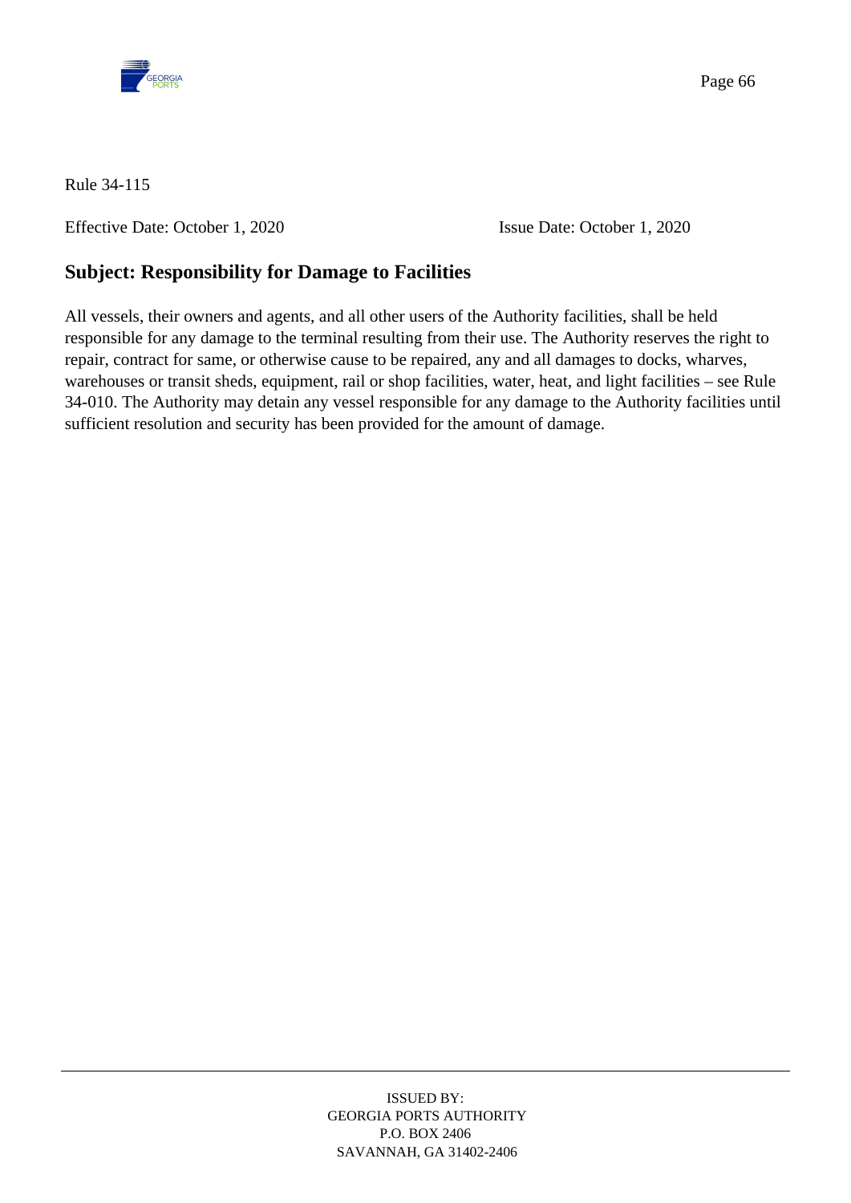Rule 34-115

Effective Date: October 1, 2020 Issue Date: October 1, 2020

## Subject: Responsibility for Damage to Facilities

All vessels, their owners and agents, and all other users of the Authority facilities, shall be held responsible for any damage to the terminal resulting from their use. The Authority reserves the right to repair, contract for same, or otherwise cause to be repaired, any and all damages to docks, wharves, warehouses or transit sheds, equipment, rail or shop facilities, water, heat, and light facilities – see Rule 34-010. The Authority may detain any vessel responsible for any damage to the Authority facilities until sufficient resolution and security has been provided for the amount of damage.

ISSUED BY:
GEORGIA PORTS AUTHORITY
P.O. BOX 2406
SAVANNAH, GA 31402-2406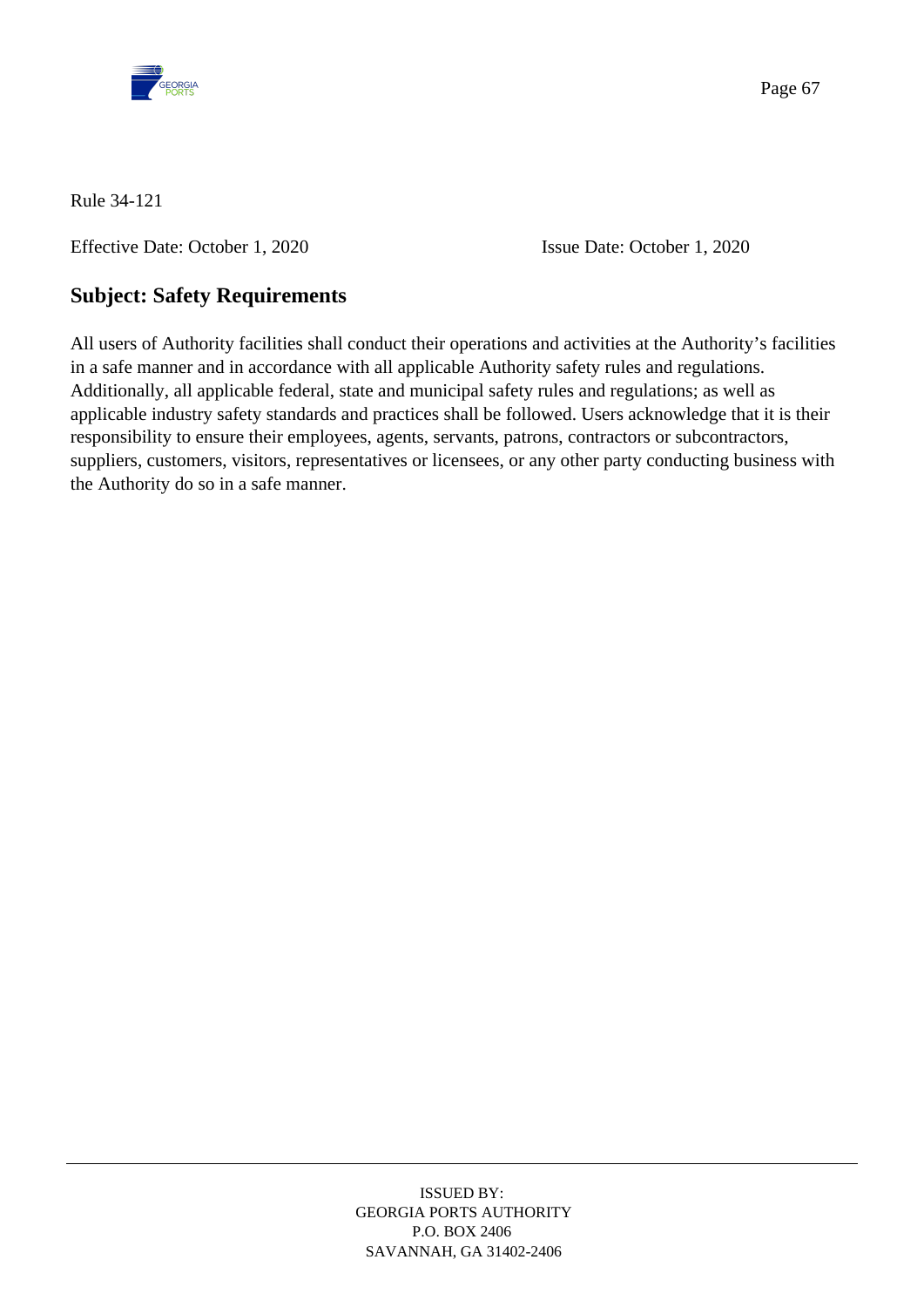Rule 34-121

Effective Date: October 1, 2020 Issue Date: October 1, 2020

## Subject: Safety Requirements

All users of Authority facilities shall conduct their operations and activities at the Authority's facilities in a safe manner and in accordance with all applicable Authority safety rules and regulations. Additionally, all applicable federal, state and municipal safety rules and regulations; as well as applicable industry safety standards and practices shall be followed. Users acknowledge that it is their responsibility to ensure their employees, agents, servants, patrons, contractors or subcontractors, suppliers, customers, visitors, representatives or licensees, or any other party conducting business with the Authority do so in a safe manner.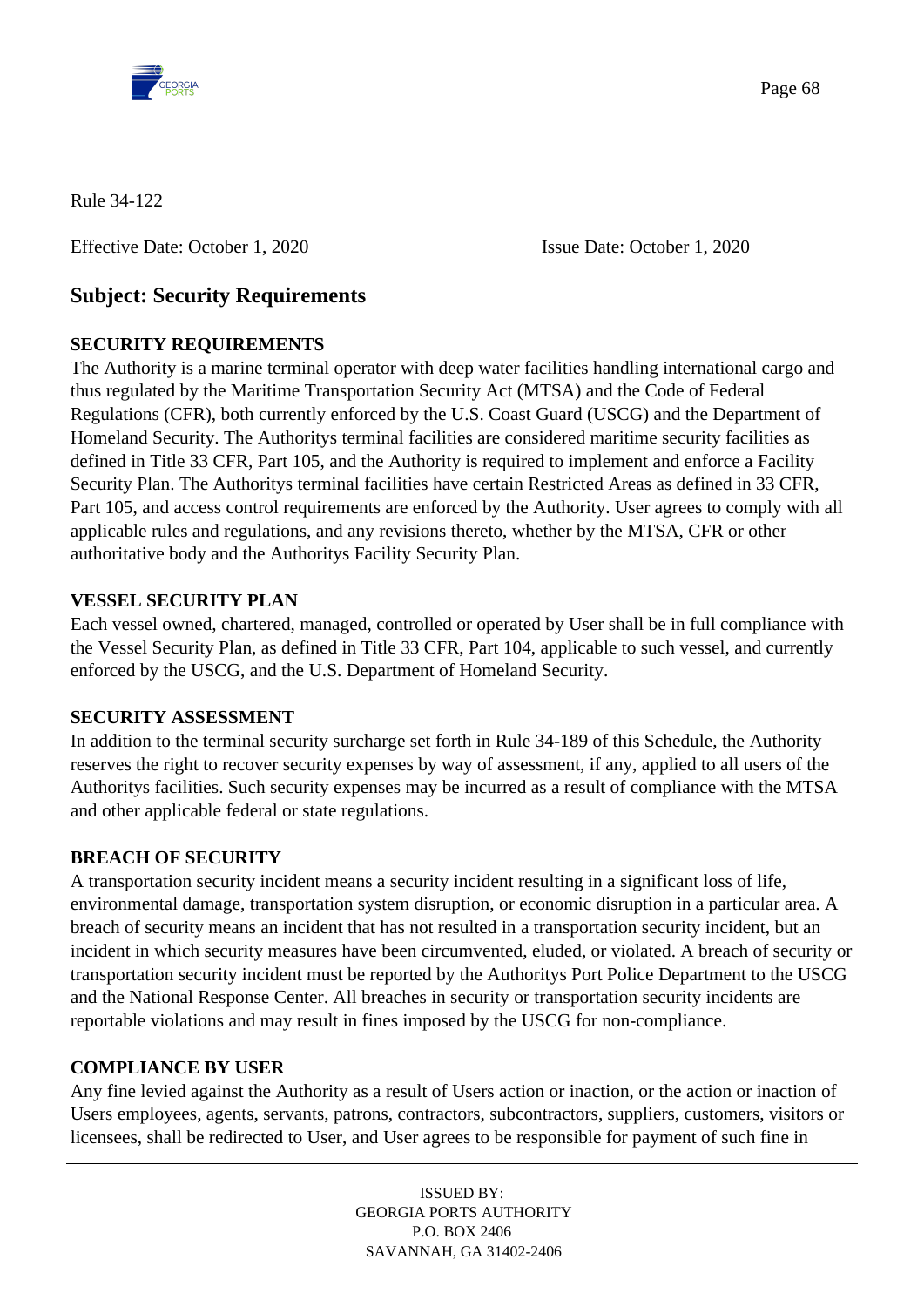Rule 34-122

Effective Date: October 1, 2020 Issue Date: October 1, 2020

## Subject: Security Requirements

**SECURITY REQUIREMENTS**

The Authority is a marine terminal operator with deep water facilities handling international cargo and thus regulated by the Maritime Transportation Security Act (MTSA) and the Code of Federal Regulations (CFR), both currently enforced by the U.S. Coast Guard (USCG) and the Department of Homeland Security. The Authoritys terminal facilities are considered maritime security facilities as defined in Title 33 CFR, Part 105, and the Authority is required to implement and enforce a Facility Security Plan. The Authoritys terminal facilities have certain Restricted Areas as defined in 33 CFR, Part 105, and access control requirements are enforced by the Authority. User agrees to comply with all applicable rules and regulations, and any revisions thereto, whether by the MTSA, CFR or other authoritative body and the Authoritys Facility Security Plan.

**VESSEL SECURITY PLAN**

Each vessel owned, chartered, managed, controlled or operated by User shall be in full compliance with the Vessel Security Plan, as defined in Title 33 CFR, Part 104, applicable to such vessel, and currently enforced by the USCG, and the U.S. Department of Homeland Security.

**SECURITY ASSESSMENT**

In addition to the terminal security surcharge set forth in Rule 34-189 of this Schedule, the Authority reserves the right to recover security expenses by way of assessment, if any, applied to all users of the Authoritys facilities. Such security expenses may be incurred as a result of compliance with the MTSA and other applicable federal or state regulations.

**BREACH OF SECURITY**

A transportation security incident means a security incident resulting in a significant loss of life, environmental damage, transportation system disruption, or economic disruption in a particular area. A breach of security means an incident that has not resulted in a transportation security incident, but an incident in which security measures have been circumvented, eluded, or violated. A breach of security or transportation security incident must be reported by the Authoritys Port Police Department to the USCG and the National Response Center. All breaches in security or transportation security incidents are reportable violations and may result in fines imposed by the USCG for non-compliance.

**COMPLIANCE BY USER**

Any fine levied against the Authority as a result of Users action or inaction, or the action or inaction of Users employees, agents, servants, patrons, contractors, subcontractors, suppliers, customers, visitors or licensees, shall be redirected to User, and User agrees to be responsible for payment of such fine in

ISSUED BY:
GEORGIA PORTS AUTHORITY
P.O. BOX 2406
SAVANNAH, GA 31402-2406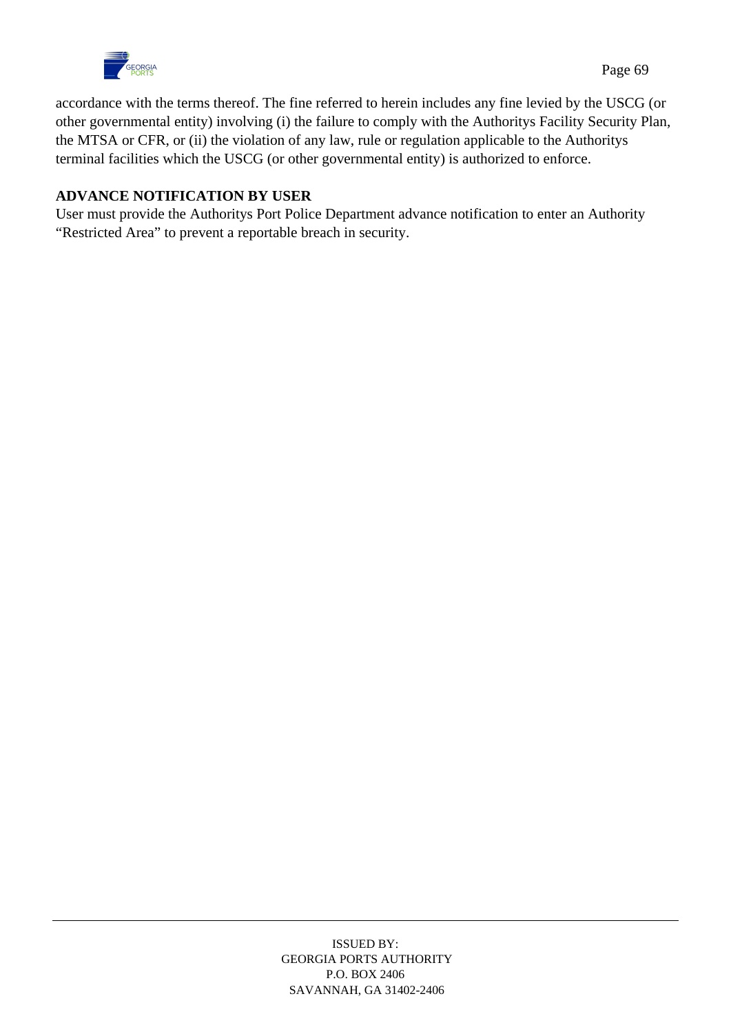accordance with the terms thereof. The fine referred to herein includes any fine levied by the USCG (or other governmental entity) involving (i) the failure to comply with the Authoritys Facility Security Plan, the MTSA or CFR, or (ii) the violation of any law, rule or regulation applicable to the Authoritys terminal facilities which the USCG (or other governmental entity) is authorized to enforce.

**ADVANCE NOTIFICATION BY USER**

User must provide the Authoritys Port Police Department advance notification to enter an Authority "Restricted Area" to prevent a reportable breach in security.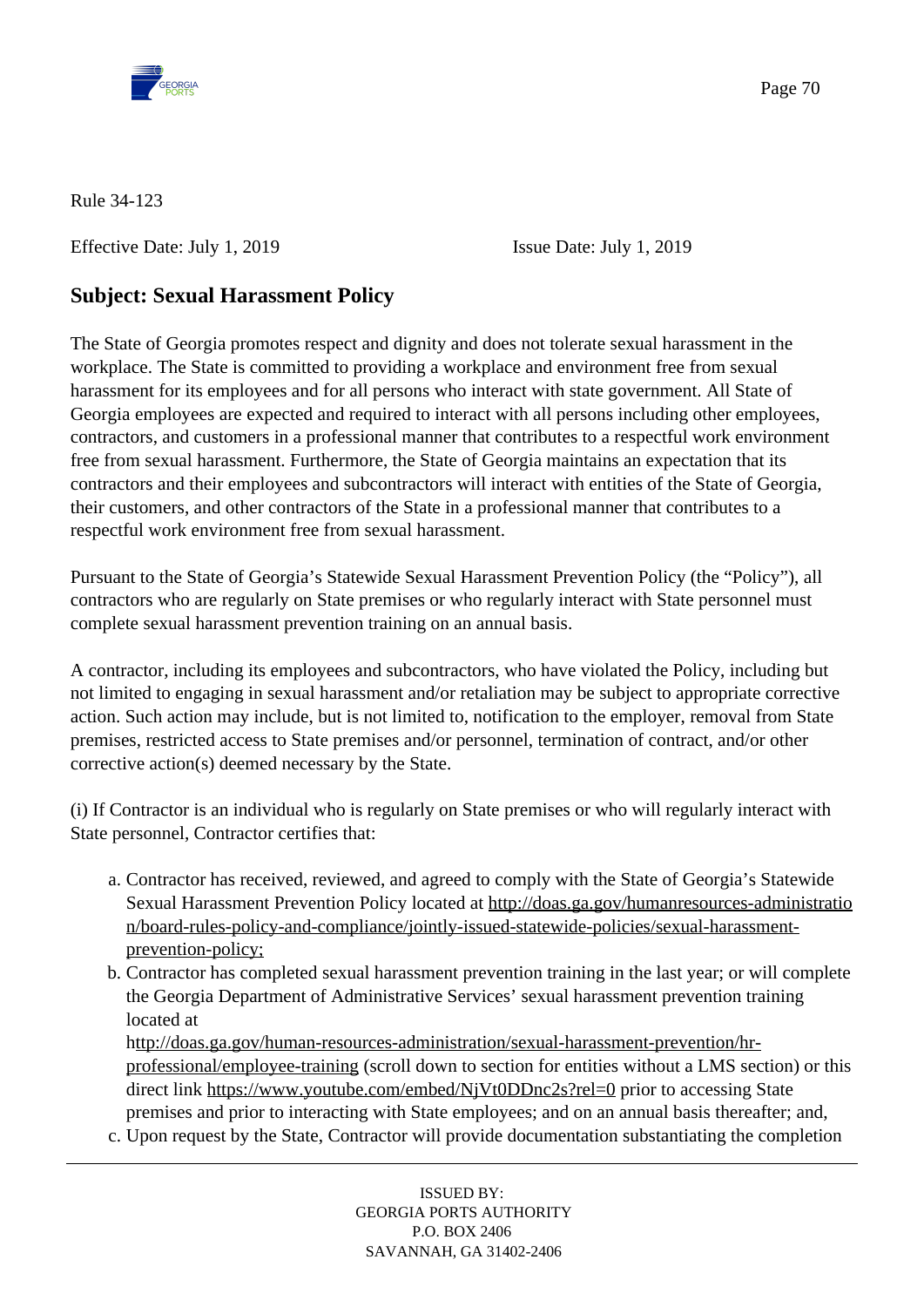Rule 34-123

Effective Date: July 1, 2019 Issue Date: July 1, 2019

## Subject: Sexual Harassment Policy

The State of Georgia promotes respect and dignity and does not tolerate sexual harassment in the workplace. The State is committed to providing a workplace and environment free from sexual harassment for its employees and for all persons who interact with state government. All State of Georgia employees are expected and required to interact with all persons including other employees, contractors, and customers in a professional manner that contributes to a respectful work environment free from sexual harassment. Furthermore, the State of Georgia maintains an expectation that its contractors and their employees and subcontractors will interact with entities of the State of Georgia, their customers, and other contractors of the State in a professional manner that contributes to a respectful work environment free from sexual harassment.

Pursuant to the State of Georgia's Statewide Sexual Harassment Prevention Policy (the "Policy"), all contractors who are regularly on State premises or who regularly interact with State personnel must complete sexual harassment prevention training on an annual basis.

A contractor, including its employees and subcontractors, who have violated the Policy, including but not limited to engaging in sexual harassment and/or retaliation may be subject to appropriate corrective action. Such action may include, but is not limited to, notification to the employer, removal from State premises, restricted access to State premises and/or personnel, termination of contract, and/or other corrective action(s) deemed necessary by the State.

(i) If Contractor is an individual who is regularly on State premises or who will regularly interact with State personnel, Contractor certifies that:

a. Contractor has received, reviewed, and agreed to comply with the State of Georgia's Statewide Sexual Harassment Prevention Policy located at http://doas.ga.gov/humanresources-administration/board-rules-policy-and-compliance/jointly-issued-statewide-policies/sexual-harassment-prevention-policy;
b. Contractor has completed sexual harassment prevention training in the last year; or will complete the Georgia Department of Administrative Services' sexual harassment prevention training located at http://doas.ga.gov/human-resources-administration/sexual-harassment-prevention/hr-professional/employee-training (scroll down to section for entities without a LMS section) or this direct link https://www.youtube.com/embed/NjVt0DDnc2s?rel=0 prior to accessing State premises and prior to interacting with State employees; and on an annual basis thereafter; and,
c. Upon request by the State, Contractor will provide documentation substantiating the completion

ISSUED BY:
GEORGIA PORTS AUTHORITY
P.O. BOX 2406
SAVANNAH, GA 31402-2406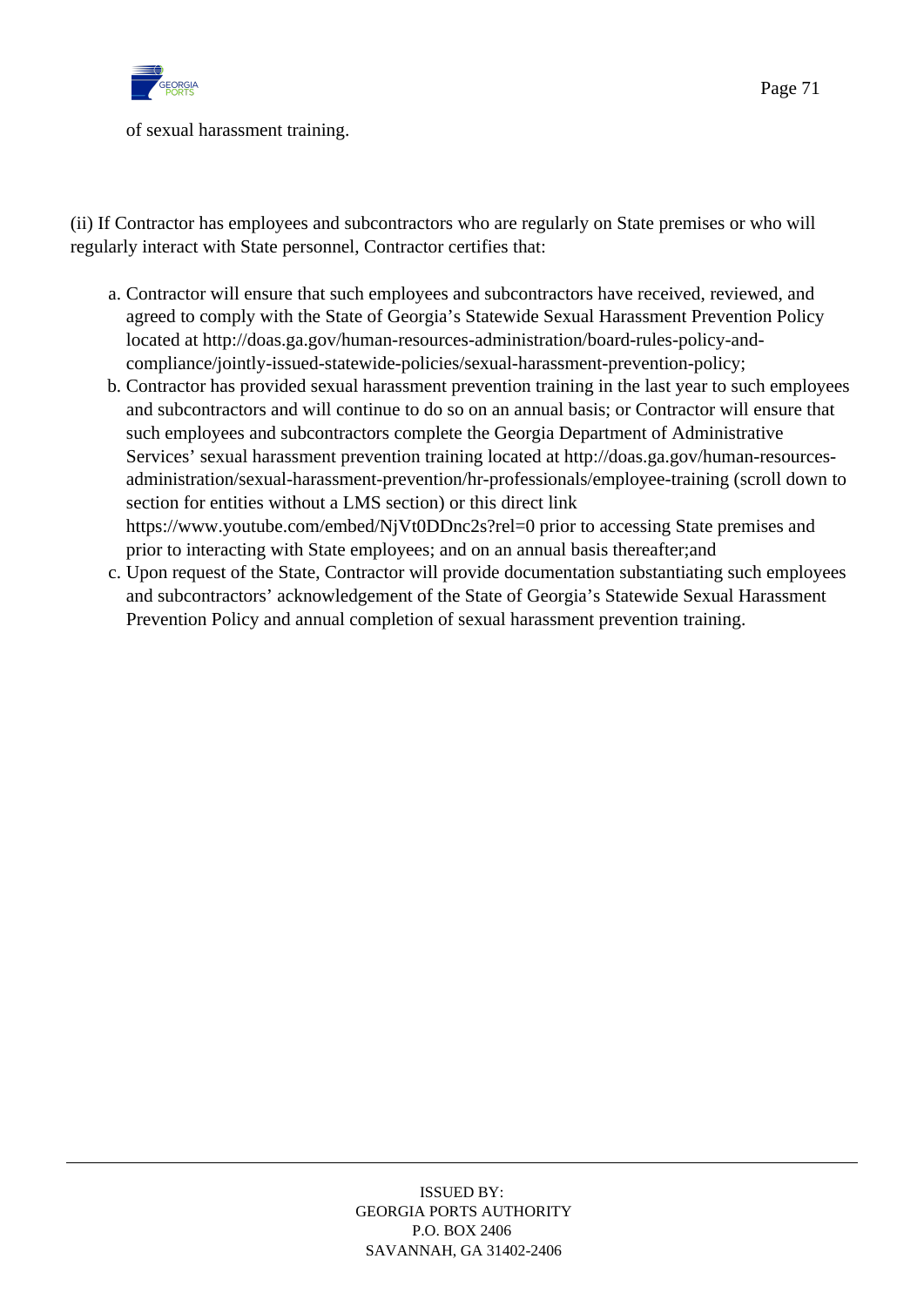of sexual harassment training.

(ii) If Contractor has employees and subcontractors who are regularly on State premises or who will regularly interact with State personnel, Contractor certifies that:

a. Contractor will ensure that such employees and subcontractors have received, reviewed, and agreed to comply with the State of Georgia's Statewide Sexual Harassment Prevention Policy located at http://doas.ga.gov/human-resources-administration/board-rules-policy-and-compliance/jointly-issued-statewide-policies/sexual-harassment-prevention-policy;
b. Contractor has provided sexual harassment prevention training in the last year to such employees and subcontractors and will continue to do so on an annual basis; or Contractor will ensure that such employees and subcontractors complete the Georgia Department of Administrative Services' sexual harassment prevention training located at http://doas.ga.gov/human-resources-administration/sexual-harassment-prevention/hr-professionals/employee-training (scroll down to section for entities without a LMS section) or this direct link https://www.youtube.com/embed/NjVt0DDnc2s?rel=0 prior to accessing State premises and prior to interacting with State employees; and on an annual basis thereafter;and
c. Upon request of the State, Contractor will provide documentation substantiating such employees and subcontractors' acknowledgement of the State of Georgia's Statewide Sexual Harassment Prevention Policy and annual completion of sexual harassment prevention training.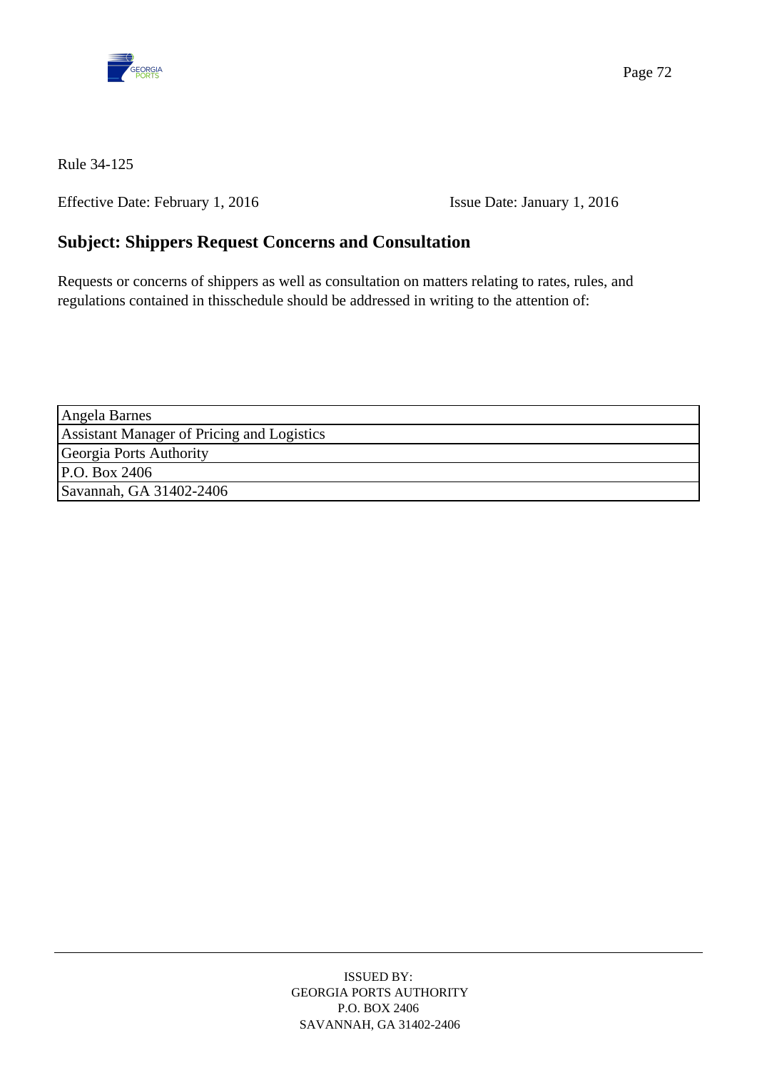Rule 34-125

Effective Date: February 1, 2016    Issue Date: January 1, 2016

## Subject: Shippers Request Concerns and Consultation

Requests or concerns of shippers as well as consultation on matters relating to rates, rules, and regulations contained in thisschedule should be addressed in writing to the attention of:

| Angela Barnes |
|---|
| Assistant Manager of Pricing and Logistics |
| Georgia Ports Authority |
| P.O. Box 2406 |
| Savannah, GA 31402-2406 |

ISSUED BY:
GEORGIA PORTS AUTHORITY
P.O. BOX 2406
SAVANNAH, GA 31402-2406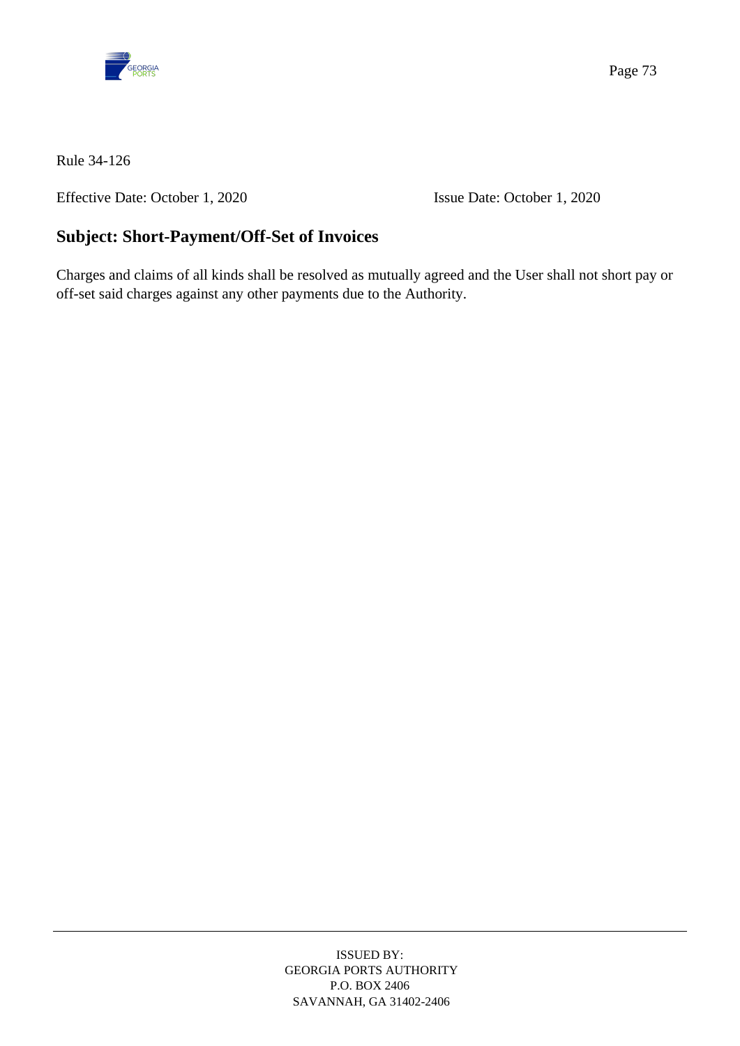Rule 34-126

Effective Date: October 1, 2020 Issue Date: October 1, 2020

## Subject: Short-Payment/Off-Set of Invoices

Charges and claims of all kinds shall be resolved as mutually agreed and the User shall not short pay or off-set said charges against any other payments due to the Authority.

ISSUED BY:
GEORGIA PORTS AUTHORITY
P.O. BOX 2406
SAVANNAH, GA 31402-2406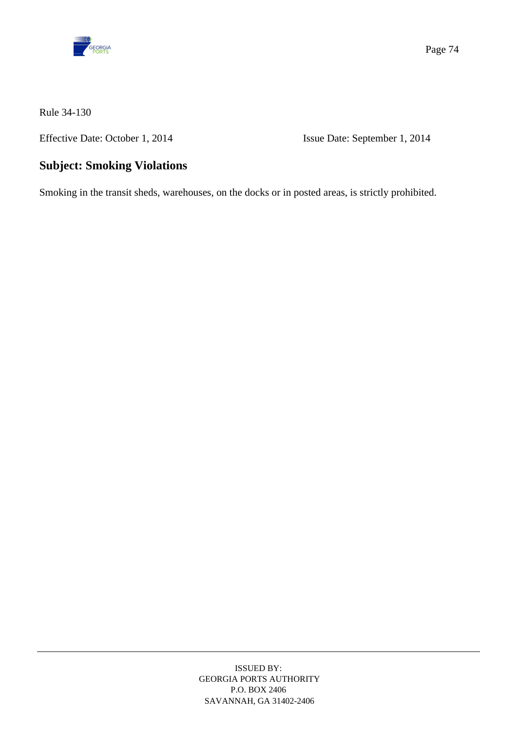Rule 34-130

Effective Date: October 1, 2014 Issue Date: September 1, 2014

## Subject: Smoking Violations

Smoking in the transit sheds, warehouses, on the docks or in posted areas, is strictly prohibited.

ISSUED BY:
GEORGIA PORTS AUTHORITY
P.O. BOX 2406
SAVANNAH, GA 31402-2406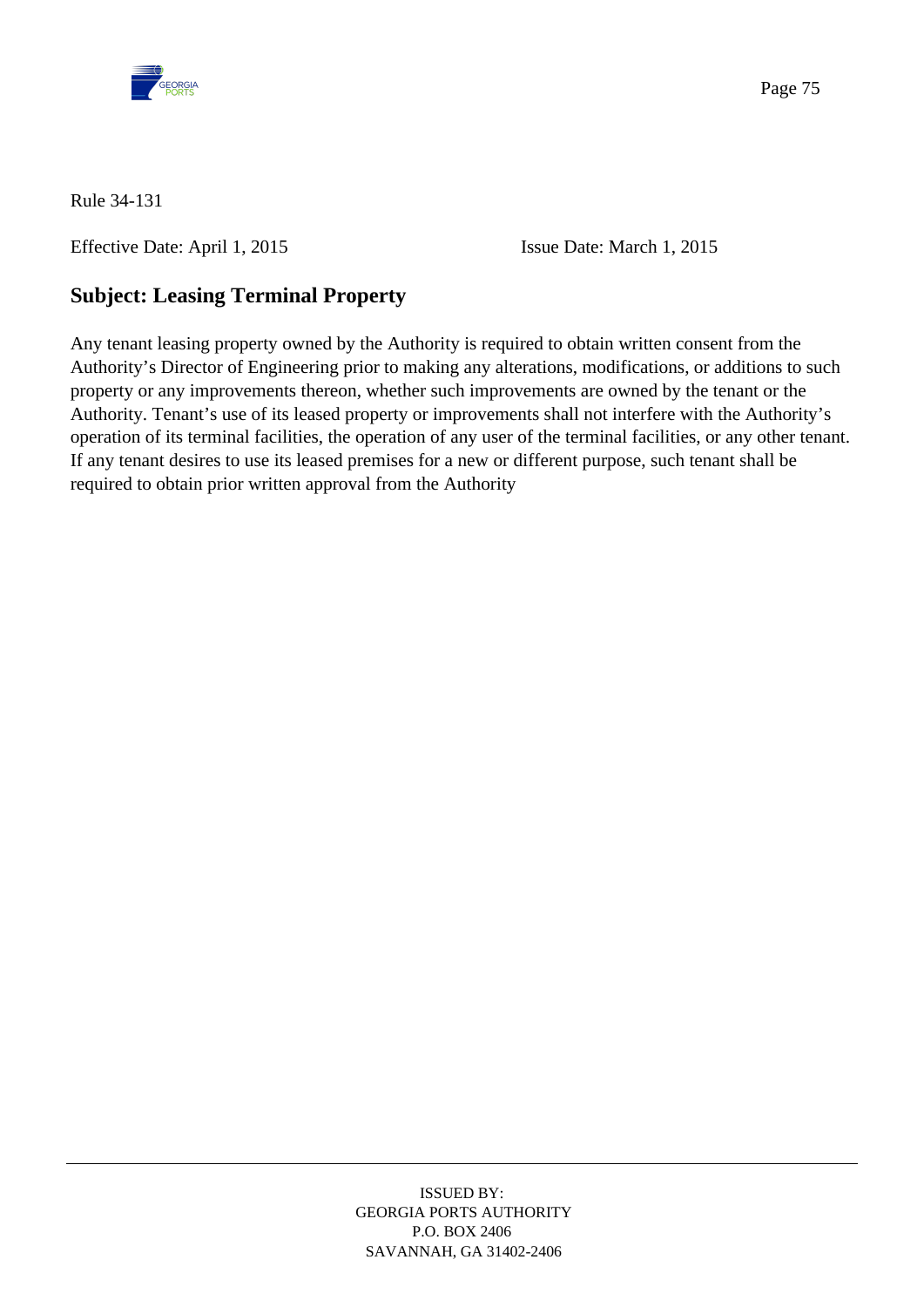Rule 34-131

Effective Date: April 1, 2015 Issue Date: March 1, 2015

## Subject: Leasing Terminal Property

Any tenant leasing property owned by the Authority is required to obtain written consent from the Authority's Director of Engineering prior to making any alterations, modifications, or additions to such property or any improvements thereon, whether such improvements are owned by the tenant or the Authority. Tenant's use of its leased property or improvements shall not interfere with the Authority's operation of its terminal facilities, the operation of any user of the terminal facilities, or any other tenant. If any tenant desires to use its leased premises for a new or different purpose, such tenant shall be required to obtain prior written approval from the Authority

ISSUED BY:
GEORGIA PORTS AUTHORITY
P.O. BOX 2406
SAVANNAH, GA 31402-2406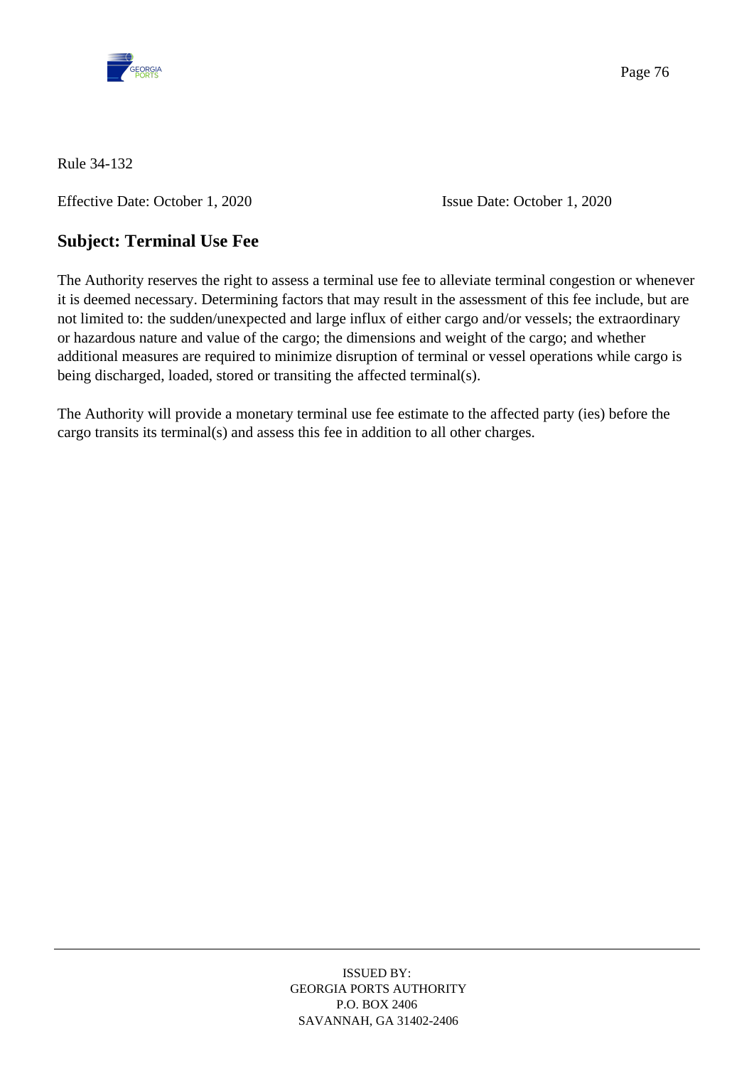Rule 34-132

Effective Date: October 1, 2020 Issue Date: October 1, 2020

## Subject: Terminal Use Fee

The Authority reserves the right to assess a terminal use fee to alleviate terminal congestion or whenever it is deemed necessary. Determining factors that may result in the assessment of this fee include, but are not limited to: the sudden/unexpected and large influx of either cargo and/or vessels; the extraordinary or hazardous nature and value of the cargo; the dimensions and weight of the cargo; and whether additional measures are required to minimize disruption of terminal or vessel operations while cargo is being discharged, loaded, stored or transiting the affected terminal(s).

The Authority will provide a monetary terminal use fee estimate to the affected party (ies) before the cargo transits its terminal(s) and assess this fee in addition to all other charges.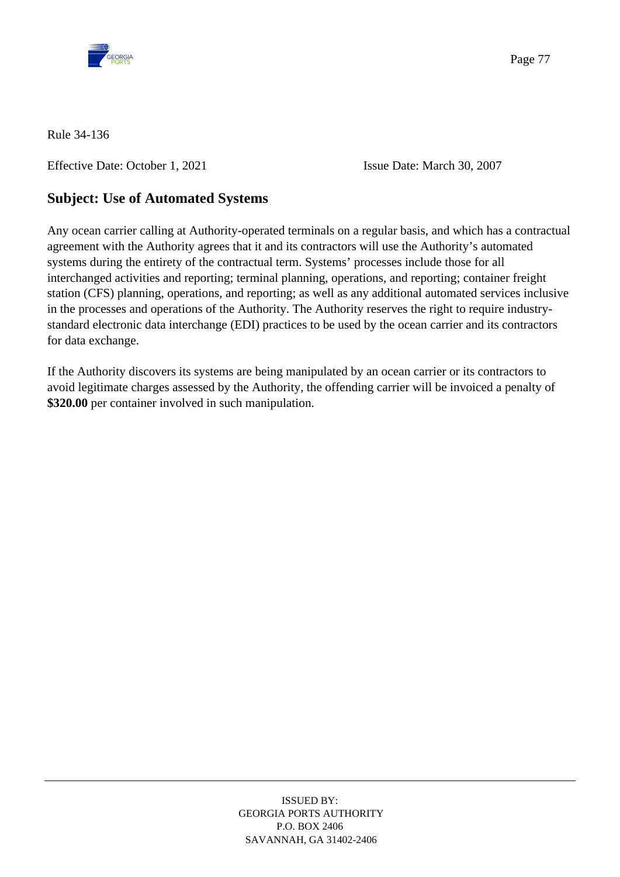Rule 34-136

Effective Date: October 1, 2021 Issue Date: March 30, 2007

## Subject: Use of Automated Systems

Any ocean carrier calling at Authority-operated terminals on a regular basis, and which has a contractual agreement with the Authority agrees that it and its contractors will use the Authority's automated systems during the entirety of the contractual term. Systems' processes include those for all interchanged activities and reporting; terminal planning, operations, and reporting; container freight station (CFS) planning, operations, and reporting; as well as any additional automated services inclusive in the processes and operations of the Authority. The Authority reserves the right to require industry-standard electronic data interchange (EDI) practices to be used by the ocean carrier and its contractors for data exchange.

If the Authority discovers its systems are being manipulated by an ocean carrier or its contractors to avoid legitimate charges assessed by the Authority, the offending carrier will be invoiced a penalty of **$320.00** per container involved in such manipulation.

ISSUED BY:
GEORGIA PORTS AUTHORITY
P.O. BOX 2406
SAVANNAH, GA 31402-2406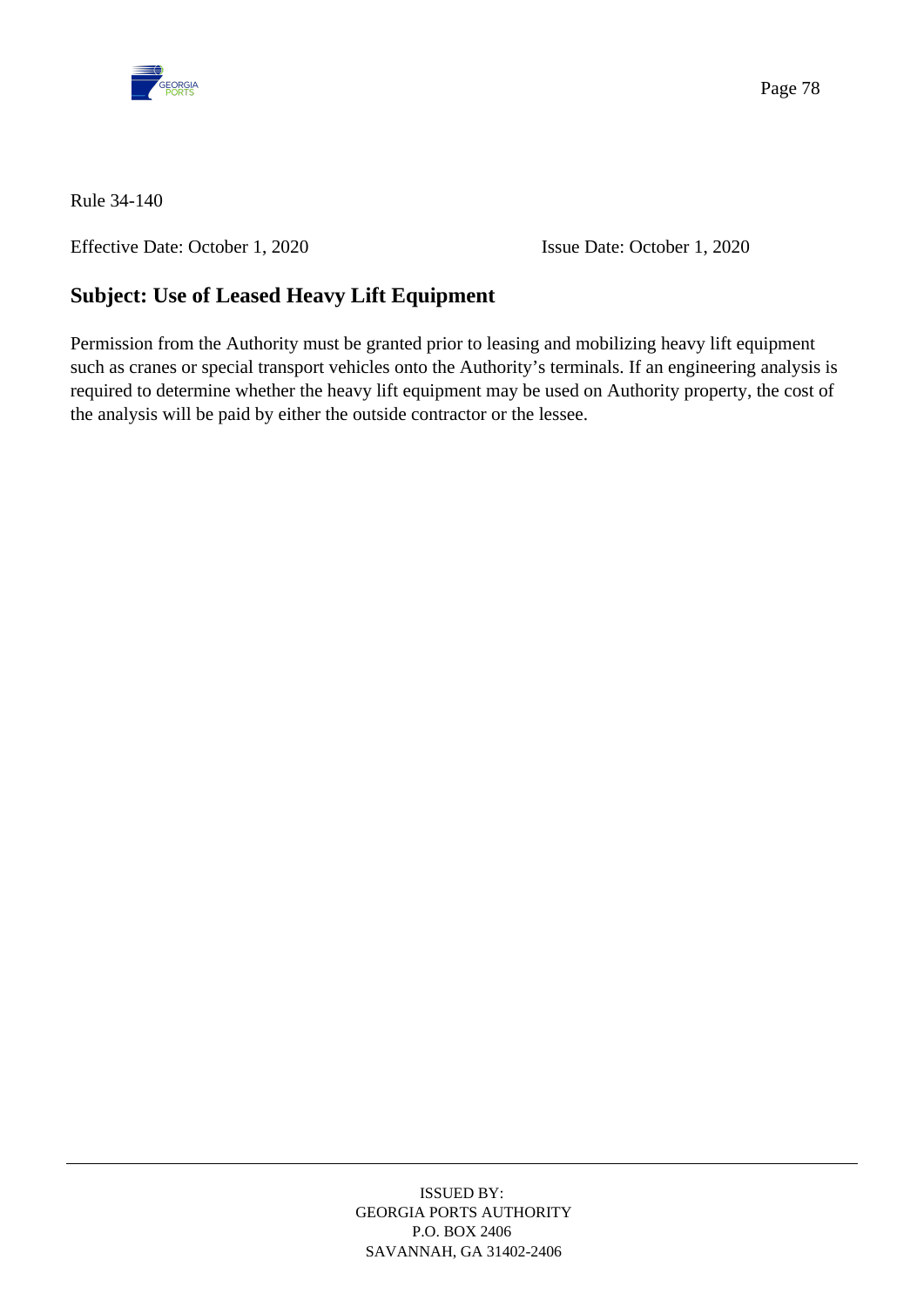Rule 34-140

Effective Date: October 1, 2020 Issue Date: October 1, 2020

## Subject: Use of Leased Heavy Lift Equipment

Permission from the Authority must be granted prior to leasing and mobilizing heavy lift equipment such as cranes or special transport vehicles onto the Authority's terminals. If an engineering analysis is required to determine whether the heavy lift equipment may be used on Authority property, the cost of the analysis will be paid by either the outside contractor or the lessee.

ISSUED BY:
GEORGIA PORTS AUTHORITY
P.O. BOX 2406
SAVANNAH, GA 31402-2406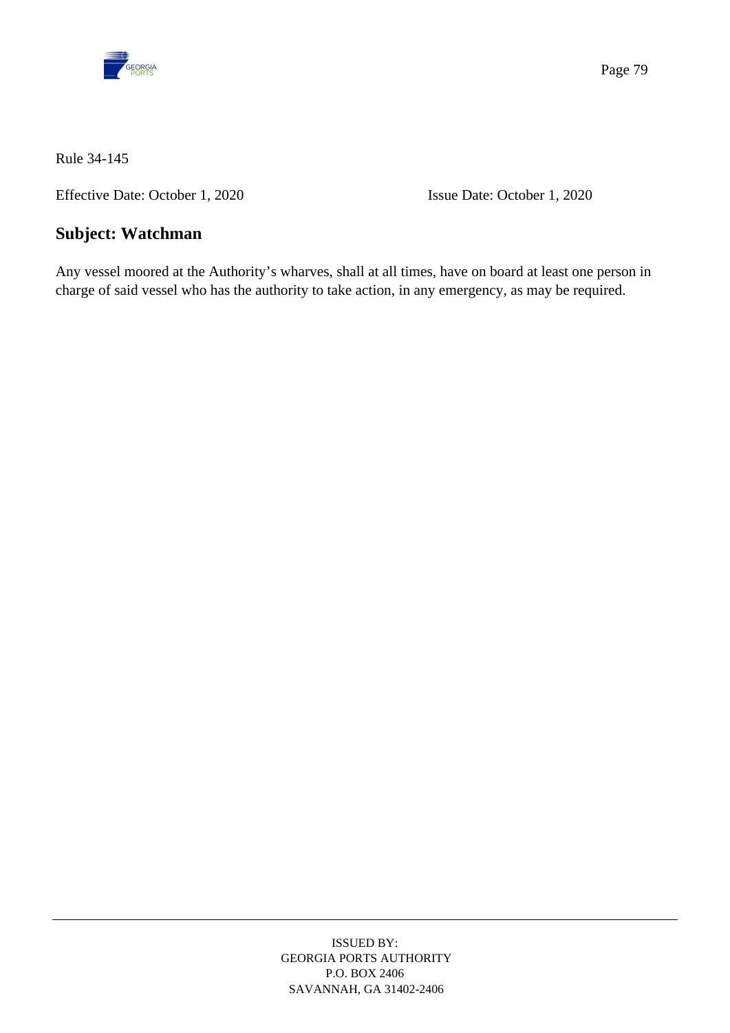Rule 34-145

Effective Date: October 1, 2020 Issue Date: October 1, 2020

## Subject: Watchman

Any vessel moored at the Authority's wharves, shall at all times, have on board at least one person in charge of said vessel who has the authority to take action, in any emergency, as may be required.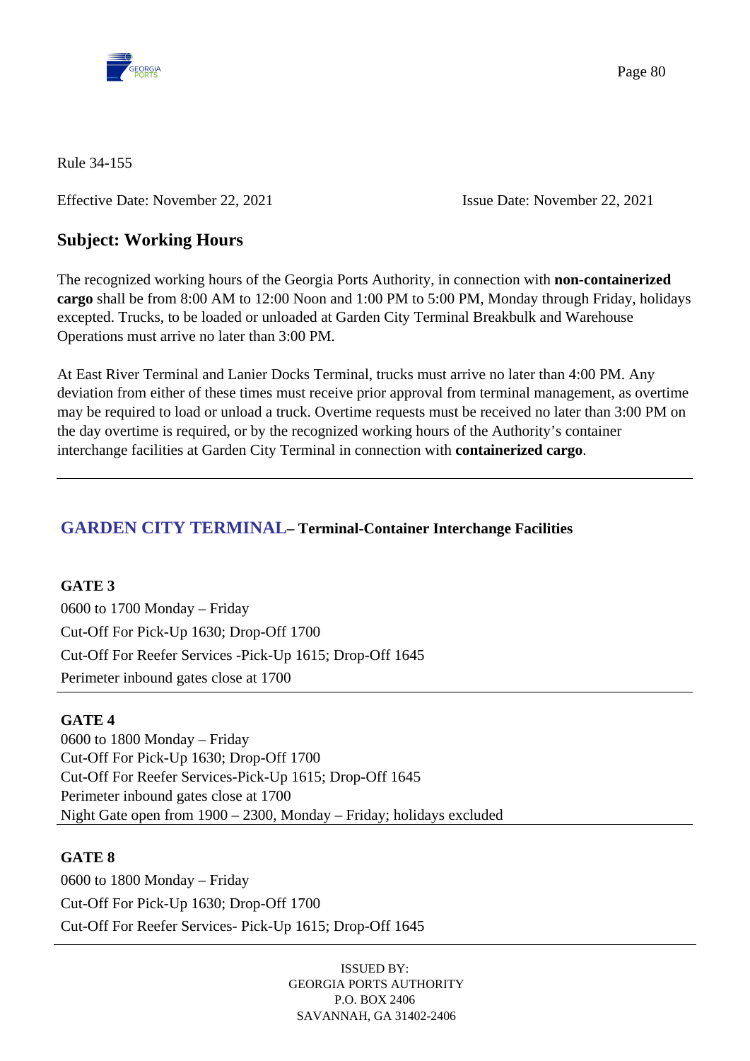Rule 34-155

Effective Date: November 22, 2021 Issue Date: November 22, 2021

## Subject: Working Hours

The recognized working hours of the Georgia Ports Authority, in connection with **non-containerized cargo** shall be from 8:00 AM to 12:00 Noon and 1:00 PM to 5:00 PM, Monday through Friday, holidays excepted. Trucks, to be loaded or unloaded at Garden City Terminal Breakbulk and Warehouse Operations must arrive no later than 3:00 PM.

At East River Terminal and Lanier Docks Terminal, trucks must arrive no later than 4:00 PM. Any deviation from either of these times must receive prior approval from terminal management, as overtime may be required to load or unload a truck. Overtime requests must be received no later than 3:00 PM on the day overtime is required, or by the recognized working hours of the Authority's container interchange facilities at Garden City Terminal in connection with **containerized cargo**.

---

## GARDEN CITY TERMINAL– Terminal-Container Interchange Facilities

**GATE 3**
0600 to 1700 Monday – Friday
Cut-Off For Pick-Up 1630; Drop-Off 1700
Cut-Off For Reefer Services -Pick-Up 1615; Drop-Off 1645
Perimeter inbound gates close at 1700

---

**GATE 4**
0600 to 1800 Monday – Friday
Cut-Off For Pick-Up 1630; Drop-Off 1700
Cut-Off For Reefer Services-Pick-Up 1615; Drop-Off 1645
Perimeter inbound gates close at 1700
Night Gate open from 1900 – 2300, Monday – Friday; holidays excluded

---

**GATE 8**
0600 to 1800 Monday – Friday
Cut-Off For Pick-Up 1630; Drop-Off 1700
Cut-Off For Reefer Services- Pick-Up 1615; Drop-Off 1645

---

ISSUED BY:
GEORGIA PORTS AUTHORITY
P.O. BOX 2406
SAVANNAH, GA 31402-2406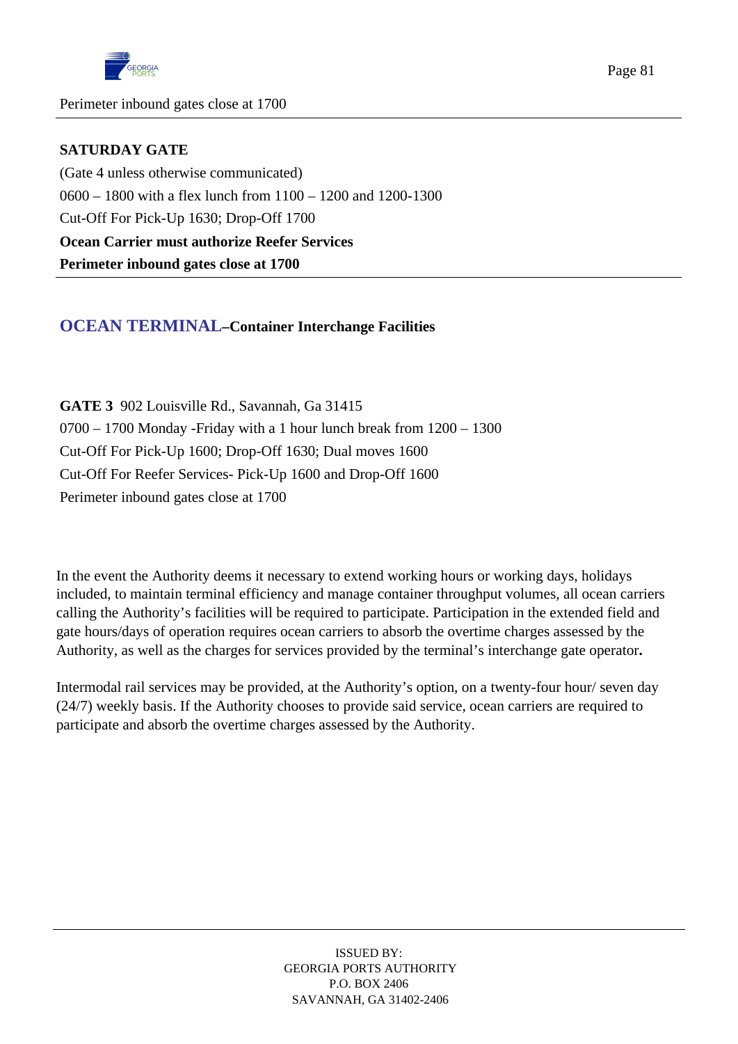Perimeter inbound gates close at 1700

**SATURDAY GATE**

(Gate 4 unless otherwise communicated)

0600 – 1800 with a flex lunch from 1100 – 1200 and 1200-1300

Cut-Off For Pick-Up 1630; Drop-Off 1700

**Ocean Carrier must authorize Reefer Services**

**Perimeter inbound gates close at 1700**

## OCEAN TERMINAL–Container Interchange Facilities

**GATE 3** 902 Louisville Rd., Savannah, Ga 31415

0700 – 1700 Monday -Friday with a 1 hour lunch break from 1200 – 1300

Cut-Off For Pick-Up 1600; Drop-Off 1630; Dual moves 1600

Cut-Off For Reefer Services- Pick-Up 1600 and Drop-Off 1600

Perimeter inbound gates close at 1700

In the event the Authority deems it necessary to extend working hours or working days, holidays included, to maintain terminal efficiency and manage container throughput volumes, all ocean carriers calling the Authority's facilities will be required to participate. Participation in the extended field and gate hours/days of operation requires ocean carriers to absorb the overtime charges assessed by the Authority, as well as the charges for services provided by the terminal's interchange gate operator**.**

Intermodal rail services may be provided, at the Authority's option, on a twenty-four hour/ seven day (24/7) weekly basis. If the Authority chooses to provide said service, ocean carriers are required to participate and absorb the overtime charges assessed by the Authority.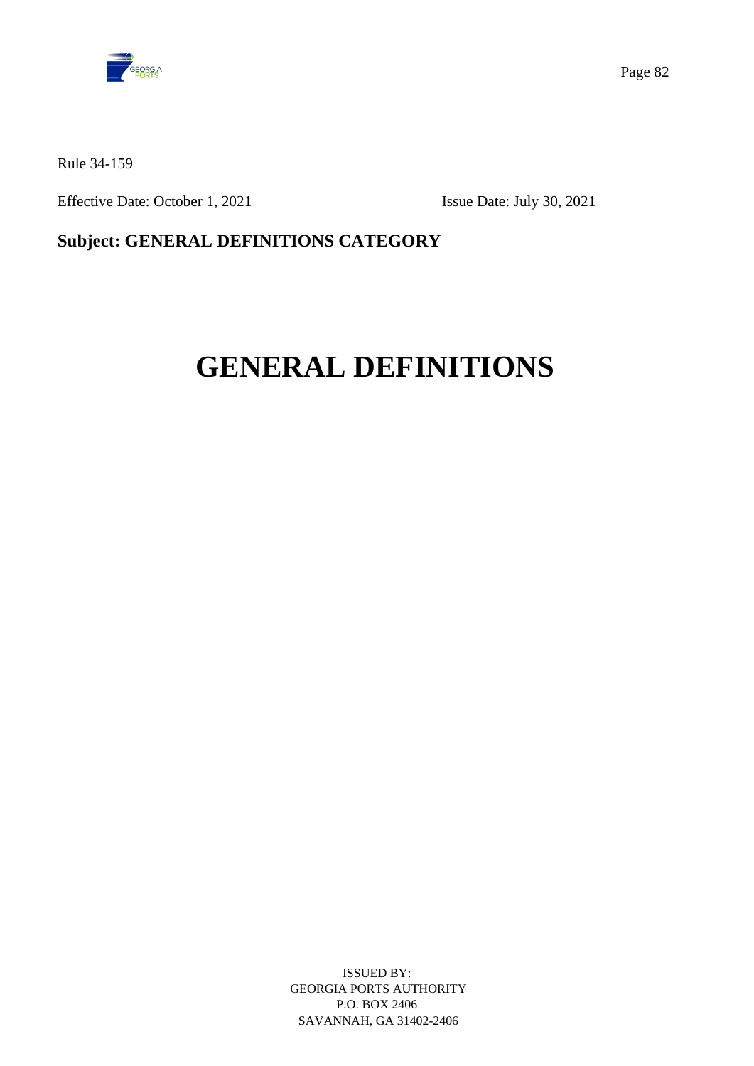Rule 34-159

Effective Date: October 1, 2021 Issue Date: July 30, 2021

**Subject: GENERAL DEFINITIONS CATEGORY**

# GENERAL DEFINITIONS

ISSUED BY:
GEORGIA PORTS AUTHORITY
P.O. BOX 2406
SAVANNAH, GA 31402-2406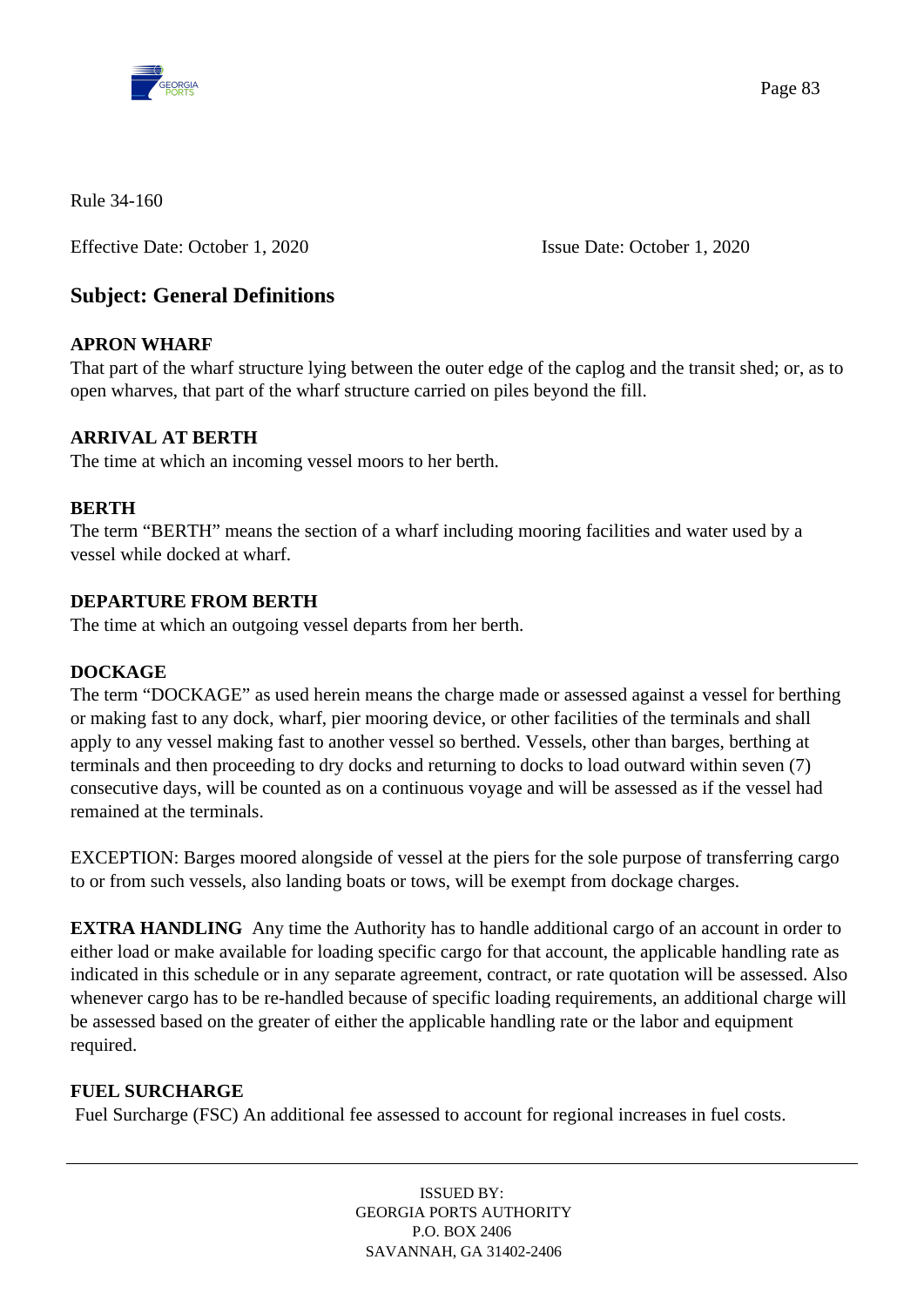Rule 34-160

Effective Date: October 1, 2020 Issue Date: October 1, 2020

## Subject: General Definitions

**APRON WHARF**
That part of the wharf structure lying between the outer edge of the caplog and the transit shed; or, as to open wharves, that part of the wharf structure carried on piles beyond the fill.

**ARRIVAL AT BERTH**
The time at which an incoming vessel moors to her berth.

**BERTH**
The term "BERTH" means the section of a wharf including mooring facilities and water used by a vessel while docked at wharf.

**DEPARTURE FROM BERTH**
The time at which an outgoing vessel departs from her berth.

**DOCKAGE**
The term "DOCKAGE" as used herein means the charge made or assessed against a vessel for berthing or making fast to any dock, wharf, pier mooring device, or other facilities of the terminals and shall apply to any vessel making fast to another vessel so berthed. Vessels, other than barges, berthing at terminals and then proceeding to dry docks and returning to docks to load outward within seven (7) consecutive days, will be counted as on a continuous voyage and will be assessed as if the vessel had remained at the terminals.

EXCEPTION: Barges moored alongside of vessel at the piers for the sole purpose of transferring cargo to or from such vessels, also landing boats or tows, will be exempt from dockage charges.

**EXTRA HANDLING** Any time the Authority has to handle additional cargo of an account in order to either load or make available for loading specific cargo for that account, the applicable handling rate as indicated in this schedule or in any separate agreement, contract, or rate quotation will be assessed. Also whenever cargo has to be re-handled because of specific loading requirements, an additional charge will be assessed based on the greater of either the applicable handling rate or the labor and equipment required.

**FUEL SURCHARGE**
Fuel Surcharge (FSC) An additional fee assessed to account for regional increases in fuel costs.

ISSUED BY:
GEORGIA PORTS AUTHORITY
P.O. BOX 2406
SAVANNAH, GA 31402-2406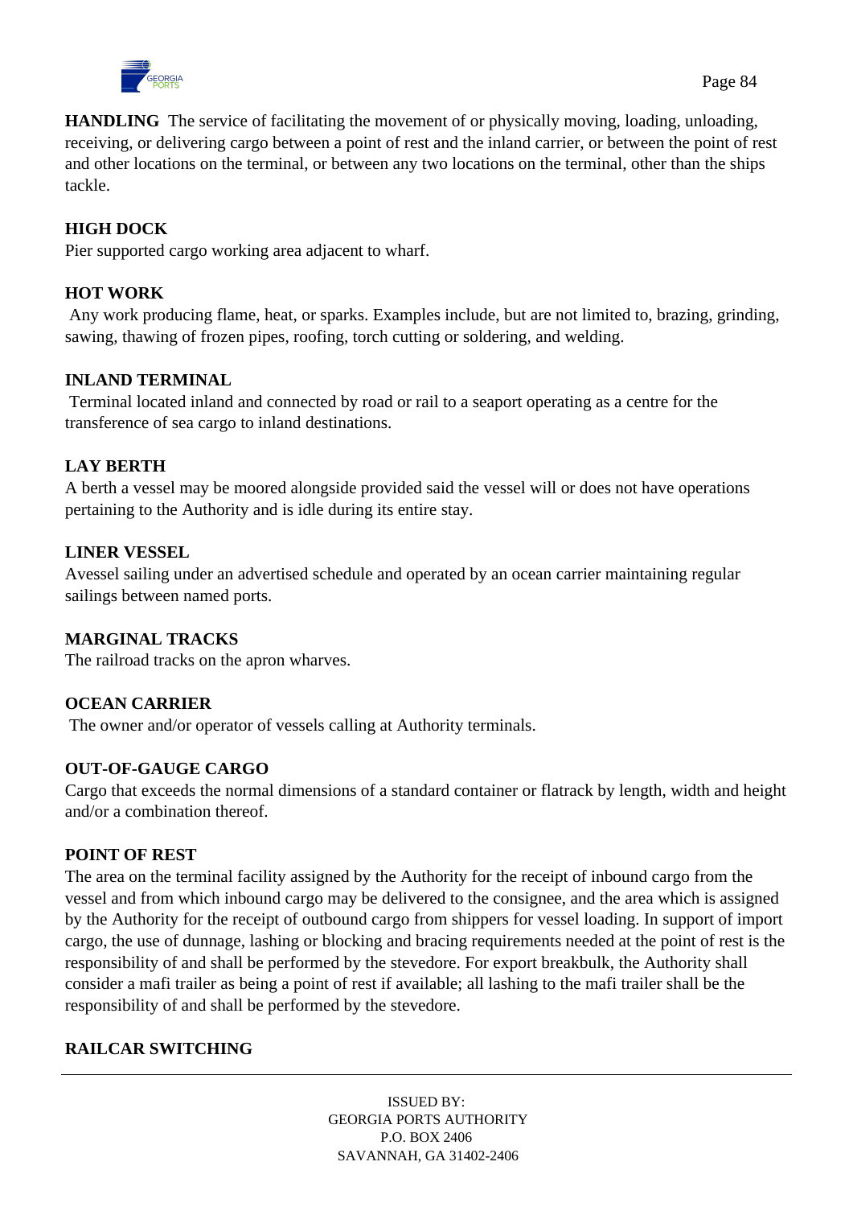**HANDLING** The service of facilitating the movement of or physically moving, loading, unloading, receiving, or delivering cargo between a point of rest and the inland carrier, or between the point of rest and other locations on the terminal, or between any two locations on the terminal, other than the ships tackle.

**HIGH DOCK**
Pier supported cargo working area adjacent to wharf.

**HOT WORK**
Any work producing flame, heat, or sparks. Examples include, but are not limited to, brazing, grinding, sawing, thawing of frozen pipes, roofing, torch cutting or soldering, and welding.

**INLAND TERMINAL**
Terminal located inland and connected by road or rail to a seaport operating as a centre for the transference of sea cargo to inland destinations.

**LAY BERTH**
A berth a vessel may be moored alongside provided said the vessel will or does not have operations pertaining to the Authority and is idle during its entire stay.

**LINER VESSEL**
Avessel sailing under an advertised schedule and operated by an ocean carrier maintaining regular sailings between named ports.

**MARGINAL TRACKS**
The railroad tracks on the apron wharves.

**OCEAN CARRIER**
The owner and/or operator of vessels calling at Authority terminals.

**OUT-OF-GAUGE CARGO**
Cargo that exceeds the normal dimensions of a standard container or flatrack by length, width and height and/or a combination thereof.

**POINT OF REST**
The area on the terminal facility assigned by the Authority for the receipt of inbound cargo from the vessel and from which inbound cargo may be delivered to the consignee, and the area which is assigned by the Authority for the receipt of outbound cargo from shippers for vessel loading. In support of import cargo, the use of dunnage, lashing or blocking and bracing requirements needed at the point of rest is the responsibility of and shall be performed by the stevedore. For export breakbulk, the Authority shall consider a mafi trailer as being a point of rest if available; all lashing to the mafi trailer shall be the responsibility of and shall be performed by the stevedore.

**RAILCAR SWITCHING**

ISSUED BY:
GEORGIA PORTS AUTHORITY
P.O. BOX 2406
SAVANNAH, GA 31402-2406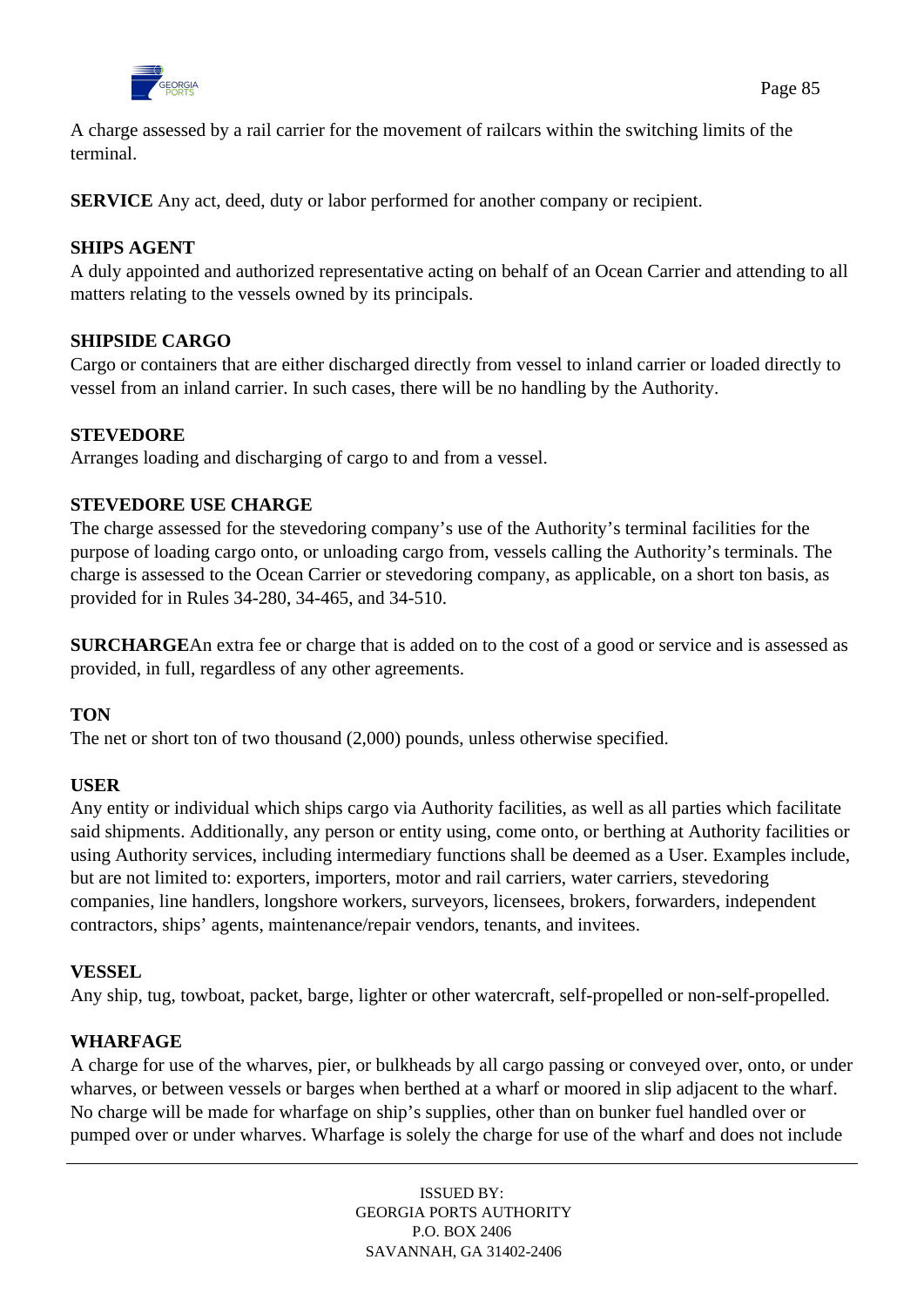A charge assessed by a rail carrier for the movement of railcars within the switching limits of the terminal.

**SERVICE** Any act, deed, duty or labor performed for another company or recipient.

**SHIPS AGENT**
A duly appointed and authorized representative acting on behalf of an Ocean Carrier and attending to all matters relating to the vessels owned by its principals.

**SHIPSIDE CARGO**
Cargo or containers that are either discharged directly from vessel to inland carrier or loaded directly to vessel from an inland carrier. In such cases, there will be no handling by the Authority.

**STEVEDORE**
Arranges loading and discharging of cargo to and from a vessel.

**STEVEDORE USE CHARGE**
The charge assessed for the stevedoring company's use of the Authority's terminal facilities for the purpose of loading cargo onto, or unloading cargo from, vessels calling the Authority's terminals. The charge is assessed to the Ocean Carrier or stevedoring company, as applicable, on a short ton basis, as provided for in Rules 34-280, 34-465, and 34-510.

**SURCHARGE**An extra fee or charge that is added on to the cost of a good or service and is assessed as provided, in full, regardless of any other agreements.

**TON**
The net or short ton of two thousand (2,000) pounds, unless otherwise specified.

**USER**
Any entity or individual which ships cargo via Authority facilities, as well as all parties which facilitate said shipments. Additionally, any person or entity using, come onto, or berthing at Authority facilities or using Authority services, including intermediary functions shall be deemed as a User. Examples include, but are not limited to: exporters, importers, motor and rail carriers, water carriers, stevedoring companies, line handlers, longshore workers, surveyors, licensees, brokers, forwarders, independent contractors, ships' agents, maintenance/repair vendors, tenants, and invitees.

**VESSEL**
Any ship, tug, towboat, packet, barge, lighter or other watercraft, self-propelled or non-self-propelled.

**WHARFAGE**
A charge for use of the wharves, pier, or bulkheads by all cargo passing or conveyed over, onto, or under wharves, or between vessels or barges when berthed at a wharf or moored in slip adjacent to the wharf. No charge will be made for wharfage on ship's supplies, other than on bunker fuel handled over or pumped over or under wharves. Wharfage is solely the charge for use of the wharf and does not include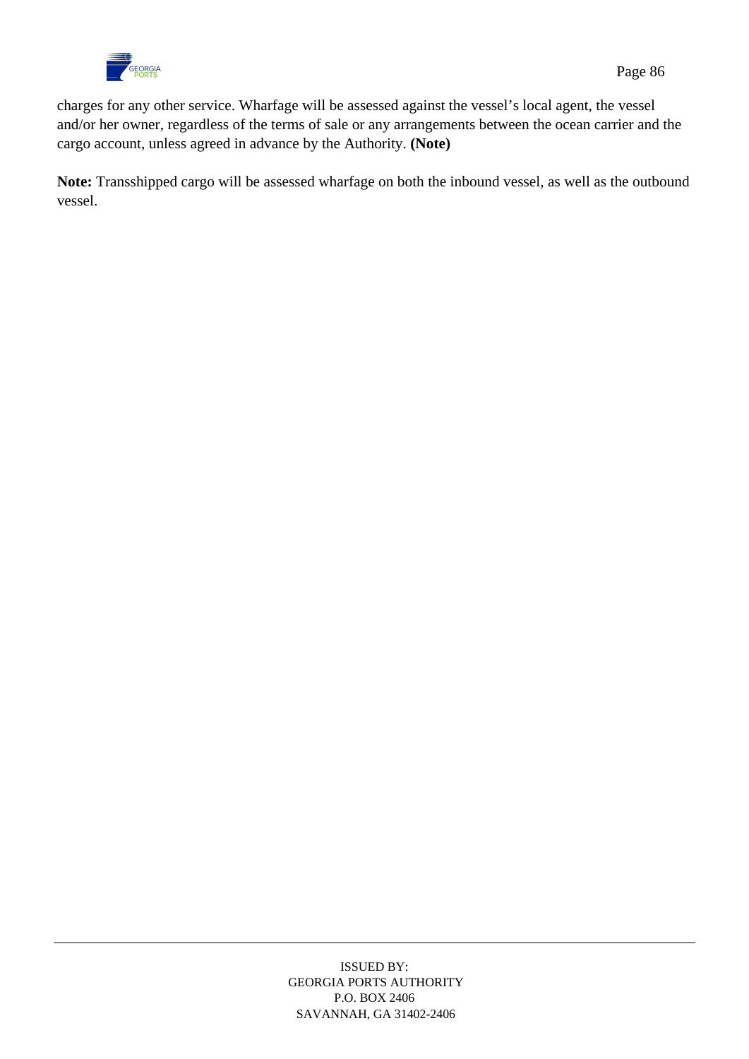charges for any other service. Wharfage will be assessed against the vessel's local agent, the vessel and/or her owner, regardless of the terms of sale or any arrangements between the ocean carrier and the cargo account, unless agreed in advance by the Authority. **(Note)**

**Note:** Transshipped cargo will be assessed wharfage on both the inbound vessel, as well as the outbound vessel.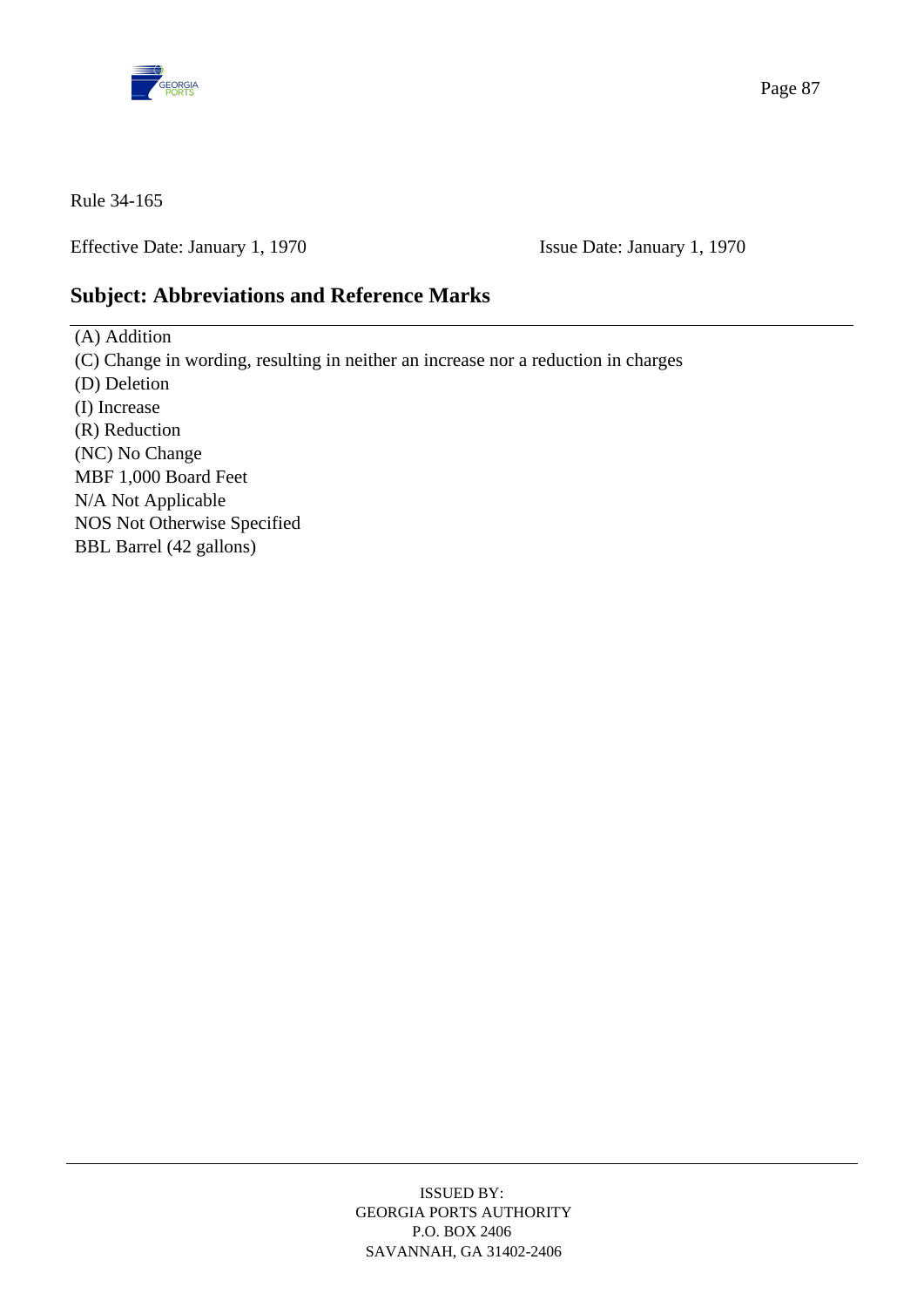Rule 34-165

Effective Date: January 1, 1970 Issue Date: January 1, 1970

## Subject: Abbreviations and Reference Marks

(A) Addition
(C) Change in wording, resulting in neither an increase nor a reduction in charges
(D) Deletion
(I) Increase
(R) Reduction
(NC) No Change
MBF 1,000 Board Feet
N/A Not Applicable
NOS Not Otherwise Specified
BBL Barrel (42 gallons)

ISSUED BY:
GEORGIA PORTS AUTHORITY
P.O. BOX 2406
SAVANNAH, GA 31402-2406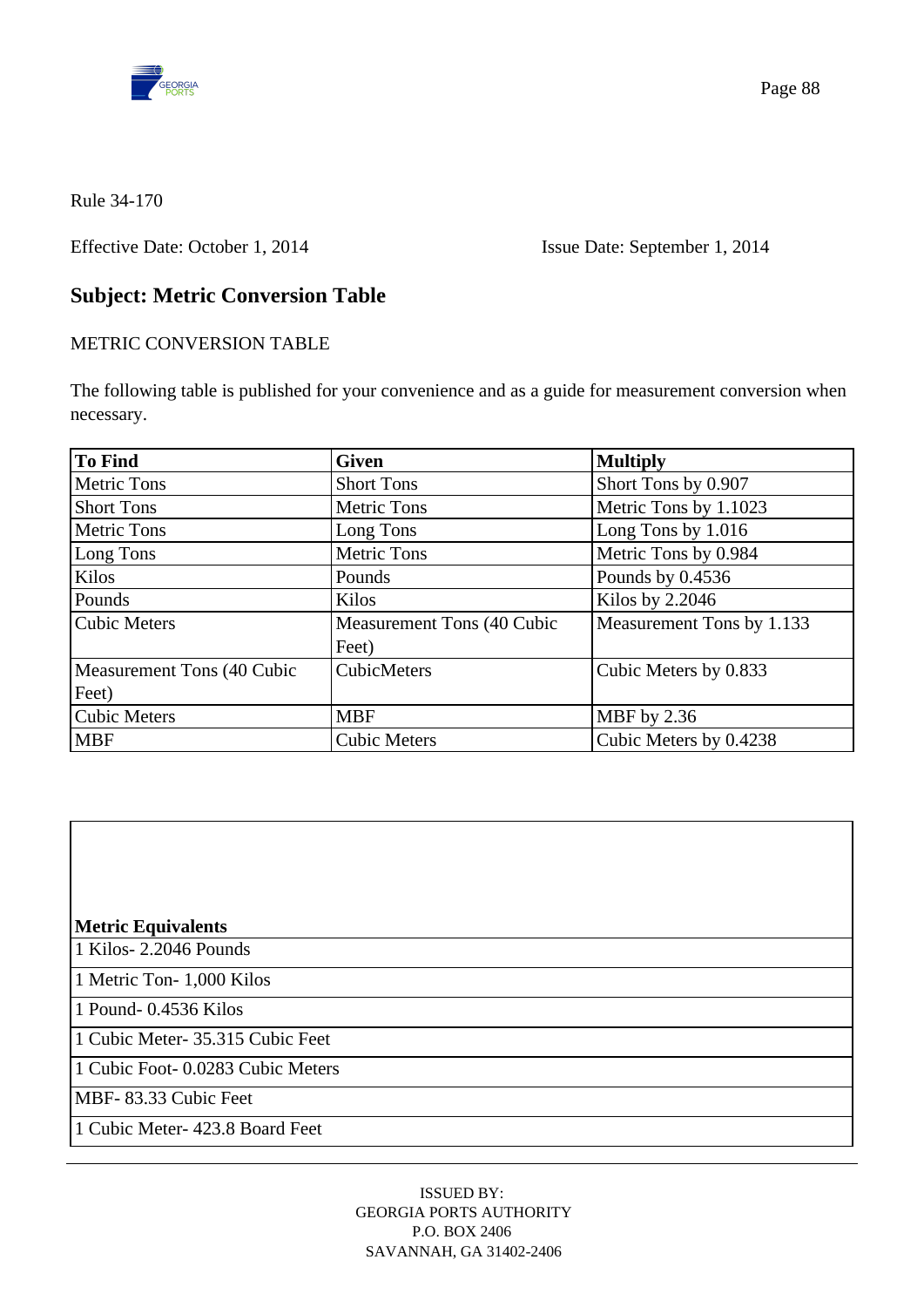Rule 34-170

Effective Date: October 1, 2014 Issue Date: September 1, 2014

## Subject: Metric Conversion Table

METRIC CONVERSION TABLE

The following table is published for your convenience and as a guide for measurement conversion when necessary.

| To Find | Given | Multiply |
|---|---|---|
| Metric Tons | Short Tons | Short Tons by 0.907 |
| Short Tons | Metric Tons | Metric Tons by 1.1023 |
| Metric Tons | Long Tons | Long Tons by 1.016 |
| Long Tons | Metric Tons | Metric Tons by 0.984 |
| Kilos | Pounds | Pounds by 0.4536 |
| Pounds | Kilos | Kilos by 2.2046 |
| Cubic Meters | Measurement Tons (40 Cubic Feet) | Measurement Tons by 1.133 |
| Measurement Tons (40 Cubic Feet) | CubicMeters | Cubic Meters by 0.833 |
| Cubic Meters | MBF | MBF by 2.36 |
| MBF | Cubic Meters | Cubic Meters by 0.4238 |

| Metric Equivalents |
|---|
| 1 Kilos- 2.2046 Pounds |
| 1 Metric Ton- 1,000 Kilos |
| 1 Pound- 0.4536 Kilos |
| 1 Cubic Meter- 35.315 Cubic Feet |
| 1 Cubic Foot- 0.0283 Cubic Meters |
| MBF- 83.33 Cubic Feet |
| 1 Cubic Meter- 423.8 Board Feet |

ISSUED BY:
GEORGIA PORTS AUTHORITY
P.O. BOX 2406
SAVANNAH, GA 31402-2406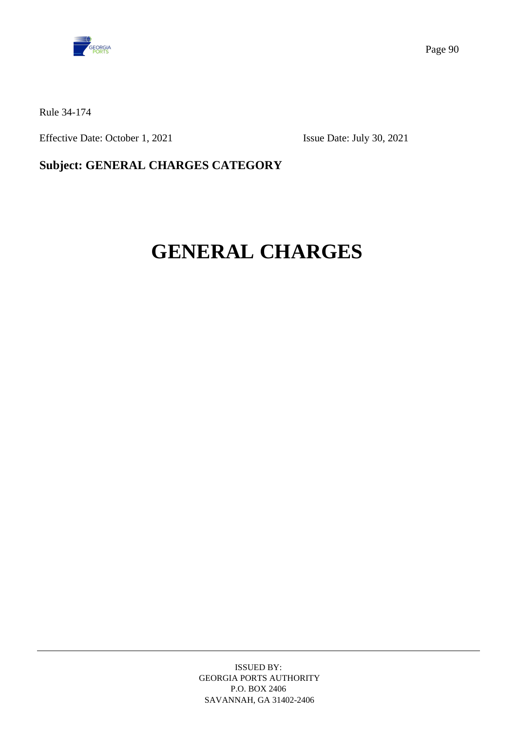Rule 34-174

Effective Date: October 1, 2021 Issue Date: July 30, 2021

**Subject: GENERAL CHARGES CATEGORY**

# GENERAL CHARGES

ISSUED BY:
GEORGIA PORTS AUTHORITY
P.O. BOX 2406
SAVANNAH, GA 31402-2406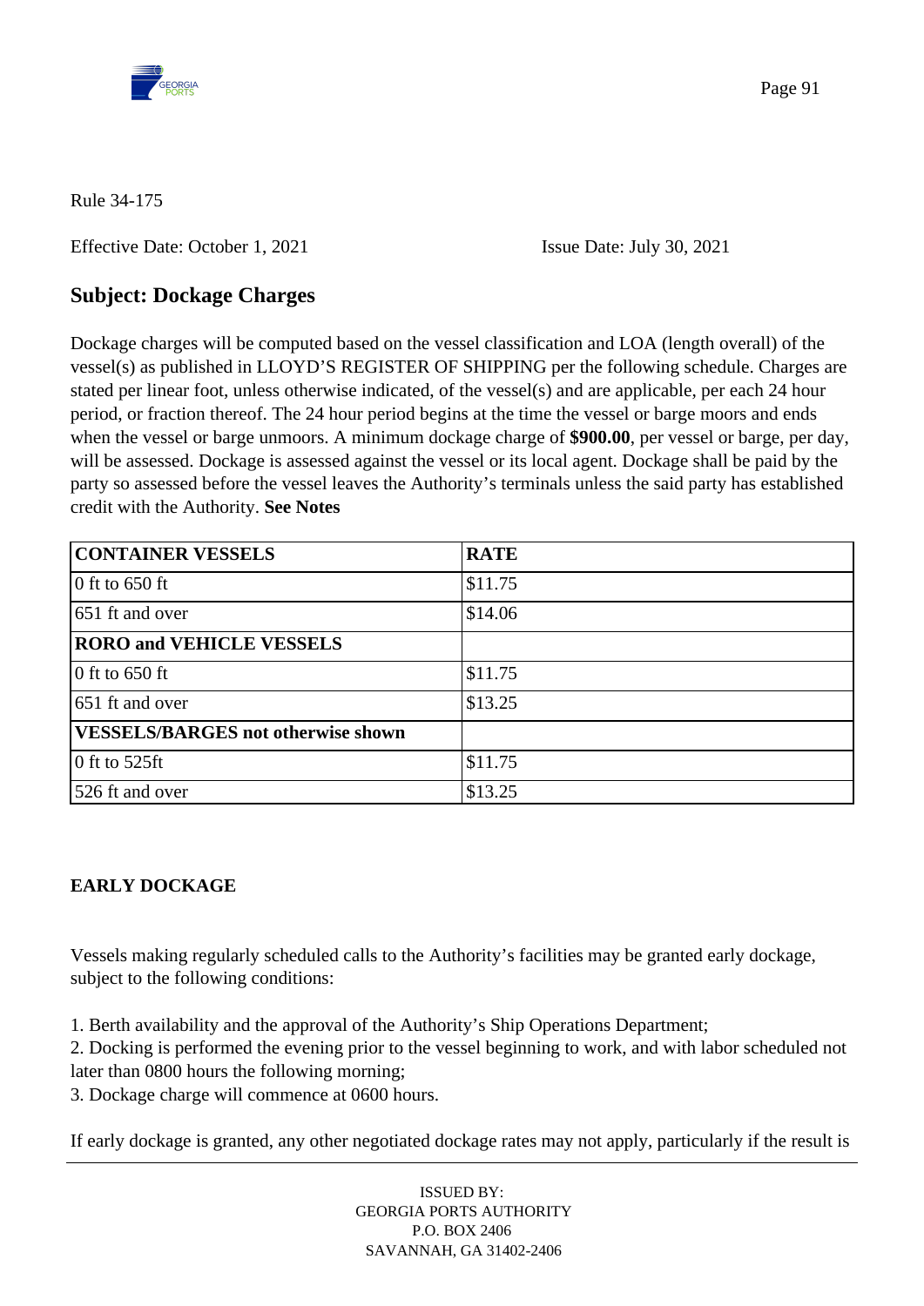Rule 34-175

Effective Date: October 1, 2021 Issue Date: July 30, 2021

## Subject: Dockage Charges

Dockage charges will be computed based on the vessel classification and LOA (length overall) of the vessel(s) as published in LLOYD'S REGISTER OF SHIPPING per the following schedule. Charges are stated per linear foot, unless otherwise indicated, of the vessel(s) and are applicable, per each 24 hour period, or fraction thereof. The 24 hour period begins at the time the vessel or barge moors and ends when the vessel or barge unmoors. A minimum dockage charge of **$900.00**, per vessel or barge, per day, will be assessed. Dockage is assessed against the vessel or its local agent. Dockage shall be paid by the party so assessed before the vessel leaves the Authority's terminals unless the said party has established credit with the Authority. **See Notes**

| CONTAINER VESSELS | RATE |
|---|---|
| 0 ft to 650 ft | $11.75 |
| 651 ft and over | $14.06 |
| **RORO and VEHICLE VESSELS** | |
| 0 ft to 650 ft | $11.75 |
| 651 ft and over | $13.25 |
| **VESSELS/BARGES not otherwise shown** | |
| 0 ft to 525ft | $11.75 |
| 526 ft and over | $13.25 |

**EARLY DOCKAGE**

Vessels making regularly scheduled calls to the Authority's facilities may be granted early dockage, subject to the following conditions:

1. Berth availability and the approval of the Authority's Ship Operations Department;
2. Docking is performed the evening prior to the vessel beginning to work, and with labor scheduled not later than 0800 hours the following morning;
3. Dockage charge will commence at 0600 hours.

If early dockage is granted, any other negotiated dockage rates may not apply, particularly if the result is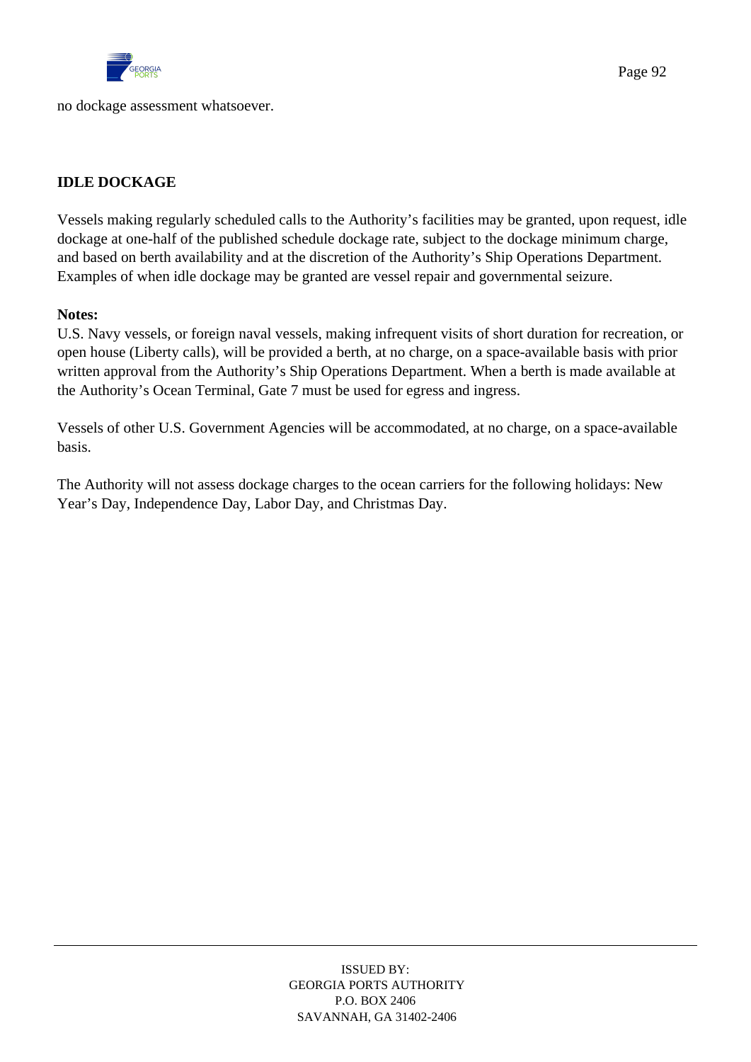no dockage assessment whatsoever.

**IDLE DOCKAGE**

Vessels making regularly scheduled calls to the Authority's facilities may be granted, upon request, idle dockage at one-half of the published schedule dockage rate, subject to the dockage minimum charge, and based on berth availability and at the discretion of the Authority's Ship Operations Department. Examples of when idle dockage may be granted are vessel repair and governmental seizure.

**Notes:**
U.S. Navy vessels, or foreign naval vessels, making infrequent visits of short duration for recreation, or open house (Liberty calls), will be provided a berth, at no charge, on a space-available basis with prior written approval from the Authority's Ship Operations Department. When a berth is made available at the Authority's Ocean Terminal, Gate 7 must be used for egress and ingress.

Vessels of other U.S. Government Agencies will be accommodated, at no charge, on a space-available basis.

The Authority will not assess dockage charges to the ocean carriers for the following holidays: New Year's Day, Independence Day, Labor Day, and Christmas Day.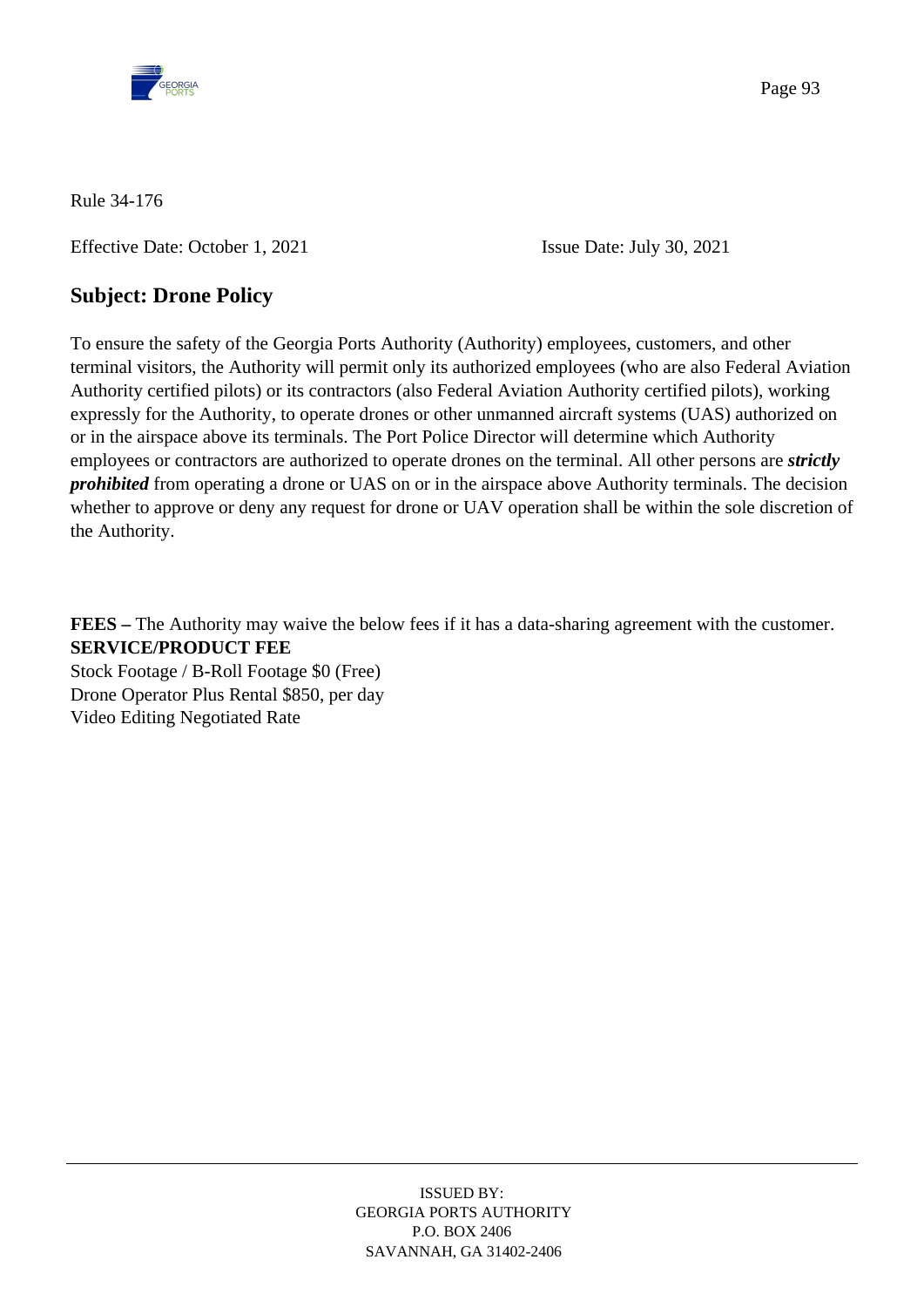Rule 34-176

Effective Date: October 1, 2021 Issue Date: July 30, 2021

## Subject: Drone Policy

To ensure the safety of the Georgia Ports Authority (Authority) employees, customers, and other terminal visitors, the Authority will permit only its authorized employees (who are also Federal Aviation Authority certified pilots) or its contractors (also Federal Aviation Authority certified pilots), working expressly for the Authority, to operate drones or other unmanned aircraft systems (UAS) authorized on or in the airspace above its terminals. The Port Police Director will determine which Authority employees or contractors are authorized to operate drones on the terminal. All other persons are ***strictly prohibited*** from operating a drone or UAS on or in the airspace above Authority terminals. The decision whether to approve or deny any request for drone or UAV operation shall be within the sole discretion of the Authority.

**FEES –** The Authority may waive the below fees if it has a data-sharing agreement with the customer.

| SERVICE/PRODUCT | FEE |
|---|---|
| Stock Footage / B-Roll Footage | $0 (Free) |
| Drone Operator Plus Rental | $850, per day |
| Video Editing | Negotiated Rate |

ISSUED BY:
GEORGIA PORTS AUTHORITY
P.O. BOX 2406
SAVANNAH, GA 31402-2406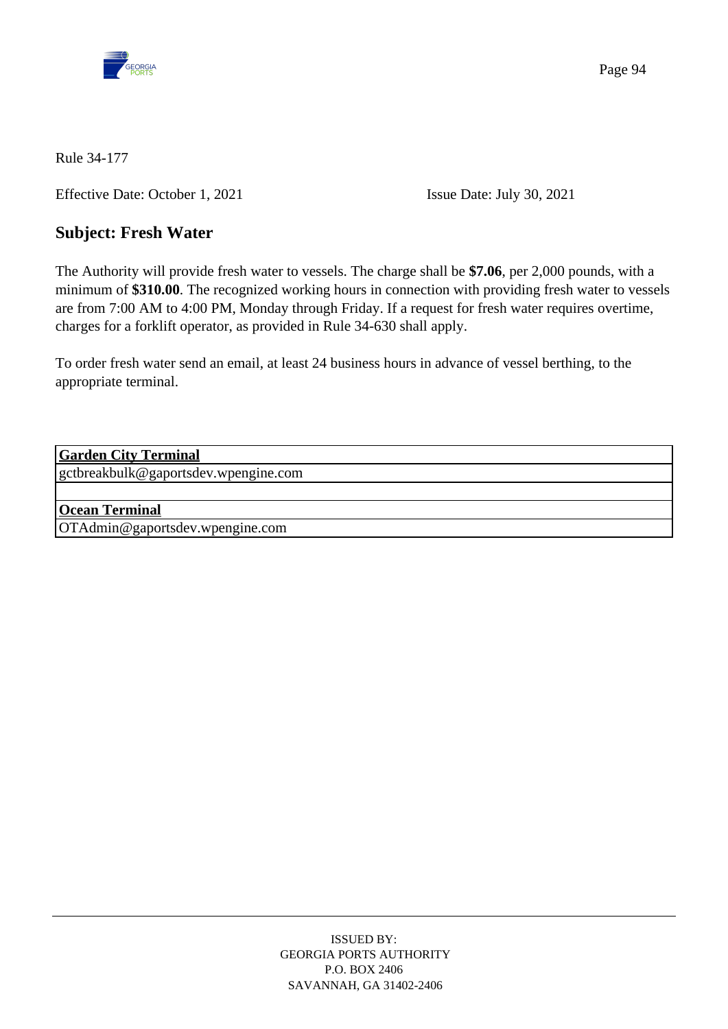Rule 34-177

Effective Date: October 1, 2021 Issue Date: July 30, 2021

## Subject: Fresh Water

The Authority will provide fresh water to vessels. The charge shall be **$7.06**, per 2,000 pounds, with a minimum of **$310.00**. The recognized working hours in connection with providing fresh water to vessels are from 7:00 AM to 4:00 PM, Monday through Friday. If a request for fresh water requires overtime, charges for a forklift operator, as provided in Rule 34-630 shall apply.

To order fresh water send an email, at least 24 business hours in advance of vessel berthing, to the appropriate terminal.

| **Garden City Terminal** |
|---|
| gctbreakbulk@gaportsdev.wpengine.com |
| |
| **Ocean Terminal** |
| OTAdmin@gaportsdev.wpengine.com |

ISSUED BY:
GEORGIA PORTS AUTHORITY
P.O. BOX 2406
SAVANNAH, GA 31402-2406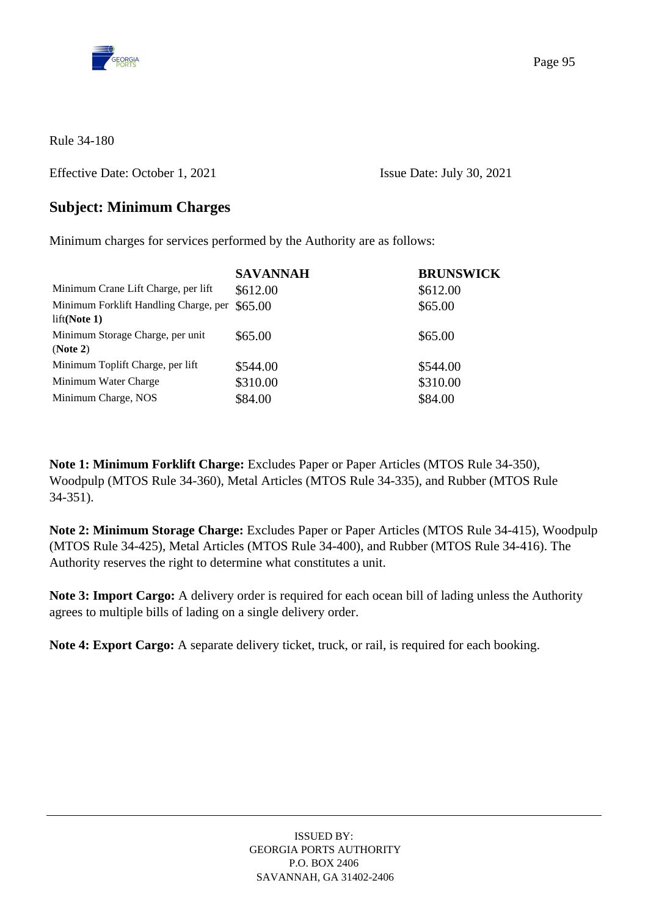Rule 34-180

Effective Date: October 1, 2021 Issue Date: July 30, 2021

## Subject: Minimum Charges

Minimum charges for services performed by the Authority are as follows:

| | SAVANNAH | BRUNSWICK |
|---|---|---|
| Minimum Crane Lift Charge, per lift | $612.00 | $612.00 |
| Minimum Forklift Handling Charge, per lift **(Note 1)** | $65.00 | $65.00 |
| Minimum Storage Charge, per unit (**Note 2**) | $65.00 | $65.00 |
| Minimum Toplift Charge, per lift | $544.00 | $544.00 |
| Minimum Water Charge | $310.00 | $310.00 |
| Minimum Charge, NOS | $84.00 | $84.00 |

**Note 1: Minimum Forklift Charge:** Excludes Paper or Paper Articles (MTOS Rule 34-350), Woodpulp (MTOS Rule 34-360), Metal Articles (MTOS Rule 34-335), and Rubber (MTOS Rule 34-351).

**Note 2: Minimum Storage Charge:** Excludes Paper or Paper Articles (MTOS Rule 34-415), Woodpulp (MTOS Rule 34-425), Metal Articles (MTOS Rule 34-400), and Rubber (MTOS Rule 34-416). The Authority reserves the right to determine what constitutes a unit.

**Note 3: Import Cargo:** A delivery order is required for each ocean bill of lading unless the Authority agrees to multiple bills of lading on a single delivery order.

**Note 4: Export Cargo:** A separate delivery ticket, truck, or rail, is required for each booking.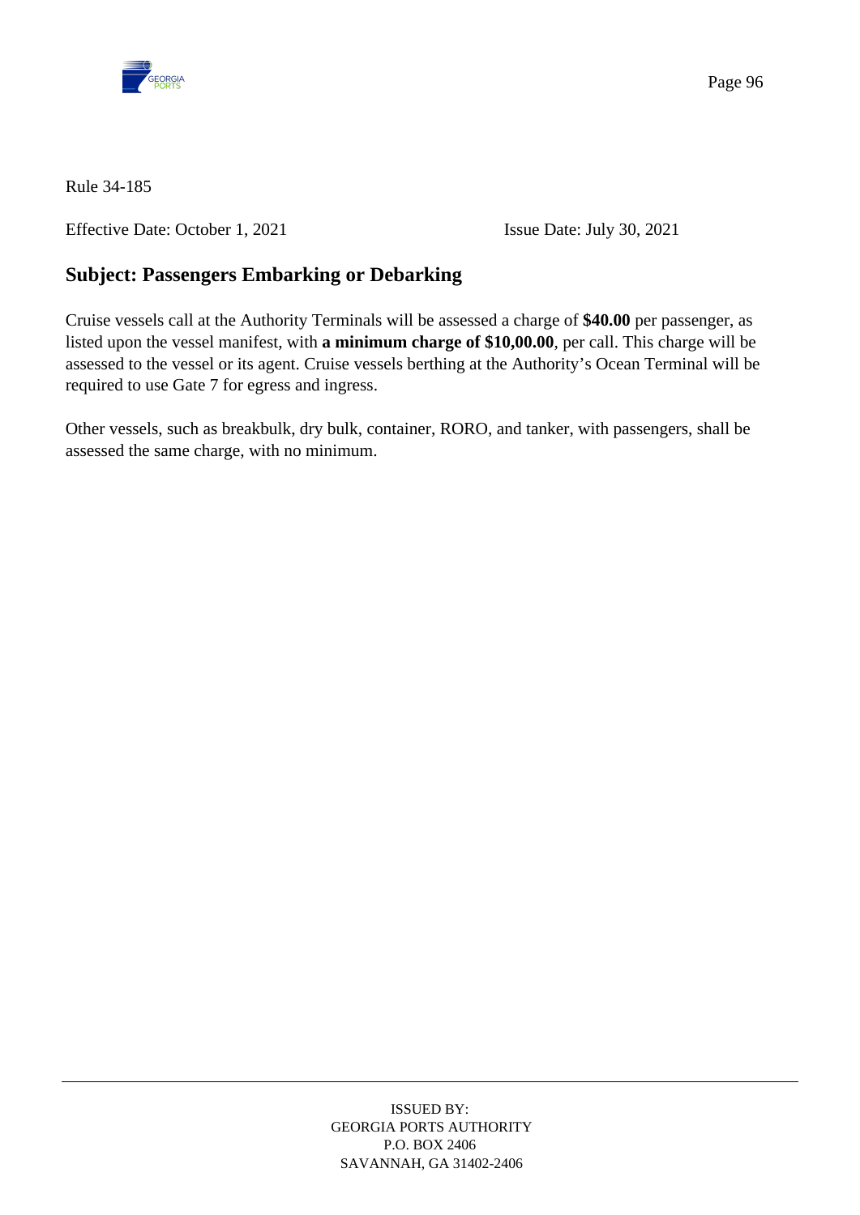Rule 34-185

Effective Date: October 1, 2021 Issue Date: July 30, 2021

## Subject: Passengers Embarking or Debarking

Cruise vessels call at the Authority Terminals will be assessed a charge of **$40.00** per passenger, as listed upon the vessel manifest, with **a minimum charge of $10,00.00**, per call. This charge will be assessed to the vessel or its agent. Cruise vessels berthing at the Authority's Ocean Terminal will be required to use Gate 7 for egress and ingress.

Other vessels, such as breakbulk, dry bulk, container, RORO, and tanker, with passengers, shall be assessed the same charge, with no minimum.

ISSUED BY:
GEORGIA PORTS AUTHORITY
P.O. BOX 2406
SAVANNAH, GA 31402-2406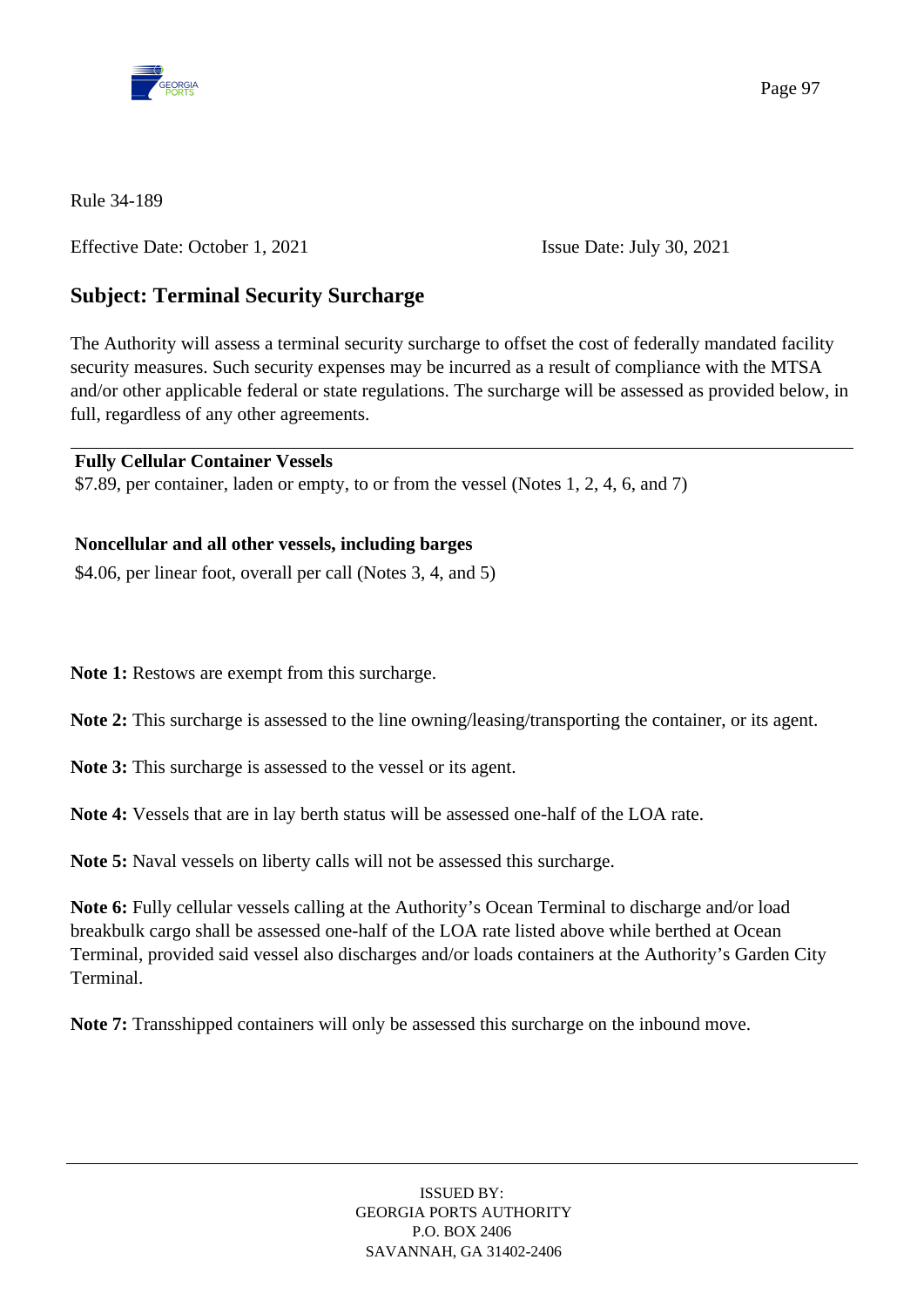Rule 34-189

Effective Date: October 1, 2021 Issue Date: July 30, 2021

## Subject: Terminal Security Surcharge

The Authority will assess a terminal security surcharge to offset the cost of federally mandated facility security measures. Such security expenses may be incurred as a result of compliance with the MTSA and/or other applicable federal or state regulations. The surcharge will be assessed as provided below, in full, regardless of any other agreements.

---

**Fully Cellular Container Vessels**

$7.89, per container, laden or empty, to or from the vessel (Notes 1, 2, 4, 6, and 7)

**Noncellular and all other vessels, including barges**

$4.06, per linear foot, overall per call (Notes 3, 4, and 5)

**Note 1:** Restows are exempt from this surcharge.

**Note 2:** This surcharge is assessed to the line owning/leasing/transporting the container, or its agent.

**Note 3:** This surcharge is assessed to the vessel or its agent.

**Note 4:** Vessels that are in lay berth status will be assessed one-half of the LOA rate.

**Note 5:** Naval vessels on liberty calls will not be assessed this surcharge.

**Note 6:** Fully cellular vessels calling at the Authority's Ocean Terminal to discharge and/or load breakbulk cargo shall be assessed one-half of the LOA rate listed above while berthed at Ocean Terminal, provided said vessel also discharges and/or loads containers at the Authority's Garden City Terminal.

**Note 7:** Transshipped containers will only be assessed this surcharge on the inbound move.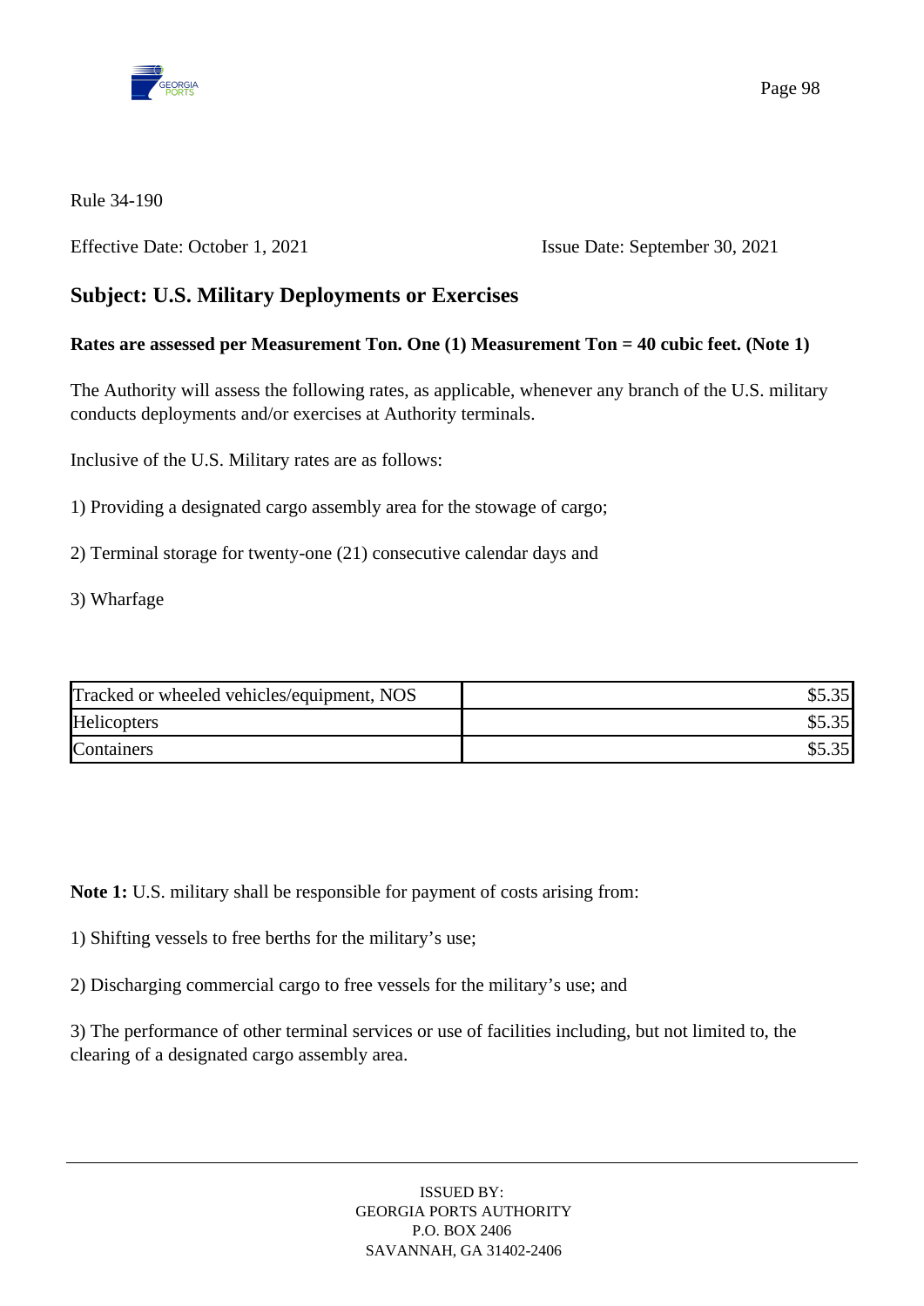Rule 34-190

Effective Date: October 1, 2021 Issue Date: September 30, 2021

## Subject: U.S. Military Deployments or Exercises

**Rates are assessed per Measurement Ton. One (1) Measurement Ton = 40 cubic feet. (Note 1)**

The Authority will assess the following rates, as applicable, whenever any branch of the U.S. military conducts deployments and/or exercises at Authority terminals.

Inclusive of the U.S. Military rates are as follows:

1) Providing a designated cargo assembly area for the stowage of cargo;

2) Terminal storage for twenty-one (21) consecutive calendar days and

3) Wharfage

| | |
|---|---:|
| Tracked or wheeled vehicles/equipment, NOS | $5.35 |
| Helicopters | $5.35 |
| Containers | $5.35 |

**Note 1:** U.S. military shall be responsible for payment of costs arising from:

1) Shifting vessels to free berths for the military's use;

2) Discharging commercial cargo to free vessels for the military's use; and

3) The performance of other terminal services or use of facilities including, but not limited to, the clearing of a designated cargo assembly area.

ISSUED BY:
GEORGIA PORTS AUTHORITY
P.O. BOX 2406
SAVANNAH, GA 31402-2406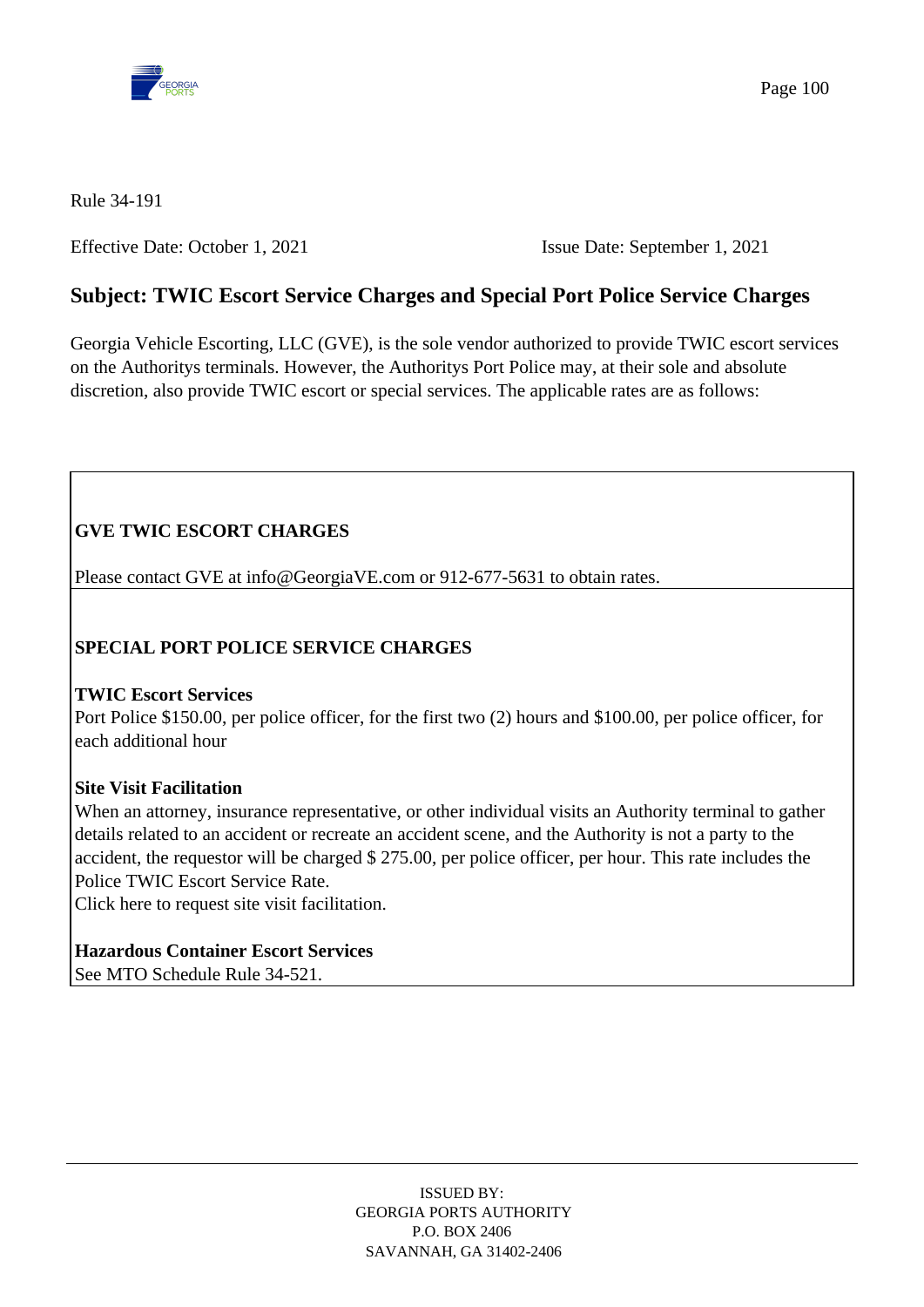Rule 34-191

Effective Date: October 1, 2021 Issue Date: September 1, 2021

## Subject: TWIC Escort Service Charges and Special Port Police Service Charges

Georgia Vehicle Escorting, LLC (GVE), is the sole vendor authorized to provide TWIC escort services on the Authoritys terminals. However, the Authoritys Port Police may, at their sole and absolute discretion, also provide TWIC escort or special services. The applicable rates are as follows:

**GVE TWIC ESCORT CHARGES**

Please contact GVE at info@GeorgiaVE.com or 912-677-5631 to obtain rates.

**SPECIAL PORT POLICE SERVICE CHARGES**

**TWIC Escort Services**
Port Police $150.00, per police officer, for the first two (2) hours and $100.00, per police officer, for each additional hour

**Site Visit Facilitation**
When an attorney, insurance representative, or other individual visits an Authority terminal to gather details related to an accident or recreate an accident scene, and the Authority is not a party to the accident, the requestor will be charged $ 275.00, per police officer, per hour. This rate includes the Police TWIC Escort Service Rate.
Click here to request site visit facilitation.

**Hazardous Container Escort Services**
See MTO Schedule Rule 34-521.

ISSUED BY:
GEORGIA PORTS AUTHORITY
P.O. BOX 2406
SAVANNAH, GA 31402-2406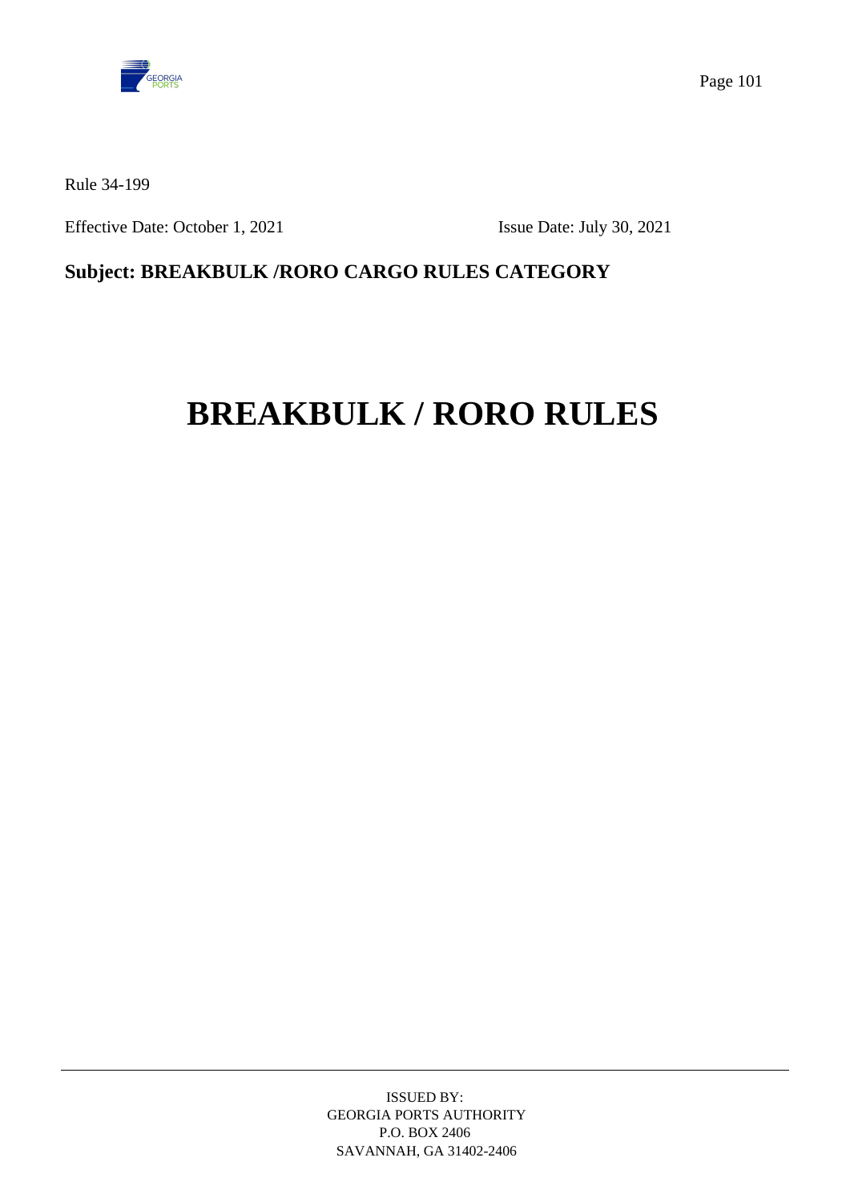Rule 34-199

Effective Date: October 1, 2021 Issue Date: July 30, 2021

**Subject: BREAKBULK /RORO CARGO RULES CATEGORY**

# BREAKBULK / RORO RULES

ISSUED BY:
GEORGIA PORTS AUTHORITY
P.O. BOX 2406
SAVANNAH, GA 31402-2406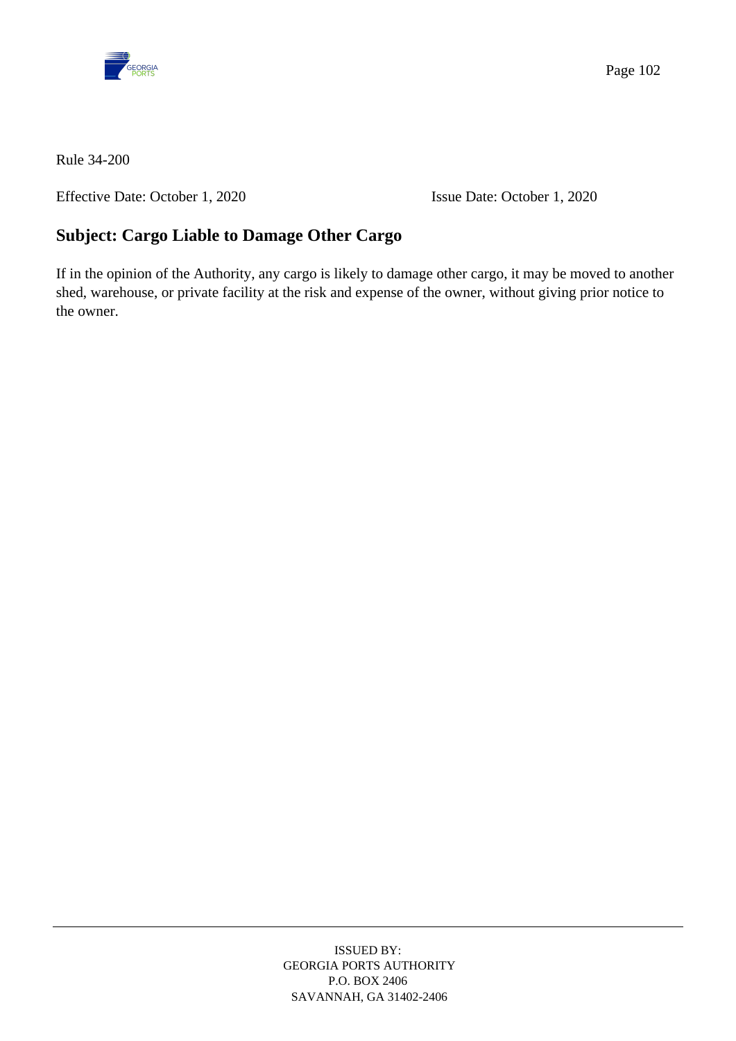Rule 34-200

Effective Date: October 1, 2020 Issue Date: October 1, 2020

## Subject: Cargo Liable to Damage Other Cargo

If in the opinion of the Authority, any cargo is likely to damage other cargo, it may be moved to another shed, warehouse, or private facility at the risk and expense of the owner, without giving prior notice to the owner.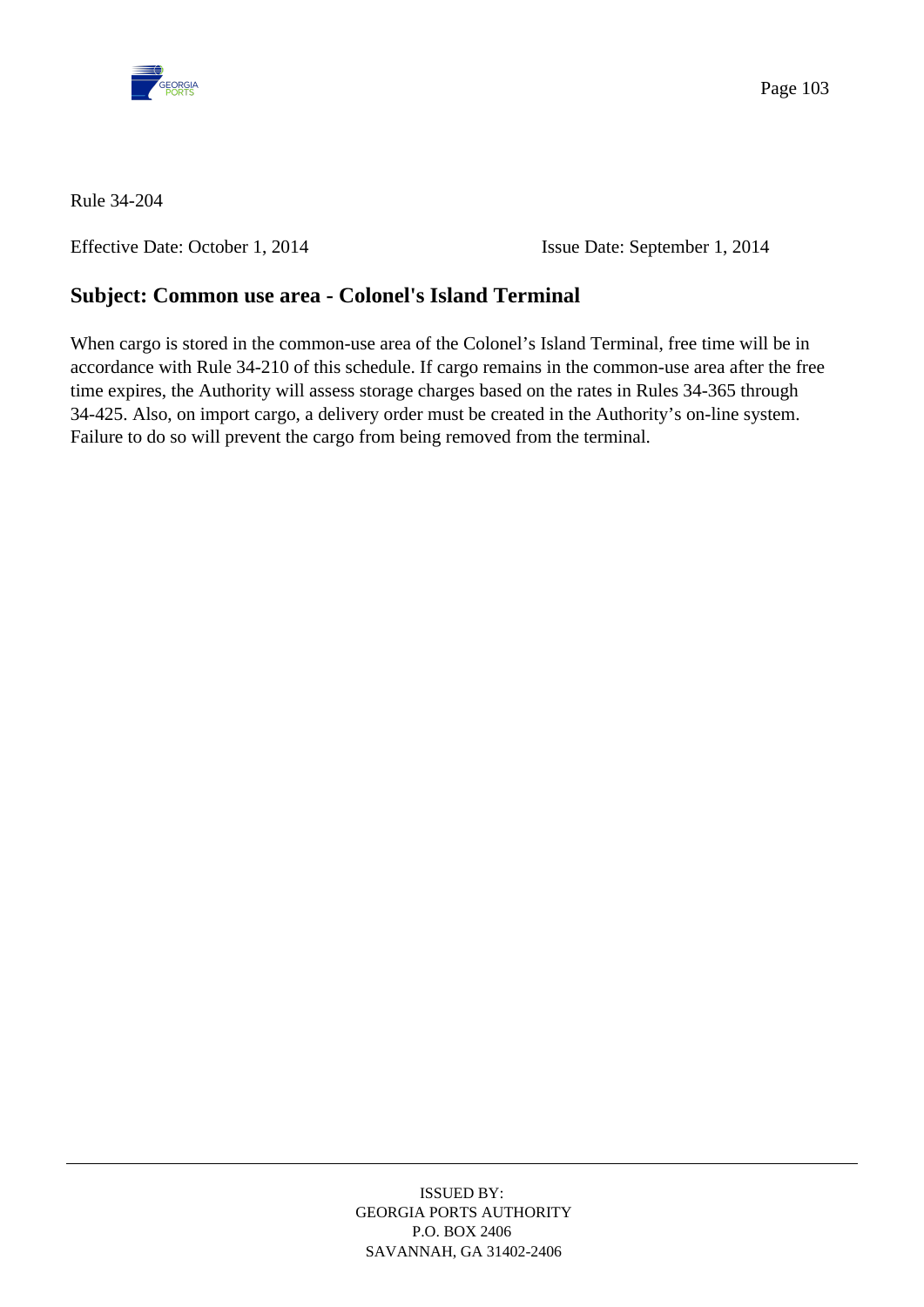Rule 34-204

Effective Date: October 1, 2014 Issue Date: September 1, 2014

## Subject: Common use area - Colonel's Island Terminal

When cargo is stored in the common-use area of the Colonel's Island Terminal, free time will be in accordance with Rule 34-210 of this schedule. If cargo remains in the common-use area after the free time expires, the Authority will assess storage charges based on the rates in Rules 34-365 through 34-425. Also, on import cargo, a delivery order must be created in the Authority's on-line system. Failure to do so will prevent the cargo from being removed from the terminal.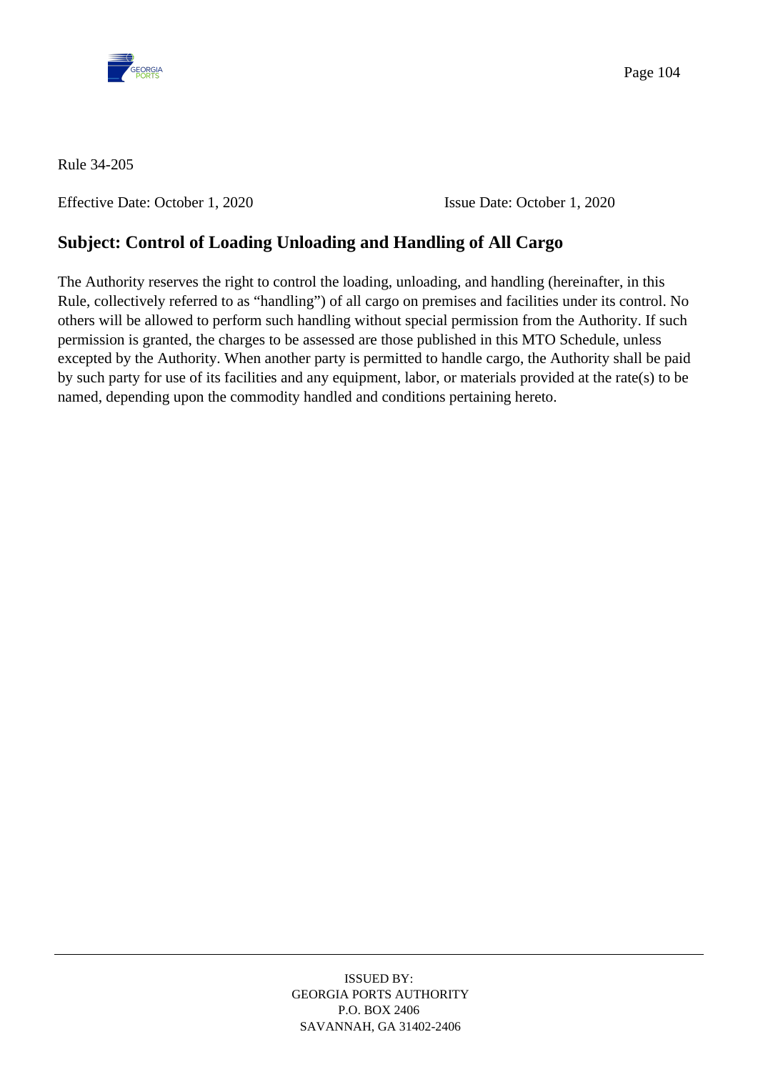Rule 34-205

Effective Date: October 1, 2020 Issue Date: October 1, 2020

## Subject: Control of Loading Unloading and Handling of All Cargo

The Authority reserves the right to control the loading, unloading, and handling (hereinafter, in this Rule, collectively referred to as "handling") of all cargo on premises and facilities under its control. No others will be allowed to perform such handling without special permission from the Authority. If such permission is granted, the charges to be assessed are those published in this MTO Schedule, unless excepted by the Authority. When another party is permitted to handle cargo, the Authority shall be paid by such party for use of its facilities and any equipment, labor, or materials provided at the rate(s) to be named, depending upon the commodity handled and conditions pertaining hereto.

ISSUED BY:
GEORGIA PORTS AUTHORITY
P.O. BOX 2406
SAVANNAH, GA 31402-2406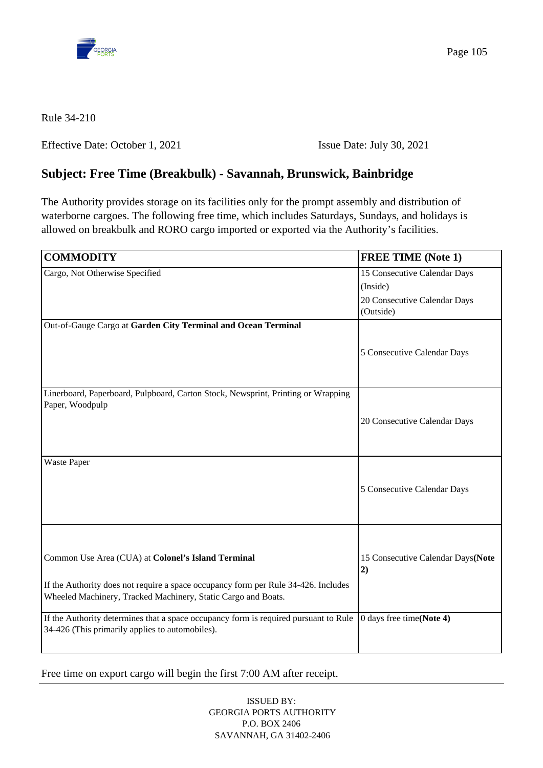Rule 34-210

Effective Date: October 1, 2021 Issue Date: July 30, 2021

## Subject: Free Time (Breakbulk) - Savannah, Brunswick, Bainbridge

The Authority provides storage on its facilities only for the prompt assembly and distribution of waterborne cargoes. The following free time, which includes Saturdays, Sundays, and holidays is allowed on breakbulk and RORO cargo imported or exported via the Authority's facilities.

| COMMODITY | FREE TIME (Note 1) |
|---|---|
| Cargo, Not Otherwise Specified | 15 Consecutive Calendar Days (Inside)<br>20 Consecutive Calendar Days (Outside) |
| Out-of-Gauge Cargo at **Garden City Terminal and Ocean Terminal** | 5 Consecutive Calendar Days |
| Linerboard, Paperboard, Pulpboard, Carton Stock, Newsprint, Printing or Wrapping Paper, Woodpulp | 20 Consecutive Calendar Days |
| Waste Paper | 5 Consecutive Calendar Days |
| Common Use Area (CUA) at **Colonel's Island Terminal**<br>If the Authority does not require a space occupancy form per Rule 34-426. Includes Wheeled Machinery, Tracked Machinery, Static Cargo and Boats. | 15 Consecutive Calendar Days**(Note 2)** |
| If the Authority determines that a space occupancy form is required pursuant to Rule 34-426 (This primarily applies to automobiles). | 0 days free time**(Note 4)** |

Free time on export cargo will begin the first 7:00 AM after receipt.

ISSUED BY:
GEORGIA PORTS AUTHORITY
P.O. BOX 2406
SAVANNAH, GA 31402-2406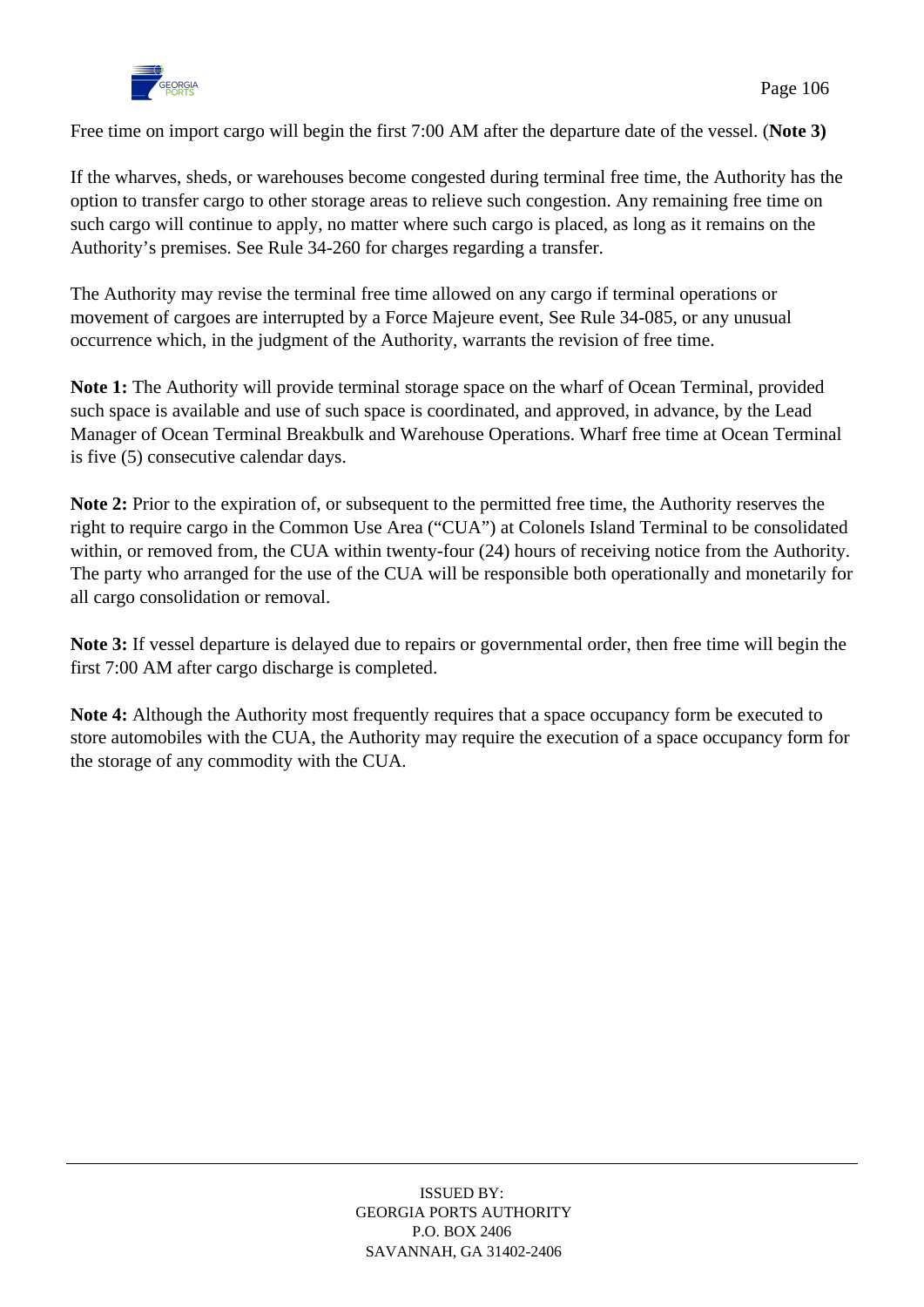Free time on import cargo will begin the first 7:00 AM after the departure date of the vessel. (**Note 3)**

If the wharves, sheds, or warehouses become congested during terminal free time, the Authority has the option to transfer cargo to other storage areas to relieve such congestion. Any remaining free time on such cargo will continue to apply, no matter where such cargo is placed, as long as it remains on the Authority's premises. See Rule 34-260 for charges regarding a transfer.

The Authority may revise the terminal free time allowed on any cargo if terminal operations or movement of cargoes are interrupted by a Force Majeure event, See Rule 34-085, or any unusual occurrence which, in the judgment of the Authority, warrants the revision of free time.

**Note 1:** The Authority will provide terminal storage space on the wharf of Ocean Terminal, provided such space is available and use of such space is coordinated, and approved, in advance, by the Lead Manager of Ocean Terminal Breakbulk and Warehouse Operations. Wharf free time at Ocean Terminal is five (5) consecutive calendar days.

**Note 2:** Prior to the expiration of, or subsequent to the permitted free time, the Authority reserves the right to require cargo in the Common Use Area ("CUA") at Colonels Island Terminal to be consolidated within, or removed from, the CUA within twenty-four (24) hours of receiving notice from the Authority. The party who arranged for the use of the CUA will be responsible both operationally and monetarily for all cargo consolidation or removal.

**Note 3:** If vessel departure is delayed due to repairs or governmental order, then free time will begin the first 7:00 AM after cargo discharge is completed.

**Note 4:** Although the Authority most frequently requires that a space occupancy form be executed to store automobiles with the CUA, the Authority may require the execution of a space occupancy form for the storage of any commodity with the CUA.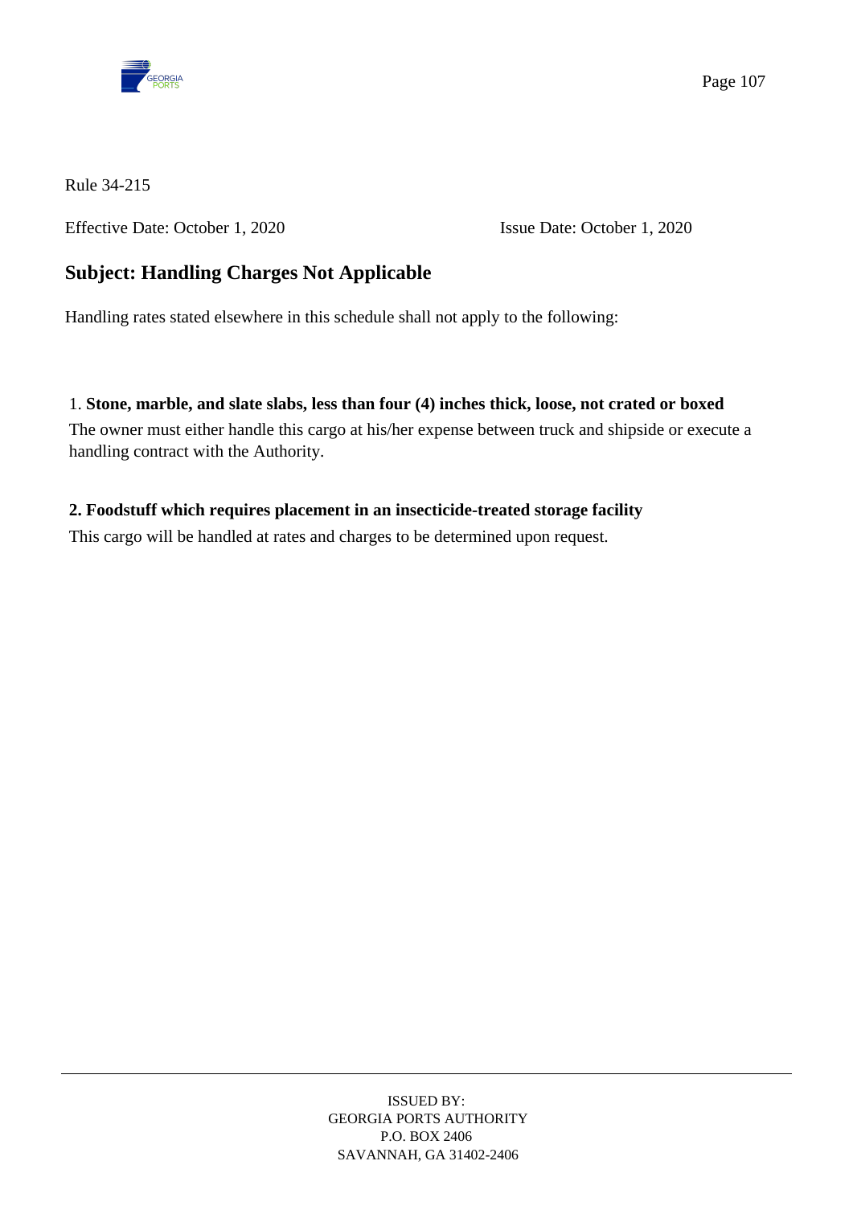Rule 34-215

Effective Date: October 1, 2020 Issue Date: October 1, 2020

## Subject: Handling Charges Not Applicable

Handling rates stated elsewhere in this schedule shall not apply to the following:

1. **Stone, marble, and slate slabs, less than four (4) inches thick, loose, not crated or boxed**

The owner must either handle this cargo at his/her expense between truck and shipside or execute a handling contract with the Authority.

**2. Foodstuff which requires placement in an insecticide-treated storage facility**

This cargo will be handled at rates and charges to be determined upon request.

ISSUED BY:
GEORGIA PORTS AUTHORITY
P.O. BOX 2406
SAVANNAH, GA 31402-2406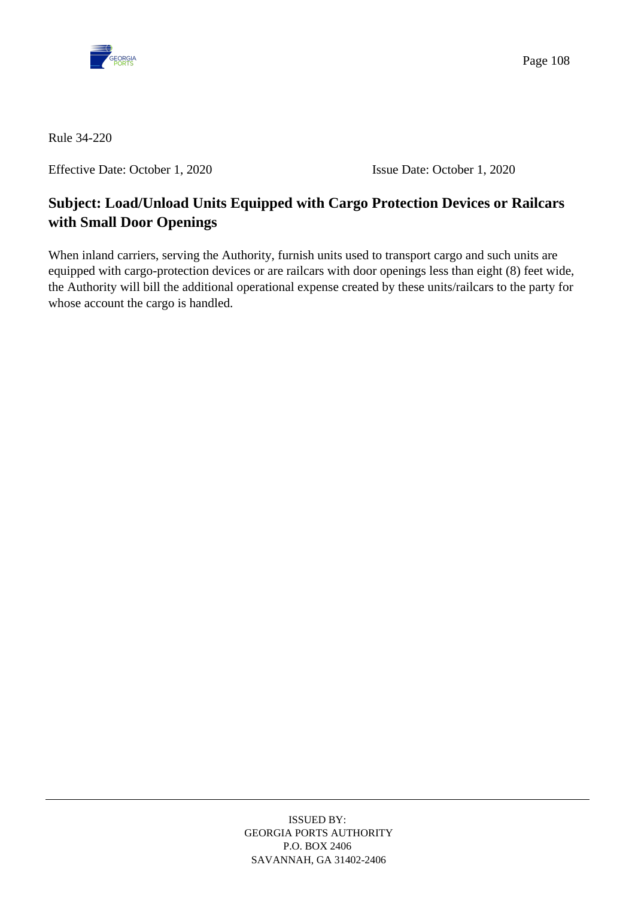Rule 34-220

Effective Date: October 1, 2020 Issue Date: October 1, 2020

## Subject: Load/Unload Units Equipped with Cargo Protection Devices or Railcars with Small Door Openings

When inland carriers, serving the Authority, furnish units used to transport cargo and such units are equipped with cargo-protection devices or are railcars with door openings less than eight (8) feet wide, the Authority will bill the additional operational expense created by these units/railcars to the party for whose account the cargo is handled.

ISSUED BY:
GEORGIA PORTS AUTHORITY
P.O. BOX 2406
SAVANNAH, GA 31402-2406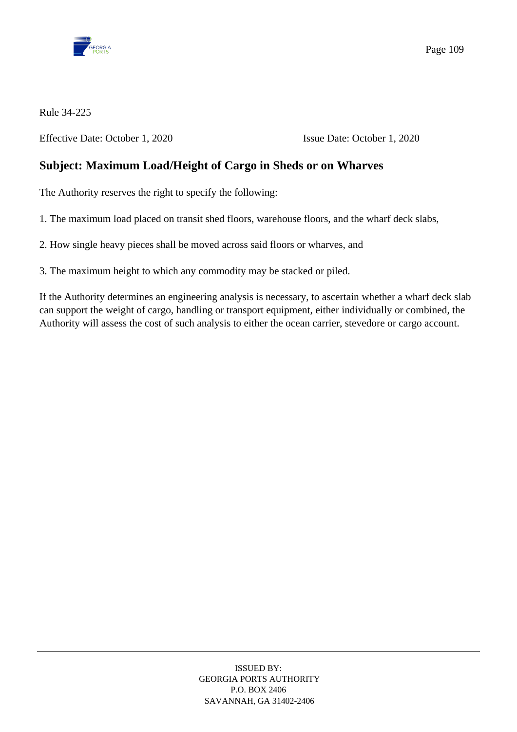Rule 34-225

Effective Date: October 1, 2020 Issue Date: October 1, 2020

## Subject: Maximum Load/Height of Cargo in Sheds or on Wharves

The Authority reserves the right to specify the following:

1. The maximum load placed on transit shed floors, warehouse floors, and the wharf deck slabs,

2. How single heavy pieces shall be moved across said floors or wharves, and

3. The maximum height to which any commodity may be stacked or piled.

If the Authority determines an engineering analysis is necessary, to ascertain whether a wharf deck slab can support the weight of cargo, handling or transport equipment, either individually or combined, the Authority will assess the cost of such analysis to either the ocean carrier, stevedore or cargo account.

ISSUED BY:
GEORGIA PORTS AUTHORITY
P.O. BOX 2406
SAVANNAH, GA 31402-2406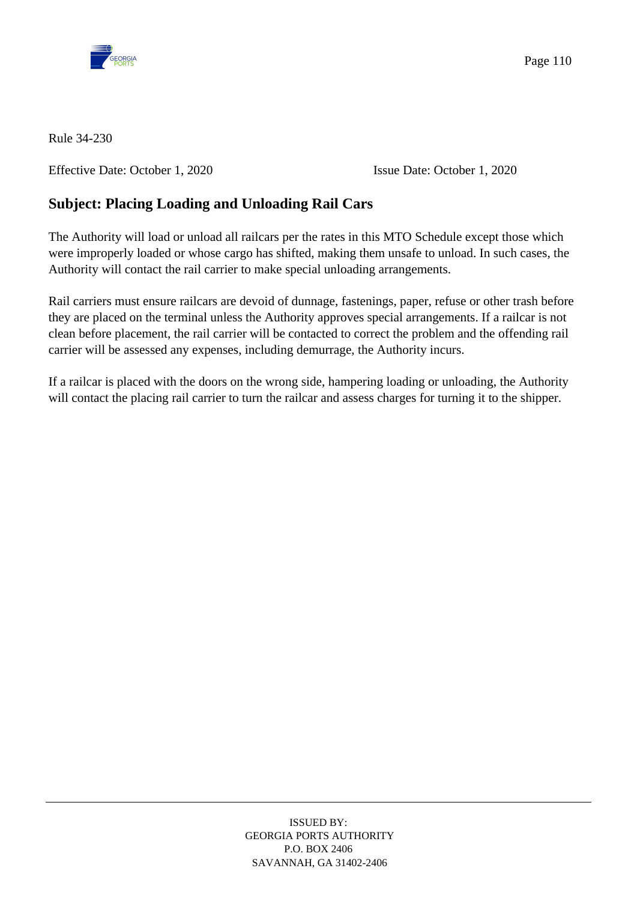Rule 34-230

Effective Date: October 1, 2020 Issue Date: October 1, 2020

## Subject: Placing Loading and Unloading Rail Cars

The Authority will load or unload all railcars per the rates in this MTO Schedule except those which were improperly loaded or whose cargo has shifted, making them unsafe to unload. In such cases, the Authority will contact the rail carrier to make special unloading arrangements.

Rail carriers must ensure railcars are devoid of dunnage, fastenings, paper, refuse or other trash before they are placed on the terminal unless the Authority approves special arrangements. If a railcar is not clean before placement, the rail carrier will be contacted to correct the problem and the offending rail carrier will be assessed any expenses, including demurrage, the Authority incurs.

If a railcar is placed with the doors on the wrong side, hampering loading or unloading, the Authority will contact the placing rail carrier to turn the railcar and assess charges for turning it to the shipper.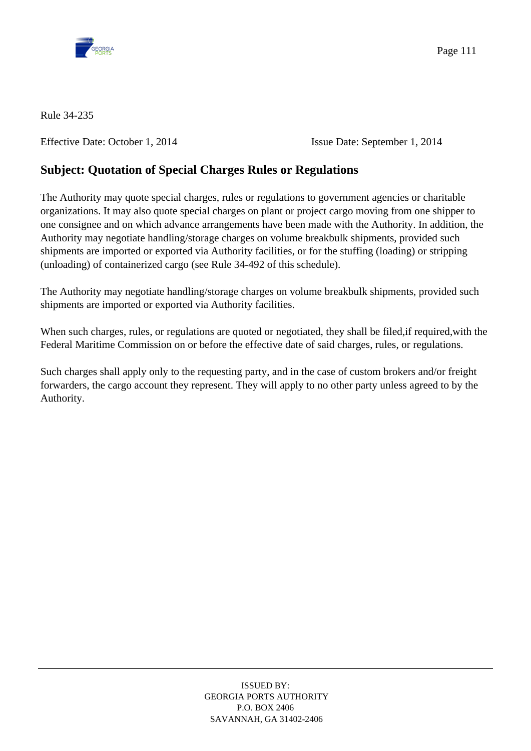Rule 34-235

Effective Date: October 1, 2014 Issue Date: September 1, 2014

## Subject: Quotation of Special Charges Rules or Regulations

The Authority may quote special charges, rules or regulations to government agencies or charitable organizations. It may also quote special charges on plant or project cargo moving from one shipper to one consignee and on which advance arrangements have been made with the Authority. In addition, the Authority may negotiate handling/storage charges on volume breakbulk shipments, provided such shipments are imported or exported via Authority facilities, or for the stuffing (loading) or stripping (unloading) of containerized cargo (see Rule 34-492 of this schedule).

The Authority may negotiate handling/storage charges on volume breakbulk shipments, provided such shipments are imported or exported via Authority facilities.

When such charges, rules, or regulations are quoted or negotiated, they shall be filed,if required,with the Federal Maritime Commission on or before the effective date of said charges, rules, or regulations.

Such charges shall apply only to the requesting party, and in the case of custom brokers and/or freight forwarders, the cargo account they represent. They will apply to no other party unless agreed to by the Authority.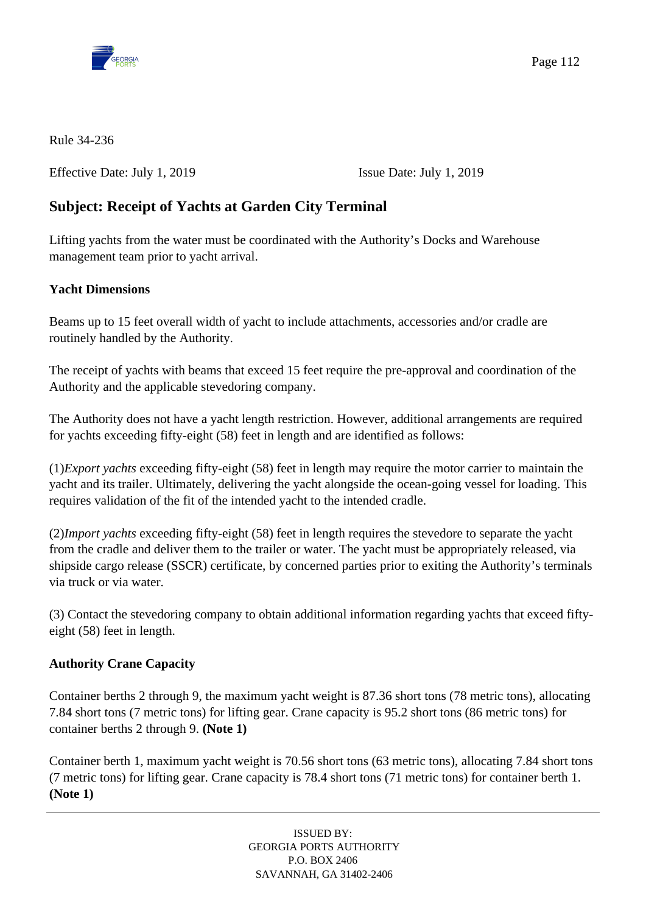Rule 34-236

Effective Date: July 1, 2019 Issue Date: July 1, 2019

## Subject: Receipt of Yachts at Garden City Terminal

Lifting yachts from the water must be coordinated with the Authority's Docks and Warehouse management team prior to yacht arrival.

**Yacht Dimensions**

Beams up to 15 feet overall width of yacht to include attachments, accessories and/or cradle are routinely handled by the Authority.

The receipt of yachts with beams that exceed 15 feet require the pre-approval and coordination of the Authority and the applicable stevedoring company.

The Authority does not have a yacht length restriction. However, additional arrangements are required for yachts exceeding fifty-eight (58) feet in length and are identified as follows:

(1)*Export yachts* exceeding fifty-eight (58) feet in length may require the motor carrier to maintain the yacht and its trailer. Ultimately, delivering the yacht alongside the ocean-going vessel for loading. This requires validation of the fit of the intended yacht to the intended cradle.

(2)*Import yachts* exceeding fifty-eight (58) feet in length requires the stevedore to separate the yacht from the cradle and deliver them to the trailer or water. The yacht must be appropriately released, via shipside cargo release (SSCR) certificate, by concerned parties prior to exiting the Authority's terminals via truck or via water.

(3) Contact the stevedoring company to obtain additional information regarding yachts that exceed fifty-eight (58) feet in length.

**Authority Crane Capacity**

Container berths 2 through 9, the maximum yacht weight is 87.36 short tons (78 metric tons), allocating 7.84 short tons (7 metric tons) for lifting gear. Crane capacity is 95.2 short tons (86 metric tons) for container berths 2 through 9. **(Note 1)**

Container berth 1, maximum yacht weight is 70.56 short tons (63 metric tons), allocating 7.84 short tons (7 metric tons) for lifting gear. Crane capacity is 78.4 short tons (71 metric tons) for container berth 1. **(Note 1)**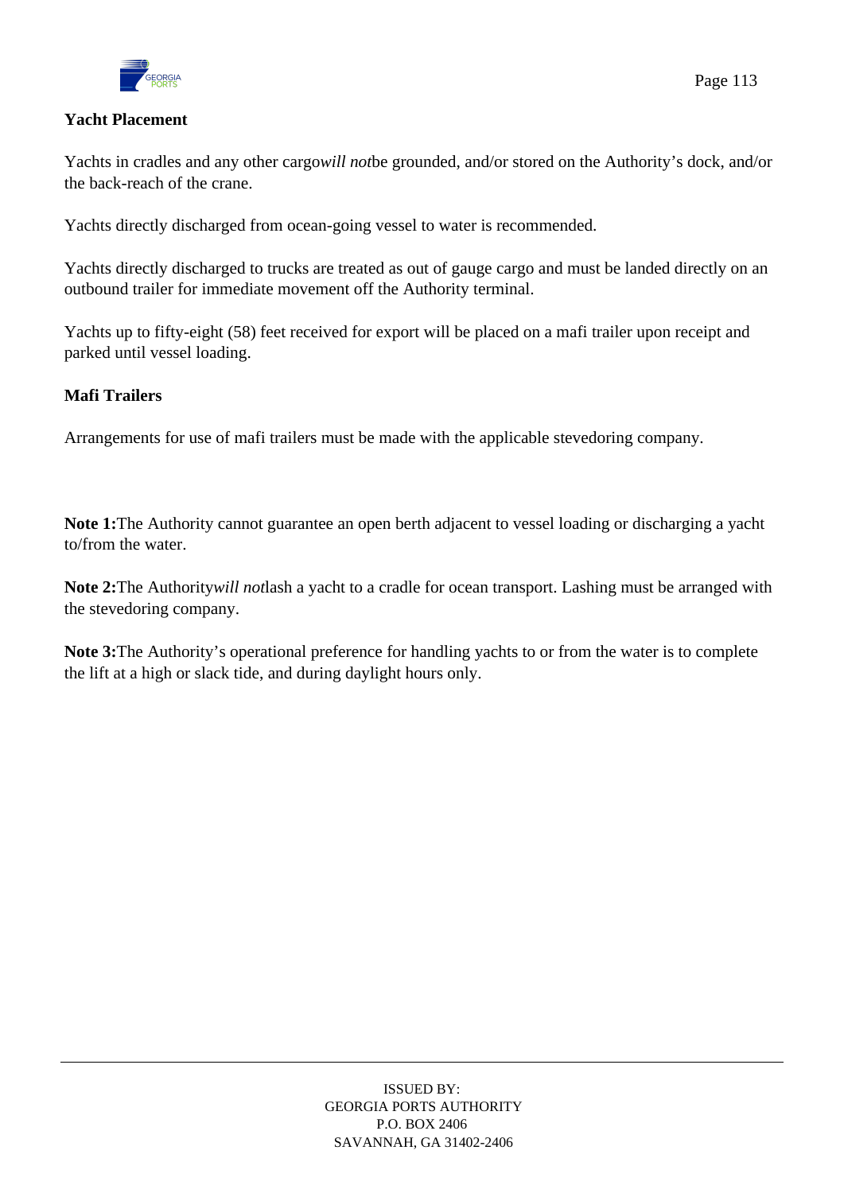## Yacht Placement

Yachts in cradles and any other cargo *will not* be grounded, and/or stored on the Authority's dock, and/or the back-reach of the crane.

Yachts directly discharged from ocean-going vessel to water is recommended.

Yachts directly discharged to trucks are treated as out of gauge cargo and must be landed directly on an outbound trailer for immediate movement off the Authority terminal.

Yachts up to fifty-eight (58) feet received for export will be placed on a mafi trailer upon receipt and parked until vessel loading.

## Mafi Trailers

Arrangements for use of mafi trailers must be made with the applicable stevedoring company.

**Note 1:** The Authority cannot guarantee an open berth adjacent to vessel loading or discharging a yacht to/from the water.

**Note 2:** The Authority *will not* lash a yacht to a cradle for ocean transport. Lashing must be arranged with the stevedoring company.

**Note 3:** The Authority's operational preference for handling yachts to or from the water is to complete the lift at a high or slack tide, and during daylight hours only.

ISSUED BY:
GEORGIA PORTS AUTHORITY
P.O. BOX 2406
SAVANNAH, GA 31402-2406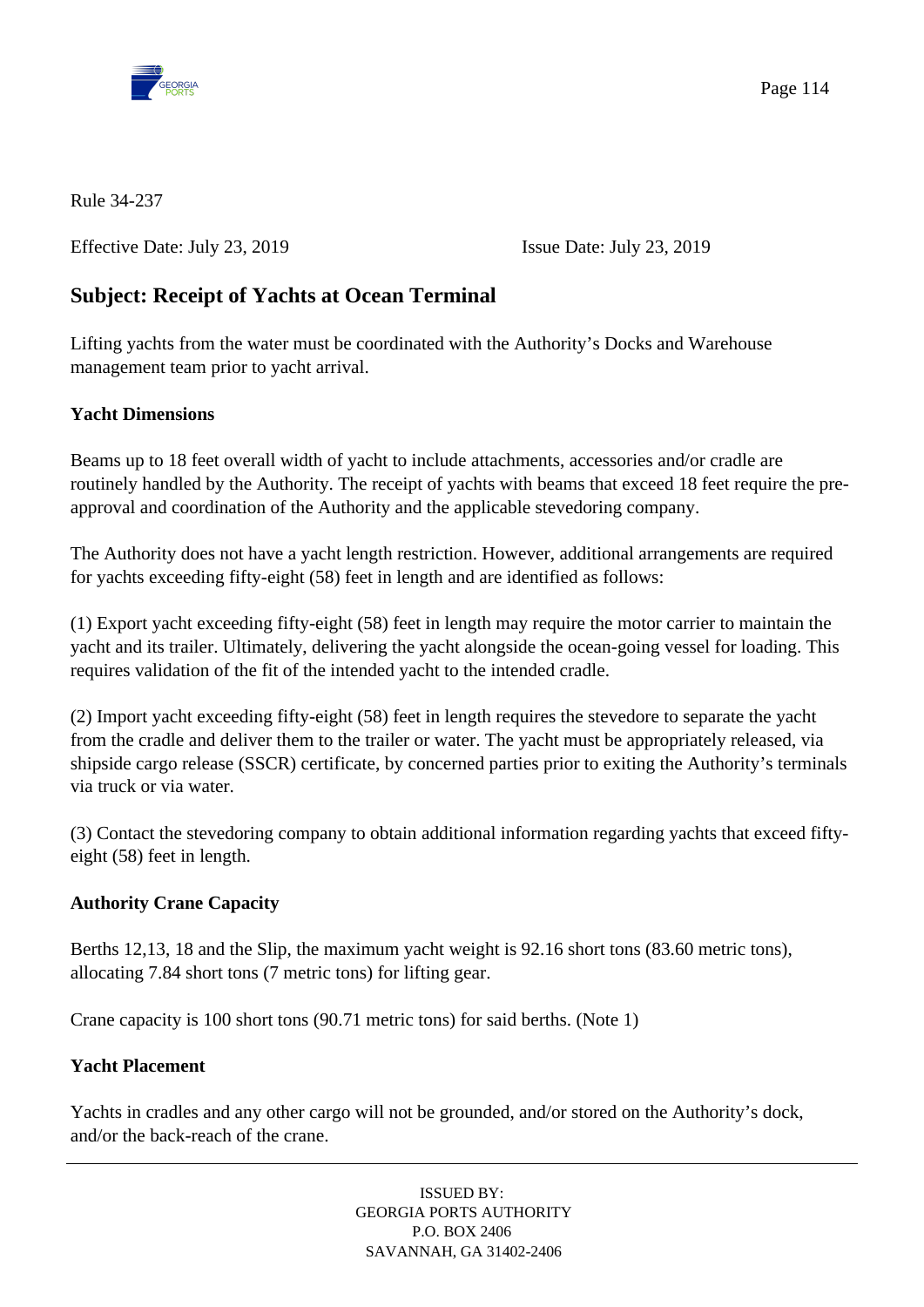Rule 34-237

Effective Date: July 23, 2019 Issue Date: July 23, 2019

## Subject: Receipt of Yachts at Ocean Terminal

Lifting yachts from the water must be coordinated with the Authority's Docks and Warehouse management team prior to yacht arrival.

**Yacht Dimensions**

Beams up to 18 feet overall width of yacht to include attachments, accessories and/or cradle are routinely handled by the Authority. The receipt of yachts with beams that exceed 18 feet require the pre-approval and coordination of the Authority and the applicable stevedoring company.

The Authority does not have a yacht length restriction. However, additional arrangements are required for yachts exceeding fifty-eight (58) feet in length and are identified as follows:

(1) Export yacht exceeding fifty-eight (58) feet in length may require the motor carrier to maintain the yacht and its trailer. Ultimately, delivering the yacht alongside the ocean-going vessel for loading. This requires validation of the fit of the intended yacht to the intended cradle.

(2) Import yacht exceeding fifty-eight (58) feet in length requires the stevedore to separate the yacht from the cradle and deliver them to the trailer or water. The yacht must be appropriately released, via shipside cargo release (SSCR) certificate, by concerned parties prior to exiting the Authority's terminals via truck or via water.

(3) Contact the stevedoring company to obtain additional information regarding yachts that exceed fifty-eight (58) feet in length.

**Authority Crane Capacity**

Berths 12,13, 18 and the Slip, the maximum yacht weight is 92.16 short tons (83.60 metric tons), allocating 7.84 short tons (7 metric tons) for lifting gear.

Crane capacity is 100 short tons (90.71 metric tons) for said berths. (Note 1)

**Yacht Placement**

Yachts in cradles and any other cargo will not be grounded, and/or stored on the Authority's dock, and/or the back-reach of the crane.

ISSUED BY:
GEORGIA PORTS AUTHORITY
P.O. BOX 2406
SAVANNAH, GA 31402-2406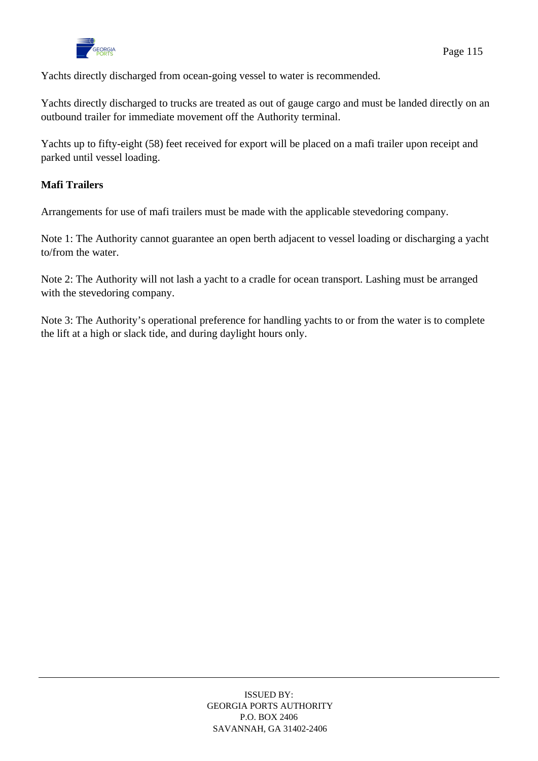Yachts directly discharged from ocean-going vessel to water is recommended.

Yachts directly discharged to trucks are treated as out of gauge cargo and must be landed directly on an outbound trailer for immediate movement off the Authority terminal.

Yachts up to fifty-eight (58) feet received for export will be placed on a mafi trailer upon receipt and parked until vessel loading.

**Mafi Trailers**

Arrangements for use of mafi trailers must be made with the applicable stevedoring company.

Note 1: The Authority cannot guarantee an open berth adjacent to vessel loading or discharging a yacht to/from the water.

Note 2: The Authority will not lash a yacht to a cradle for ocean transport. Lashing must be arranged with the stevedoring company.

Note 3: The Authority's operational preference for handling yachts to or from the water is to complete the lift at a high or slack tide, and during daylight hours only.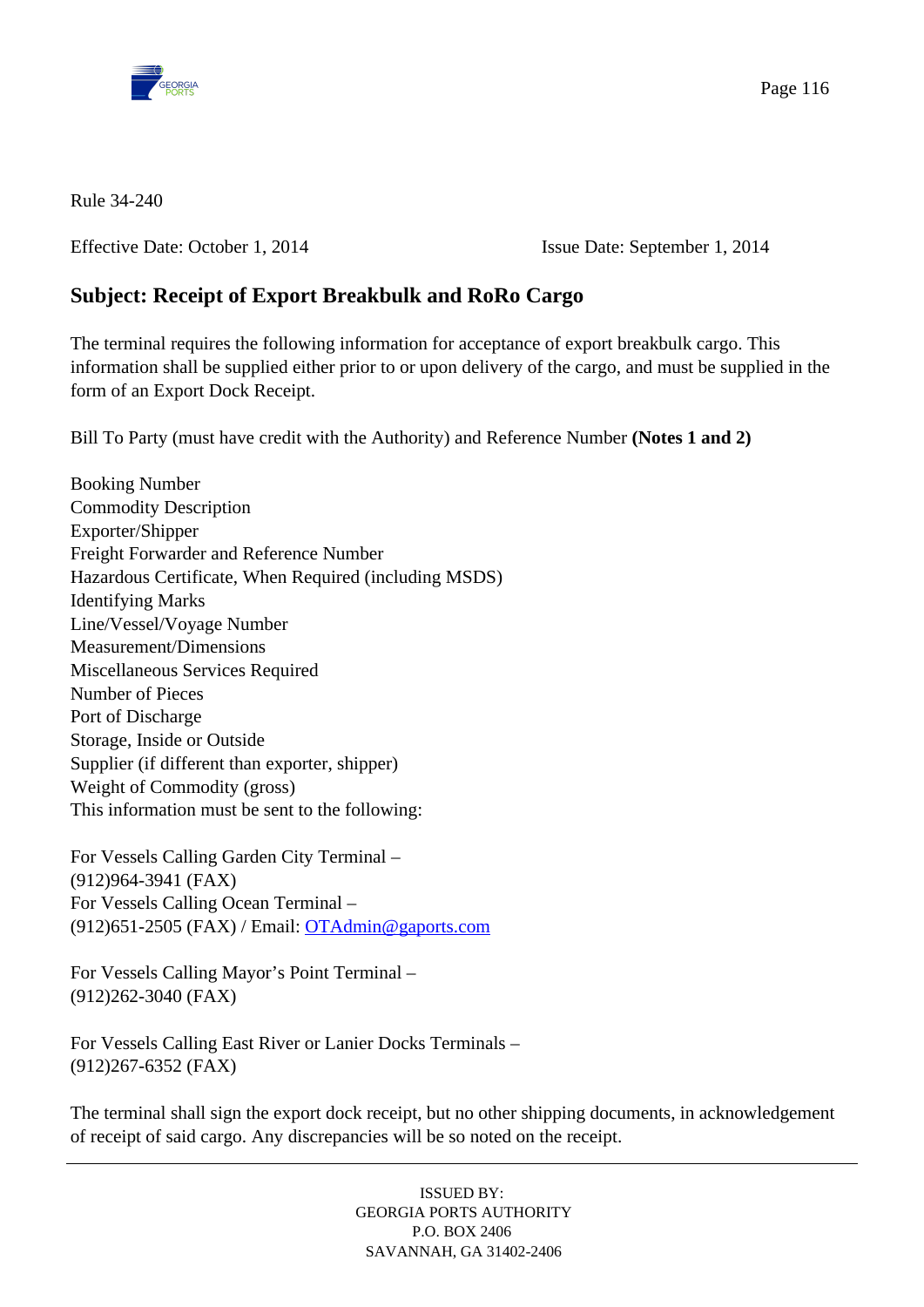Rule 34-240

Effective Date: October 1, 2014 Issue Date: September 1, 2014

## Subject: Receipt of Export Breakbulk and RoRo Cargo

The terminal requires the following information for acceptance of export breakbulk cargo. This information shall be supplied either prior to or upon delivery of the cargo, and must be supplied in the form of an Export Dock Receipt.

Bill To Party (must have credit with the Authority) and Reference Number **(Notes 1 and 2)**

Booking Number
Commodity Description
Exporter/Shipper
Freight Forwarder and Reference Number
Hazardous Certificate, When Required (including MSDS)
Identifying Marks
Line/Vessel/Voyage Number
Measurement/Dimensions
Miscellaneous Services Required
Number of Pieces
Port of Discharge
Storage, Inside or Outside
Supplier (if different than exporter, shipper)
Weight of Commodity (gross)
This information must be sent to the following:

For Vessels Calling Garden City Terminal –
(912)964-3941 (FAX)
For Vessels Calling Ocean Terminal –
(912)651-2505 (FAX) / Email: OTAdmin@gaports.com

For Vessels Calling Mayor's Point Terminal –
(912)262-3040 (FAX)

For Vessels Calling East River or Lanier Docks Terminals –
(912)267-6352 (FAX)

The terminal shall sign the export dock receipt, but no other shipping documents, in acknowledgement of receipt of said cargo. Any discrepancies will be so noted on the receipt.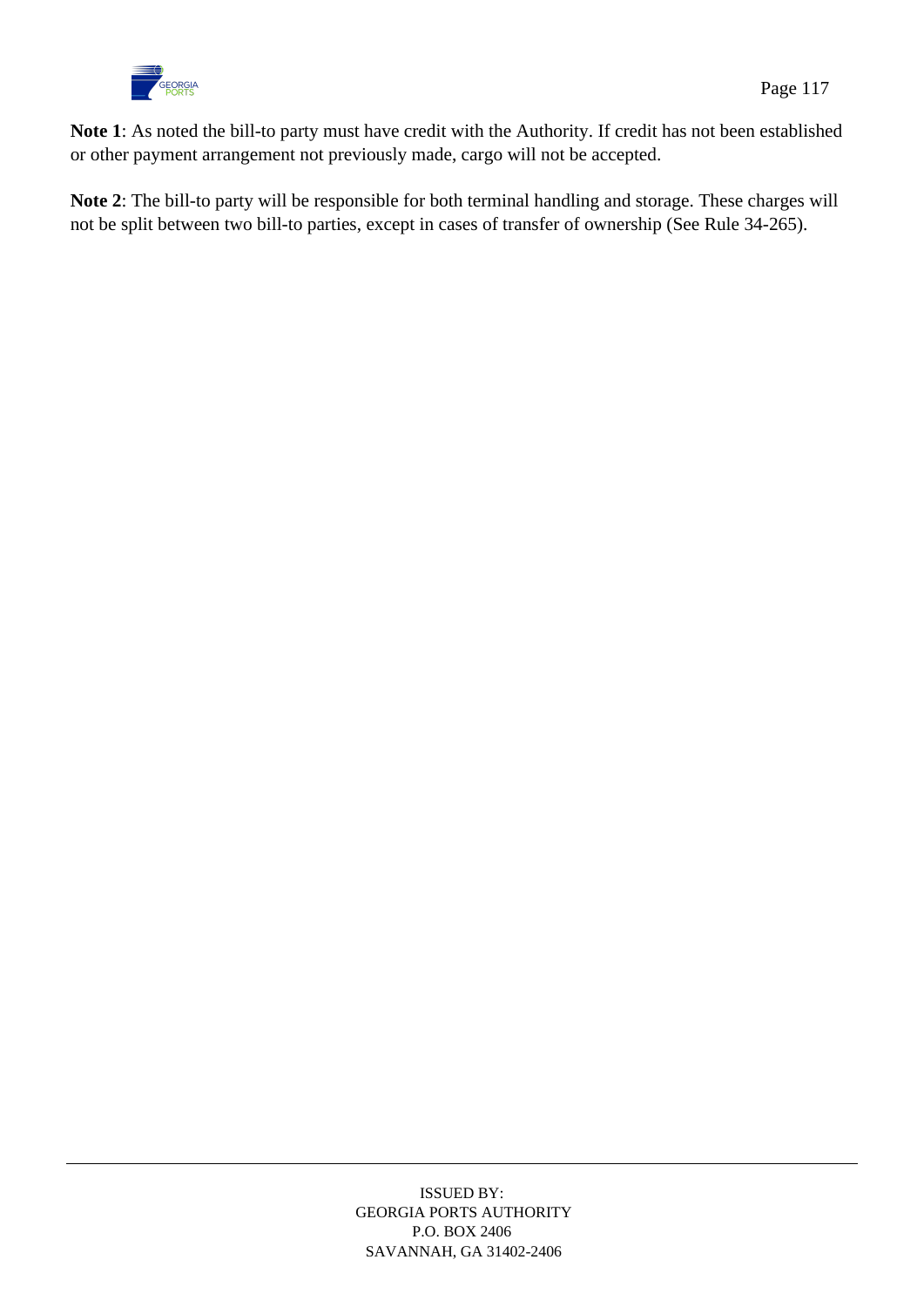**Note 1**: As noted the bill-to party must have credit with the Authority. If credit has not been established or other payment arrangement not previously made, cargo will not be accepted.

**Note 2**: The bill-to party will be responsible for both terminal handling and storage. These charges will not be split between two bill-to parties, except in cases of transfer of ownership (See Rule 34-265).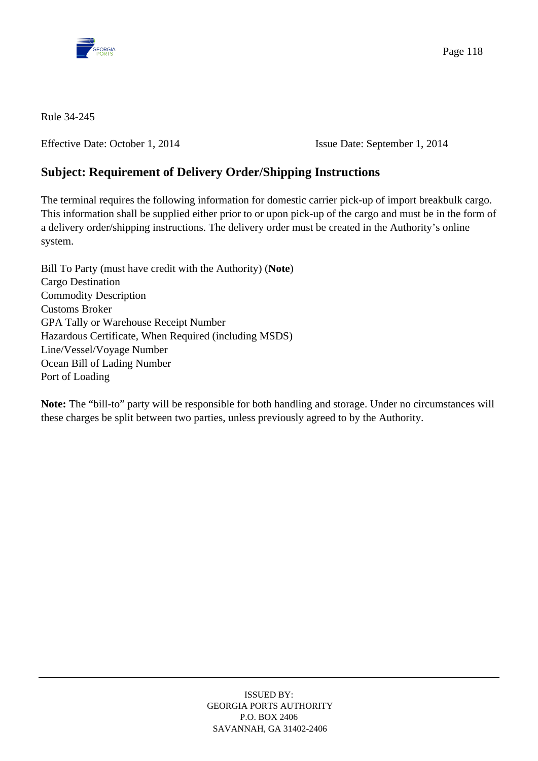Rule 34-245

Effective Date: October 1, 2014 Issue Date: September 1, 2014

## Subject: Requirement of Delivery Order/Shipping Instructions

The terminal requires the following information for domestic carrier pick-up of import breakbulk cargo. This information shall be supplied either prior to or upon pick-up of the cargo and must be in the form of a delivery order/shipping instructions. The delivery order must be created in the Authority's online system.

Bill To Party (must have credit with the Authority) (**Note**)
Cargo Destination
Commodity Description
Customs Broker
GPA Tally or Warehouse Receipt Number
Hazardous Certificate, When Required (including MSDS)
Line/Vessel/Voyage Number
Ocean Bill of Lading Number
Port of Loading

**Note:** The "bill-to" party will be responsible for both handling and storage. Under no circumstances will these charges be split between two parties, unless previously agreed to by the Authority.

ISSUED BY:
GEORGIA PORTS AUTHORITY
P.O. BOX 2406
SAVANNAH, GA 31402-2406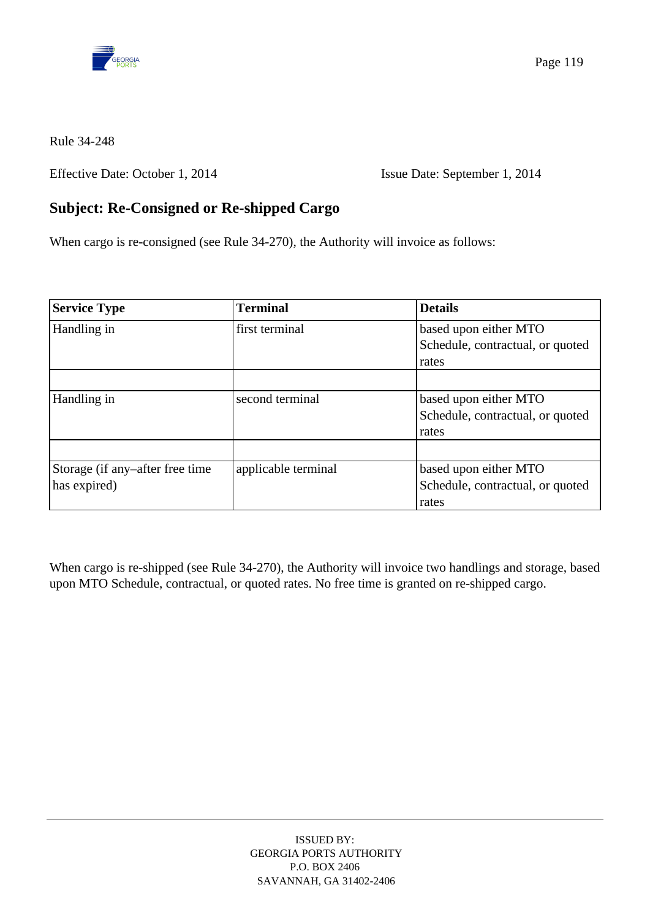Rule 34-248

Effective Date: October 1, 2014 Issue Date: September 1, 2014

## Subject: Re-Consigned or Re-shipped Cargo

When cargo is re-consigned (see Rule 34-270), the Authority will invoice as follows:

| Service Type | Terminal | Details |
|---|---|---|
| Handling in | first terminal | based upon either MTO Schedule, contractual, or quoted rates |
| | | |
| Handling in | second terminal | based upon either MTO Schedule, contractual, or quoted rates |
| | | |
| Storage (if any–after free time has expired) | applicable terminal | based upon either MTO Schedule, contractual, or quoted rates |

When cargo is re-shipped (see Rule 34-270), the Authority will invoice two handlings and storage, based upon MTO Schedule, contractual, or quoted rates. No free time is granted on re-shipped cargo.

ISSUED BY:
GEORGIA PORTS AUTHORITY
P.O. BOX 2406
SAVANNAH, GA 31402-2406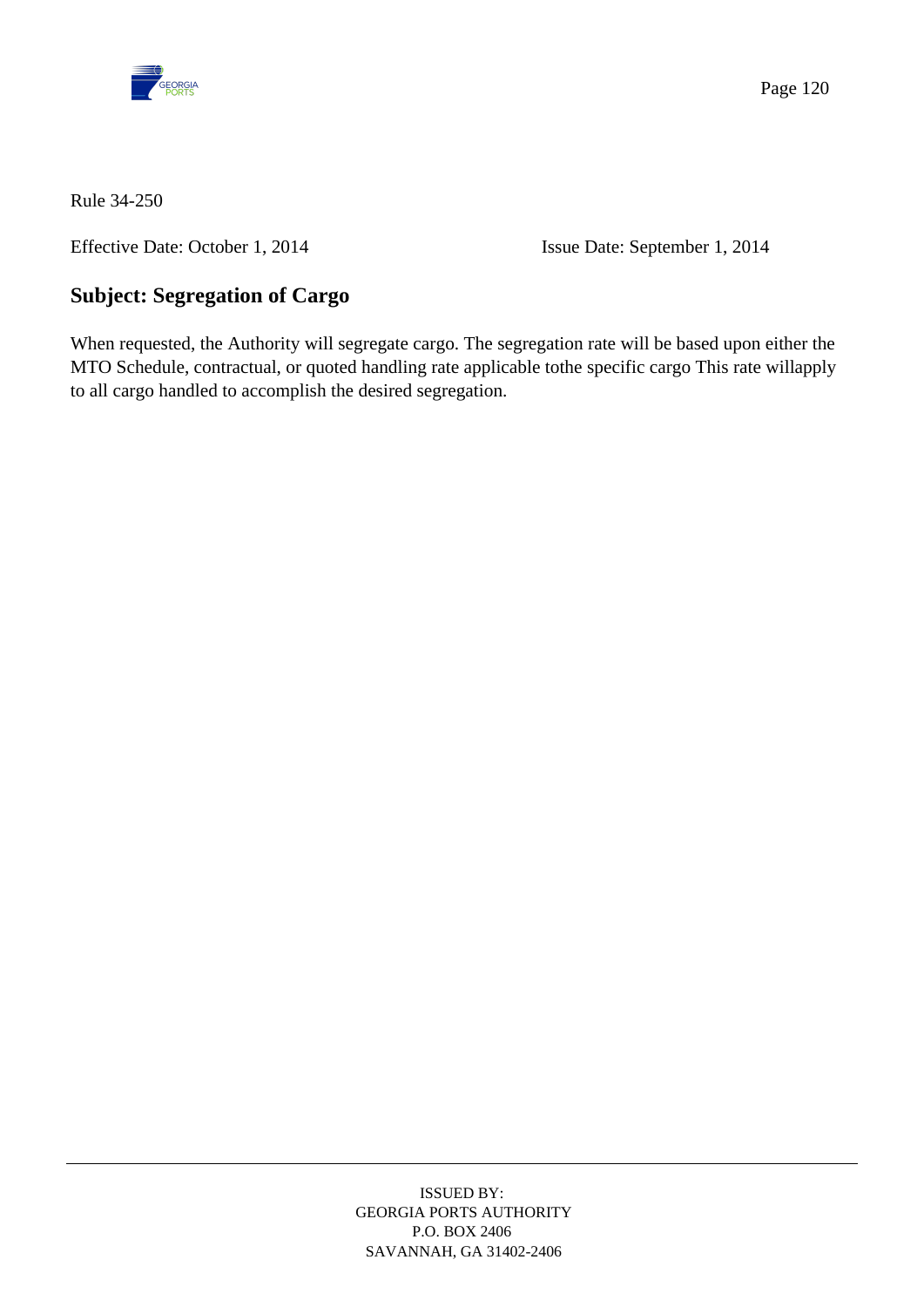Rule 34-250

Effective Date: October 1, 2014 Issue Date: September 1, 2014

## Subject: Segregation of Cargo

When requested, the Authority will segregate cargo. The segregation rate will be based upon either the MTO Schedule, contractual, or quoted handling rate applicable tothe specific cargo This rate willapply to all cargo handled to accomplish the desired segregation.

ISSUED BY:
GEORGIA PORTS AUTHORITY
P.O. BOX 2406
SAVANNAH, GA 31402-2406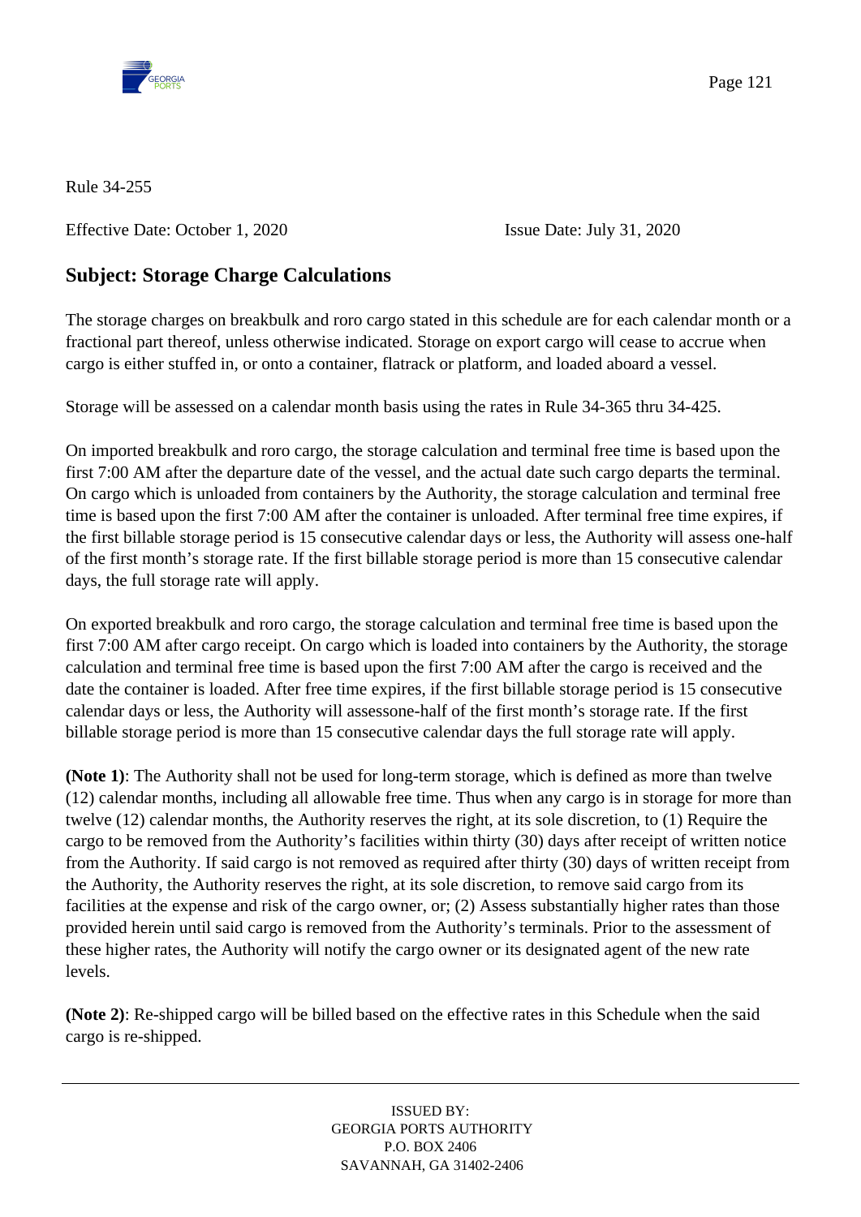Rule 34-255

Effective Date: October 1, 2020 Issue Date: July 31, 2020

## Subject: Storage Charge Calculations

The storage charges on breakbulk and roro cargo stated in this schedule are for each calendar month or a fractional part thereof, unless otherwise indicated. Storage on export cargo will cease to accrue when cargo is either stuffed in, or onto a container, flatrack or platform, and loaded aboard a vessel.

Storage will be assessed on a calendar month basis using the rates in Rule 34-365 thru 34-425.

On imported breakbulk and roro cargo, the storage calculation and terminal free time is based upon the first 7:00 AM after the departure date of the vessel, and the actual date such cargo departs the terminal. On cargo which is unloaded from containers by the Authority, the storage calculation and terminal free time is based upon the first 7:00 AM after the container is unloaded. After terminal free time expires, if the first billable storage period is 15 consecutive calendar days or less, the Authority will assess one-half of the first month's storage rate. If the first billable storage period is more than 15 consecutive calendar days, the full storage rate will apply.

On exported breakbulk and roro cargo, the storage calculation and terminal free time is based upon the first 7:00 AM after cargo receipt. On cargo which is loaded into containers by the Authority, the storage calculation and terminal free time is based upon the first 7:00 AM after the cargo is received and the date the container is loaded. After free time expires, if the first billable storage period is 15 consecutive calendar days or less, the Authority will assessone-half of the first month's storage rate. If the first billable storage period is more than 15 consecutive calendar days the full storage rate will apply.

**(Note 1)**: The Authority shall not be used for long-term storage, which is defined as more than twelve (12) calendar months, including all allowable free time. Thus when any cargo is in storage for more than twelve (12) calendar months, the Authority reserves the right, at its sole discretion, to (1) Require the cargo to be removed from the Authority's facilities within thirty (30) days after receipt of written notice from the Authority. If said cargo is not removed as required after thirty (30) days of written receipt from the Authority, the Authority reserves the right, at its sole discretion, to remove said cargo from its facilities at the expense and risk of the cargo owner, or; (2) Assess substantially higher rates than those provided herein until said cargo is removed from the Authority's terminals. Prior to the assessment of these higher rates, the Authority will notify the cargo owner or its designated agent of the new rate levels.

**(Note 2)**: Re-shipped cargo will be billed based on the effective rates in this Schedule when the said cargo is re-shipped.

ISSUED BY:
GEORGIA PORTS AUTHORITY
P.O. BOX 2406
SAVANNAH, GA 31402-2406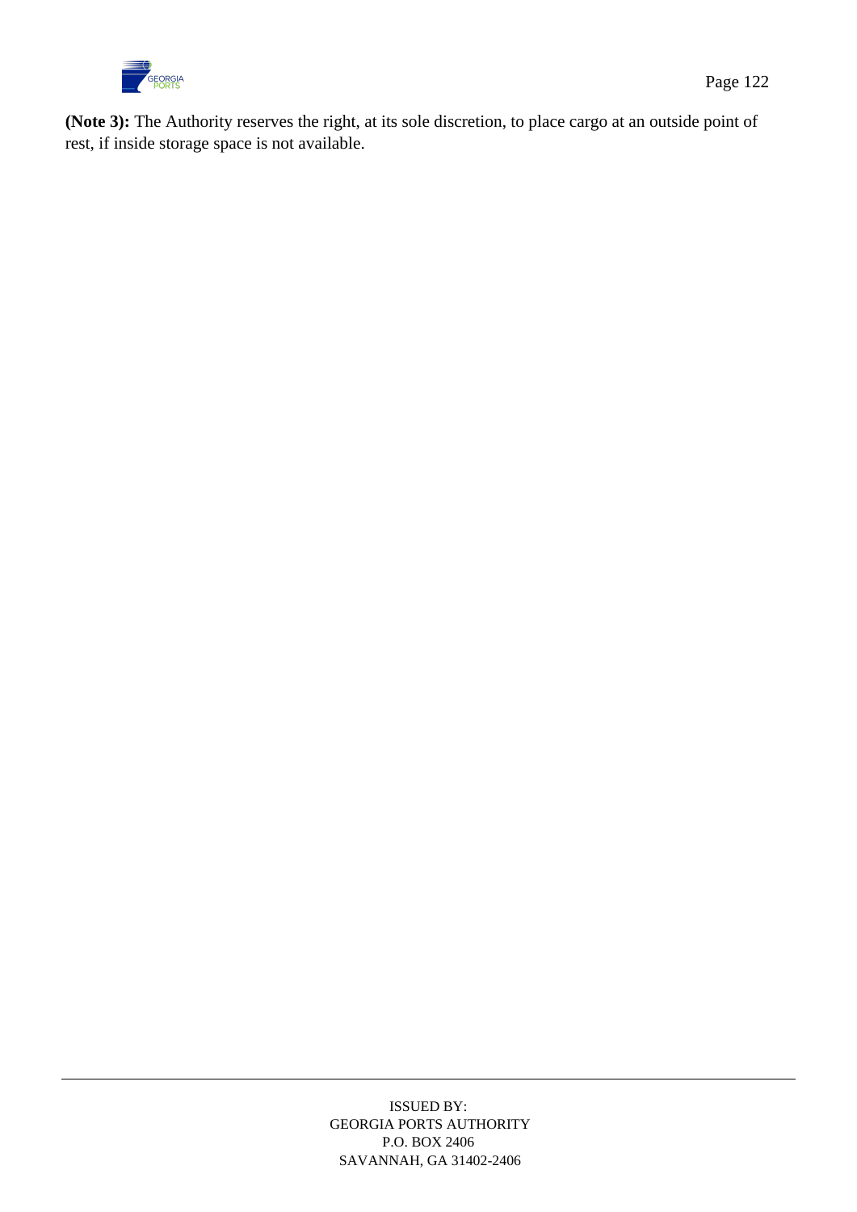**(Note 3):** The Authority reserves the right, at its sole discretion, to place cargo at an outside point of rest, if inside storage space is not available.

ISSUED BY:
GEORGIA PORTS AUTHORITY
P.O. BOX 2406
SAVANNAH, GA 31402-2406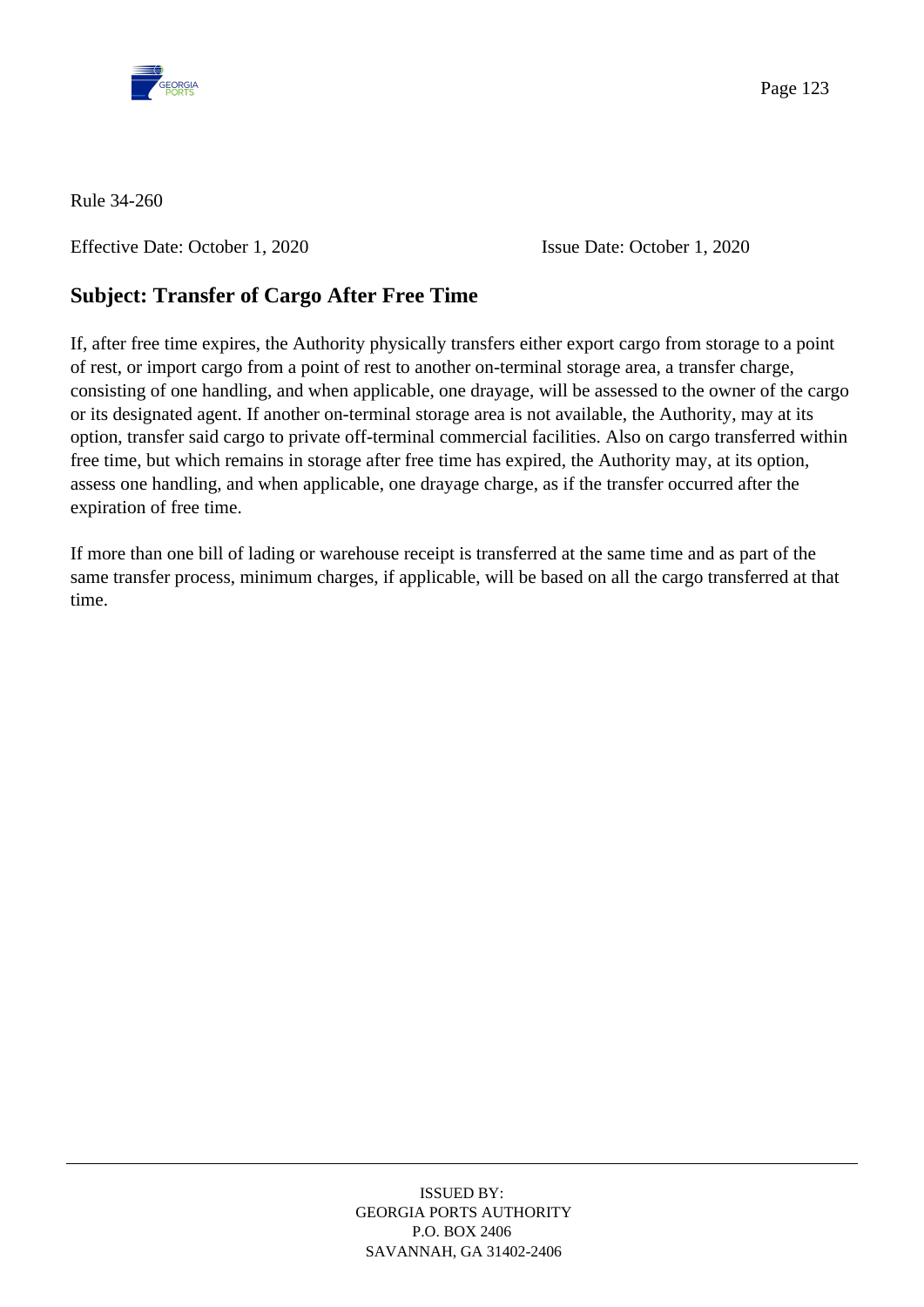Rule 34-260

Effective Date: October 1, 2020 Issue Date: October 1, 2020

## Subject: Transfer of Cargo After Free Time

If, after free time expires, the Authority physically transfers either export cargo from storage to a point of rest, or import cargo from a point of rest to another on-terminal storage area, a transfer charge, consisting of one handling, and when applicable, one drayage, will be assessed to the owner of the cargo or its designated agent. If another on-terminal storage area is not available, the Authority, may at its option, transfer said cargo to private off-terminal commercial facilities. Also on cargo transferred within free time, but which remains in storage after free time has expired, the Authority may, at its option, assess one handling, and when applicable, one drayage charge, as if the transfer occurred after the expiration of free time.

If more than one bill of lading or warehouse receipt is transferred at the same time and as part of the same transfer process, minimum charges, if applicable, will be based on all the cargo transferred at that time.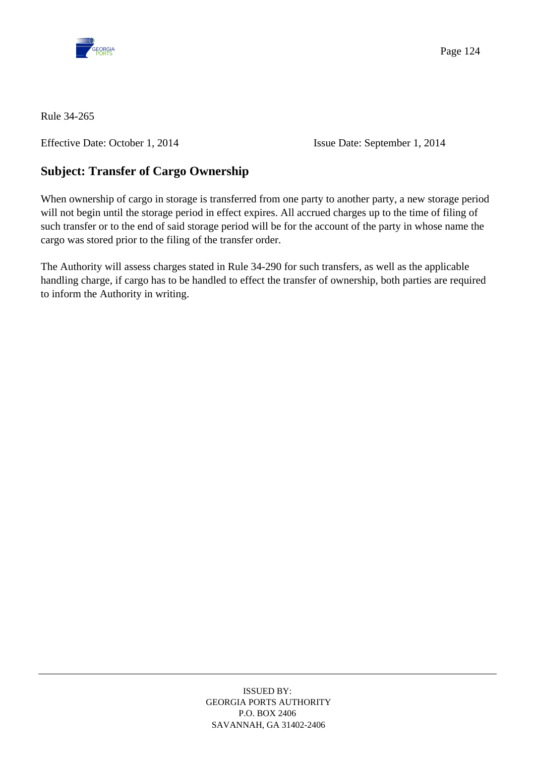Rule 34-265

Effective Date: October 1, 2014 Issue Date: September 1, 2014

## Subject: Transfer of Cargo Ownership

When ownership of cargo in storage is transferred from one party to another party, a new storage period will not begin until the storage period in effect expires. All accrued charges up to the time of filing of such transfer or to the end of said storage period will be for the account of the party in whose name the cargo was stored prior to the filing of the transfer order.

The Authority will assess charges stated in Rule 34-290 for such transfers, as well as the applicable handling charge, if cargo has to be handled to effect the transfer of ownership, both parties are required to inform the Authority in writing.

ISSUED BY:
GEORGIA PORTS AUTHORITY
P.O. BOX 2406
SAVANNAH, GA 31402-2406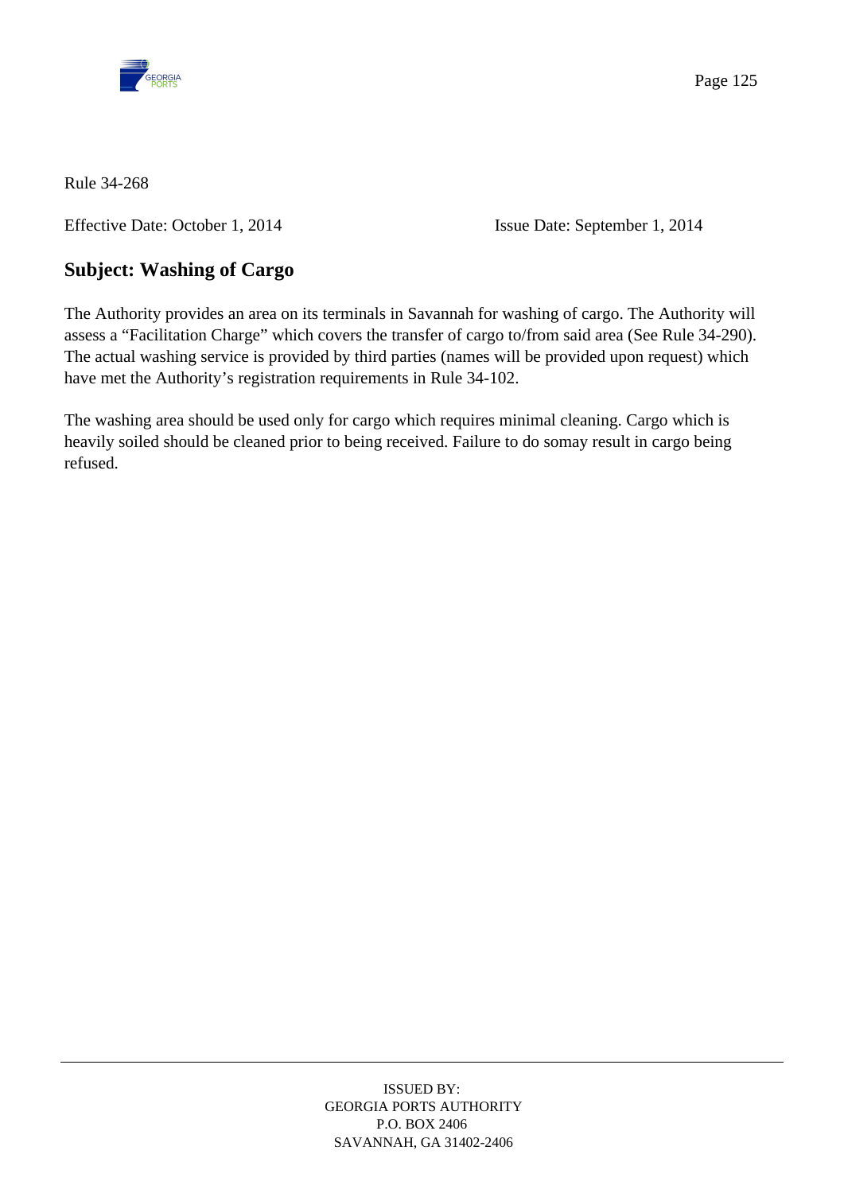Rule 34-268

Effective Date: October 1, 2014 Issue Date: September 1, 2014

## Subject: Washing of Cargo

The Authority provides an area on its terminals in Savannah for washing of cargo. The Authority will assess a "Facilitation Charge" which covers the transfer of cargo to/from said area (See Rule 34-290). The actual washing service is provided by third parties (names will be provided upon request) which have met the Authority's registration requirements in Rule 34-102.

The washing area should be used only for cargo which requires minimal cleaning. Cargo which is heavily soiled should be cleaned prior to being received. Failure to do somay result in cargo being refused.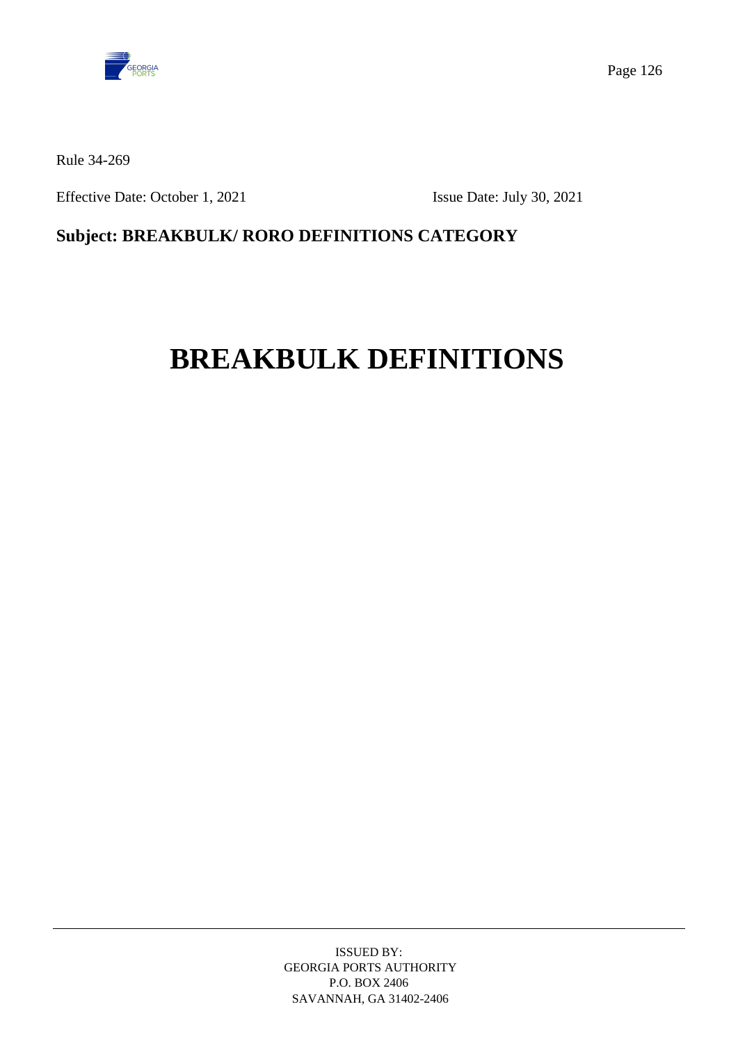Rule 34-269

Effective Date: October 1, 2021 Issue Date: July 30, 2021

**Subject: BREAKBULK/ RORO DEFINITIONS CATEGORY**

# BREAKBULK DEFINITIONS

ISSUED BY:
GEORGIA PORTS AUTHORITY
P.O. BOX 2406
SAVANNAH, GA 31402-2406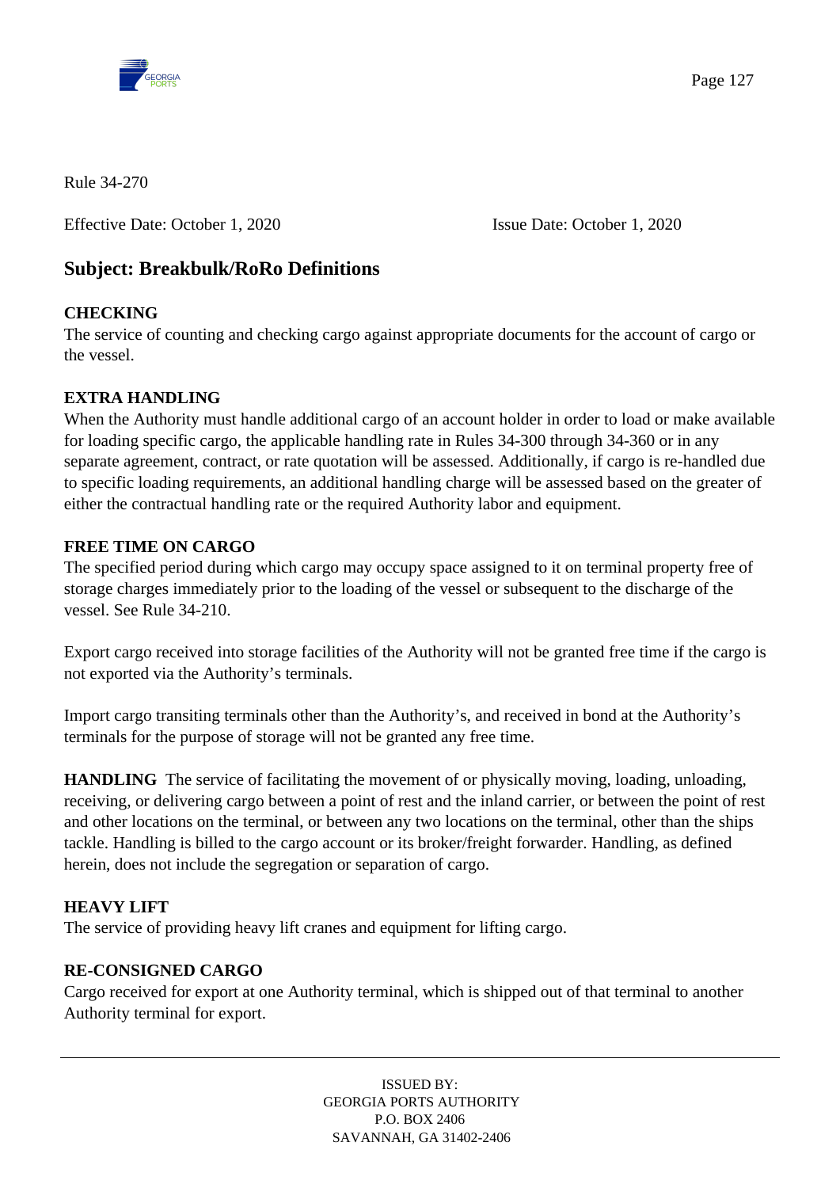Rule 34-270

Effective Date: October 1, 2020 Issue Date: October 1, 2020

## Subject: Breakbulk/RoRo Definitions

**CHECKING**
The service of counting and checking cargo against appropriate documents for the account of cargo or the vessel.

**EXTRA HANDLING**
When the Authority must handle additional cargo of an account holder in order to load or make available for loading specific cargo, the applicable handling rate in Rules 34-300 through 34-360 or in any separate agreement, contract, or rate quotation will be assessed. Additionally, if cargo is re-handled due to specific loading requirements, an additional handling charge will be assessed based on the greater of either the contractual handling rate or the required Authority labor and equipment.

**FREE TIME ON CARGO**
The specified period during which cargo may occupy space assigned to it on terminal property free of storage charges immediately prior to the loading of the vessel or subsequent to the discharge of the vessel. See Rule 34-210.

Export cargo received into storage facilities of the Authority will not be granted free time if the cargo is not exported via the Authority's terminals.

Import cargo transiting terminals other than the Authority's, and received in bond at the Authority's terminals for the purpose of storage will not be granted any free time.

**HANDLING** The service of facilitating the movement of or physically moving, loading, unloading, receiving, or delivering cargo between a point of rest and the inland carrier, or between the point of rest and other locations on the terminal, or between any two locations on the terminal, other than the ships tackle. Handling is billed to the cargo account or its broker/freight forwarder. Handling, as defined herein, does not include the segregation or separation of cargo.

**HEAVY LIFT**
The service of providing heavy lift cranes and equipment for lifting cargo.

**RE-CONSIGNED CARGO**
Cargo received for export at one Authority terminal, which is shipped out of that terminal to another Authority terminal for export.

ISSUED BY:
GEORGIA PORTS AUTHORITY
P.O. BOX 2406
SAVANNAH, GA 31402-2406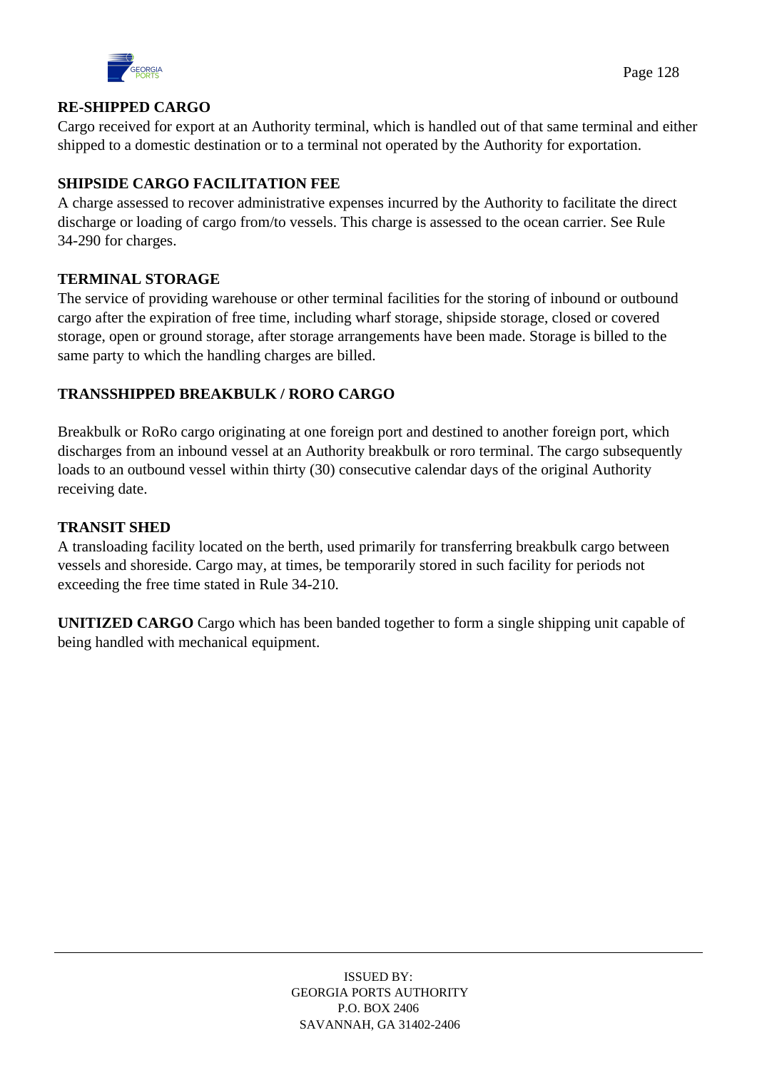**RE-SHIPPED CARGO**
Cargo received for export at an Authority terminal, which is handled out of that same terminal and either shipped to a domestic destination or to a terminal not operated by the Authority for exportation.

**SHIPSIDE CARGO FACILITATION FEE**
A charge assessed to recover administrative expenses incurred by the Authority to facilitate the direct discharge or loading of cargo from/to vessels. This charge is assessed to the ocean carrier. See Rule 34-290 for charges.

**TERMINAL STORAGE**
The service of providing warehouse or other terminal facilities for the storing of inbound or outbound cargo after the expiration of free time, including wharf storage, shipside storage, closed or covered storage, open or ground storage, after storage arrangements have been made. Storage is billed to the same party to which the handling charges are billed.

**TRANSSHIPPED BREAKBULK / RORO CARGO**

Breakbulk or RoRo cargo originating at one foreign port and destined to another foreign port, which discharges from an inbound vessel at an Authority breakbulk or roro terminal. The cargo subsequently loads to an outbound vessel within thirty (30) consecutive calendar days of the original Authority receiving date.

**TRANSIT SHED**
A transloading facility located on the berth, used primarily for transferring breakbulk cargo between vessels and shoreside. Cargo may, at times, be temporarily stored in such facility for periods not exceeding the free time stated in Rule 34-210.

**UNITIZED CARGO** Cargo which has been banded together to form a single shipping unit capable of being handled with mechanical equipment.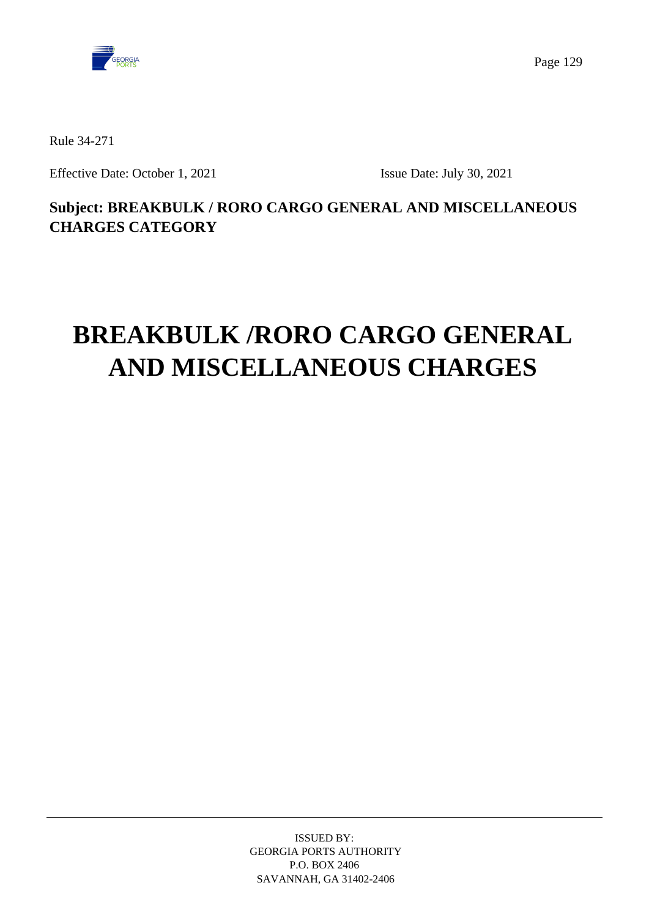Rule 34-271

Effective Date: October 1, 2021 Issue Date: July 30, 2021

**Subject: BREAKBULK / RORO CARGO GENERAL AND MISCELLANEOUS CHARGES CATEGORY**

# BREAKBULK /RORO CARGO GENERAL AND MISCELLANEOUS CHARGES

ISSUED BY:
GEORGIA PORTS AUTHORITY
P.O. BOX 2406
SAVANNAH, GA 31402-2406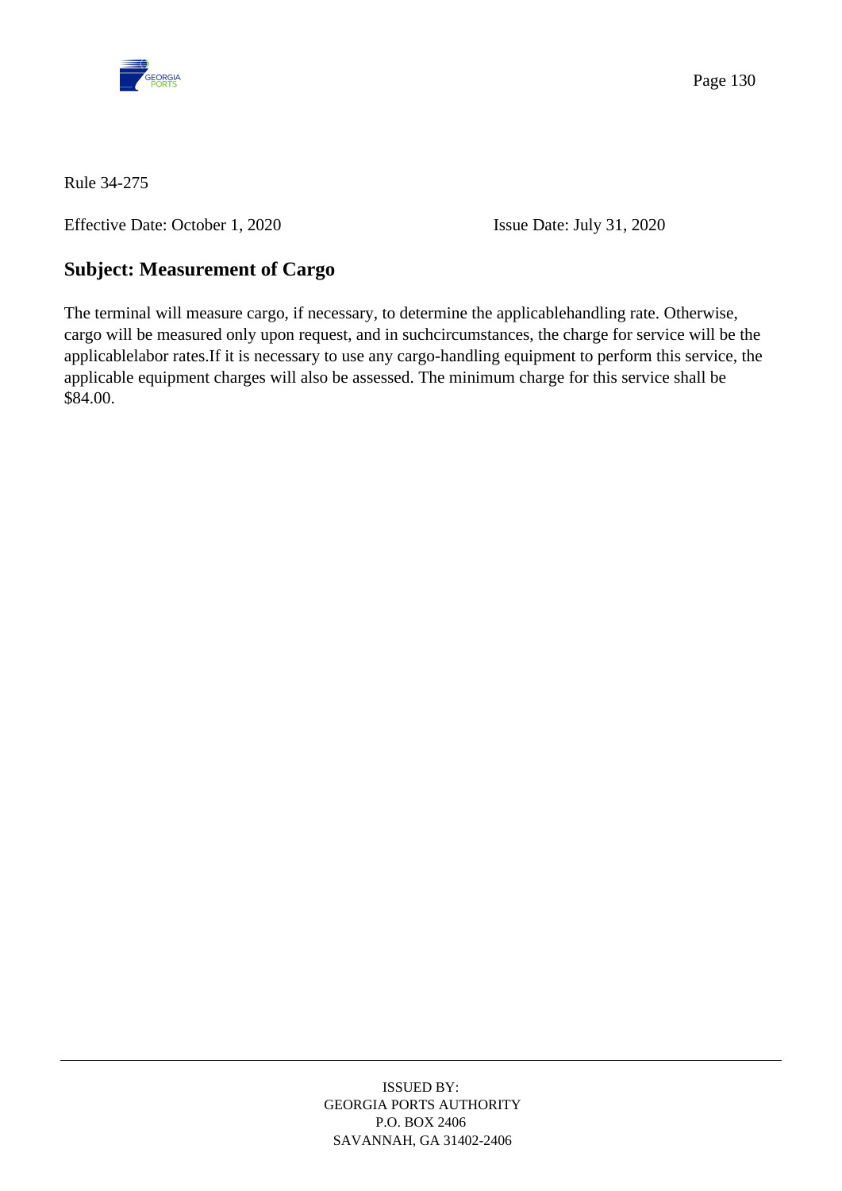Rule 34-275

Effective Date: October 1, 2020 Issue Date: July 31, 2020

## Subject: Measurement of Cargo

The terminal will measure cargo, if necessary, to determine the applicablehandling rate. Otherwise, cargo will be measured only upon request, and in suchcircumstances, the charge for service will be the applicablelabor rates.If it is necessary to use any cargo-handling equipment to perform this service, the applicable equipment charges will also be assessed. The minimum charge for this service shall be $84.00.

ISSUED BY:
GEORGIA PORTS AUTHORITY
P.O. BOX 2406
SAVANNAH, GA 31402-2406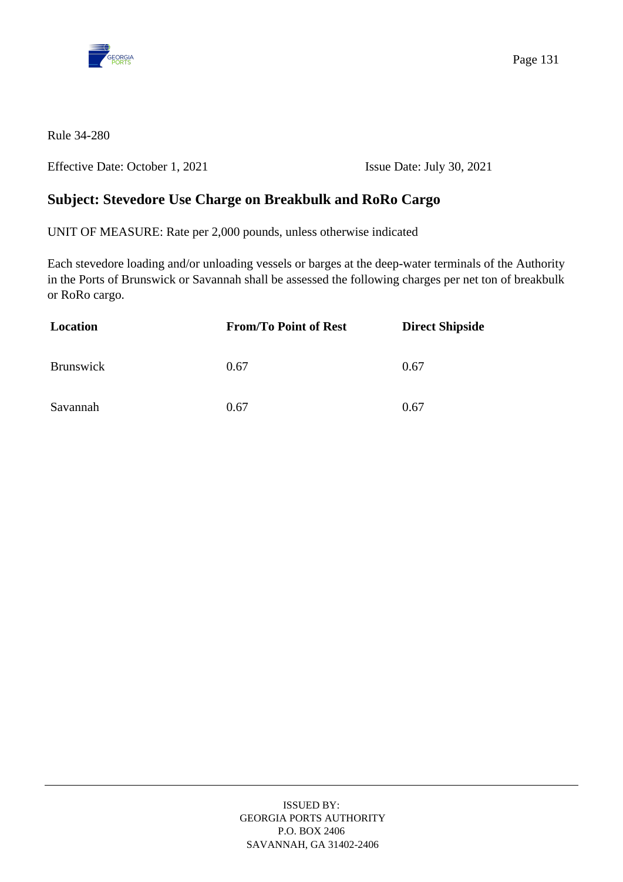Rule 34-280

Effective Date: October 1, 2021 Issue Date: July 30, 2021

## Subject: Stevedore Use Charge on Breakbulk and RoRo Cargo

UNIT OF MEASURE: Rate per 2,000 pounds, unless otherwise indicated

Each stevedore loading and/or unloading vessels or barges at the deep-water terminals of the Authority in the Ports of Brunswick or Savannah shall be assessed the following charges per net ton of breakbulk or RoRo cargo.

| Location | From/To Point of Rest | Direct Shipside |
|---|---|---|
| Brunswick | 0.67 | 0.67 |
| Savannah | 0.67 | 0.67 |

ISSUED BY:
GEORGIA PORTS AUTHORITY
P.O. BOX 2406
SAVANNAH, GA 31402-2406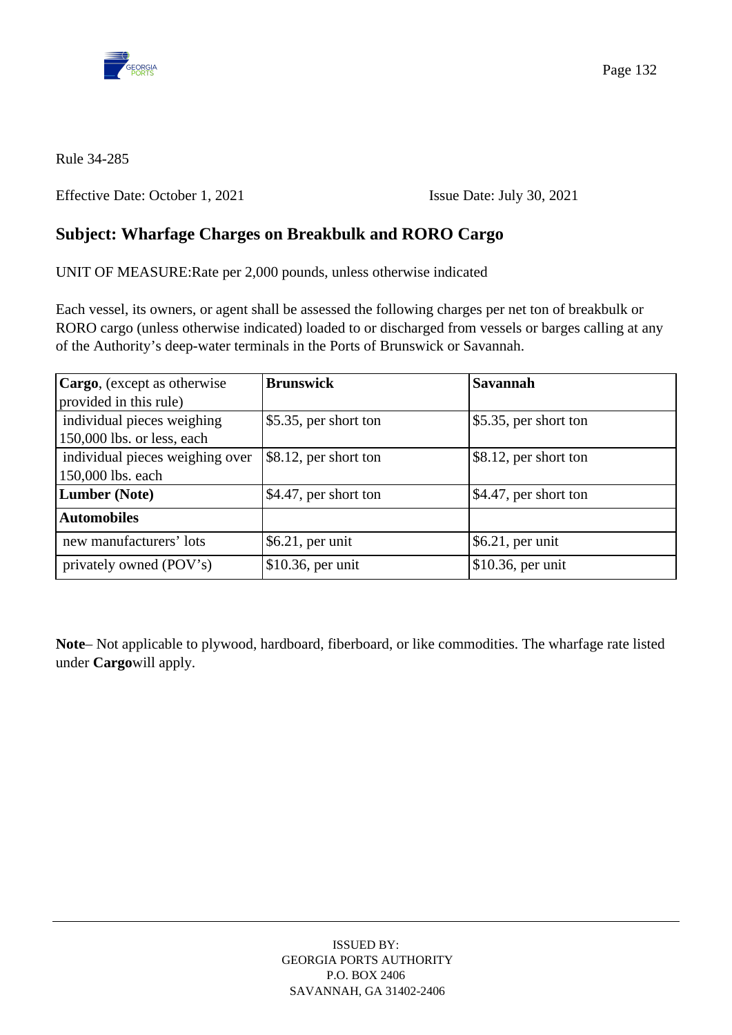Rule 34-285

Effective Date: October 1, 2021 Issue Date: July 30, 2021

## Subject: Wharfage Charges on Breakbulk and RORO Cargo

UNIT OF MEASURE:Rate per 2,000 pounds, unless otherwise indicated

Each vessel, its owners, or agent shall be assessed the following charges per net ton of breakbulk or RORO cargo (unless otherwise indicated) loaded to or discharged from vessels or barges calling at any of the Authority's deep-water terminals in the Ports of Brunswick or Savannah.

| **Cargo**, (except as otherwise provided in this rule) | **Brunswick** | **Savannah** |
|---|---|---|
| individual pieces weighing 150,000 lbs. or less, each | $5.35, per short ton | $5.35, per short ton |
| individual pieces weighing over 150,000 lbs. each | $8.12, per short ton | $8.12, per short ton |
| **Lumber (Note)** | $4.47, per short ton | $4.47, per short ton |
| **Automobiles** | | |
| new manufacturers' lots | $6.21, per unit | $6.21, per unit |
| privately owned (POV's) | $10.36, per unit | $10.36, per unit |

**Note**– Not applicable to plywood, hardboard, fiberboard, or like commodities. The wharfage rate listed under **Cargo**will apply.

ISSUED BY:
GEORGIA PORTS AUTHORITY
P.O. BOX 2406
SAVANNAH, GA 31402-2406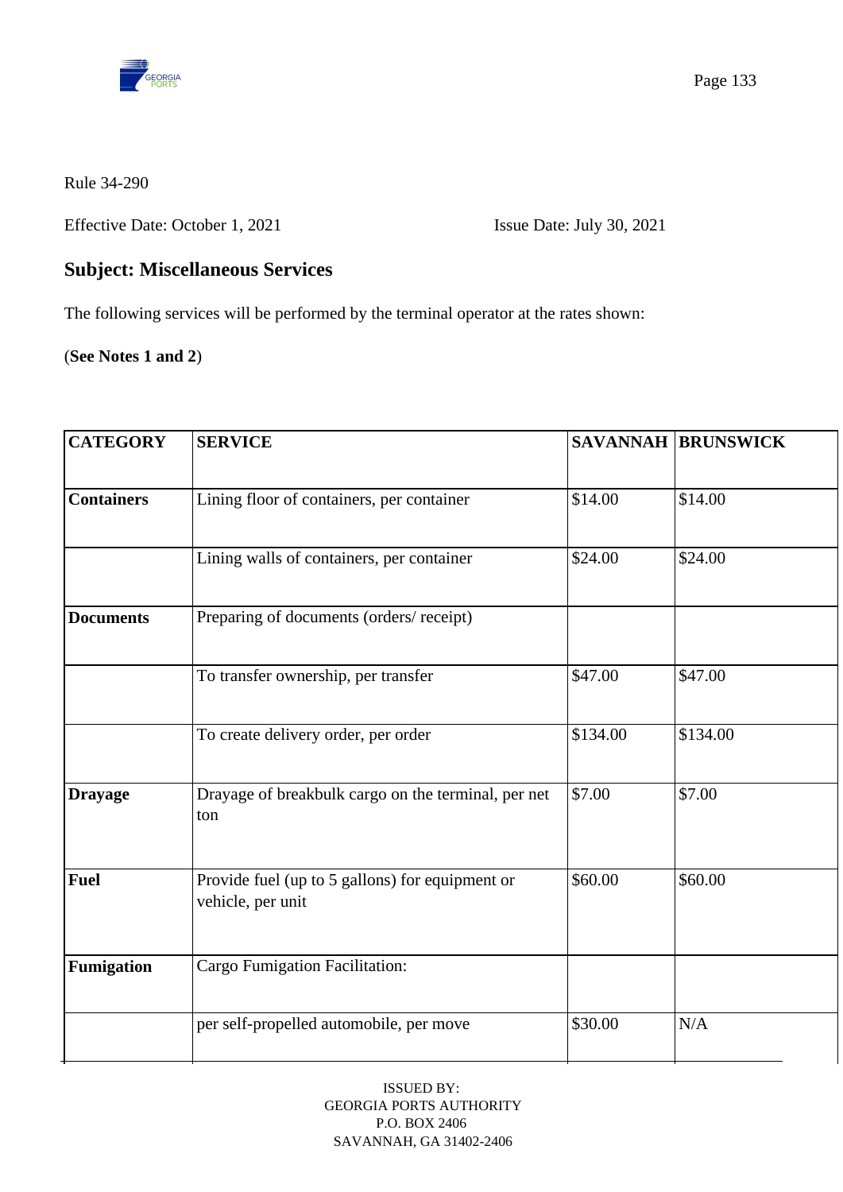Rule 34-290

Effective Date: October 1, 2021 Issue Date: July 30, 2021

## Subject: Miscellaneous Services

The following services will be performed by the terminal operator at the rates shown:

(**See Notes 1 and 2**)

| CATEGORY | SERVICE | SAVANNAH | BRUNSWICK |
|---|---|---|---|
| **Containers** | Lining floor of containers, per container | $14.00 | $14.00 |
| | Lining walls of containers, per container | $24.00 | $24.00 |
| **Documents** | Preparing of documents (orders/ receipt) | | |
| | To transfer ownership, per transfer | $47.00 | $47.00 |
| | To create delivery order, per order | $134.00 | $134.00 |
| **Drayage** | Drayage of breakbulk cargo on the terminal, per net ton | $7.00 | $7.00 |
| **Fuel** | Provide fuel (up to 5 gallons) for equipment or vehicle, per unit | $60.00 | $60.00 |
| **Fumigation** | Cargo Fumigation Facilitation: | | |
| | per self-propelled automobile, per move | $30.00 | N/A |

ISSUED BY:
GEORGIA PORTS AUTHORITY
P.O. BOX 2406
SAVANNAH, GA 31402-2406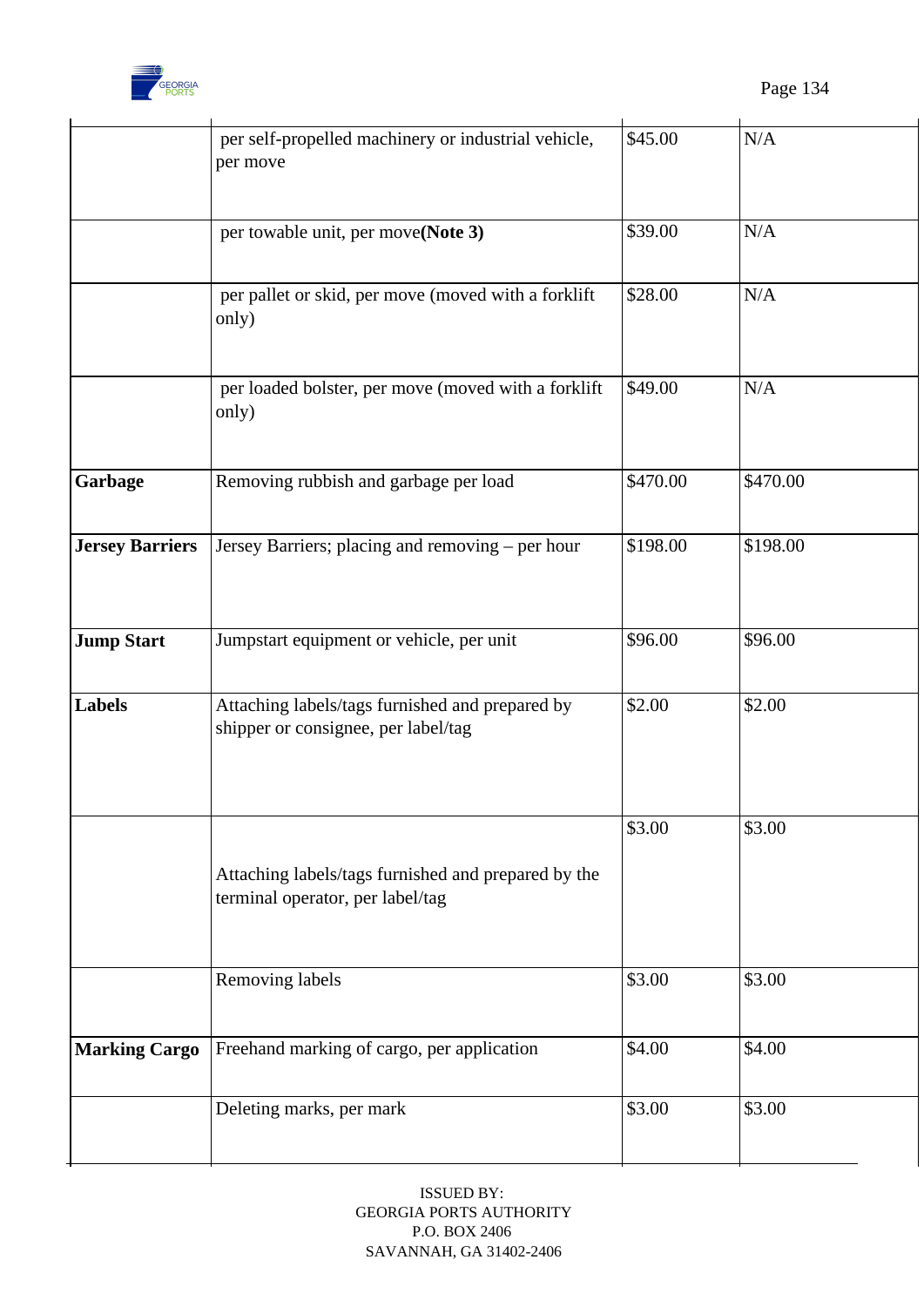| | | | |
|---|---|---|---|
| | per self-propelled machinery or industrial vehicle, per move | $45.00 | N/A |
| | per towable unit, per move **(Note 3)** | $39.00 | N/A |
| | per pallet or skid, per move (moved with a forklift only) | $28.00 | N/A |
| | per loaded bolster, per move (moved with a forklift only) | $49.00 | N/A |
| **Garbage** | Removing rubbish and garbage per load | $470.00 | $470.00 |
| **Jersey Barriers** | Jersey Barriers; placing and removing – per hour | $198.00 | $198.00 |
| **Jump Start** | Jumpstart equipment or vehicle, per unit | $96.00 | $96.00 |
| **Labels** | Attaching labels/tags furnished and prepared by shipper or consignee, per label/tag | $2.00 | $2.00 |
| | Attaching labels/tags furnished and prepared by the terminal operator, per label/tag | $3.00 | $3.00 |
| | Removing labels | $3.00 | $3.00 |
| **Marking Cargo** | Freehand marking of cargo, per application | $4.00 | $4.00 |
| | Deleting marks, per mark | $3.00 | $3.00 |

ISSUED BY:
GEORGIA PORTS AUTHORITY
P.O. BOX 2406
SAVANNAH, GA 31402-2406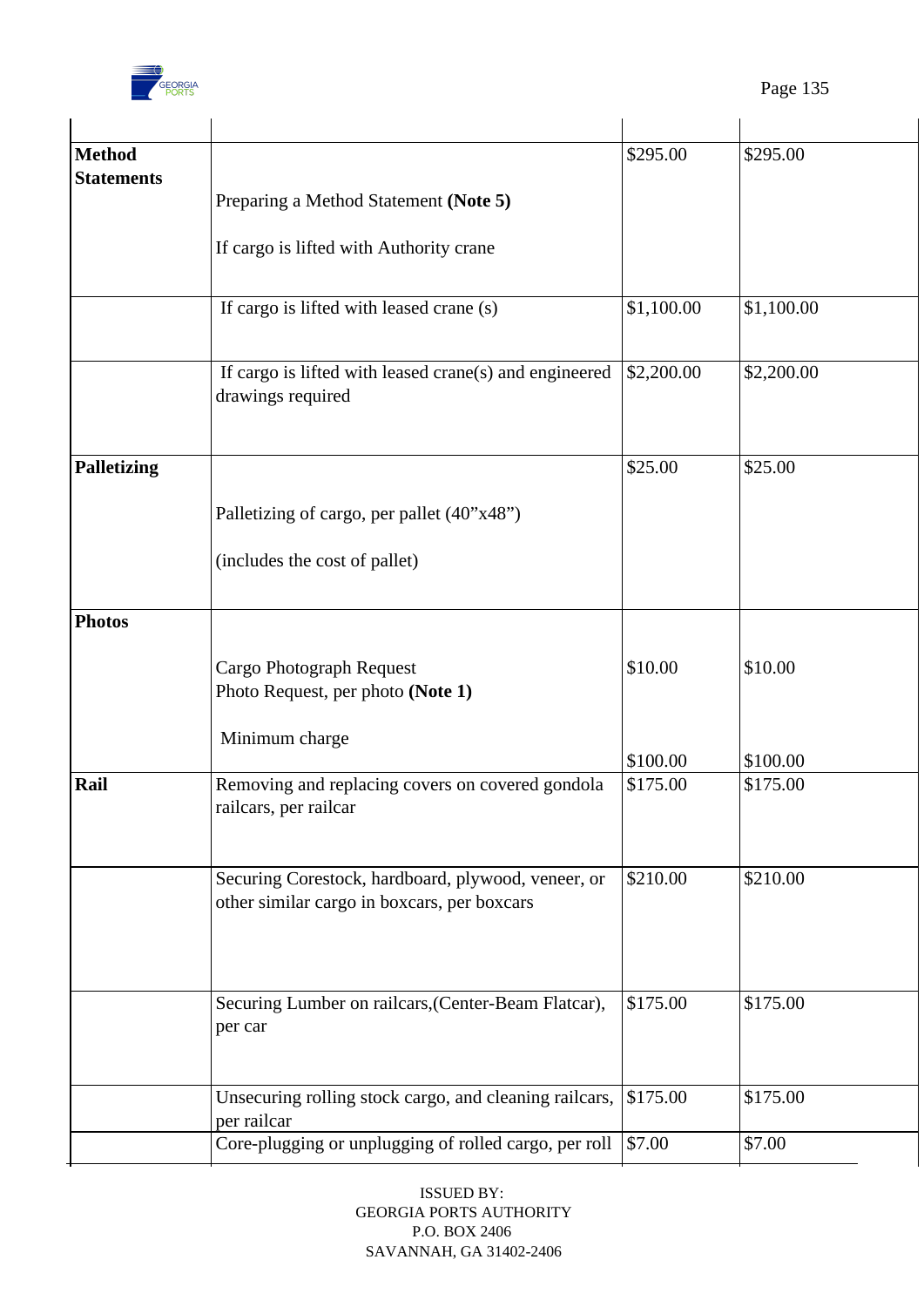| | | | |
|---|---|---|---|
| **Method Statements** | Preparing a Method Statement **(Note 5)**<br><br>If cargo is lifted with Authority crane | $295.00 | $295.00 |
| | If cargo is lifted with leased crane (s) | $1,100.00 | $1,100.00 |
| | If cargo is lifted with leased crane(s) and engineered drawings required | $2,200.00 | $2,200.00 |
| **Palletizing** | Palletizing of cargo, per pallet (40”x48”)<br><br>(includes the cost of pallet) | $25.00 | $25.00 |
| **Photos** | Cargo Photograph Request<br>Photo Request, per photo **(Note 1)**<br><br>Minimum charge | $10.00<br><br>$100.00 | $10.00<br><br>$100.00 |
| **Rail** | Removing and replacing covers on covered gondola railcars, per railcar | $175.00 | $175.00 |
| | Securing Corestock, hardboard, plywood, veneer, or other similar cargo in boxcars, per boxcars | $210.00 | $210.00 |
| | Securing Lumber on railcars,(Center-Beam Flatcar), per car | $175.00 | $175.00 |
| | Unsecuring rolling stock cargo, and cleaning railcars, per railcar | $175.00 | $175.00 |
| | Core-plugging or unplugging of rolled cargo, per roll | $7.00 | $7.00 |

ISSUED BY:
GEORGIA PORTS AUTHORITY
P.O. BOX 2406
SAVANNAH, GA 31402-2406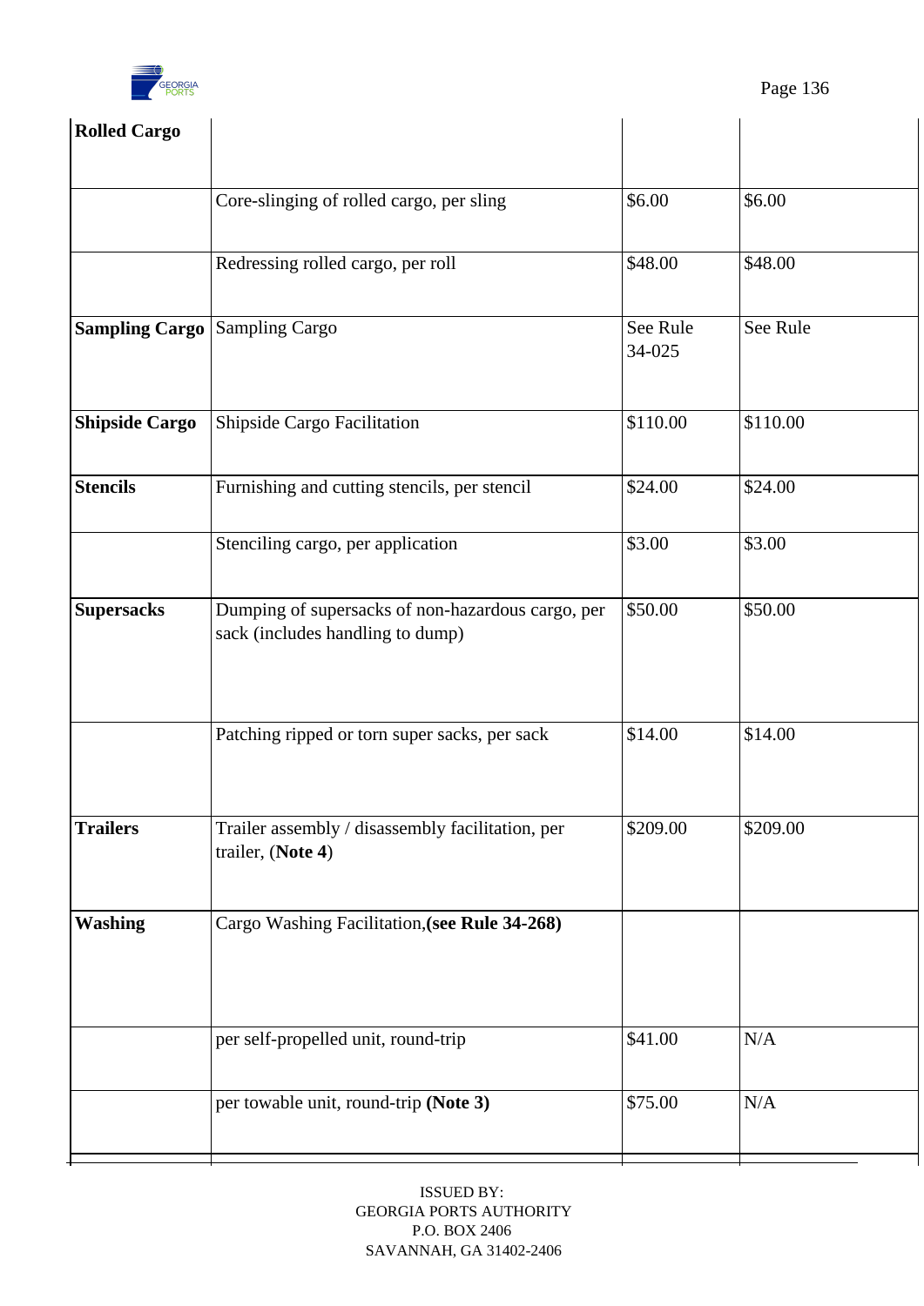| | | | |
|---|---|---|---|
| **Rolled Cargo** | | | |
| | Core-slinging of rolled cargo, per sling | $6.00 | $6.00 |
| | Redressing rolled cargo, per roll | $48.00 | $48.00 |
| **Sampling Cargo** | Sampling Cargo | See Rule 34-025 | See Rule |
| **Shipside Cargo** | Shipside Cargo Facilitation | $110.00 | $110.00 |
| **Stencils** | Furnishing and cutting stencils, per stencil | $24.00 | $24.00 |
| | Stenciling cargo, per application | $3.00 | $3.00 |
| **Supersacks** | Dumping of supersacks of non-hazardous cargo, per sack (includes handling to dump) | $50.00 | $50.00 |
| | Patching ripped or torn super sacks, per sack | $14.00 | $14.00 |
| **Trailers** | Trailer assembly / disassembly facilitation, per trailer, (**Note 4**) | $209.00 | $209.00 |
| **Washing** | Cargo Washing Facilitation,**(see Rule 34-268)** | | |
| | per self-propelled unit, round-trip | $41.00 | N/A |
| | per towable unit, round-trip **(Note 3)** | $75.00 | N/A |

ISSUED BY:
GEORGIA PORTS AUTHORITY
P.O. BOX 2406
SAVANNAH, GA 31402-2406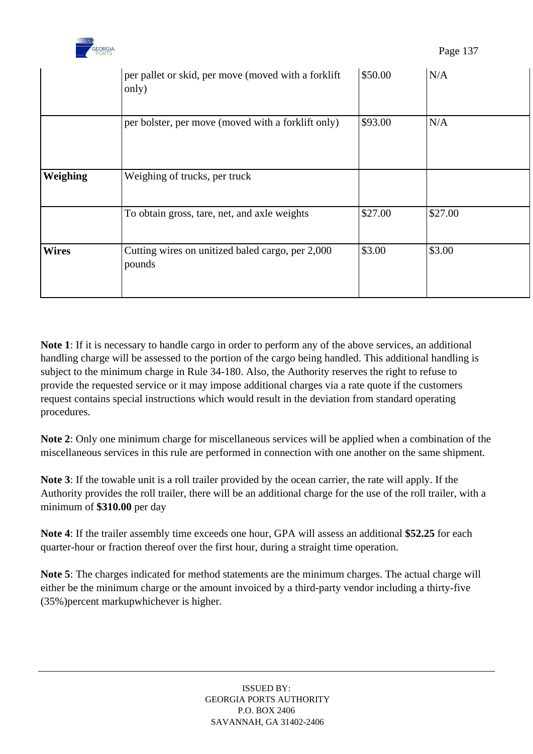| | | | |
|---|---|---|---|
| | per pallet or skid, per move (moved with a forklift only) | $50.00 | N/A |
| | per bolster, per move (moved with a forklift only) | $93.00 | N/A |
| **Weighing** | Weighing of trucks, per truck | | |
| | To obtain gross, tare, net, and axle weights | $27.00 | $27.00 |
| **Wires** | Cutting wires on unitized baled cargo, per 2,000 pounds | $3.00 | $3.00 |

**Note 1**: If it is necessary to handle cargo in order to perform any of the above services, an additional handling charge will be assessed to the portion of the cargo being handled. This additional handling is subject to the minimum charge in Rule 34-180. Also, the Authority reserves the right to refuse to provide the requested service or it may impose additional charges via a rate quote if the customers request contains special instructions which would result in the deviation from standard operating procedures.

**Note 2**: Only one minimum charge for miscellaneous services will be applied when a combination of the miscellaneous services in this rule are performed in connection with one another on the same shipment.

**Note 3**: If the towable unit is a roll trailer provided by the ocean carrier, the rate will apply. If the Authority provides the roll trailer, there will be an additional charge for the use of the roll trailer, with a minimum of **$310.00** per day

**Note 4**: If the trailer assembly time exceeds one hour, GPA will assess an additional **$52.25** for each quarter-hour or fraction thereof over the first hour, during a straight time operation.

**Note 5**: The charges indicated for method statements are the minimum charges. The actual charge will either be the minimum charge or the amount invoiced by a third-party vendor including a thirty-five (35%)percent markupwhichever is higher.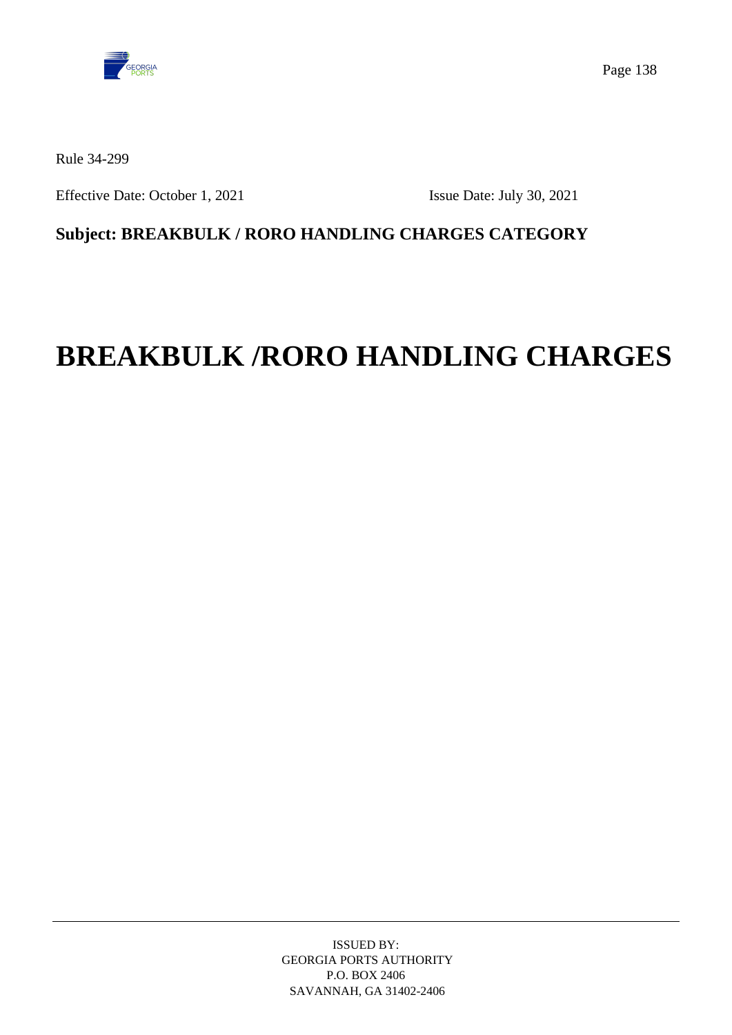Rule 34-299

Effective Date: October 1, 2021 Issue Date: July 30, 2021

**Subject: BREAKBULK / RORO HANDLING CHARGES CATEGORY**

# BREAKBULK /RORO HANDLING CHARGES

ISSUED BY:
GEORGIA PORTS AUTHORITY
P.O. BOX 2406
SAVANNAH, GA 31402-2406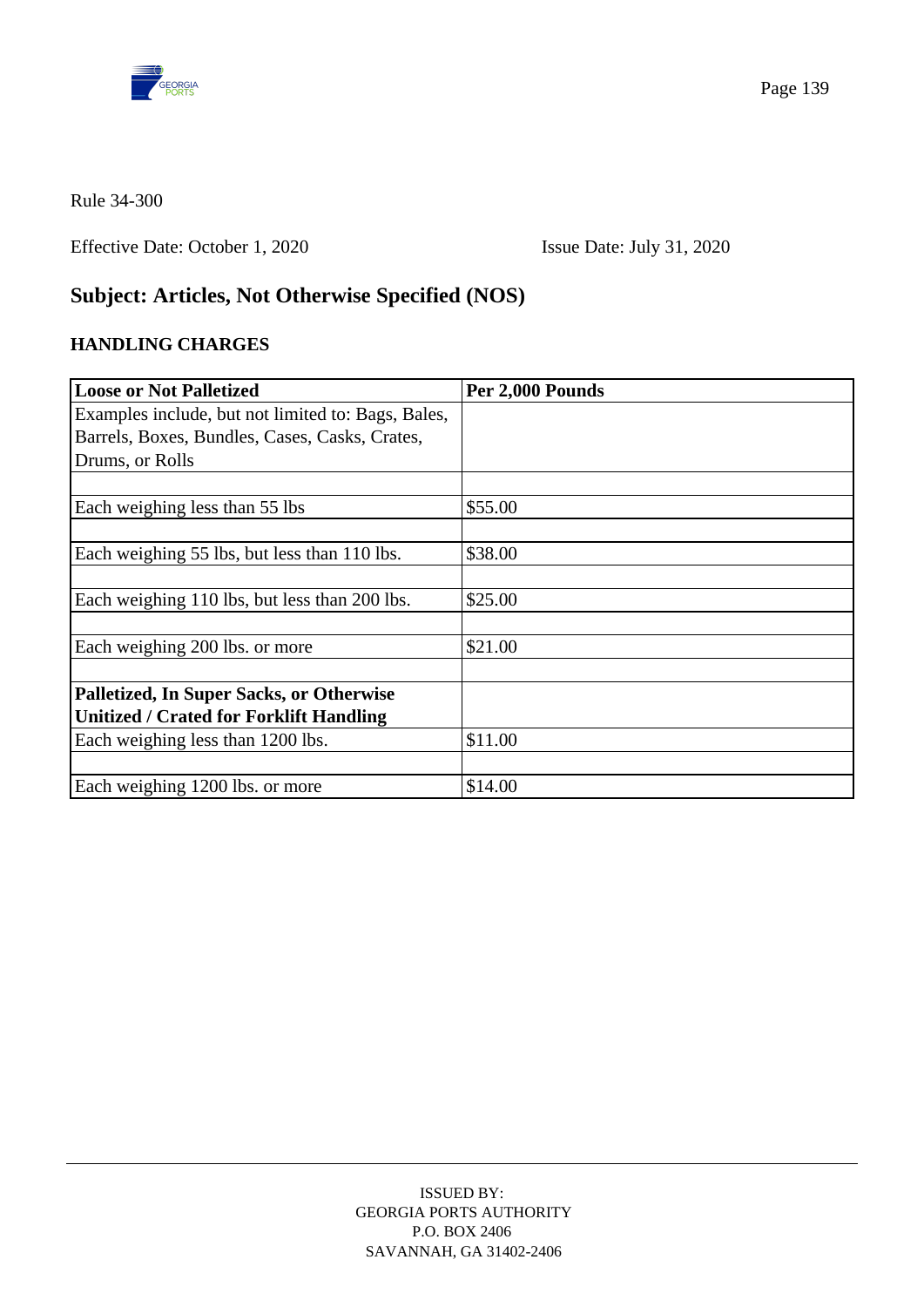Rule 34-300

Effective Date: October 1, 2020 Issue Date: July 31, 2020

## Subject: Articles, Not Otherwise Specified (NOS)

### HANDLING CHARGES

| **Loose or Not Palletized** | **Per 2,000 Pounds** |
|---|---|
| Examples include, but not limited to: Bags, Bales, Barrels, Boxes, Bundles, Cases, Casks, Crates, Drums, or Rolls | |
| | |
| Each weighing less than 55 lbs | $55.00 |
| | |
| Each weighing 55 lbs, but less than 110 lbs. | $38.00 |
| | |
| Each weighing 110 lbs, but less than 200 lbs. | $25.00 |
| | |
| Each weighing 200 lbs. or more | $21.00 |
| | |
| **Palletized, In Super Sacks, or Otherwise Unitized / Crated for Forklift Handling** | |
| Each weighing less than 1200 lbs. | $11.00 |
| | |
| Each weighing 1200 lbs. or more | $14.00 |

ISSUED BY:
GEORGIA PORTS AUTHORITY
P.O. BOX 2406
SAVANNAH, GA 31402-2406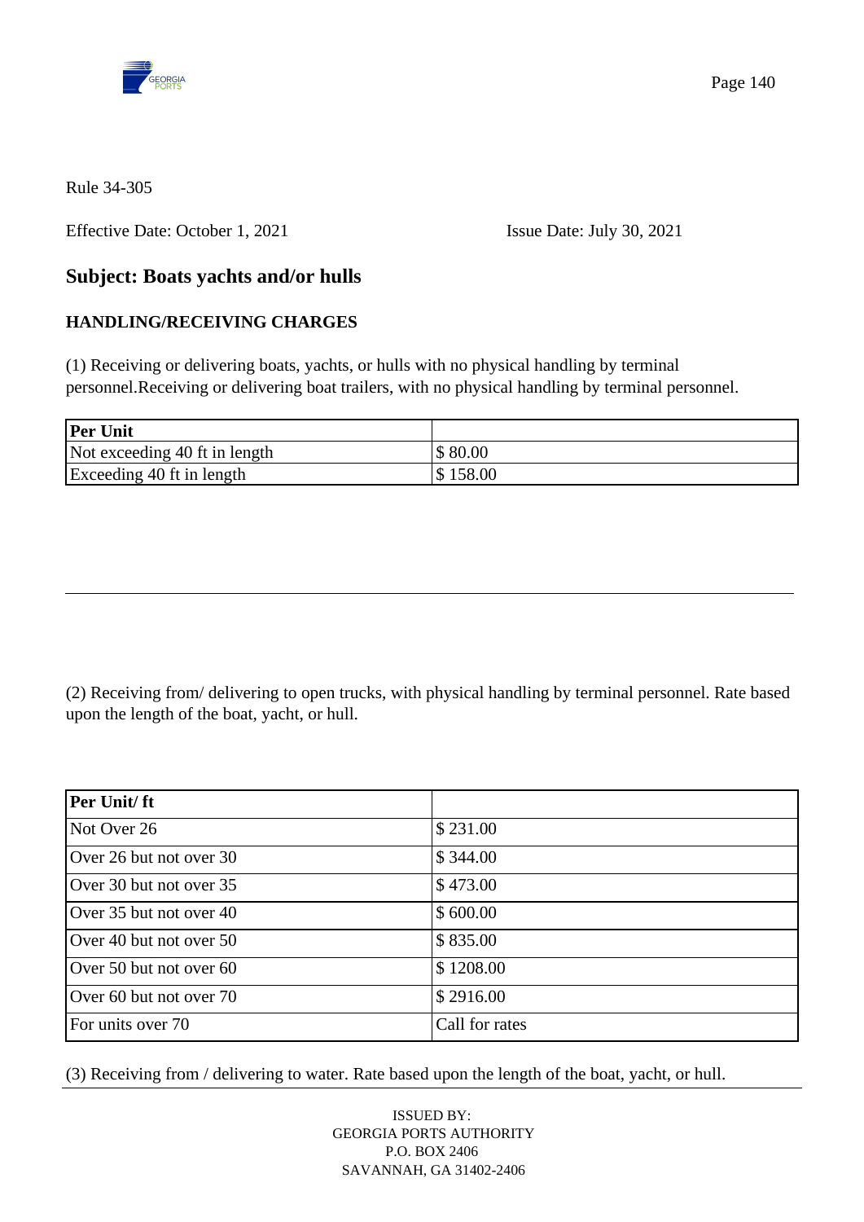Rule 34-305

Effective Date: October 1, 2021 Issue Date: July 30, 2021

## Subject: Boats yachts and/or hulls

### HANDLING/RECEIVING CHARGES

(1) Receiving or delivering boats, yachts, or hulls with no physical handling by terminal personnel.Receiving or delivering boat trailers, with no physical handling by terminal personnel.

| **Per Unit** | |
|---|---|
| Not exceeding 40 ft in length | $ 80.00 |
| Exceeding 40 ft in length | $ 158.00 |

---

(2) Receiving from/ delivering to open trucks, with physical handling by terminal personnel. Rate based upon the length of the boat, yacht, or hull.

| **Per Unit/ ft** | |
|---|---|
| Not Over 26 | $ 231.00 |
| Over 26 but not over 30 | $ 344.00 |
| Over 30 but not over 35 | $ 473.00 |
| Over 35 but not over 40 | $ 600.00 |
| Over 40 but not over 50 | $ 835.00 |
| Over 50 but not over 60 | $ 1208.00 |
| Over 60 but not over 70 | $ 2916.00 |
| For units over 70 | Call for rates |

(3) Receiving from / delivering to water. Rate based upon the length of the boat, yacht, or hull.

ISSUED BY:
GEORGIA PORTS AUTHORITY
P.O. BOX 2406
SAVANNAH, GA 31402-2406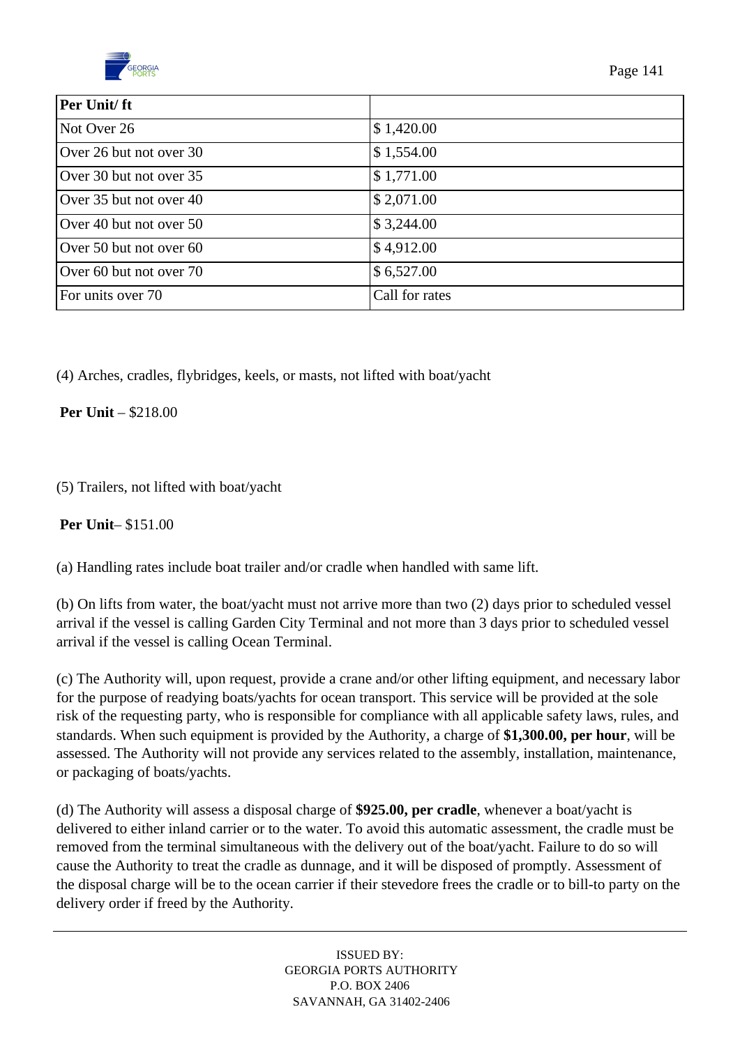| Per Unit/ ft | |
| --- | --- |
| Not Over 26 | $ 1,420.00 |
| Over 26 but not over 30 | $ 1,554.00 |
| Over 30 but not over 35 | $ 1,771.00 |
| Over 35 but not over 40 | $ 2,071.00 |
| Over 40 but not over 50 | $ 3,244.00 |
| Over 50 but not over 60 | $ 4,912.00 |
| Over 60 but not over 70 | $ 6,527.00 |
| For units over 70 | Call for rates |

(4) Arches, cradles, flybridges, keels, or masts, not lifted with boat/yacht

**Per Unit** – $218.00

(5) Trailers, not lifted with boat/yacht

**Per Unit**– $151.00

(a) Handling rates include boat trailer and/or cradle when handled with same lift.

(b) On lifts from water, the boat/yacht must not arrive more than two (2) days prior to scheduled vessel arrival if the vessel is calling Garden City Terminal and not more than 3 days prior to scheduled vessel arrival if the vessel is calling Ocean Terminal.

(c) The Authority will, upon request, provide a crane and/or other lifting equipment, and necessary labor for the purpose of readying boats/yachts for ocean transport. This service will be provided at the sole risk of the requesting party, who is responsible for compliance with all applicable safety laws, rules, and standards. When such equipment is provided by the Authority, a charge of **$1,300.00, per hour**, will be assessed. The Authority will not provide any services related to the assembly, installation, maintenance, or packaging of boats/yachts.

(d) The Authority will assess a disposal charge of **$925.00, per cradle**, whenever a boat/yacht is delivered to either inland carrier or to the water. To avoid this automatic assessment, the cradle must be removed from the terminal simultaneous with the delivery out of the boat/yacht. Failure to do so will cause the Authority to treat the cradle as dunnage, and it will be disposed of promptly. Assessment of the disposal charge will be to the ocean carrier if their stevedore frees the cradle or to bill-to party on the delivery order if freed by the Authority.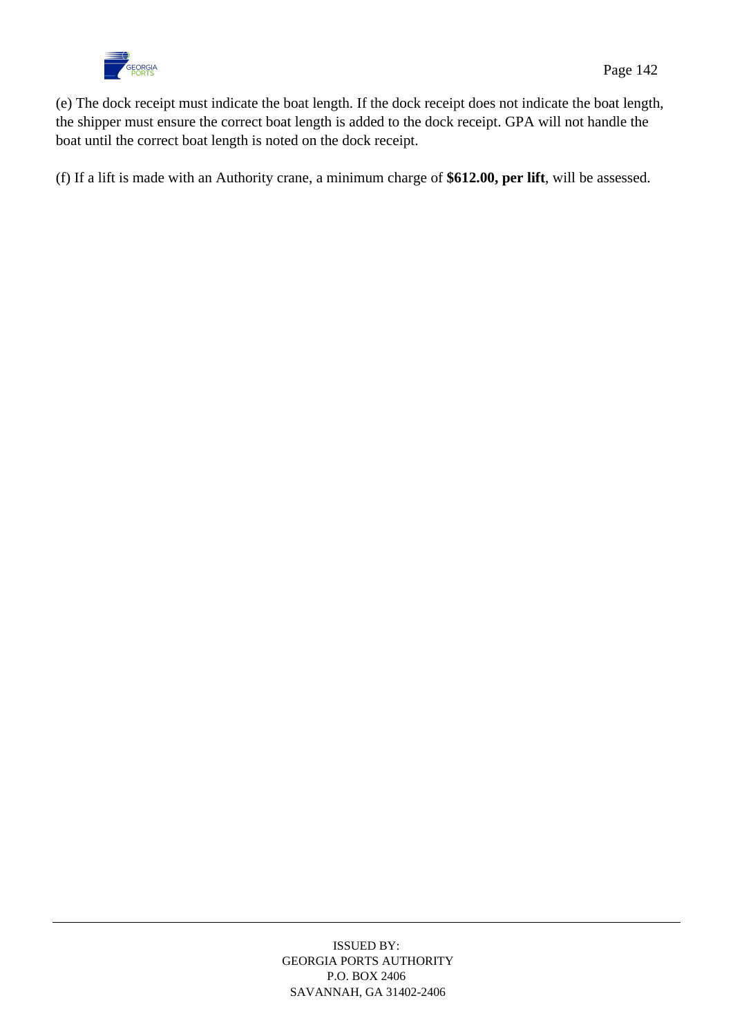(e) The dock receipt must indicate the boat length. If the dock receipt does not indicate the boat length, the shipper must ensure the correct boat length is added to the dock receipt. GPA will not handle the boat until the correct boat length is noted on the dock receipt.

(f) If a lift is made with an Authority crane, a minimum charge of **$612.00, per lift**, will be assessed.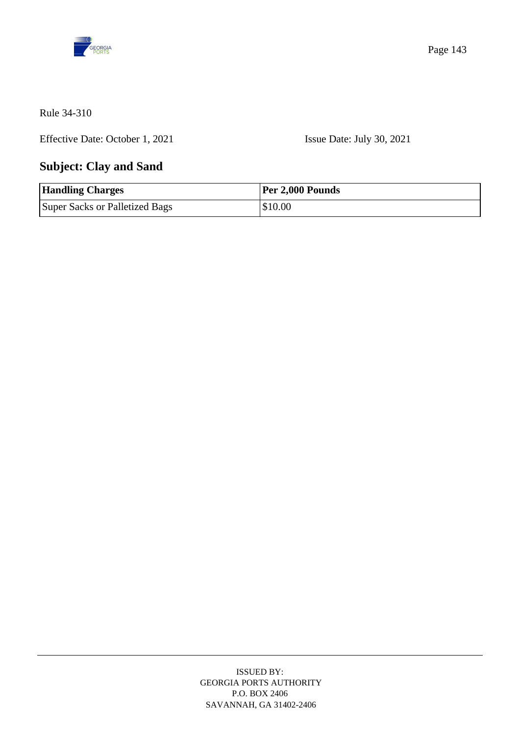Rule 34-310

Effective Date: October 1, 2021 Issue Date: July 30, 2021

## Subject: Clay and Sand

| Handling Charges | Per 2,000 Pounds |
|---|---|
| Super Sacks or Palletized Bags | $10.00 |

ISSUED BY:
GEORGIA PORTS AUTHORITY
P.O. BOX 2406
SAVANNAH, GA 31402-2406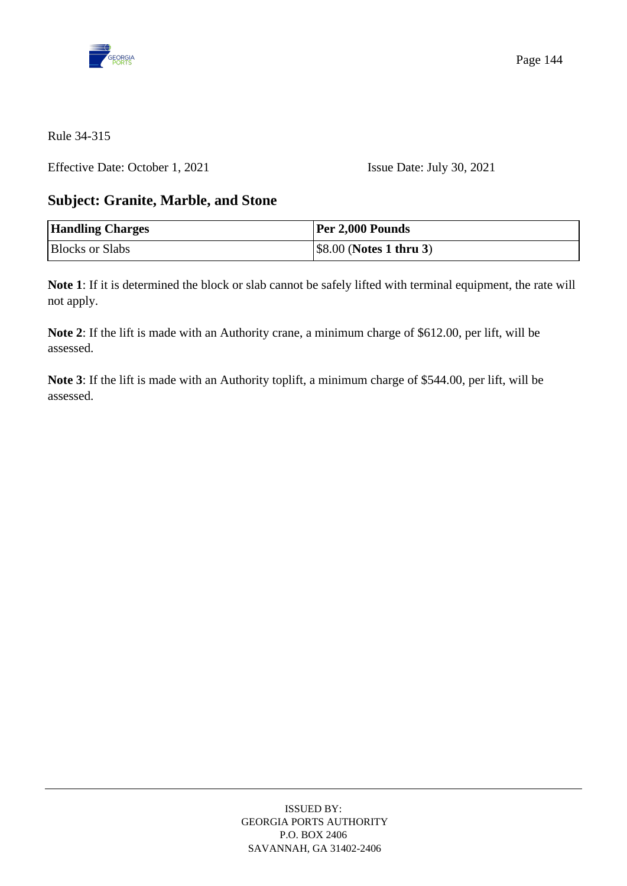Rule 34-315

Effective Date: October 1, 2021 Issue Date: July 30, 2021

## Subject: Granite, Marble, and Stone

| **Handling Charges** | **Per 2,000 Pounds** |
| --- | --- |
| Blocks or Slabs | $8.00 (**Notes 1 thru 3**) |

**Note 1**: If it is determined the block or slab cannot be safely lifted with terminal equipment, the rate will not apply.

**Note 2**: If the lift is made with an Authority crane, a minimum charge of $612.00, per lift, will be assessed.

**Note 3**: If the lift is made with an Authority toplift, a minimum charge of $544.00, per lift, will be assessed.

ISSUED BY:
GEORGIA PORTS AUTHORITY
P.O. BOX 2406
SAVANNAH, GA 31402-2406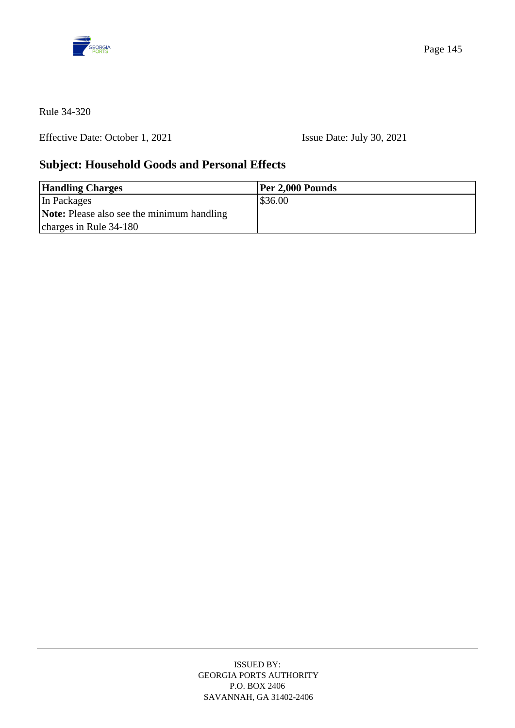Rule 34-320

Effective Date: October 1, 2021 Issue Date: July 30, 2021

## Subject: Household Goods and Personal Effects

| **Handling Charges** | **Per 2,000 Pounds** |
| --- | --- |
| In Packages | $36.00 |
| **Note:** Please also see the minimum handling charges in Rule 34-180 | |

ISSUED BY:
GEORGIA PORTS AUTHORITY
P.O. BOX 2406
SAVANNAH, GA 31402-2406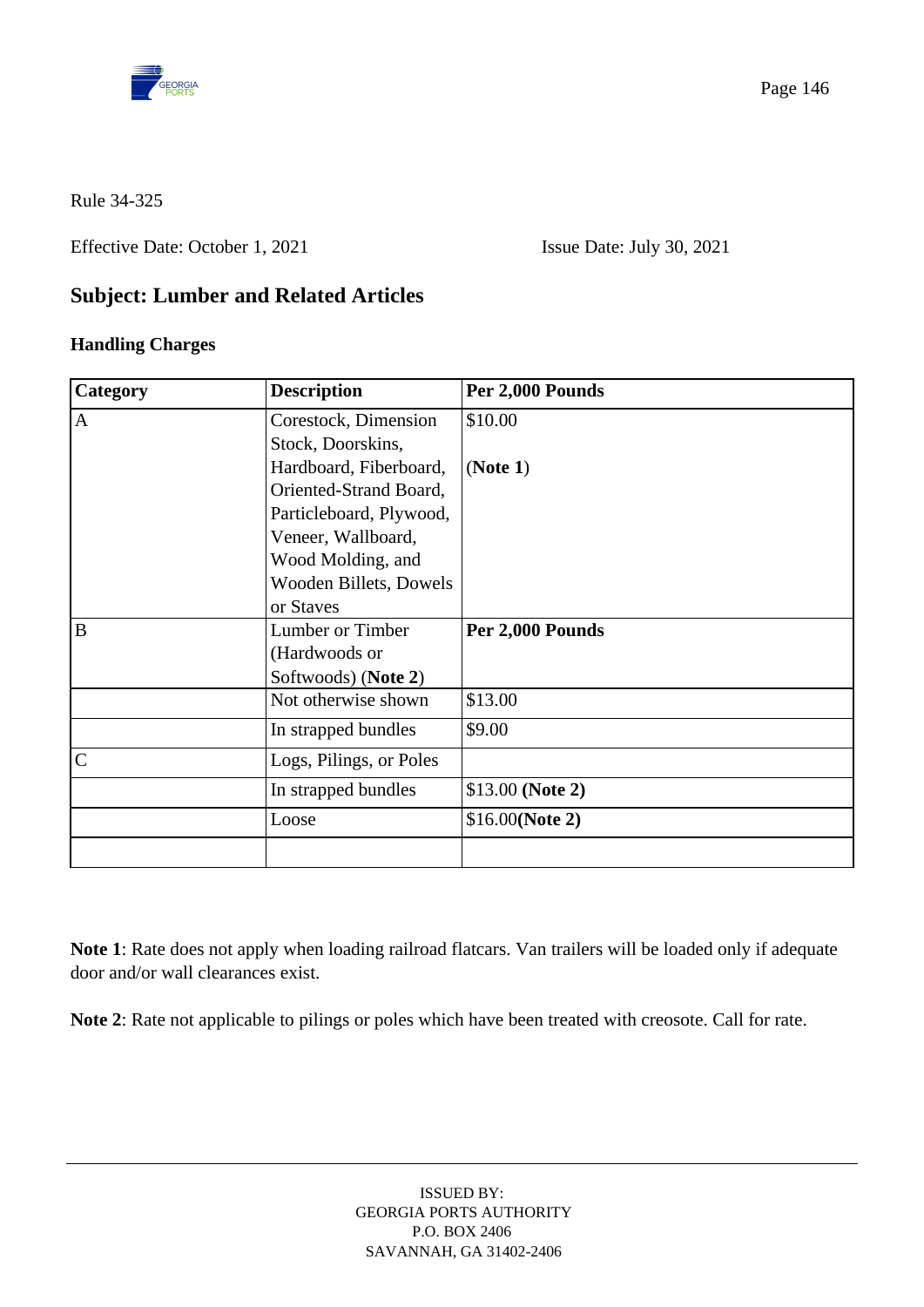Rule 34-325

Effective Date: October 1, 2021 Issue Date: July 30, 2021

## Subject: Lumber and Related Articles

### Handling Charges

| Category | Description | Per 2,000 Pounds |
|---|---|---|
| A | Corestock, Dimension Stock, Doorskins, Hardboard, Fiberboard, Oriented-Strand Board, Particleboard, Plywood, Veneer, Wallboard, Wood Molding, and Wooden Billets, Dowels or Staves | $10.00 (**Note 1**) |
| B | Lumber or Timber (Hardwoods or Softwoods) (**Note 2**) | **Per 2,000 Pounds** |
| | Not otherwise shown | $13.00 |
| | In strapped bundles | $9.00 |
| C | Logs, Pilings, or Poles | |
| | In strapped bundles | $13.00 **(Note 2)** |
| | Loose | $16.00**(Note 2)** |
| | | |

**Note 1**: Rate does not apply when loading railroad flatcars. Van trailers will be loaded only if adequate door and/or wall clearances exist.

**Note 2**: Rate not applicable to pilings or poles which have been treated with creosote. Call for rate.

ISSUED BY:
GEORGIA PORTS AUTHORITY
P.O. BOX 2406
SAVANNAH, GA 31402-2406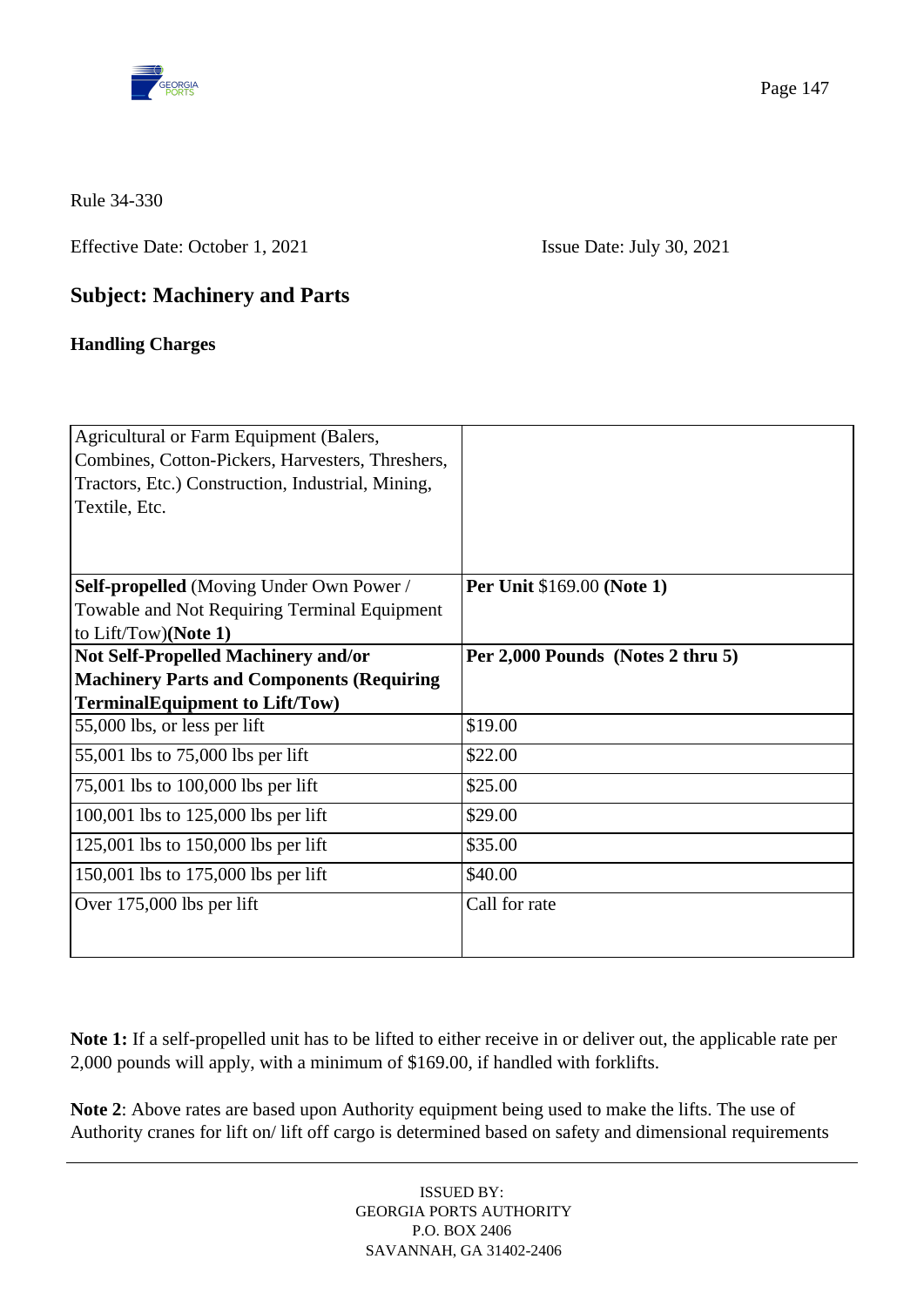Rule 34-330

Effective Date: October 1, 2021 Issue Date: July 30, 2021

## Subject: Machinery and Parts

**Handling Charges**

| Agricultural or Farm Equipment (Balers, Combines, Cotton-Pickers, Harvesters, Threshers, Tractors, Etc.) Construction, Industrial, Mining, Textile, Etc. | |
|---|---|
| **Self-propelled** (Moving Under Own Power / Towable and Not Requiring Terminal Equipment to Lift/Tow)**(Note 1)** | **Per Unit** $169.00 **(Note 1)** |
| **Not Self-Propelled Machinery and/or Machinery Parts and Components (Requiring TerminalEquipment to Lift/Tow)** | **Per 2,000 Pounds (Notes 2 thru 5)** |
| 55,000 lbs, or less per lift | $19.00 |
| 55,001 lbs to 75,000 lbs per lift | $22.00 |
| 75,001 lbs to 100,000 lbs per lift | $25.00 |
| 100,001 lbs to 125,000 lbs per lift | $29.00 |
| 125,001 lbs to 150,000 lbs per lift | $35.00 |
| 150,001 lbs to 175,000 lbs per lift | $40.00 |
| Over 175,000 lbs per lift | Call for rate |

**Note 1:** If a self-propelled unit has to be lifted to either receive in or deliver out, the applicable rate per 2,000 pounds will apply, with a minimum of $169.00, if handled with forklifts.

**Note 2**: Above rates are based upon Authority equipment being used to make the lifts. The use of Authority cranes for lift on/ lift off cargo is determined based on safety and dimensional requirements

ISSUED BY:
GEORGIA PORTS AUTHORITY
P.O. BOX 2406
SAVANNAH, GA 31402-2406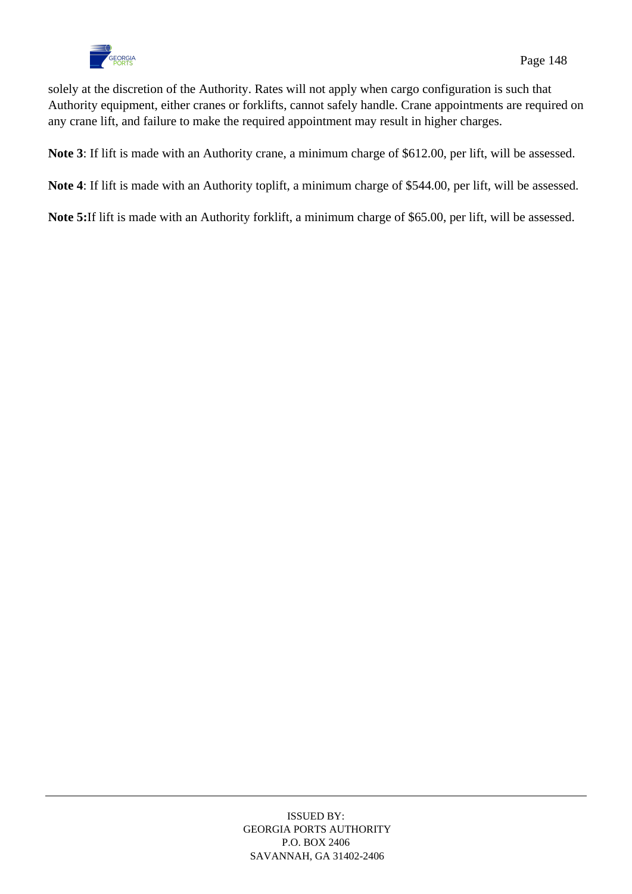solely at the discretion of the Authority. Rates will not apply when cargo configuration is such that Authority equipment, either cranes or forklifts, cannot safely handle. Crane appointments are required on any crane lift, and failure to make the required appointment may result in higher charges.

**Note 3**: If lift is made with an Authority crane, a minimum charge of $612.00, per lift, will be assessed.

**Note 4**: If lift is made with an Authority toplift, a minimum charge of $544.00, per lift, will be assessed.

**Note 5:**If lift is made with an Authority forklift, a minimum charge of $65.00, per lift, will be assessed.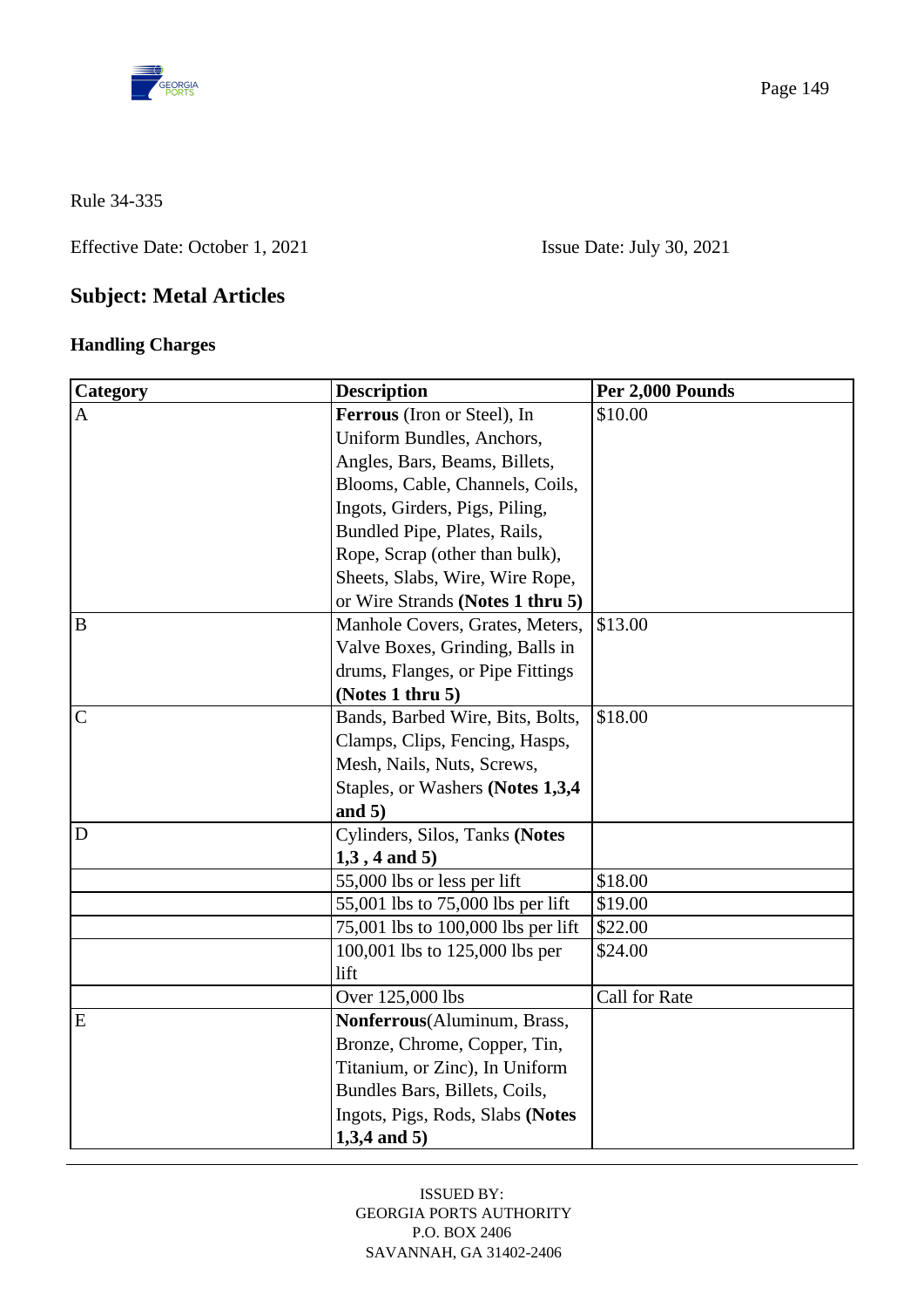Rule 34-335

Effective Date: October 1, 2021 Issue Date: July 30, 2021

## Subject: Metal Articles

### Handling Charges

| Category | Description | Per 2,000 Pounds |
|---|---|---|
| A | **Ferrous** (Iron or Steel), In Uniform Bundles, Anchors, Angles, Bars, Beams, Billets, Blooms, Cable, Channels, Coils, Ingots, Girders, Pigs, Piling, Bundled Pipe, Plates, Rails, Rope, Scrap (other than bulk), Sheets, Slabs, Wire, Wire Rope, or Wire Strands **(Notes 1 thru 5)** | $10.00 |
| B | Manhole Covers, Grates, Meters, Valve Boxes, Grinding, Balls in drums, Flanges, or Pipe Fittings **(Notes 1 thru 5)** | $13.00 |
| C | Bands, Barbed Wire, Bits, Bolts, Clamps, Clips, Fencing, Hasps, Mesh, Nails, Nuts, Screws, Staples, or Washers **(Notes 1,3,4 and 5)** | $18.00 |
| D | Cylinders, Silos, Tanks **(Notes 1,3 , 4 and 5)** | |
| | 55,000 lbs or less per lift | $18.00 |
| | 55,001 lbs to 75,000 lbs per lift | $19.00 |
| | 75,001 lbs to 100,000 lbs per lift | $22.00 |
| | 100,001 lbs to 125,000 lbs per lift | $24.00 |
| | Over 125,000 lbs | Call for Rate |
| E | **Nonferrous**(Aluminum, Brass, Bronze, Chrome, Copper, Tin, Titanium, or Zinc), In Uniform Bundles Bars, Billets, Coils, Ingots, Pigs, Rods, Slabs **(Notes 1,3,4 and 5)** | |

ISSUED BY:
GEORGIA PORTS AUTHORITY
P.O. BOX 2406
SAVANNAH, GA 31402-2406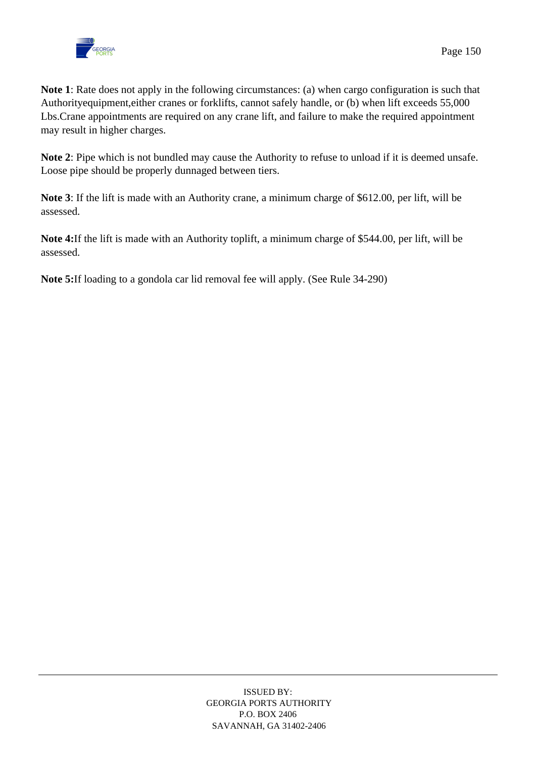**Note 1**: Rate does not apply in the following circumstances: (a) when cargo configuration is such that Authorityequipment,either cranes or forklifts, cannot safely handle, or (b) when lift exceeds 55,000 Lbs.Crane appointments are required on any crane lift, and failure to make the required appointment may result in higher charges.

**Note 2**: Pipe which is not bundled may cause the Authority to refuse to unload if it is deemed unsafe. Loose pipe should be properly dunnaged between tiers.

**Note 3**: If the lift is made with an Authority crane, a minimum charge of $612.00, per lift, will be assessed.

**Note 4:**If the lift is made with an Authority toplift, a minimum charge of $544.00, per lift, will be assessed.

**Note 5:**If loading to a gondola car lid removal fee will apply. (See Rule 34-290)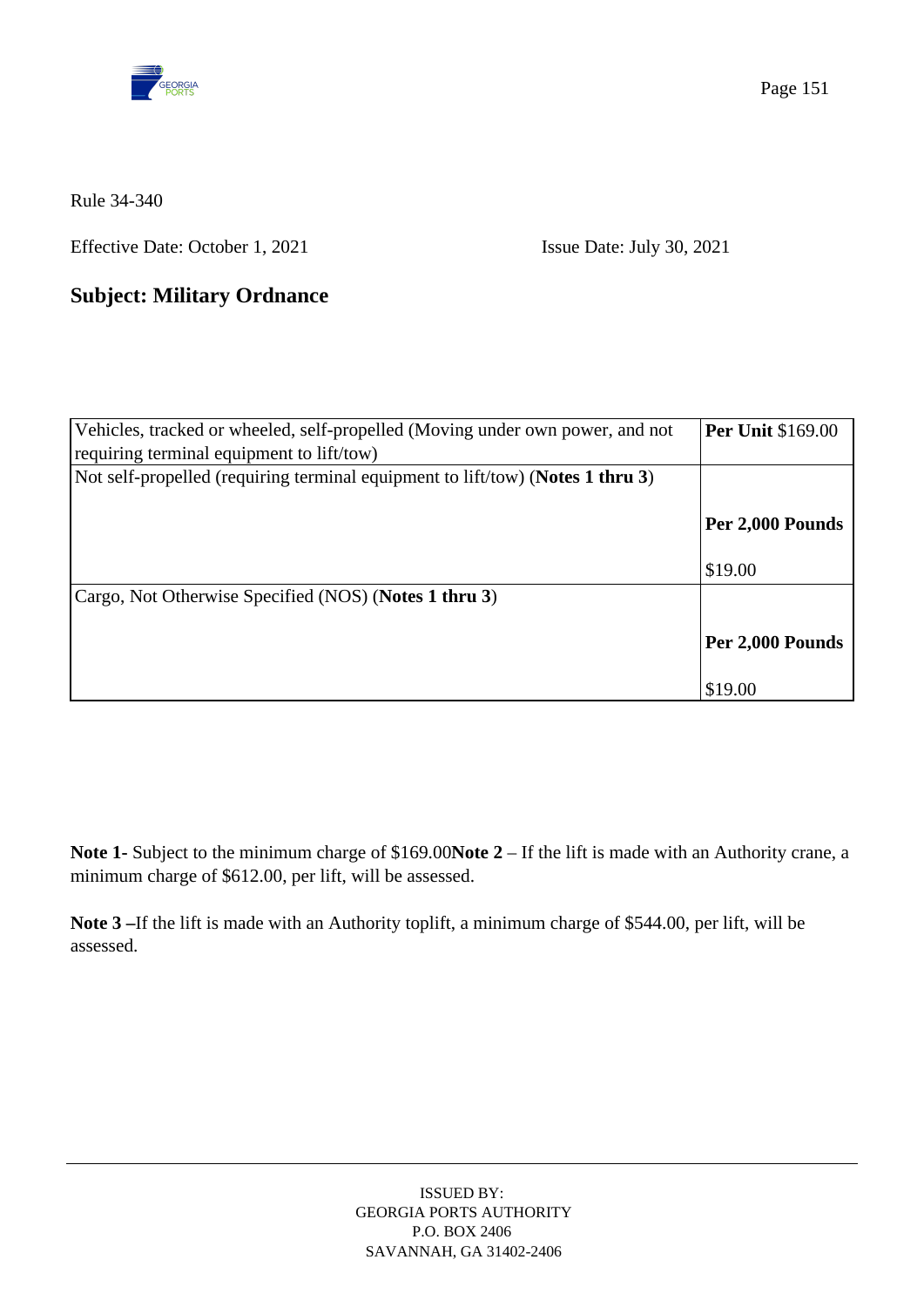Rule 34-340

Effective Date: October 1, 2021 Issue Date: July 30, 2021

## Subject: Military Ordnance

| Description | Rate |
|---|---|
| Vehicles, tracked or wheeled, self-propelled (Moving under own power, and not requiring terminal equipment to lift/tow) | **Per Unit** $169.00 |
| Not self-propelled (requiring terminal equipment to lift/tow) (**Notes 1 thru 3**) | **Per 2,000 Pounds** $19.00 |
| Cargo, Not Otherwise Specified (NOS) (**Notes 1 thru 3**) | **Per 2,000 Pounds** $19.00 |

**Note 1**- Subject to the minimum charge of $169.00

**Note 2** – If the lift is made with an Authority crane, a minimum charge of $612.00, per lift, will be assessed.

**Note 3** –If the lift is made with an Authority toplift, a minimum charge of $544.00, per lift, will be assessed.

ISSUED BY:
GEORGIA PORTS AUTHORITY
P.O. BOX 2406
SAVANNAH, GA 31402-2406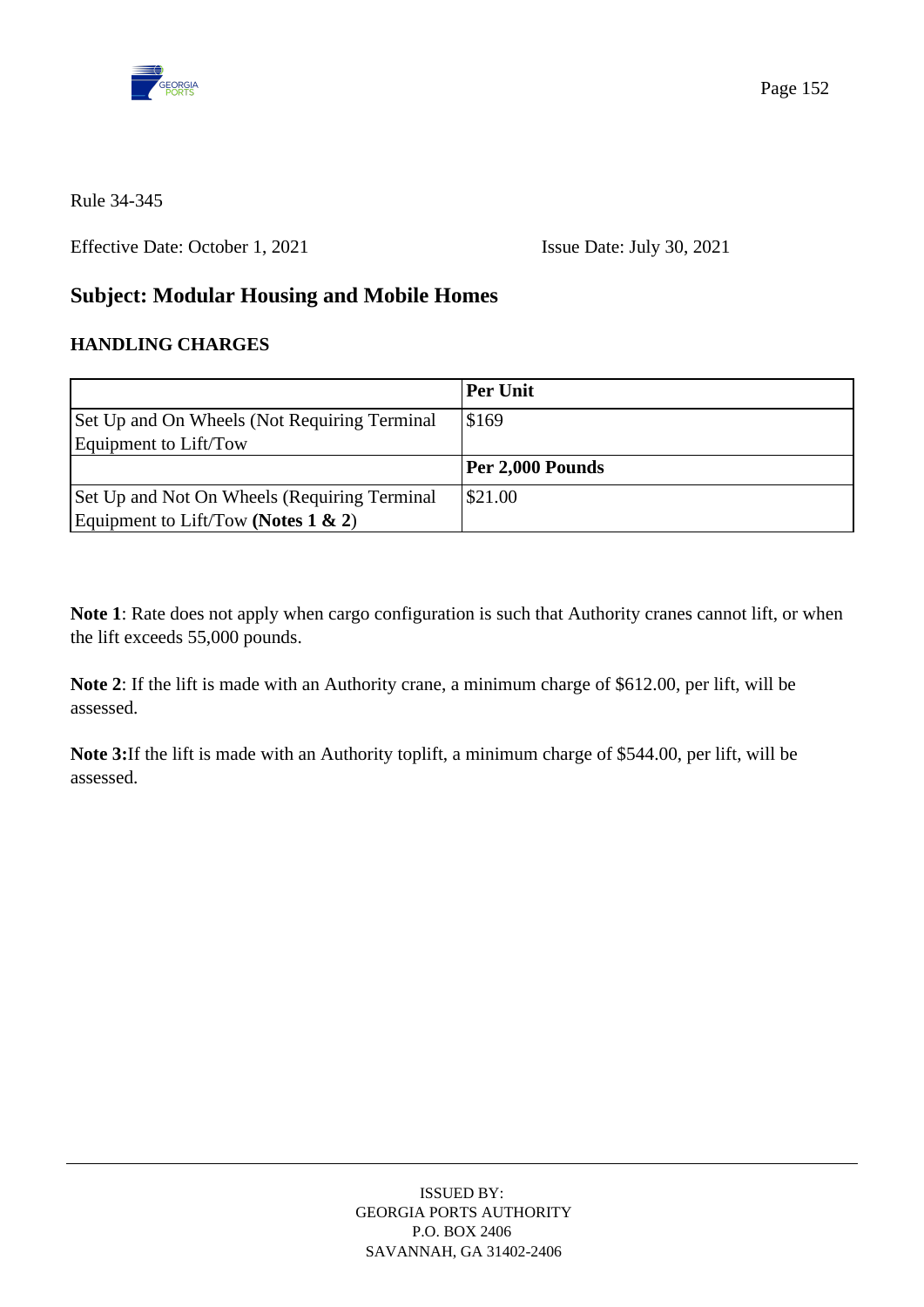Rule 34-345

Effective Date: October 1, 2021 Issue Date: July 30, 2021

## Subject: Modular Housing and Mobile Homes

### HANDLING CHARGES

| | **Per Unit** |
|---|---|
| Set Up and On Wheels (Not Requiring Terminal Equipment to Lift/Tow | $169 |
| | **Per 2,000 Pounds** |
| Set Up and Not On Wheels (Requiring Terminal Equipment to Lift/Tow **(Notes 1 & 2**) | $21.00 |

**Note 1**: Rate does not apply when cargo configuration is such that Authority cranes cannot lift, or when the lift exceeds 55,000 pounds.

**Note 2**: If the lift is made with an Authority crane, a minimum charge of $612.00, per lift, will be assessed.

**Note 3:**If the lift is made with an Authority toplift, a minimum charge of $544.00, per lift, will be assessed.

ISSUED BY:
GEORGIA PORTS AUTHORITY
P.O. BOX 2406
SAVANNAH, GA 31402-2406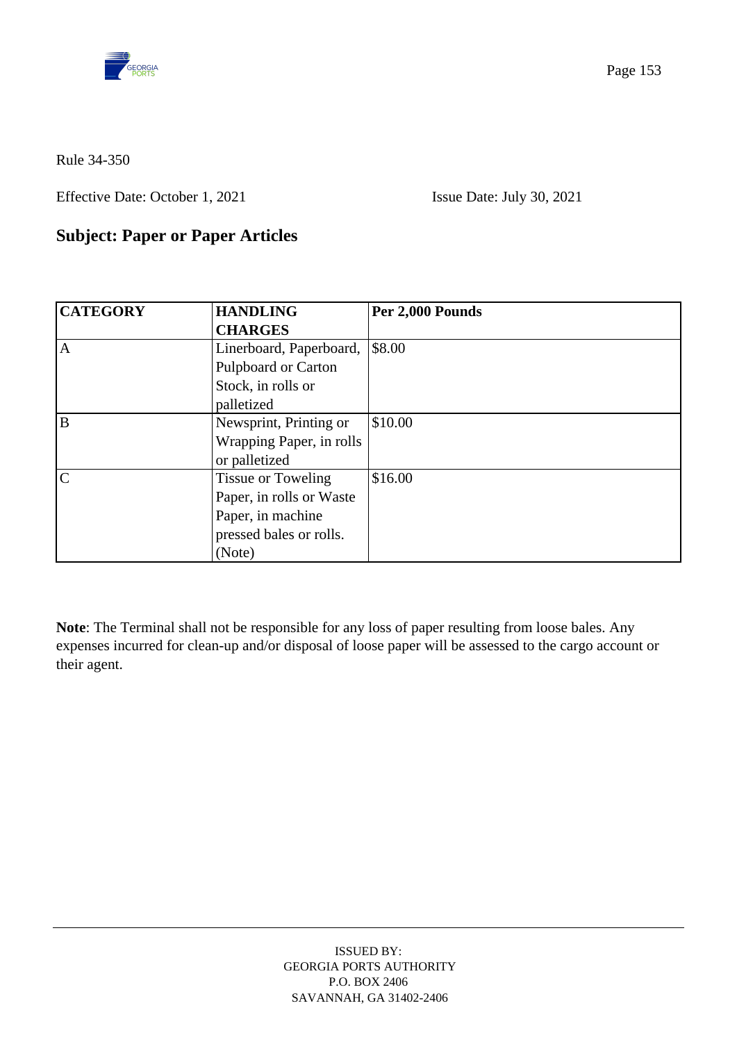Rule 34-350

Effective Date: October 1, 2021 Issue Date: July 30, 2021

## Subject: Paper or Paper Articles

| CATEGORY | HANDLING CHARGES | Per 2,000 Pounds |
|---|---|---|
| A | Linerboard, Paperboard, Pulpboard or Carton Stock, in rolls or palletized | $8.00 |
| B | Newsprint, Printing or Wrapping Paper, in rolls or palletized | $10.00 |
| C | Tissue or Toweling Paper, in rolls or Waste Paper, in machine pressed bales or rolls. (Note) | $16.00 |

**Note**: The Terminal shall not be responsible for any loss of paper resulting from loose bales. Any expenses incurred for clean-up and/or disposal of loose paper will be assessed to the cargo account or their agent.

ISSUED BY:
GEORGIA PORTS AUTHORITY
P.O. BOX 2406
SAVANNAH, GA 31402-2406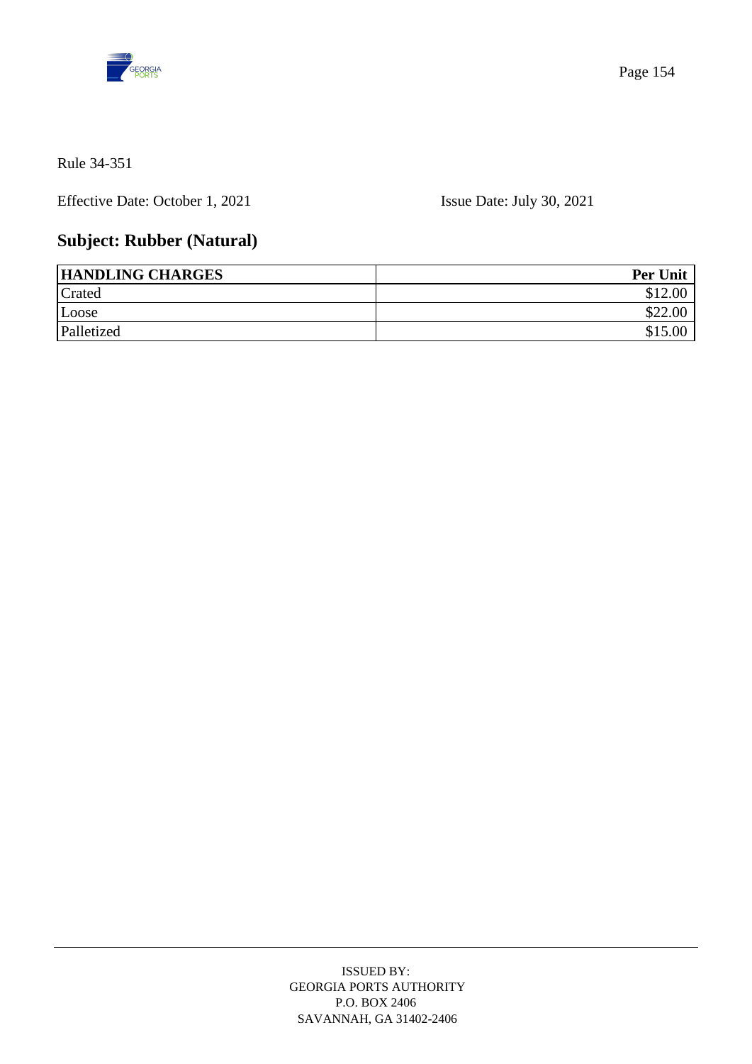Rule 34-351

Effective Date: October 1, 2021 Issue Date: July 30, 2021

## Subject: Rubber (Natural)

| HANDLING CHARGES | Per Unit |
| --- | ---: |
| Crated | $12.00 |
| Loose | $22.00 |
| Palletized | $15.00 |

ISSUED BY:
GEORGIA PORTS AUTHORITY
P.O. BOX 2406
SAVANNAH, GA 31402-2406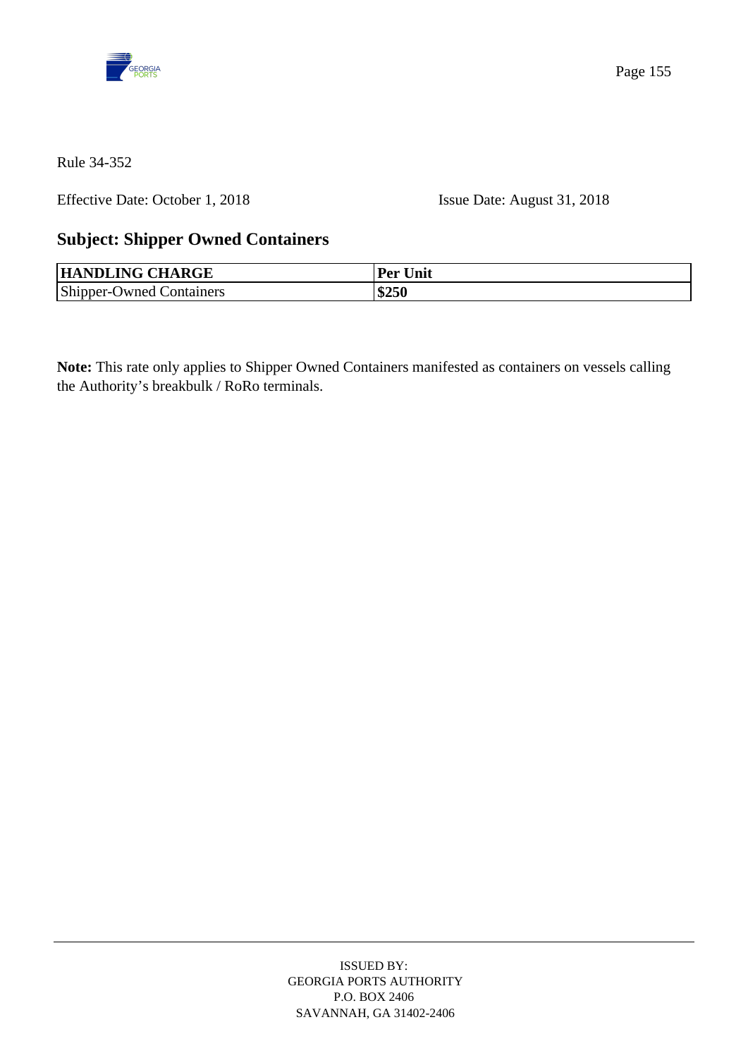Rule 34-352

Effective Date: October 1, 2018 Issue Date: August 31, 2018

## Subject: Shipper Owned Containers

| HANDLING CHARGE | Per Unit |
|---|---|
| Shipper-Owned Containers | **$250** |

**Note:** This rate only applies to Shipper Owned Containers manifested as containers on vessels calling the Authority's breakbulk / RoRo terminals.

ISSUED BY:
GEORGIA PORTS AUTHORITY
P.O. BOX 2406
SAVANNAH, GA 31402-2406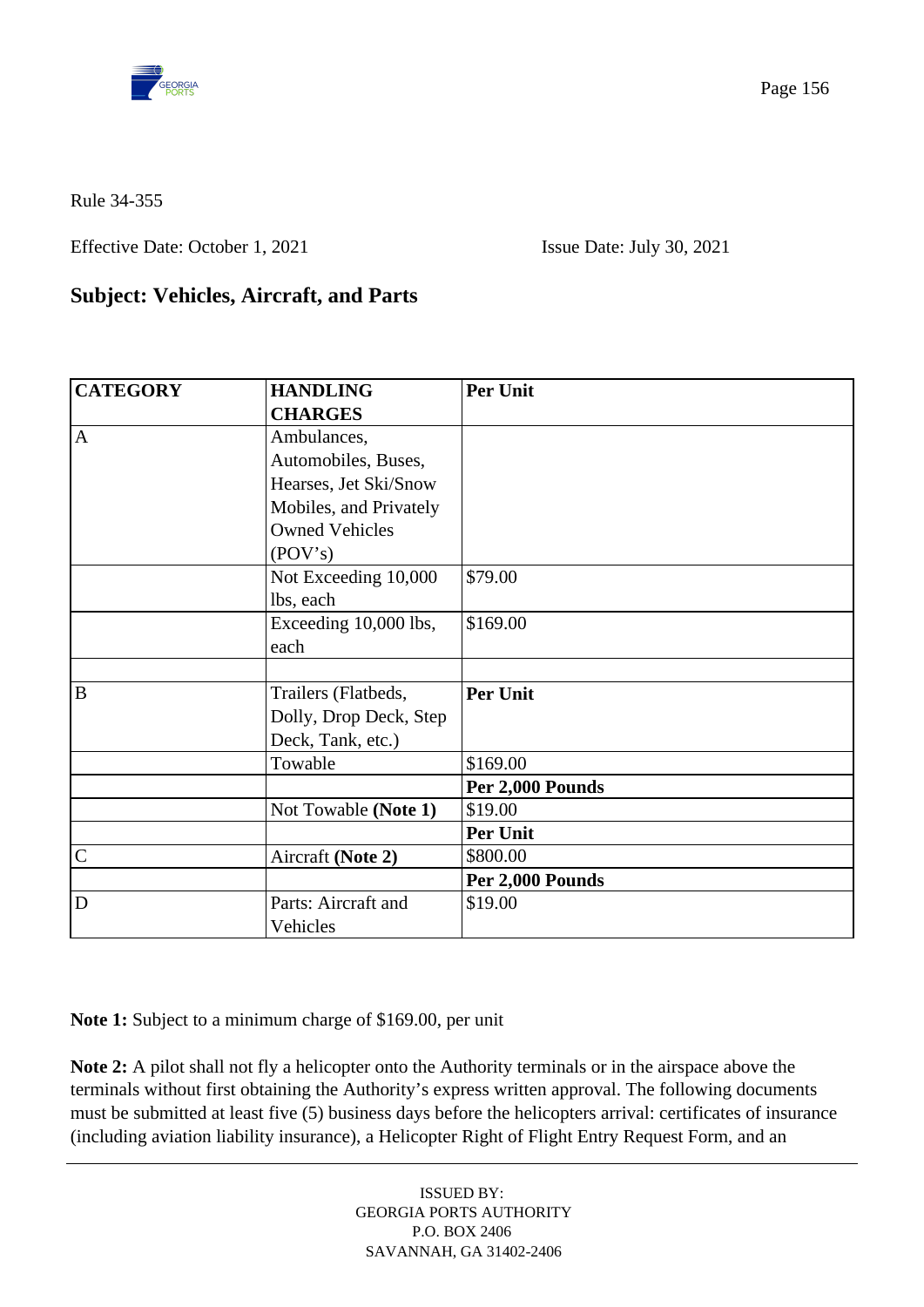Rule 34-355

Effective Date: October 1, 2021 Issue Date: July 30, 2021

## Subject: Vehicles, Aircraft, and Parts

| CATEGORY | HANDLING CHARGES | Per Unit |
|---|---|---|
| A | Ambulances, Automobiles, Buses, Hearses, Jet Ski/Snow Mobiles, and Privately Owned Vehicles (POV's) | |
| | Not Exceeding 10,000 lbs, each | $79.00 |
| | Exceeding 10,000 lbs, each | $169.00 |
| | | |
| B | Trailers (Flatbeds, Dolly, Drop Deck, Step Deck, Tank, etc.) | **Per Unit** |
| | Towable | $169.00 |
| | | **Per 2,000 Pounds** |
| | Not Towable **(Note 1)** | $19.00 |
| | | **Per Unit** |
| C | Aircraft **(Note 2)** | $800.00 |
| | | **Per 2,000 Pounds** |
| D | Parts: Aircraft and Vehicles | $19.00 |

**Note 1:** Subject to a minimum charge of $169.00, per unit

**Note 2:** A pilot shall not fly a helicopter onto the Authority terminals or in the airspace above the terminals without first obtaining the Authority's express written approval. The following documents must be submitted at least five (5) business days before the helicopters arrival: certificates of insurance (including aviation liability insurance), a Helicopter Right of Flight Entry Request Form, and an

ISSUED BY:
GEORGIA PORTS AUTHORITY
P.O. BOX 2406
SAVANNAH, GA 31402-2406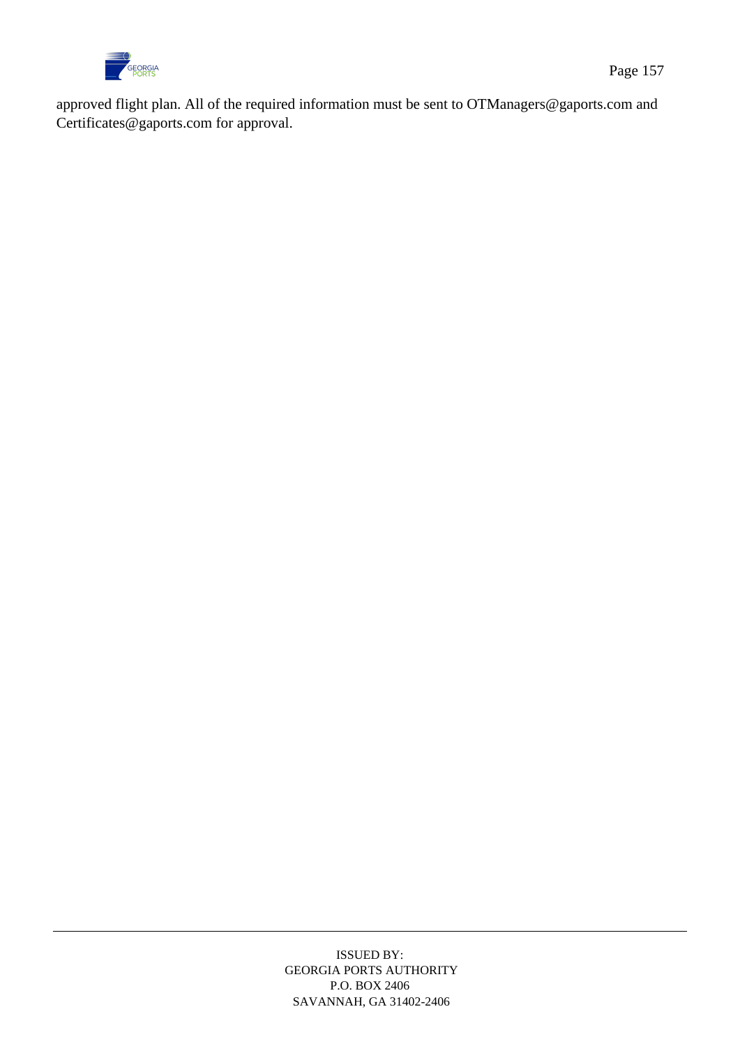approved flight plan. All of the required information must be sent to OTManagers@gaports.com and Certificates@gaports.com for approval.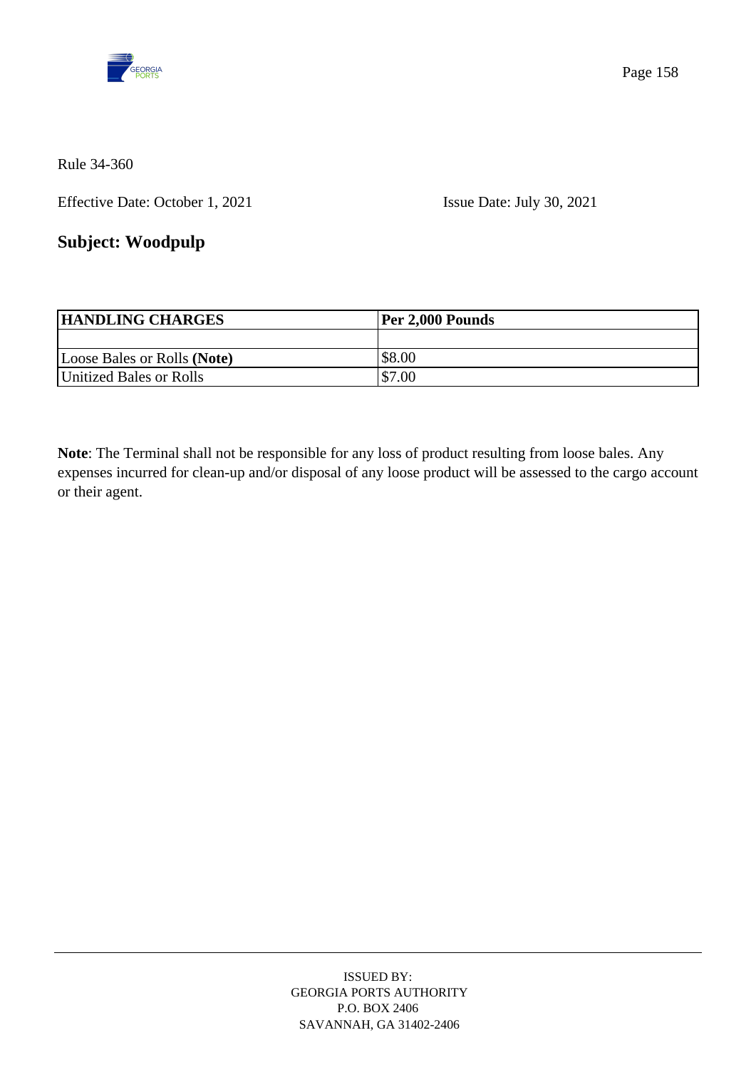Rule 34-360

Effective Date: October 1, 2021 Issue Date: July 30, 2021

## Subject: Woodpulp

| HANDLING CHARGES | Per 2,000 Pounds |
|---|---|
| | |
| Loose Bales or Rolls **(Note)** | $8.00 |
| Unitized Bales or Rolls | $7.00 |

**Note**: The Terminal shall not be responsible for any loss of product resulting from loose bales. Any expenses incurred for clean-up and/or disposal of any loose product will be assessed to the cargo account or their agent.

ISSUED BY:
GEORGIA PORTS AUTHORITY
P.O. BOX 2406
SAVANNAH, GA 31402-2406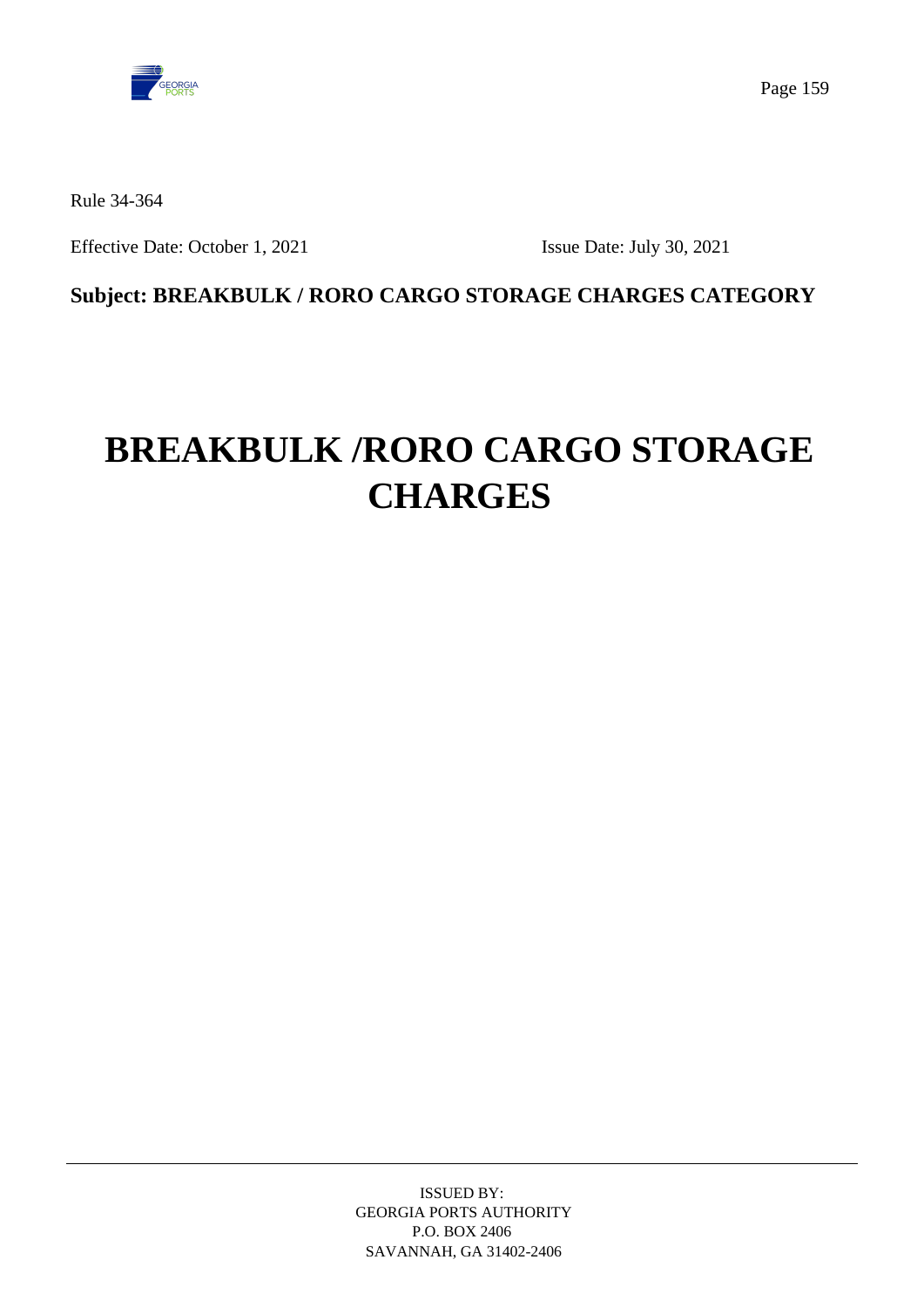Rule 34-364

Effective Date: October 1, 2021 Issue Date: July 30, 2021

**Subject: BREAKBULK / RORO CARGO STORAGE CHARGES CATEGORY**

# BREAKBULK /RORO CARGO STORAGE CHARGES

ISSUED BY:
GEORGIA PORTS AUTHORITY
P.O. BOX 2406
SAVANNAH, GA 31402-2406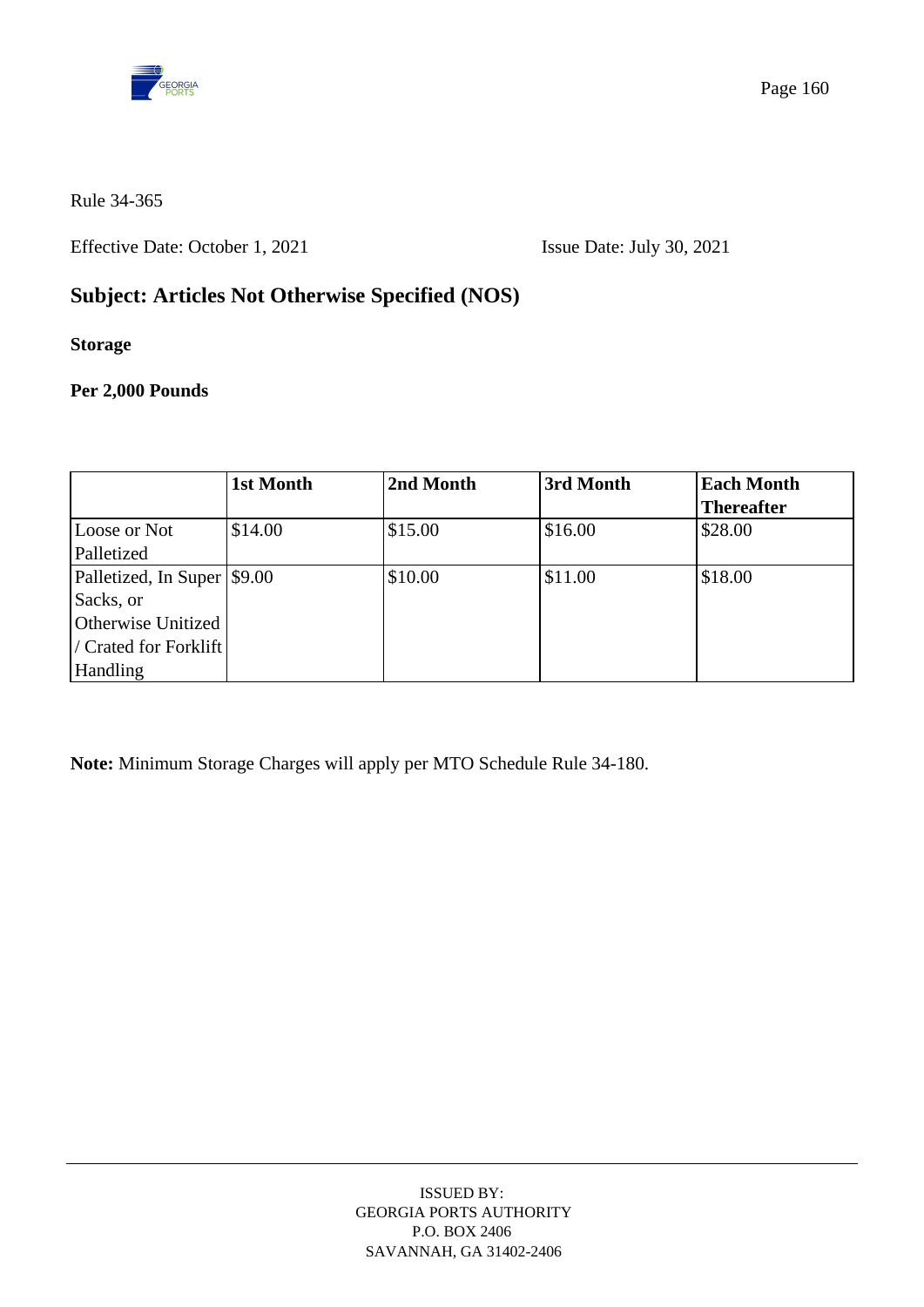Rule 34-365

Effective Date: October 1, 2021 Issue Date: July 30, 2021

## Subject: Articles Not Otherwise Specified (NOS)

**Storage**

**Per 2,000 Pounds**

| | 1st Month | 2nd Month | 3rd Month | Each Month Thereafter |
|---|---|---|---|---|
| Loose or Not Palletized | $14.00 | $15.00 | $16.00 | $28.00 |
| Palletized, In Super Sacks, or Otherwise Unitized / Crated for Forklift Handling | $9.00 | $10.00 | $11.00 | $18.00 |

**Note:** Minimum Storage Charges will apply per MTO Schedule Rule 34-180.

ISSUED BY:
GEORGIA PORTS AUTHORITY
P.O. BOX 2406
SAVANNAH, GA 31402-2406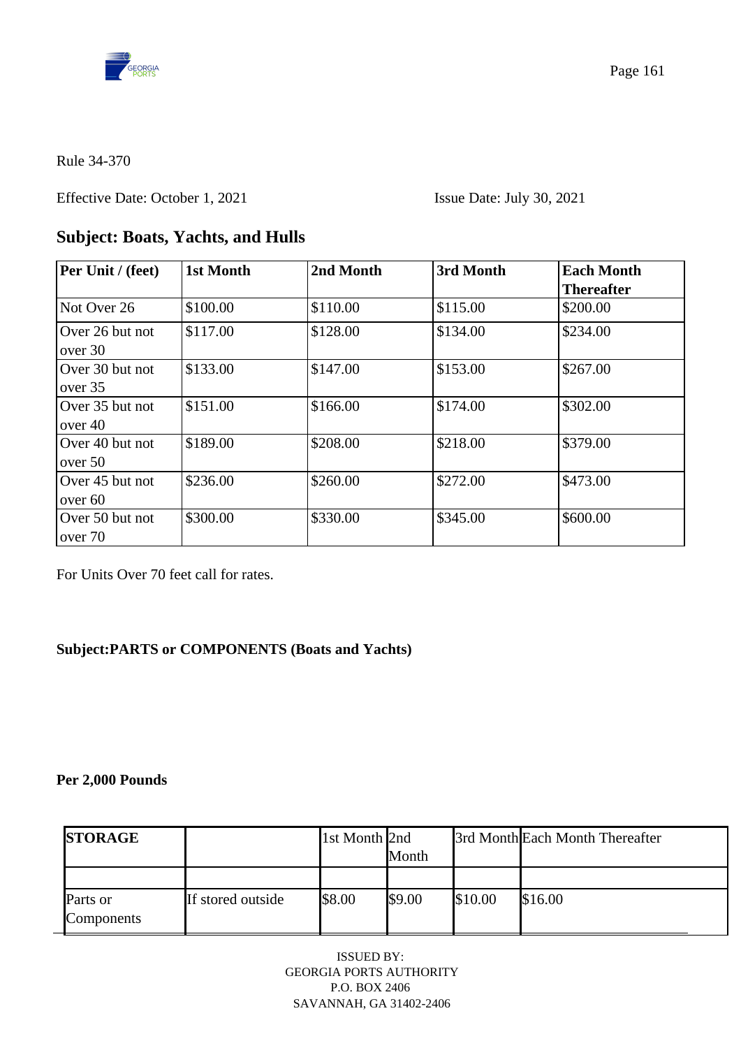Rule 34-370

Effective Date: October 1, 2021 Issue Date: July 30, 2021

## Subject: Boats, Yachts, and Hulls

| Per Unit / (feet) | 1st Month | 2nd Month | 3rd Month | Each Month Thereafter |
|---|---|---|---|---|
| Not Over 26 | $100.00 | $110.00 | $115.00 | $200.00 |
| Over 26 but not over 30 | $117.00 | $128.00 | $134.00 | $234.00 |
| Over 30 but not over 35 | $133.00 | $147.00 | $153.00 | $267.00 |
| Over 35 but not over 40 | $151.00 | $166.00 | $174.00 | $302.00 |
| Over 40 but not over 50 | $189.00 | $208.00 | $218.00 | $379.00 |
| Over 45 but not over 60 | $236.00 | $260.00 | $272.00 | $473.00 |
| Over 50 but not over 70 | $300.00 | $330.00 | $345.00 | $600.00 |

For Units Over 70 feet call for rates.

**Subject:PARTS or COMPONENTS (Boats and Yachts)**

**Per 2,000 Pounds**

| **STORAGE** | | 1st Month | 2nd Month | 3rd Month | Each Month Thereafter |
|---|---|---|---|---|---|
| | | | | | |
| Parts or Components | If stored outside | $8.00 | $9.00 | $10.00 | $16.00 |

ISSUED BY:
GEORGIA PORTS AUTHORITY
P.O. BOX 2406
SAVANNAH, GA 31402-2406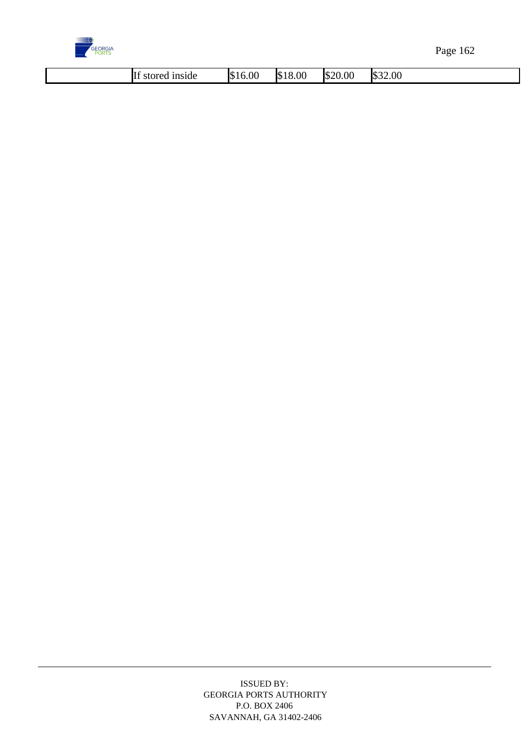|  | If stored inside | $16.00 | $18.00 | $20.00 | $32.00 |
|---|---|---|---|---|---|

ISSUED BY:
GEORGIA PORTS AUTHORITY
P.O. BOX 2406
SAVANNAH, GA 31402-2406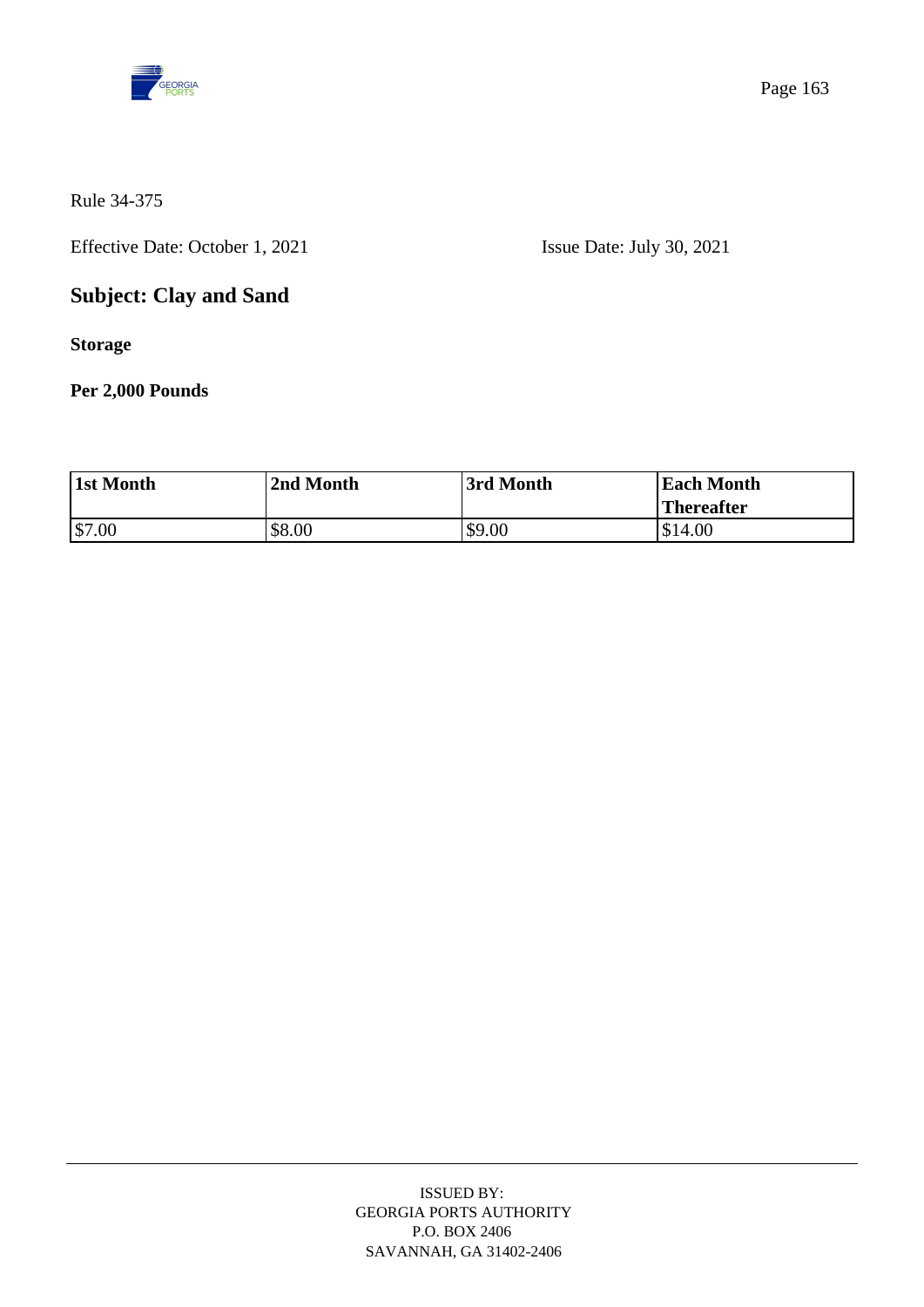Rule 34-375

Effective Date: October 1, 2021 Issue Date: July 30, 2021

## Subject: Clay and Sand

**Storage**

**Per 2,000 Pounds**

| 1st Month | 2nd Month | 3rd Month | Each Month Thereafter |
|---|---|---|---|
| $7.00 | $8.00 | $9.00 | $14.00 |

ISSUED BY:
GEORGIA PORTS AUTHORITY
P.O. BOX 2406
SAVANNAH, GA 31402-2406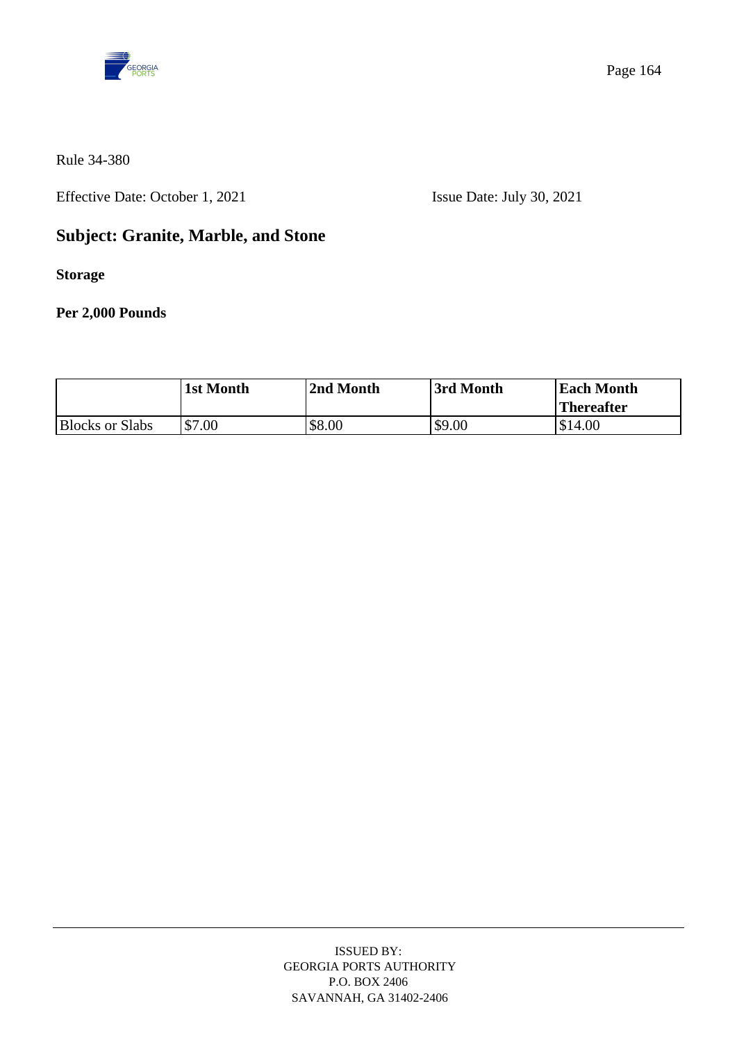Rule 34-380

Effective Date: October 1, 2021 Issue Date: July 30, 2021

## Subject: Granite, Marble, and Stone

**Storage**

**Per 2,000 Pounds**

| | 1st Month | 2nd Month | 3rd Month | Each Month Thereafter |
|---|---|---|---|---|
| Blocks or Slabs | $7.00 | $8.00 | $9.00 | $14.00 |

ISSUED BY:
GEORGIA PORTS AUTHORITY
P.O. BOX 2406
SAVANNAH, GA 31402-2406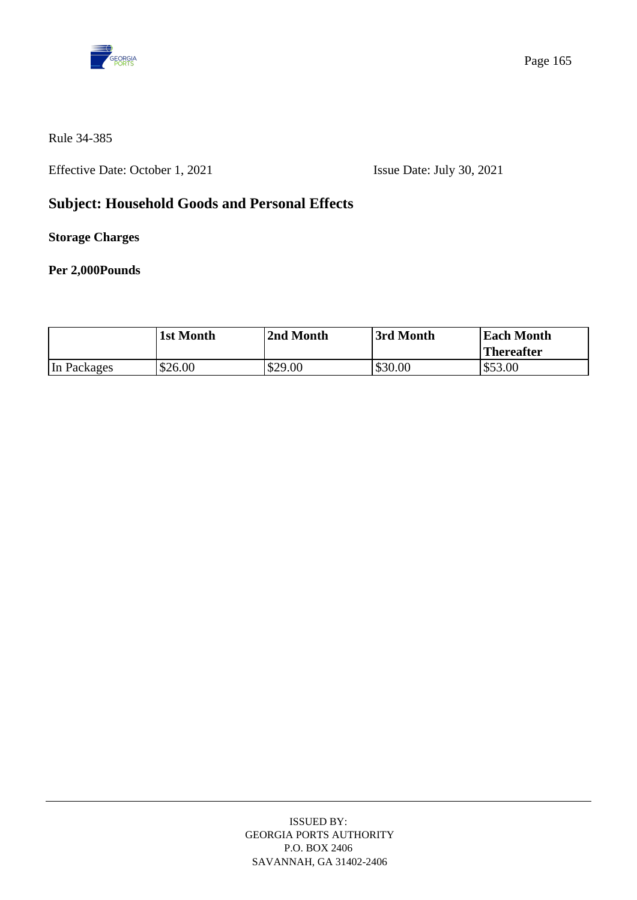Rule 34-385

Effective Date: October 1, 2021 Issue Date: July 30, 2021

## Subject: Household Goods and Personal Effects

**Storage Charges**

**Per 2,000Pounds**

| | 1st Month | 2nd Month | 3rd Month | Each Month Thereafter |
|---|---|---|---|---|
| In Packages | $26.00 | $29.00 | $30.00 | $53.00 |

ISSUED BY:
GEORGIA PORTS AUTHORITY
P.O. BOX 2406
SAVANNAH, GA 31402-2406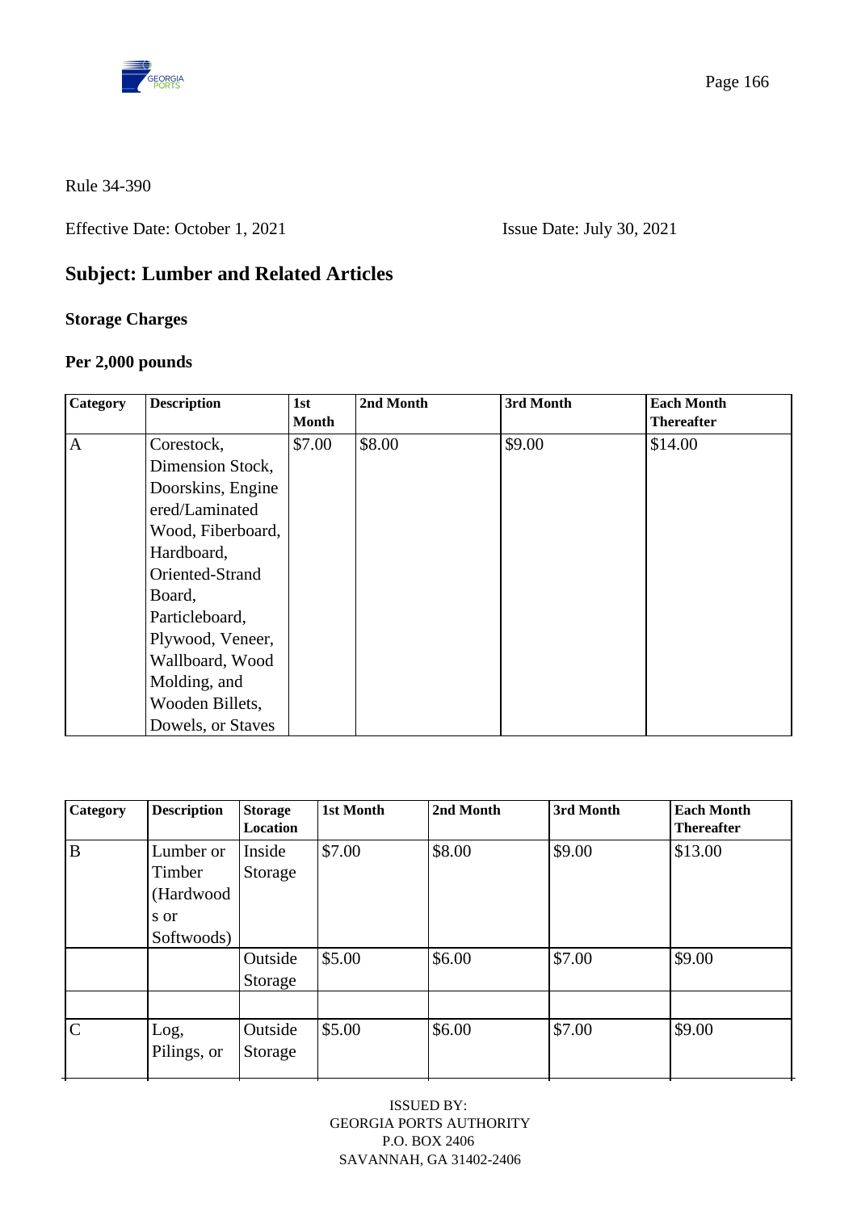Rule 34-390

Effective Date: October 1, 2021 Issue Date: July 30, 2021

## Subject: Lumber and Related Articles

### Storage Charges

### Per 2,000 pounds

| Category | Description | 1st Month | 2nd Month | 3rd Month | Each Month Thereafter |
|---|---|---|---|---|---|
| A | Corestock, Dimension Stock, Doorskins, Engineered/Laminated Wood, Fiberboard, Hardboard, Oriented-Strand Board, Particleboard, Plywood, Veneer, Wallboard, Wood Molding, and Wooden Billets, Dowels, or Staves | $7.00 | $8.00 | $9.00 | $14.00 |

| Category | Description | Storage Location | 1st Month | 2nd Month | 3rd Month | Each Month Thereafter |
|---|---|---|---|---|---|---|
| B | Lumber or Timber (Hardwoods or Softwoods) | Inside Storage | $7.00 | $8.00 | $9.00 | $13.00 |
| | | Outside Storage | $5.00 | $6.00 | $7.00 | $9.00 |
| | | | | | | |
| C | Log, Pilings, or | Outside Storage | $5.00 | $6.00 | $7.00 | $9.00 |

ISSUED BY:
GEORGIA PORTS AUTHORITY
P.O. BOX 2406
SAVANNAH, GA 31402-2406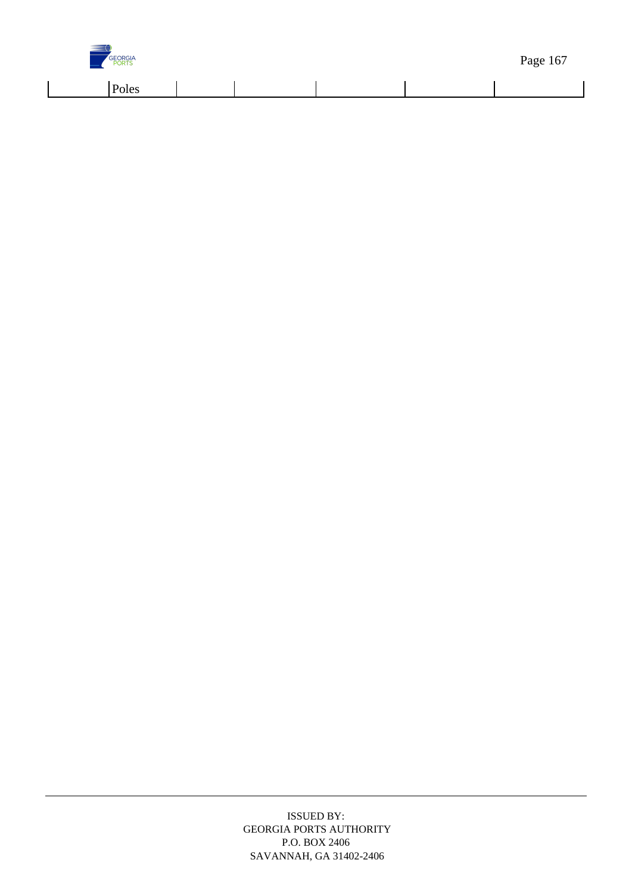|  | Poles |  |  |  |  |  |
|---|---|---|---|---|---|---|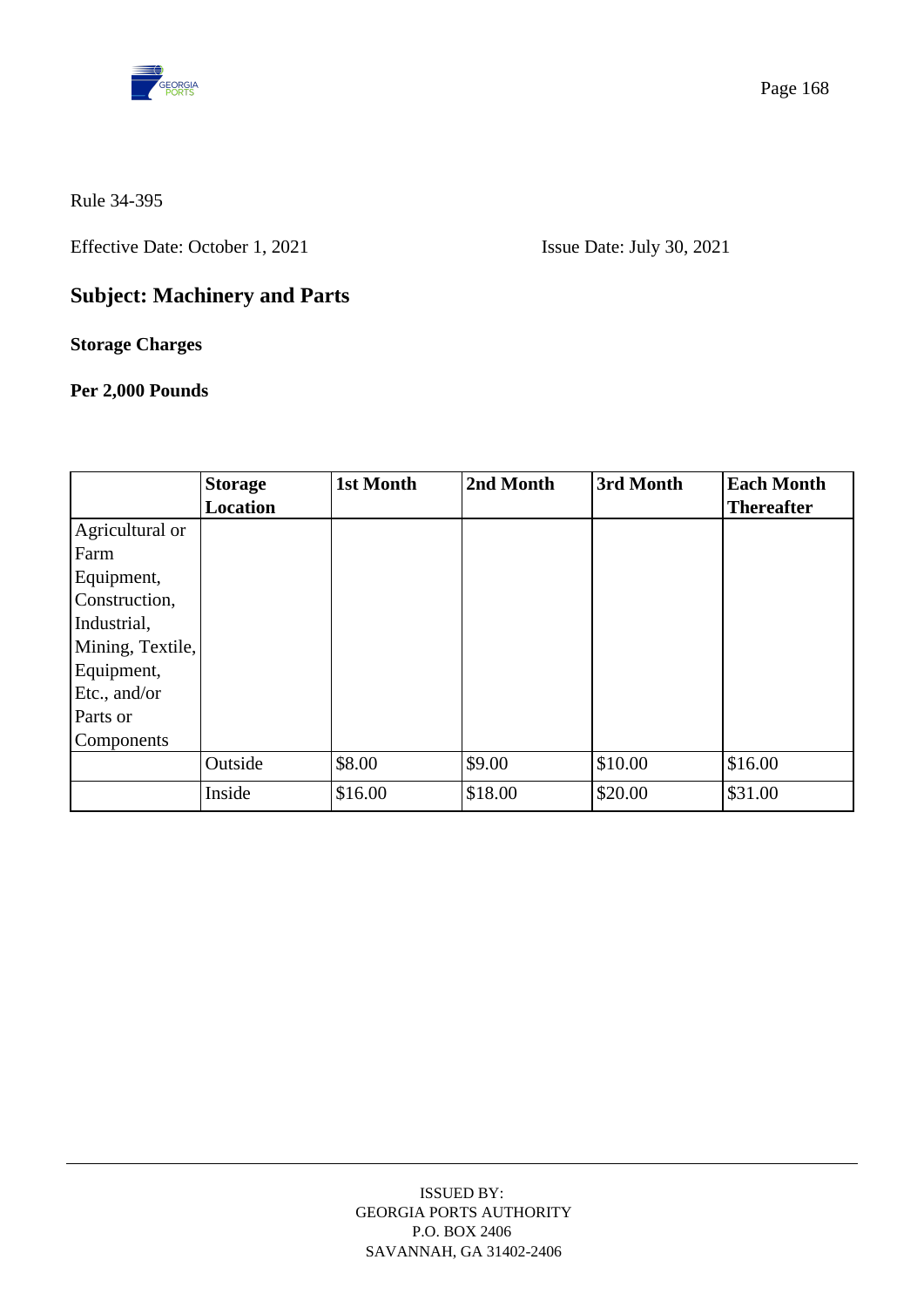Rule 34-395

Effective Date: October 1, 2021 Issue Date: July 30, 2021

## Subject: Machinery and Parts

**Storage Charges**

**Per 2,000 Pounds**

| | Storage Location | 1st Month | 2nd Month | 3rd Month | Each Month Thereafter |
|---|---|---|---|---|---|
| Agricultural or Farm Equipment, Construction, Industrial, Mining, Textile, Equipment, Etc., and/or Parts or Components | | | | | |
| | Outside | $8.00 | $9.00 | $10.00 | $16.00 |
| | Inside | $16.00 | $18.00 | $20.00 | $31.00 |

ISSUED BY:
GEORGIA PORTS AUTHORITY
P.O. BOX 2406
SAVANNAH, GA 31402-2406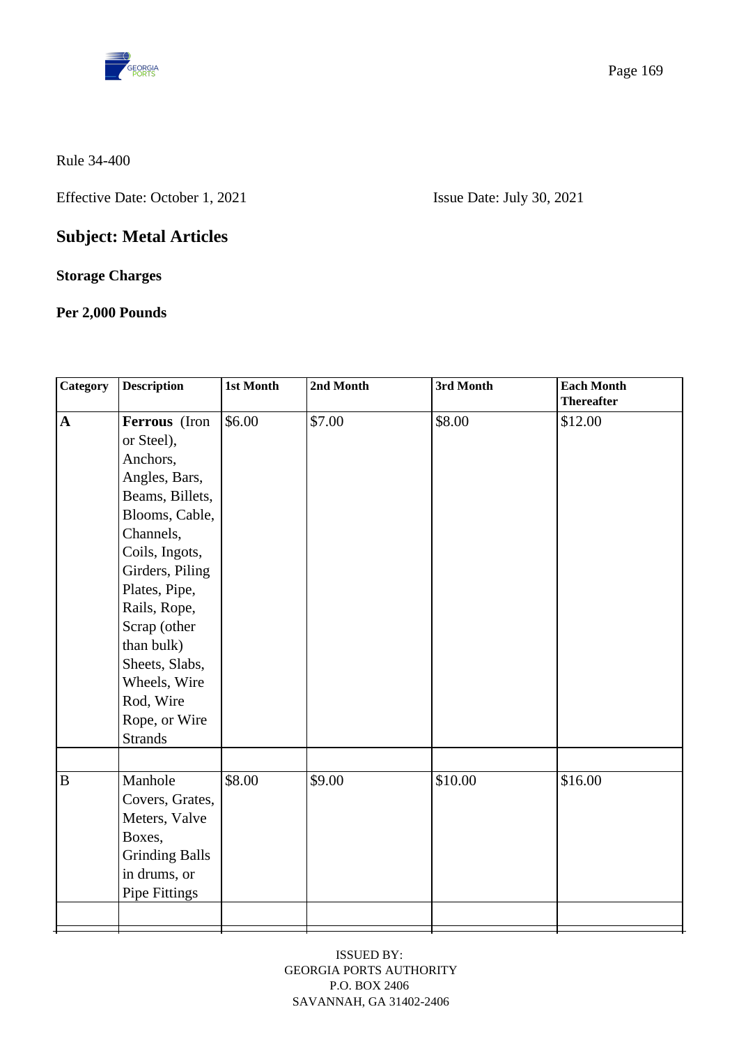Rule 34-400

Effective Date: October 1, 2021 Issue Date: July 30, 2021

## Subject: Metal Articles

**Storage Charges**

**Per 2,000 Pounds**

| Category | Description | 1st Month | 2nd Month | 3rd Month | Each Month Thereafter |
|---|---|---|---|---|---|
| **A** | **Ferrous** (Iron or Steel), Anchors, Angles, Bars, Beams, Billets, Blooms, Cable, Channels, Coils, Ingots, Girders, Piling Plates, Pipe, Rails, Rope, Scrap (other than bulk) Sheets, Slabs, Wheels, Wire Rod, Wire Rope, or Wire Strands | $6.00 | $7.00 | $8.00 | $12.00 |
| | | | | | |
| B | Manhole Covers, Grates, Meters, Valve Boxes, Grinding Balls in drums, or Pipe Fittings | $8.00 | $9.00 | $10.00 | $16.00 |
| | | | | | |

ISSUED BY:
GEORGIA PORTS AUTHORITY
P.O. BOX 2406
SAVANNAH, GA 31402-2406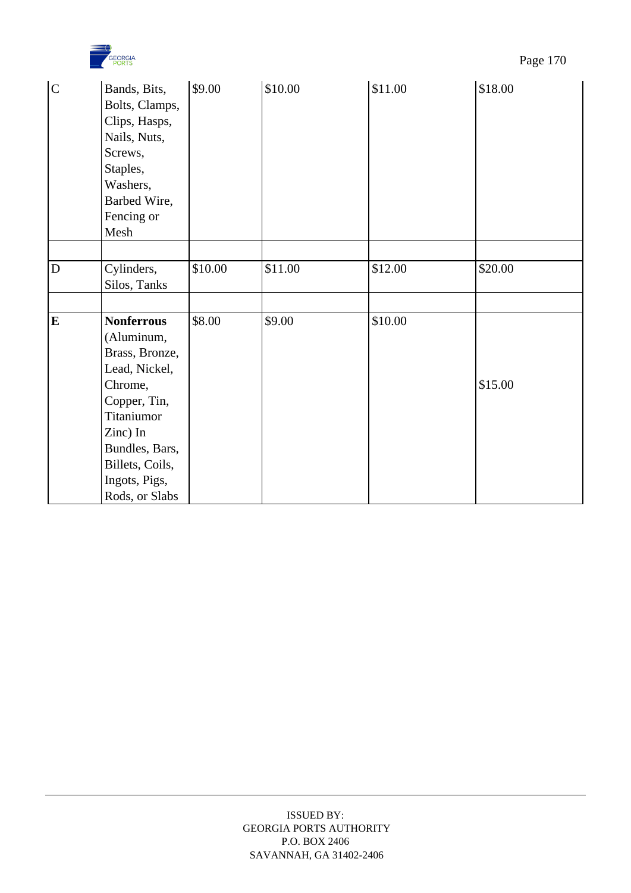| | | | | | |
|---|---|---|---|---|---|
| C | Bands, Bits, Bolts, Clamps, Clips, Hasps, Nails, Nuts, Screws, Staples, Washers, Barbed Wire, Fencing or Mesh | $9.00 | $10.00 | $11.00 | $18.00 |
| | | | | | |
| D | Cylinders, Silos, Tanks | $10.00 | $11.00 | $12.00 | $20.00 |
| | | | | | |
| **E** | **Nonferrous** (Aluminum, Brass, Bronze, Lead, Nickel, Chrome, Copper, Tin, Titaniumor Zinc) In Bundles, Bars, Billets, Coils, Ingots, Pigs, Rods, or Slabs | $8.00 | $9.00 | $10.00 | $15.00 |

ISSUED BY:
GEORGIA PORTS AUTHORITY
P.O. BOX 2406
SAVANNAH, GA 31402-2406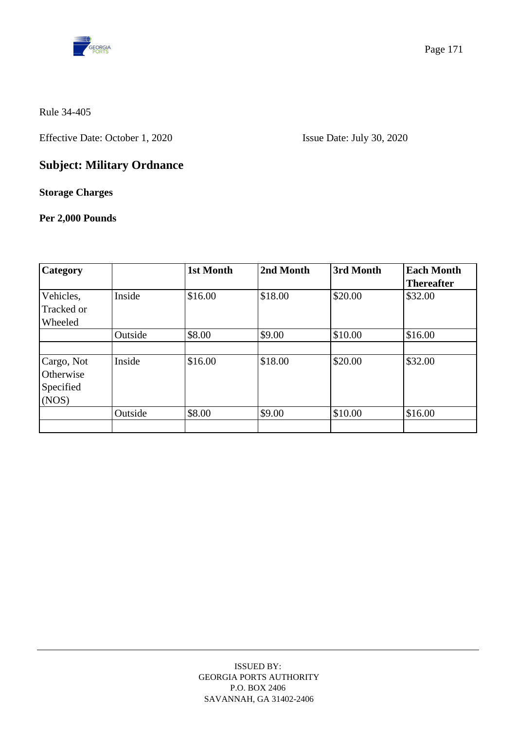Rule 34-405

Effective Date: October 1, 2020 Issue Date: July 30, 2020

## Subject: Military Ordnance

**Storage Charges**

**Per 2,000 Pounds**

| Category | | 1st Month | 2nd Month | 3rd Month | Each Month Thereafter |
|---|---|---|---|---|---|
| Vehicles, Tracked or Wheeled | Inside | $16.00 | $18.00 | $20.00 | $32.00 |
| | Outside | $8.00 | $9.00 | $10.00 | $16.00 |
| | | | | | |
| Cargo, Not Otherwise Specified (NOS) | Inside | $16.00 | $18.00 | $20.00 | $32.00 |
| | Outside | $8.00 | $9.00 | $10.00 | $16.00 |
| | | | | | |

ISSUED BY:
GEORGIA PORTS AUTHORITY
P.O. BOX 2406
SAVANNAH, GA 31402-2406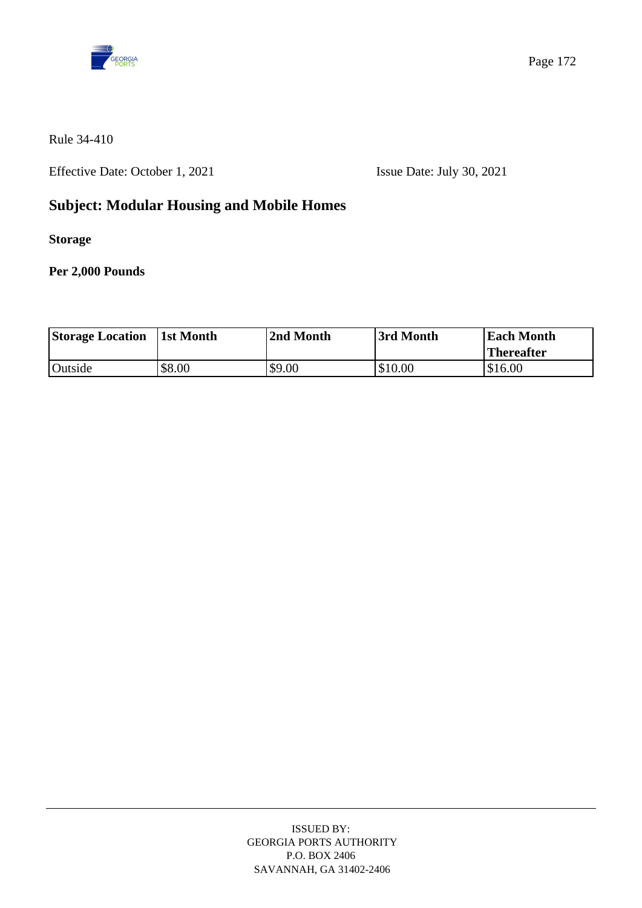Rule 34-410

Effective Date: October 1, 2021 Issue Date: July 30, 2021

## Subject: Modular Housing and Mobile Homes

**Storage**

**Per 2,000 Pounds**

| Storage Location | 1st Month | 2nd Month | 3rd Month | Each Month Thereafter |
|---|---|---|---|---|
| Outside | $8.00 | $9.00 | $10.00 | $16.00 |

ISSUED BY:
GEORGIA PORTS AUTHORITY
P.O. BOX 2406
SAVANNAH, GA 31402-2406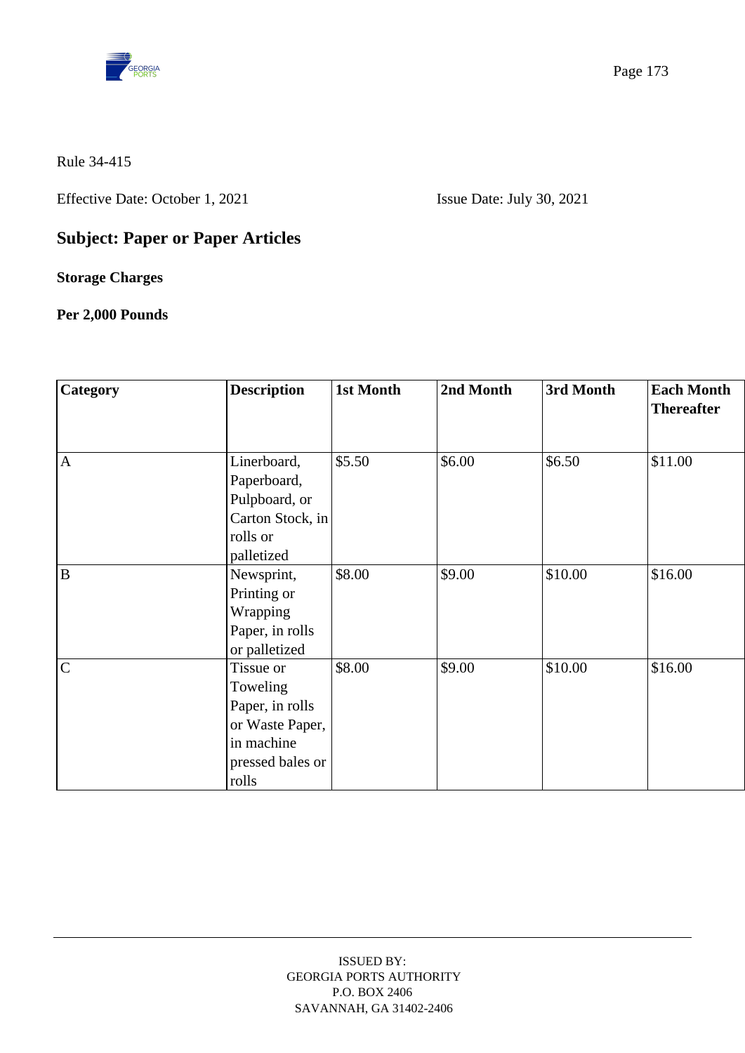Rule 34-415

Effective Date: October 1, 2021 Issue Date: July 30, 2021

## Subject: Paper or Paper Articles

**Storage Charges**

**Per 2,000 Pounds**

| Category | Description | 1st Month | 2nd Month | 3rd Month | Each Month Thereafter |
|---|---|---|---|---|---|
| A | Linerboard, Paperboard, Pulpboard, or Carton Stock, in rolls or palletized | $5.50 | $6.00 | $6.50 | $11.00 |
| B | Newsprint, Printing or Wrapping Paper, in rolls or palletized | $8.00 | $9.00 | $10.00 | $16.00 |
| C | Tissue or Toweling Paper, in rolls or Waste Paper, in machine pressed bales or rolls | $8.00 | $9.00 | $10.00 | $16.00 |

ISSUED BY:
GEORGIA PORTS AUTHORITY
P.O. BOX 2406
SAVANNAH, GA 31402-2406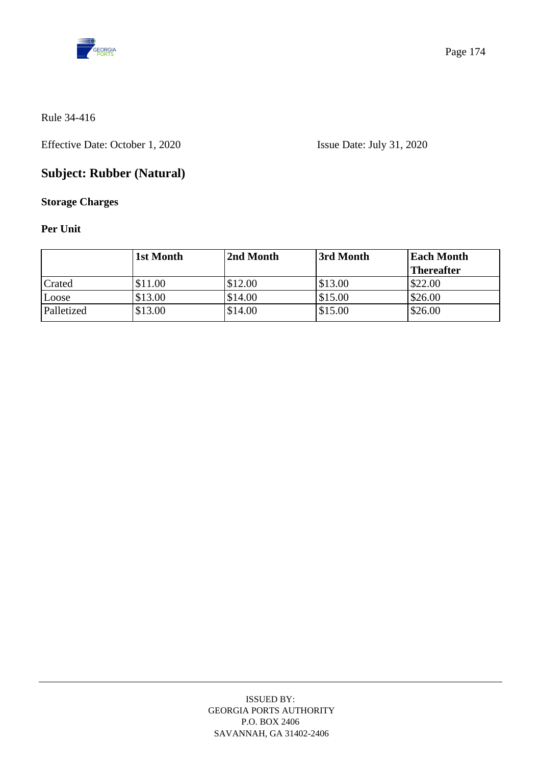Rule 34-416

Effective Date: October 1, 2020 Issue Date: July 31, 2020

## Subject: Rubber (Natural)

### Storage Charges

### Per Unit

| | 1st Month | 2nd Month | 3rd Month | Each Month Thereafter |
|---|---|---|---|---|
| Crated | $11.00 | $12.00 | $13.00 | $22.00 |
| Loose | $13.00 | $14.00 | $15.00 | $26.00 |
| Palletized | $13.00 | $14.00 | $15.00 | $26.00 |

ISSUED BY:
GEORGIA PORTS AUTHORITY
P.O. BOX 2406
SAVANNAH, GA 31402-2406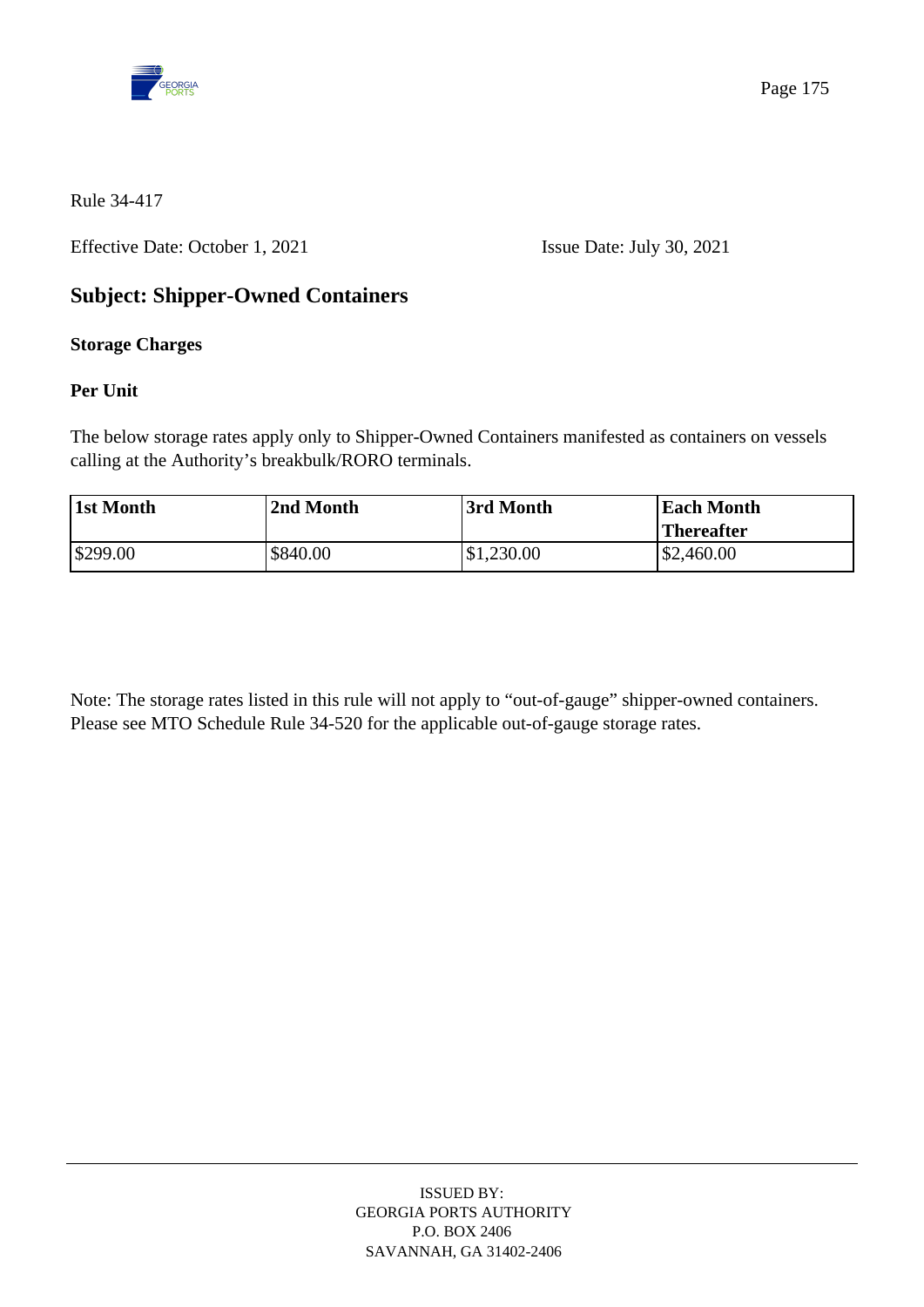Rule 34-417

Effective Date: October 1, 2021 Issue Date: July 30, 2021

## Subject: Shipper-Owned Containers

**Storage Charges**

**Per Unit**

The below storage rates apply only to Shipper-Owned Containers manifested as containers on vessels calling at the Authority's breakbulk/RORO terminals.

| 1st Month | 2nd Month | 3rd Month | Each Month Thereafter |
|---|---|---|---|
| $299.00 | $840.00 | $1,230.00 | $2,460.00 |

Note: The storage rates listed in this rule will not apply to "out-of-gauge" shipper-owned containers. Please see MTO Schedule Rule 34-520 for the applicable out-of-gauge storage rates.

ISSUED BY:
GEORGIA PORTS AUTHORITY
P.O. BOX 2406
SAVANNAH, GA 31402-2406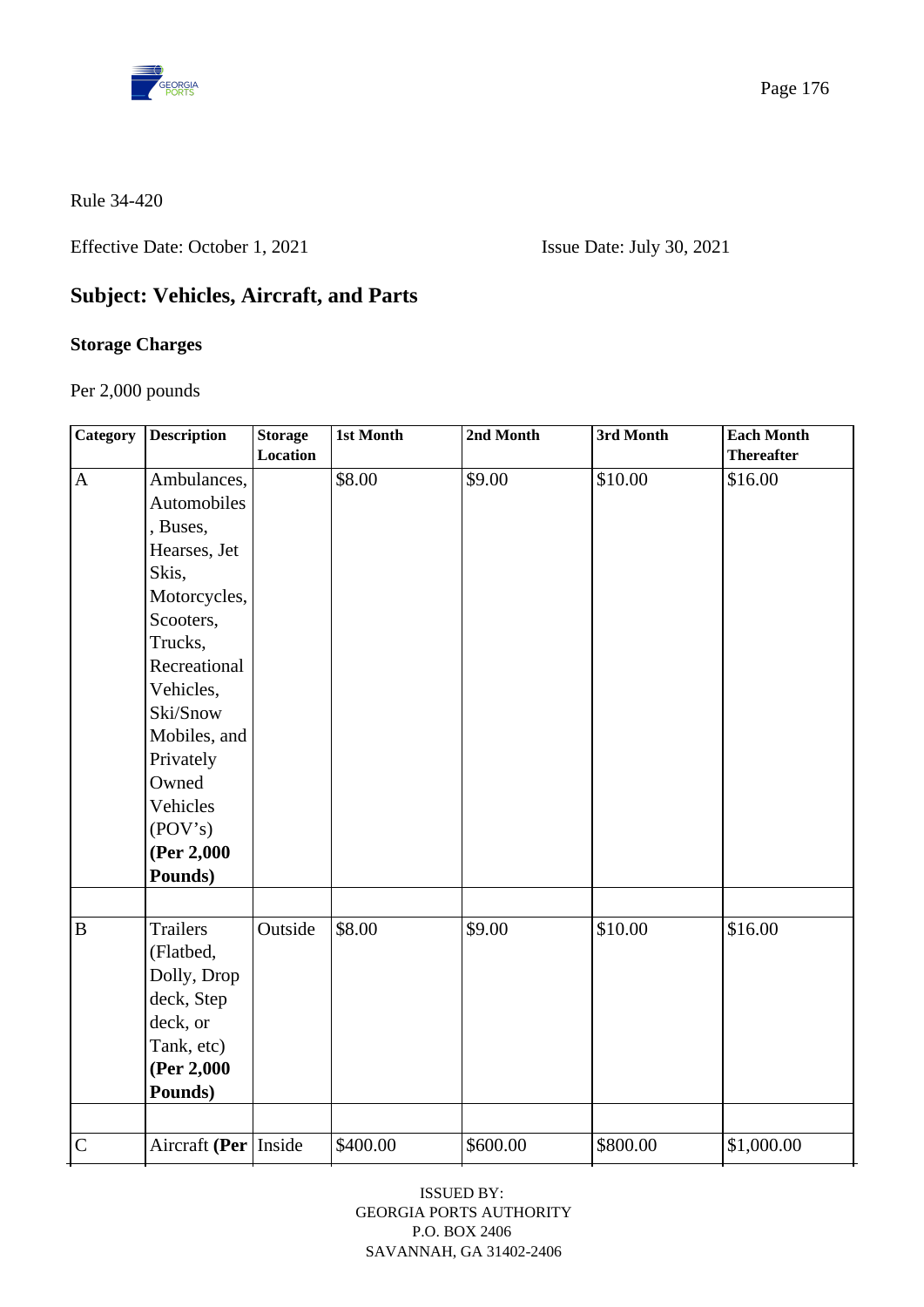Rule 34-420

Effective Date: October 1, 2021 Issue Date: July 30, 2021

## Subject: Vehicles, Aircraft, and Parts

### Storage Charges

Per 2,000 pounds

| Category | Description | Storage Location | 1st Month | 2nd Month | 3rd Month | Each Month Thereafter |
|---|---|---|---|---|---|---|
| A | Ambulances, Automobiles, Buses, Hearses, Jet Skis, Motorcycles, Scooters, Trucks, Recreational Vehicles, Ski/Snow Mobiles, and Privately Owned Vehicles (POV's) **(Per 2,000 Pounds)** | | $8.00 | $9.00 | $10.00 | $16.00 |
| | | | | | | |
| B | Trailers (Flatbed, Dolly, Drop deck, Step deck, or Tank, etc) **(Per 2,000 Pounds)** | Outside | $8.00 | $9.00 | $10.00 | $16.00 |
| | | | | | | |
| C | Aircraft **(Per** | Inside | $400.00 | $600.00 | $800.00 | $1,000.00 |

ISSUED BY:
GEORGIA PORTS AUTHORITY
P.O. BOX 2406
SAVANNAH, GA 31402-2406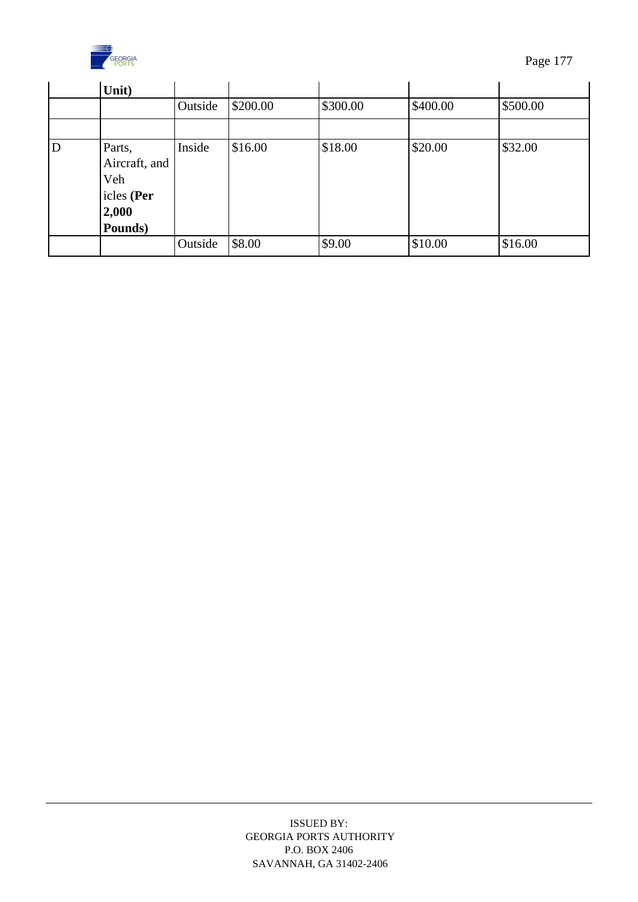| | | | | | | |
|---|---|---|---|---|---|---|
| | **Unit)** | | | | | |
| | | Outside | $200.00 | $300.00 | $400.00 | $500.00 |
| | | | | | | |
| D | Parts, Aircraft, and Veh icles **(Per 2,000 Pounds)** | Inside | $16.00 | $18.00 | $20.00 | $32.00 |
| | | Outside | $8.00 | $9.00 | $10.00 | $16.00 |

ISSUED BY:
GEORGIA PORTS AUTHORITY
P.O. BOX 2406
SAVANNAH, GA 31402-2406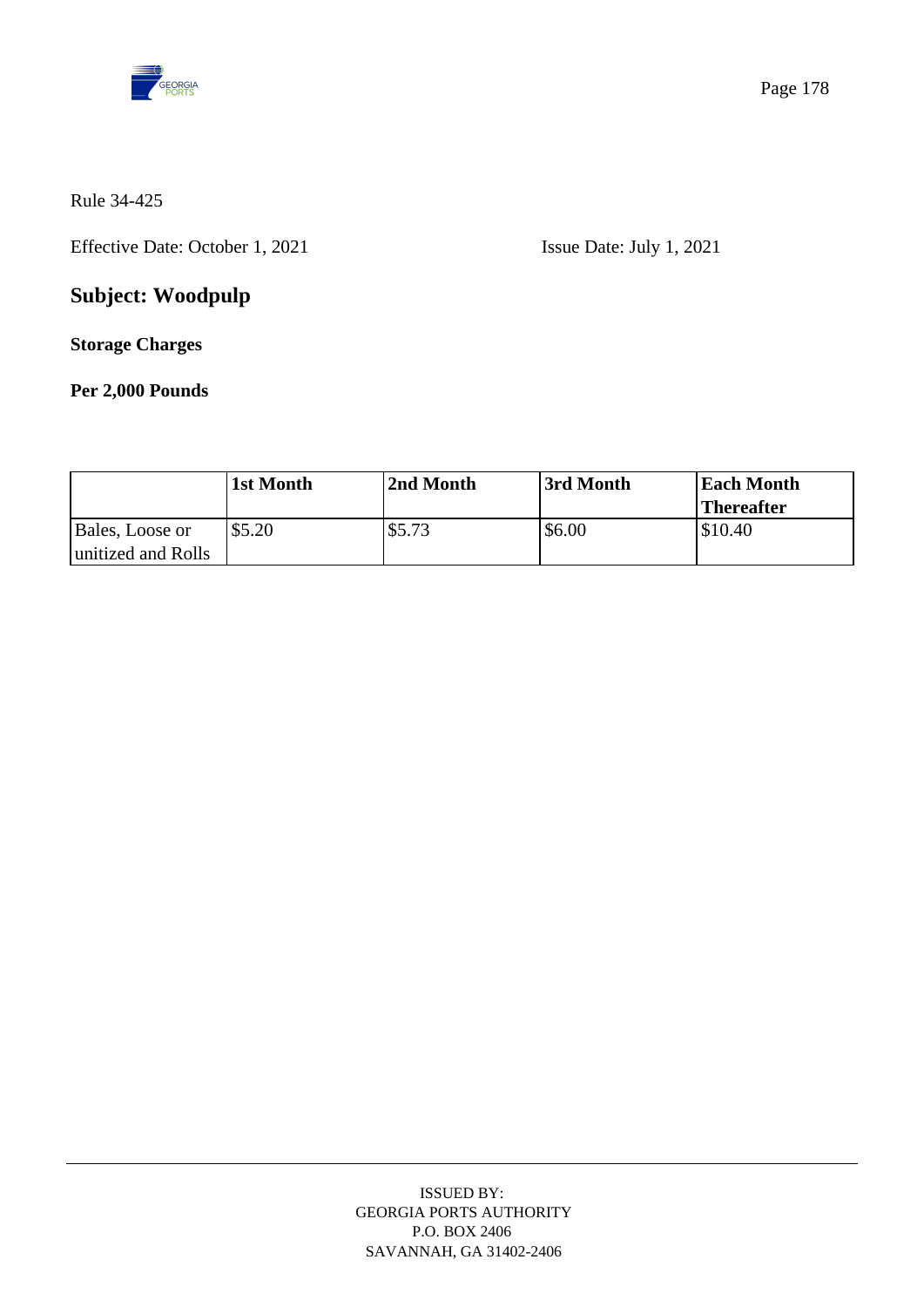Rule 34-425

Effective Date: October 1, 2021 Issue Date: July 1, 2021

## Subject: Woodpulp

**Storage Charges**

**Per 2,000 Pounds**

| | 1st Month | 2nd Month | 3rd Month | Each Month Thereafter |
|---|---|---|---|---|
| Bales, Loose or unitized and Rolls | $5.20 | $5.73 | $6.00 | $10.40 |

ISSUED BY:
GEORGIA PORTS AUTHORITY
P.O. BOX 2406
SAVANNAH, GA 31402-2406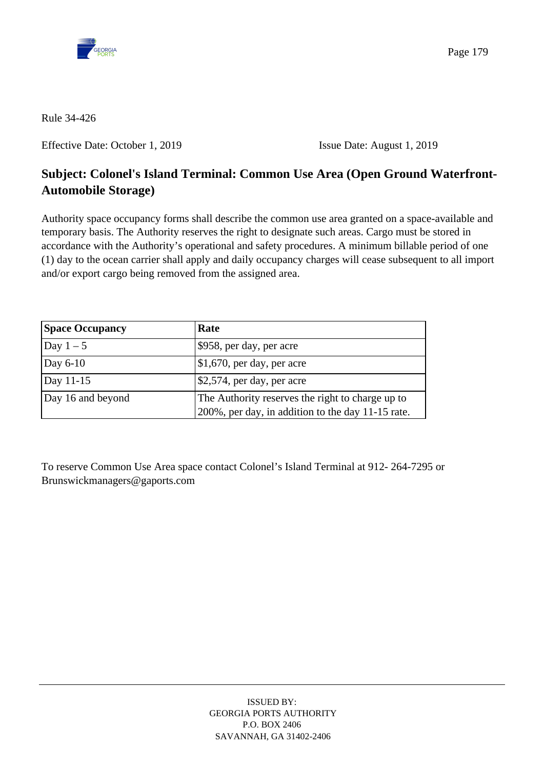Rule 34-426

Effective Date: October 1, 2019 Issue Date: August 1, 2019

## Subject: Colonel's Island Terminal: Common Use Area (Open Ground Waterfront-Automobile Storage)

Authority space occupancy forms shall describe the common use area granted on a space-available and temporary basis. The Authority reserves the right to designate such areas. Cargo must be stored in accordance with the Authority's operational and safety procedures. A minimum billable period of one (1) day to the ocean carrier shall apply and daily occupancy charges will cease subsequent to all import and/or export cargo being removed from the assigned area.

| Space Occupancy | Rate |
|---|---|
| Day 1 – 5 | $958, per day, per acre |
| Day 6-10 | $1,670, per day, per acre |
| Day 11-15 | $2,574, per day, per acre |
| Day 16 and beyond | The Authority reserves the right to charge up to 200%, per day, in addition to the day 11-15 rate. |

To reserve Common Use Area space contact Colonel's Island Terminal at 912- 264-7295 or Brunswickmanagers@gaports.com

ISSUED BY:
GEORGIA PORTS AUTHORITY
P.O. BOX 2406
SAVANNAH, GA 31402-2406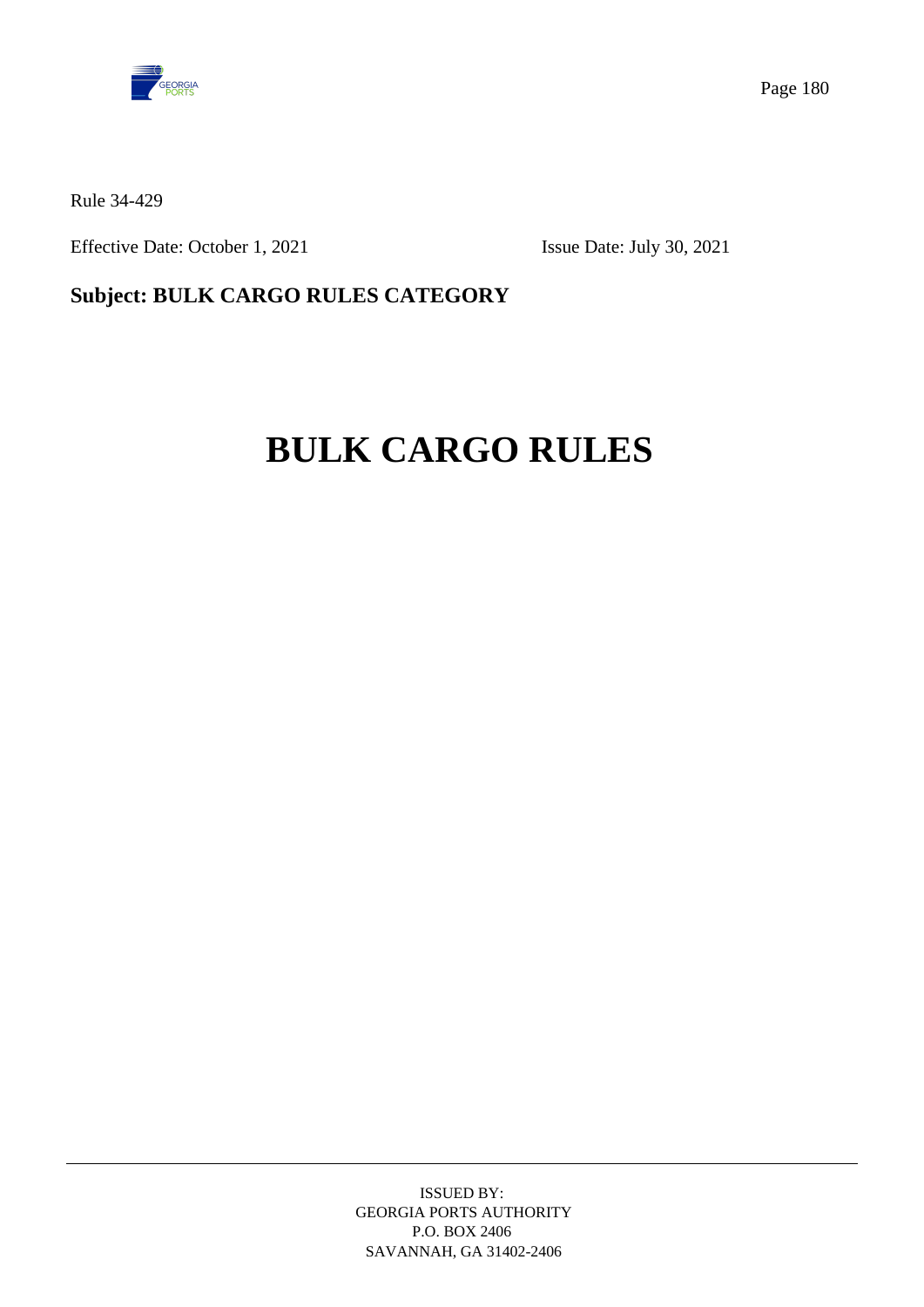Rule 34-429

Effective Date: October 1, 2021    Issue Date: July 30, 2021

**Subject: BULK CARGO RULES CATEGORY**

# BULK CARGO RULES

ISSUED BY:
GEORGIA PORTS AUTHORITY
P.O. BOX 2406
SAVANNAH, GA 31402-2406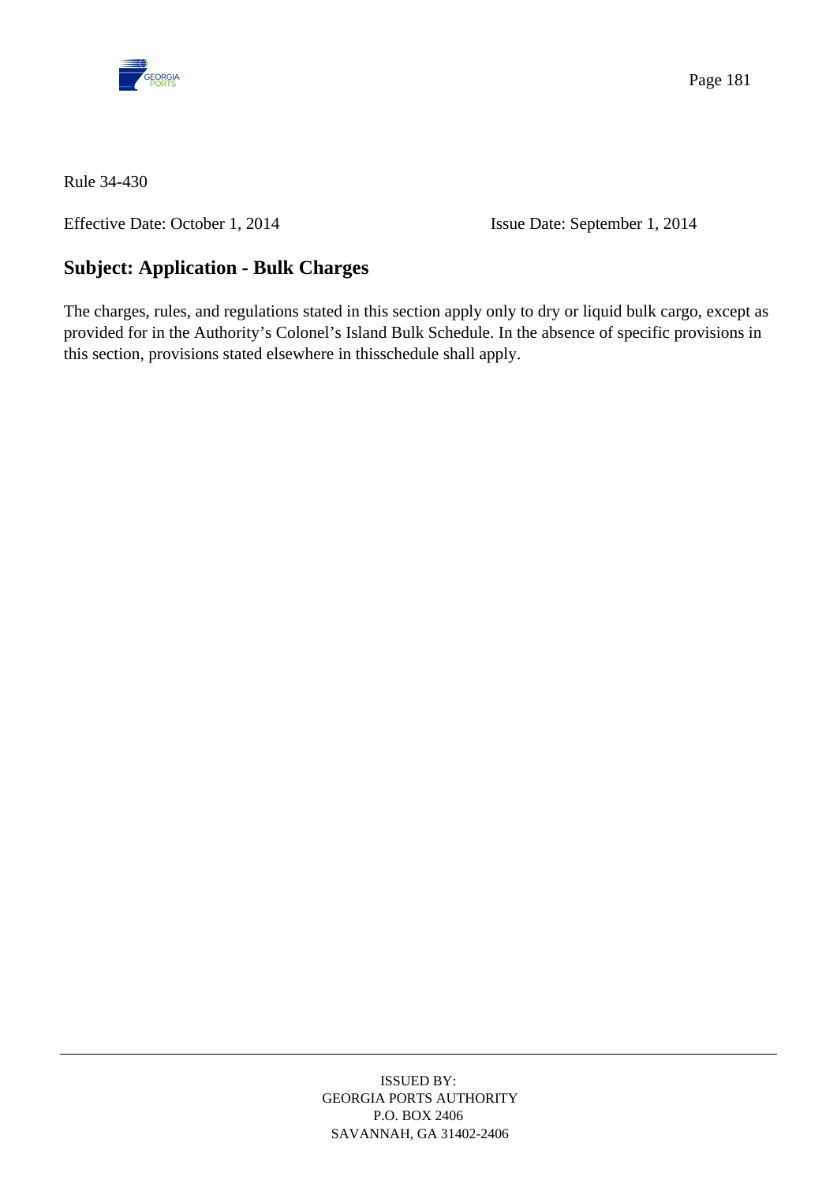Rule 34-430

Effective Date: October 1, 2014 Issue Date: September 1, 2014

## Subject: Application - Bulk Charges

The charges, rules, and regulations stated in this section apply only to dry or liquid bulk cargo, except as provided for in the Authority's Colonel's Island Bulk Schedule. In the absence of specific provisions in this section, provisions stated elsewhere in thisschedule shall apply.

ISSUED BY:
GEORGIA PORTS AUTHORITY
P.O. BOX 2406
SAVANNAH, GA 31402-2406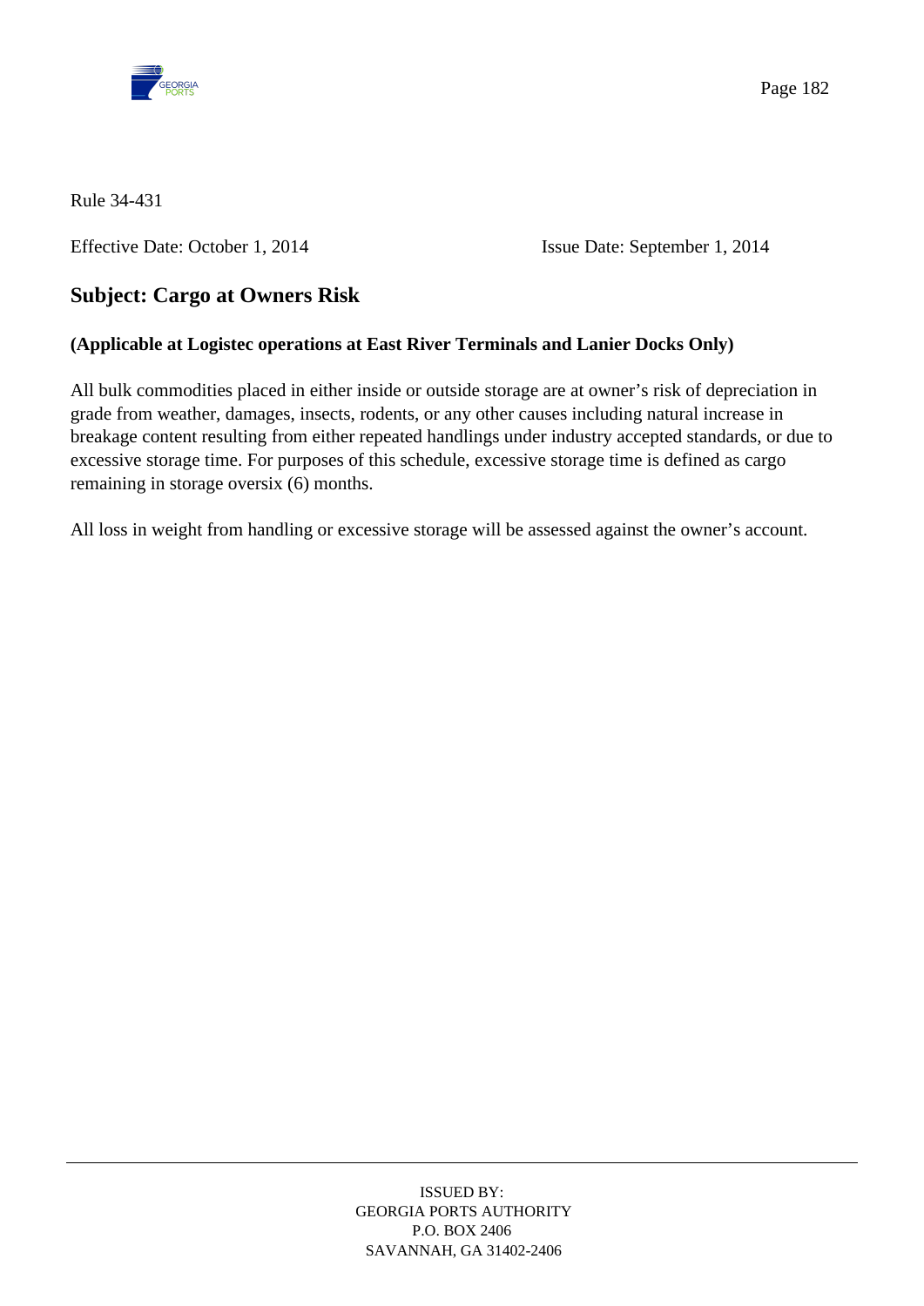Rule 34-431

Effective Date: October 1, 2014 Issue Date: September 1, 2014

## Subject: Cargo at Owners Risk

**(Applicable at Logistec operations at East River Terminals and Lanier Docks Only)**

All bulk commodities placed in either inside or outside storage are at owner's risk of depreciation in grade from weather, damages, insects, rodents, or any other causes including natural increase in breakage content resulting from either repeated handlings under industry accepted standards, or due to excessive storage time. For purposes of this schedule, excessive storage time is defined as cargo remaining in storage oversix (6) months.

All loss in weight from handling or excessive storage will be assessed against the owner's account.

ISSUED BY:
GEORGIA PORTS AUTHORITY
P.O. BOX 2406
SAVANNAH, GA 31402-2406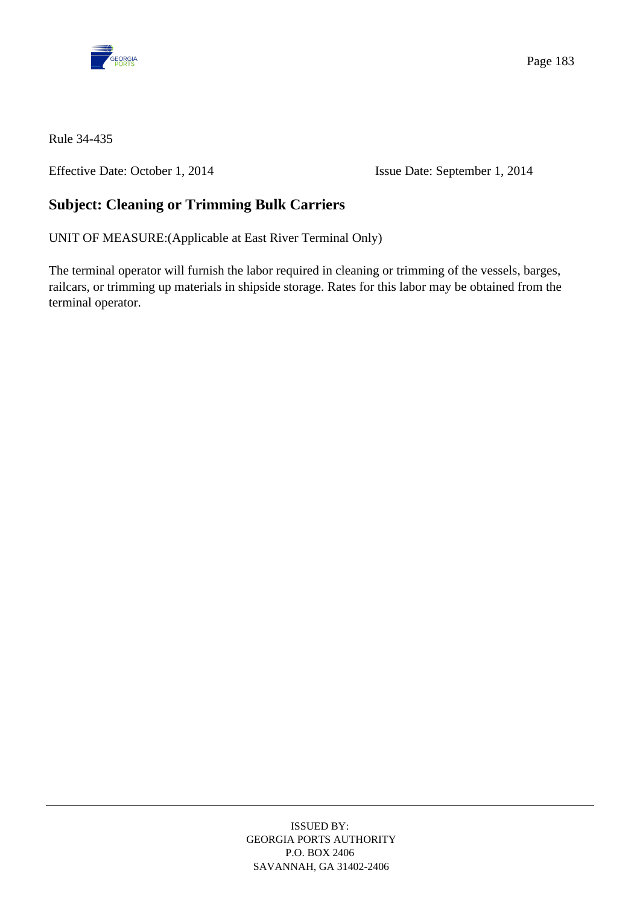Rule 34-435

Effective Date: October 1, 2014 Issue Date: September 1, 2014

## Subject: Cleaning or Trimming Bulk Carriers

UNIT OF MEASURE:(Applicable at East River Terminal Only)

The terminal operator will furnish the labor required in cleaning or trimming of the vessels, barges, railcars, or trimming up materials in shipside storage. Rates for this labor may be obtained from the terminal operator.

ISSUED BY:
GEORGIA PORTS AUTHORITY
P.O. BOX 2406
SAVANNAH, GA 31402-2406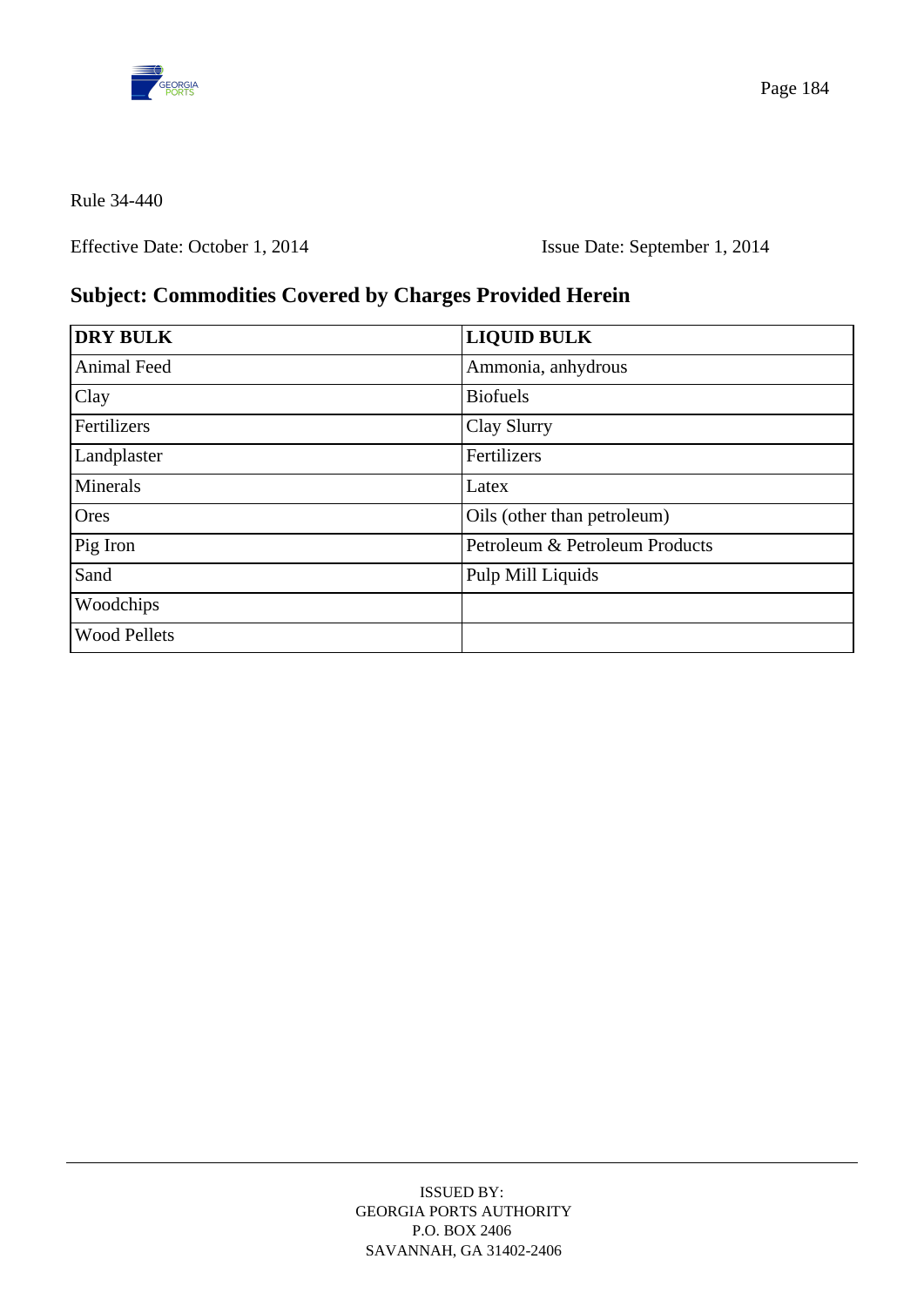Rule 34-440

Effective Date: October 1, 2014 Issue Date: September 1, 2014

## Subject: Commodities Covered by Charges Provided Herein

| DRY BULK | LIQUID BULK |
|---|---|
| Animal Feed | Ammonia, anhydrous |
| Clay | Biofuels |
| Fertilizers | Clay Slurry |
| Landplaster | Fertilizers |
| Minerals | Latex |
| Ores | Oils (other than petroleum) |
| Pig Iron | Petroleum & Petroleum Products |
| Sand | Pulp Mill Liquids |
| Woodchips | |
| Wood Pellets | |

ISSUED BY:
GEORGIA PORTS AUTHORITY
P.O. BOX 2406
SAVANNAH, GA 31402-2406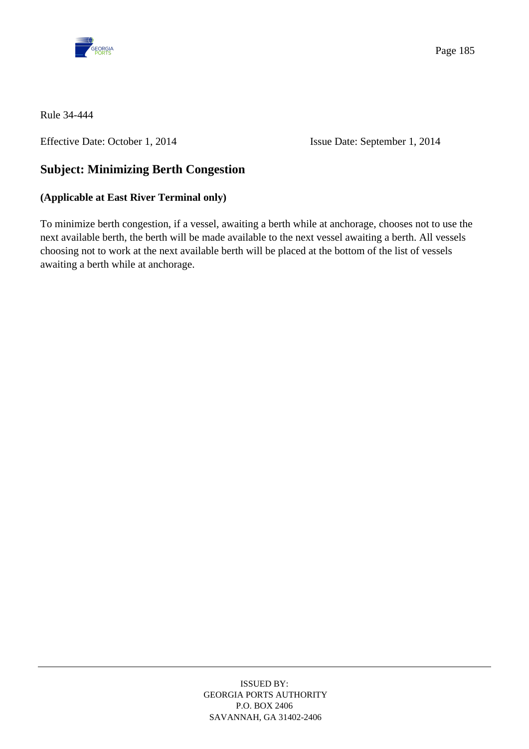Rule 34-444

Effective Date: October 1, 2014 Issue Date: September 1, 2014

## Subject: Minimizing Berth Congestion

**(Applicable at East River Terminal only)**

To minimize berth congestion, if a vessel, awaiting a berth while at anchorage, chooses not to use the next available berth, the berth will be made available to the next vessel awaiting a berth. All vessels choosing not to work at the next available berth will be placed at the bottom of the list of vessels awaiting a berth while at anchorage.

ISSUED BY:
GEORGIA PORTS AUTHORITY
P.O. BOX 2406
SAVANNAH, GA 31402-2406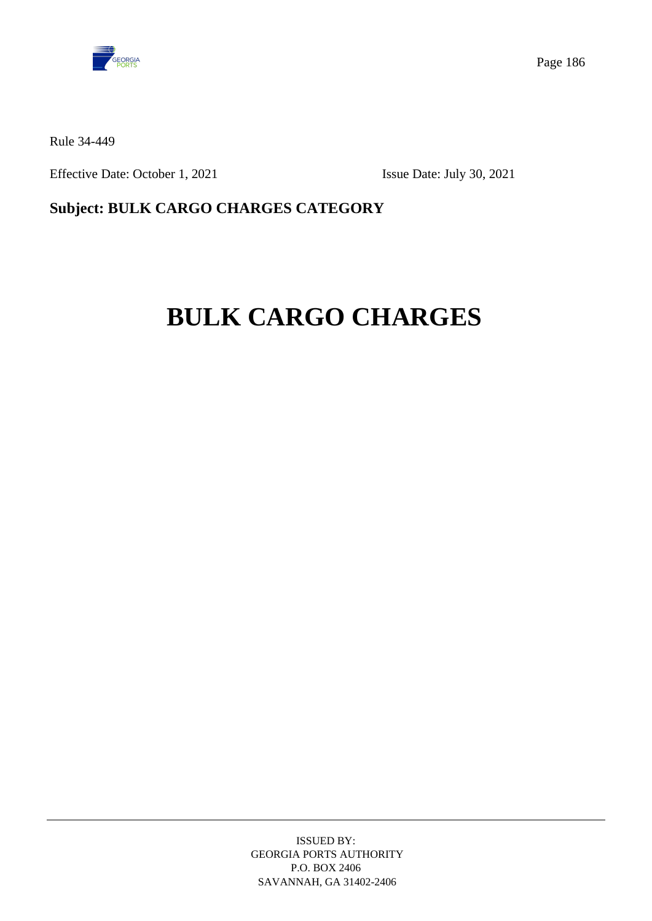Rule 34-449

Effective Date: October 1, 2021 Issue Date: July 30, 2021

**Subject: BULK CARGO CHARGES CATEGORY**

# BULK CARGO CHARGES

ISSUED BY:
GEORGIA PORTS AUTHORITY
P.O. BOX 2406
SAVANNAH, GA 31402-2406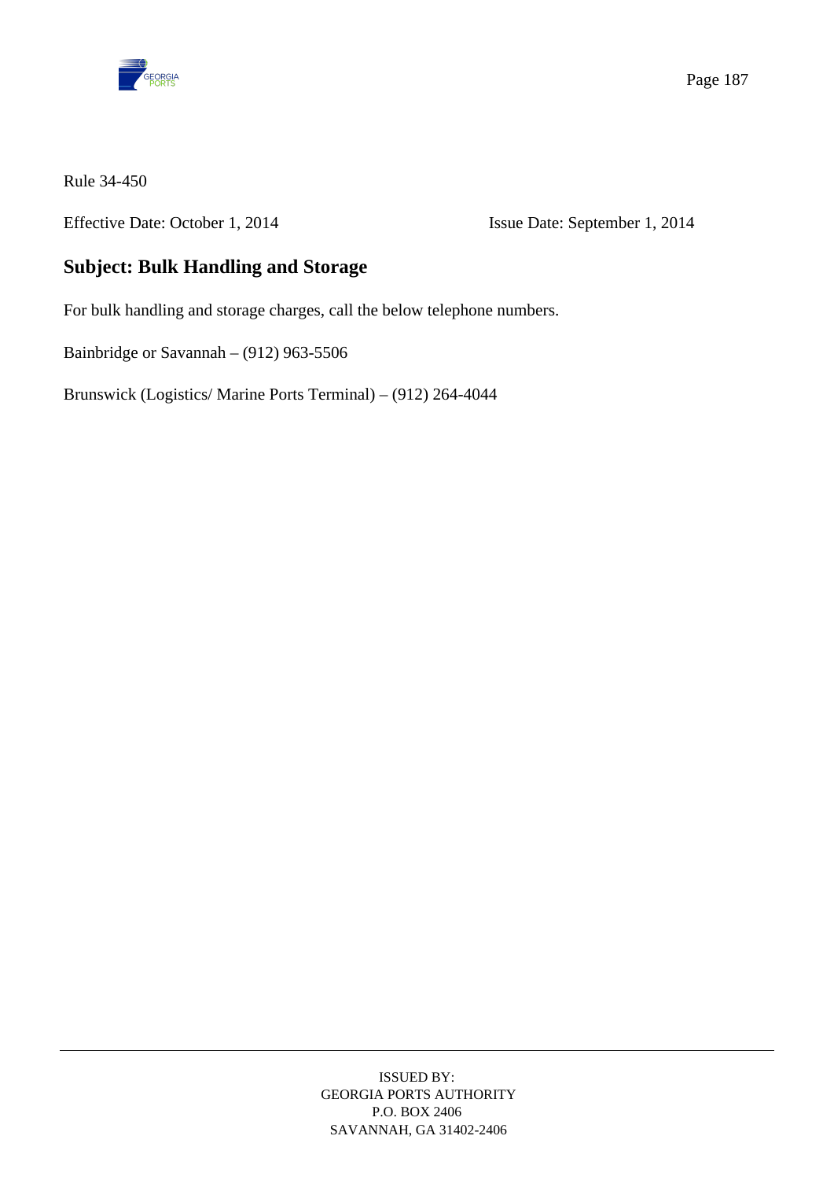Rule 34-450

Effective Date: October 1, 2014 Issue Date: September 1, 2014

## Subject: Bulk Handling and Storage

For bulk handling and storage charges, call the below telephone numbers.

Bainbridge or Savannah – (912) 963-5506

Brunswick (Logistics/ Marine Ports Terminal) – (912) 264-4044

ISSUED BY:
GEORGIA PORTS AUTHORITY
P.O. BOX 2406
SAVANNAH, GA 31402-2406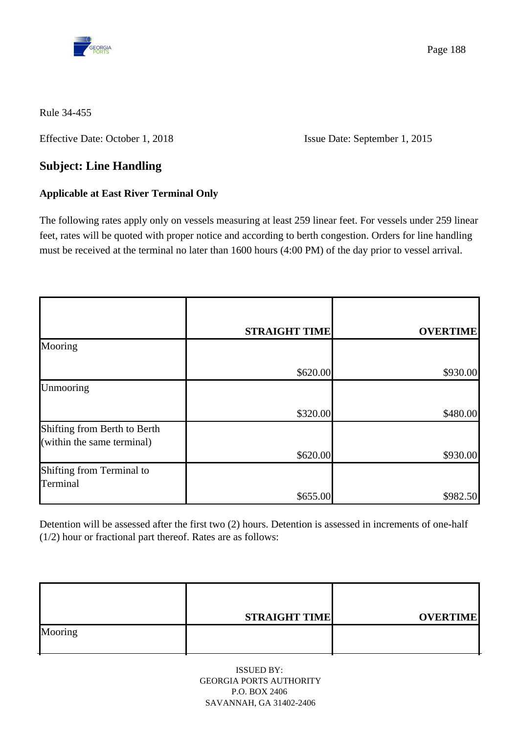Rule 34-455

Effective Date: October 1, 2018 Issue Date: September 1, 2015

## Subject: Line Handling

**Applicable at East River Terminal Only**

The following rates apply only on vessels measuring at least 259 linear feet. For vessels under 259 linear feet, rates will be quoted with proper notice and according to berth congestion. Orders for line handling must be received at the terminal no later than 1600 hours (4:00 PM) of the day prior to vessel arrival.

| | STRAIGHT TIME | OVERTIME |
|---|---|---|
| Mooring | $620.00 | $930.00 |
| Unmooring | $320.00 | $480.00 |
| Shifting from Berth to Berth (within the same terminal) | $620.00 | $930.00 |
| Shifting from Terminal to Terminal | $655.00 | $982.50 |

Detention will be assessed after the first two (2) hours. Detention is assessed in increments of one-half (1/2) hour or fractional part thereof. Rates are as follows:

| | STRAIGHT TIME | OVERTIME |
|---|---|---|
| Mooring | | |

ISSUED BY:
GEORGIA PORTS AUTHORITY
P.O. BOX 2406
SAVANNAH, GA 31402-2406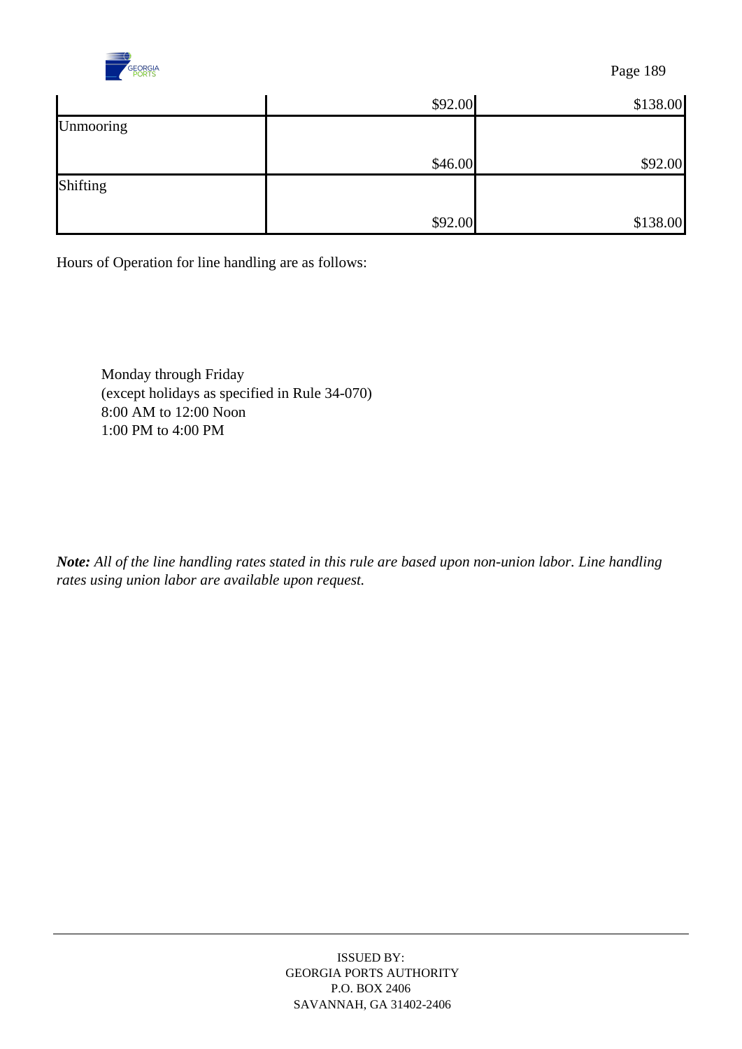| | | |
|---|---|---|
| | $92.00 | $138.00 |
| Unmooring | $46.00 | $92.00 |
| Shifting | $92.00 | $138.00 |

Hours of Operation for line handling are as follows:

Monday through Friday
(except holidays as specified in Rule 34-070)
8:00 AM to 12:00 Noon
1:00 PM to 4:00 PM

***Note:*** *All of the line handling rates stated in this rule are based upon non-union labor. Line handling rates using union labor are available upon request.*

ISSUED BY:
GEORGIA PORTS AUTHORITY
P.O. BOX 2406
SAVANNAH, GA 31402-2406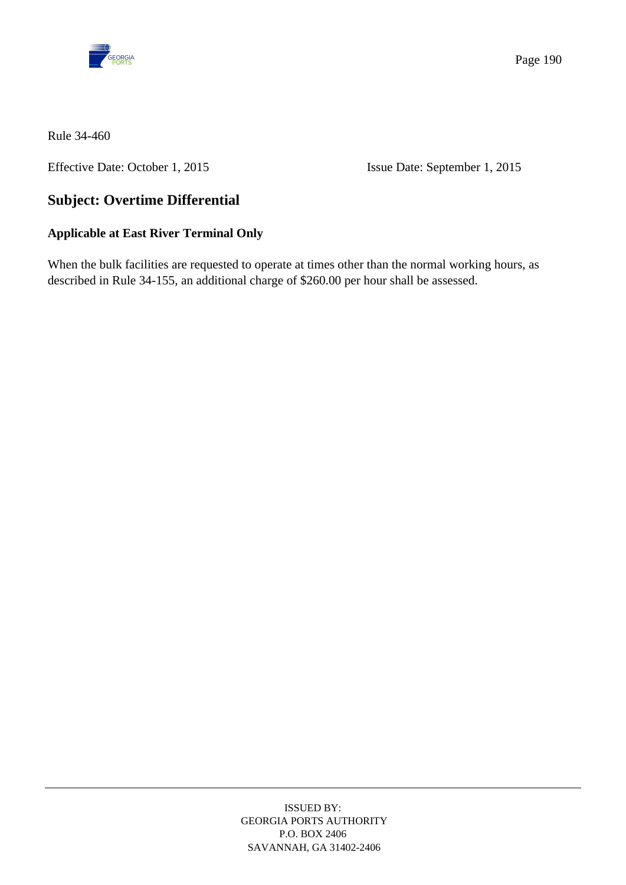Rule 34-460

Effective Date: October 1, 2015 Issue Date: September 1, 2015

## Subject: Overtime Differential

**Applicable at East River Terminal Only**

When the bulk facilities are requested to operate at times other than the normal working hours, as described in Rule 34-155, an additional charge of $260.00 per hour shall be assessed.

ISSUED BY:
GEORGIA PORTS AUTHORITY
P.O. BOX 2406
SAVANNAH, GA 31402-2406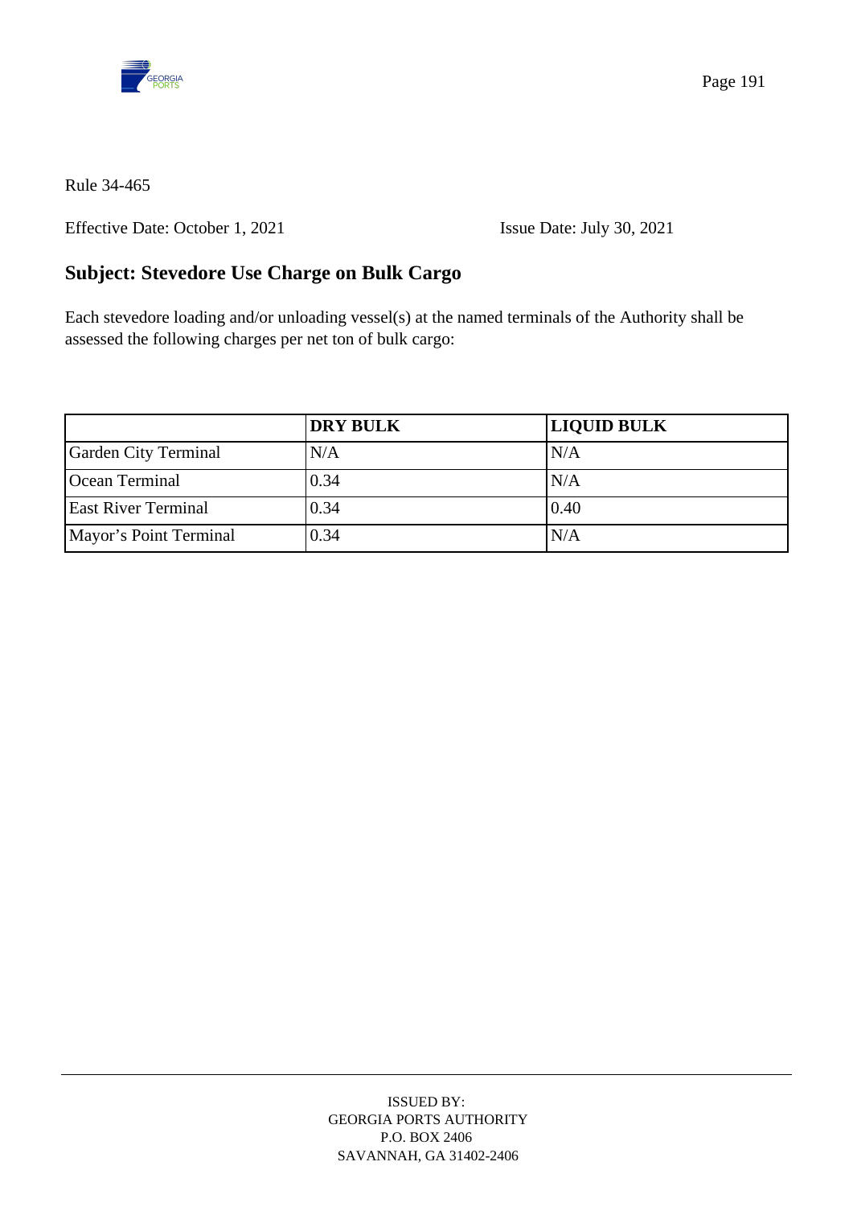Rule 34-465

Effective Date: October 1, 2021 Issue Date: July 30, 2021

## Subject: Stevedore Use Charge on Bulk Cargo

Each stevedore loading and/or unloading vessel(s) at the named terminals of the Authority shall be assessed the following charges per net ton of bulk cargo:

| | DRY BULK | LIQUID BULK |
|---|---|---|
| Garden City Terminal | N/A | N/A |
| Ocean Terminal | 0.34 | N/A |
| East River Terminal | 0.34 | 0.40 |
| Mayor's Point Terminal | 0.34 | N/A |

ISSUED BY:
GEORGIA PORTS AUTHORITY
P.O. BOX 2406
SAVANNAH, GA 31402-2406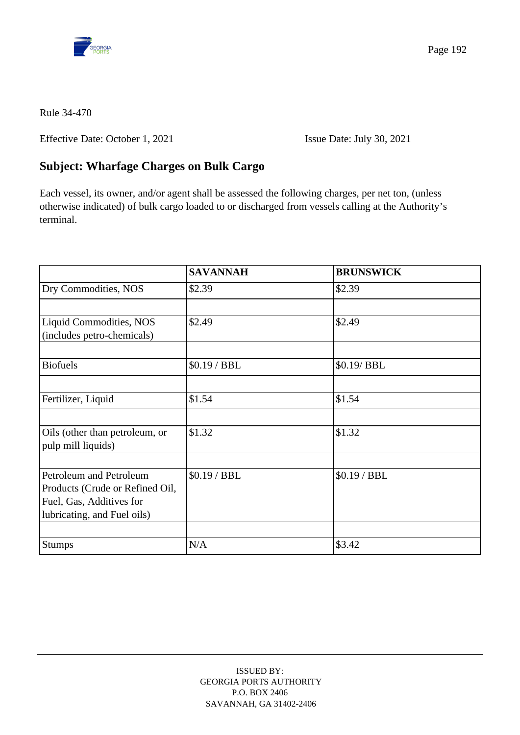Rule 34-470

Effective Date: October 1, 2021 Issue Date: July 30, 2021

## Subject: Wharfage Charges on Bulk Cargo

Each vessel, its owner, and/or agent shall be assessed the following charges, per net ton, (unless otherwise indicated) of bulk cargo loaded to or discharged from vessels calling at the Authority's terminal.

| | **SAVANNAH** | **BRUNSWICK** |
|---|---|---|
| Dry Commodities, NOS | $2.39 | $2.39 |
| | | |
| Liquid Commodities, NOS (includes petro-chemicals) | $2.49 | $2.49 |
| | | |
| Biofuels | $0.19 / BBL | $0.19/ BBL |
| | | |
| Fertilizer, Liquid | $1.54 | $1.54 |
| | | |
| Oils (other than petroleum, or pulp mill liquids) | $1.32 | $1.32 |
| | | |
| Petroleum and Petroleum Products (Crude or Refined Oil, Fuel, Gas, Additives for lubricating, and Fuel oils) | $0.19 / BBL | $0.19 / BBL |
| | | |
| Stumps | N/A | $3.42 |

ISSUED BY:
GEORGIA PORTS AUTHORITY
P.O. BOX 2406
SAVANNAH, GA 31402-2406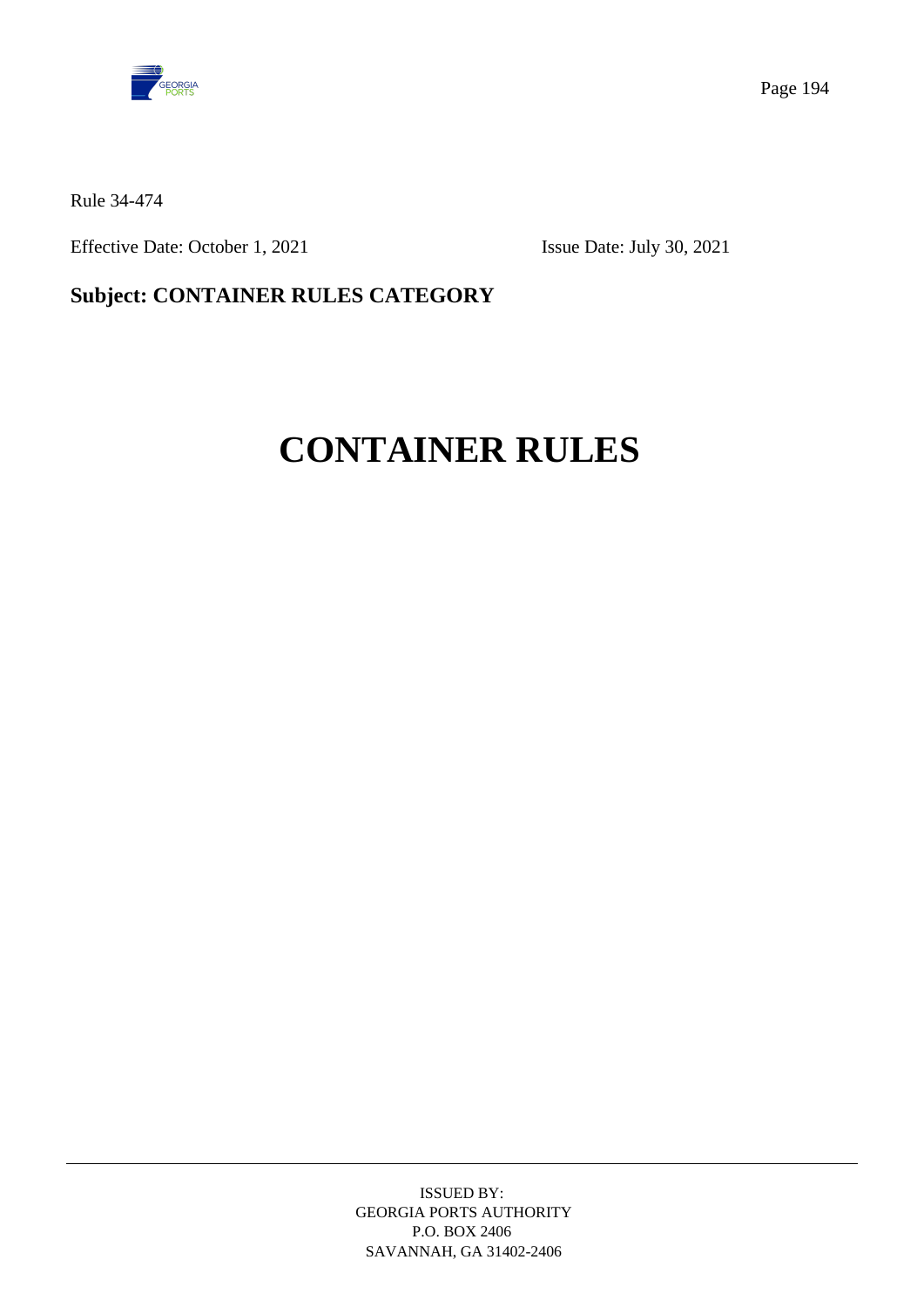Rule 34-474

Effective Date: October 1, 2021 Issue Date: July 30, 2021

**Subject: CONTAINER RULES CATEGORY**

# CONTAINER RULES

ISSUED BY:
GEORGIA PORTS AUTHORITY
P.O. BOX 2406
SAVANNAH, GA 31402-2406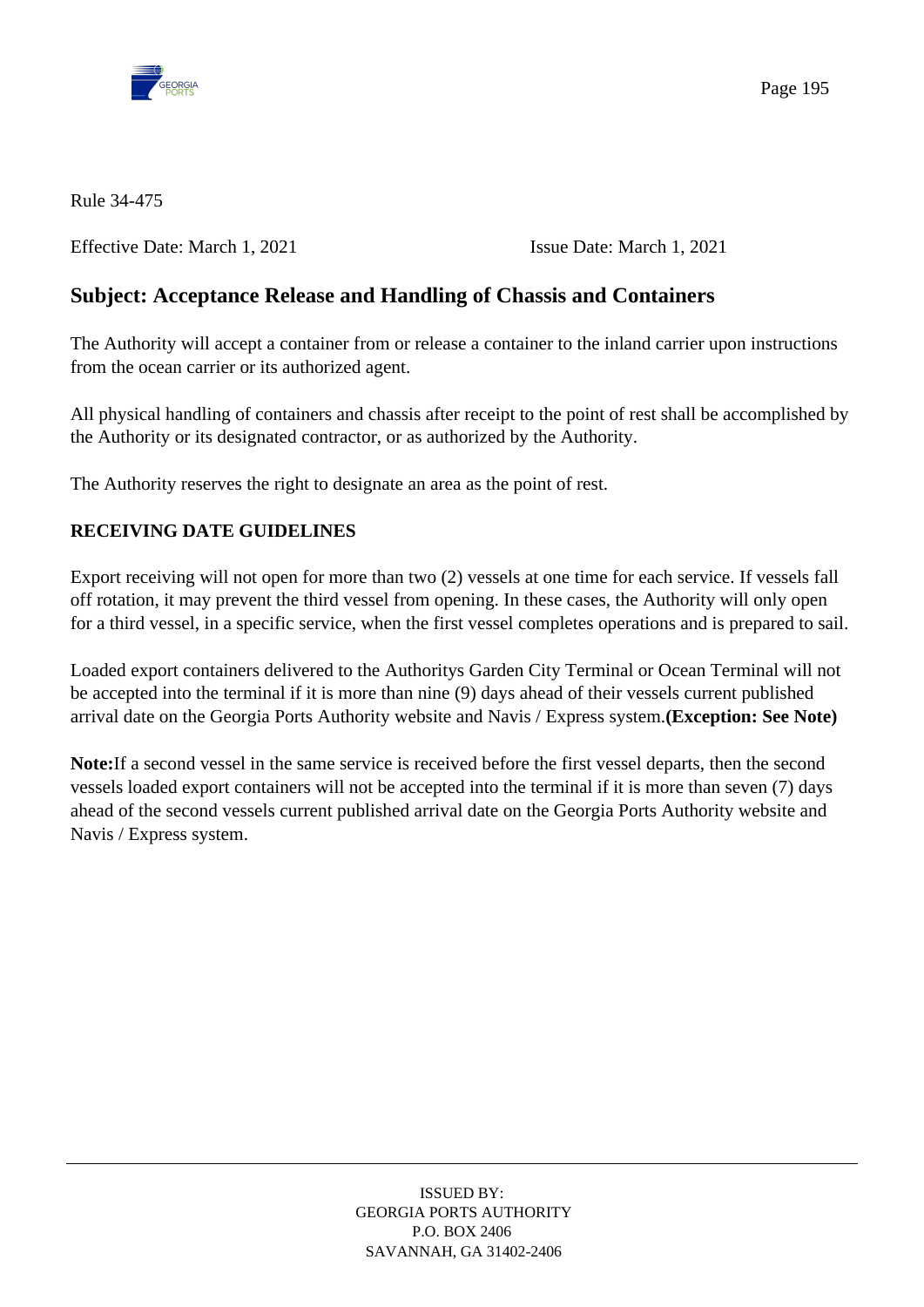Rule 34-475

Effective Date: March 1, 2021 Issue Date: March 1, 2021

## Subject: Acceptance Release and Handling of Chassis and Containers

The Authority will accept a container from or release a container to the inland carrier upon instructions from the ocean carrier or its authorized agent.

All physical handling of containers and chassis after receipt to the point of rest shall be accomplished by the Authority or its designated contractor, or as authorized by the Authority.

The Authority reserves the right to designate an area as the point of rest.

**RECEIVING DATE GUIDELINES**

Export receiving will not open for more than two (2) vessels at one time for each service. If vessels fall off rotation, it may prevent the third vessel from opening. In these cases, the Authority will only open for a third vessel, in a specific service, when the first vessel completes operations and is prepared to sail.

Loaded export containers delivered to the Authoritys Garden City Terminal or Ocean Terminal will not be accepted into the terminal if it is more than nine (9) days ahead of their vessels current published arrival date on the Georgia Ports Authority website and Navis / Express system.**(Exception: See Note)**

**Note:**If a second vessel in the same service is received before the first vessel departs, then the second vessels loaded export containers will not be accepted into the terminal if it is more than seven (7) days ahead of the second vessels current published arrival date on the Georgia Ports Authority website and Navis / Express system.

ISSUED BY:
GEORGIA PORTS AUTHORITY
P.O. BOX 2406
SAVANNAH, GA 31402-2406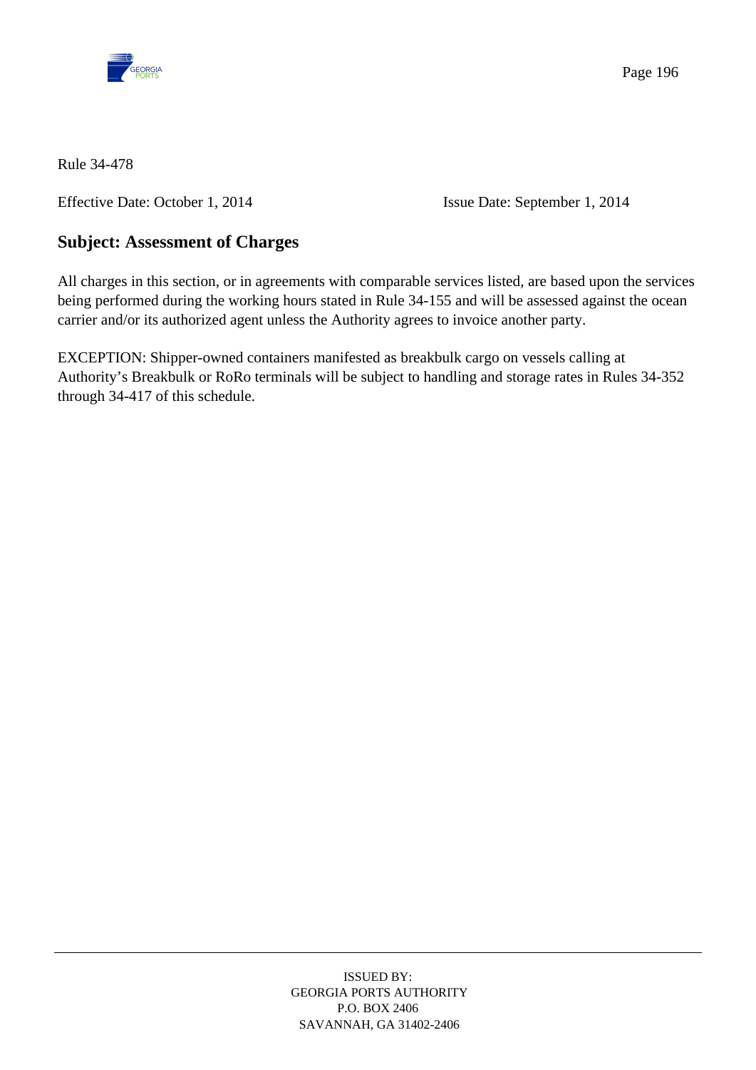Rule 34-478

Effective Date: October 1, 2014 Issue Date: September 1, 2014

## Subject: Assessment of Charges

All charges in this section, or in agreements with comparable services listed, are based upon the services being performed during the working hours stated in Rule 34-155 and will be assessed against the ocean carrier and/or its authorized agent unless the Authority agrees to invoice another party.

EXCEPTION: Shipper-owned containers manifested as breakbulk cargo on vessels calling at Authority's Breakbulk or RoRo terminals will be subject to handling and storage rates in Rules 34-352 through 34-417 of this schedule.

ISSUED BY:
GEORGIA PORTS AUTHORITY
P.O. BOX 2406
SAVANNAH, GA 31402-2406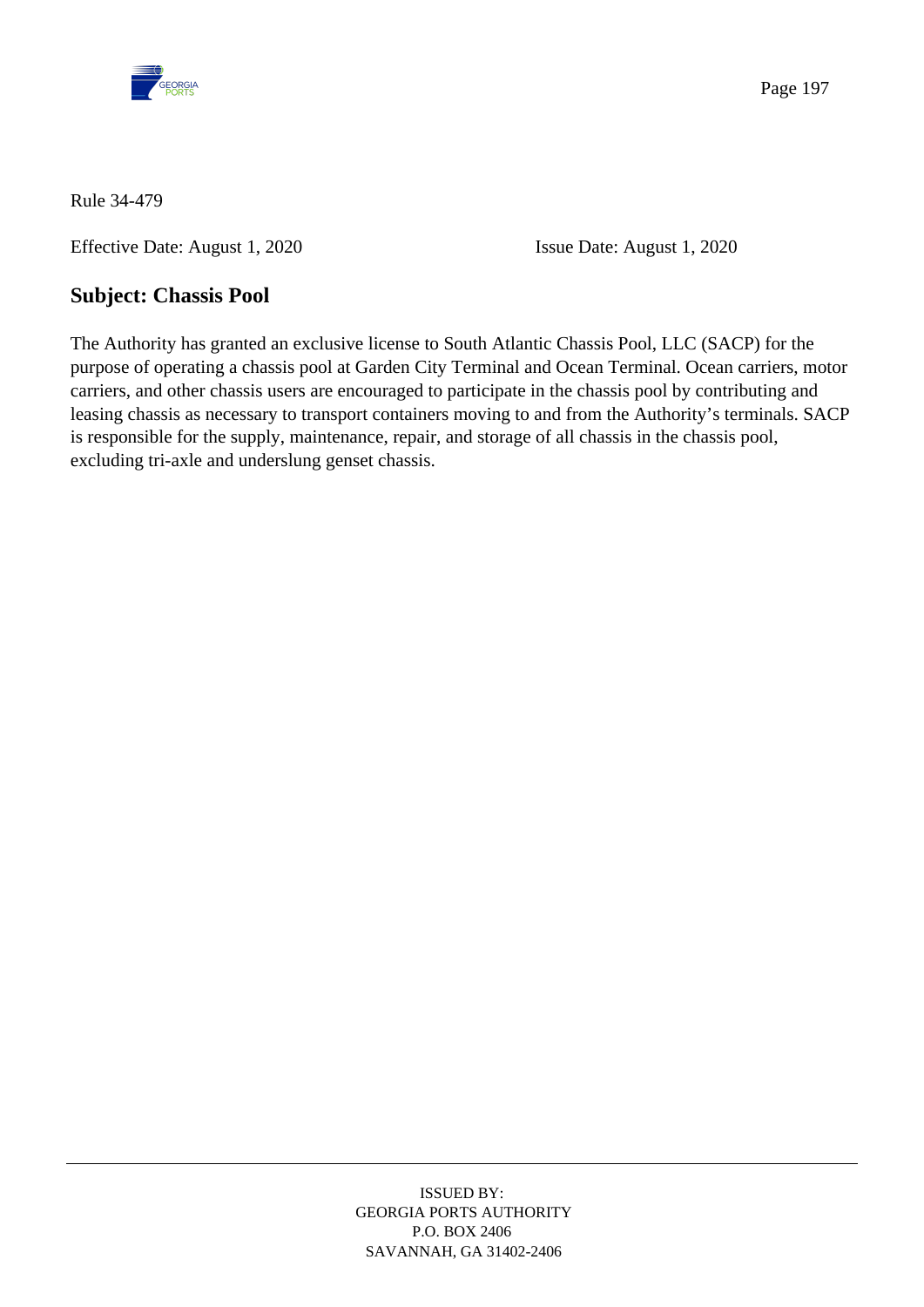Rule 34-479

Effective Date: August 1, 2020 Issue Date: August 1, 2020

## Subject: Chassis Pool

The Authority has granted an exclusive license to South Atlantic Chassis Pool, LLC (SACP) for the purpose of operating a chassis pool at Garden City Terminal and Ocean Terminal. Ocean carriers, motor carriers, and other chassis users are encouraged to participate in the chassis pool by contributing and leasing chassis as necessary to transport containers moving to and from the Authority's terminals. SACP is responsible for the supply, maintenance, repair, and storage of all chassis in the chassis pool, excluding tri-axle and underslung genset chassis.

ISSUED BY:
GEORGIA PORTS AUTHORITY
P.O. BOX 2406
SAVANNAH, GA 31402-2406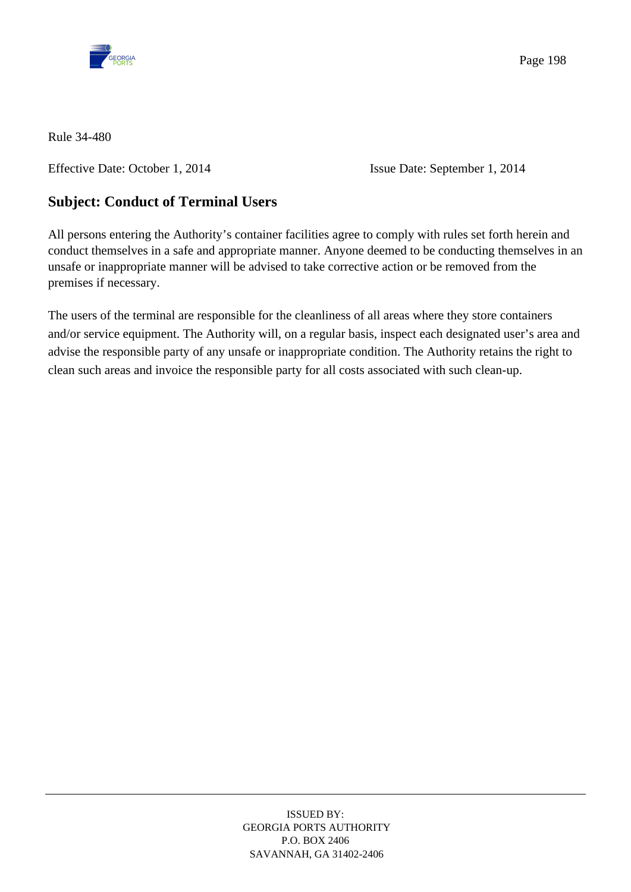Rule 34-480

Effective Date: October 1, 2014 Issue Date: September 1, 2014

## Subject: Conduct of Terminal Users

All persons entering the Authority's container facilities agree to comply with rules set forth herein and conduct themselves in a safe and appropriate manner. Anyone deemed to be conducting themselves in an unsafe or inappropriate manner will be advised to take corrective action or be removed from the premises if necessary.

The users of the terminal are responsible for the cleanliness of all areas where they store containers and/or service equipment. The Authority will, on a regular basis, inspect each designated user's area and advise the responsible party of any unsafe or inappropriate condition. The Authority retains the right to clean such areas and invoice the responsible party for all costs associated with such clean-up.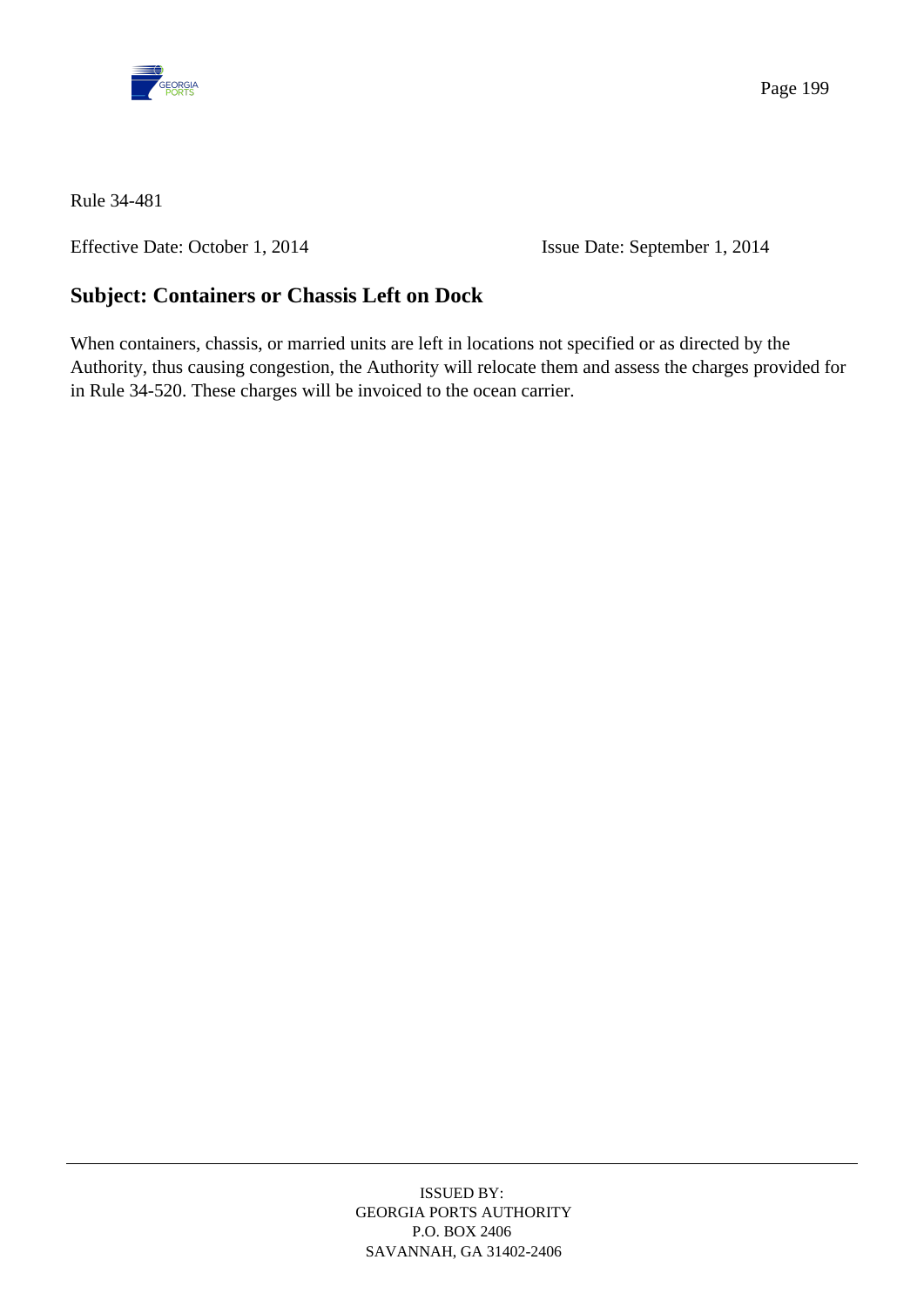Rule 34-481

Effective Date: October 1, 2014　　　　　　　　Issue Date: September 1, 2014

## Subject: Containers or Chassis Left on Dock

When containers, chassis, or married units are left in locations not specified or as directed by the Authority, thus causing congestion, the Authority will relocate them and assess the charges provided for in Rule 34-520. These charges will be invoiced to the ocean carrier.

ISSUED BY:
GEORGIA PORTS AUTHORITY
P.O. BOX 2406
SAVANNAH, GA 31402-2406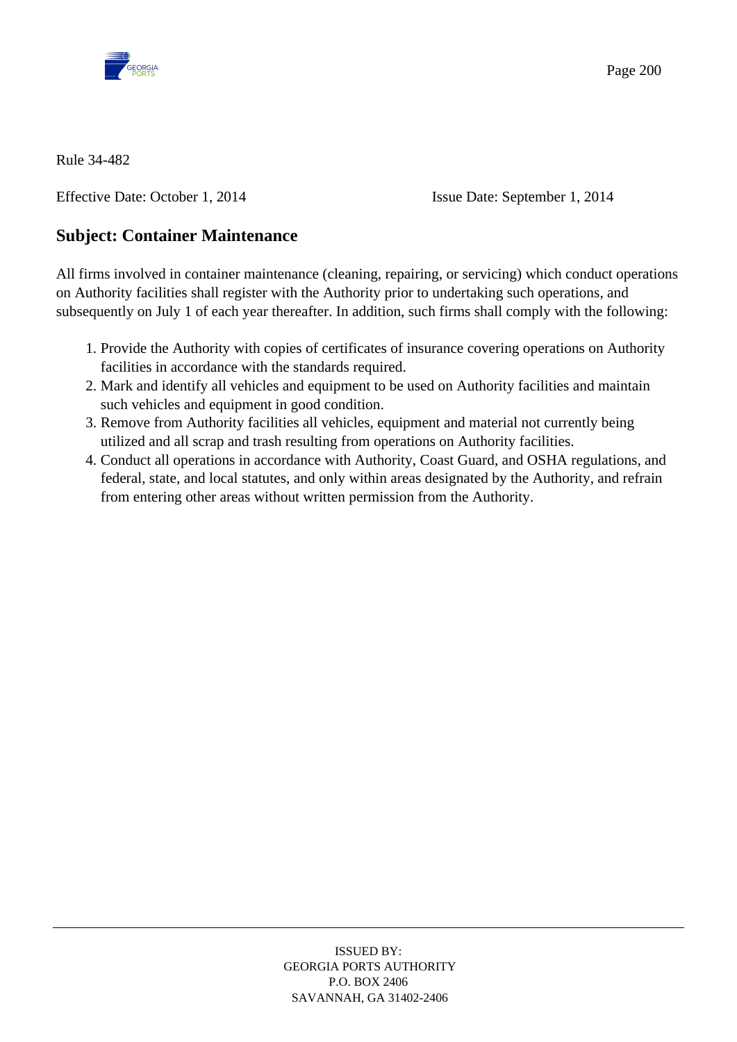Rule 34-482

Effective Date: October 1, 2014 Issue Date: September 1, 2014

## Subject: Container Maintenance

All firms involved in container maintenance (cleaning, repairing, or servicing) which conduct operations on Authority facilities shall register with the Authority prior to undertaking such operations, and subsequently on July 1 of each year thereafter. In addition, such firms shall comply with the following:

1. Provide the Authority with copies of certificates of insurance covering operations on Authority facilities in accordance with the standards required.
2. Mark and identify all vehicles and equipment to be used on Authority facilities and maintain such vehicles and equipment in good condition.
3. Remove from Authority facilities all vehicles, equipment and material not currently being utilized and all scrap and trash resulting from operations on Authority facilities.
4. Conduct all operations in accordance with Authority, Coast Guard, and OSHA regulations, and federal, state, and local statutes, and only within areas designated by the Authority, and refrain from entering other areas without written permission from the Authority.

ISSUED BY:
GEORGIA PORTS AUTHORITY
P.O. BOX 2406
SAVANNAH, GA 31402-2406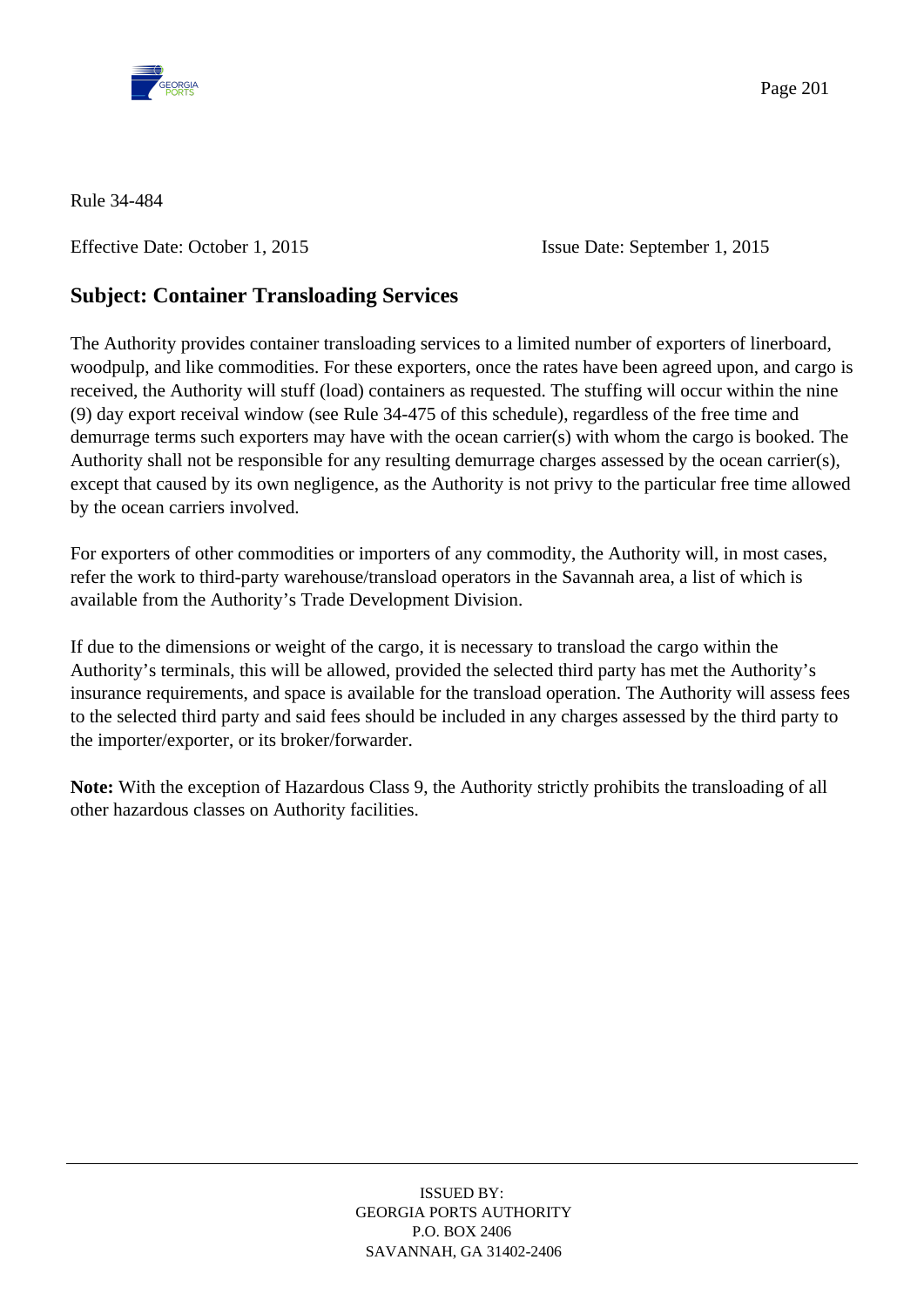Rule 34-484

Effective Date: October 1, 2015 Issue Date: September 1, 2015

## Subject: Container Transloading Services

The Authority provides container transloading services to a limited number of exporters of linerboard, woodpulp, and like commodities. For these exporters, once the rates have been agreed upon, and cargo is received, the Authority will stuff (load) containers as requested. The stuffing will occur within the nine (9) day export receival window (see Rule 34-475 of this schedule), regardless of the free time and demurrage terms such exporters may have with the ocean carrier(s) with whom the cargo is booked. The Authority shall not be responsible for any resulting demurrage charges assessed by the ocean carrier(s), except that caused by its own negligence, as the Authority is not privy to the particular free time allowed by the ocean carriers involved.

For exporters of other commodities or importers of any commodity, the Authority will, in most cases, refer the work to third-party warehouse/transload operators in the Savannah area, a list of which is available from the Authority's Trade Development Division.

If due to the dimensions or weight of the cargo, it is necessary to transload the cargo within the Authority's terminals, this will be allowed, provided the selected third party has met the Authority's insurance requirements, and space is available for the transload operation. The Authority will assess fees to the selected third party and said fees should be included in any charges assessed by the third party to the importer/exporter, or its broker/forwarder.

**Note:** With the exception of Hazardous Class 9, the Authority strictly prohibits the transloading of all other hazardous classes on Authority facilities.

ISSUED BY:
GEORGIA PORTS AUTHORITY
P.O. BOX 2406
SAVANNAH, GA 31402-2406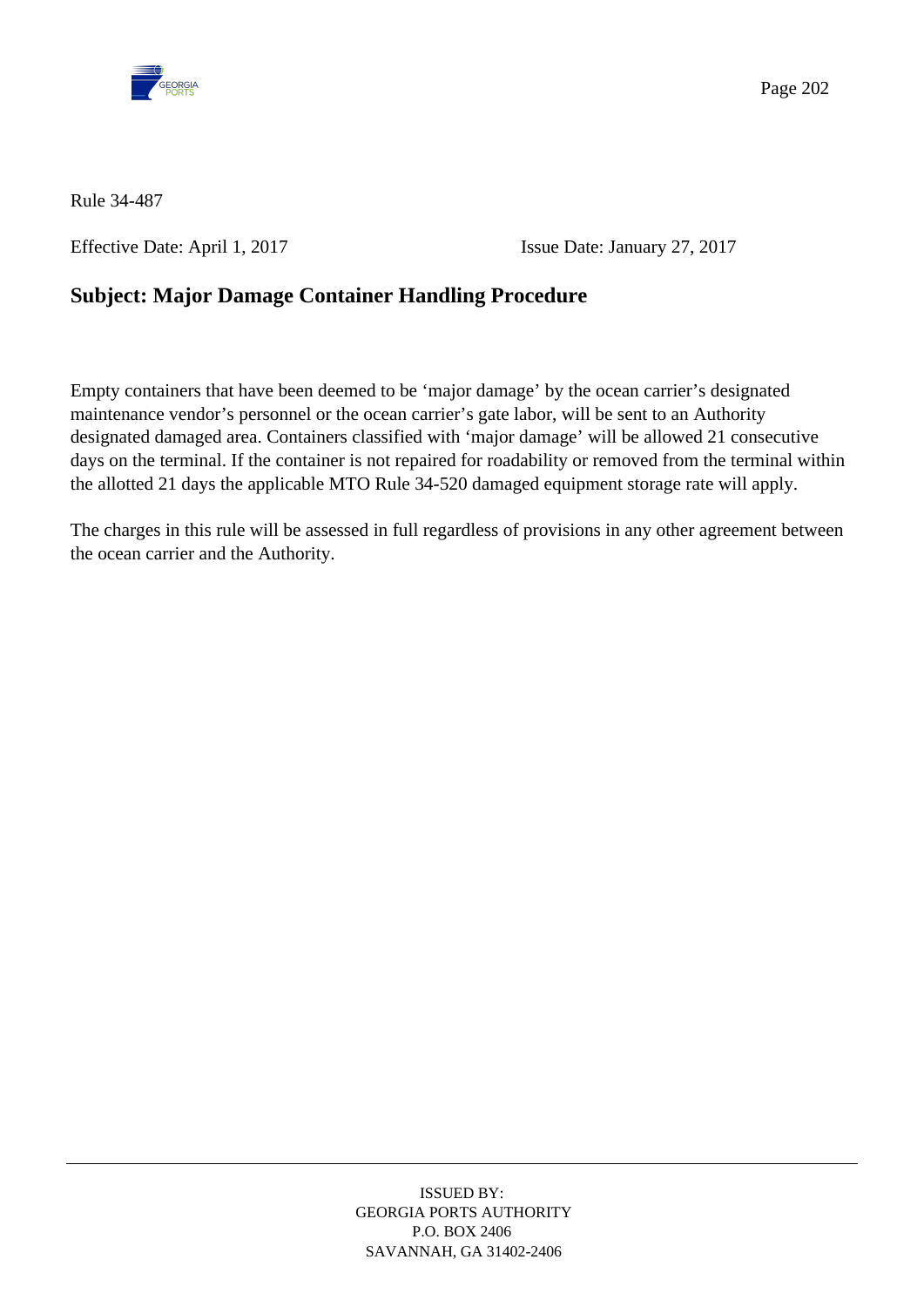Rule 34-487

Effective Date: April 1, 2017 Issue Date: January 27, 2017

## Subject: Major Damage Container Handling Procedure

Empty containers that have been deemed to be 'major damage' by the ocean carrier's designated maintenance vendor's personnel or the ocean carrier's gate labor, will be sent to an Authority designated damaged area. Containers classified with 'major damage' will be allowed 21 consecutive days on the terminal. If the container is not repaired for roadability or removed from the terminal within the allotted 21 days the applicable MTO Rule 34-520 damaged equipment storage rate will apply.

The charges in this rule will be assessed in full regardless of provisions in any other agreement between the ocean carrier and the Authority.

ISSUED BY:
GEORGIA PORTS AUTHORITY
P.O. BOX 2406
SAVANNAH, GA 31402-2406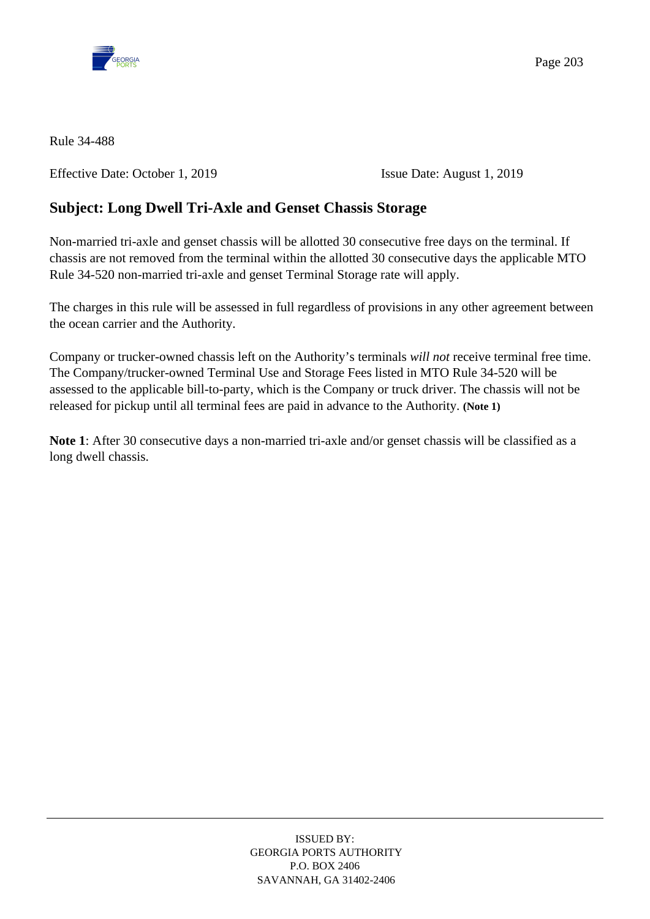Rule 34-488

Effective Date: October 1, 2019                                        Issue Date: August 1, 2019

## Subject: Long Dwell Tri-Axle and Genset Chassis Storage

Non-married tri-axle and genset chassis will be allotted 30 consecutive free days on the terminal. If chassis are not removed from the terminal within the allotted 30 consecutive days the applicable MTO Rule 34-520 non-married tri-axle and genset Terminal Storage rate will apply.

The charges in this rule will be assessed in full regardless of provisions in any other agreement between the ocean carrier and the Authority.

Company or trucker-owned chassis left on the Authority's terminals *will not* receive terminal free time. The Company/trucker-owned Terminal Use and Storage Fees listed in MTO Rule 34-520 will be assessed to the applicable bill-to-party, which is the Company or truck driver. The chassis will not be released for pickup until all terminal fees are paid in advance to the Authority. **(Note 1)**

**Note 1**: After 30 consecutive days a non-married tri-axle and/or genset chassis will be classified as a long dwell chassis.

ISSUED BY:
GEORGIA PORTS AUTHORITY
P.O. BOX 2406
SAVANNAH, GA 31402-2406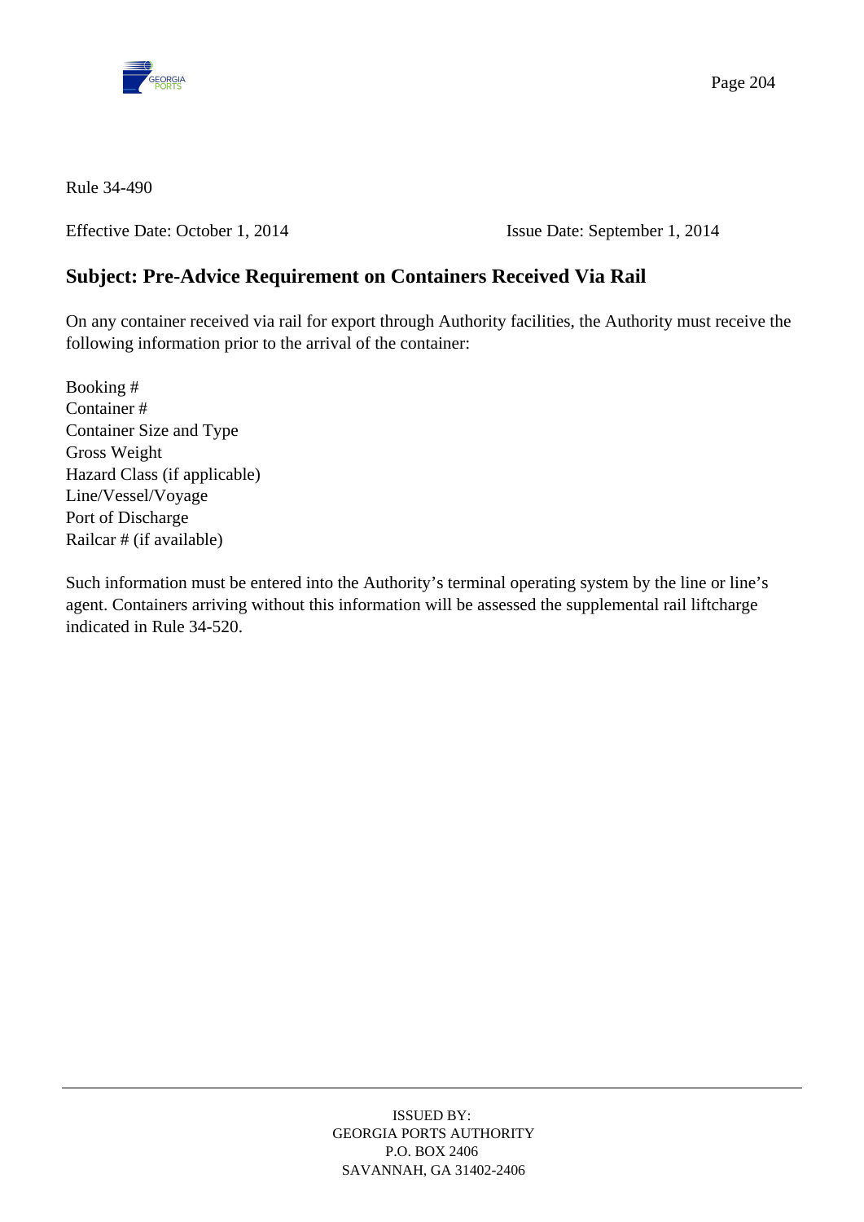Rule 34-490

Effective Date: October 1, 2014 Issue Date: September 1, 2014

## Subject: Pre-Advice Requirement on Containers Received Via Rail

On any container received via rail for export through Authority facilities, the Authority must receive the following information prior to the arrival of the container:

Booking #  
Container #  
Container Size and Type  
Gross Weight  
Hazard Class (if applicable)  
Line/Vessel/Voyage  
Port of Discharge  
Railcar # (if available)

Such information must be entered into the Authority's terminal operating system by the line or line's agent. Containers arriving without this information will be assessed the supplemental rail liftcharge indicated in Rule 34-520.

ISSUED BY:  
GEORGIA PORTS AUTHORITY  
P.O. BOX 2406  
SAVANNAH, GA 31402-2406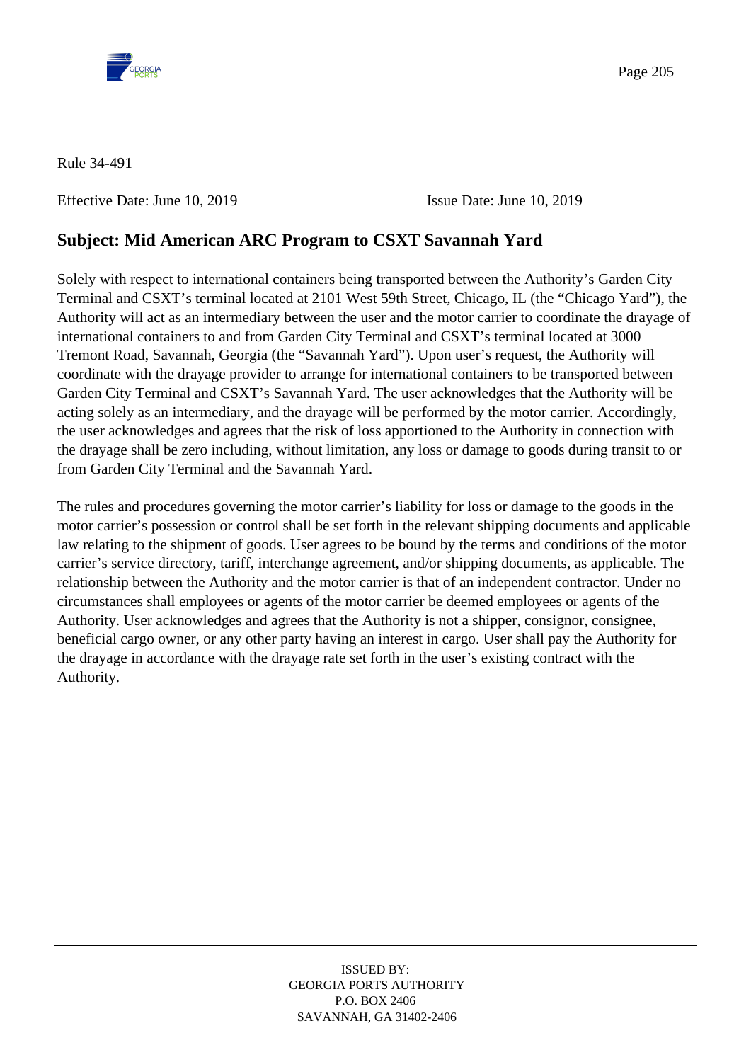Rule 34-491

Effective Date: June 10, 2019 Issue Date: June 10, 2019

## Subject: Mid American ARC Program to CSXT Savannah Yard

Solely with respect to international containers being transported between the Authority's Garden City Terminal and CSXT's terminal located at 2101 West 59th Street, Chicago, IL (the "Chicago Yard"), the Authority will act as an intermediary between the user and the motor carrier to coordinate the drayage of international containers to and from Garden City Terminal and CSXT's terminal located at 3000 Tremont Road, Savannah, Georgia (the "Savannah Yard"). Upon user's request, the Authority will coordinate with the drayage provider to arrange for international containers to be transported between Garden City Terminal and CSXT's Savannah Yard. The user acknowledges that the Authority will be acting solely as an intermediary, and the drayage will be performed by the motor carrier. Accordingly, the user acknowledges and agrees that the risk of loss apportioned to the Authority in connection with the drayage shall be zero including, without limitation, any loss or damage to goods during transit to or from Garden City Terminal and the Savannah Yard.

The rules and procedures governing the motor carrier's liability for loss or damage to the goods in the motor carrier's possession or control shall be set forth in the relevant shipping documents and applicable law relating to the shipment of goods. User agrees to be bound by the terms and conditions of the motor carrier's service directory, tariff, interchange agreement, and/or shipping documents, as applicable. The relationship between the Authority and the motor carrier is that of an independent contractor. Under no circumstances shall employees or agents of the motor carrier be deemed employees or agents of the Authority. User acknowledges and agrees that the Authority is not a shipper, consignor, consignee, beneficial cargo owner, or any other party having an interest in cargo. User shall pay the Authority for the drayage in accordance with the drayage rate set forth in the user's existing contract with the Authority.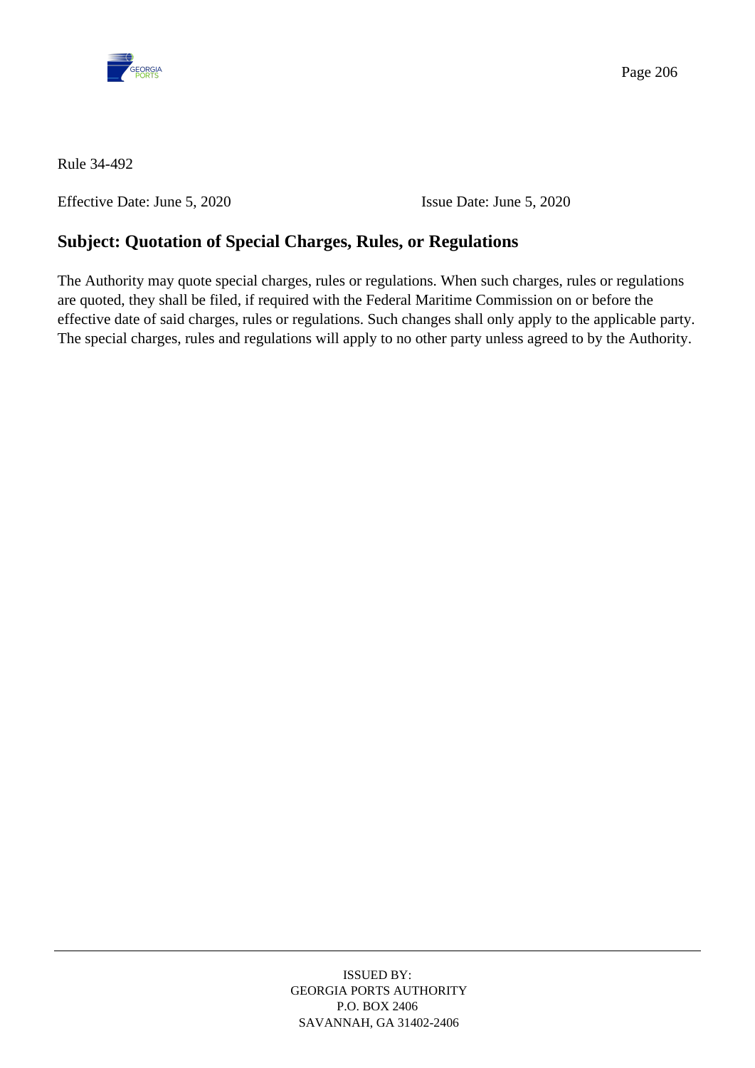Rule 34-492

Effective Date: June 5, 2020 Issue Date: June 5, 2020

## Subject: Quotation of Special Charges, Rules, or Regulations

The Authority may quote special charges, rules or regulations. When such charges, rules or regulations are quoted, they shall be filed, if required with the Federal Maritime Commission on or before the effective date of said charges, rules or regulations. Such changes shall only apply to the applicable party. The special charges, rules and regulations will apply to no other party unless agreed to by the Authority.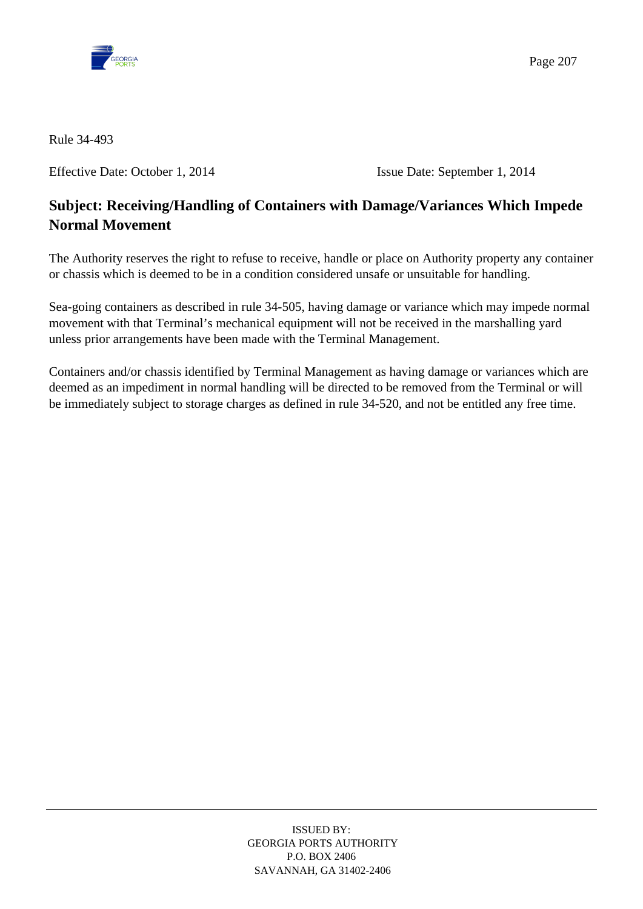Rule 34-493

Effective Date: October 1, 2014 Issue Date: September 1, 2014

## Subject: Receiving/Handling of Containers with Damage/Variances Which Impede Normal Movement

The Authority reserves the right to refuse to receive, handle or place on Authority property any container or chassis which is deemed to be in a condition considered unsafe or unsuitable for handling.

Sea-going containers as described in rule 34-505, having damage or variance which may impede normal movement with that Terminal's mechanical equipment will not be received in the marshalling yard unless prior arrangements have been made with the Terminal Management.

Containers and/or chassis identified by Terminal Management as having damage or variances which are deemed as an impediment in normal handling will be directed to be removed from the Terminal or will be immediately subject to storage charges as defined in rule 34-520, and not be entitled any free time.

ISSUED BY:
GEORGIA PORTS AUTHORITY
P.O. BOX 2406
SAVANNAH, GA 31402-2406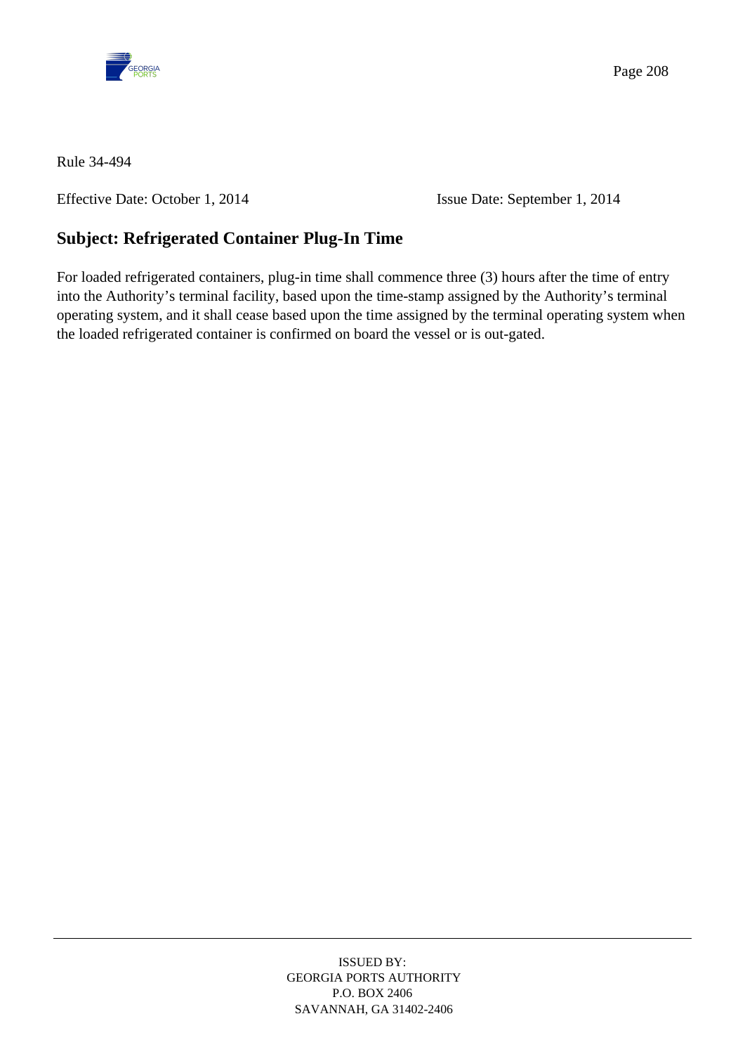Rule 34-494

Effective Date: October 1, 2014 Issue Date: September 1, 2014

## Subject: Refrigerated Container Plug-In Time

For loaded refrigerated containers, plug-in time shall commence three (3) hours after the time of entry into the Authority's terminal facility, based upon the time-stamp assigned by the Authority's terminal operating system, and it shall cease based upon the time assigned by the terminal operating system when the loaded refrigerated container is confirmed on board the vessel or is out-gated.

ISSUED BY:
GEORGIA PORTS AUTHORITY
P.O. BOX 2406
SAVANNAH, GA 31402-2406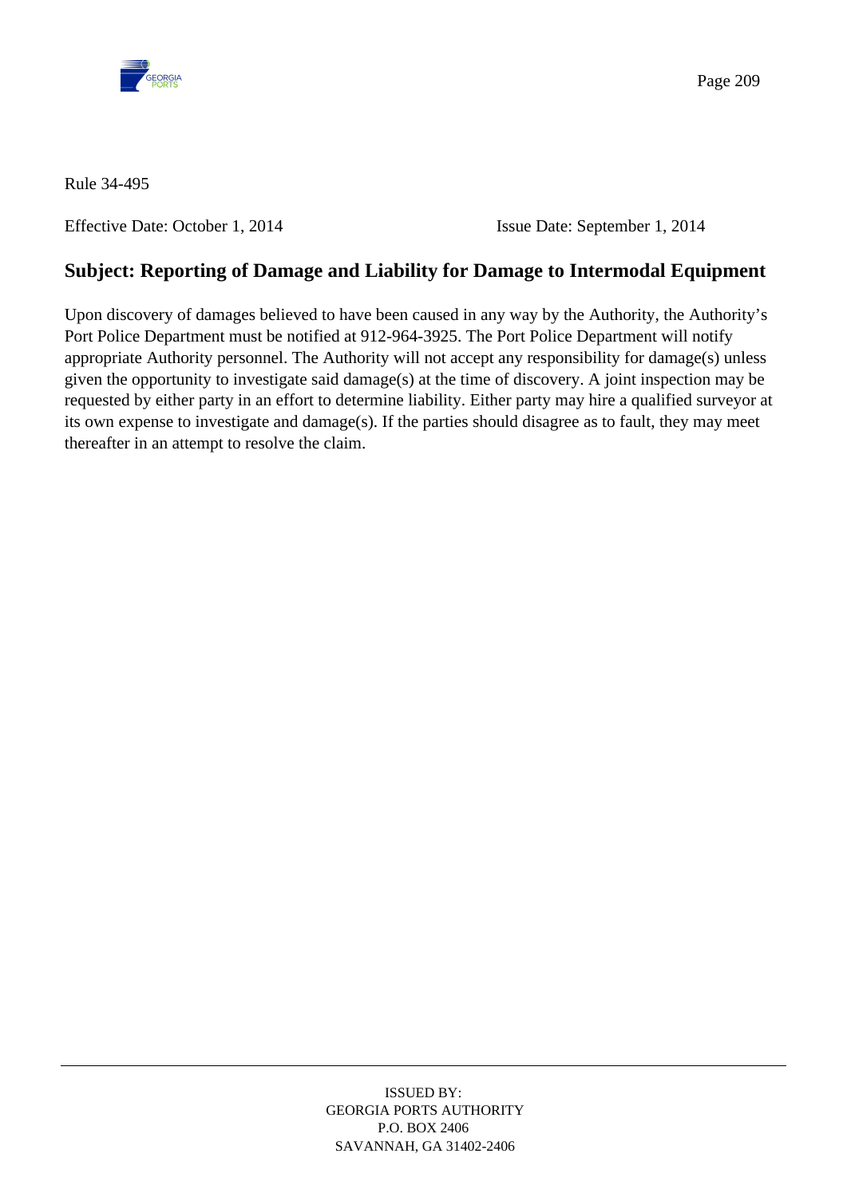Rule 34-495

Effective Date: October 1, 2014 Issue Date: September 1, 2014

## Subject: Reporting of Damage and Liability for Damage to Intermodal Equipment

Upon discovery of damages believed to have been caused in any way by the Authority, the Authority's Port Police Department must be notified at 912-964-3925. The Port Police Department will notify appropriate Authority personnel. The Authority will not accept any responsibility for damage(s) unless given the opportunity to investigate said damage(s) at the time of discovery. A joint inspection may be requested by either party in an effort to determine liability. Either party may hire a qualified surveyor at its own expense to investigate and damage(s). If the parties should disagree as to fault, they may meet thereafter in an attempt to resolve the claim.

ISSUED BY:
GEORGIA PORTS AUTHORITY
P.O. BOX 2406
SAVANNAH, GA 31402-2406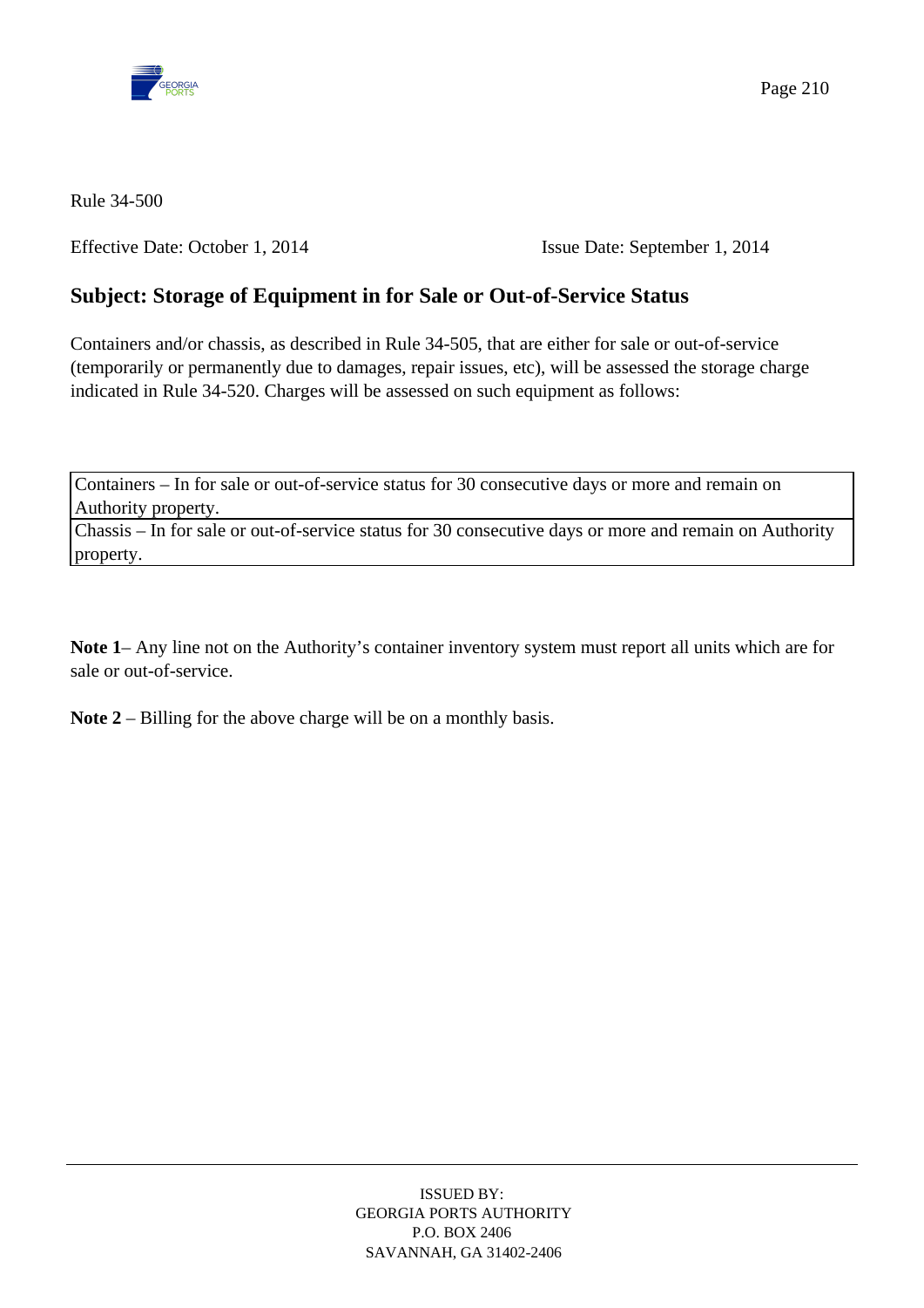Rule 34-500

Effective Date: October 1, 2014 Issue Date: September 1, 2014

## Subject: Storage of Equipment in for Sale or Out-of-Service Status

Containers and/or chassis, as described in Rule 34-505, that are either for sale or out-of-service (temporarily or permanently due to damages, repair issues, etc), will be assessed the storage charge indicated in Rule 34-520. Charges will be assessed on such equipment as follows:

| |
|---|
| Containers – In for sale or out-of-service status for 30 consecutive days or more and remain on Authority property. |
| Chassis – In for sale or out-of-service status for 30 consecutive days or more and remain on Authority property. |

**Note 1**– Any line not on the Authority's container inventory system must report all units which are for sale or out-of-service.

**Note 2** – Billing for the above charge will be on a monthly basis.

ISSUED BY:
GEORGIA PORTS AUTHORITY
P.O. BOX 2406
SAVANNAH, GA 31402-2406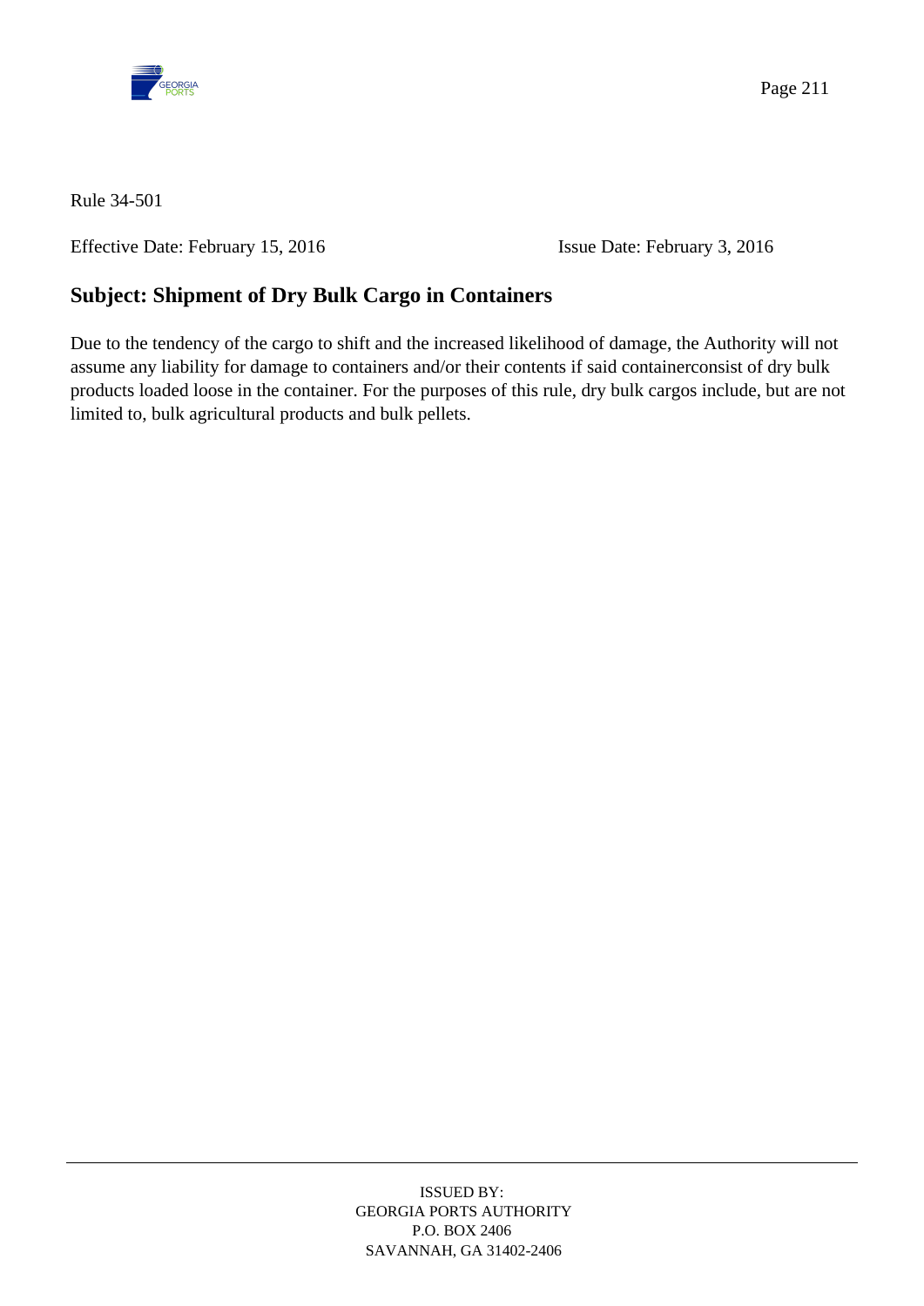Rule 34-501

Effective Date: February 15, 2016 Issue Date: February 3, 2016

## Subject: Shipment of Dry Bulk Cargo in Containers

Due to the tendency of the cargo to shift and the increased likelihood of damage, the Authority will not assume any liability for damage to containers and/or their contents if said containerconsist of dry bulk products loaded loose in the container. For the purposes of this rule, dry bulk cargos include, but are not limited to, bulk agricultural products and bulk pellets.

ISSUED BY:
GEORGIA PORTS AUTHORITY
P.O. BOX 2406
SAVANNAH, GA 31402-2406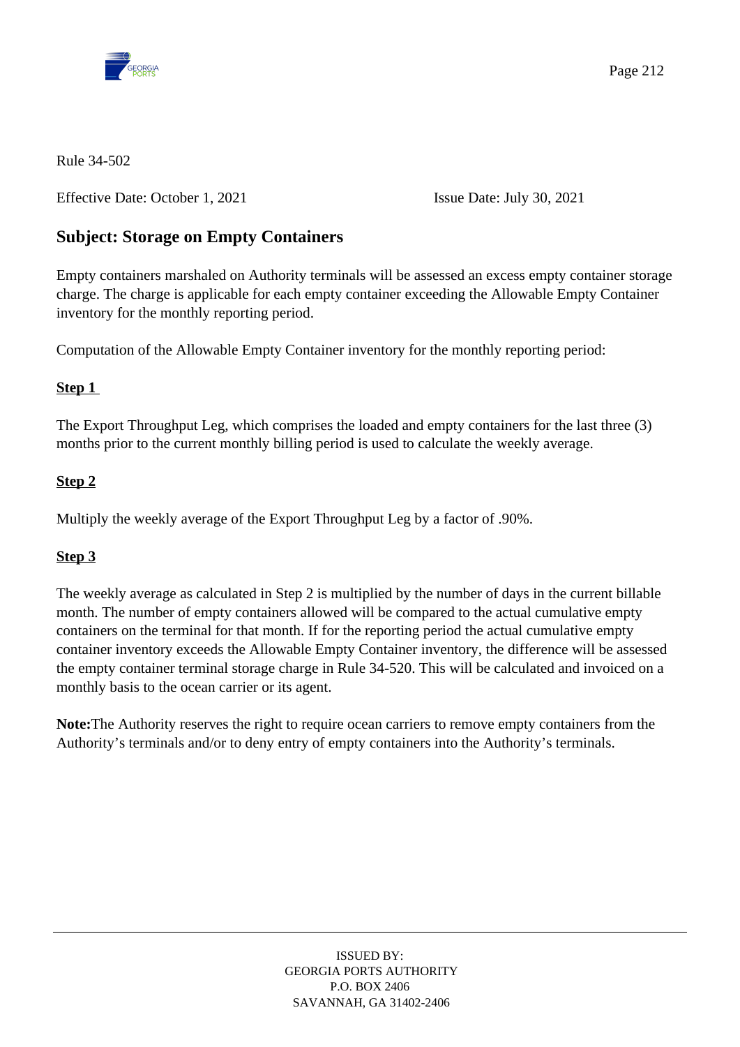Rule 34-502

Effective Date: October 1, 2021 Issue Date: July 30, 2021

## Subject: Storage on Empty Containers

Empty containers marshaled on Authority terminals will be assessed an excess empty container storage charge. The charge is applicable for each empty container exceeding the Allowable Empty Container inventory for the monthly reporting period.

Computation of the Allowable Empty Container inventory for the monthly reporting period:

**Step 1**

The Export Throughput Leg, which comprises the loaded and empty containers for the last three (3) months prior to the current monthly billing period is used to calculate the weekly average.

**Step 2**

Multiply the weekly average of the Export Throughput Leg by a factor of .90%.

**Step 3**

The weekly average as calculated in Step 2 is multiplied by the number of days in the current billable month. The number of empty containers allowed will be compared to the actual cumulative empty containers on the terminal for that month. If for the reporting period the actual cumulative empty container inventory exceeds the Allowable Empty Container inventory, the difference will be assessed the empty container terminal storage charge in Rule 34-520. This will be calculated and invoiced on a monthly basis to the ocean carrier or its agent.

**Note:** The Authority reserves the right to require ocean carriers to remove empty containers from the Authority's terminals and/or to deny entry of empty containers into the Authority's terminals.

ISSUED BY:
GEORGIA PORTS AUTHORITY
P.O. BOX 2406
SAVANNAH, GA 31402-2406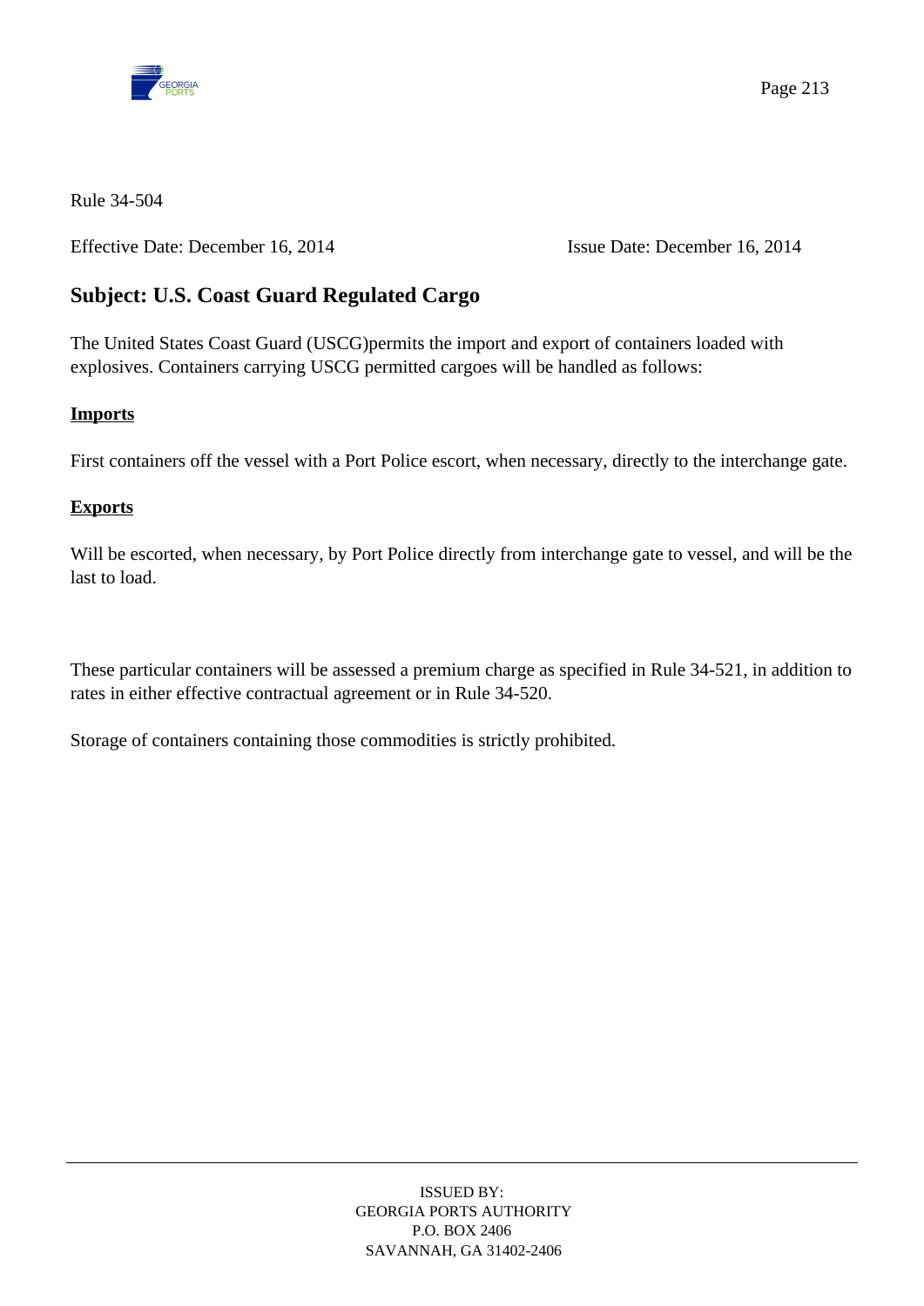Rule 34-504

Effective Date: December 16, 2014 Issue Date: December 16, 2014

## Subject: U.S. Coast Guard Regulated Cargo

The United States Coast Guard (USCG)permits the import and export of containers loaded with explosives. Containers carrying USCG permitted cargoes will be handled as follows:

**Imports**

First containers off the vessel with a Port Police escort, when necessary, directly to the interchange gate.

**Exports**

Will be escorted, when necessary, by Port Police directly from interchange gate to vessel, and will be the last to load.

These particular containers will be assessed a premium charge as specified in Rule 34-521, in addition to rates in either effective contractual agreement or in Rule 34-520.

Storage of containers containing those commodities is strictly prohibited.

ISSUED BY:
GEORGIA PORTS AUTHORITY
P.O. BOX 2406
SAVANNAH, GA 31402-2406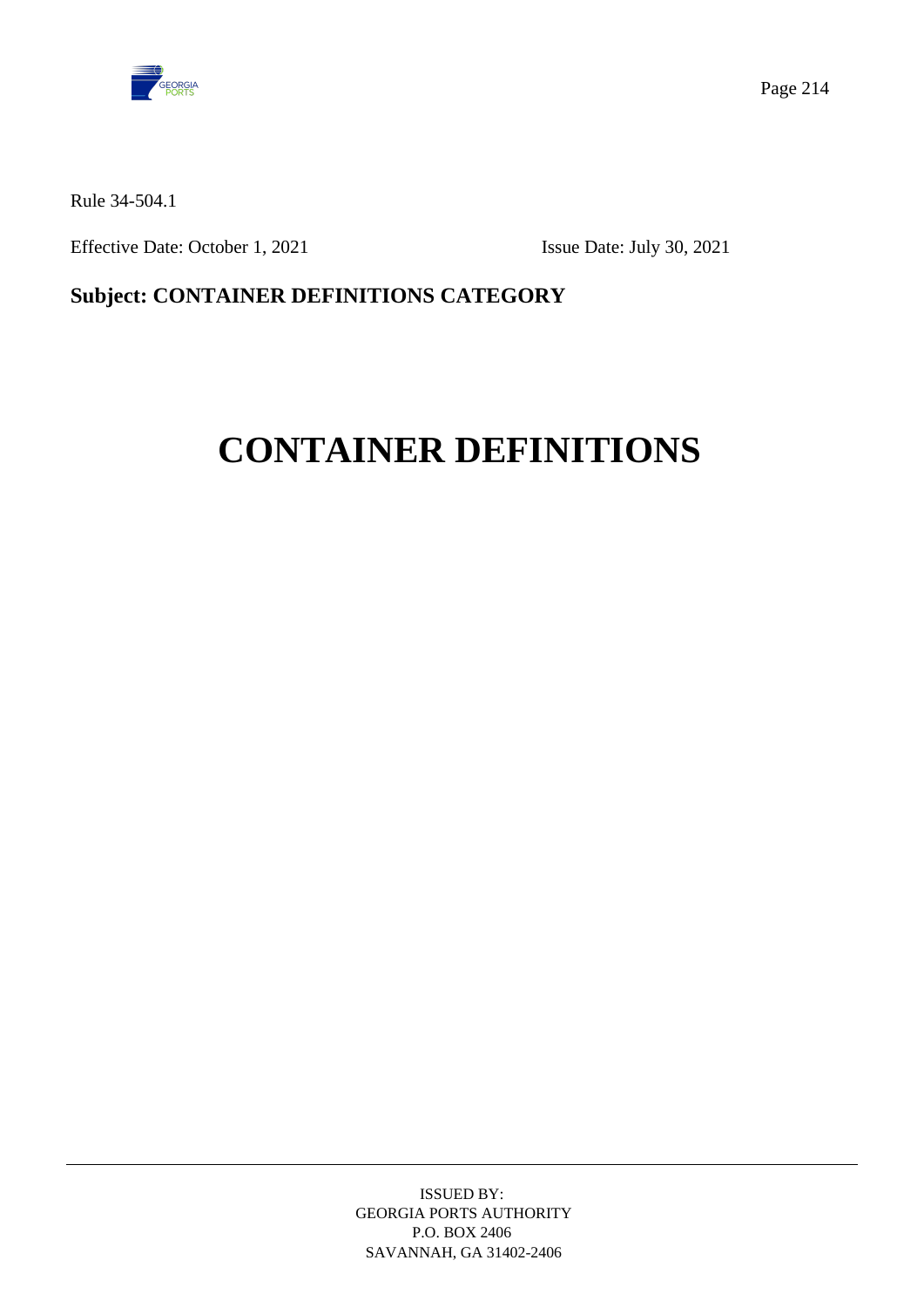Rule 34-504.1

Effective Date: October 1, 2021 Issue Date: July 30, 2021

**Subject: CONTAINER DEFINITIONS CATEGORY**

# CONTAINER DEFINITIONS

ISSUED BY:
GEORGIA PORTS AUTHORITY
P.O. BOX 2406
SAVANNAH, GA 31402-2406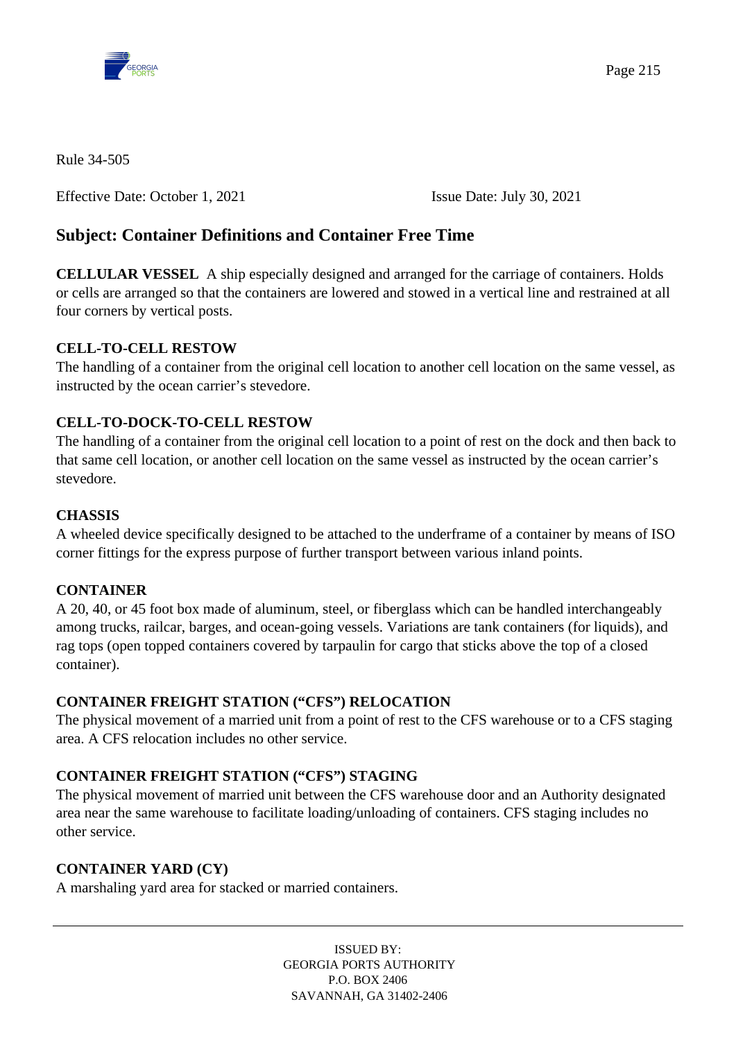Rule 34-505

Effective Date: October 1, 2021 Issue Date: July 30, 2021

## Subject: Container Definitions and Container Free Time

**CELLULAR VESSEL** A ship especially designed and arranged for the carriage of containers. Holds or cells are arranged so that the containers are lowered and stowed in a vertical line and restrained at all four corners by vertical posts.

**CELL-TO-CELL RESTOW**
The handling of a container from the original cell location to another cell location on the same vessel, as instructed by the ocean carrier's stevedore.

**CELL-TO-DOCK-TO-CELL RESTOW**
The handling of a container from the original cell location to a point of rest on the dock and then back to that same cell location, or another cell location on the same vessel as instructed by the ocean carrier's stevedore.

**CHASSIS**
A wheeled device specifically designed to be attached to the underframe of a container by means of ISO corner fittings for the express purpose of further transport between various inland points.

**CONTAINER**
A 20, 40, or 45 foot box made of aluminum, steel, or fiberglass which can be handled interchangeably among trucks, railcar, barges, and ocean-going vessels. Variations are tank containers (for liquids), and rag tops (open topped containers covered by tarpaulin for cargo that sticks above the top of a closed container).

**CONTAINER FREIGHT STATION ("CFS") RELOCATION**
The physical movement of a married unit from a point of rest to the CFS warehouse or to a CFS staging area. A CFS relocation includes no other service.

**CONTAINER FREIGHT STATION ("CFS") STAGING**
The physical movement of married unit between the CFS warehouse door and an Authority designated area near the same warehouse to facilitate loading/unloading of containers. CFS staging includes no other service.

**CONTAINER YARD (CY)**
A marshaling yard area for stacked or married containers.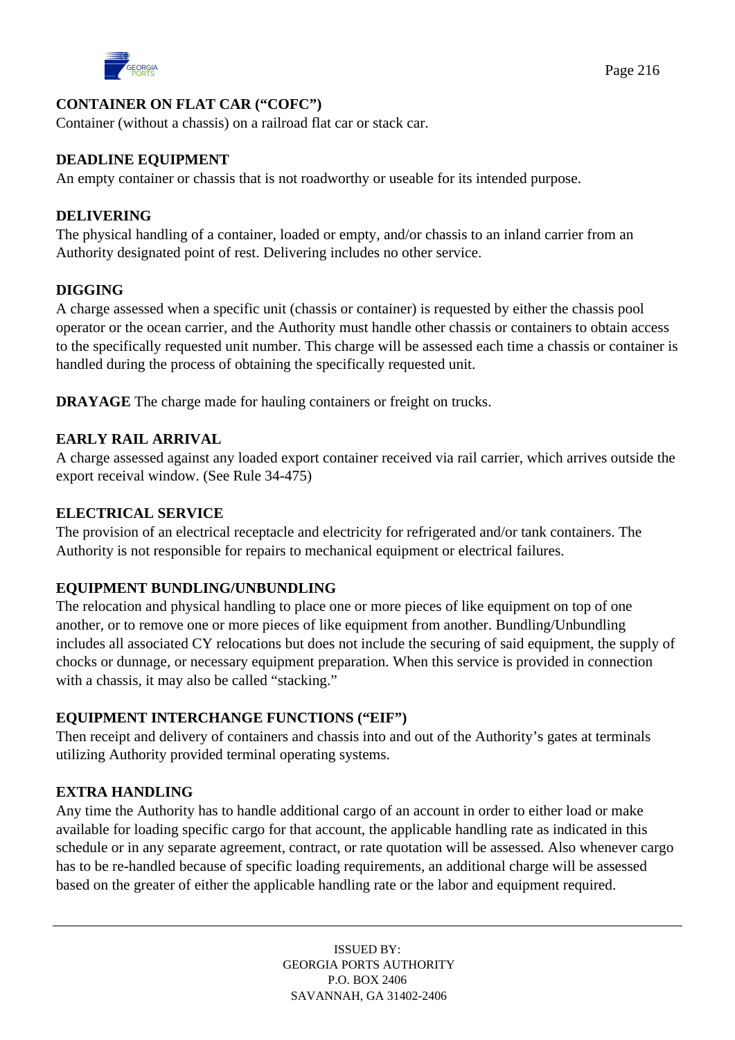**CONTAINER ON FLAT CAR ("COFC")**
Container (without a chassis) on a railroad flat car or stack car.

**DEADLINE EQUIPMENT**
An empty container or chassis that is not roadworthy or useable for its intended purpose.

**DELIVERING**
The physical handling of a container, loaded or empty, and/or chassis to an inland carrier from an Authority designated point of rest. Delivering includes no other service.

**DIGGING**
A charge assessed when a specific unit (chassis or container) is requested by either the chassis pool operator or the ocean carrier, and the Authority must handle other chassis or containers to obtain access to the specifically requested unit number. This charge will be assessed each time a chassis or container is handled during the process of obtaining the specifically requested unit.

**DRAYAGE** The charge made for hauling containers or freight on trucks.

**EARLY RAIL ARRIVAL**
A charge assessed against any loaded export container received via rail carrier, which arrives outside the export receival window. (See Rule 34-475)

**ELECTRICAL SERVICE**
The provision of an electrical receptacle and electricity for refrigerated and/or tank containers. The Authority is not responsible for repairs to mechanical equipment or electrical failures.

**EQUIPMENT BUNDLING/UNBUNDLING**
The relocation and physical handling to place one or more pieces of like equipment on top of one another, or to remove one or more pieces of like equipment from another. Bundling/Unbundling includes all associated CY relocations but does not include the securing of said equipment, the supply of chocks or dunnage, or necessary equipment preparation. When this service is provided in connection with a chassis, it may also be called "stacking."

**EQUIPMENT INTERCHANGE FUNCTIONS ("EIF")**
Then receipt and delivery of containers and chassis into and out of the Authority's gates at terminals utilizing Authority provided terminal operating systems.

**EXTRA HANDLING**
Any time the Authority has to handle additional cargo of an account in order to either load or make available for loading specific cargo for that account, the applicable handling rate as indicated in this schedule or in any separate agreement, contract, or rate quotation will be assessed. Also whenever cargo has to be re-handled because of specific loading requirements, an additional charge will be assessed based on the greater of either the applicable handling rate or the labor and equipment required.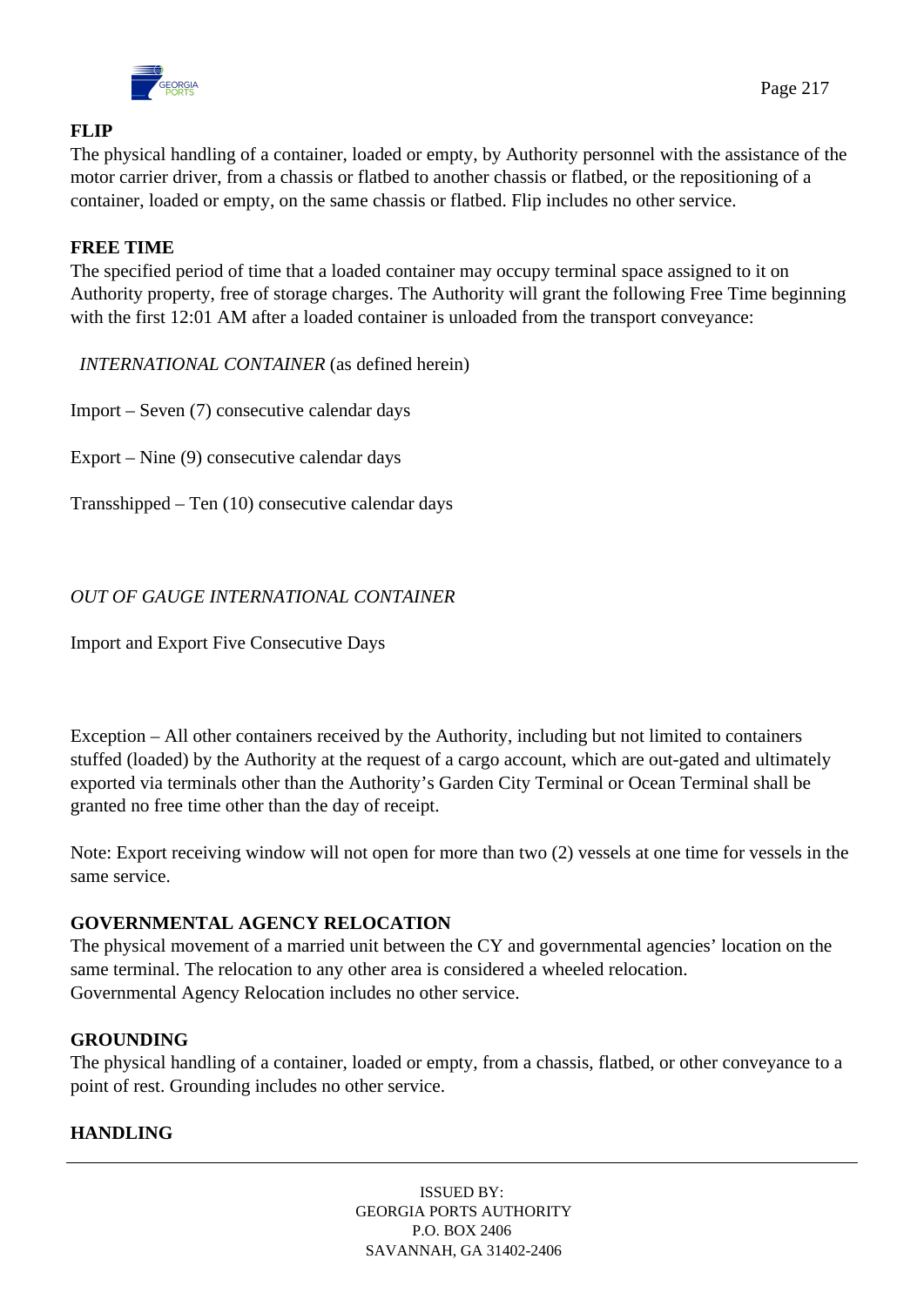**FLIP**
The physical handling of a container, loaded or empty, by Authority personnel with the assistance of the motor carrier driver, from a chassis or flatbed to another chassis or flatbed, or the repositioning of a container, loaded or empty, on the same chassis or flatbed. Flip includes no other service.

**FREE TIME**
The specified period of time that a loaded container may occupy terminal space assigned to it on Authority property, free of storage charges. The Authority will grant the following Free Time beginning with the first 12:01 AM after a loaded container is unloaded from the transport conveyance:

*INTERNATIONAL CONTAINER* (as defined herein)

Import – Seven (7) consecutive calendar days

Export – Nine (9) consecutive calendar days

Transshipped – Ten (10) consecutive calendar days

*OUT OF GAUGE INTERNATIONAL CONTAINER*

Import and Export Five Consecutive Days

Exception – All other containers received by the Authority, including but not limited to containers stuffed (loaded) by the Authority at the request of a cargo account, which are out-gated and ultimately exported via terminals other than the Authority's Garden City Terminal or Ocean Terminal shall be granted no free time other than the day of receipt.

Note: Export receiving window will not open for more than two (2) vessels at one time for vessels in the same service.

**GOVERNMENTAL AGENCY RELOCATION**
The physical movement of a married unit between the CY and governmental agencies' location on the same terminal. The relocation to any other area is considered a wheeled relocation.
Governmental Agency Relocation includes no other service.

**GROUNDING**
The physical handling of a container, loaded or empty, from a chassis, flatbed, or other conveyance to a point of rest. Grounding includes no other service.

**HANDLING**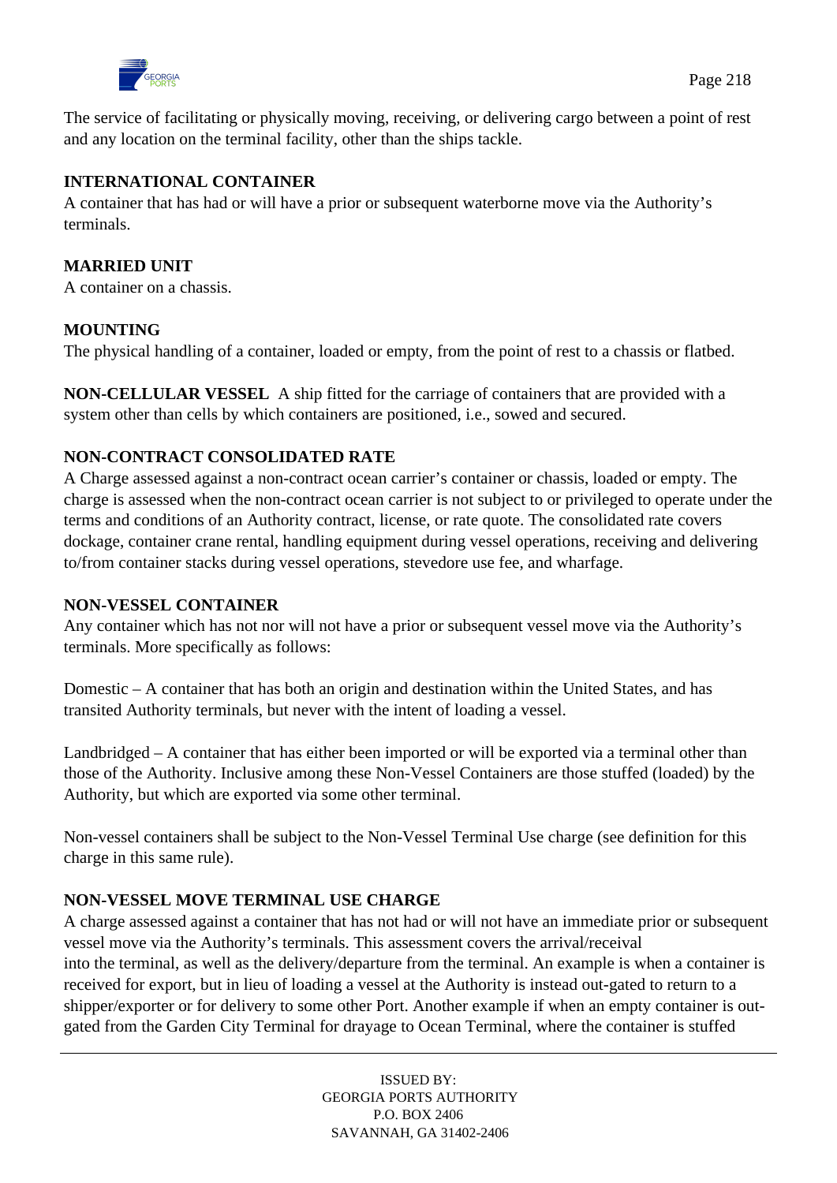The service of facilitating or physically moving, receiving, or delivering cargo between a point of rest and any location on the terminal facility, other than the ships tackle.

**INTERNATIONAL CONTAINER**
A container that has had or will have a prior or subsequent waterborne move via the Authority's terminals.

**MARRIED UNIT**
A container on a chassis.

**MOUNTING**
The physical handling of a container, loaded or empty, from the point of rest to a chassis or flatbed.

**NON-CELLULAR VESSEL** A ship fitted for the carriage of containers that are provided with a system other than cells by which containers are positioned, i.e., sowed and secured.

**NON-CONTRACT CONSOLIDATED RATE**
A Charge assessed against a non-contract ocean carrier's container or chassis, loaded or empty. The charge is assessed when the non-contract ocean carrier is not subject to or privileged to operate under the terms and conditions of an Authority contract, license, or rate quote. The consolidated rate covers dockage, container crane rental, handling equipment during vessel operations, receiving and delivering to/from container stacks during vessel operations, stevedore use fee, and wharfage.

**NON-VESSEL CONTAINER**
Any container which has not nor will not have a prior or subsequent vessel move via the Authority's terminals. More specifically as follows:

Domestic – A container that has both an origin and destination within the United States, and has transited Authority terminals, but never with the intent of loading a vessel.

Landbridged – A container that has either been imported or will be exported via a terminal other than those of the Authority. Inclusive among these Non-Vessel Containers are those stuffed (loaded) by the Authority, but which are exported via some other terminal.

Non-vessel containers shall be subject to the Non-Vessel Terminal Use charge (see definition for this charge in this same rule).

**NON-VESSEL MOVE TERMINAL USE CHARGE**
A charge assessed against a container that has not had or will not have an immediate prior or subsequent vessel move via the Authority's terminals. This assessment covers the arrival/receival into the terminal, as well as the delivery/departure from the terminal. An example is when a container is received for export, but in lieu of loading a vessel at the Authority is instead out-gated to return to a shipper/exporter or for delivery to some other Port. Another example if when an empty container is out-gated from the Garden City Terminal for drayage to Ocean Terminal, where the container is stuffed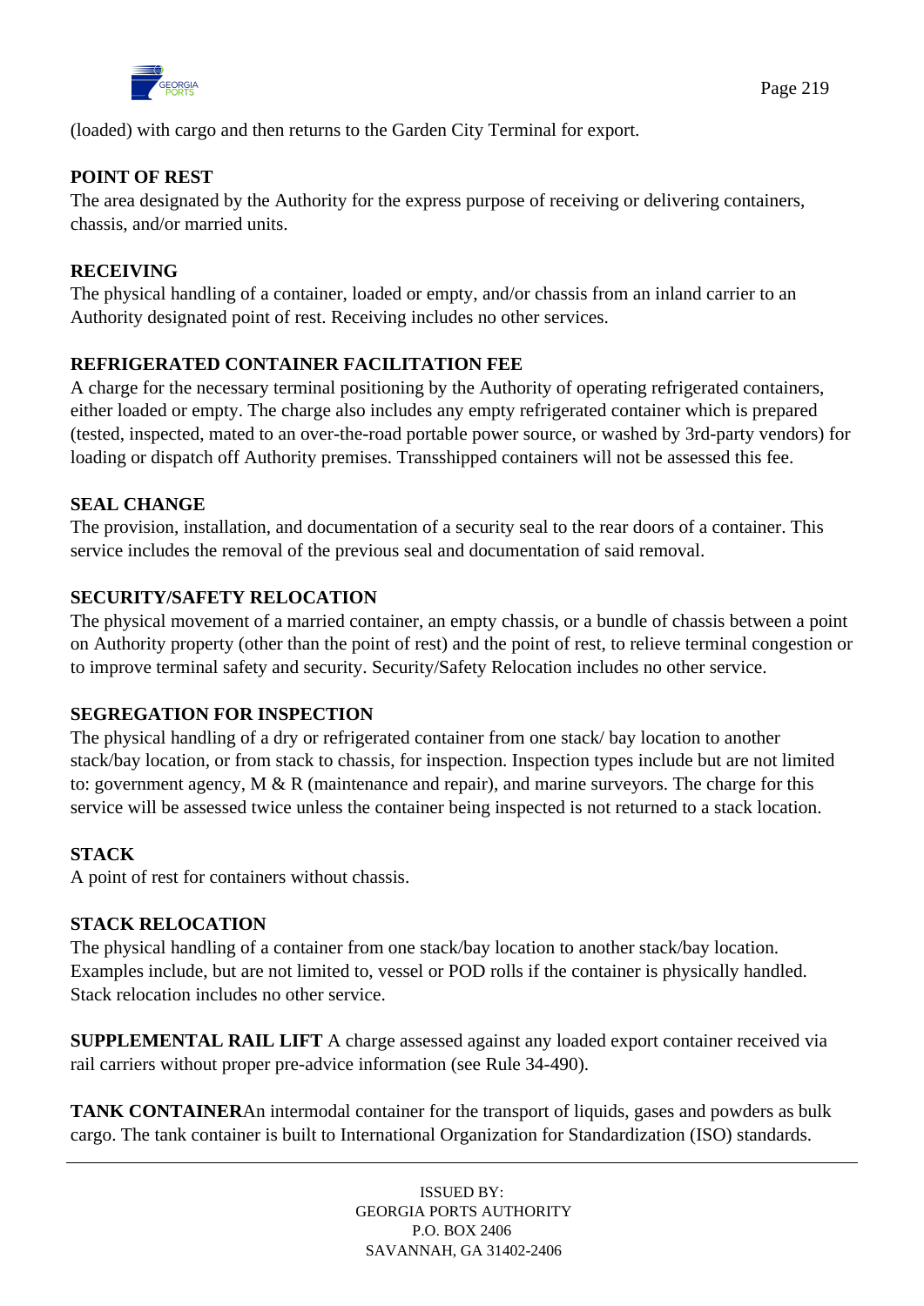(loaded) with cargo and then returns to the Garden City Terminal for export.

**POINT OF REST**
The area designated by the Authority for the express purpose of receiving or delivering containers, chassis, and/or married units.

**RECEIVING**
The physical handling of a container, loaded or empty, and/or chassis from an inland carrier to an Authority designated point of rest. Receiving includes no other services.

**REFRIGERATED CONTAINER FACILITATION FEE**
A charge for the necessary terminal positioning by the Authority of operating refrigerated containers, either loaded or empty. The charge also includes any empty refrigerated container which is prepared (tested, inspected, mated to an over-the-road portable power source, or washed by 3rd-party vendors) for loading or dispatch off Authority premises. Transshipped containers will not be assessed this fee.

**SEAL CHANGE**
The provision, installation, and documentation of a security seal to the rear doors of a container. This service includes the removal of the previous seal and documentation of said removal.

**SECURITY/SAFETY RELOCATION**
The physical movement of a married container, an empty chassis, or a bundle of chassis between a point on Authority property (other than the point of rest) and the point of rest, to relieve terminal congestion or to improve terminal safety and security. Security/Safety Relocation includes no other service.

**SEGREGATION FOR INSPECTION**
The physical handling of a dry or refrigerated container from one stack/ bay location to another stack/bay location, or from stack to chassis, for inspection. Inspection types include but are not limited to: government agency, M & R (maintenance and repair), and marine surveyors. The charge for this service will be assessed twice unless the container being inspected is not returned to a stack location.

**STACK**
A point of rest for containers without chassis.

**STACK RELOCATION**
The physical handling of a container from one stack/bay location to another stack/bay location. Examples include, but are not limited to, vessel or POD rolls if the container is physically handled. Stack relocation includes no other service.

**SUPPLEMENTAL RAIL LIFT** A charge assessed against any loaded export container received via rail carriers without proper pre-advice information (see Rule 34-490).

**TANK CONTAINER**An intermodal container for the transport of liquids, gases and powders as bulk cargo. The tank container is built to International Organization for Standardization (ISO) standards.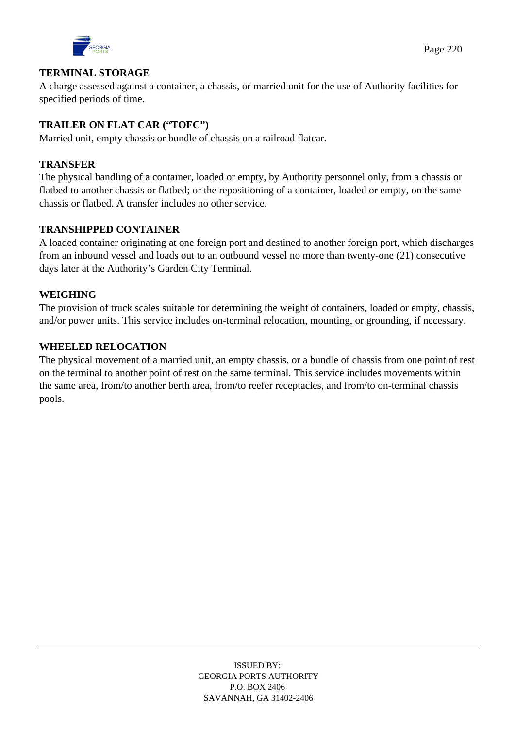**TERMINAL STORAGE**

A charge assessed against a container, a chassis, or married unit for the use of Authority facilities for specified periods of time.

**TRAILER ON FLAT CAR ("TOFC")**

Married unit, empty chassis or bundle of chassis on a railroad flatcar.

**TRANSFER**

The physical handling of a container, loaded or empty, by Authority personnel only, from a chassis or flatbed to another chassis or flatbed; or the repositioning of a container, loaded or empty, on the same chassis or flatbed. A transfer includes no other service.

**TRANSHIPPED CONTAINER**

A loaded container originating at one foreign port and destined to another foreign port, which discharges from an inbound vessel and loads out to an outbound vessel no more than twenty-one (21) consecutive days later at the Authority's Garden City Terminal.

**WEIGHING**

The provision of truck scales suitable for determining the weight of containers, loaded or empty, chassis, and/or power units. This service includes on-terminal relocation, mounting, or grounding, if necessary.

**WHEELED RELOCATION**

The physical movement of a married unit, an empty chassis, or a bundle of chassis from one point of rest on the terminal to another point of rest on the same terminal. This service includes movements within the same area, from/to another berth area, from/to reefer receptacles, and from/to on-terminal chassis pools.

ISSUED BY:
GEORGIA PORTS AUTHORITY
P.O. BOX 2406
SAVANNAH, GA 31402-2406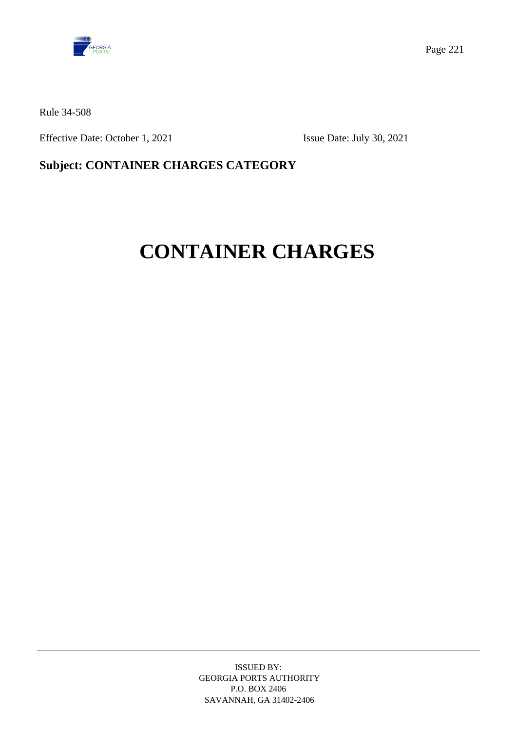Rule 34-508

Effective Date: October 1, 2021 Issue Date: July 30, 2021

**Subject: CONTAINER CHARGES CATEGORY**

# CONTAINER CHARGES

ISSUED BY:
GEORGIA PORTS AUTHORITY
P.O. BOX 2406
SAVANNAH, GA 31402-2406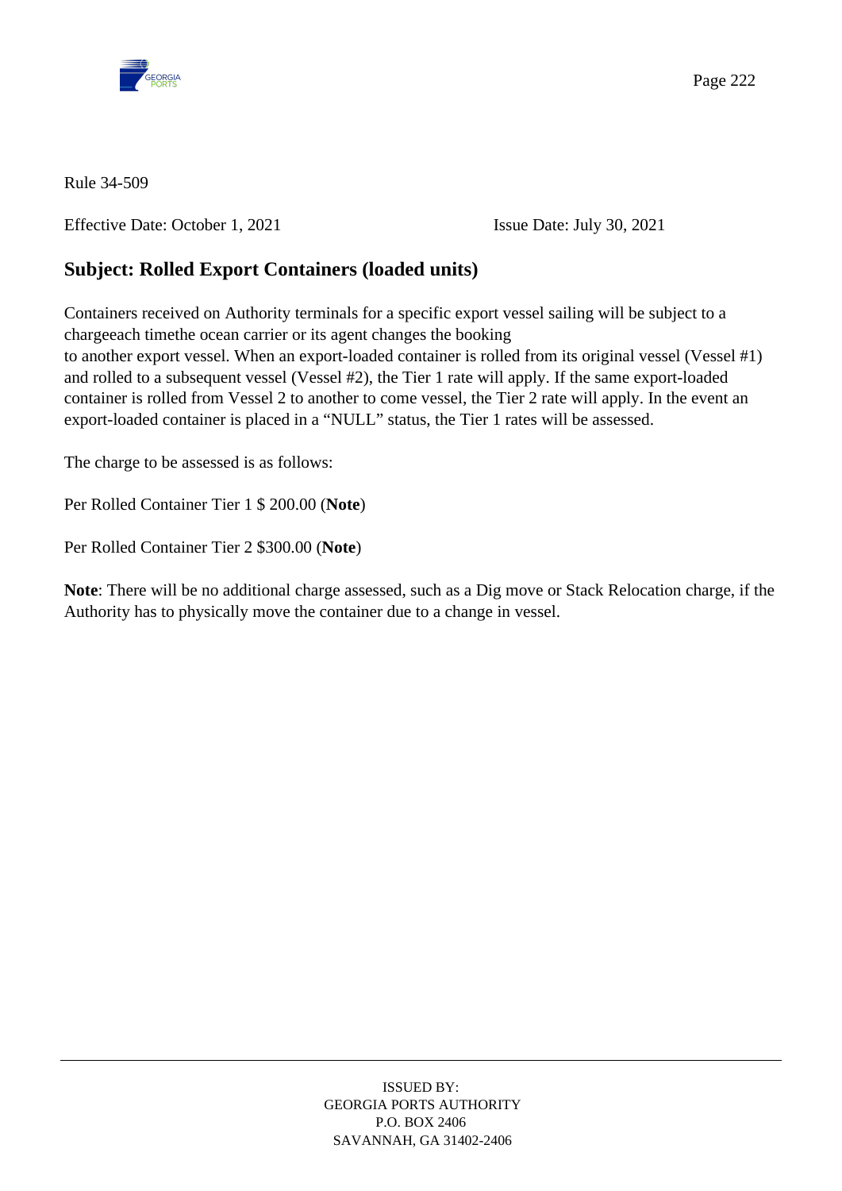Rule 34-509

Effective Date: October 1, 2021 Issue Date: July 30, 2021

## Subject: Rolled Export Containers (loaded units)

Containers received on Authority terminals for a specific export vessel sailing will be subject to a chargeeach timethe ocean carrier or its agent changes the booking
to another export vessel. When an export-loaded container is rolled from its original vessel (Vessel #1) and rolled to a subsequent vessel (Vessel #2), the Tier 1 rate will apply. If the same export-loaded container is rolled from Vessel 2 to another to come vessel, the Tier 2 rate will apply. In the event an export-loaded container is placed in a “NULL” status, the Tier 1 rates will be assessed.

The charge to be assessed is as follows:

Per Rolled Container Tier 1 $ 200.00 (**Note**)

Per Rolled Container Tier 2 $300.00 (**Note**)

**Note**: There will be no additional charge assessed, such as a Dig move or Stack Relocation charge, if the Authority has to physically move the container due to a change in vessel.

ISSUED BY:
GEORGIA PORTS AUTHORITY
P.O. BOX 2406
SAVANNAH, GA 31402-2406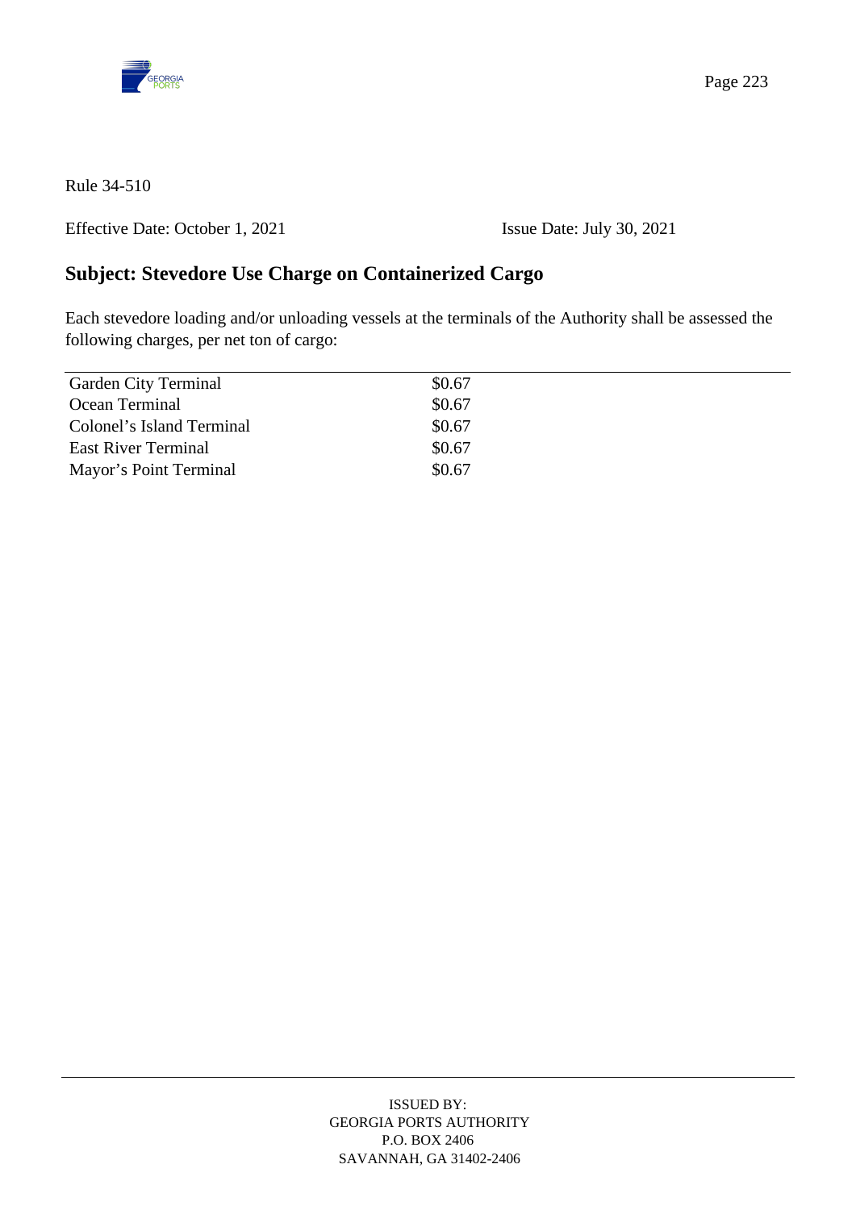Rule 34-510

Effective Date: October 1, 2021 Issue Date: July 30, 2021

## Subject: Stevedore Use Charge on Containerized Cargo

Each stevedore loading and/or unloading vessels at the terminals of the Authority shall be assessed the following charges, per net ton of cargo:

| | |
|---|---|
| Garden City Terminal | $0.67 |
| Ocean Terminal | $0.67 |
| Colonel's Island Terminal | $0.67 |
| East River Terminal | $0.67 |
| Mayor's Point Terminal | $0.67 |

ISSUED BY:
GEORGIA PORTS AUTHORITY
P.O. BOX 2406
SAVANNAH, GA 31402-2406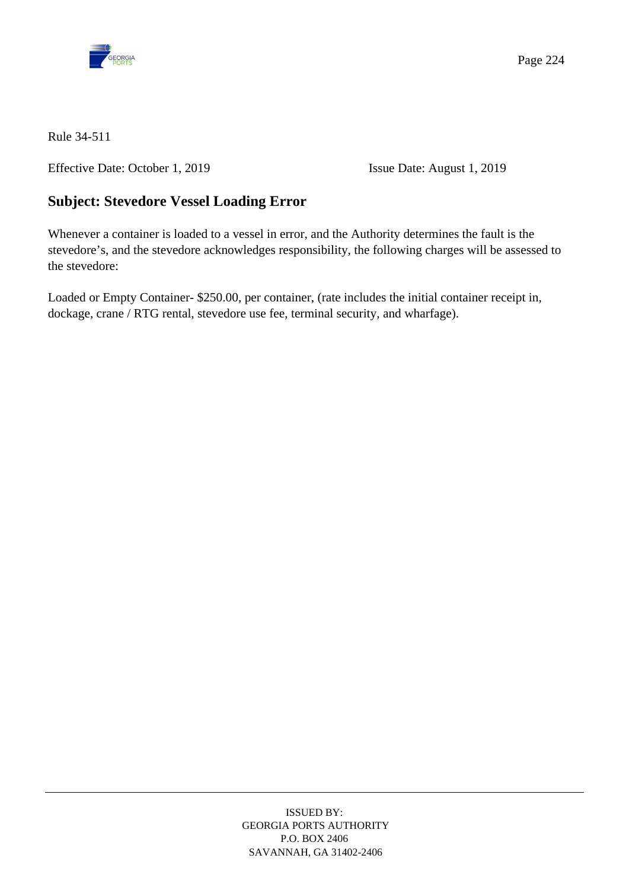Rule 34-511

Effective Date: October 1, 2019 Issue Date: August 1, 2019

## Subject: Stevedore Vessel Loading Error

Whenever a container is loaded to a vessel in error, and the Authority determines the fault is the stevedore's, and the stevedore acknowledges responsibility, the following charges will be assessed to the stevedore:

Loaded or Empty Container- $250.00, per container, (rate includes the initial container receipt in, dockage, crane / RTG rental, stevedore use fee, terminal security, and wharfage).

ISSUED BY:
GEORGIA PORTS AUTHORITY
P.O. BOX 2406
SAVANNAH, GA 31402-2406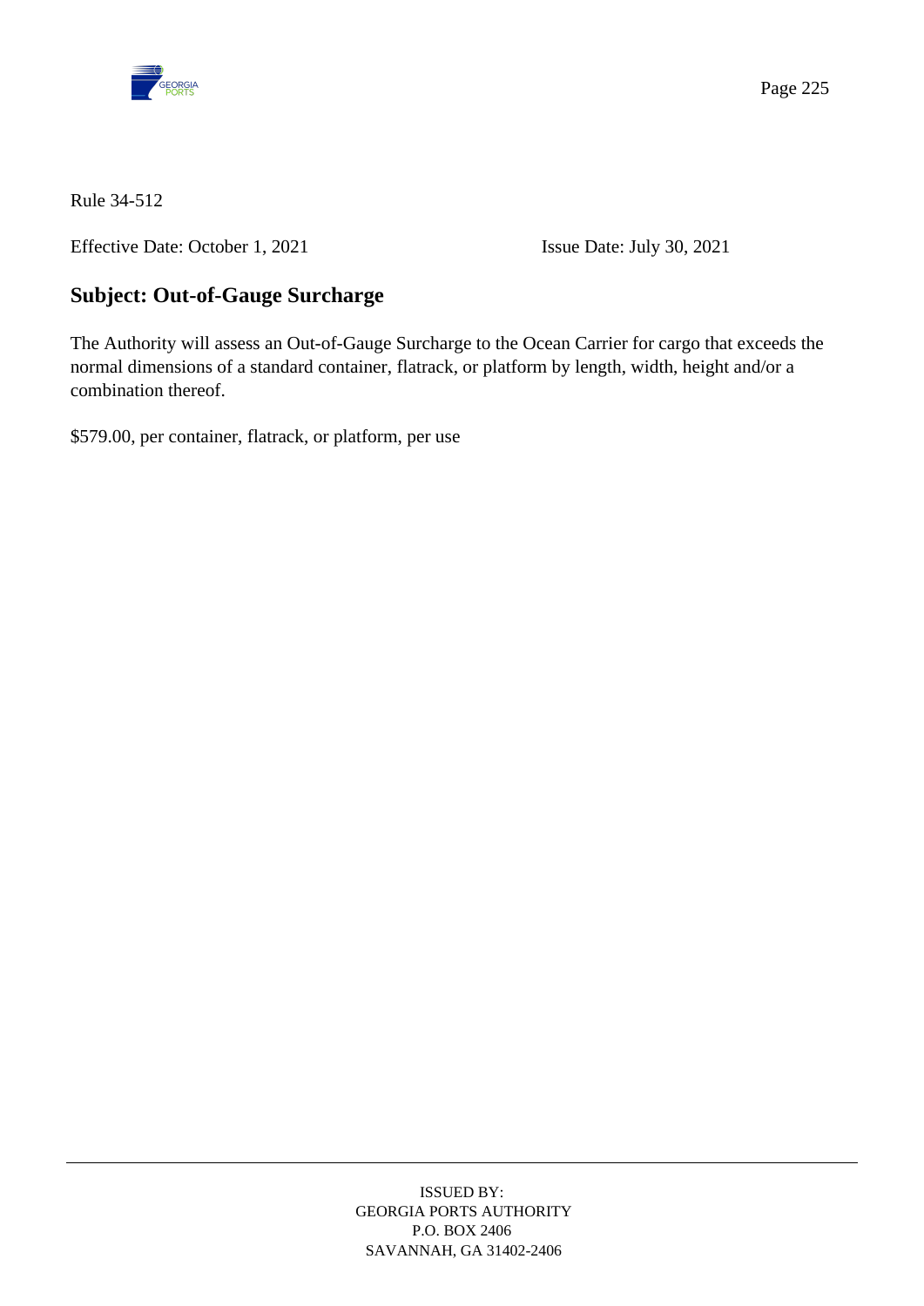Rule 34-512

Effective Date: October 1, 2021 Issue Date: July 30, 2021

## Subject: Out-of-Gauge Surcharge

The Authority will assess an Out-of-Gauge Surcharge to the Ocean Carrier for cargo that exceeds the normal dimensions of a standard container, flatrack, or platform by length, width, height and/or a combination thereof.

$579.00, per container, flatrack, or platform, per use

ISSUED BY:
GEORGIA PORTS AUTHORITY
P.O. BOX 2406
SAVANNAH, GA 31402-2406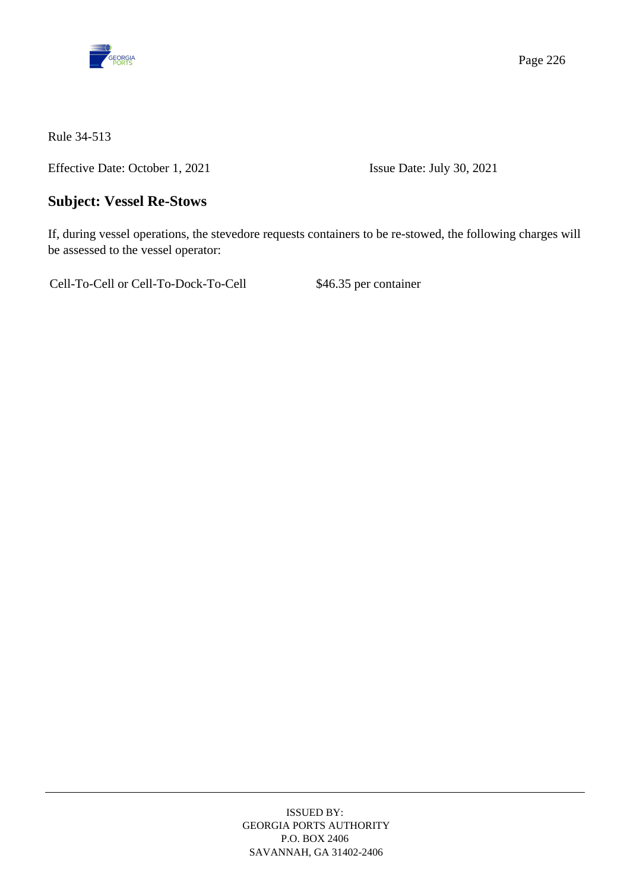Rule 34-513

Effective Date: October 1, 2021 Issue Date: July 30, 2021

## Subject: Vessel Re-Stows

If, during vessel operations, the stevedore requests containers to be re-stowed, the following charges will be assessed to the vessel operator:

| | |
|---|---|
| Cell-To-Cell or Cell-To-Dock-To-Cell | $46.35 per container |

ISSUED BY:
GEORGIA PORTS AUTHORITY
P.O. BOX 2406
SAVANNAH, GA 31402-2406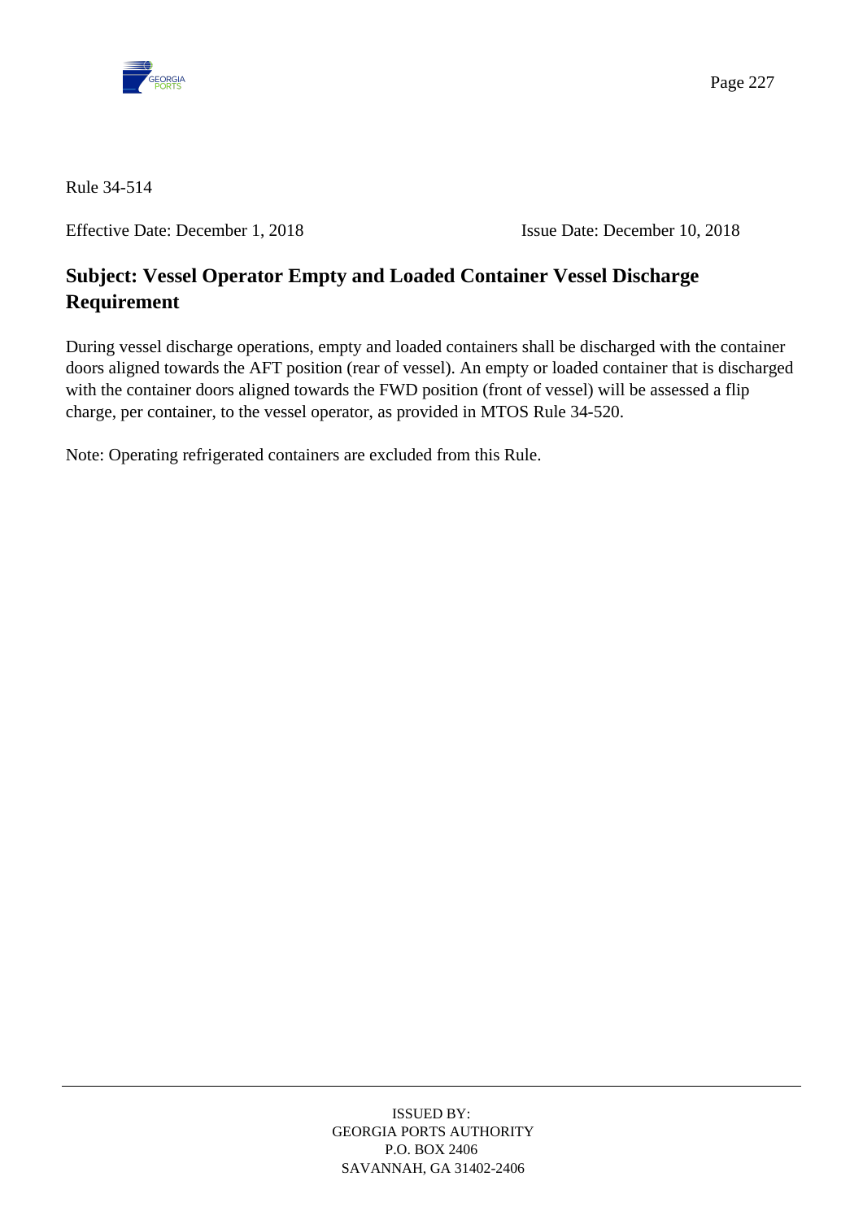Rule 34-514

Effective Date: December 1, 2018 Issue Date: December 10, 2018

## Subject: Vessel Operator Empty and Loaded Container Vessel Discharge Requirement

During vessel discharge operations, empty and loaded containers shall be discharged with the container doors aligned towards the AFT position (rear of vessel). An empty or loaded container that is discharged with the container doors aligned towards the FWD position (front of vessel) will be assessed a flip charge, per container, to the vessel operator, as provided in MTOS Rule 34-520.

Note: Operating refrigerated containers are excluded from this Rule.

ISSUED BY:
GEORGIA PORTS AUTHORITY
P.O. BOX 2406
SAVANNAH, GA 31402-2406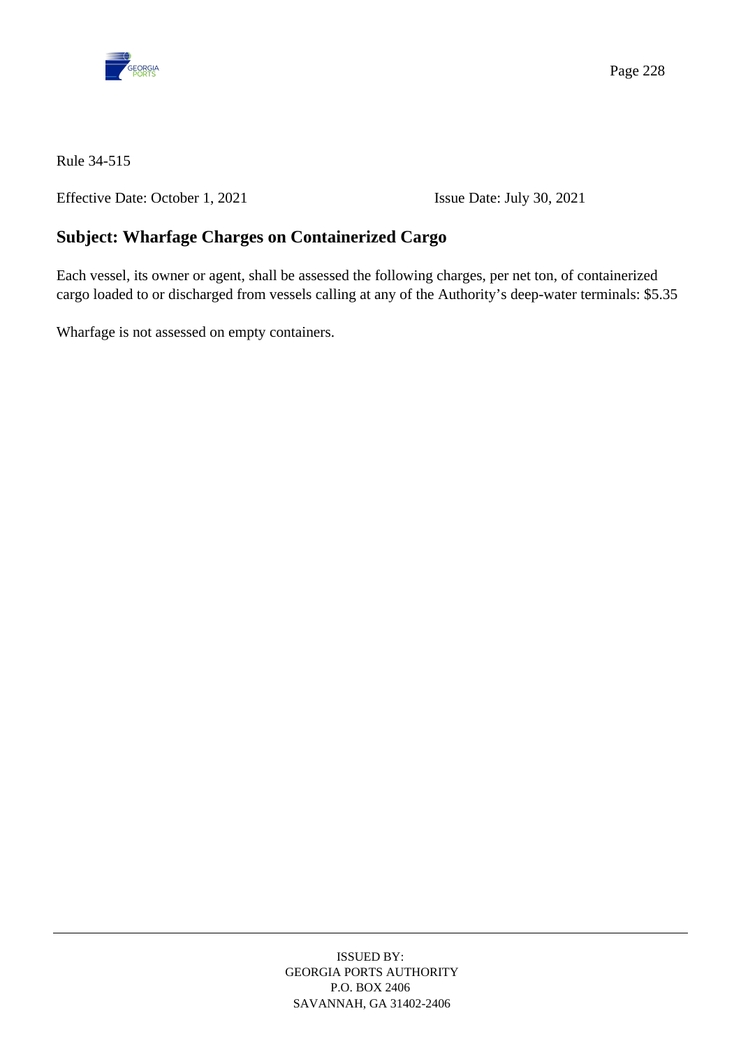Rule 34-515

Effective Date: October 1, 2021 Issue Date: July 30, 2021

## Subject: Wharfage Charges on Containerized Cargo

Each vessel, its owner or agent, shall be assessed the following charges, per net ton, of containerized cargo loaded to or discharged from vessels calling at any of the Authority's deep-water terminals: $5.35

Wharfage is not assessed on empty containers.

ISSUED BY:
GEORGIA PORTS AUTHORITY
P.O. BOX 2406
SAVANNAH, GA 31402-2406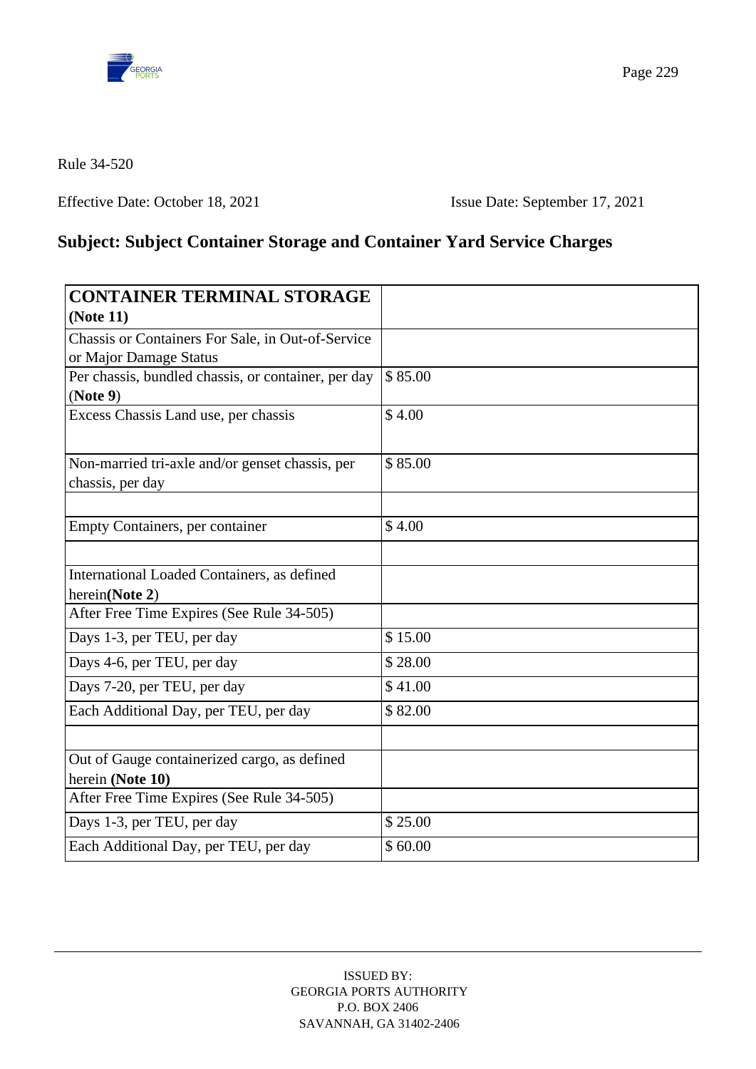Rule 34-520

Effective Date: October 18, 2021 Issue Date: September 17, 2021

## Subject: Subject Container Storage and Container Yard Service Charges

| **CONTAINER TERMINAL STORAGE (Note 11)** | |
|---|---|
| Chassis or Containers For Sale, in Out-of-Service or Major Damage Status | |
| Per chassis, bundled chassis, or container, per day (**Note 9**) | $ 85.00 |
| Excess Chassis Land use, per chassis | $ 4.00 |
| Non-married tri-axle and/or genset chassis, per chassis, per day | $ 85.00 |
| | |
| Empty Containers, per container | $ 4.00 |
| | |
| International Loaded Containers, as defined herein(**Note 2**) | |
| After Free Time Expires (See Rule 34-505) | |
| Days 1-3, per TEU, per day | $ 15.00 |
| Days 4-6, per TEU, per day | $ 28.00 |
| Days 7-20, per TEU, per day | $ 41.00 |
| Each Additional Day, per TEU, per day | $ 82.00 |
| | |
| Out of Gauge containerized cargo, as defined herein **(Note 10)** | |
| After Free Time Expires (See Rule 34-505) | |
| Days 1-3, per TEU, per day | $ 25.00 |
| Each Additional Day, per TEU, per day | $ 60.00 |

ISSUED BY:
GEORGIA PORTS AUTHORITY
P.O. BOX 2406
SAVANNAH, GA 31402-2406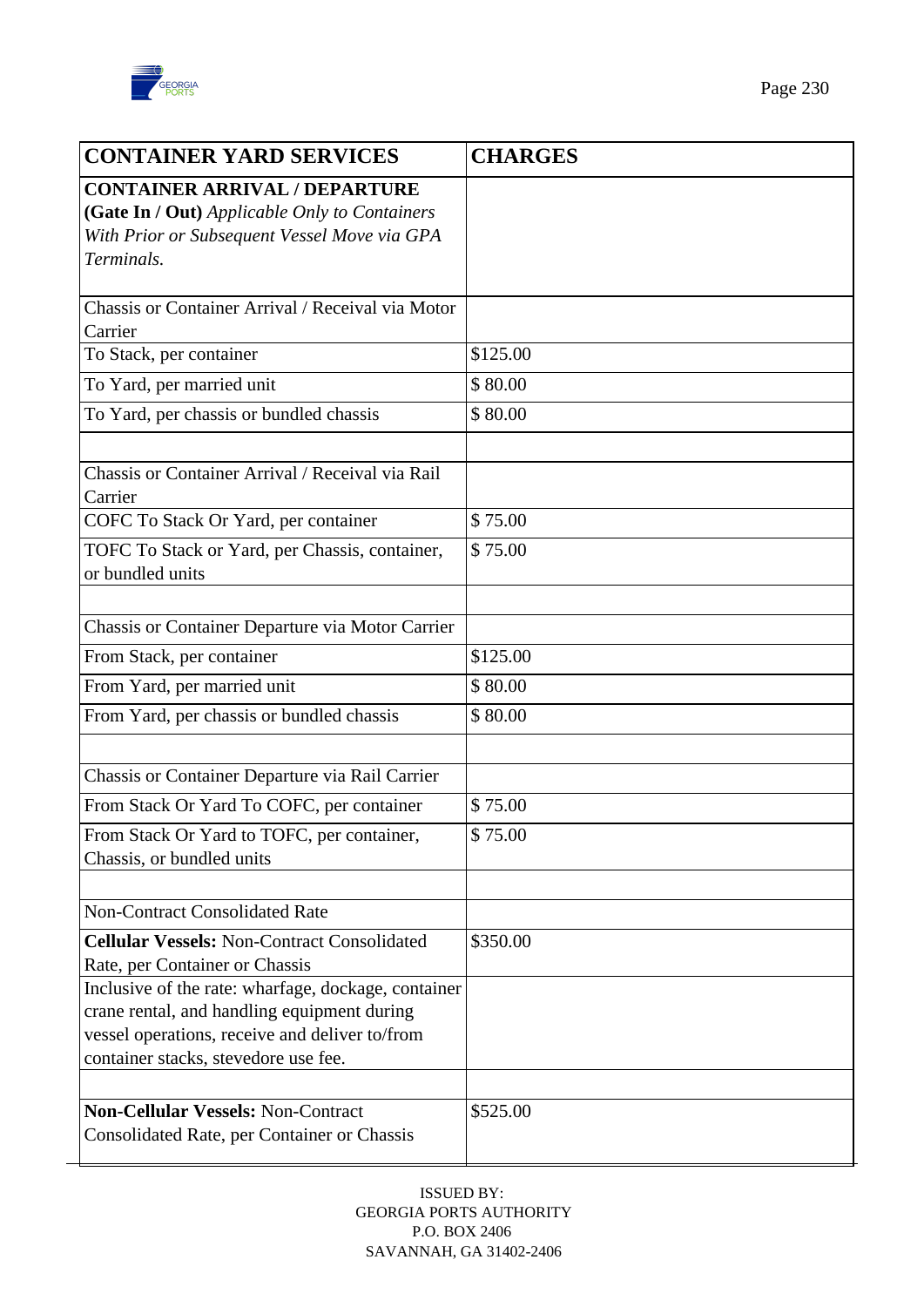| CONTAINER YARD SERVICES | CHARGES |
|---|---|
| **CONTAINER ARRIVAL / DEPARTURE (Gate In / Out)** *Applicable Only to Containers With Prior or Subsequent Vessel Move via GPA Terminals.* | |
| Chassis or Container Arrival / Receival via Motor Carrier | |
| To Stack, per container | $125.00 |
| To Yard, per married unit | $ 80.00 |
| To Yard, per chassis or bundled chassis | $ 80.00 |
| | |
| Chassis or Container Arrival / Receival via Rail Carrier | |
| COFC To Stack Or Yard, per container | $ 75.00 |
| TOFC To Stack or Yard, per Chassis, container, or bundled units | $ 75.00 |
| | |
| Chassis or Container Departure via Motor Carrier | |
| From Stack, per container | $125.00 |
| From Yard, per married unit | $ 80.00 |
| From Yard, per chassis or bundled chassis | $ 80.00 |
| | |
| Chassis or Container Departure via Rail Carrier | |
| From Stack Or Yard To COFC, per container | $ 75.00 |
| From Stack Or Yard to TOFC, per container, Chassis, or bundled units | $ 75.00 |
| | |
| Non-Contract Consolidated Rate | |
| **Cellular Vessels:** Non-Contract Consolidated Rate, per Container or Chassis | $350.00 |
| Inclusive of the rate: wharfage, dockage, container crane rental, and handling equipment during vessel operations, receive and deliver to/from container stacks, stevedore use fee. | |
| | |
| **Non-Cellular Vessels:** Non-Contract Consolidated Rate, per Container or Chassis | $525.00 |

ISSUED BY:
GEORGIA PORTS AUTHORITY
P.O. BOX 2406
SAVANNAH, GA 31402-2406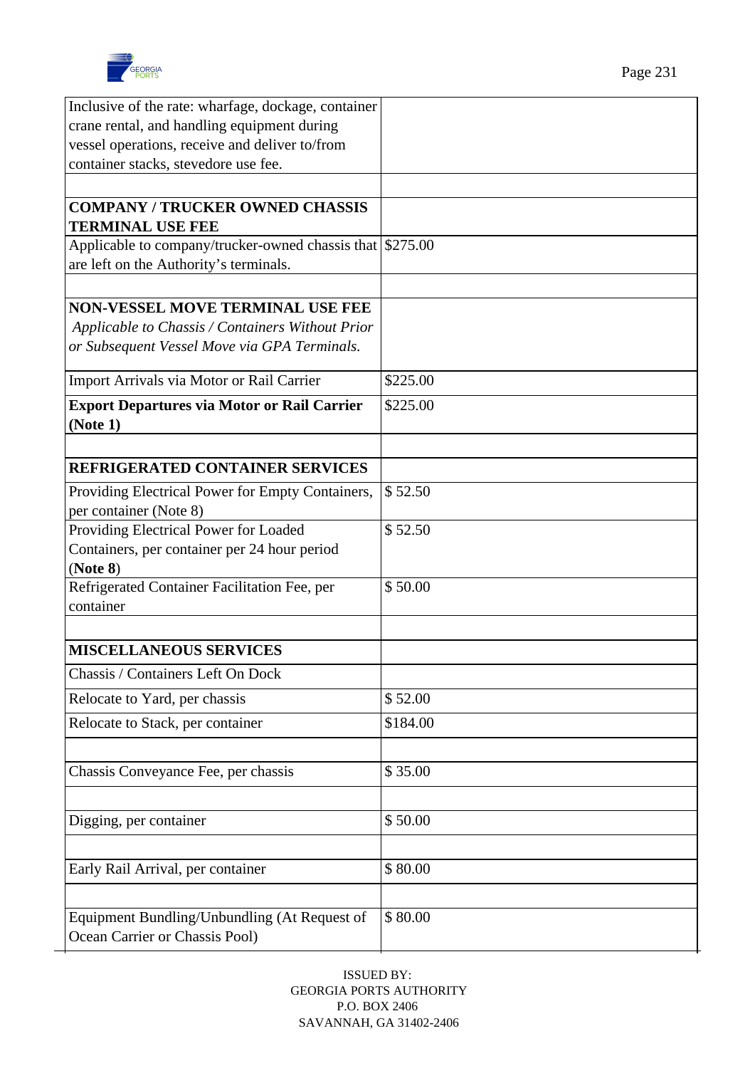| | |
|---|---|
| Inclusive of the rate: wharfage, dockage, container crane rental, and handling equipment during vessel operations, receive and deliver to/from container stacks, stevedore use fee. | |
| | |
| **COMPANY / TRUCKER OWNED CHASSIS TERMINAL USE FEE** | |
| Applicable to company/trucker-owned chassis that are left on the Authority's terminals. | $275.00 |
| | |
| **NON-VESSEL MOVE TERMINAL USE FEE** *Applicable to Chassis / Containers Without Prior or Subsequent Vessel Move via GPA Terminals.* | |
| Import Arrivals via Motor or Rail Carrier | $225.00 |
| **Export Departures via Motor or Rail Carrier (Note 1)** | $225.00 |
| | |
| **REFRIGERATED CONTAINER SERVICES** | |
| Providing Electrical Power for Empty Containers, per container (Note 8) | $ 52.50 |
| Providing Electrical Power for Loaded Containers, per container per 24 hour period (**Note 8**) | $ 52.50 |
| Refrigerated Container Facilitation Fee, per container | $ 50.00 |
| | |
| **MISCELLANEOUS SERVICES** | |
| Chassis / Containers Left On Dock | |
| Relocate to Yard, per chassis | $ 52.00 |
| Relocate to Stack, per container | $184.00 |
| | |
| Chassis Conveyance Fee, per chassis | $ 35.00 |
| | |
| Digging, per container | $ 50.00 |
| | |
| Early Rail Arrival, per container | $ 80.00 |
| | |
| Equipment Bundling/Unbundling (At Request of Ocean Carrier or Chassis Pool) | $ 80.00 |

ISSUED BY:
GEORGIA PORTS AUTHORITY
P.O. BOX 2406
SAVANNAH, GA 31402-2406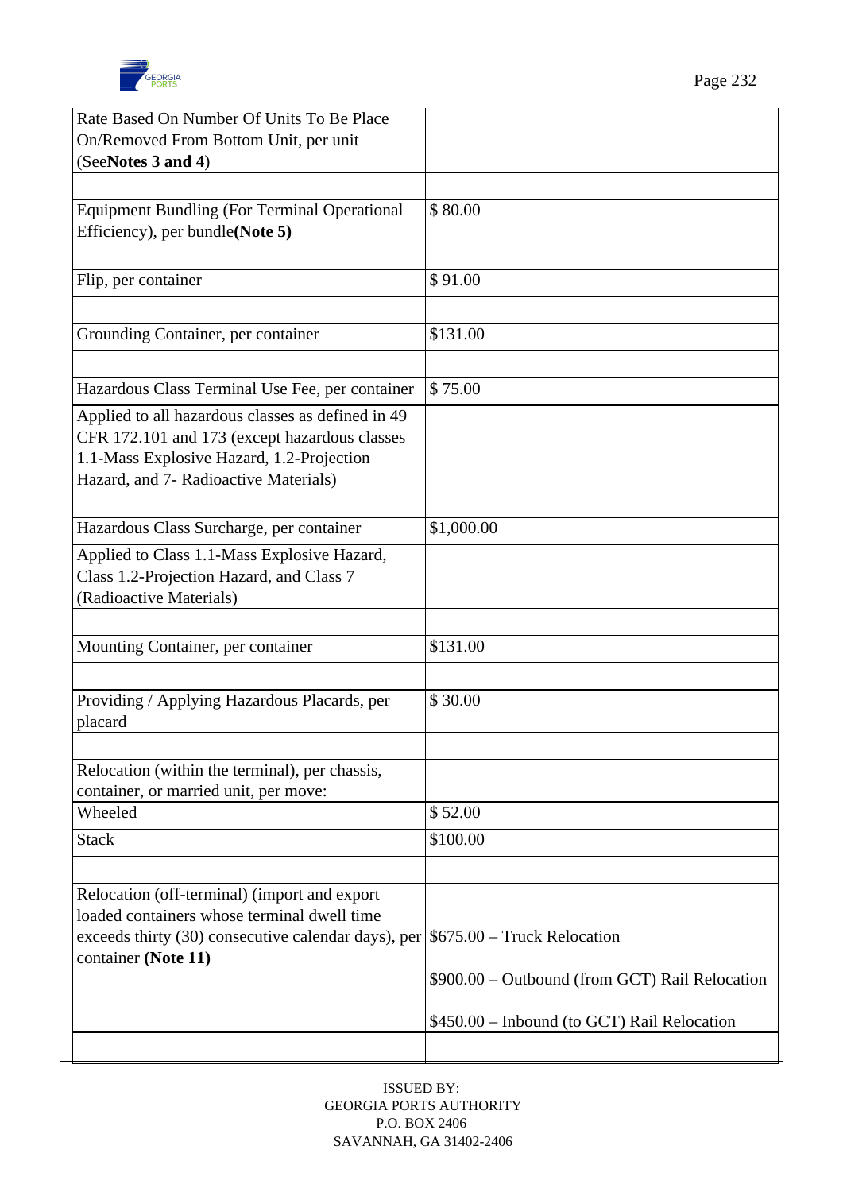| | |
|---|---|
| Rate Based On Number Of Units To Be Place On/Removed From Bottom Unit, per unit (See **Notes 3 and 4**) | |
| | |
| Equipment Bundling (For Terminal Operational Efficiency), per bundle **(Note 5)** | $ 80.00 |
| | |
| Flip, per container | $ 91.00 |
| | |
| Grounding Container, per container | $131.00 |
| | |
| Hazardous Class Terminal Use Fee, per container | $ 75.00 |
| Applied to all hazardous classes as defined in 49 CFR 172.101 and 173 (except hazardous classes 1.1-Mass Explosive Hazard, 1.2-Projection Hazard, and 7- Radioactive Materials) | |
| | |
| Hazardous Class Surcharge, per container | $1,000.00 |
| Applied to Class 1.1-Mass Explosive Hazard, Class 1.2-Projection Hazard, and Class 7 (Radioactive Materials) | |
| | |
| Mounting Container, per container | $131.00 |
| | |
| Providing / Applying Hazardous Placards, per placard | $ 30.00 |
| | |
| Relocation (within the terminal), per chassis, container, or married unit, per move: | |
| Wheeled | $ 52.00 |
| Stack | $100.00 |
| | |
| Relocation (off-terminal) (import and export loaded containers whose terminal dwell time exceeds thirty (30) consecutive calendar days), per container **(Note 11)** | $675.00 – Truck Relocation<br><br>$900.00 – Outbound (from GCT) Rail Relocation<br><br>$450.00 – Inbound (to GCT) Rail Relocation |
| | |

ISSUED BY:
GEORGIA PORTS AUTHORITY
P.O. BOX 2406
SAVANNAH, GA 31402-2406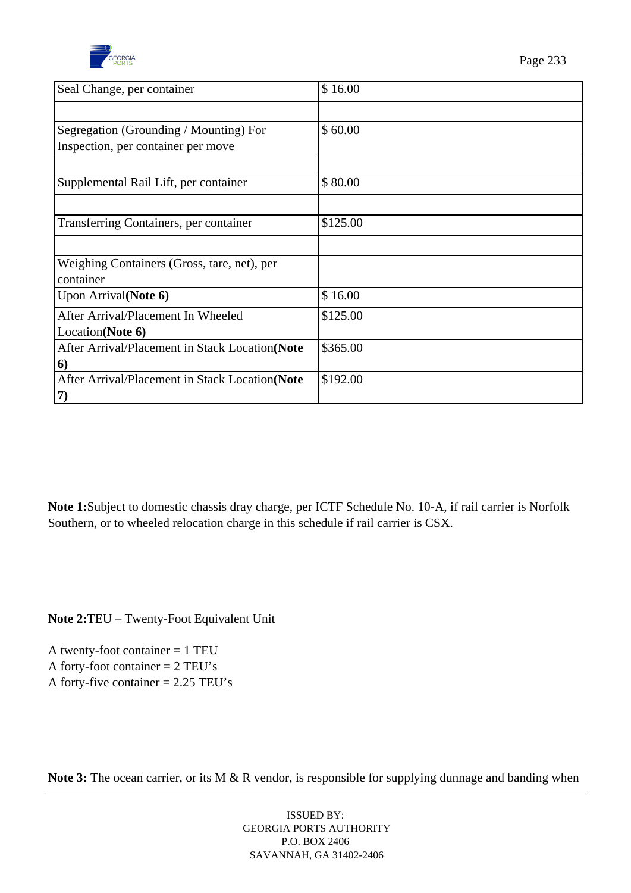| | |
|---|---|
| Seal Change, per container | $ 16.00 |
| | |
| Segregation (Grounding / Mounting) For Inspection, per container per move | $ 60.00 |
| | |
| Supplemental Rail Lift, per container | $ 80.00 |
| | |
| Transferring Containers, per container | $125.00 |
| | |
| Weighing Containers (Gross, tare, net), per container | |
| Upon Arrival**(Note 6)** | $ 16.00 |
| After Arrival/Placement In Wheeled Location**(Note 6)** | $125.00 |
| After Arrival/Placement in Stack Location**(Note 6)** | $365.00 |
| After Arrival/Placement in Stack Location**(Note 7)** | $192.00 |

**Note 1:**Subject to domestic chassis dray charge, per ICTF Schedule No. 10-A, if rail carrier is Norfolk Southern, or to wheeled relocation charge in this schedule if rail carrier is CSX.

**Note 2:**TEU – Twenty-Foot Equivalent Unit

A twenty-foot container = 1 TEU
A forty-foot container = 2 TEU's
A forty-five container = 2.25 TEU's

**Note 3:** The ocean carrier, or its M & R vendor, is responsible for supplying dunnage and banding when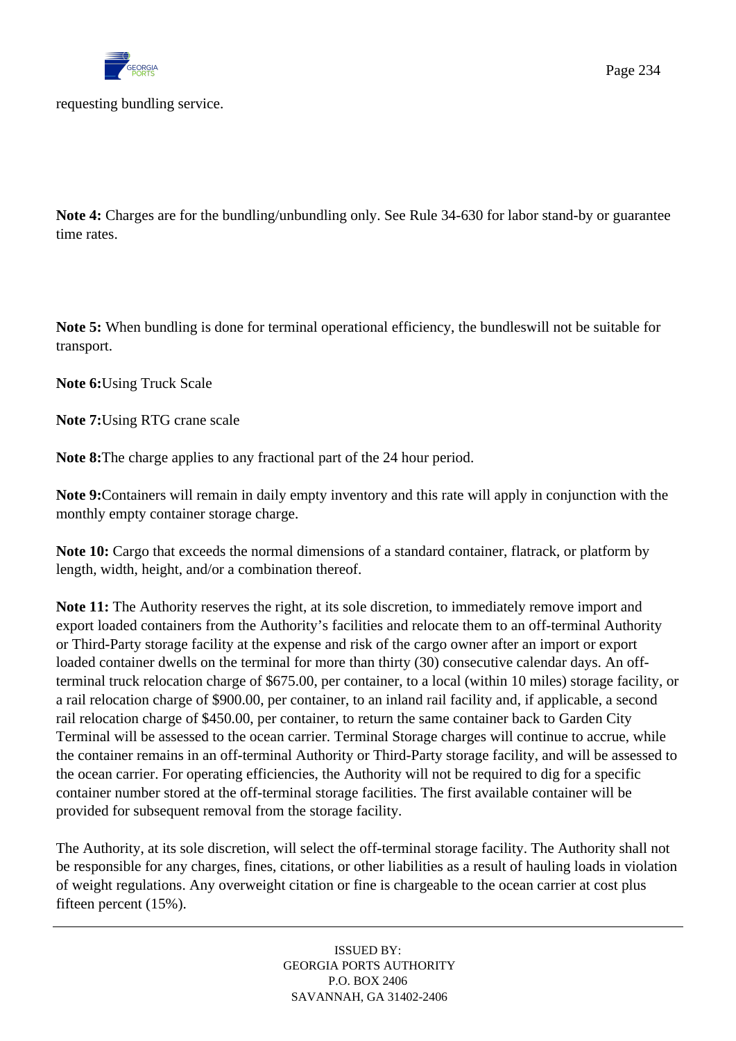requesting bundling service.

**Note 4:** Charges are for the bundling/unbundling only. See Rule 34-630 for labor stand-by or guarantee time rates.

**Note 5:** When bundling is done for terminal operational efficiency, the bundleswill not be suitable for transport.

**Note 6:**Using Truck Scale

**Note 7:**Using RTG crane scale

**Note 8:**The charge applies to any fractional part of the 24 hour period.

**Note 9:**Containers will remain in daily empty inventory and this rate will apply in conjunction with the monthly empty container storage charge.

**Note 10:** Cargo that exceeds the normal dimensions of a standard container, flatrack, or platform by length, width, height, and/or a combination thereof.

**Note 11:** The Authority reserves the right, at its sole discretion, to immediately remove import and export loaded containers from the Authority's facilities and relocate them to an off-terminal Authority or Third-Party storage facility at the expense and risk of the cargo owner after an import or export loaded container dwells on the terminal for more than thirty (30) consecutive calendar days. An off-terminal truck relocation charge of $675.00, per container, to a local (within 10 miles) storage facility, or a rail relocation charge of $900.00, per container, to an inland rail facility and, if applicable, a second rail relocation charge of $450.00, per container, to return the same container back to Garden City Terminal will be assessed to the ocean carrier. Terminal Storage charges will continue to accrue, while the container remains in an off-terminal Authority or Third-Party storage facility, and will be assessed to the ocean carrier. For operating efficiencies, the Authority will not be required to dig for a specific container number stored at the off-terminal storage facilities. The first available container will be provided for subsequent removal from the storage facility.

The Authority, at its sole discretion, will select the off-terminal storage facility. The Authority shall not be responsible for any charges, fines, citations, or other liabilities as a result of hauling loads in violation of weight regulations. Any overweight citation or fine is chargeable to the ocean carrier at cost plus fifteen percent (15%).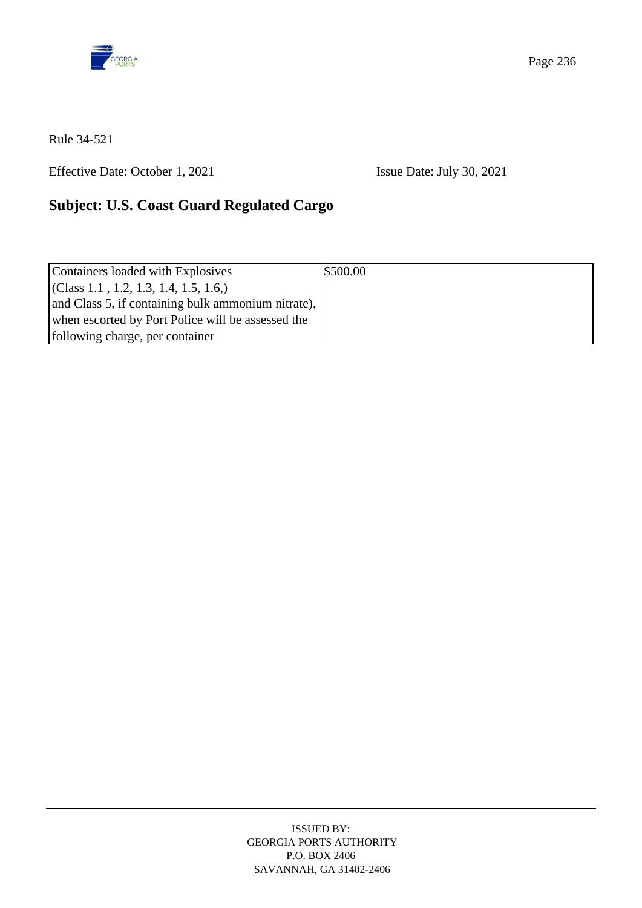Rule 34-521

Effective Date: October 1, 2021 Issue Date: July 30, 2021

## Subject: U.S. Coast Guard Regulated Cargo

| | |
|---|---|
| Containers loaded with Explosives (Class 1.1 , 1.2, 1.3, 1.4, 1.5, 1.6,) and Class 5, if containing bulk ammonium nitrate), when escorted by Port Police will be assessed the following charge, per container | $500.00 |

ISSUED BY:
GEORGIA PORTS AUTHORITY
P.O. BOX 2406
SAVANNAH, GA 31402-2406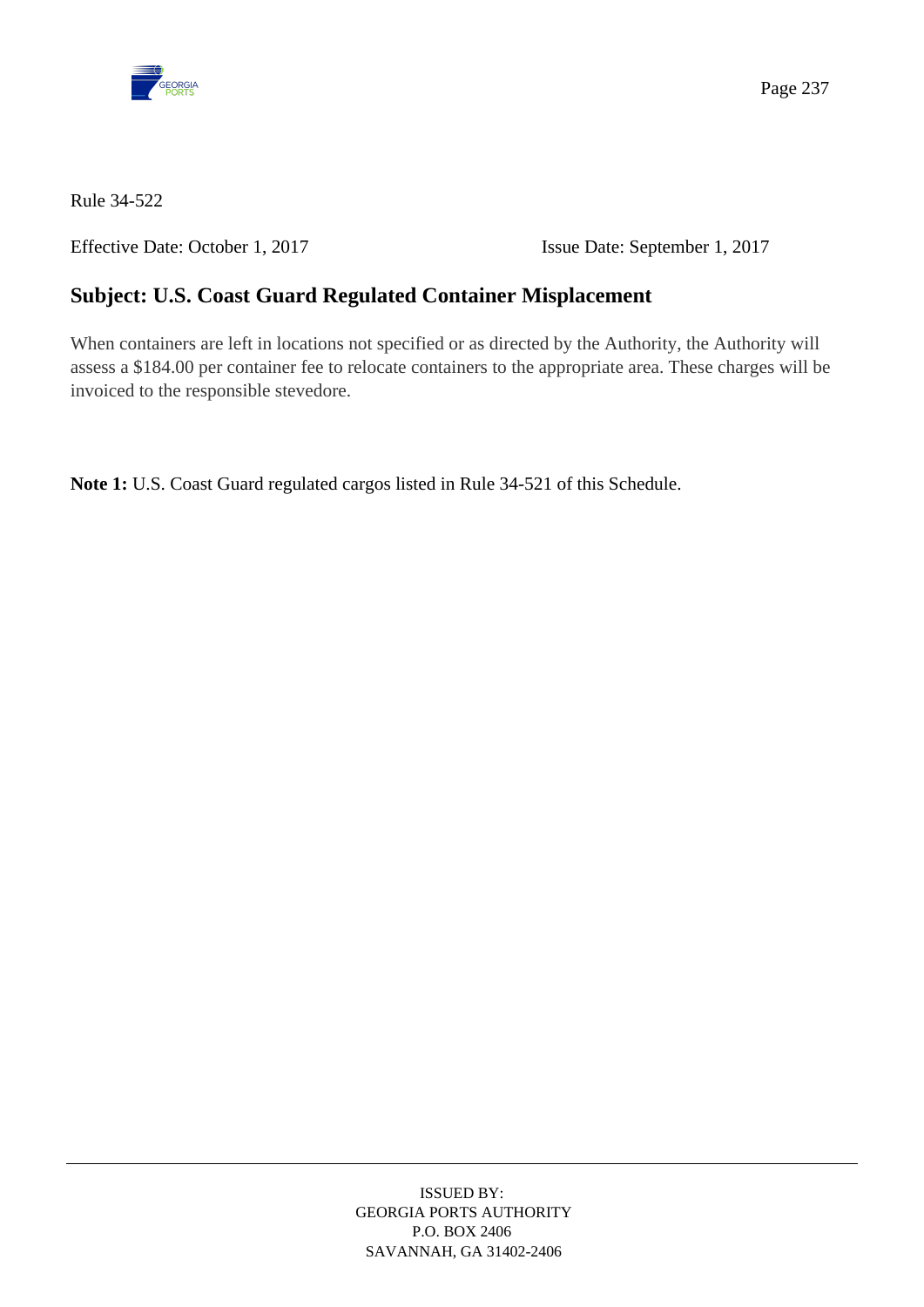Rule 34-522

Effective Date: October 1, 2017 Issue Date: September 1, 2017

## Subject: U.S. Coast Guard Regulated Container Misplacement

When containers are left in locations not specified or as directed by the Authority, the Authority will assess a $184.00 per container fee to relocate containers to the appropriate area. These charges will be invoiced to the responsible stevedore.

**Note 1:** U.S. Coast Guard regulated cargos listed in Rule 34-521 of this Schedule.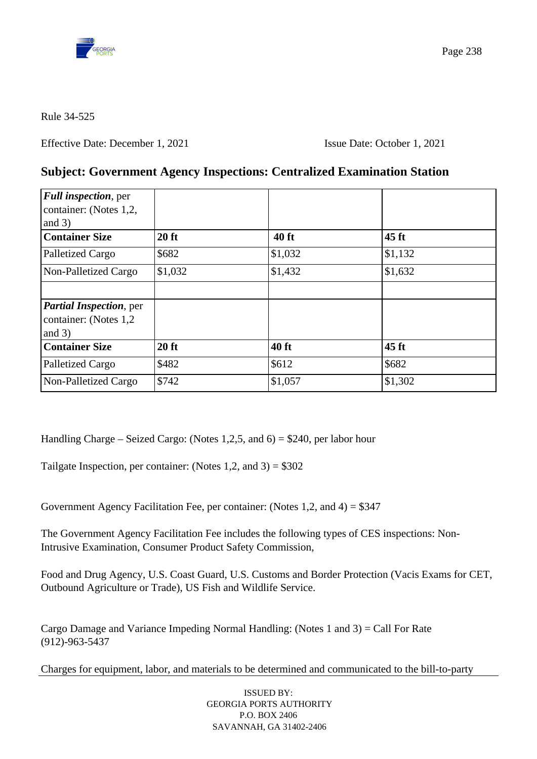Rule 34-525

Effective Date: December 1, 2021 Issue Date: October 1, 2021

## Subject: Government Agency Inspections: Centralized Examination Station

| ***Full inspection***, per container: (Notes 1,2, and 3) | | | |
|---|---|---|---|
| **Container Size** | **20 ft** | **40 ft** | **45 ft** |
| Palletized Cargo | $682 | $1,032 | $1,132 |
| Non-Palletized Cargo | $1,032 | $1,432 | $1,632 |
| | | | |
| ***Partial Inspection***, per container: (Notes 1,2 and 3) | | | |
| **Container Size** | **20 ft** | **40 ft** | **45 ft** |
| Palletized Cargo | $482 | $612 | $682 |
| Non-Palletized Cargo | $742 | $1,057 | $1,302 |

Handling Charge – Seized Cargo: (Notes 1,2,5, and 6) = $240, per labor hour

Tailgate Inspection, per container: (Notes 1,2, and 3) = $302

Government Agency Facilitation Fee, per container: (Notes 1,2, and 4) = $347

The Government Agency Facilitation Fee includes the following types of CES inspections: Non-Intrusive Examination, Consumer Product Safety Commission,

Food and Drug Agency, U.S. Coast Guard, U.S. Customs and Border Protection (Vacis Exams for CET, Outbound Agriculture or Trade), US Fish and Wildlife Service.

Cargo Damage and Variance Impeding Normal Handling: (Notes 1 and 3) = Call For Rate (912)-963-5437

Charges for equipment, labor, and materials to be determined and communicated to the bill-to-party

ISSUED BY:
GEORGIA PORTS AUTHORITY
P.O. BOX 2406
SAVANNAH, GA 31402-2406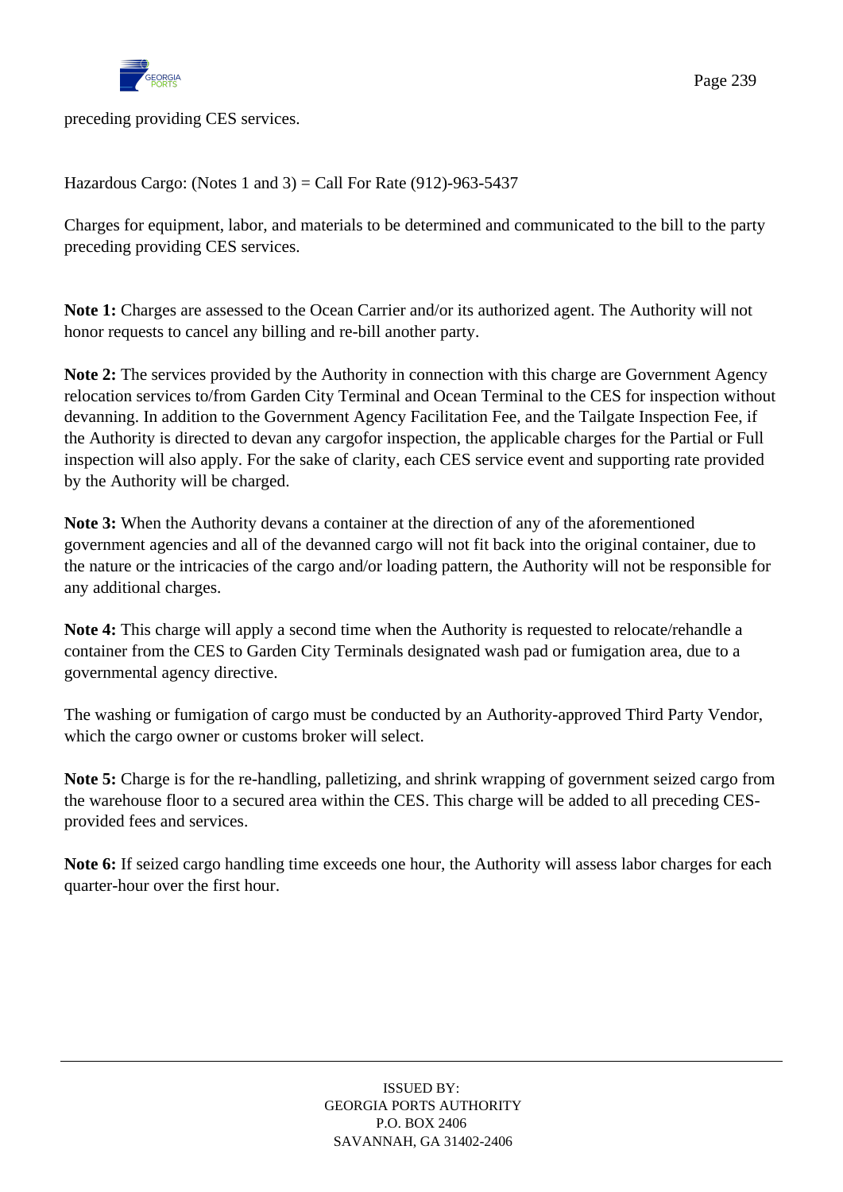preceding providing CES services.

Hazardous Cargo: (Notes 1 and 3) = Call For Rate (912)-963-5437

Charges for equipment, labor, and materials to be determined and communicated to the bill to the party preceding providing CES services.

**Note 1:** Charges are assessed to the Ocean Carrier and/or its authorized agent. The Authority will not honor requests to cancel any billing and re-bill another party.

**Note 2:** The services provided by the Authority in connection with this charge are Government Agency relocation services to/from Garden City Terminal and Ocean Terminal to the CES for inspection without devanning. In addition to the Government Agency Facilitation Fee, and the Tailgate Inspection Fee, if the Authority is directed to devan any cargofor inspection, the applicable charges for the Partial or Full inspection will also apply. For the sake of clarity, each CES service event and supporting rate provided by the Authority will be charged.

**Note 3:** When the Authority devans a container at the direction of any of the aforementioned government agencies and all of the devanned cargo will not fit back into the original container, due to the nature or the intricacies of the cargo and/or loading pattern, the Authority will not be responsible for any additional charges.

**Note 4:** This charge will apply a second time when the Authority is requested to relocate/rehandle a container from the CES to Garden City Terminals designated wash pad or fumigation area, due to a governmental agency directive.

The washing or fumigation of cargo must be conducted by an Authority-approved Third Party Vendor, which the cargo owner or customs broker will select.

**Note 5:** Charge is for the re-handling, palletizing, and shrink wrapping of government seized cargo from the warehouse floor to a secured area within the CES. This charge will be added to all preceding CES-provided fees and services.

**Note 6:** If seized cargo handling time exceeds one hour, the Authority will assess labor charges for each quarter-hour over the first hour.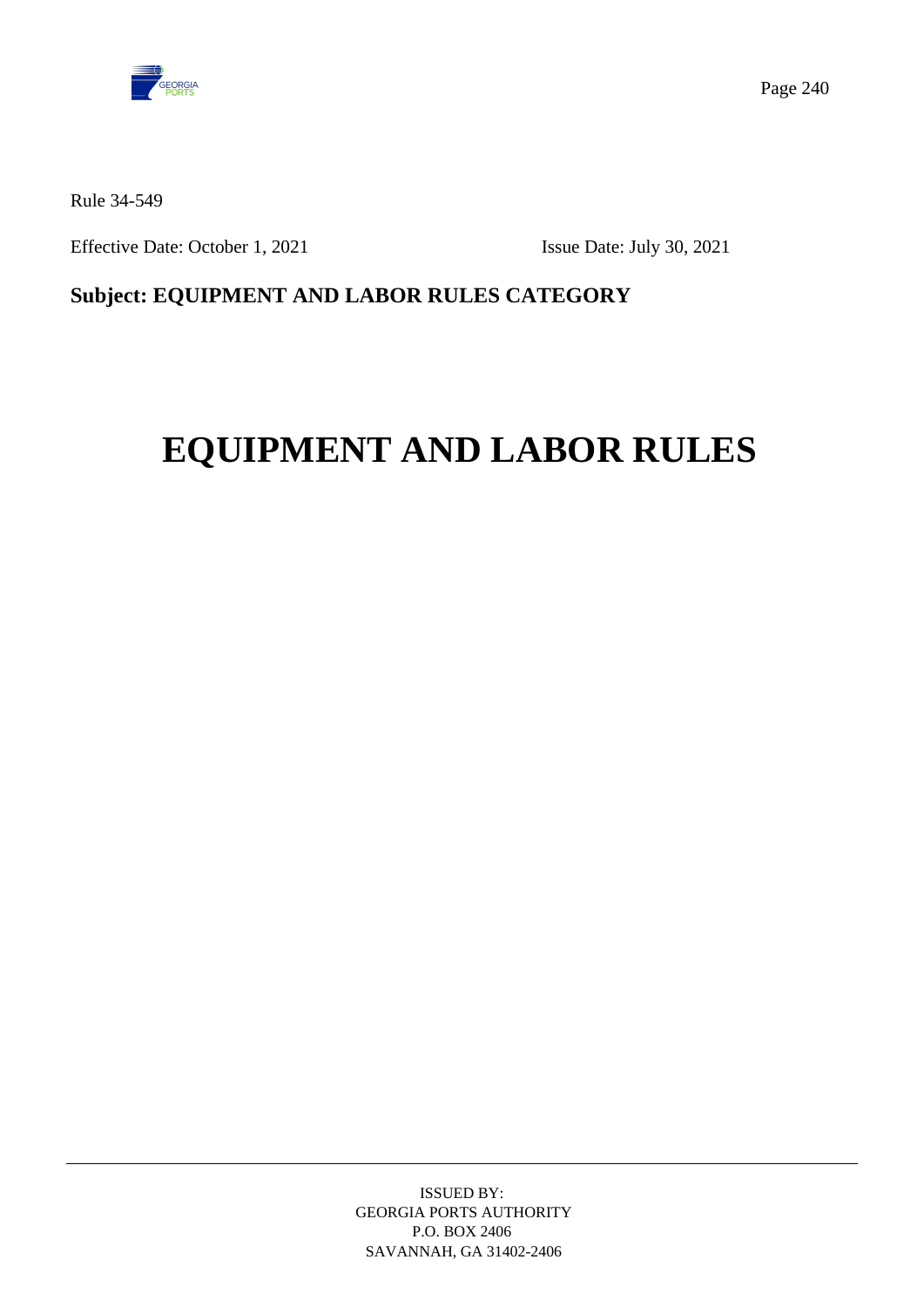Rule 34-549

Effective Date: October 1, 2021 Issue Date: July 30, 2021

**Subject: EQUIPMENT AND LABOR RULES CATEGORY**

# EQUIPMENT AND LABOR RULES

ISSUED BY:
GEORGIA PORTS AUTHORITY
P.O. BOX 2406
SAVANNAH, GA 31402-2406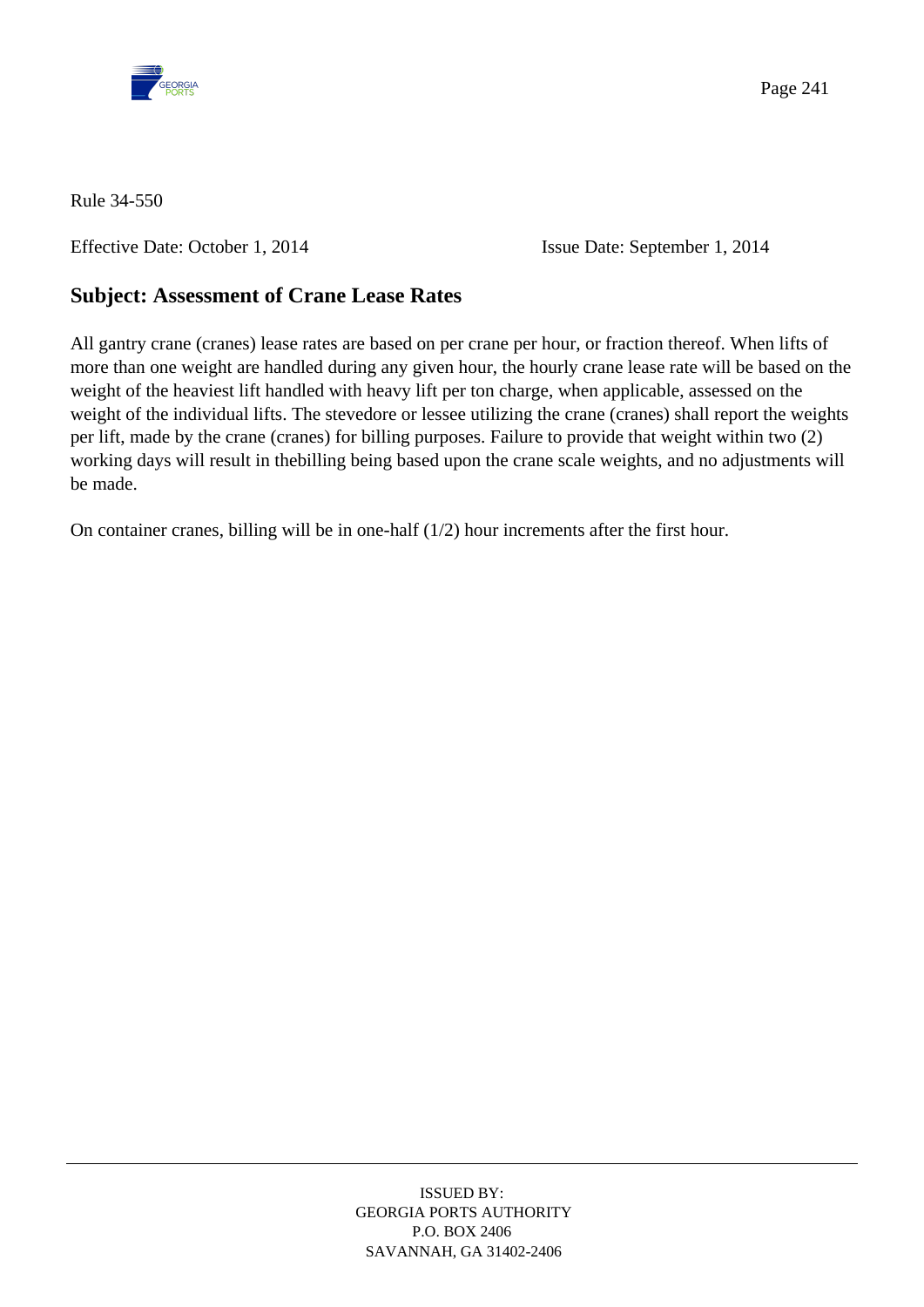Rule 34-550

Effective Date: October 1, 2014 Issue Date: September 1, 2014

## Subject: Assessment of Crane Lease Rates

All gantry crane (cranes) lease rates are based on per crane per hour, or fraction thereof. When lifts of more than one weight are handled during any given hour, the hourly crane lease rate will be based on the weight of the heaviest lift handled with heavy lift per ton charge, when applicable, assessed on the weight of the individual lifts. The stevedore or lessee utilizing the crane (cranes) shall report the weights per lift, made by the crane (cranes) for billing purposes. Failure to provide that weight within two (2) working days will result in thebilling being based upon the crane scale weights, and no adjustments will be made.

On container cranes, billing will be in one-half (1/2) hour increments after the first hour.

ISSUED BY:
GEORGIA PORTS AUTHORITY
P.O. BOX 2406
SAVANNAH, GA 31402-2406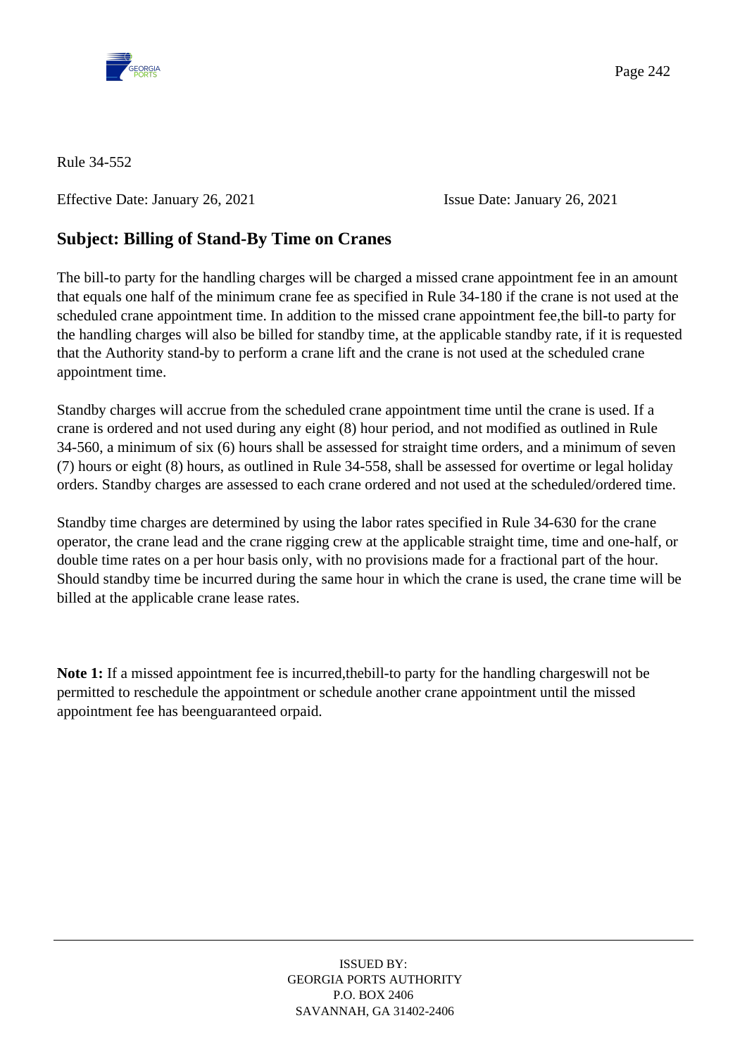Rule 34-552

Effective Date: January 26, 2021 Issue Date: January 26, 2021

## Subject: Billing of Stand-By Time on Cranes

The bill-to party for the handling charges will be charged a missed crane appointment fee in an amount that equals one half of the minimum crane fee as specified in Rule 34-180 if the crane is not used at the scheduled crane appointment time. In addition to the missed crane appointment fee,the bill-to party for the handling charges will also be billed for standby time, at the applicable standby rate, if it is requested that the Authority stand-by to perform a crane lift and the crane is not used at the scheduled crane appointment time.

Standby charges will accrue from the scheduled crane appointment time until the crane is used. If a crane is ordered and not used during any eight (8) hour period, and not modified as outlined in Rule 34-560, a minimum of six (6) hours shall be assessed for straight time orders, and a minimum of seven (7) hours or eight (8) hours, as outlined in Rule 34-558, shall be assessed for overtime or legal holiday orders. Standby charges are assessed to each crane ordered and not used at the scheduled/ordered time.

Standby time charges are determined by using the labor rates specified in Rule 34-630 for the crane operator, the crane lead and the crane rigging crew at the applicable straight time, time and one-half, or double time rates on a per hour basis only, with no provisions made for a fractional part of the hour. Should standby time be incurred during the same hour in which the crane is used, the crane time will be billed at the applicable crane lease rates.

**Note 1:** If a missed appointment fee is incurred,thebill-to party for the handling chargeswill not be permitted to reschedule the appointment or schedule another crane appointment until the missed appointment fee has beenguaranteed orpaid.

ISSUED BY:
GEORGIA PORTS AUTHORITY
P.O. BOX 2406
SAVANNAH, GA 31402-2406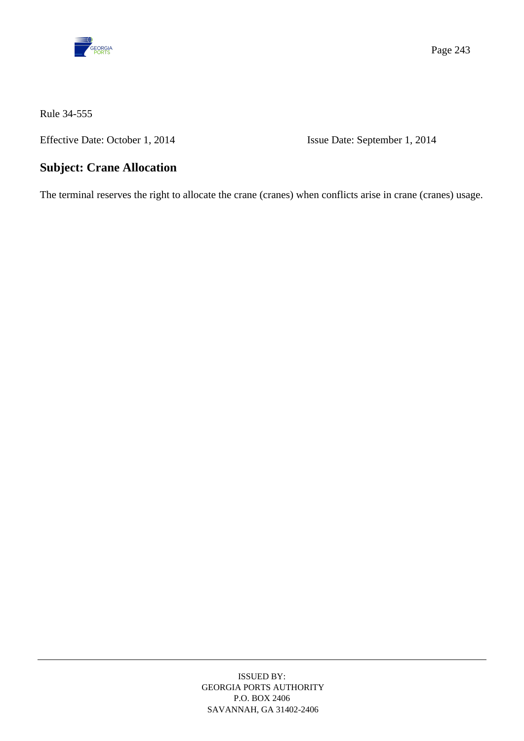Rule 34-555

Effective Date: October 1, 2014 Issue Date: September 1, 2014

## Subject: Crane Allocation

The terminal reserves the right to allocate the crane (cranes) when conflicts arise in crane (cranes) usage.

ISSUED BY:
GEORGIA PORTS AUTHORITY
P.O. BOX 2406
SAVANNAH, GA 31402-2406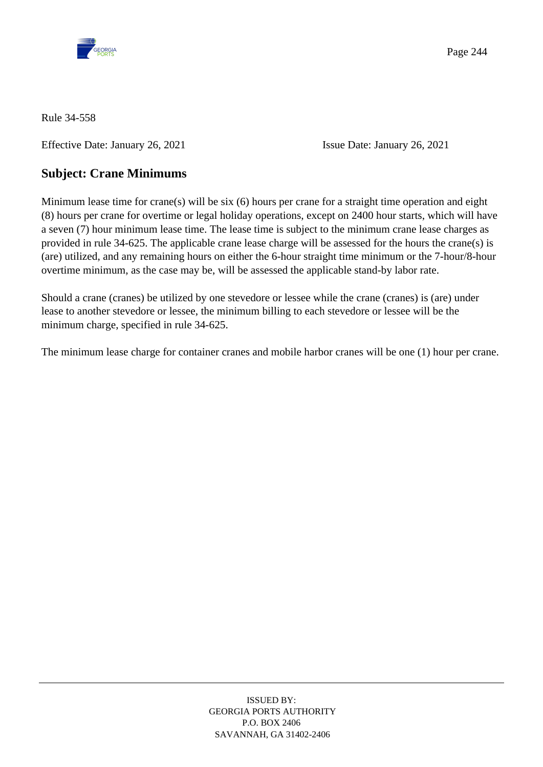Rule 34-558

Effective Date: January 26, 2021 Issue Date: January 26, 2021

## Subject: Crane Minimums

Minimum lease time for crane(s) will be six (6) hours per crane for a straight time operation and eight (8) hours per crane for overtime or legal holiday operations, except on 2400 hour starts, which will have a seven (7) hour minimum lease time. The lease time is subject to the minimum crane lease charges as provided in rule 34-625. The applicable crane lease charge will be assessed for the hours the crane(s) is (are) utilized, and any remaining hours on either the 6-hour straight time minimum or the 7-hour/8-hour overtime minimum, as the case may be, will be assessed the applicable stand-by labor rate.

Should a crane (cranes) be utilized by one stevedore or lessee while the crane (cranes) is (are) under lease to another stevedore or lessee, the minimum billing to each stevedore or lessee will be the minimum charge, specified in rule 34-625.

The minimum lease charge for container cranes and mobile harbor cranes will be one (1) hour per crane.

ISSUED BY:
GEORGIA PORTS AUTHORITY
P.O. BOX 2406
SAVANNAH, GA 31402-2406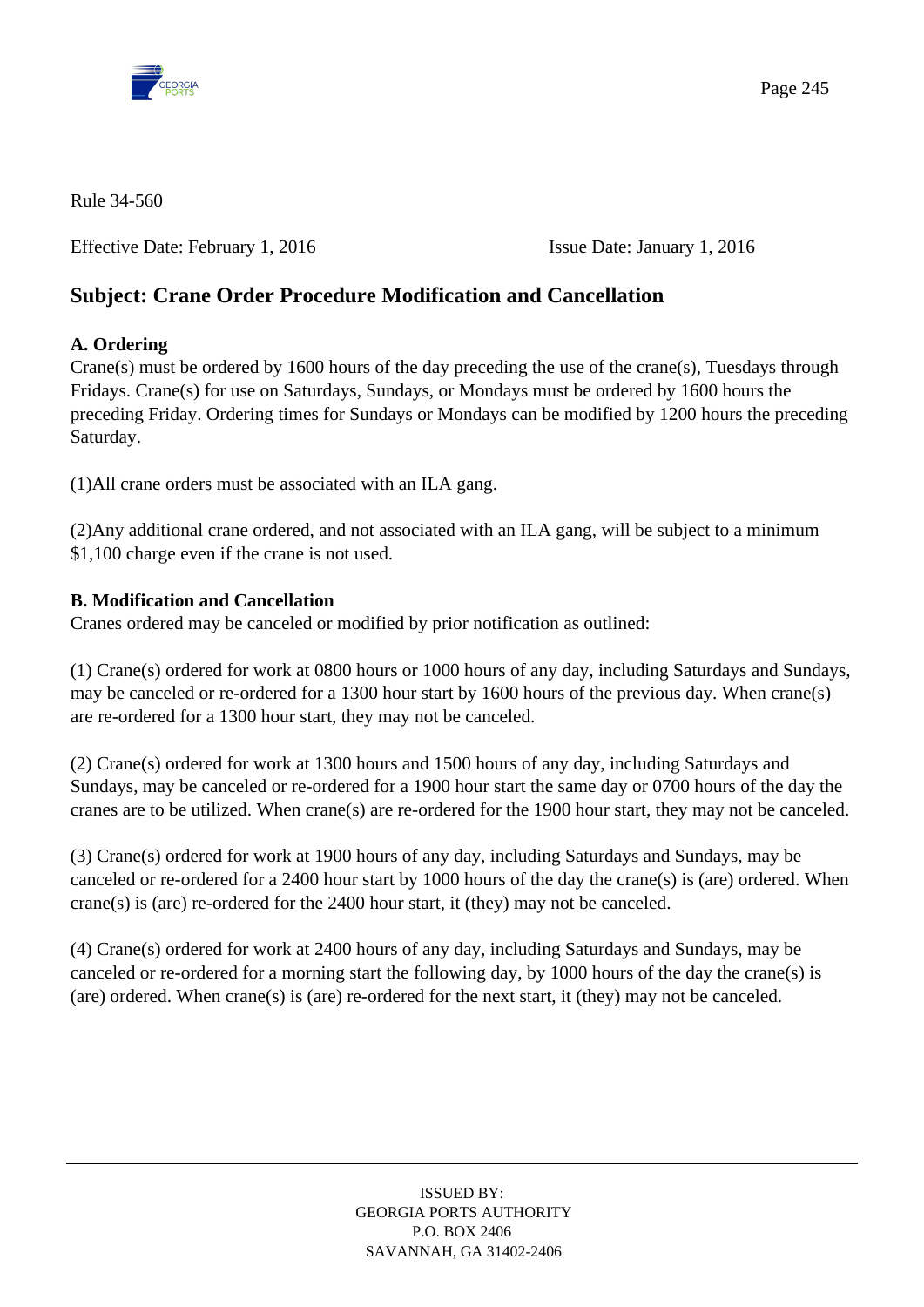Rule 34-560

Effective Date: February 1, 2016 Issue Date: January 1, 2016

## Subject: Crane Order Procedure Modification and Cancellation

**A. Ordering**

Crane(s) must be ordered by 1600 hours of the day preceding the use of the crane(s), Tuesdays through Fridays. Crane(s) for use on Saturdays, Sundays, or Mondays must be ordered by 1600 hours the preceding Friday. Ordering times for Sundays or Mondays can be modified by 1200 hours the preceding Saturday.

(1)All crane orders must be associated with an ILA gang.

(2)Any additional crane ordered, and not associated with an ILA gang, will be subject to a minimum $1,100 charge even if the crane is not used.

**B. Modification and Cancellation**

Cranes ordered may be canceled or modified by prior notification as outlined:

(1) Crane(s) ordered for work at 0800 hours or 1000 hours of any day, including Saturdays and Sundays, may be canceled or re-ordered for a 1300 hour start by 1600 hours of the previous day. When crane(s) are re-ordered for a 1300 hour start, they may not be canceled.

(2) Crane(s) ordered for work at 1300 hours and 1500 hours of any day, including Saturdays and Sundays, may be canceled or re-ordered for a 1900 hour start the same day or 0700 hours of the day the cranes are to be utilized. When crane(s) are re-ordered for the 1900 hour start, they may not be canceled.

(3) Crane(s) ordered for work at 1900 hours of any day, including Saturdays and Sundays, may be canceled or re-ordered for a 2400 hour start by 1000 hours of the day the crane(s) is (are) ordered. When crane(s) is (are) re-ordered for the 2400 hour start, it (they) may not be canceled.

(4) Crane(s) ordered for work at 2400 hours of any day, including Saturdays and Sundays, may be canceled or re-ordered for a morning start the following day, by 1000 hours of the day the crane(s) is (are) ordered. When crane(s) is (are) re-ordered for the next start, it (they) may not be canceled.

ISSUED BY:
GEORGIA PORTS AUTHORITY
P.O. BOX 2406
SAVANNAH, GA 31402-2406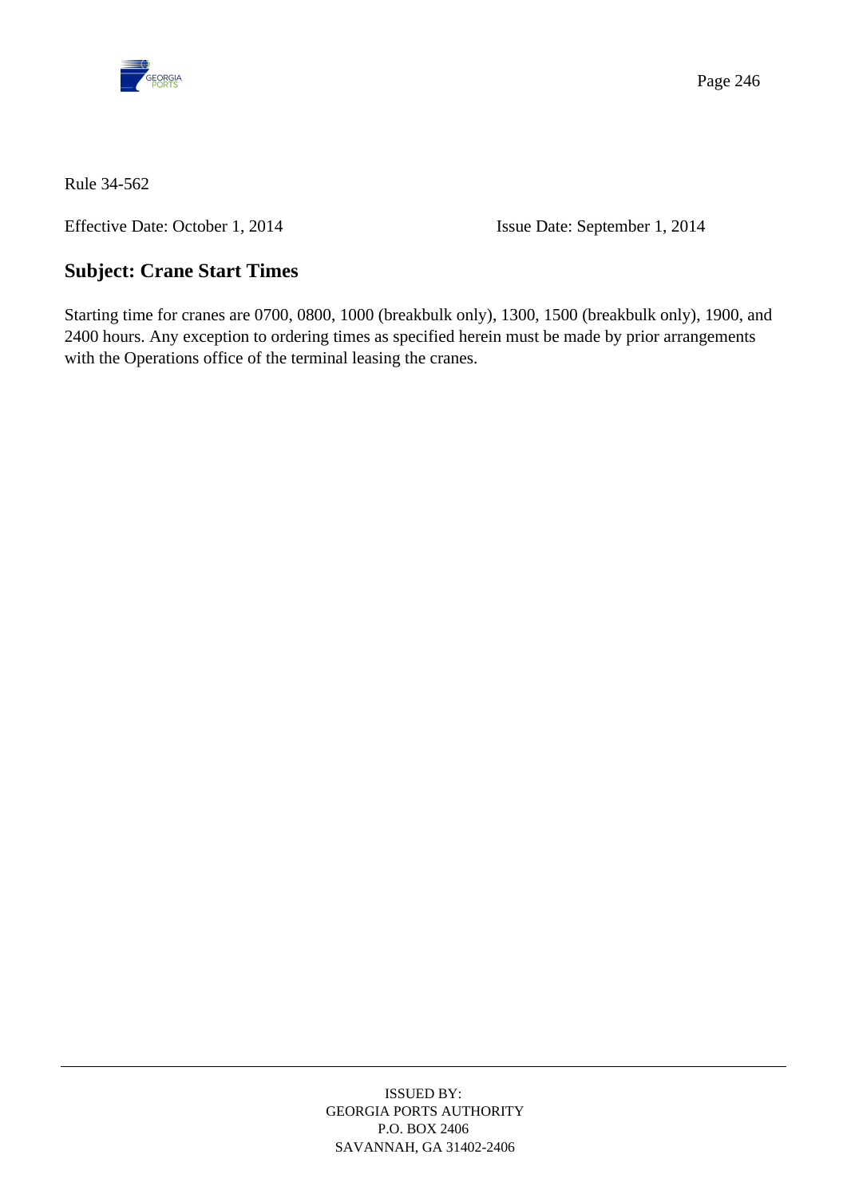Rule 34-562

Effective Date: October 1, 2014 Issue Date: September 1, 2014

## Subject: Crane Start Times

Starting time for cranes are 0700, 0800, 1000 (breakbulk only), 1300, 1500 (breakbulk only), 1900, and 2400 hours. Any exception to ordering times as specified herein must be made by prior arrangements with the Operations office of the terminal leasing the cranes.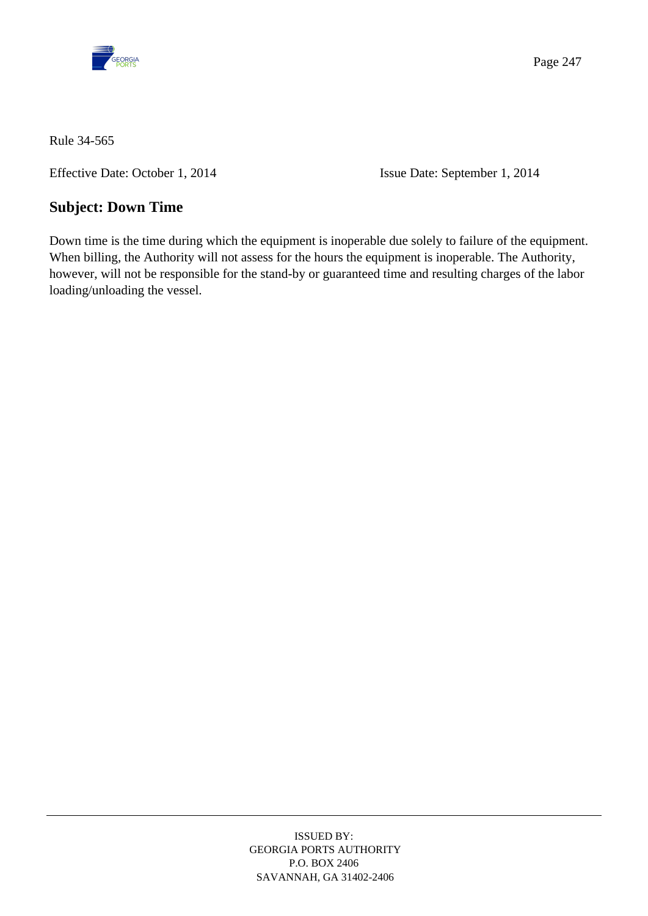Rule 34-565

Effective Date: October 1, 2014 Issue Date: September 1, 2014

## Subject: Down Time

Down time is the time during which the equipment is inoperable due solely to failure of the equipment. When billing, the Authority will not assess for the hours the equipment is inoperable. The Authority, however, will not be responsible for the stand-by or guaranteed time and resulting charges of the labor loading/unloading the vessel.

ISSUED BY:
GEORGIA PORTS AUTHORITY
P.O. BOX 2406
SAVANNAH, GA 31402-2406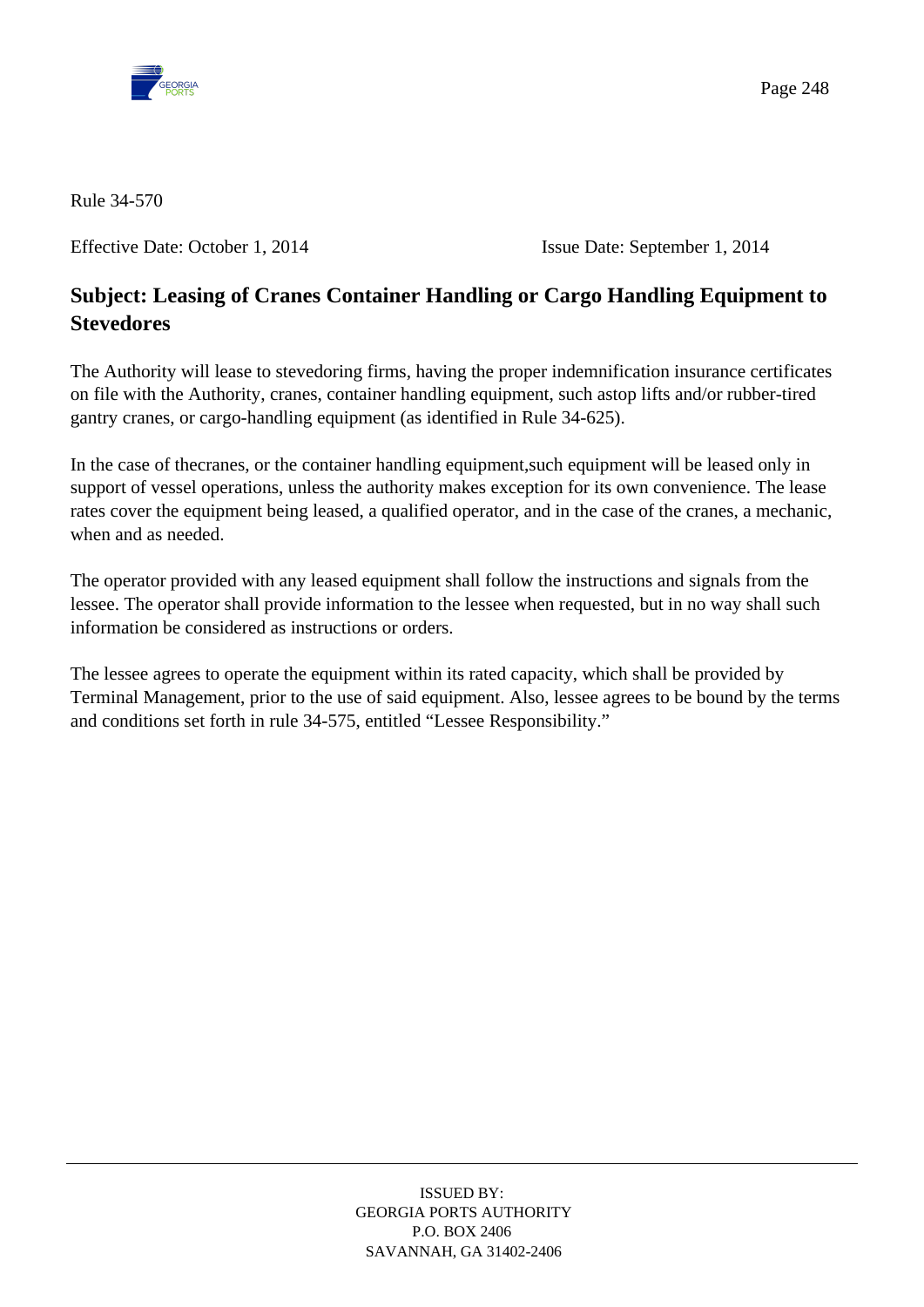Rule 34-570

Effective Date: October 1, 2014 Issue Date: September 1, 2014

## Subject: Leasing of Cranes Container Handling or Cargo Handling Equipment to Stevedores

The Authority will lease to stevedoring firms, having the proper indemnification insurance certificates on file with the Authority, cranes, container handling equipment, such astop lifts and/or rubber-tired gantry cranes, or cargo-handling equipment (as identified in Rule 34-625).

In the case of thecranes, or the container handling equipment,such equipment will be leased only in support of vessel operations, unless the authority makes exception for its own convenience. The lease rates cover the equipment being leased, a qualified operator, and in the case of the cranes, a mechanic, when and as needed.

The operator provided with any leased equipment shall follow the instructions and signals from the lessee. The operator shall provide information to the lessee when requested, but in no way shall such information be considered as instructions or orders.

The lessee agrees to operate the equipment within its rated capacity, which shall be provided by Terminal Management, prior to the use of said equipment. Also, lessee agrees to be bound by the terms and conditions set forth in rule 34-575, entitled "Lessee Responsibility."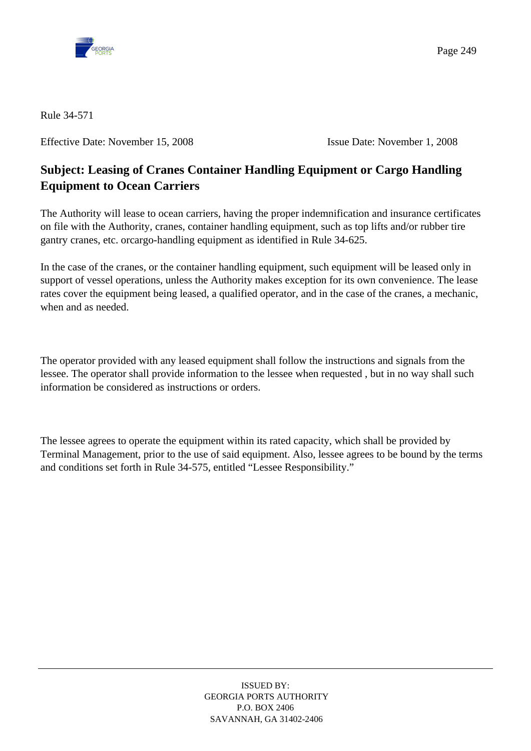Rule 34-571

Effective Date: November 15, 2008 Issue Date: November 1, 2008

## Subject: Leasing of Cranes Container Handling Equipment or Cargo Handling Equipment to Ocean Carriers

The Authority will lease to ocean carriers, having the proper indemnification and insurance certificates on file with the Authority, cranes, container handling equipment, such as top lifts and/or rubber tire gantry cranes, etc. orcargo-handling equipment as identified in Rule 34-625.

In the case of the cranes, or the container handling equipment, such equipment will be leased only in support of vessel operations, unless the Authority makes exception for its own convenience. The lease rates cover the equipment being leased, a qualified operator, and in the case of the cranes, a mechanic, when and as needed.

The operator provided with any leased equipment shall follow the instructions and signals from the lessee. The operator shall provide information to the lessee when requested , but in no way shall such information be considered as instructions or orders.

The lessee agrees to operate the equipment within its rated capacity, which shall be provided by Terminal Management, prior to the use of said equipment. Also, lessee agrees to be bound by the terms and conditions set forth in Rule 34-575, entitled "Lessee Responsibility."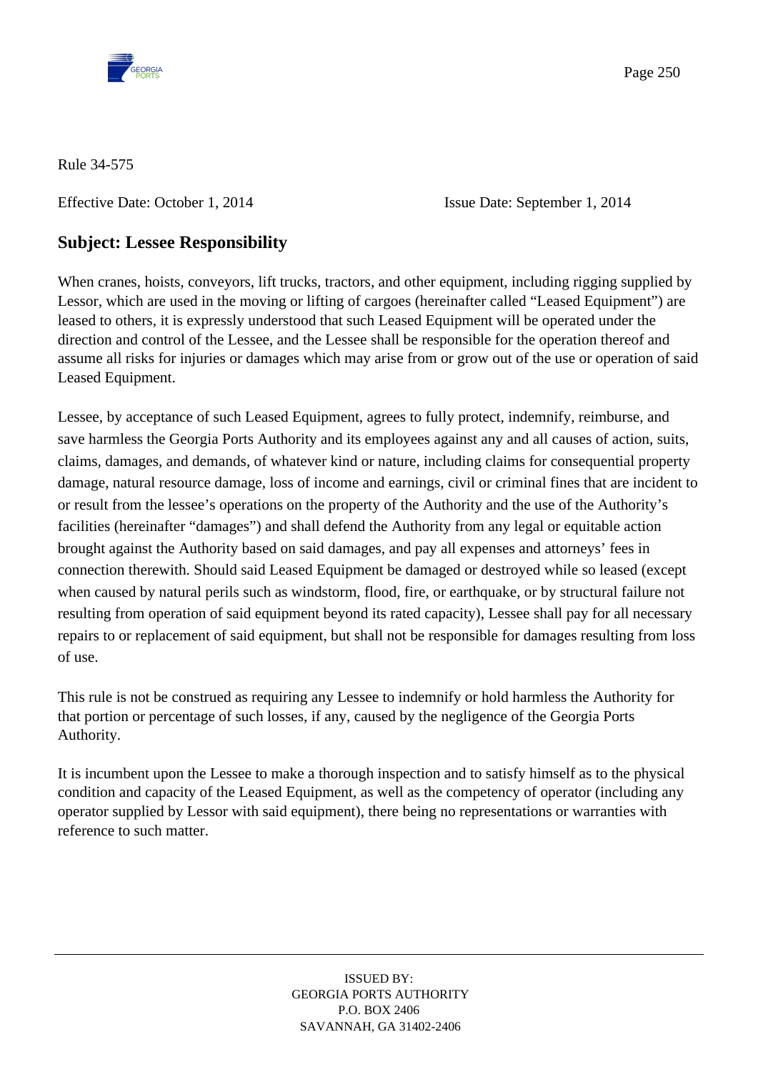Rule 34-575

Effective Date: October 1, 2014 Issue Date: September 1, 2014

## Subject: Lessee Responsibility

When cranes, hoists, conveyors, lift trucks, tractors, and other equipment, including rigging supplied by Lessor, which are used in the moving or lifting of cargoes (hereinafter called "Leased Equipment") are leased to others, it is expressly understood that such Leased Equipment will be operated under the direction and control of the Lessee, and the Lessee shall be responsible for the operation thereof and assume all risks for injuries or damages which may arise from or grow out of the use or operation of said Leased Equipment.

Lessee, by acceptance of such Leased Equipment, agrees to fully protect, indemnify, reimburse, and save harmless the Georgia Ports Authority and its employees against any and all causes of action, suits, claims, damages, and demands, of whatever kind or nature, including claims for consequential property damage, natural resource damage, loss of income and earnings, civil or criminal fines that are incident to or result from the lessee's operations on the property of the Authority and the use of the Authority's facilities (hereinafter "damages") and shall defend the Authority from any legal or equitable action brought against the Authority based on said damages, and pay all expenses and attorneys' fees in connection therewith. Should said Leased Equipment be damaged or destroyed while so leased (except when caused by natural perils such as windstorm, flood, fire, or earthquake, or by structural failure not resulting from operation of said equipment beyond its rated capacity), Lessee shall pay for all necessary repairs to or replacement of said equipment, but shall not be responsible for damages resulting from loss of use.

This rule is not be construed as requiring any Lessee to indemnify or hold harmless the Authority for that portion or percentage of such losses, if any, caused by the negligence of the Georgia Ports Authority.

It is incumbent upon the Lessee to make a thorough inspection and to satisfy himself as to the physical condition and capacity of the Leased Equipment, as well as the competency of operator (including any operator supplied by Lessor with said equipment), there being no representations or warranties with reference to such matter.

ISSUED BY:
GEORGIA PORTS AUTHORITY
P.O. BOX 2406
SAVANNAH, GA 31402-2406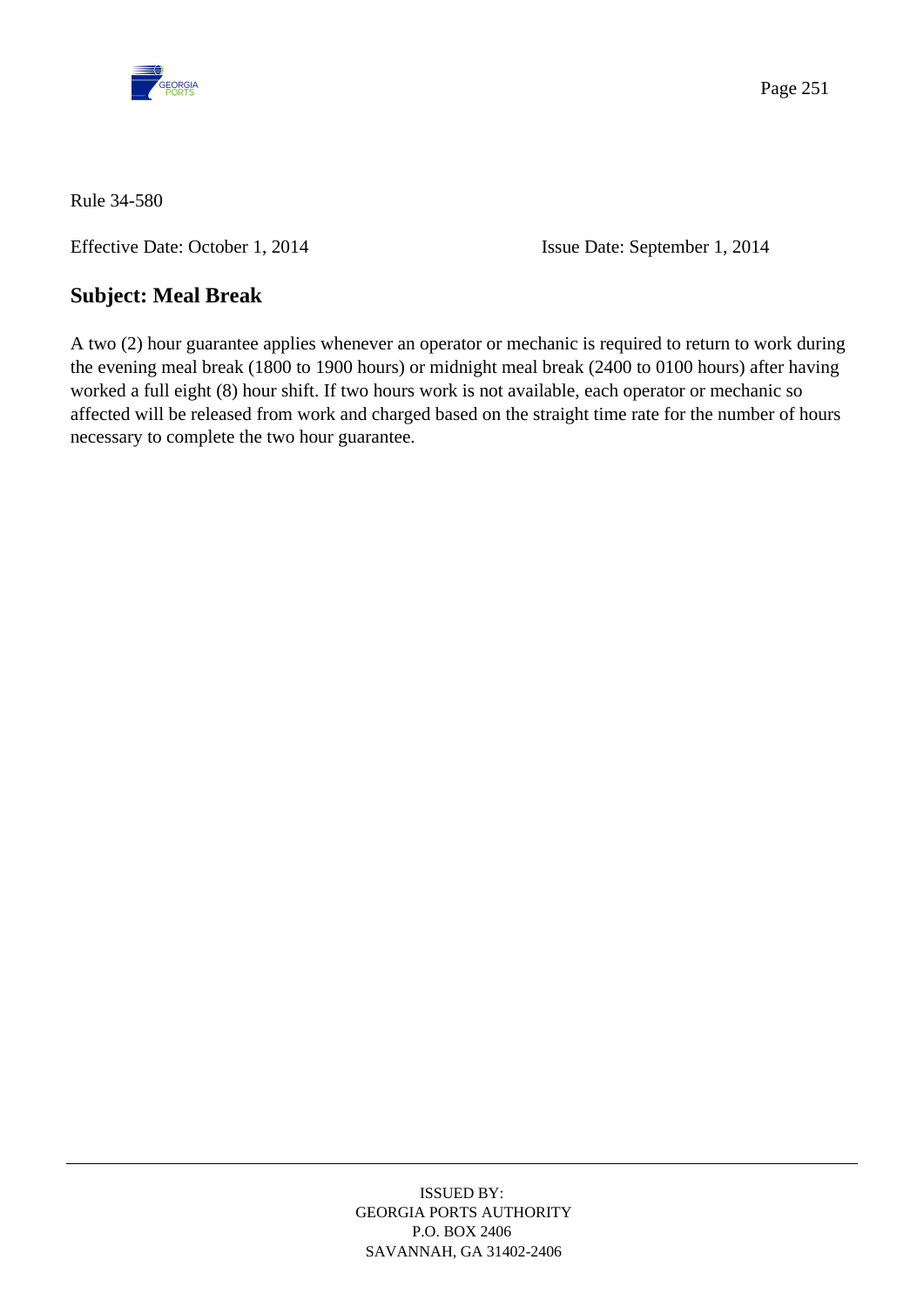Rule 34-580

Effective Date: October 1, 2014 Issue Date: September 1, 2014

## Subject: Meal Break

A two (2) hour guarantee applies whenever an operator or mechanic is required to return to work during the evening meal break (1800 to 1900 hours) or midnight meal break (2400 to 0100 hours) after having worked a full eight (8) hour shift. If two hours work is not available, each operator or mechanic so affected will be released from work and charged based on the straight time rate for the number of hours necessary to complete the two hour guarantee.

ISSUED BY:
GEORGIA PORTS AUTHORITY
P.O. BOX 2406
SAVANNAH, GA 31402-2406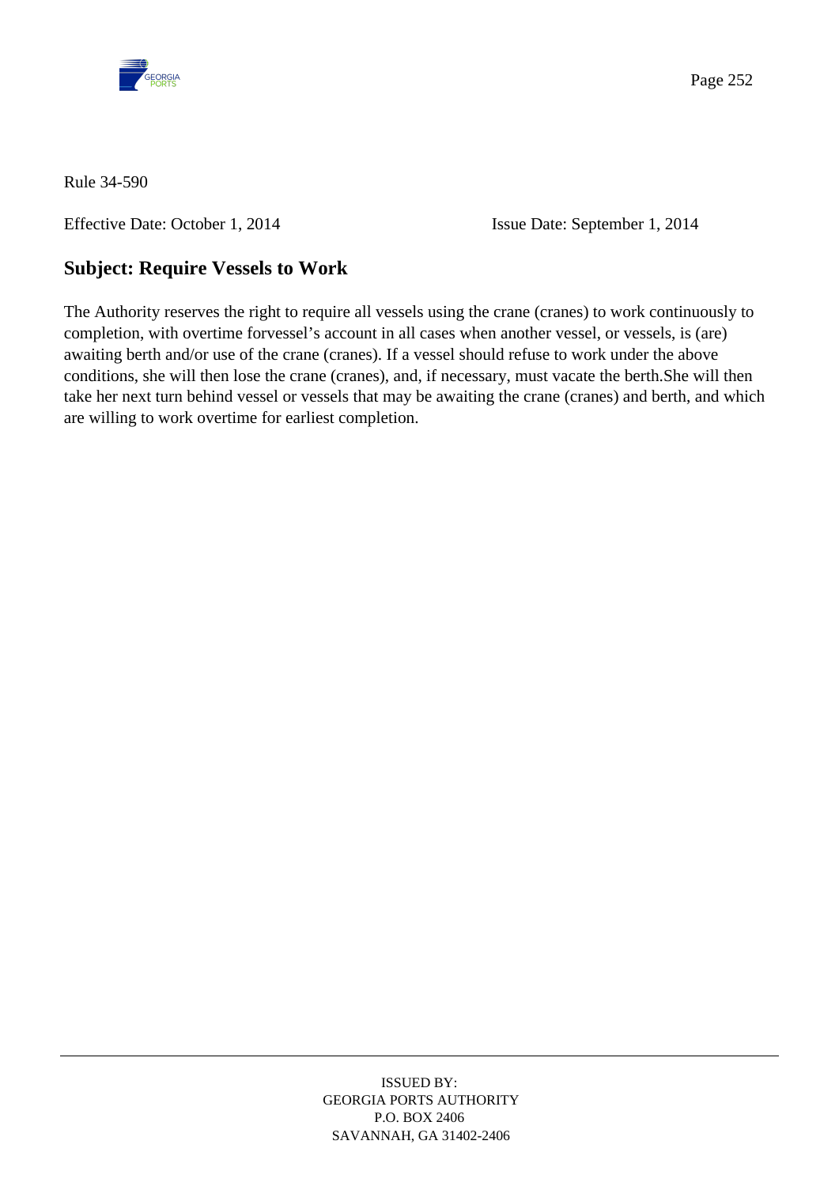Rule 34-590

Effective Date: October 1, 2014 Issue Date: September 1, 2014

## Subject: Require Vessels to Work

The Authority reserves the right to require all vessels using the crane (cranes) to work continuously to completion, with overtime forvessel's account in all cases when another vessel, or vessels, is (are) awaiting berth and/or use of the crane (cranes). If a vessel should refuse to work under the above conditions, she will then lose the crane (cranes), and, if necessary, must vacate the berth.She will then take her next turn behind vessel or vessels that may be awaiting the crane (cranes) and berth, and which are willing to work overtime for earliest completion.

ISSUED BY:
GEORGIA PORTS AUTHORITY
P.O. BOX 2406
SAVANNAH, GA 31402-2406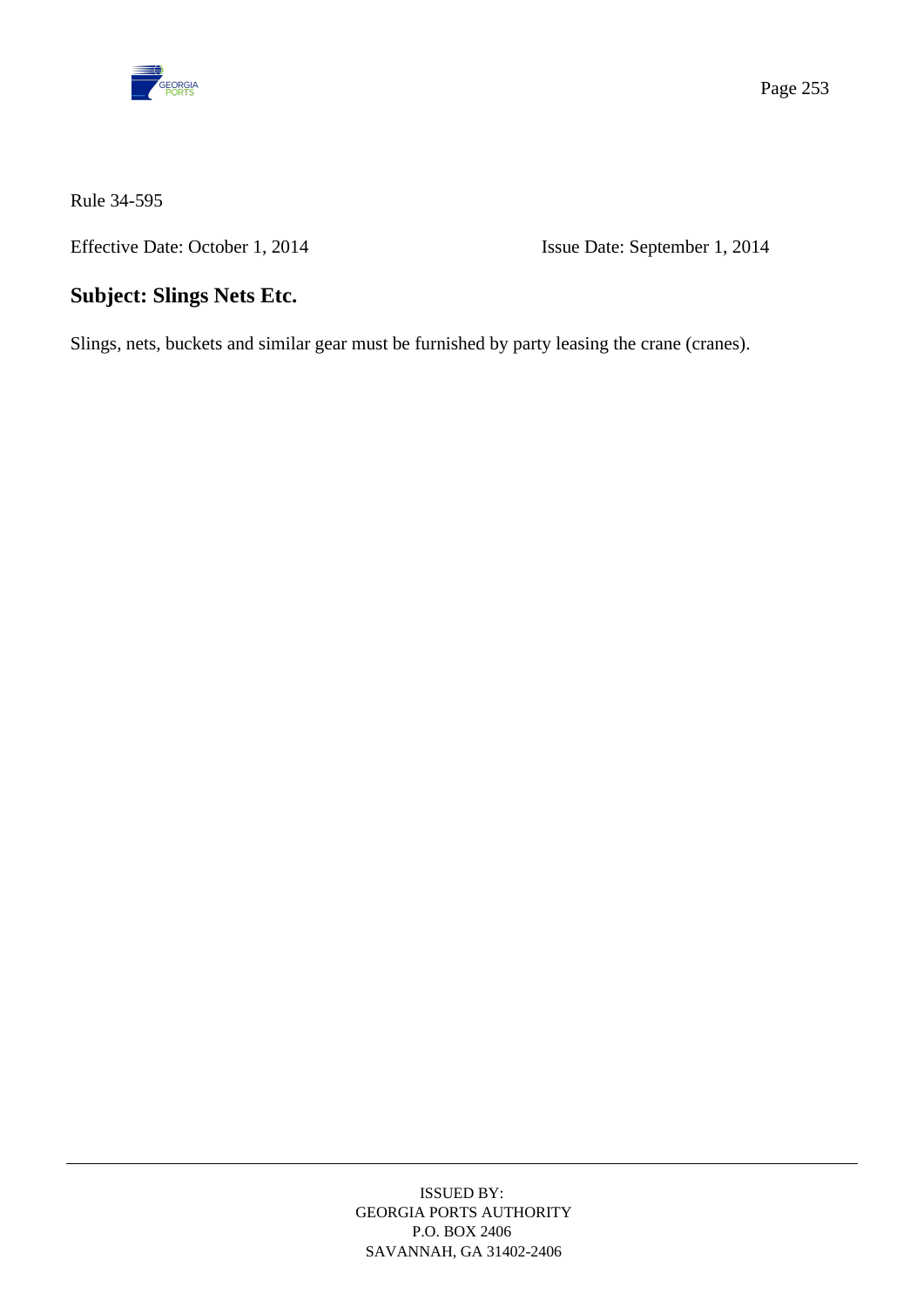Rule 34-595

Effective Date: October 1, 2014 Issue Date: September 1, 2014

## Subject: Slings Nets Etc.

Slings, nets, buckets and similar gear must be furnished by party leasing the crane (cranes).

ISSUED BY:
GEORGIA PORTS AUTHORITY
P.O. BOX 2406
SAVANNAH, GA 31402-2406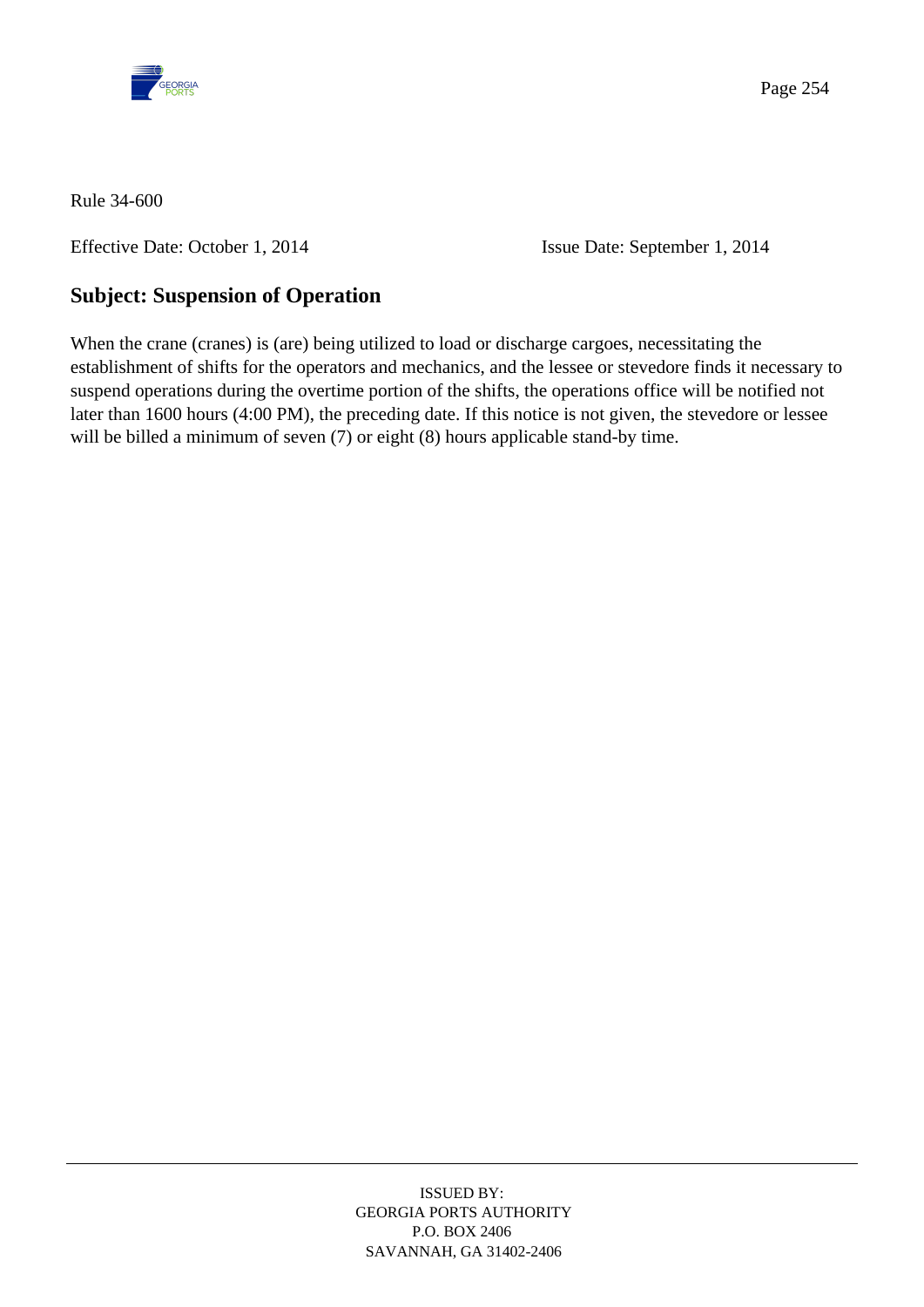Rule 34-600

Effective Date: October 1, 2014 Issue Date: September 1, 2014

## Subject: Suspension of Operation

When the crane (cranes) is (are) being utilized to load or discharge cargoes, necessitating the establishment of shifts for the operators and mechanics, and the lessee or stevedore finds it necessary to suspend operations during the overtime portion of the shifts, the operations office will be notified not later than 1600 hours (4:00 PM), the preceding date. If this notice is not given, the stevedore or lessee will be billed a minimum of seven (7) or eight (8) hours applicable stand-by time.

ISSUED BY:
GEORGIA PORTS AUTHORITY
P.O. BOX 2406
SAVANNAH, GA 31402-2406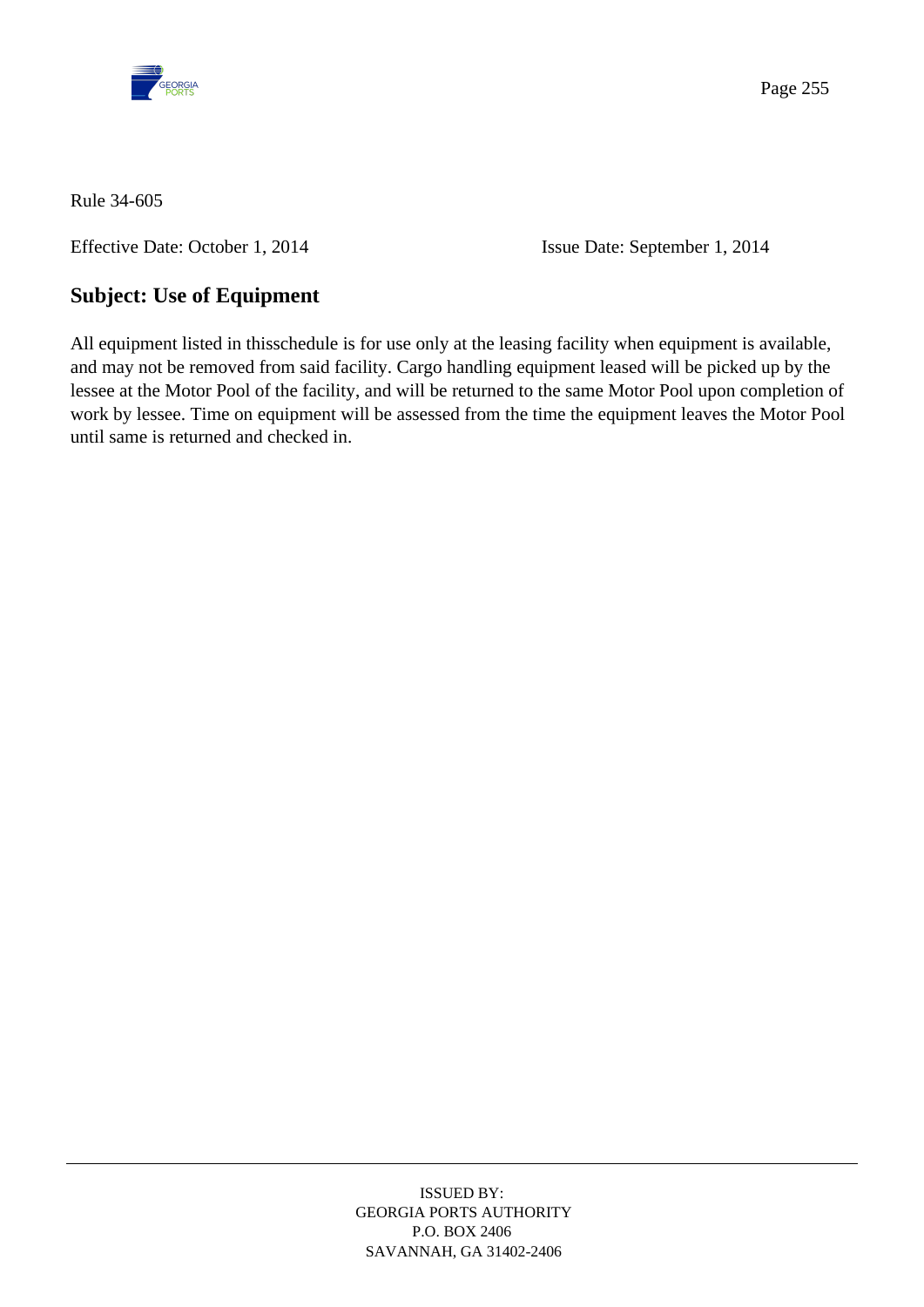Rule 34-605

Effective Date: October 1, 2014 Issue Date: September 1, 2014

## Subject: Use of Equipment

All equipment listed in thisschedule is for use only at the leasing facility when equipment is available, and may not be removed from said facility. Cargo handling equipment leased will be picked up by the lessee at the Motor Pool of the facility, and will be returned to the same Motor Pool upon completion of work by lessee. Time on equipment will be assessed from the time the equipment leaves the Motor Pool until same is returned and checked in.

ISSUED BY:
GEORGIA PORTS AUTHORITY
P.O. BOX 2406
SAVANNAH, GA 31402-2406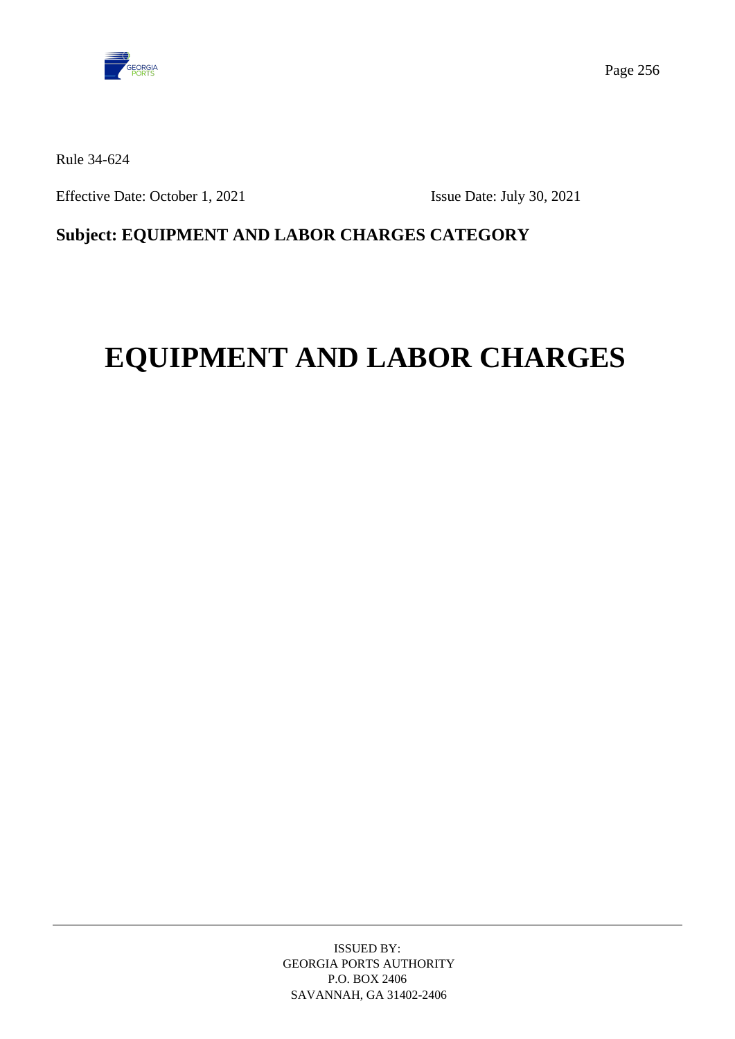Rule 34-624

Effective Date: October 1, 2021 Issue Date: July 30, 2021

**Subject: EQUIPMENT AND LABOR CHARGES CATEGORY**

# EQUIPMENT AND LABOR CHARGES

ISSUED BY:
GEORGIA PORTS AUTHORITY
P.O. BOX 2406
SAVANNAH, GA 31402-2406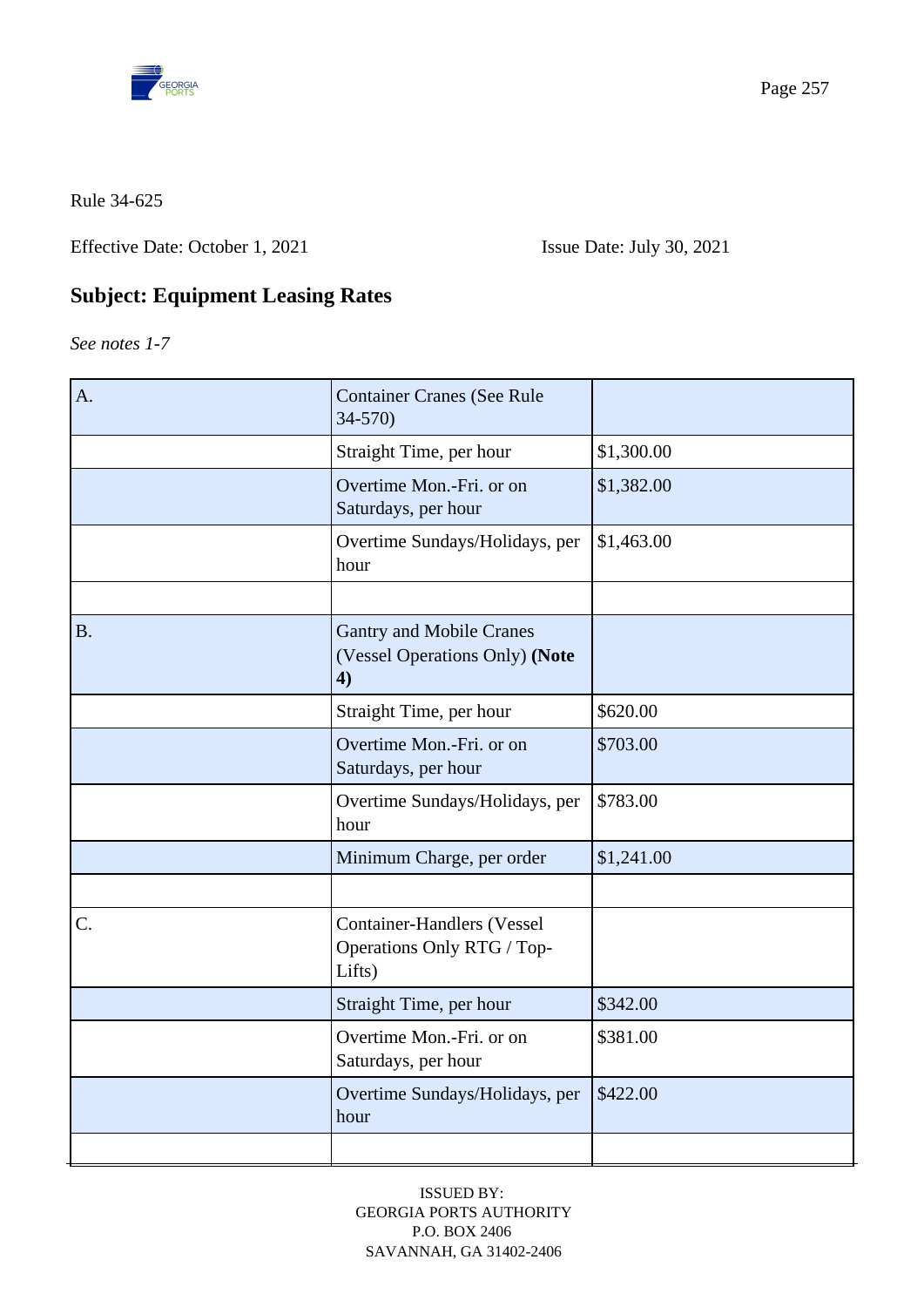Rule 34-625

Effective Date: October 1, 2021 Issue Date: July 30, 2021

## Subject: Equipment Leasing Rates

*See notes 1-7*

| | | |
|---|---|---|
| A. | Container Cranes (See Rule 34-570) | |
| | Straight Time, per hour | $1,300.00 |
| | Overtime Mon.-Fri. or on Saturdays, per hour | $1,382.00 |
| | Overtime Sundays/Holidays, per hour | $1,463.00 |
| | | |
| B. | Gantry and Mobile Cranes (Vessel Operations Only) **(Note 4)** | |
| | Straight Time, per hour | $620.00 |
| | Overtime Mon.-Fri. or on Saturdays, per hour | $703.00 |
| | Overtime Sundays/Holidays, per hour | $783.00 |
| | Minimum Charge, per order | $1,241.00 |
| | | |
| C. | Container-Handlers (Vessel Operations Only RTG / Top-Lifts) | |
| | Straight Time, per hour | $342.00 |
| | Overtime Mon.-Fri. or on Saturdays, per hour | $381.00 |
| | Overtime Sundays/Holidays, per hour | $422.00 |
| | | |

ISSUED BY:
GEORGIA PORTS AUTHORITY
P.O. BOX 2406
SAVANNAH, GA 31402-2406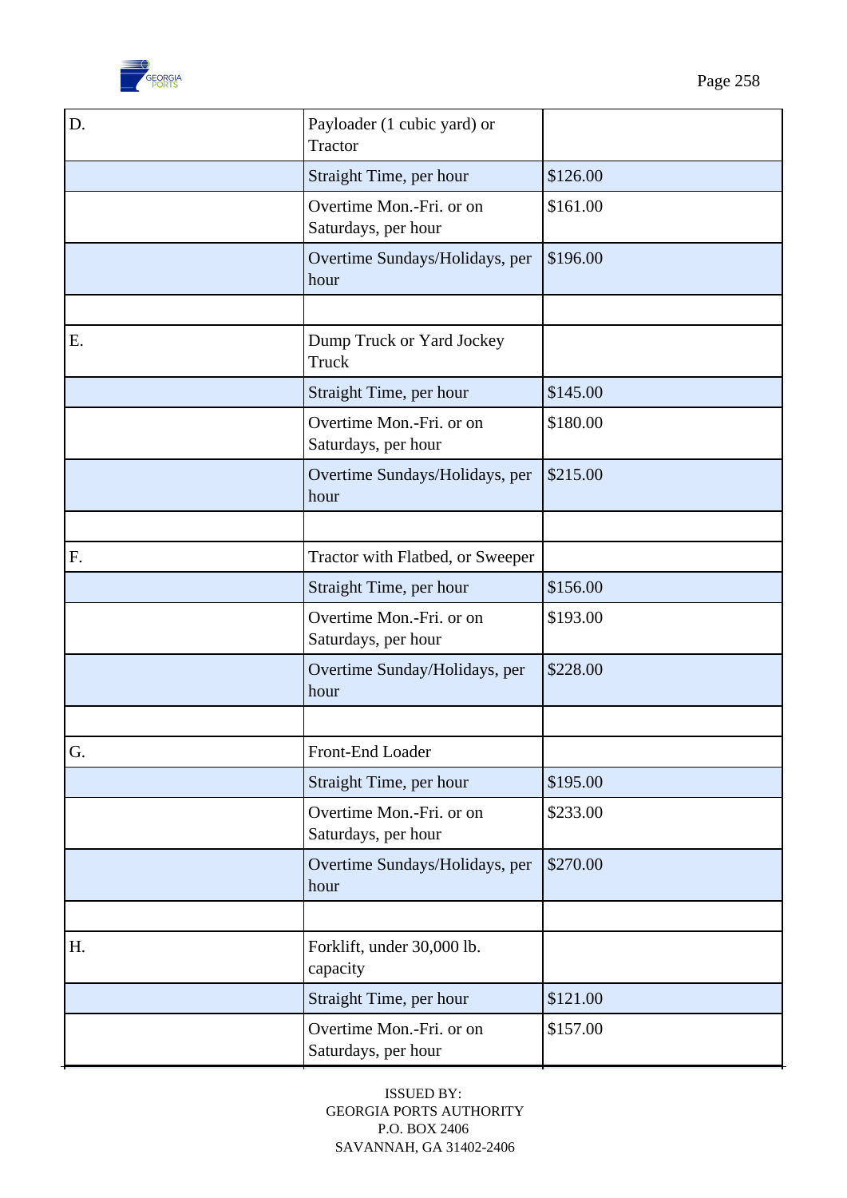| | | |
|---|---|---|
| D. | Payloader (1 cubic yard) or Tractor | |
| | Straight Time, per hour | $126.00 |
| | Overtime Mon.-Fri. or on Saturdays, per hour | $161.00 |
| | Overtime Sundays/Holidays, per hour | $196.00 |
| | | |
| E. | Dump Truck or Yard Jockey Truck | |
| | Straight Time, per hour | $145.00 |
| | Overtime Mon.-Fri. or on Saturdays, per hour | $180.00 |
| | Overtime Sundays/Holidays, per hour | $215.00 |
| | | |
| F. | Tractor with Flatbed, or Sweeper | |
| | Straight Time, per hour | $156.00 |
| | Overtime Mon.-Fri. or on Saturdays, per hour | $193.00 |
| | Overtime Sunday/Holidays, per hour | $228.00 |
| | | |
| G. | Front-End Loader | |
| | Straight Time, per hour | $195.00 |
| | Overtime Mon.-Fri. or on Saturdays, per hour | $233.00 |
| | Overtime Sundays/Holidays, per hour | $270.00 |
| | | |
| H. | Forklift, under 30,000 lb. capacity | |
| | Straight Time, per hour | $121.00 |
| | Overtime Mon.-Fri. or on Saturdays, per hour | $157.00 |

ISSUED BY:
GEORGIA PORTS AUTHORITY
P.O. BOX 2406
SAVANNAH, GA 31402-2406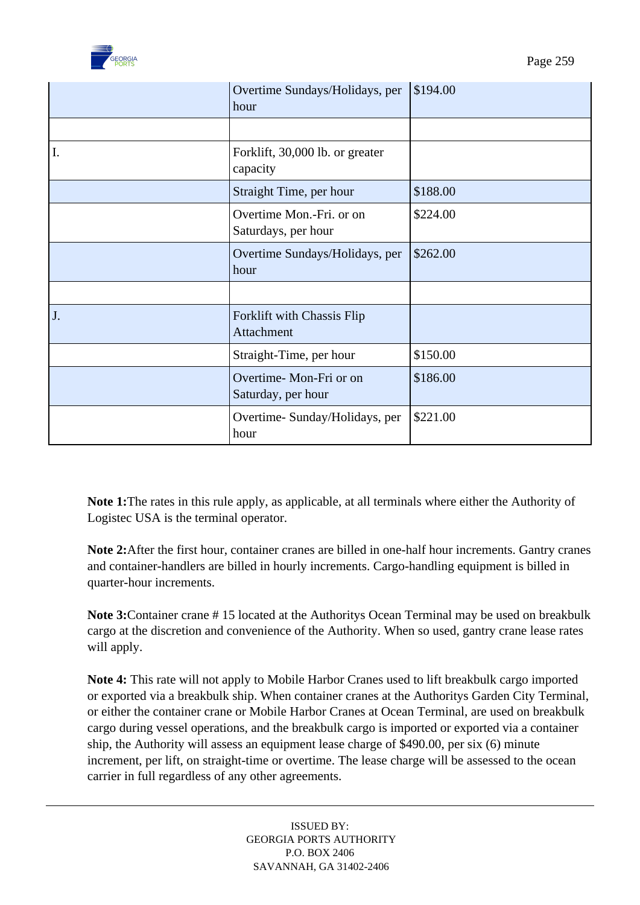| | | |
|---|---|---|
| | Overtime Sundays/Holidays, per hour | $194.00 |
| | | |
| I. | Forklift, 30,000 lb. or greater capacity | |
| | Straight Time, per hour | $188.00 |
| | Overtime Mon.-Fri. or on Saturdays, per hour | $224.00 |
| | Overtime Sundays/Holidays, per hour | $262.00 |
| | | |
| J. | Forklift with Chassis Flip Attachment | |
| | Straight-Time, per hour | $150.00 |
| | Overtime- Mon-Fri or on Saturday, per hour | $186.00 |
| | Overtime- Sunday/Holidays, per hour | $221.00 |

**Note 1:**The rates in this rule apply, as applicable, at all terminals where either the Authority of Logistec USA is the terminal operator.

**Note 2:**After the first hour, container cranes are billed in one-half hour increments. Gantry cranes and container-handlers are billed in hourly increments. Cargo-handling equipment is billed in quarter-hour increments.

**Note 3:**Container crane # 15 located at the Authoritys Ocean Terminal may be used on breakbulk cargo at the discretion and convenience of the Authority. When so used, gantry crane lease rates will apply.

**Note 4:** This rate will not apply to Mobile Harbor Cranes used to lift breakbulk cargo imported or exported via a breakbulk ship. When container cranes at the Authoritys Garden City Terminal, or either the container crane or Mobile Harbor Cranes at Ocean Terminal, are used on breakbulk cargo during vessel operations, and the breakbulk cargo is imported or exported via a container ship, the Authority will assess an equipment lease charge of $490.00, per six (6) minute increment, per lift, on straight-time or overtime. The lease charge will be assessed to the ocean carrier in full regardless of any other agreements.

ISSUED BY:
GEORGIA PORTS AUTHORITY
P.O. BOX 2406
SAVANNAH, GA 31402-2406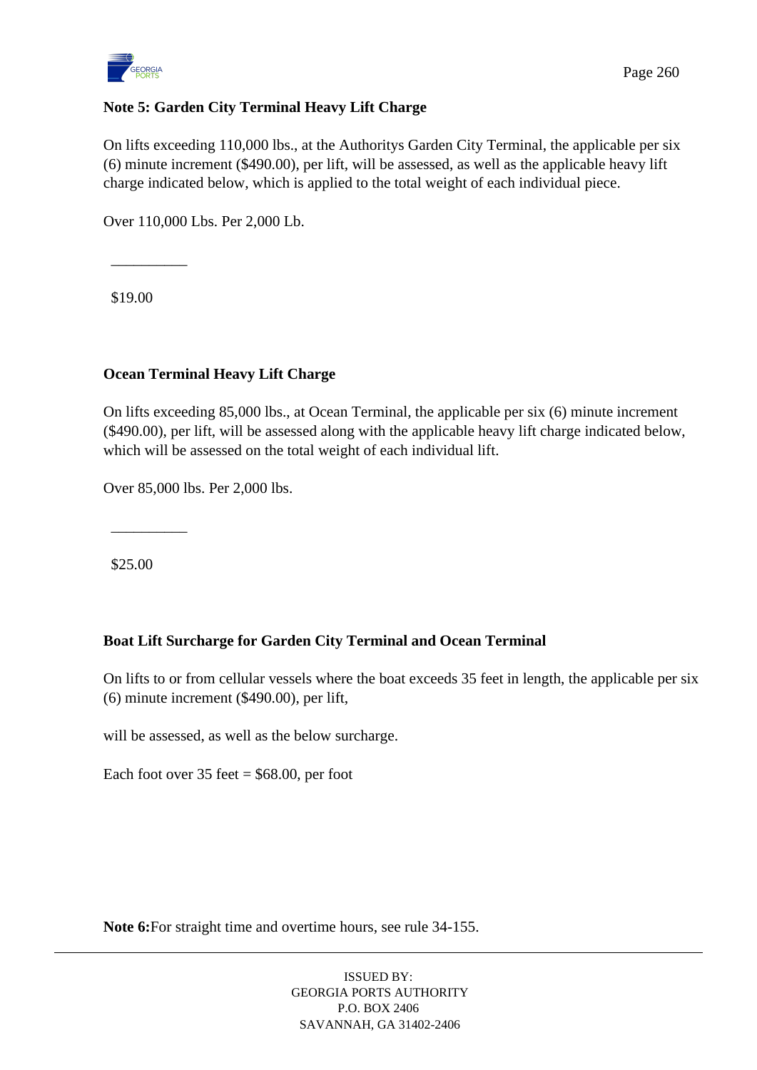**Note 5: Garden City Terminal Heavy Lift Charge**

On lifts exceeding 110,000 lbs., at the Authoritys Garden City Terminal, the applicable per six (6) minute increment ($490.00), per lift, will be assessed, as well as the applicable heavy lift charge indicated below, which is applied to the total weight of each individual piece.

Over 110,000 Lbs. Per 2,000 Lb.

__________

$19.00

**Ocean Terminal Heavy Lift Charge**

On lifts exceeding 85,000 lbs., at Ocean Terminal, the applicable per six (6) minute increment ($490.00), per lift, will be assessed along with the applicable heavy lift charge indicated below, which will be assessed on the total weight of each individual lift.

Over 85,000 lbs. Per 2,000 lbs.

__________

$25.00

**Boat Lift Surcharge for Garden City Terminal and Ocean Terminal**

On lifts to or from cellular vessels where the boat exceeds 35 feet in length, the applicable per six (6) minute increment ($490.00), per lift,

will be assessed, as well as the below surcharge.

Each foot over 35 feet = $68.00, per foot

**Note 6:**For straight time and overtime hours, see rule 34-155.

ISSUED BY:
GEORGIA PORTS AUTHORITY
P.O. BOX 2406
SAVANNAH, GA 31402-2406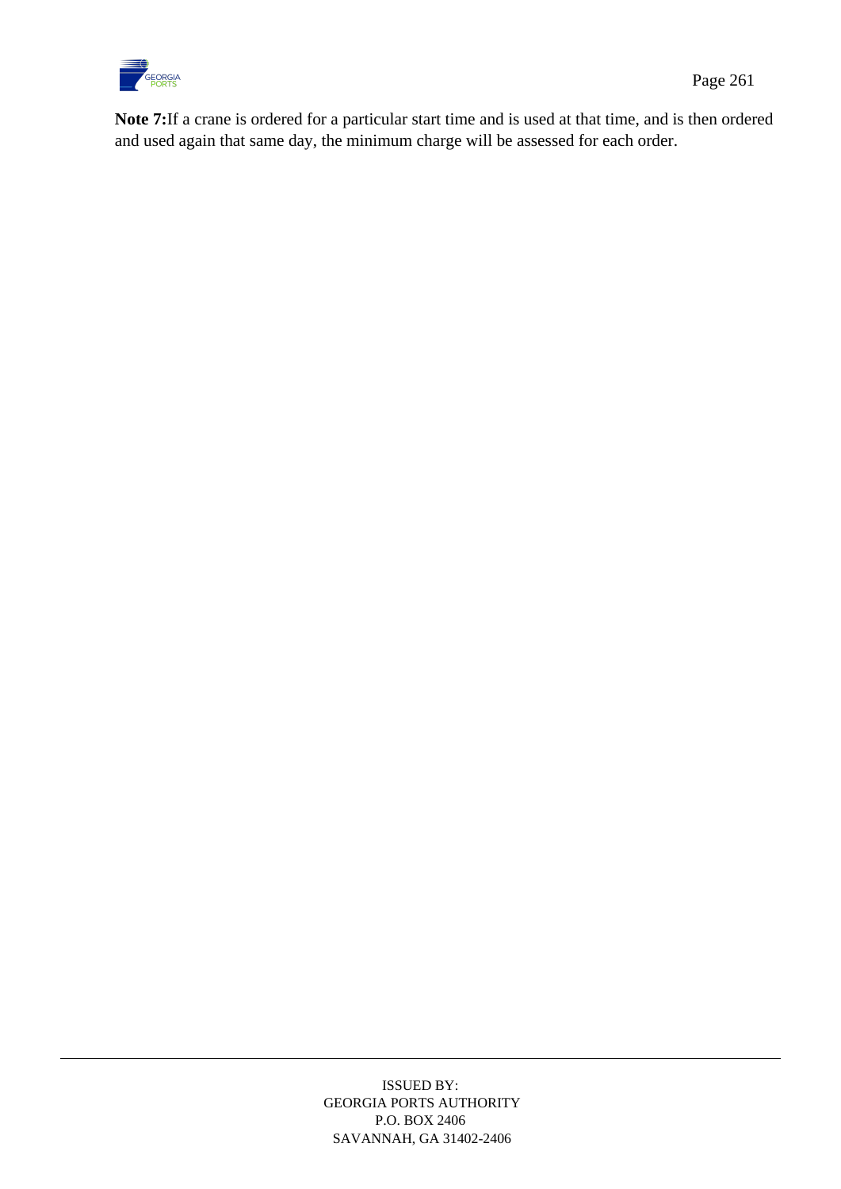**Note 7:** If a crane is ordered for a particular start time and is used at that time, and is then ordered and used again that same day, the minimum charge will be assessed for each order.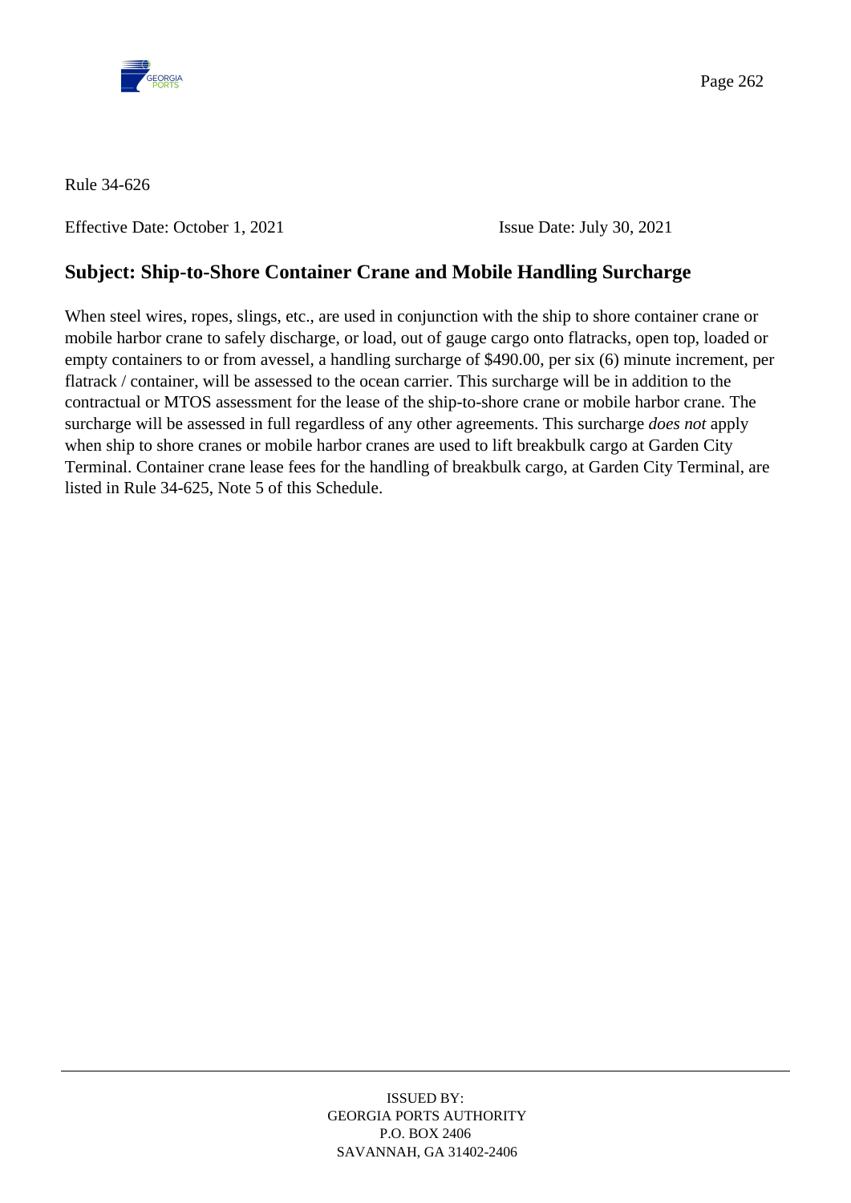Rule 34-626

Effective Date: October 1, 2021 Issue Date: July 30, 2021

## Subject: Ship-to-Shore Container Crane and Mobile Handling Surcharge

When steel wires, ropes, slings, etc., are used in conjunction with the ship to shore container crane or mobile harbor crane to safely discharge, or load, out of gauge cargo onto flatracks, open top, loaded or empty containers to or from avessel, a handling surcharge of $490.00, per six (6) minute increment, per flatrack / container, will be assessed to the ocean carrier. This surcharge will be in addition to the contractual or MTOS assessment for the lease of the ship-to-shore crane or mobile harbor crane. The surcharge will be assessed in full regardless of any other agreements. This surcharge *does not* apply when ship to shore cranes or mobile harbor cranes are used to lift breakbulk cargo at Garden City Terminal. Container crane lease fees for the handling of breakbulk cargo, at Garden City Terminal, are listed in Rule 34-625, Note 5 of this Schedule.

ISSUED BY:
GEORGIA PORTS AUTHORITY
P.O. BOX 2406
SAVANNAH, GA 31402-2406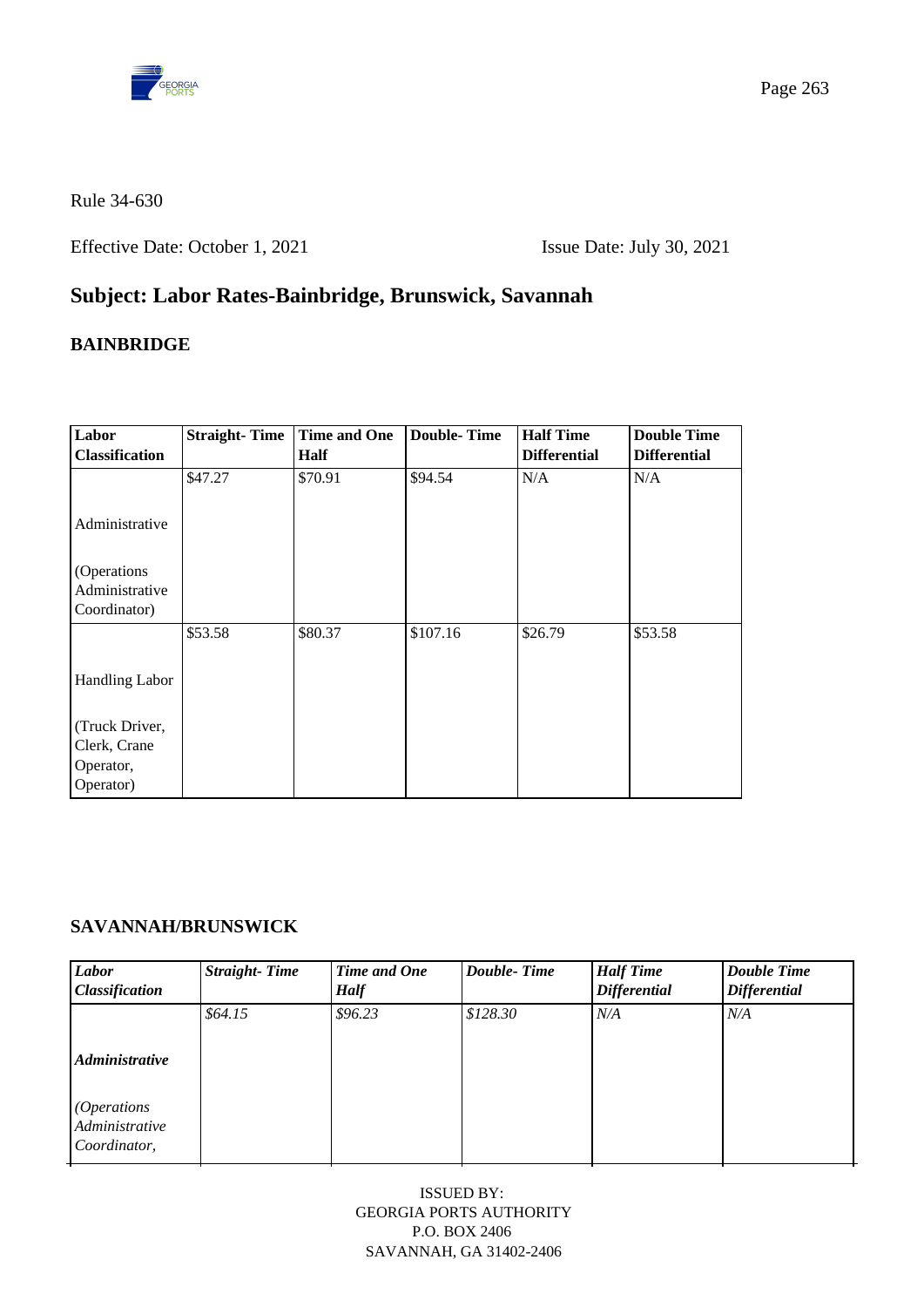Rule 34-630

Effective Date: October 1, 2021 Issue Date: July 30, 2021

## Subject: Labor Rates-Bainbridge, Brunswick, Savannah

### BAINBRIDGE

| Labor Classification | Straight- Time | Time and One Half | Double- Time | Half Time Differential | Double Time Differential |
|---|---|---|---|---|---|
| Administrative (Operations Administrative Coordinator) | $47.27 | $70.91 | $94.54 | N/A | N/A |
| Handling Labor (Truck Driver, Clerk, Crane Operator, Operator) | $53.58 | $80.37 | $107.16 | $26.79 | $53.58 |

### SAVANNAH/BRUNSWICK

| *Labor Classification* | *Straight- Time* | *Time and One Half* | *Double- Time* | *Half Time Differential* | *Double Time Differential* |
|---|---|---|---|---|---|
| ***Administrative*** *(Operations Administrative Coordinator,* | *$64.15* | *$96.23* | *$128.30* | *N/A* | *N/A* |

ISSUED BY:
GEORGIA PORTS AUTHORITY
P.O. BOX 2406
SAVANNAH, GA 31402-2406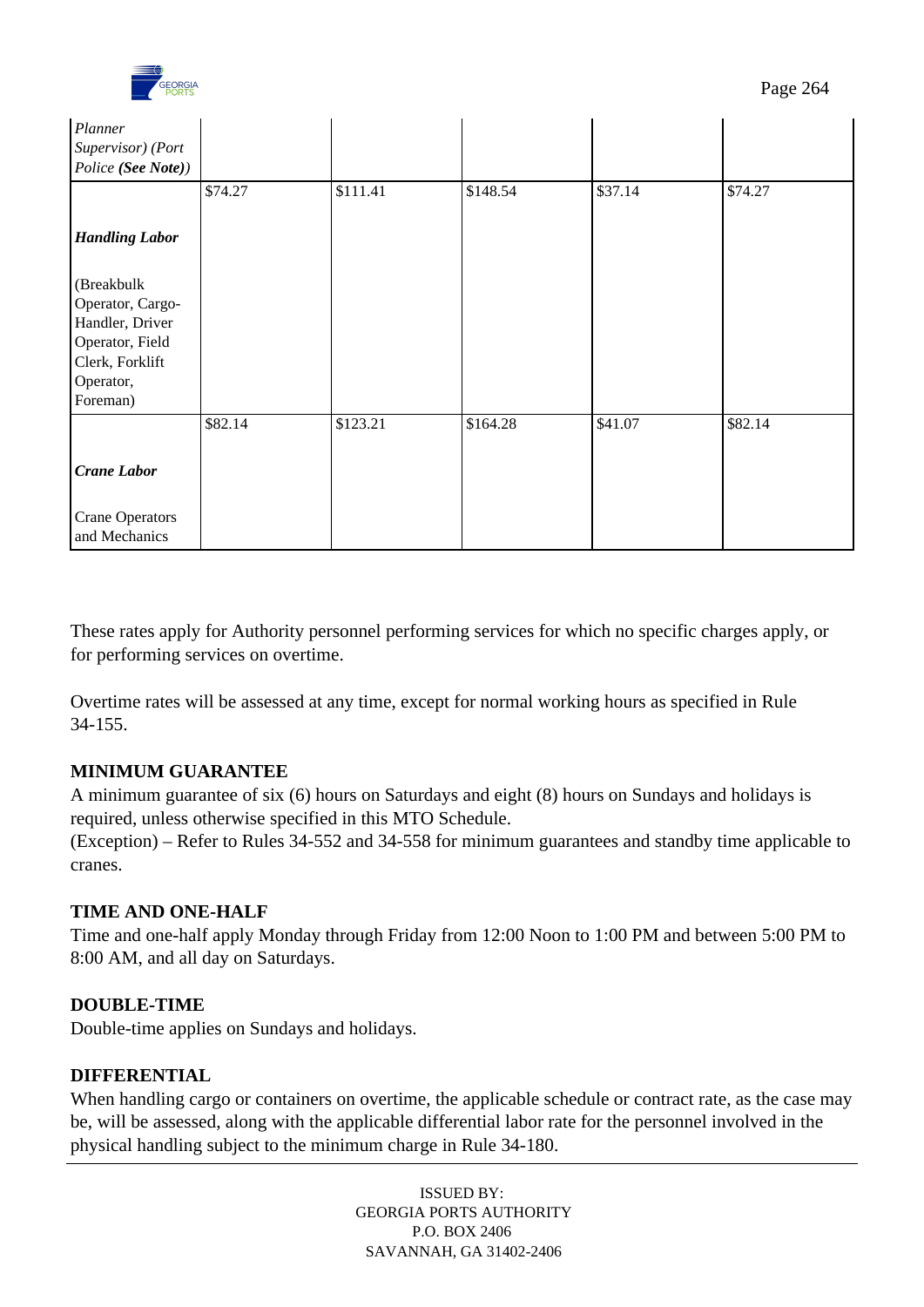| | | | | | |
|---|---|---|---|---|---|
| *Planner Supervisor) (Port Police **(See Note)**)* | | | | | |
| ***Handling Labor*** (Breakbulk Operator, Cargo-Handler, Driver Operator, Field Clerk, Forklift Operator, Foreman) | $74.27 | $111.41 | $148.54 | $37.14 | $74.27 |
| ***Crane Labor*** Crane Operators and Mechanics | $82.14 | $123.21 | $164.28 | $41.07 | $82.14 |

These rates apply for Authority personnel performing services for which no specific charges apply, or for performing services on overtime.

Overtime rates will be assessed at any time, except for normal working hours as specified in Rule 34-155.

**MINIMUM GUARANTEE**

A minimum guarantee of six (6) hours on Saturdays and eight (8) hours on Sundays and holidays is required, unless otherwise specified in this MTO Schedule.

(Exception) – Refer to Rules 34-552 and 34-558 for minimum guarantees and standby time applicable to cranes.

**TIME AND ONE-HALF**

Time and one-half apply Monday through Friday from 12:00 Noon to 1:00 PM and between 5:00 PM to 8:00 AM, and all day on Saturdays.

**DOUBLE-TIME**

Double-time applies on Sundays and holidays.

**DIFFERENTIAL**

When handling cargo or containers on overtime, the applicable schedule or contract rate, as the case may be, will be assessed, along with the applicable differential labor rate for the personnel involved in the physical handling subject to the minimum charge in Rule 34-180.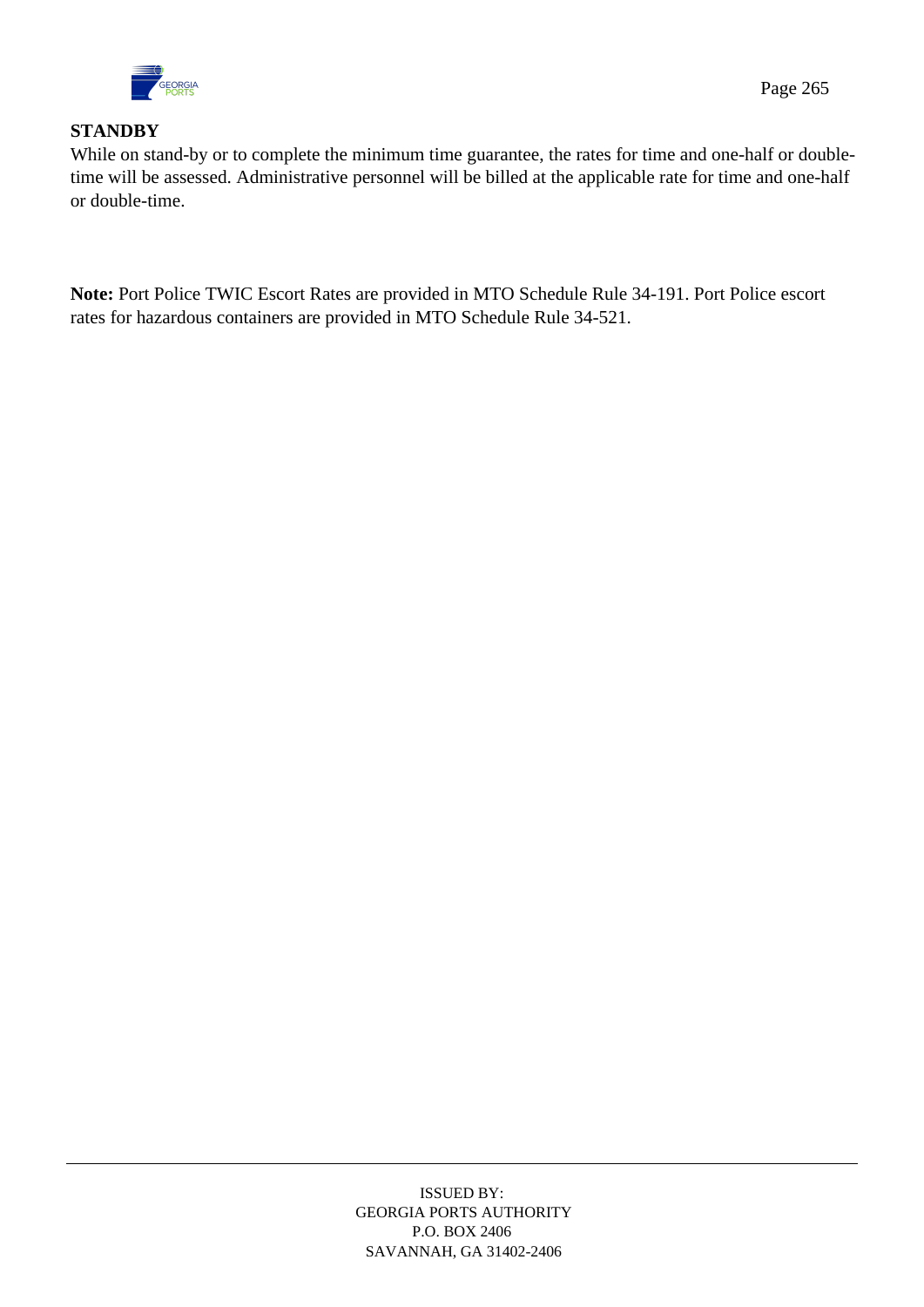**STANDBY**

While on stand-by or to complete the minimum time guarantee, the rates for time and one-half or double-time will be assessed. Administrative personnel will be billed at the applicable rate for time and one-half or double-time.

**Note:** Port Police TWIC Escort Rates are provided in MTO Schedule Rule 34-191. Port Police escort rates for hazardous containers are provided in MTO Schedule Rule 34-521.